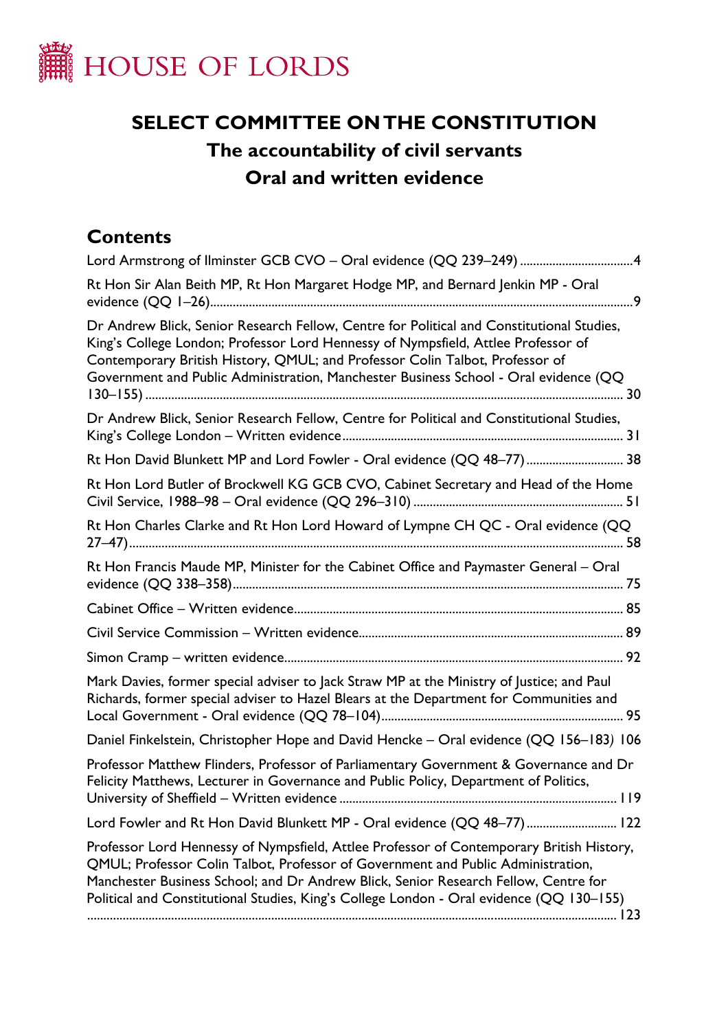# HOUSE OF LORDS

## SELECT COMMITTEE ON THE CONSTITUTION

### The accountability of civil servants

### Oral and written evidence

## Contents

Lord Armstrong of Ilminster GCB CVO – Oral evidence (QQ 239–249) .................................4

Rt Hon Sir Alan Beith MP, Rt Hon Margaret Hodge MP, and Bernard Jenkin MP - Oral evidence (QQ 1–26).................................................................................................................9

Dr Andrew Blick, Senior Research Fellow, Centre for Political and Constitutional Studies, King's College London; Professor Lord Hennessy of Nympsfield, Attlee Professor of Contemporary British History, QMUL; and Professor Colin Talbot, Professor of Government and Public Administration, Manchester Business School - Oral evidence (QQ 130–155) ................................................................................................................. 30

Dr Andrew Blick, Senior Research Fellow, Centre for Political and Constitutional Studies, King's College London – Written evidence..................................................................... 31

Rt Hon David Blunkett MP and Lord Fowler - Oral evidence (QQ 48–77)............................. 38

Rt Hon Lord Butler of Brockwell KG GCB CVO, Cabinet Secretary and Head of the Home Civil Service, 1988–98 – Oral evidence (QQ 296–310) ................................................ 51

Rt Hon Charles Clarke and Rt Hon Lord Howard of Lympne CH QC - Oral evidence (QQ 27–47)...................................................................................................................... 58

Rt Hon Francis Maude MP, Minister for the Cabinet Office and Paymaster General – Oral evidence (QQ 338–358)...................................................................................... 75

Cabinet Office – Written evidence.................................................................................... 85

Civil Service Commission – Written evidence................................................................ 89

Simon Cramp – written evidence....................................................................................... 92

Mark Davies, former special adviser to Jack Straw MP at the Ministry of Justice; and Paul Richards, former special adviser to Hazel Blears at the Department for Communities and Local Government - Oral evidence (QQ 78–104)......................................................... 95

Daniel Finkelstein, Christopher Hope and David Hencke – Oral evidence (QQ 156–183) 106

Professor Matthew Flinders, Professor of Parliamentary Government & Governance and Dr Felicity Matthews, Lecturer in Governance and Public Policy, Department of Politics, University of Sheffield – Written evidence .................................................................... 119

Lord Fowler and Rt Hon David Blunkett MP - Oral evidence (QQ 48–77)........................... 122

Professor Lord Hennessy of Nympsfield, Attlee Professor of Contemporary British History, QMUL; Professor Colin Talbot, Professor of Government and Public Administration, Manchester Business School; and Dr Andrew Blick, Senior Research Fellow, Centre for Political and Constitutional Studies, King's College London - Oral evidence (QQ 130–155) ................................................................................................................................ 123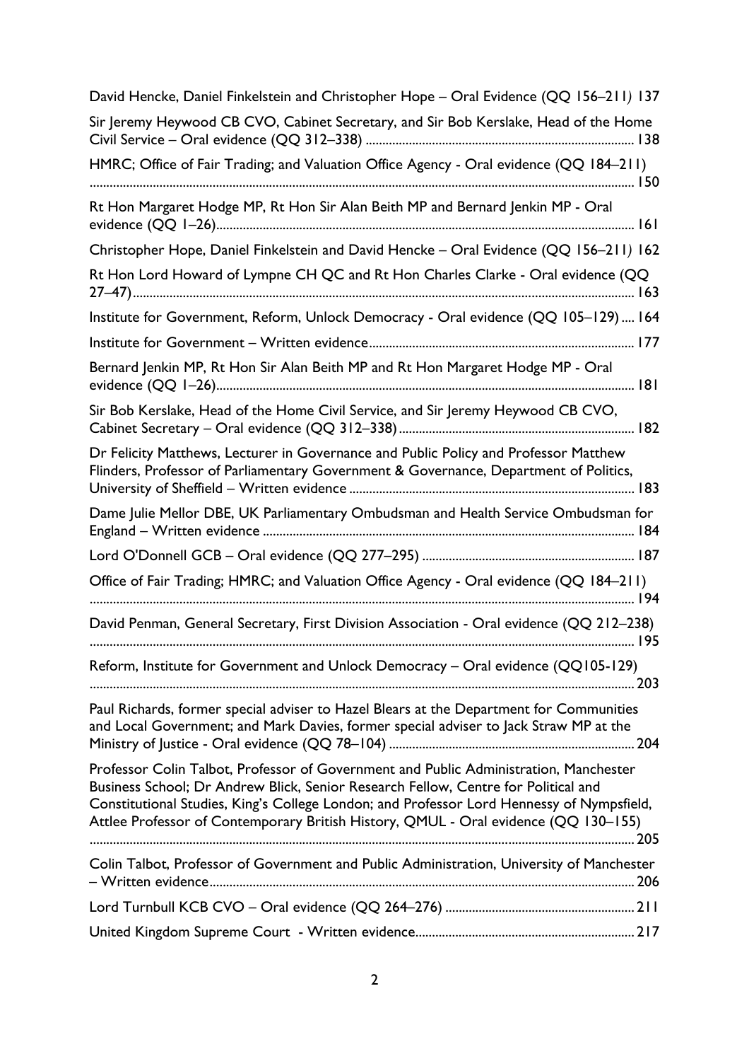David Hencke, Daniel Finkelstein and Christopher Hope – Oral Evidence (QQ 156–211) 137

Sir Jeremy Heywood CB CVO, Cabinet Secretary, and Sir Bob Kerslake, Head of the Home Civil Service – Oral evidence (QQ 312–338) ................................................................................ 138

HMRC; Office of Fair Trading; and Valuation Office Agency - Oral evidence (QQ 184–211) .................................................................................................................................................. 150

Rt Hon Margaret Hodge MP, Rt Hon Sir Alan Beith MP and Bernard Jenkin MP - Oral evidence (QQ 1–26)............................................................................................................................ 161

Christopher Hope, Daniel Finkelstein and David Hencke – Oral Evidence (QQ 156–211) 162

Rt Hon Lord Howard of Lympne CH QC and Rt Hon Charles Clarke - Oral evidence (QQ 27–47)...................................................................................................................................................... 163

Institute for Government, Reform, Unlock Democracy - Oral evidence (QQ 105–129) .... 164

Institute for Government – Written evidence............................................................................... 177

Bernard Jenkin MP, Rt Hon Sir Alan Beith MP and Rt Hon Margaret Hodge MP - Oral evidence (QQ 1–26)............................................................................................................................ 181

Sir Bob Kerslake, Head of the Home Civil Service, and Sir Jeremy Heywood CB CVO, Cabinet Secretary – Oral evidence (QQ 312–338)...................................................................... 182

Dr Felicity Matthews, Lecturer in Governance and Public Policy and Professor Matthew Flinders, Professor of Parliamentary Government & Governance, Department of Politics, University of Sheffield – Written evidence ..................................................................................... 183

Dame Julie Mellor DBE, UK Parliamentary Ombudsman and Health Service Ombudsman for England – Written evidence .............................................................................................................. 184

Lord O'Donnell GCB – Oral evidence (QQ 277–295) ............................................................... 187

Office of Fair Trading; HMRC; and Valuation Office Agency - Oral evidence (QQ 184–211) .................................................................................................................................................. 194

David Penman, General Secretary, First Division Association - Oral evidence (QQ 212–238) .................................................................................................................................................. 195

Reform, Institute for Government and Unlock Democracy – Oral evidence (QQ105-129) .................................................................................................................................................. 203

Paul Richards, former special adviser to Hazel Blears at the Department for Communities and Local Government; and Mark Davies, former special adviser to Jack Straw MP at the Ministry of Justice - Oral evidence (QQ 78–104) ......................................................................... 204

Professor Colin Talbot, Professor of Government and Public Administration, Manchester Business School; Dr Andrew Blick, Senior Research Fellow, Centre for Political and Constitutional Studies, King's College London; and Professor Lord Hennessy of Nympsfield, Attlee Professor of Contemporary British History, QMUL - Oral evidence (QQ 130–155) .................................................................................................................................................. 205

Colin Talbot, Professor of Government and Public Administration, University of Manchester – Written evidence.............................................................................................................................. 206

Lord Turnbull KCB CVO – Oral evidence (QQ 264–276) ........................................................ 211

United Kingdom Supreme Court - Written evidence................................................................. 217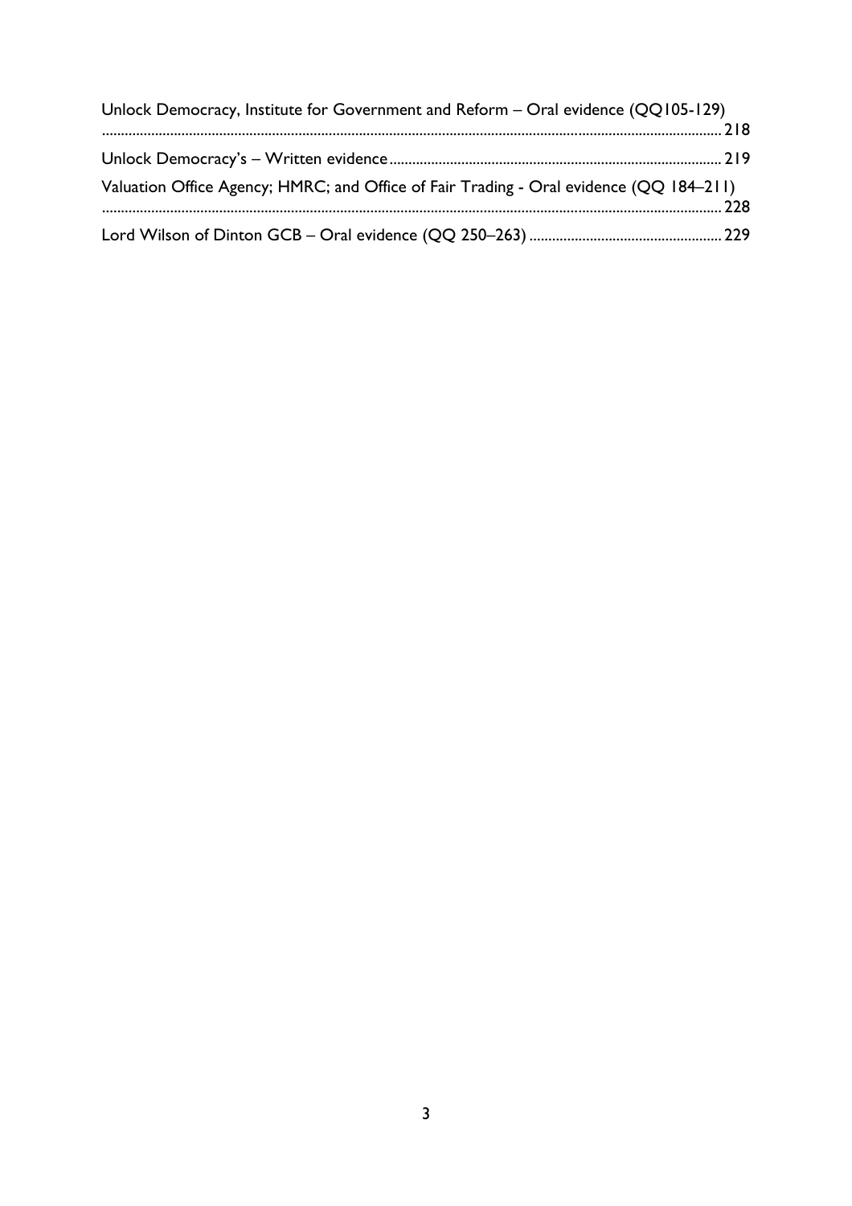Unlock Democracy, Institute for Government and Reform – Oral evidence (QQ105-129) ........................................................................................................................................................ 218

Unlock Democracy's – Written evidence ........................................................................................ 219

Valuation Office Agency; HMRC; and Office of Fair Trading - Oral evidence (QQ 184–211) ........................................................................................................................................................ 228

Lord Wilson of Dinton GCB – Oral evidence (QQ 250–263) .................................................. 229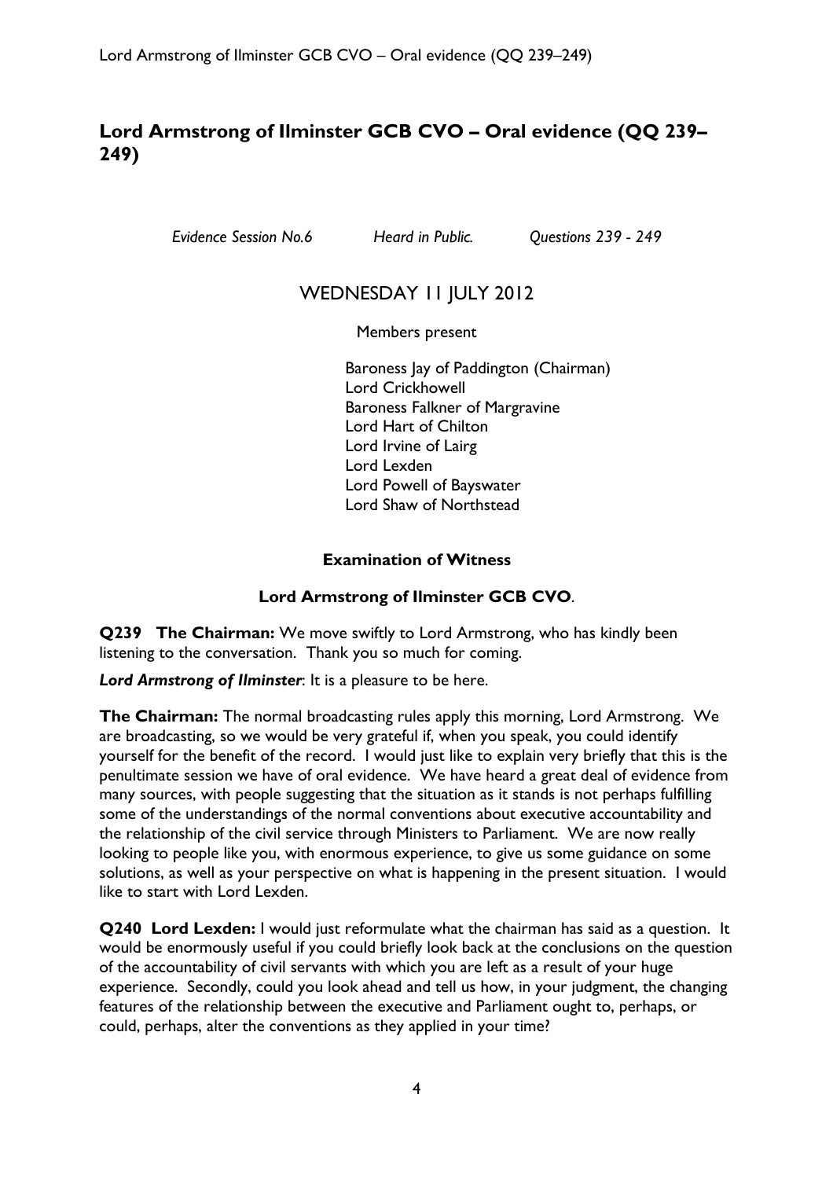# Lord Armstrong of Ilminster GCB CVO – Oral evidence (QQ 239–249)

*Evidence Session No.6* *Heard in Public.* *Questions 239 - 249*

WEDNESDAY 11 JULY 2012

Members present

Baroness Jay of Paddington (Chairman)
Lord Crickhowell
Baroness Falkner of Margravine
Lord Hart of Chilton
Lord Irvine of Lairg
Lord Lexden
Lord Powell of Bayswater
Lord Shaw of Northstead

**Examination of Witness**

**Lord Armstrong of Ilminster GCB CVO**.

**Q239 The Chairman:** We move swiftly to Lord Armstrong, who has kindly been listening to the conversation. Thank you so much for coming.

***Lord Armstrong of Ilminster***: It is a pleasure to be here.

**The Chairman:** The normal broadcasting rules apply this morning, Lord Armstrong. We are broadcasting, so we would be very grateful if, when you speak, you could identify yourself for the benefit of the record. I would just like to explain very briefly that this is the penultimate session we have of oral evidence. We have heard a great deal of evidence from many sources, with people suggesting that the situation as it stands is not perhaps fulfilling some of the understandings of the normal conventions about executive accountability and the relationship of the civil service through Ministers to Parliament. We are now really looking to people like you, with enormous experience, to give us some guidance on some solutions, as well as your perspective on what is happening in the present situation. I would like to start with Lord Lexden.

**Q240 Lord Lexden:** I would just reformulate what the chairman has said as a question. It would be enormously useful if you could briefly look back at the conclusions on the question of the accountability of civil servants with which you are left as a result of your huge experience. Secondly, could you look ahead and tell us how, in your judgment, the changing features of the relationship between the executive and Parliament ought to, perhaps, or could, perhaps, alter the conventions as they applied in your time?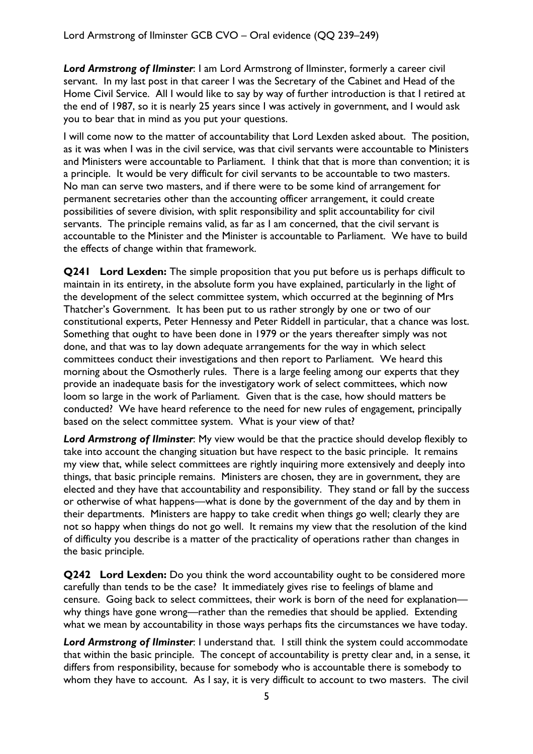Lord Armstrong of Ilminster GCB CVO – Oral evidence (QQ 239–249)

***Lord Armstrong of Ilminster***: I am Lord Armstrong of Ilminster, formerly a career civil servant. In my last post in that career I was the Secretary of the Cabinet and Head of the Home Civil Service. All I would like to say by way of further introduction is that I retired at the end of 1987, so it is nearly 25 years since I was actively in government, and I would ask you to bear that in mind as you put your questions.

I will come now to the matter of accountability that Lord Lexden asked about. The position, as it was when I was in the civil service, was that civil servants were accountable to Ministers and Ministers were accountable to Parliament. I think that that is more than convention; it is a principle. It would be very difficult for civil servants to be accountable to two masters. No man can serve two masters, and if there were to be some kind of arrangement for permanent secretaries other than the accounting officer arrangement, it could create possibilities of severe division, with split responsibility and split accountability for civil servants. The principle remains valid, as far as I am concerned, that the civil servant is accountable to the Minister and the Minister is accountable to Parliament. We have to build the effects of change within that framework.

**Q241 Lord Lexden:** The simple proposition that you put before us is perhaps difficult to maintain in its entirety, in the absolute form you have explained, particularly in the light of the development of the select committee system, which occurred at the beginning of Mrs Thatcher's Government. It has been put to us rather strongly by one or two of our constitutional experts, Peter Hennessy and Peter Riddell in particular, that a chance was lost. Something that ought to have been done in 1979 or the years thereafter simply was not done, and that was to lay down adequate arrangements for the way in which select committees conduct their investigations and then report to Parliament. We heard this morning about the Osmotherly rules. There is a large feeling among our experts that they provide an inadequate basis for the investigatory work of select committees, which now loom so large in the work of Parliament. Given that is the case, how should matters be conducted? We have heard reference to the need for new rules of engagement, principally based on the select committee system. What is your view of that?

***Lord Armstrong of Ilminster***: My view would be that the practice should develop flexibly to take into account the changing situation but have respect to the basic principle. It remains my view that, while select committees are rightly inquiring more extensively and deeply into things, that basic principle remains. Ministers are chosen, they are in government, they are elected and they have that accountability and responsibility. They stand or fall by the success or otherwise of what happens—what is done by the government of the day and by them in their departments. Ministers are happy to take credit when things go well; clearly they are not so happy when things do not go well. It remains my view that the resolution of the kind of difficulty you describe is a matter of the practicality of operations rather than changes in the basic principle.

**Q242 Lord Lexden:** Do you think the word accountability ought to be considered more carefully than tends to be the case? It immediately gives rise to feelings of blame and censure. Going back to select committees, their work is born of the need for explanation—why things have gone wrong—rather than the remedies that should be applied. Extending what we mean by accountability in those ways perhaps fits the circumstances we have today.

***Lord Armstrong of Ilminster***: I understand that. I still think the system could accommodate that within the basic principle. The concept of accountability is pretty clear and, in a sense, it differs from responsibility, because for somebody who is accountable there is somebody to whom they have to account. As I say, it is very difficult to account to two masters. The civil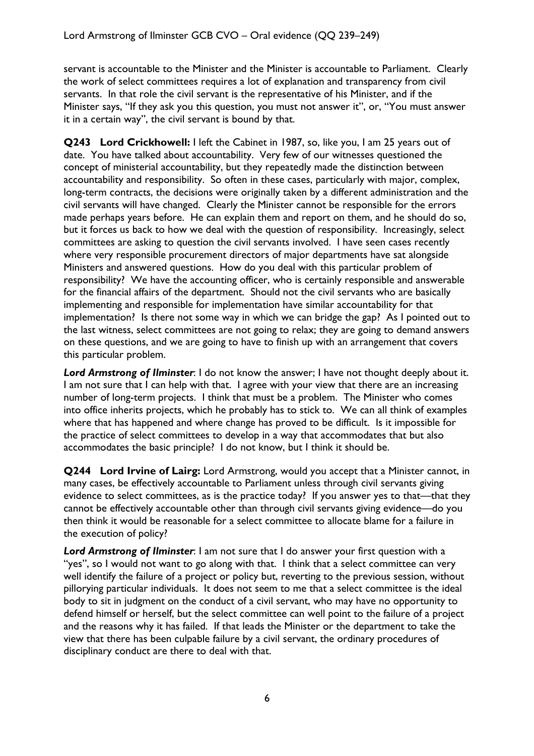servant is accountable to the Minister and the Minister is accountable to Parliament. Clearly the work of select committees requires a lot of explanation and transparency from civil servants. In that role the civil servant is the representative of his Minister, and if the Minister says, "If they ask you this question, you must not answer it", or, "You must answer it in a certain way", the civil servant is bound by that.

**Q243 Lord Crickhowell:** I left the Cabinet in 1987, so, like you, I am 25 years out of date. You have talked about accountability. Very few of our witnesses questioned the concept of ministerial accountability, but they repeatedly made the distinction between accountability and responsibility. So often in these cases, particularly with major, complex, long-term contracts, the decisions were originally taken by a different administration and the civil servants will have changed. Clearly the Minister cannot be responsible for the errors made perhaps years before. He can explain them and report on them, and he should do so, but it forces us back to how we deal with the question of responsibility. Increasingly, select committees are asking to question the civil servants involved. I have seen cases recently where very responsible procurement directors of major departments have sat alongside Ministers and answered questions. How do you deal with this particular problem of responsibility? We have the accounting officer, who is certainly responsible and answerable for the financial affairs of the department. Should not the civil servants who are basically implementing and responsible for implementation have similar accountability for that implementation? Is there not some way in which we can bridge the gap? As I pointed out to the last witness, select committees are not going to relax; they are going to demand answers on these questions, and we are going to have to finish up with an arrangement that covers this particular problem.

***Lord Armstrong of Ilminster***: I do not know the answer; I have not thought deeply about it. I am not sure that I can help with that. I agree with your view that there are an increasing number of long-term projects. I think that must be a problem. The Minister who comes into office inherits projects, which he probably has to stick to. We can all think of examples where that has happened and where change has proved to be difficult. Is it impossible for the practice of select committees to develop in a way that accommodates that but also accommodates the basic principle? I do not know, but I think it should be.

**Q244 Lord Irvine of Lairg:** Lord Armstrong, would you accept that a Minister cannot, in many cases, be effectively accountable to Parliament unless through civil servants giving evidence to select committees, as is the practice today? If you answer yes to that—that they cannot be effectively accountable other than through civil servants giving evidence—do you then think it would be reasonable for a select committee to allocate blame for a failure in the execution of policy?

***Lord Armstrong of Ilminster***: I am not sure that I do answer your first question with a "yes", so I would not want to go along with that. I think that a select committee can very well identify the failure of a project or policy but, reverting to the previous session, without pillorying particular individuals. It does not seem to me that a select committee is the ideal body to sit in judgment on the conduct of a civil servant, who may have no opportunity to defend himself or herself, but the select committee can well point to the failure of a project and the reasons why it has failed. If that leads the Minister or the department to take the view that there has been culpable failure by a civil servant, the ordinary procedures of disciplinary conduct are there to deal with that.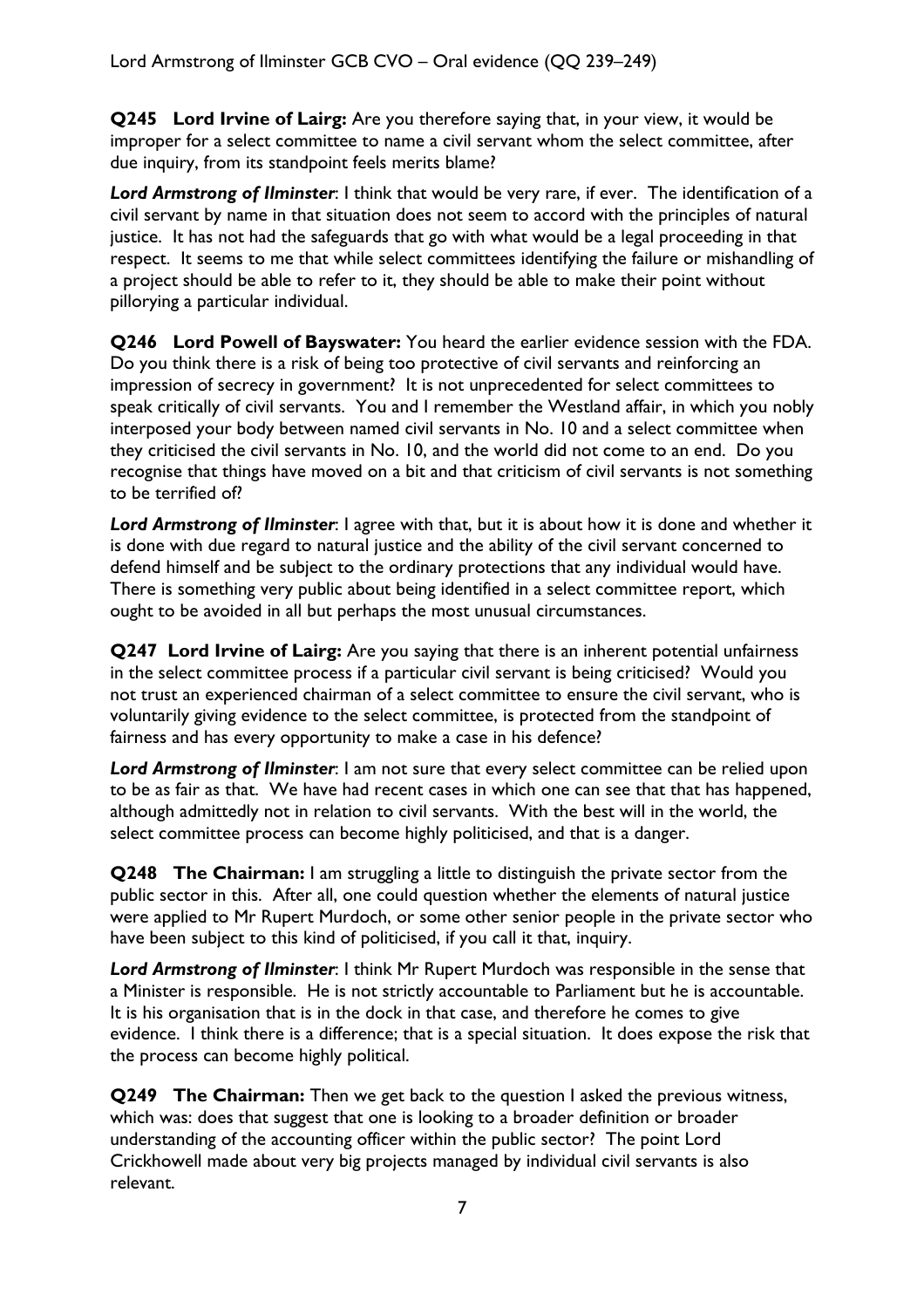**Q245 Lord Irvine of Lairg:** Are you therefore saying that, in your view, it would be improper for a select committee to name a civil servant whom the select committee, after due inquiry, from its standpoint feels merits blame?

***Lord Armstrong of Ilminster***: I think that would be very rare, if ever. The identification of a civil servant by name in that situation does not seem to accord with the principles of natural justice. It has not had the safeguards that go with what would be a legal proceeding in that respect. It seems to me that while select committees identifying the failure or mishandling of a project should be able to refer to it, they should be able to make their point without pillorying a particular individual.

**Q246 Lord Powell of Bayswater:** You heard the earlier evidence session with the FDA. Do you think there is a risk of being too protective of civil servants and reinforcing an impression of secrecy in government? It is not unprecedented for select committees to speak critically of civil servants. You and I remember the Westland affair, in which you nobly interposed your body between named civil servants in No. 10 and a select committee when they criticised the civil servants in No. 10, and the world did not come to an end. Do you recognise that things have moved on a bit and that criticism of civil servants is not something to be terrified of?

***Lord Armstrong of Ilminster***: I agree with that, but it is about how it is done and whether it is done with due regard to natural justice and the ability of the civil servant concerned to defend himself and be subject to the ordinary protections that any individual would have. There is something very public about being identified in a select committee report, which ought to be avoided in all but perhaps the most unusual circumstances.

**Q247 Lord Irvine of Lairg:** Are you saying that there is an inherent potential unfairness in the select committee process if a particular civil servant is being criticised? Would you not trust an experienced chairman of a select committee to ensure the civil servant, who is voluntarily giving evidence to the select committee, is protected from the standpoint of fairness and has every opportunity to make a case in his defence?

***Lord Armstrong of Ilminster***: I am not sure that every select committee can be relied upon to be as fair as that. We have had recent cases in which one can see that that has happened, although admittedly not in relation to civil servants. With the best will in the world, the select committee process can become highly politicised, and that is a danger.

**Q248 The Chairman:** I am struggling a little to distinguish the private sector from the public sector in this. After all, one could question whether the elements of natural justice were applied to Mr Rupert Murdoch, or some other senior people in the private sector who have been subject to this kind of politicised, if you call it that, inquiry.

***Lord Armstrong of Ilminster***: I think Mr Rupert Murdoch was responsible in the sense that a Minister is responsible. He is not strictly accountable to Parliament but he is accountable. It is his organisation that is in the dock in that case, and therefore he comes to give evidence. I think there is a difference; that is a special situation. It does expose the risk that the process can become highly political.

**Q249 The Chairman:** Then we get back to the question I asked the previous witness, which was: does that suggest that one is looking to a broader definition or broader understanding of the accounting officer within the public sector? The point Lord Crickhowell made about very big projects managed by individual civil servants is also relevant.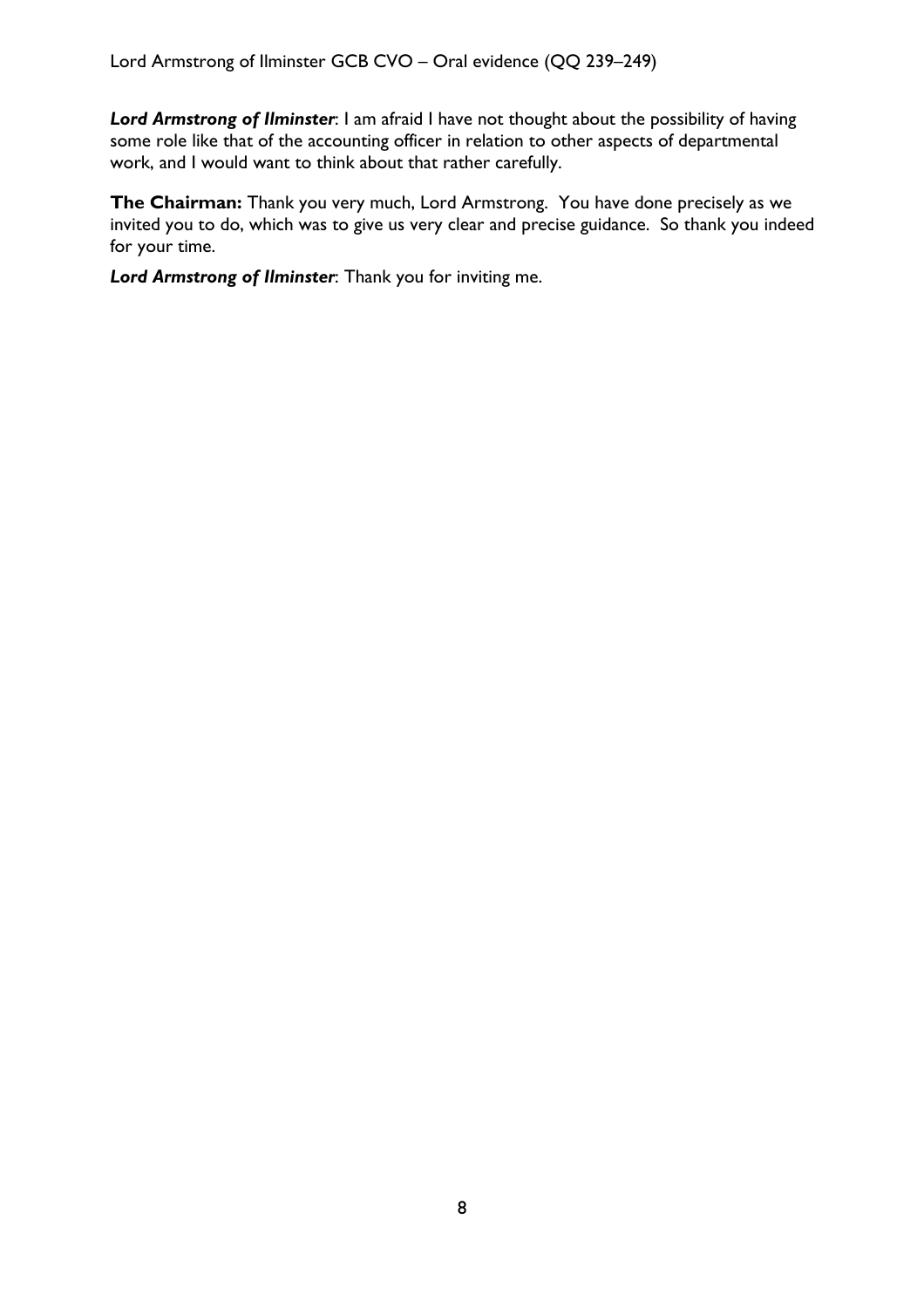***Lord Armstrong of Ilminster***: I am afraid I have not thought about the possibility of having some role like that of the accounting officer in relation to other aspects of departmental work, and I would want to think about that rather carefully.

**The Chairman:** Thank you very much, Lord Armstrong. You have done precisely as we invited you to do, which was to give us very clear and precise guidance. So thank you indeed for your time.

***Lord Armstrong of Ilminster***: Thank you for inviting me.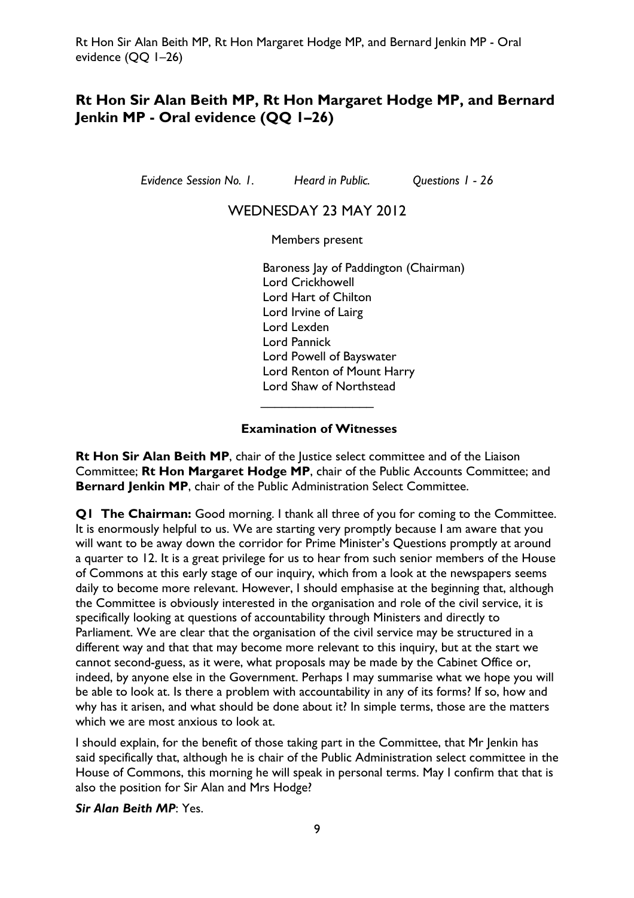## Rt Hon Sir Alan Beith MP, Rt Hon Margaret Hodge MP, and Bernard Jenkin MP - Oral evidence (QQ 1–26)

*Evidence Session No. 1. Heard in Public. Questions 1 - 26*

WEDNESDAY 23 MAY 2012

Members present

Baroness Jay of Paddington (Chairman)
Lord Crickhowell
Lord Hart of Chilton
Lord Irvine of Lairg
Lord Lexden
Lord Pannick
Lord Powell of Bayswater
Lord Renton of Mount Harry
Lord Shaw of Northstead

________________

**Examination of Witnesses**

**Rt Hon Sir Alan Beith MP**, chair of the Justice select committee and of the Liaison Committee; **Rt Hon Margaret Hodge MP**, chair of the Public Accounts Committee; and **Bernard Jenkin MP**, chair of the Public Administration Select Committee.

**Q1 The Chairman:** Good morning. I thank all three of you for coming to the Committee. It is enormously helpful to us. We are starting very promptly because I am aware that you will want to be away down the corridor for Prime Minister's Questions promptly at around a quarter to 12. It is a great privilege for us to hear from such senior members of the House of Commons at this early stage of our inquiry, which from a look at the newspapers seems daily to become more relevant. However, I should emphasise at the beginning that, although the Committee is obviously interested in the organisation and role of the civil service, it is specifically looking at questions of accountability through Ministers and directly to Parliament. We are clear that the organisation of the civil service may be structured in a different way and that that may become more relevant to this inquiry, but at the start we cannot second-guess, as it were, what proposals may be made by the Cabinet Office or, indeed, by anyone else in the Government. Perhaps I may summarise what we hope you will be able to look at. Is there a problem with accountability in any of its forms? If so, how and why has it arisen, and what should be done about it? In simple terms, those are the matters which we are most anxious to look at.

I should explain, for the benefit of those taking part in the Committee, that Mr Jenkin has said specifically that, although he is chair of the Public Administration select committee in the House of Commons, this morning he will speak in personal terms. May I confirm that that is also the position for Sir Alan and Mrs Hodge?

***Sir Alan Beith MP***: Yes.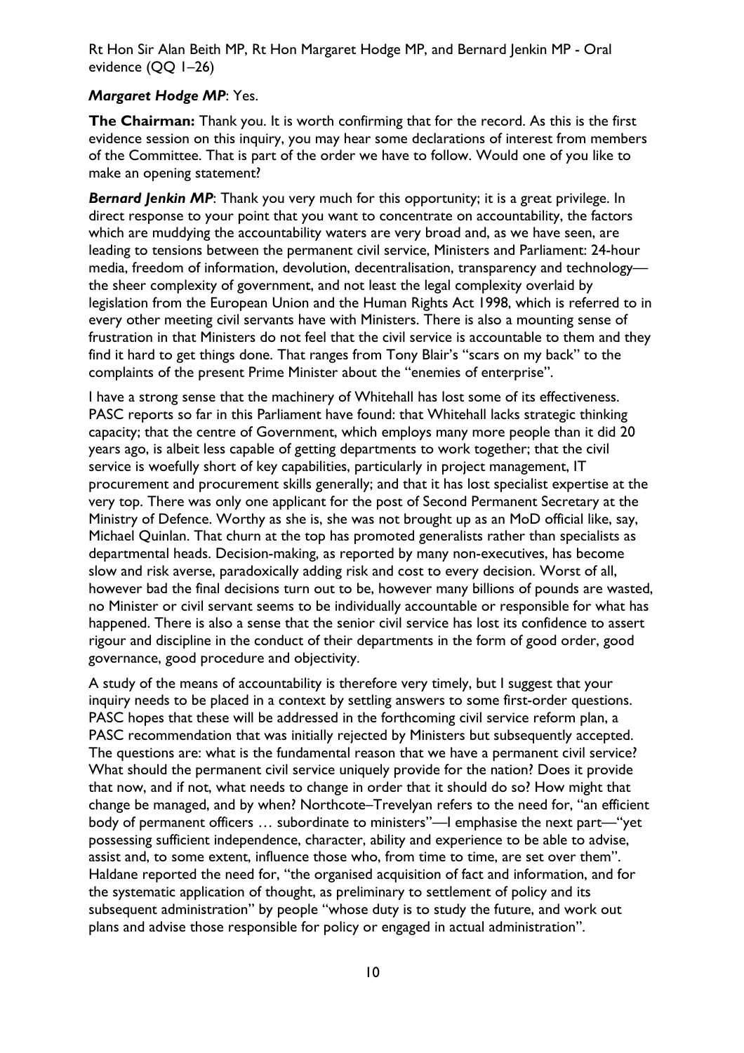***Margaret Hodge MP***: Yes.

**The Chairman:** Thank you. It is worth confirming that for the record. As this is the first evidence session on this inquiry, you may hear some declarations of interest from members of the Committee. That is part of the order we have to follow. Would one of you like to make an opening statement?

***Bernard Jenkin MP***: Thank you very much for this opportunity; it is a great privilege. In direct response to your point that you want to concentrate on accountability, the factors which are muddying the accountability waters are very broad and, as we have seen, are leading to tensions between the permanent civil service, Ministers and Parliament: 24-hour media, freedom of information, devolution, decentralisation, transparency and technology—the sheer complexity of government, and not least the legal complexity overlaid by legislation from the European Union and the Human Rights Act 1998, which is referred to in every other meeting civil servants have with Ministers. There is also a mounting sense of frustration in that Ministers do not feel that the civil service is accountable to them and they find it hard to get things done. That ranges from Tony Blair's "scars on my back" to the complaints of the present Prime Minister about the "enemies of enterprise".

I have a strong sense that the machinery of Whitehall has lost some of its effectiveness. PASC reports so far in this Parliament have found: that Whitehall lacks strategic thinking capacity; that the centre of Government, which employs many more people than it did 20 years ago, is albeit less capable of getting departments to work together; that the civil service is woefully short of key capabilities, particularly in project management, IT procurement and procurement skills generally; and that it has lost specialist expertise at the very top. There was only one applicant for the post of Second Permanent Secretary at the Ministry of Defence. Worthy as she is, she was not brought up as an MoD official like, say, Michael Quinlan. That churn at the top has promoted generalists rather than specialists as departmental heads. Decision-making, as reported by many non-executives, has become slow and risk averse, paradoxically adding risk and cost to every decision. Worst of all, however bad the final decisions turn out to be, however many billions of pounds are wasted, no Minister or civil servant seems to be individually accountable or responsible for what has happened. There is also a sense that the senior civil service has lost its confidence to assert rigour and discipline in the conduct of their departments in the form of good order, good governance, good procedure and objectivity.

A study of the means of accountability is therefore very timely, but I suggest that your inquiry needs to be placed in a context by settling answers to some first-order questions. PASC hopes that these will be addressed in the forthcoming civil service reform plan, a PASC recommendation that was initially rejected by Ministers but subsequently accepted. The questions are: what is the fundamental reason that we have a permanent civil service? What should the permanent civil service uniquely provide for the nation? Does it provide that now, and if not, what needs to change in order that it should do so? How might that change be managed, and by when? Northcote–Trevelyan refers to the need for, "an efficient body of permanent officers … subordinate to ministers"—I emphasise the next part—"yet possessing sufficient independence, character, ability and experience to be able to advise, assist and, to some extent, influence those who, from time to time, are set over them". Haldane reported the need for, "the organised acquisition of fact and information, and for the systematic application of thought, as preliminary to settlement of policy and its subsequent administration" by people "whose duty is to study the future, and work out plans and advise those responsible for policy or engaged in actual administration".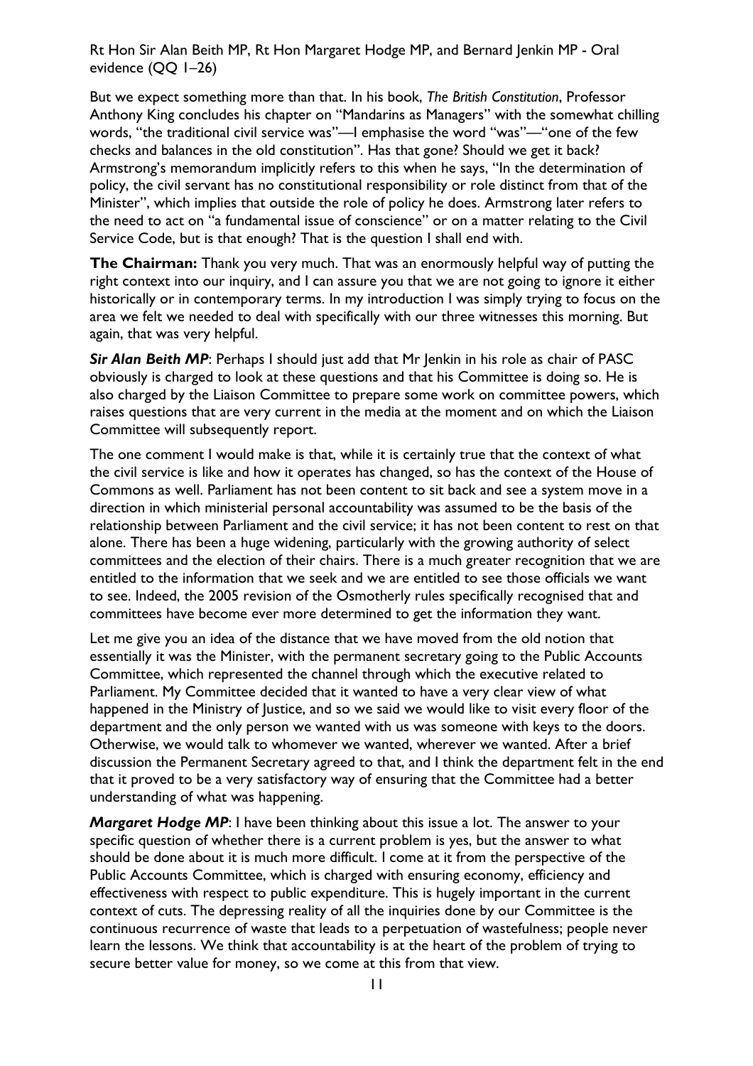But we expect something more than that. In his book, *The British Constitution*, Professor Anthony King concludes his chapter on "Mandarins as Managers" with the somewhat chilling words, "the traditional civil service was"—I emphasise the word "was"—"one of the few checks and balances in the old constitution". Has that gone? Should we get it back? Armstrong's memorandum implicitly refers to this when he says, "In the determination of policy, the civil servant has no constitutional responsibility or role distinct from that of the Minister", which implies that outside the role of policy he does. Armstrong later refers to the need to act on "a fundamental issue of conscience" or on a matter relating to the Civil Service Code, but is that enough? That is the question I shall end with.

**The Chairman:** Thank you very much. That was an enormously helpful way of putting the right context into our inquiry, and I can assure you that we are not going to ignore it either historically or in contemporary terms. In my introduction I was simply trying to focus on the area we felt we needed to deal with specifically with our three witnesses this morning. But again, that was very helpful.

***Sir Alan Beith MP***: Perhaps I should just add that Mr Jenkin in his role as chair of PASC obviously is charged to look at these questions and that his Committee is doing so. He is also charged by the Liaison Committee to prepare some work on committee powers, which raises questions that are very current in the media at the moment and on which the Liaison Committee will subsequently report.

The one comment I would make is that, while it is certainly true that the context of what the civil service is like and how it operates has changed, so has the context of the House of Commons as well. Parliament has not been content to sit back and see a system move in a direction in which ministerial personal accountability was assumed to be the basis of the relationship between Parliament and the civil service; it has not been content to rest on that alone. There has been a huge widening, particularly with the growing authority of select committees and the election of their chairs. There is a much greater recognition that we are entitled to the information that we seek and we are entitled to see those officials we want to see. Indeed, the 2005 revision of the Osmotherly rules specifically recognised that and committees have become ever more determined to get the information they want.

Let me give you an idea of the distance that we have moved from the old notion that essentially it was the Minister, with the permanent secretary going to the Public Accounts Committee, which represented the channel through which the executive related to Parliament. My Committee decided that it wanted to have a very clear view of what happened in the Ministry of Justice, and so we said we would like to visit every floor of the department and the only person we wanted with us was someone with keys to the doors. Otherwise, we would talk to whomever we wanted, wherever we wanted. After a brief discussion the Permanent Secretary agreed to that, and I think the department felt in the end that it proved to be a very satisfactory way of ensuring that the Committee had a better understanding of what was happening.

***Margaret Hodge MP***: I have been thinking about this issue a lot. The answer to your specific question of whether there is a current problem is yes, but the answer to what should be done about it is much more difficult. I come at it from the perspective of the Public Accounts Committee, which is charged with ensuring economy, efficiency and effectiveness with respect to public expenditure. This is hugely important in the current context of cuts. The depressing reality of all the inquiries done by our Committee is the continuous recurrence of waste that leads to a perpetuation of wastefulness; people never learn the lessons. We think that accountability is at the heart of the problem of trying to secure better value for money, so we come at this from that view.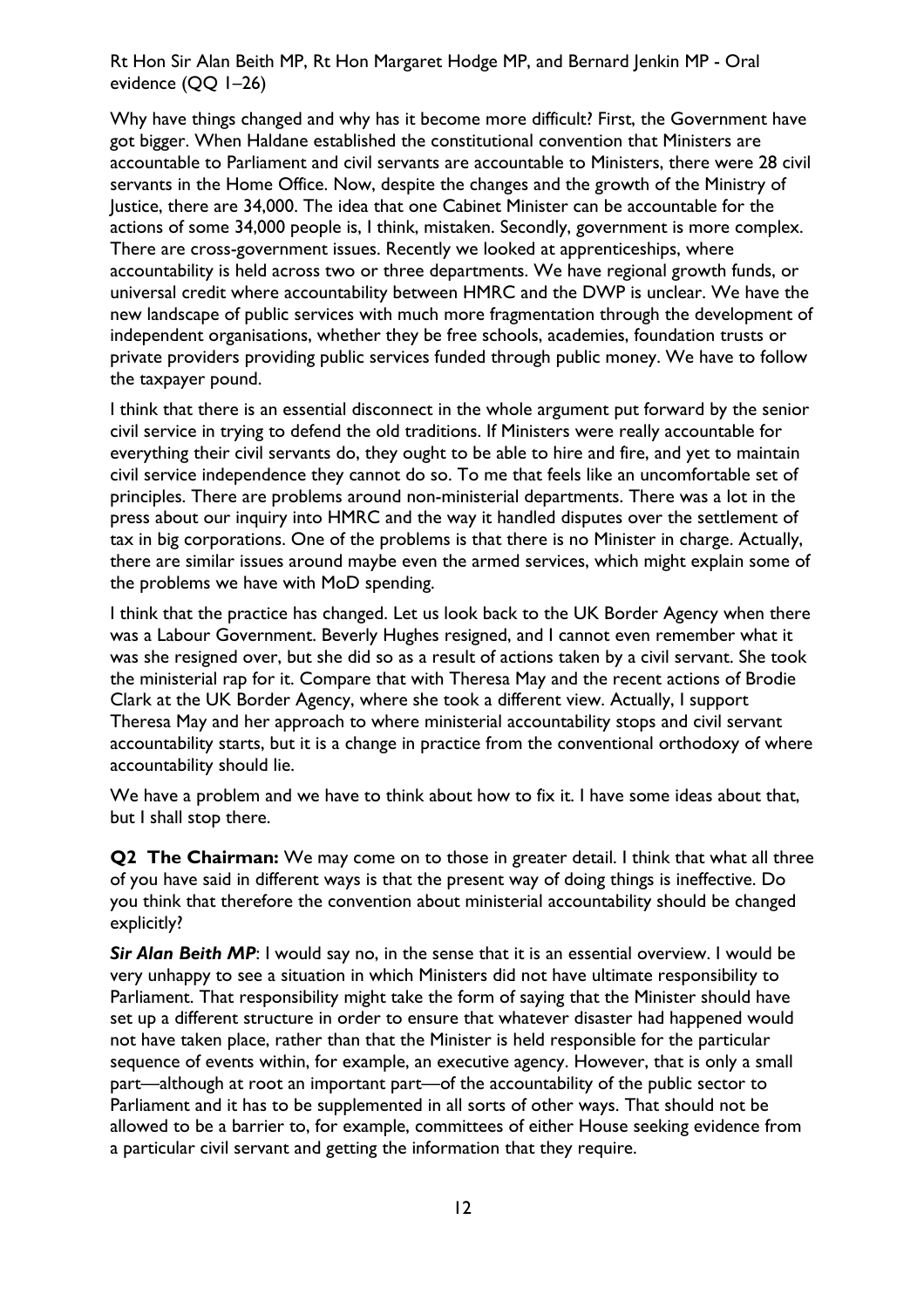Why have things changed and why has it become more difficult? First, the Government have got bigger. When Haldane established the constitutional convention that Ministers are accountable to Parliament and civil servants are accountable to Ministers, there were 28 civil servants in the Home Office. Now, despite the changes and the growth of the Ministry of Justice, there are 34,000. The idea that one Cabinet Minister can be accountable for the actions of some 34,000 people is, I think, mistaken. Secondly, government is more complex. There are cross-government issues. Recently we looked at apprenticeships, where accountability is held across two or three departments. We have regional growth funds, or universal credit where accountability between HMRC and the DWP is unclear. We have the new landscape of public services with much more fragmentation through the development of independent organisations, whether they be free schools, academies, foundation trusts or private providers providing public services funded through public money. We have to follow the taxpayer pound.

I think that there is an essential disconnect in the whole argument put forward by the senior civil service in trying to defend the old traditions. If Ministers were really accountable for everything their civil servants do, they ought to be able to hire and fire, and yet to maintain civil service independence they cannot do so. To me that feels like an uncomfortable set of principles. There are problems around non-ministerial departments. There was a lot in the press about our inquiry into HMRC and the way it handled disputes over the settlement of tax in big corporations. One of the problems is that there is no Minister in charge. Actually, there are similar issues around maybe even the armed services, which might explain some of the problems we have with MoD spending.

I think that the practice has changed. Let us look back to the UK Border Agency when there was a Labour Government. Beverly Hughes resigned, and I cannot even remember what it was she resigned over, but she did so as a result of actions taken by a civil servant. She took the ministerial rap for it. Compare that with Theresa May and the recent actions of Brodie Clark at the UK Border Agency, where she took a different view. Actually, I support Theresa May and her approach to where ministerial accountability stops and civil servant accountability starts, but it is a change in practice from the conventional orthodoxy of where accountability should lie.

We have a problem and we have to think about how to fix it. I have some ideas about that, but I shall stop there.

**Q2 The Chairman:** We may come on to those in greater detail. I think that what all three of you have said in different ways is that the present way of doing things is ineffective. Do you think that therefore the convention about ministerial accountability should be changed explicitly?

***Sir Alan Beith MP***: I would say no, in the sense that it is an essential overview. I would be very unhappy to see a situation in which Ministers did not have ultimate responsibility to Parliament. That responsibility might take the form of saying that the Minister should have set up a different structure in order to ensure that whatever disaster had happened would not have taken place, rather than that the Minister is held responsible for the particular sequence of events within, for example, an executive agency. However, that is only a small part—although at root an important part—of the accountability of the public sector to Parliament and it has to be supplemented in all sorts of other ways. That should not be allowed to be a barrier to, for example, committees of either House seeking evidence from a particular civil servant and getting the information that they require.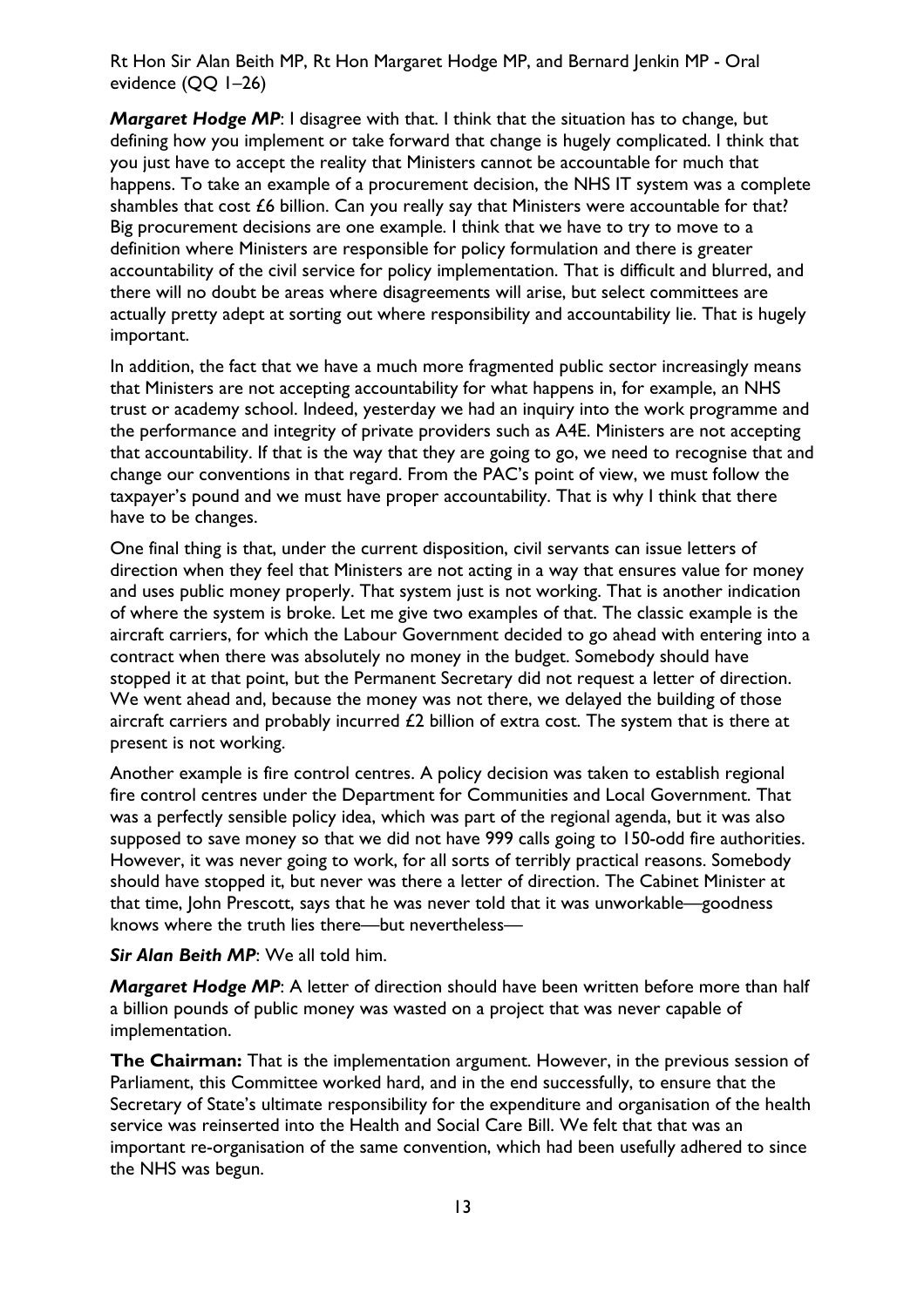***Margaret Hodge MP***: I disagree with that. I think that the situation has to change, but defining how you implement or take forward that change is hugely complicated. I think that you just have to accept the reality that Ministers cannot be accountable for much that happens. To take an example of a procurement decision, the NHS IT system was a complete shambles that cost £6 billion. Can you really say that Ministers were accountable for that? Big procurement decisions are one example. I think that we have to try to move to a definition where Ministers are responsible for policy formulation and there is greater accountability of the civil service for policy implementation. That is difficult and blurred, and there will no doubt be areas where disagreements will arise, but select committees are actually pretty adept at sorting out where responsibility and accountability lie. That is hugely important.

In addition, the fact that we have a much more fragmented public sector increasingly means that Ministers are not accepting accountability for what happens in, for example, an NHS trust or academy school. Indeed, yesterday we had an inquiry into the work programme and the performance and integrity of private providers such as A4E. Ministers are not accepting that accountability. If that is the way that they are going to go, we need to recognise that and change our conventions in that regard. From the PAC's point of view, we must follow the taxpayer's pound and we must have proper accountability. That is why I think that there have to be changes.

One final thing is that, under the current disposition, civil servants can issue letters of direction when they feel that Ministers are not acting in a way that ensures value for money and uses public money properly. That system just is not working. That is another indication of where the system is broke. Let me give two examples of that. The classic example is the aircraft carriers, for which the Labour Government decided to go ahead with entering into a contract when there was absolutely no money in the budget. Somebody should have stopped it at that point, but the Permanent Secretary did not request a letter of direction. We went ahead and, because the money was not there, we delayed the building of those aircraft carriers and probably incurred £2 billion of extra cost. The system that is there at present is not working.

Another example is fire control centres. A policy decision was taken to establish regional fire control centres under the Department for Communities and Local Government. That was a perfectly sensible policy idea, which was part of the regional agenda, but it was also supposed to save money so that we did not have 999 calls going to 150-odd fire authorities. However, it was never going to work, for all sorts of terribly practical reasons. Somebody should have stopped it, but never was there a letter of direction. The Cabinet Minister at that time, John Prescott, says that he was never told that it was unworkable—goodness knows where the truth lies there—but nevertheless—

***Sir Alan Beith MP***: We all told him.

***Margaret Hodge MP***: A letter of direction should have been written before more than half a billion pounds of public money was wasted on a project that was never capable of implementation.

**The Chairman:** That is the implementation argument. However, in the previous session of Parliament, this Committee worked hard, and in the end successfully, to ensure that the Secretary of State's ultimate responsibility for the expenditure and organisation of the health service was reinserted into the Health and Social Care Bill. We felt that that was an important re-organisation of the same convention, which had been usefully adhered to since the NHS was begun.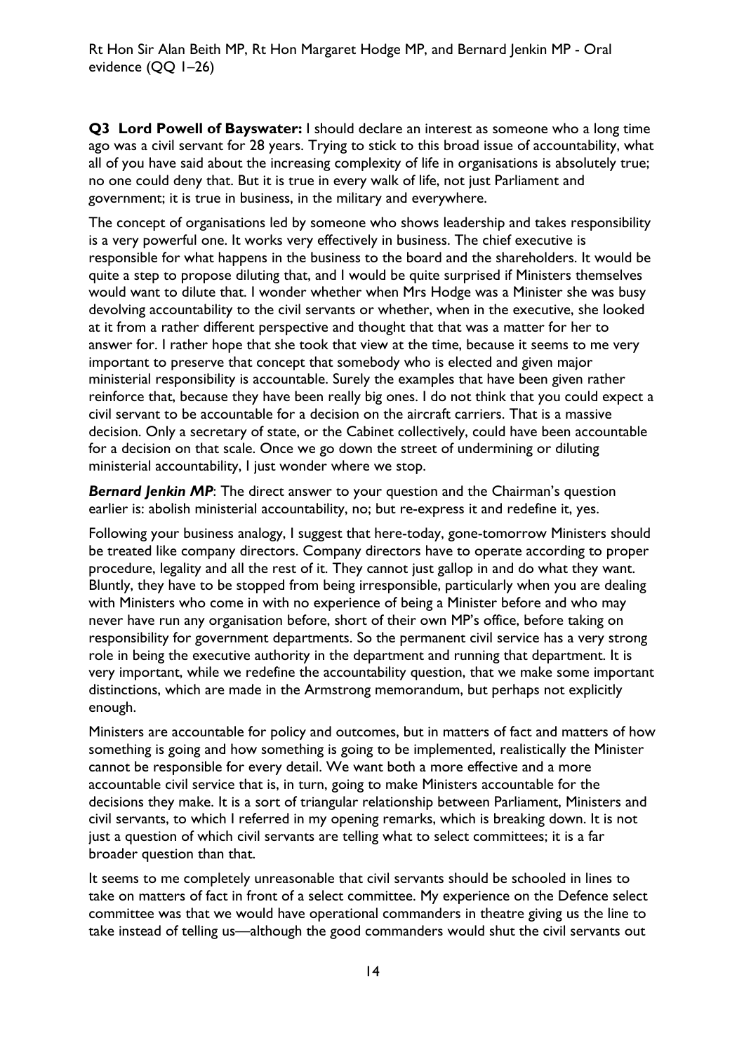**Q3 Lord Powell of Bayswater:** I should declare an interest as someone who a long time ago was a civil servant for 28 years. Trying to stick to this broad issue of accountability, what all of you have said about the increasing complexity of life in organisations is absolutely true; no one could deny that. But it is true in every walk of life, not just Parliament and government; it is true in business, in the military and everywhere.

The concept of organisations led by someone who shows leadership and takes responsibility is a very powerful one. It works very effectively in business. The chief executive is responsible for what happens in the business to the board and the shareholders. It would be quite a step to propose diluting that, and I would be quite surprised if Ministers themselves would want to dilute that. I wonder whether when Mrs Hodge was a Minister she was busy devolving accountability to the civil servants or whether, when in the executive, she looked at it from a rather different perspective and thought that that was a matter for her to answer for. I rather hope that she took that view at the time, because it seems to me very important to preserve that concept that somebody who is elected and given major ministerial responsibility is accountable. Surely the examples that have been given rather reinforce that, because they have been really big ones. I do not think that you could expect a civil servant to be accountable for a decision on the aircraft carriers. That is a massive decision. Only a secretary of state, or the Cabinet collectively, could have been accountable for a decision on that scale. Once we go down the street of undermining or diluting ministerial accountability, I just wonder where we stop.

***Bernard Jenkin MP***: The direct answer to your question and the Chairman's question earlier is: abolish ministerial accountability, no; but re-express it and redefine it, yes.

Following your business analogy, I suggest that here-today, gone-tomorrow Ministers should be treated like company directors. Company directors have to operate according to proper procedure, legality and all the rest of it. They cannot just gallop in and do what they want. Bluntly, they have to be stopped from being irresponsible, particularly when you are dealing with Ministers who come in with no experience of being a Minister before and who may never have run any organisation before, short of their own MP's office, before taking on responsibility for government departments. So the permanent civil service has a very strong role in being the executive authority in the department and running that department. It is very important, while we redefine the accountability question, that we make some important distinctions, which are made in the Armstrong memorandum, but perhaps not explicitly enough.

Ministers are accountable for policy and outcomes, but in matters of fact and matters of how something is going and how something is going to be implemented, realistically the Minister cannot be responsible for every detail. We want both a more effective and a more accountable civil service that is, in turn, going to make Ministers accountable for the decisions they make. It is a sort of triangular relationship between Parliament, Ministers and civil servants, to which I referred in my opening remarks, which is breaking down. It is not just a question of which civil servants are telling what to select committees; it is a far broader question than that.

It seems to me completely unreasonable that civil servants should be schooled in lines to take on matters of fact in front of a select committee. My experience on the Defence select committee was that we would have operational commanders in theatre giving us the line to take instead of telling us—although the good commanders would shut the civil servants out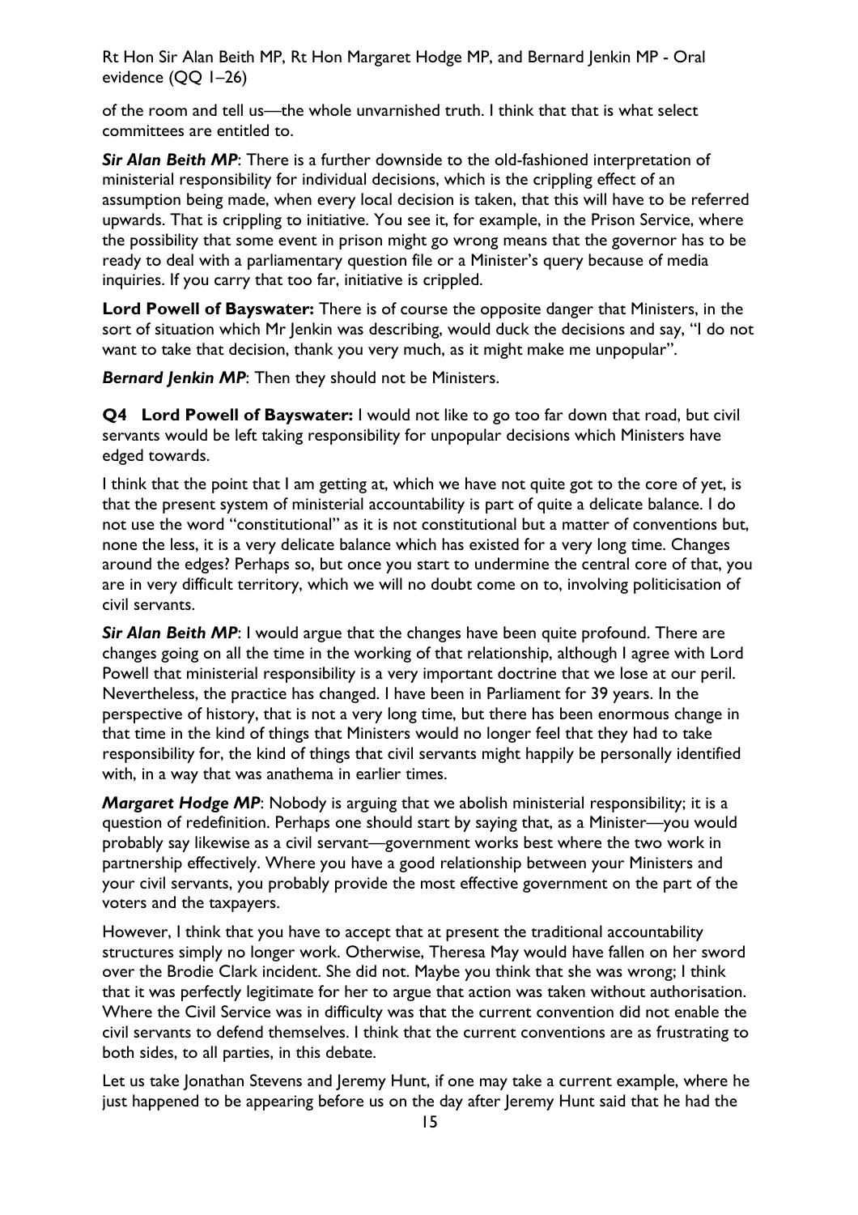of the room and tell us—the whole unvarnished truth. I think that that is what select committees are entitled to.

***Sir Alan Beith MP***: There is a further downside to the old-fashioned interpretation of ministerial responsibility for individual decisions, which is the crippling effect of an assumption being made, when every local decision is taken, that this will have to be referred upwards. That is crippling to initiative. You see it, for example, in the Prison Service, where the possibility that some event in prison might go wrong means that the governor has to be ready to deal with a parliamentary question file or a Minister's query because of media inquiries. If you carry that too far, initiative is crippled.

**Lord Powell of Bayswater:** There is of course the opposite danger that Ministers, in the sort of situation which Mr Jenkin was describing, would duck the decisions and say, "I do not want to take that decision, thank you very much, as it might make me unpopular".

***Bernard Jenkin MP***: Then they should not be Ministers.

**Q4 Lord Powell of Bayswater:** I would not like to go too far down that road, but civil servants would be left taking responsibility for unpopular decisions which Ministers have edged towards.

I think that the point that I am getting at, which we have not quite got to the core of yet, is that the present system of ministerial accountability is part of quite a delicate balance. I do not use the word "constitutional" as it is not constitutional but a matter of conventions but, none the less, it is a very delicate balance which has existed for a very long time. Changes around the edges? Perhaps so, but once you start to undermine the central core of that, you are in very difficult territory, which we will no doubt come on to, involving politicisation of civil servants.

***Sir Alan Beith MP***: I would argue that the changes have been quite profound. There are changes going on all the time in the working of that relationship, although I agree with Lord Powell that ministerial responsibility is a very important doctrine that we lose at our peril. Nevertheless, the practice has changed. I have been in Parliament for 39 years. In the perspective of history, that is not a very long time, but there has been enormous change in that time in the kind of things that Ministers would no longer feel that they had to take responsibility for, the kind of things that civil servants might happily be personally identified with, in a way that was anathema in earlier times.

***Margaret Hodge MP***: Nobody is arguing that we abolish ministerial responsibility; it is a question of redefinition. Perhaps one should start by saying that, as a Minister—you would probably say likewise as a civil servant—government works best where the two work in partnership effectively. Where you have a good relationship between your Ministers and your civil servants, you probably provide the most effective government on the part of the voters and the taxpayers.

However, I think that you have to accept that at present the traditional accountability structures simply no longer work. Otherwise, Theresa May would have fallen on her sword over the Brodie Clark incident. She did not. Maybe you think that she was wrong; I think that it was perfectly legitimate for her to argue that action was taken without authorisation. Where the Civil Service was in difficulty was that the current convention did not enable the civil servants to defend themselves. I think that the current conventions are as frustrating to both sides, to all parties, in this debate.

Let us take Jonathan Stevens and Jeremy Hunt, if one may take a current example, where he just happened to be appearing before us on the day after Jeremy Hunt said that he had the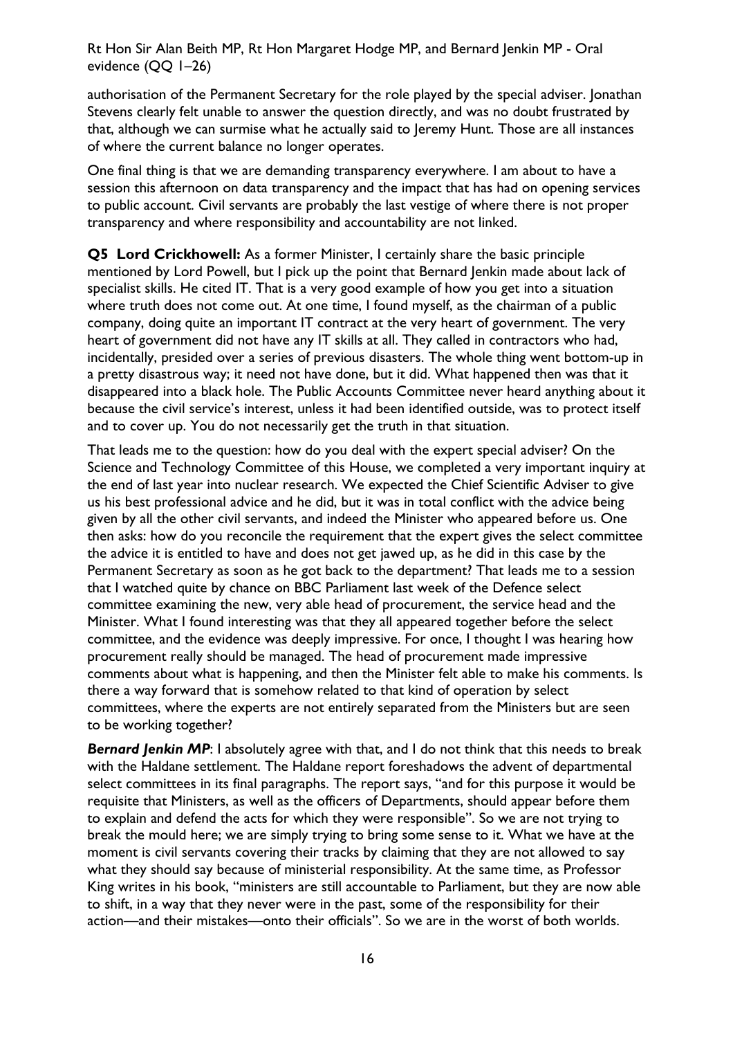authorisation of the Permanent Secretary for the role played by the special adviser. Jonathan Stevens clearly felt unable to answer the question directly, and was no doubt frustrated by that, although we can surmise what he actually said to Jeremy Hunt. Those are all instances of where the current balance no longer operates.

One final thing is that we are demanding transparency everywhere. I am about to have a session this afternoon on data transparency and the impact that has had on opening services to public account. Civil servants are probably the last vestige of where there is not proper transparency and where responsibility and accountability are not linked.

**Q5 Lord Crickhowell:** As a former Minister, I certainly share the basic principle mentioned by Lord Powell, but I pick up the point that Bernard Jenkin made about lack of specialist skills. He cited IT. That is a very good example of how you get into a situation where truth does not come out. At one time, I found myself, as the chairman of a public company, doing quite an important IT contract at the very heart of government. The very heart of government did not have any IT skills at all. They called in contractors who had, incidentally, presided over a series of previous disasters. The whole thing went bottom-up in a pretty disastrous way; it need not have done, but it did. What happened then was that it disappeared into a black hole. The Public Accounts Committee never heard anything about it because the civil service's interest, unless it had been identified outside, was to protect itself and to cover up. You do not necessarily get the truth in that situation.

That leads me to the question: how do you deal with the expert special adviser? On the Science and Technology Committee of this House, we completed a very important inquiry at the end of last year into nuclear research. We expected the Chief Scientific Adviser to give us his best professional advice and he did, but it was in total conflict with the advice being given by all the other civil servants, and indeed the Minister who appeared before us. One then asks: how do you reconcile the requirement that the expert gives the select committee the advice it is entitled to have and does not get jawed up, as he did in this case by the Permanent Secretary as soon as he got back to the department? That leads me to a session that I watched quite by chance on BBC Parliament last week of the Defence select committee examining the new, very able head of procurement, the service head and the Minister. What I found interesting was that they all appeared together before the select committee, and the evidence was deeply impressive. For once, I thought I was hearing how procurement really should be managed. The head of procurement made impressive comments about what is happening, and then the Minister felt able to make his comments. Is there a way forward that is somehow related to that kind of operation by select committees, where the experts are not entirely separated from the Ministers but are seen to be working together?

***Bernard Jenkin MP***: I absolutely agree with that, and I do not think that this needs to break with the Haldane settlement. The Haldane report foreshadows the advent of departmental select committees in its final paragraphs. The report says, "and for this purpose it would be requisite that Ministers, as well as the officers of Departments, should appear before them to explain and defend the acts for which they were responsible". So we are not trying to break the mould here; we are simply trying to bring some sense to it. What we have at the moment is civil servants covering their tracks by claiming that they are not allowed to say what they should say because of ministerial responsibility. At the same time, as Professor King writes in his book, "ministers are still accountable to Parliament, but they are now able to shift, in a way that they never were in the past, some of the responsibility for their action—and their mistakes—onto their officials". So we are in the worst of both worlds.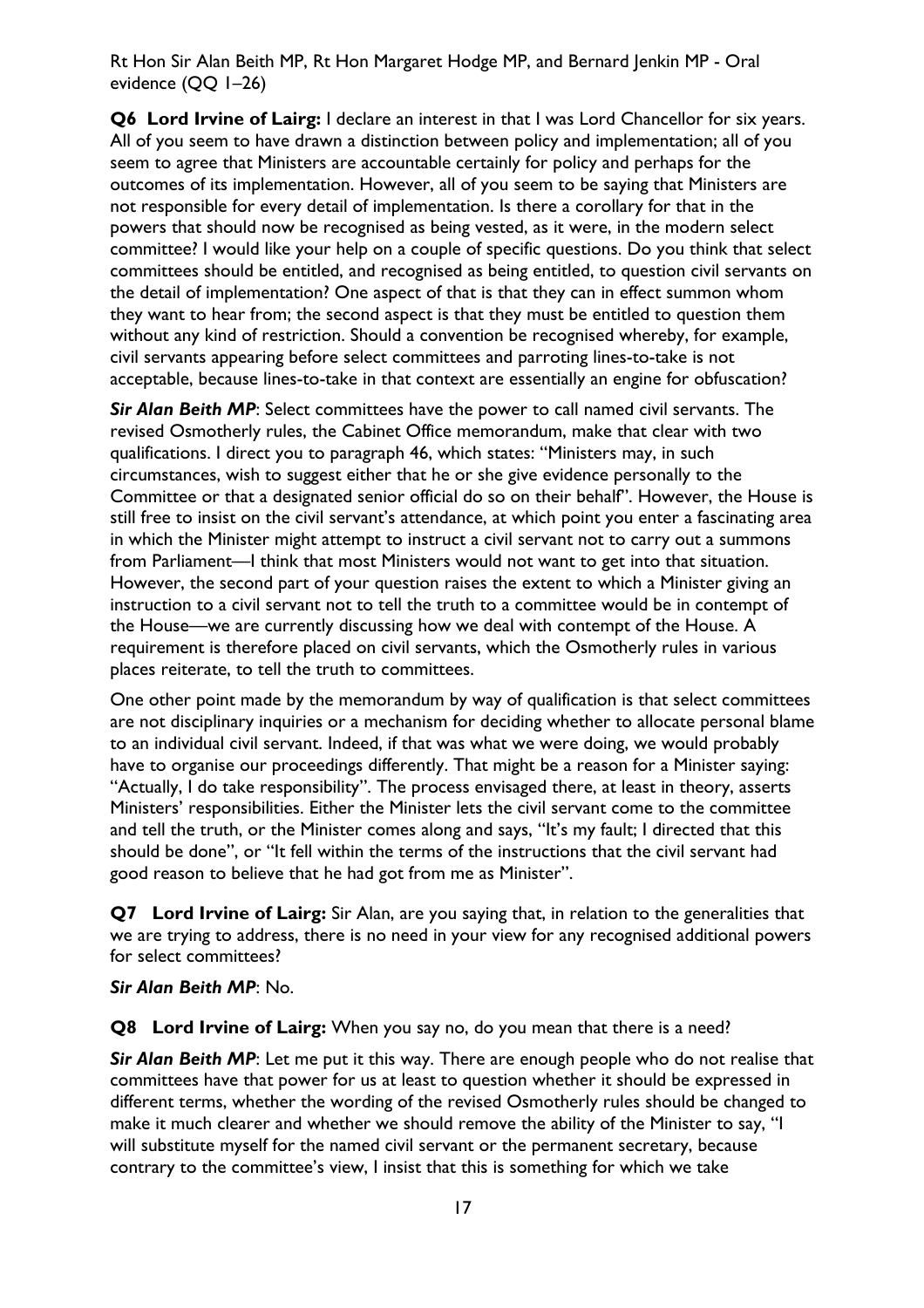**Q6 Lord Irvine of Lairg:** I declare an interest in that I was Lord Chancellor for six years. All of you seem to have drawn a distinction between policy and implementation; all of you seem to agree that Ministers are accountable certainly for policy and perhaps for the outcomes of its implementation. However, all of you seem to be saying that Ministers are not responsible for every detail of implementation. Is there a corollary for that in the powers that should now be recognised as being vested, as it were, in the modern select committee? I would like your help on a couple of specific questions. Do you think that select committees should be entitled, and recognised as being entitled, to question civil servants on the detail of implementation? One aspect of that is that they can in effect summon whom they want to hear from; the second aspect is that they must be entitled to question them without any kind of restriction. Should a convention be recognised whereby, for example, civil servants appearing before select committees and parroting lines-to-take is not acceptable, because lines-to-take in that context are essentially an engine for obfuscation?

***Sir Alan Beith MP***: Select committees have the power to call named civil servants. The revised Osmotherly rules, the Cabinet Office memorandum, make that clear with two qualifications. I direct you to paragraph 46, which states: "Ministers may, in such circumstances, wish to suggest either that he or she give evidence personally to the Committee or that a designated senior official do so on their behalf". However, the House is still free to insist on the civil servant's attendance, at which point you enter a fascinating area in which the Minister might attempt to instruct a civil servant not to carry out a summons from Parliament—I think that most Ministers would not want to get into that situation. However, the second part of your question raises the extent to which a Minister giving an instruction to a civil servant not to tell the truth to a committee would be in contempt of the House—we are currently discussing how we deal with contempt of the House. A requirement is therefore placed on civil servants, which the Osmotherly rules in various places reiterate, to tell the truth to committees.

One other point made by the memorandum by way of qualification is that select committees are not disciplinary inquiries or a mechanism for deciding whether to allocate personal blame to an individual civil servant. Indeed, if that was what we were doing, we would probably have to organise our proceedings differently. That might be a reason for a Minister saying: "Actually, I do take responsibility". The process envisaged there, at least in theory, asserts Ministers' responsibilities. Either the Minister lets the civil servant come to the committee and tell the truth, or the Minister comes along and says, "It's my fault; I directed that this should be done", or "It fell within the terms of the instructions that the civil servant had good reason to believe that he had got from me as Minister".

**Q7 Lord Irvine of Lairg:** Sir Alan, are you saying that, in relation to the generalities that we are trying to address, there is no need in your view for any recognised additional powers for select committees?

***Sir Alan Beith MP***: No.

**Q8 Lord Irvine of Lairg:** When you say no, do you mean that there is a need?

***Sir Alan Beith MP***: Let me put it this way. There are enough people who do not realise that committees have that power for us at least to question whether it should be expressed in different terms, whether the wording of the revised Osmotherly rules should be changed to make it much clearer and whether we should remove the ability of the Minister to say, "I will substitute myself for the named civil servant or the permanent secretary, because contrary to the committee's view, I insist that this is something for which we take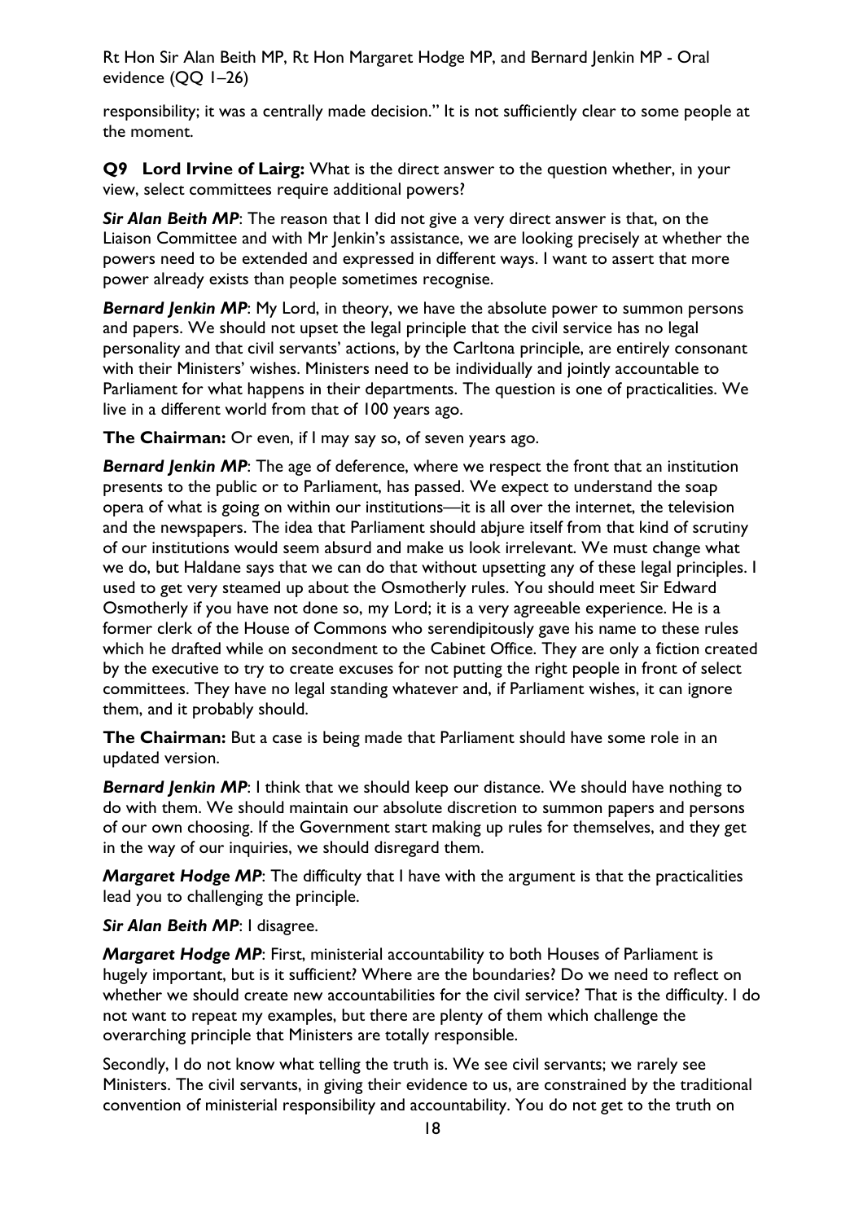responsibility; it was a centrally made decision." It is not sufficiently clear to some people at the moment.

**Q9 Lord Irvine of Lairg:** What is the direct answer to the question whether, in your view, select committees require additional powers?

***Sir Alan Beith MP***: The reason that I did not give a very direct answer is that, on the Liaison Committee and with Mr Jenkin's assistance, we are looking precisely at whether the powers need to be extended and expressed in different ways. I want to assert that more power already exists than people sometimes recognise.

***Bernard Jenkin MP***: My Lord, in theory, we have the absolute power to summon persons and papers. We should not upset the legal principle that the civil service has no legal personality and that civil servants' actions, by the Carltona principle, are entirely consonant with their Ministers' wishes. Ministers need to be individually and jointly accountable to Parliament for what happens in their departments. The question is one of practicalities. We live in a different world from that of 100 years ago.

**The Chairman:** Or even, if I may say so, of seven years ago.

***Bernard Jenkin MP***: The age of deference, where we respect the front that an institution presents to the public or to Parliament, has passed. We expect to understand the soap opera of what is going on within our institutions—it is all over the internet, the television and the newspapers. The idea that Parliament should abjure itself from that kind of scrutiny of our institutions would seem absurd and make us look irrelevant. We must change what we do, but Haldane says that we can do that without upsetting any of these legal principles. I used to get very steamed up about the Osmotherly rules. You should meet Sir Edward Osmotherly if you have not done so, my Lord; it is a very agreeable experience. He is a former clerk of the House of Commons who serendipitously gave his name to these rules which he drafted while on secondment to the Cabinet Office. They are only a fiction created by the executive to try to create excuses for not putting the right people in front of select committees. They have no legal standing whatever and, if Parliament wishes, it can ignore them, and it probably should.

**The Chairman:** But a case is being made that Parliament should have some role in an updated version.

***Bernard Jenkin MP***: I think that we should keep our distance. We should have nothing to do with them. We should maintain our absolute discretion to summon papers and persons of our own choosing. If the Government start making up rules for themselves, and they get in the way of our inquiries, we should disregard them.

***Margaret Hodge MP***: The difficulty that I have with the argument is that the practicalities lead you to challenging the principle.

***Sir Alan Beith MP***: I disagree.

***Margaret Hodge MP***: First, ministerial accountability to both Houses of Parliament is hugely important, but is it sufficient? Where are the boundaries? Do we need to reflect on whether we should create new accountabilities for the civil service? That is the difficulty. I do not want to repeat my examples, but there are plenty of them which challenge the overarching principle that Ministers are totally responsible.

Secondly, I do not know what telling the truth is. We see civil servants; we rarely see Ministers. The civil servants, in giving their evidence to us, are constrained by the traditional convention of ministerial responsibility and accountability. You do not get to the truth on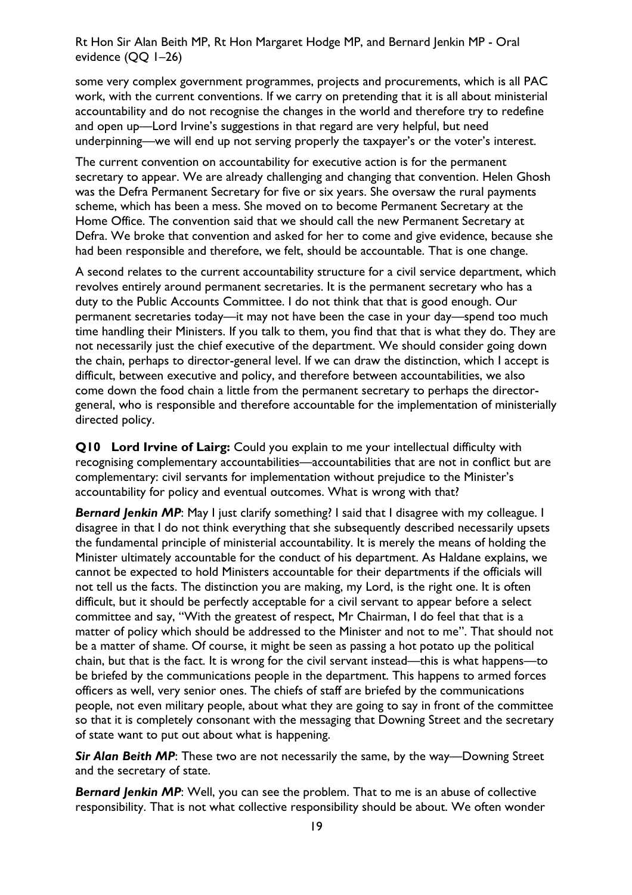some very complex government programmes, projects and procurements, which is all PAC work, with the current conventions. If we carry on pretending that it is all about ministerial accountability and do not recognise the changes in the world and therefore try to redefine and open up—Lord Irvine's suggestions in that regard are very helpful, but need underpinning—we will end up not serving properly the taxpayer's or the voter's interest.

The current convention on accountability for executive action is for the permanent secretary to appear. We are already challenging and changing that convention. Helen Ghosh was the Defra Permanent Secretary for five or six years. She oversaw the rural payments scheme, which has been a mess. She moved on to become Permanent Secretary at the Home Office. The convention said that we should call the new Permanent Secretary at Defra. We broke that convention and asked for her to come and give evidence, because she had been responsible and therefore, we felt, should be accountable. That is one change.

A second relates to the current accountability structure for a civil service department, which revolves entirely around permanent secretaries. It is the permanent secretary who has a duty to the Public Accounts Committee. I do not think that that is good enough. Our permanent secretaries today—it may not have been the case in your day—spend too much time handling their Ministers. If you talk to them, you find that that is what they do. They are not necessarily just the chief executive of the department. We should consider going down the chain, perhaps to director-general level. If we can draw the distinction, which I accept is difficult, between executive and policy, and therefore between accountabilities, we also come down the food chain a little from the permanent secretary to perhaps the director-general, who is responsible and therefore accountable for the implementation of ministerially directed policy.

**Q10 Lord Irvine of Lairg:** Could you explain to me your intellectual difficulty with recognising complementary accountabilities—accountabilities that are not in conflict but are complementary: civil servants for implementation without prejudice to the Minister's accountability for policy and eventual outcomes. What is wrong with that?

***Bernard Jenkin MP***: May I just clarify something? I said that I disagree with my colleague. I disagree in that I do not think everything that she subsequently described necessarily upsets the fundamental principle of ministerial accountability. It is merely the means of holding the Minister ultimately accountable for the conduct of his department. As Haldane explains, we cannot be expected to hold Ministers accountable for their departments if the officials will not tell us the facts. The distinction you are making, my Lord, is the right one. It is often difficult, but it should be perfectly acceptable for a civil servant to appear before a select committee and say, "With the greatest of respect, Mr Chairman, I do feel that that is a matter of policy which should be addressed to the Minister and not to me". That should not be a matter of shame. Of course, it might be seen as passing a hot potato up the political chain, but that is the fact. It is wrong for the civil servant instead—this is what happens—to be briefed by the communications people in the department. This happens to armed forces officers as well, very senior ones. The chiefs of staff are briefed by the communications people, not even military people, about what they are going to say in front of the committee so that it is completely consonant with the messaging that Downing Street and the secretary of state want to put out about what is happening.

***Sir Alan Beith MP***: These two are not necessarily the same, by the way—Downing Street and the secretary of state.

***Bernard Jenkin MP***: Well, you can see the problem. That to me is an abuse of collective responsibility. That is not what collective responsibility should be about. We often wonder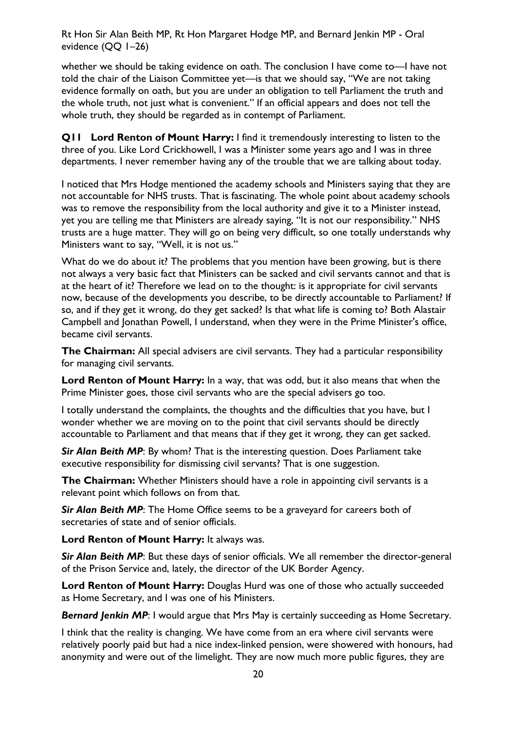whether we should be taking evidence on oath. The conclusion I have come to—I have not told the chair of the Liaison Committee yet—is that we should say, "We are not taking evidence formally on oath, but you are under an obligation to tell Parliament the truth and the whole truth, not just what is convenient." If an official appears and does not tell the whole truth, they should be regarded as in contempt of Parliament.

**Q11 Lord Renton of Mount Harry:** I find it tremendously interesting to listen to the three of you. Like Lord Crickhowell, I was a Minister some years ago and I was in three departments. I never remember having any of the trouble that we are talking about today.

I noticed that Mrs Hodge mentioned the academy schools and Ministers saying that they are not accountable for NHS trusts. That is fascinating. The whole point about academy schools was to remove the responsibility from the local authority and give it to a Minister instead, yet you are telling me that Ministers are already saying, "It is not our responsibility." NHS trusts are a huge matter. They will go on being very difficult, so one totally understands why Ministers want to say, "Well, it is not us."

What do we do about it? The problems that you mention have been growing, but is there not always a very basic fact that Ministers can be sacked and civil servants cannot and that is at the heart of it? Therefore we lead on to the thought: is it appropriate for civil servants now, because of the developments you describe, to be directly accountable to Parliament? If so, and if they get it wrong, do they get sacked? Is that what life is coming to? Both Alastair Campbell and Jonathan Powell, I understand, when they were in the Prime Minister's office, became civil servants.

**The Chairman:** All special advisers are civil servants. They had a particular responsibility for managing civil servants.

**Lord Renton of Mount Harry:** In a way, that was odd, but it also means that when the Prime Minister goes, those civil servants who are the special advisers go too.

I totally understand the complaints, the thoughts and the difficulties that you have, but I wonder whether we are moving on to the point that civil servants should be directly accountable to Parliament and that means that if they get it wrong, they can get sacked.

***Sir Alan Beith MP***: By whom? That is the interesting question. Does Parliament take executive responsibility for dismissing civil servants? That is one suggestion.

**The Chairman:** Whether Ministers should have a role in appointing civil servants is a relevant point which follows on from that.

***Sir Alan Beith MP***: The Home Office seems to be a graveyard for careers both of secretaries of state and of senior officials.

**Lord Renton of Mount Harry:** It always was.

***Sir Alan Beith MP***: But these days of senior officials. We all remember the director-general of the Prison Service and, lately, the director of the UK Border Agency.

**Lord Renton of Mount Harry:** Douglas Hurd was one of those who actually succeeded as Home Secretary, and I was one of his Ministers.

***Bernard Jenkin MP***: I would argue that Mrs May is certainly succeeding as Home Secretary.

I think that the reality is changing. We have come from an era where civil servants were relatively poorly paid but had a nice index-linked pension, were showered with honours, had anonymity and were out of the limelight. They are now much more public figures, they are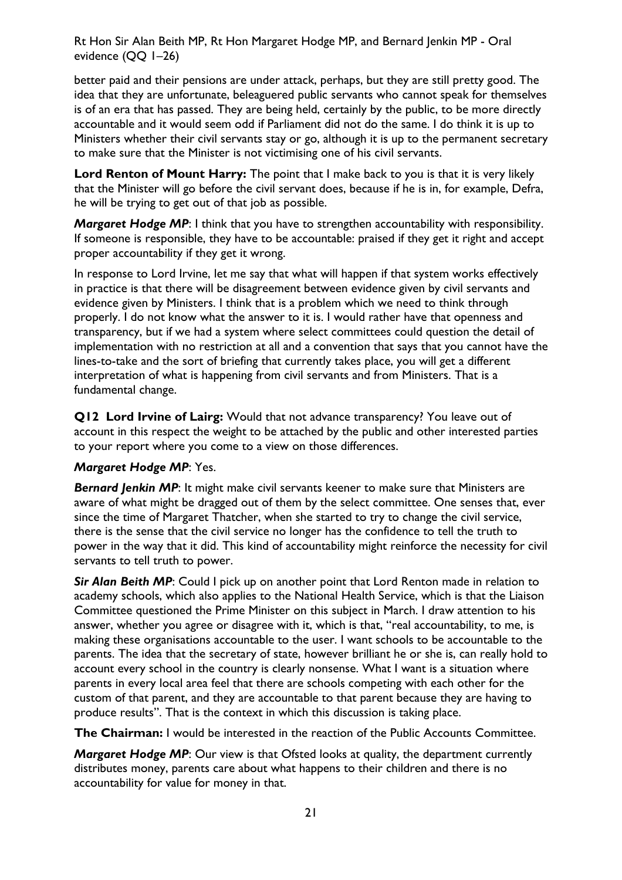better paid and their pensions are under attack, perhaps, but they are still pretty good. The idea that they are unfortunate, beleaguered public servants who cannot speak for themselves is of an era that has passed. They are being held, certainly by the public, to be more directly accountable and it would seem odd if Parliament did not do the same. I do think it is up to Ministers whether their civil servants stay or go, although it is up to the permanent secretary to make sure that the Minister is not victimising one of his civil servants.

**Lord Renton of Mount Harry:** The point that I make back to you is that it is very likely that the Minister will go before the civil servant does, because if he is in, for example, Defra, he will be trying to get out of that job as possible.

***Margaret Hodge MP***: I think that you have to strengthen accountability with responsibility. If someone is responsible, they have to be accountable: praised if they get it right and accept proper accountability if they get it wrong.

In response to Lord Irvine, let me say that what will happen if that system works effectively in practice is that there will be disagreement between evidence given by civil servants and evidence given by Ministers. I think that is a problem which we need to think through properly. I do not know what the answer to it is. I would rather have that openness and transparency, but if we had a system where select committees could question the detail of implementation with no restriction at all and a convention that says that you cannot have the lines-to-take and the sort of briefing that currently takes place, you will get a different interpretation of what is happening from civil servants and from Ministers. That is a fundamental change.

**Q12 Lord Irvine of Lairg:** Would that not advance transparency? You leave out of account in this respect the weight to be attached by the public and other interested parties to your report where you come to a view on those differences.

***Margaret Hodge MP***: Yes.

***Bernard Jenkin MP***: It might make civil servants keener to make sure that Ministers are aware of what might be dragged out of them by the select committee. One senses that, ever since the time of Margaret Thatcher, when she started to try to change the civil service, there is the sense that the civil service no longer has the confidence to tell the truth to power in the way that it did. This kind of accountability might reinforce the necessity for civil servants to tell truth to power.

***Sir Alan Beith MP***: Could I pick up on another point that Lord Renton made in relation to academy schools, which also applies to the National Health Service, which is that the Liaison Committee questioned the Prime Minister on this subject in March. I draw attention to his answer, whether you agree or disagree with it, which is that, "real accountability, to me, is making these organisations accountable to the user. I want schools to be accountable to the parents. The idea that the secretary of state, however brilliant he or she is, can really hold to account every school in the country is clearly nonsense. What I want is a situation where parents in every local area feel that there are schools competing with each other for the custom of that parent, and they are accountable to that parent because they are having to produce results". That is the context in which this discussion is taking place.

**The Chairman:** I would be interested in the reaction of the Public Accounts Committee.

***Margaret Hodge MP***: Our view is that Ofsted looks at quality, the department currently distributes money, parents care about what happens to their children and there is no accountability for value for money in that.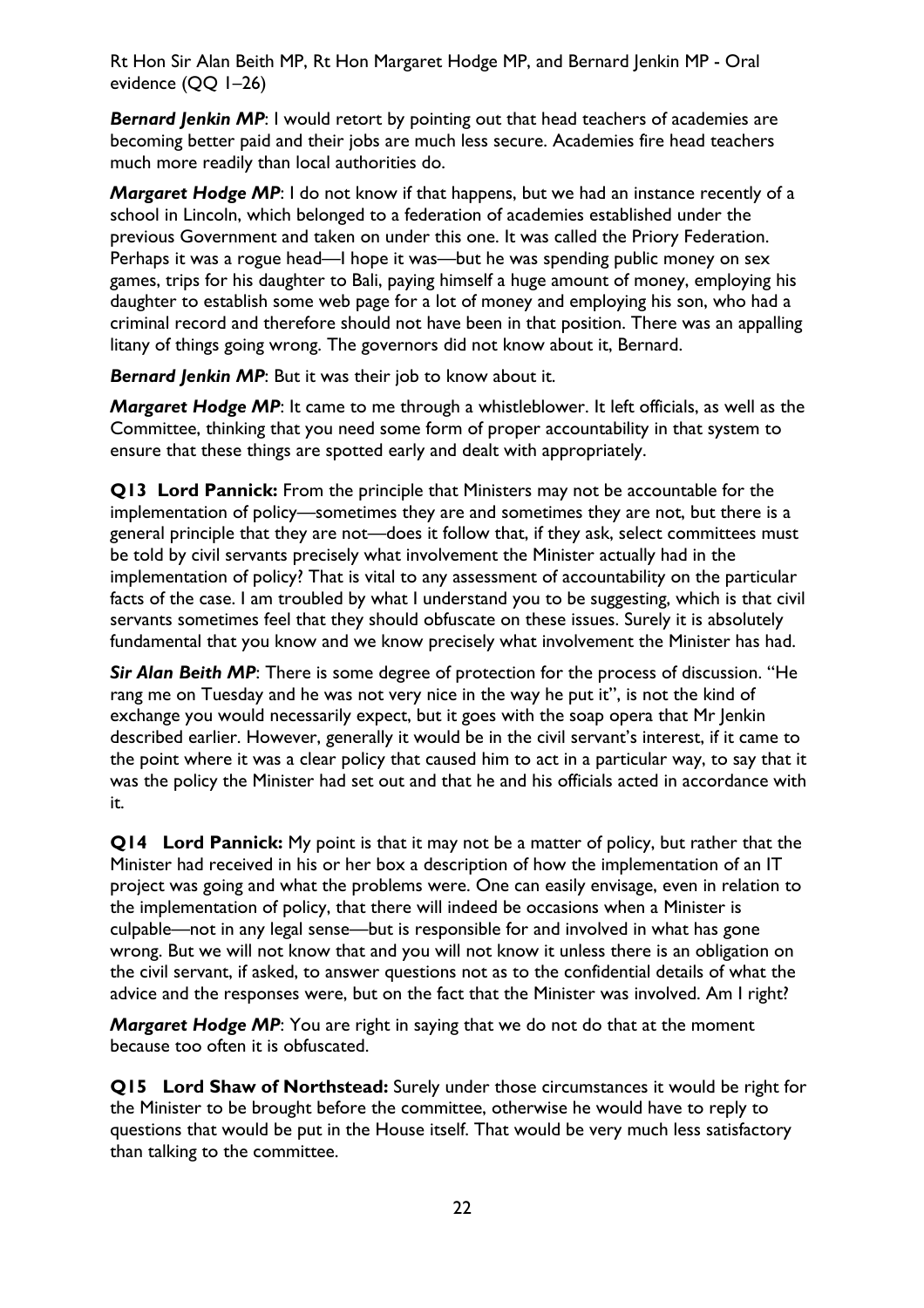***Bernard Jenkin MP***: I would retort by pointing out that head teachers of academies are becoming better paid and their jobs are much less secure. Academies fire head teachers much more readily than local authorities do.

***Margaret Hodge MP***: I do not know if that happens, but we had an instance recently of a school in Lincoln, which belonged to a federation of academies established under the previous Government and taken on under this one. It was called the Priory Federation. Perhaps it was a rogue head—I hope it was—but he was spending public money on sex games, trips for his daughter to Bali, paying himself a huge amount of money, employing his daughter to establish some web page for a lot of money and employing his son, who had a criminal record and therefore should not have been in that position. There was an appalling litany of things going wrong. The governors did not know about it, Bernard.

***Bernard Jenkin MP***: But it was their job to know about it.

***Margaret Hodge MP***: It came to me through a whistleblower. It left officials, as well as the Committee, thinking that you need some form of proper accountability in that system to ensure that these things are spotted early and dealt with appropriately.

**Q13 Lord Pannick:** From the principle that Ministers may not be accountable for the implementation of policy—sometimes they are and sometimes they are not, but there is a general principle that they are not—does it follow that, if they ask, select committees must be told by civil servants precisely what involvement the Minister actually had in the implementation of policy? That is vital to any assessment of accountability on the particular facts of the case. I am troubled by what I understand you to be suggesting, which is that civil servants sometimes feel that they should obfuscate on these issues. Surely it is absolutely fundamental that you know and we know precisely what involvement the Minister has had.

***Sir Alan Beith MP***: There is some degree of protection for the process of discussion. "He rang me on Tuesday and he was not very nice in the way he put it", is not the kind of exchange you would necessarily expect, but it goes with the soap opera that Mr Jenkin described earlier. However, generally it would be in the civil servant's interest, if it came to the point where it was a clear policy that caused him to act in a particular way, to say that it was the policy the Minister had set out and that he and his officials acted in accordance with it.

**Q14 Lord Pannick:** My point is that it may not be a matter of policy, but rather that the Minister had received in his or her box a description of how the implementation of an IT project was going and what the problems were. One can easily envisage, even in relation to the implementation of policy, that there will indeed be occasions when a Minister is culpable—not in any legal sense—but is responsible for and involved in what has gone wrong. But we will not know that and you will not know it unless there is an obligation on the civil servant, if asked, to answer questions not as to the confidential details of what the advice and the responses were, but on the fact that the Minister was involved. Am I right?

***Margaret Hodge MP***: You are right in saying that we do not do that at the moment because too often it is obfuscated.

**Q15 Lord Shaw of Northstead:** Surely under those circumstances it would be right for the Minister to be brought before the committee, otherwise he would have to reply to questions that would be put in the House itself. That would be very much less satisfactory than talking to the committee.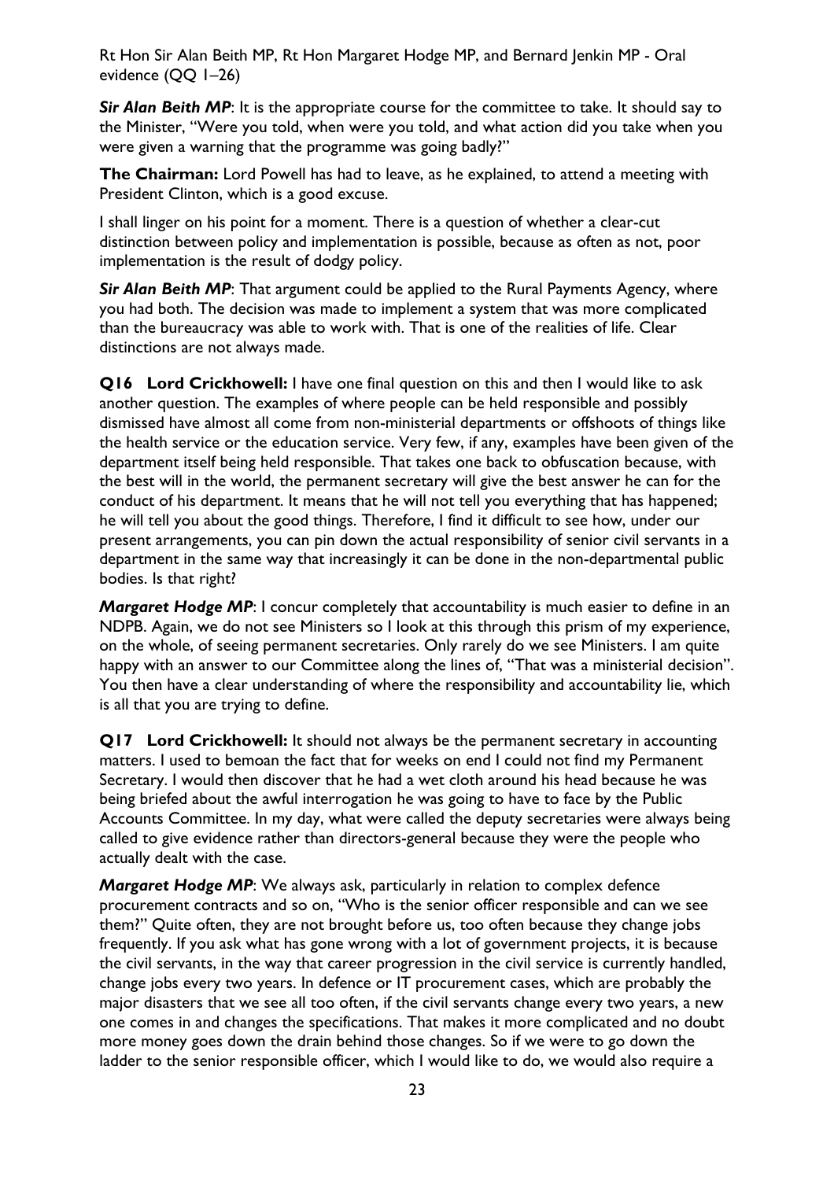***Sir Alan Beith MP***: It is the appropriate course for the committee to take. It should say to the Minister, "Were you told, when were you told, and what action did you take when you were given a warning that the programme was going badly?"

**The Chairman:** Lord Powell has had to leave, as he explained, to attend a meeting with President Clinton, which is a good excuse.

I shall linger on his point for a moment. There is a question of whether a clear-cut distinction between policy and implementation is possible, because as often as not, poor implementation is the result of dodgy policy.

***Sir Alan Beith MP***: That argument could be applied to the Rural Payments Agency, where you had both. The decision was made to implement a system that was more complicated than the bureaucracy was able to work with. That is one of the realities of life. Clear distinctions are not always made.

**Q16 Lord Crickhowell:** I have one final question on this and then I would like to ask another question. The examples of where people can be held responsible and possibly dismissed have almost all come from non-ministerial departments or offshoots of things like the health service or the education service. Very few, if any, examples have been given of the department itself being held responsible. That takes one back to obfuscation because, with the best will in the world, the permanent secretary will give the best answer he can for the conduct of his department. It means that he will not tell you everything that has happened; he will tell you about the good things. Therefore, I find it difficult to see how, under our present arrangements, you can pin down the actual responsibility of senior civil servants in a department in the same way that increasingly it can be done in the non-departmental public bodies. Is that right?

***Margaret Hodge MP***: I concur completely that accountability is much easier to define in an NDPB. Again, we do not see Ministers so I look at this through this prism of my experience, on the whole, of seeing permanent secretaries. Only rarely do we see Ministers. I am quite happy with an answer to our Committee along the lines of, "That was a ministerial decision". You then have a clear understanding of where the responsibility and accountability lie, which is all that you are trying to define.

**Q17 Lord Crickhowell:** It should not always be the permanent secretary in accounting matters. I used to bemoan the fact that for weeks on end I could not find my Permanent Secretary. I would then discover that he had a wet cloth around his head because he was being briefed about the awful interrogation he was going to have to face by the Public Accounts Committee. In my day, what were called the deputy secretaries were always being called to give evidence rather than directors-general because they were the people who actually dealt with the case.

***Margaret Hodge MP***: We always ask, particularly in relation to complex defence procurement contracts and so on, "Who is the senior officer responsible and can we see them?" Quite often, they are not brought before us, too often because they change jobs frequently. If you ask what has gone wrong with a lot of government projects, it is because the civil servants, in the way that career progression in the civil service is currently handled, change jobs every two years. In defence or IT procurement cases, which are probably the major disasters that we see all too often, if the civil servants change every two years, a new one comes in and changes the specifications. That makes it more complicated and no doubt more money goes down the drain behind those changes. So if we were to go down the ladder to the senior responsible officer, which I would like to do, we would also require a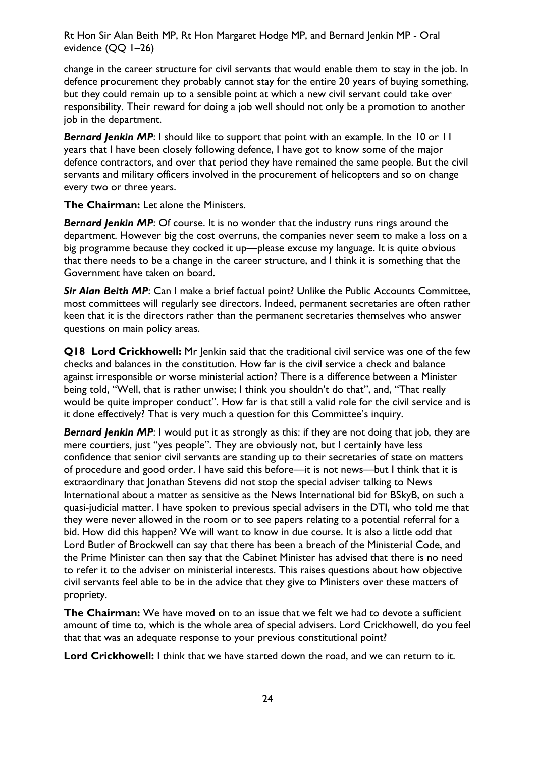change in the career structure for civil servants that would enable them to stay in the job. In defence procurement they probably cannot stay for the entire 20 years of buying something, but they could remain up to a sensible point at which a new civil servant could take over responsibility. Their reward for doing a job well should not only be a promotion to another job in the department.

***Bernard Jenkin MP***: I should like to support that point with an example. In the 10 or 11 years that I have been closely following defence, I have got to know some of the major defence contractors, and over that period they have remained the same people. But the civil servants and military officers involved in the procurement of helicopters and so on change every two or three years.

**The Chairman:** Let alone the Ministers.

***Bernard Jenkin MP***: Of course. It is no wonder that the industry runs rings around the department. However big the cost overruns, the companies never seem to make a loss on a big programme because they cocked it up—please excuse my language. It is quite obvious that there needs to be a change in the career structure, and I think it is something that the Government have taken on board.

***Sir Alan Beith MP***: Can I make a brief factual point? Unlike the Public Accounts Committee, most committees will regularly see directors. Indeed, permanent secretaries are often rather keen that it is the directors rather than the permanent secretaries themselves who answer questions on main policy areas.

**Q18 Lord Crickhowell:** Mr Jenkin said that the traditional civil service was one of the few checks and balances in the constitution. How far is the civil service a check and balance against irresponsible or worse ministerial action? There is a difference between a Minister being told, "Well, that is rather unwise; I think you shouldn't do that", and, "That really would be quite improper conduct". How far is that still a valid role for the civil service and is it done effectively? That is very much a question for this Committee's inquiry.

***Bernard Jenkin MP***: I would put it as strongly as this: if they are not doing that job, they are mere courtiers, just "yes people". They are obviously not, but I certainly have less confidence that senior civil servants are standing up to their secretaries of state on matters of procedure and good order. I have said this before—it is not news—but I think that it is extraordinary that Jonathan Stevens did not stop the special adviser talking to News International about a matter as sensitive as the News International bid for BSkyB, on such a quasi-judicial matter. I have spoken to previous special advisers in the DTI, who told me that they were never allowed in the room or to see papers relating to a potential referral for a bid. How did this happen? We will want to know in due course. It is also a little odd that Lord Butler of Brockwell can say that there has been a breach of the Ministerial Code, and the Prime Minister can then say that the Cabinet Minister has advised that there is no need to refer it to the adviser on ministerial interests. This raises questions about how objective civil servants feel able to be in the advice that they give to Ministers over these matters of propriety.

**The Chairman:** We have moved on to an issue that we felt we had to devote a sufficient amount of time to, which is the whole area of special advisers. Lord Crickhowell, do you feel that that was an adequate response to your previous constitutional point?

**Lord Crickhowell:** I think that we have started down the road, and we can return to it.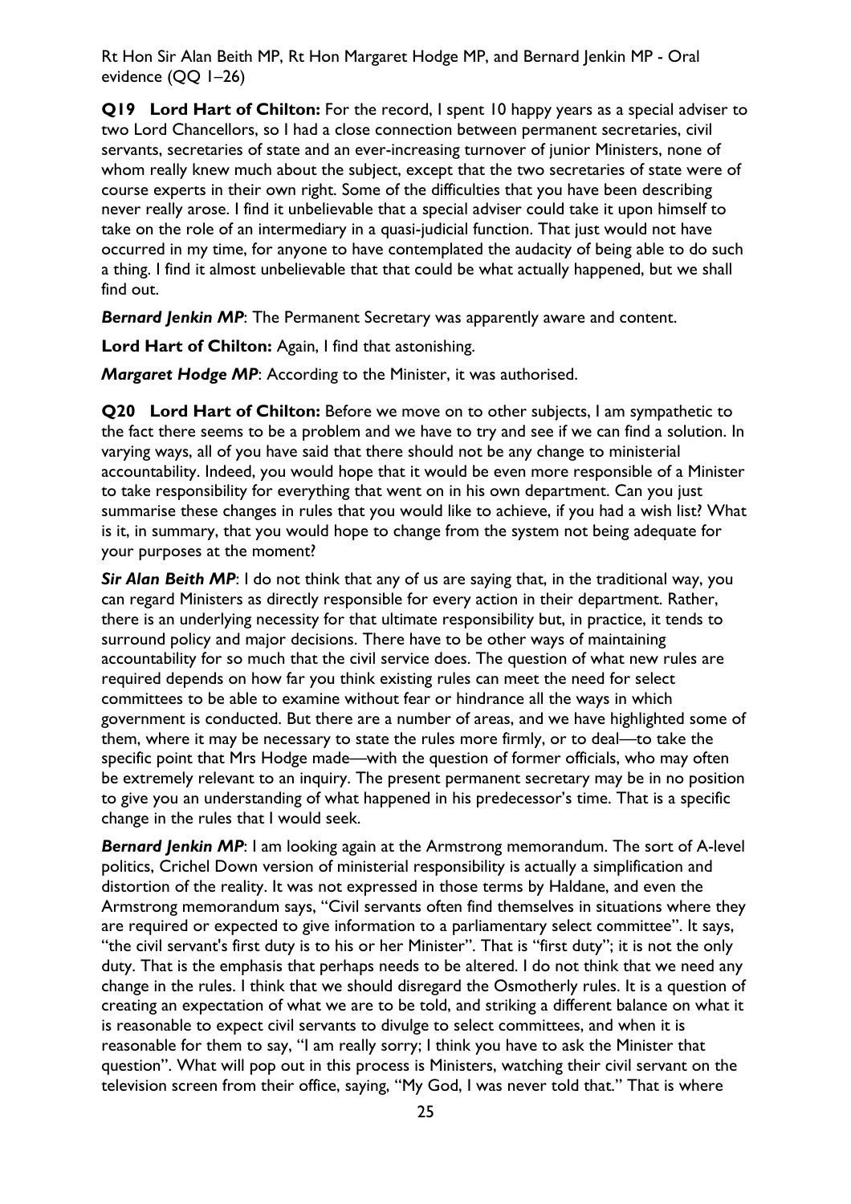**Q19 Lord Hart of Chilton:** For the record, I spent 10 happy years as a special adviser to two Lord Chancellors, so I had a close connection between permanent secretaries, civil servants, secretaries of state and an ever-increasing turnover of junior Ministers, none of whom really knew much about the subject, except that the two secretaries of state were of course experts in their own right. Some of the difficulties that you have been describing never really arose. I find it unbelievable that a special adviser could take it upon himself to take on the role of an intermediary in a quasi-judicial function. That just would not have occurred in my time, for anyone to have contemplated the audacity of being able to do such a thing. I find it almost unbelievable that that could be what actually happened, but we shall find out.

***Bernard Jenkin MP***: The Permanent Secretary was apparently aware and content.

**Lord Hart of Chilton:** Again, I find that astonishing.

***Margaret Hodge MP***: According to the Minister, it was authorised.

**Q20 Lord Hart of Chilton:** Before we move on to other subjects, I am sympathetic to the fact there seems to be a problem and we have to try and see if we can find a solution. In varying ways, all of you have said that there should not be any change to ministerial accountability. Indeed, you would hope that it would be even more responsible of a Minister to take responsibility for everything that went on in his own department. Can you just summarise these changes in rules that you would like to achieve, if you had a wish list? What is it, in summary, that you would hope to change from the system not being adequate for your purposes at the moment?

***Sir Alan Beith MP***: I do not think that any of us are saying that, in the traditional way, you can regard Ministers as directly responsible for every action in their department. Rather, there is an underlying necessity for that ultimate responsibility but, in practice, it tends to surround policy and major decisions. There have to be other ways of maintaining accountability for so much that the civil service does. The question of what new rules are required depends on how far you think existing rules can meet the need for select committees to be able to examine without fear or hindrance all the ways in which government is conducted. But there are a number of areas, and we have highlighted some of them, where it may be necessary to state the rules more firmly, or to deal—to take the specific point that Mrs Hodge made—with the question of former officials, who may often be extremely relevant to an inquiry. The present permanent secretary may be in no position to give you an understanding of what happened in his predecessor's time. That is a specific change in the rules that I would seek.

***Bernard Jenkin MP***: I am looking again at the Armstrong memorandum. The sort of A-level politics, Crichel Down version of ministerial responsibility is actually a simplification and distortion of the reality. It was not expressed in those terms by Haldane, and even the Armstrong memorandum says, "Civil servants often find themselves in situations where they are required or expected to give information to a parliamentary select committee". It says, "the civil servant's first duty is to his or her Minister". That is "first duty"; it is not the only duty. That is the emphasis that perhaps needs to be altered. I do not think that we need any change in the rules. I think that we should disregard the Osmotherly rules. It is a question of creating an expectation of what we are to be told, and striking a different balance on what it is reasonable to expect civil servants to divulge to select committees, and when it is reasonable for them to say, "I am really sorry; I think you have to ask the Minister that question". What will pop out in this process is Ministers, watching their civil servant on the television screen from their office, saying, "My God, I was never told that." That is where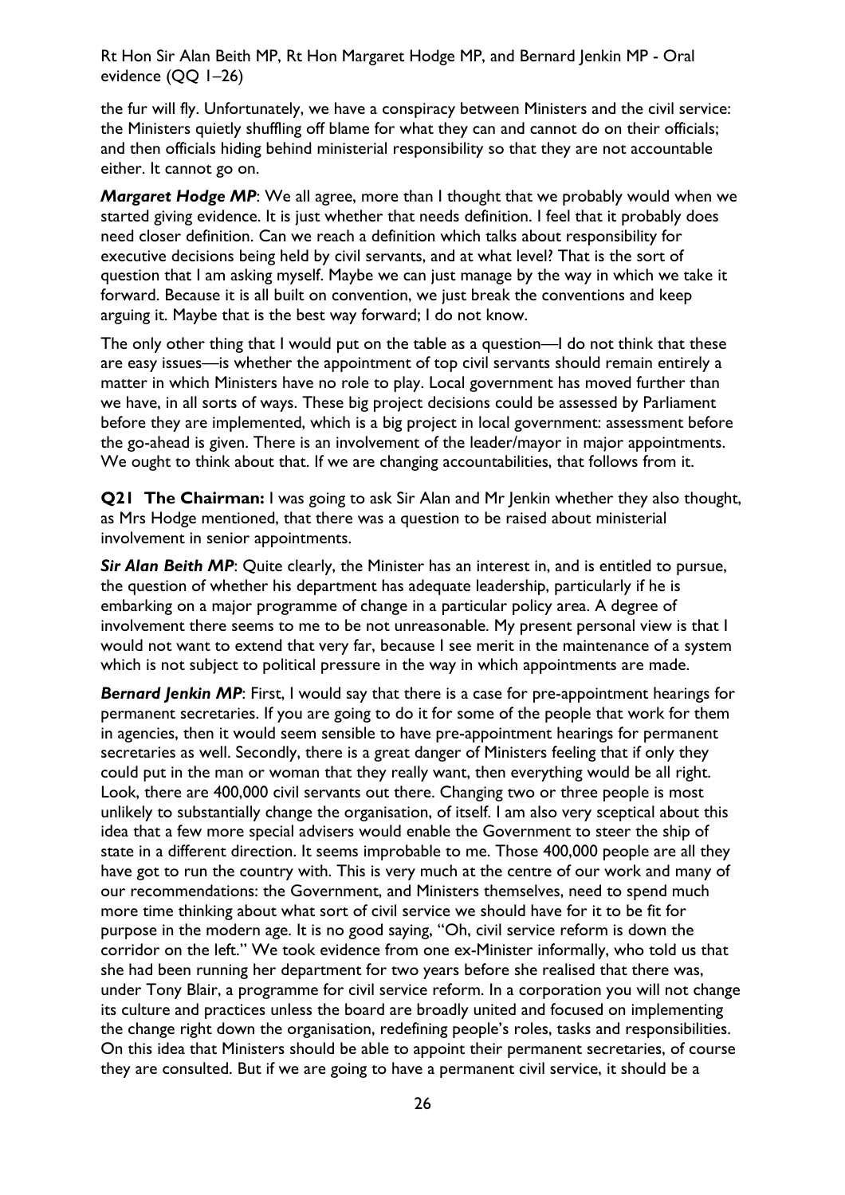the fur will fly. Unfortunately, we have a conspiracy between Ministers and the civil service: the Ministers quietly shuffling off blame for what they can and cannot do on their officials; and then officials hiding behind ministerial responsibility so that they are not accountable either. It cannot go on.

***Margaret Hodge MP***: We all agree, more than I thought that we probably would when we started giving evidence. It is just whether that needs definition. I feel that it probably does need closer definition. Can we reach a definition which talks about responsibility for executive decisions being held by civil servants, and at what level? That is the sort of question that I am asking myself. Maybe we can just manage by the way in which we take it forward. Because it is all built on convention, we just break the conventions and keep arguing it. Maybe that is the best way forward; I do not know.

The only other thing that I would put on the table as a question—I do not think that these are easy issues—is whether the appointment of top civil servants should remain entirely a matter in which Ministers have no role to play. Local government has moved further than we have, in all sorts of ways. These big project decisions could be assessed by Parliament before they are implemented, which is a big project in local government: assessment before the go-ahead is given. There is an involvement of the leader/mayor in major appointments. We ought to think about that. If we are changing accountabilities, that follows from it.

**Q21 The Chairman:** I was going to ask Sir Alan and Mr Jenkin whether they also thought, as Mrs Hodge mentioned, that there was a question to be raised about ministerial involvement in senior appointments.

***Sir Alan Beith MP***: Quite clearly, the Minister has an interest in, and is entitled to pursue, the question of whether his department has adequate leadership, particularly if he is embarking on a major programme of change in a particular policy area. A degree of involvement there seems to me to be not unreasonable. My present personal view is that I would not want to extend that very far, because I see merit in the maintenance of a system which is not subject to political pressure in the way in which appointments are made.

***Bernard Jenkin MP***: First, I would say that there is a case for pre-appointment hearings for permanent secretaries. If you are going to do it for some of the people that work for them in agencies, then it would seem sensible to have pre-appointment hearings for permanent secretaries as well. Secondly, there is a great danger of Ministers feeling that if only they could put in the man or woman that they really want, then everything would be all right. Look, there are 400,000 civil servants out there. Changing two or three people is most unlikely to substantially change the organisation, of itself. I am also very sceptical about this idea that a few more special advisers would enable the Government to steer the ship of state in a different direction. It seems improbable to me. Those 400,000 people are all they have got to run the country with. This is very much at the centre of our work and many of our recommendations: the Government, and Ministers themselves, need to spend much more time thinking about what sort of civil service we should have for it to be fit for purpose in the modern age. It is no good saying, "Oh, civil service reform is down the corridor on the left." We took evidence from one ex-Minister informally, who told us that she had been running her department for two years before she realised that there was, under Tony Blair, a programme for civil service reform. In a corporation you will not change its culture and practices unless the board are broadly united and focused on implementing the change right down the organisation, redefining people's roles, tasks and responsibilities. On this idea that Ministers should be able to appoint their permanent secretaries, of course they are consulted. But if we are going to have a permanent civil service, it should be a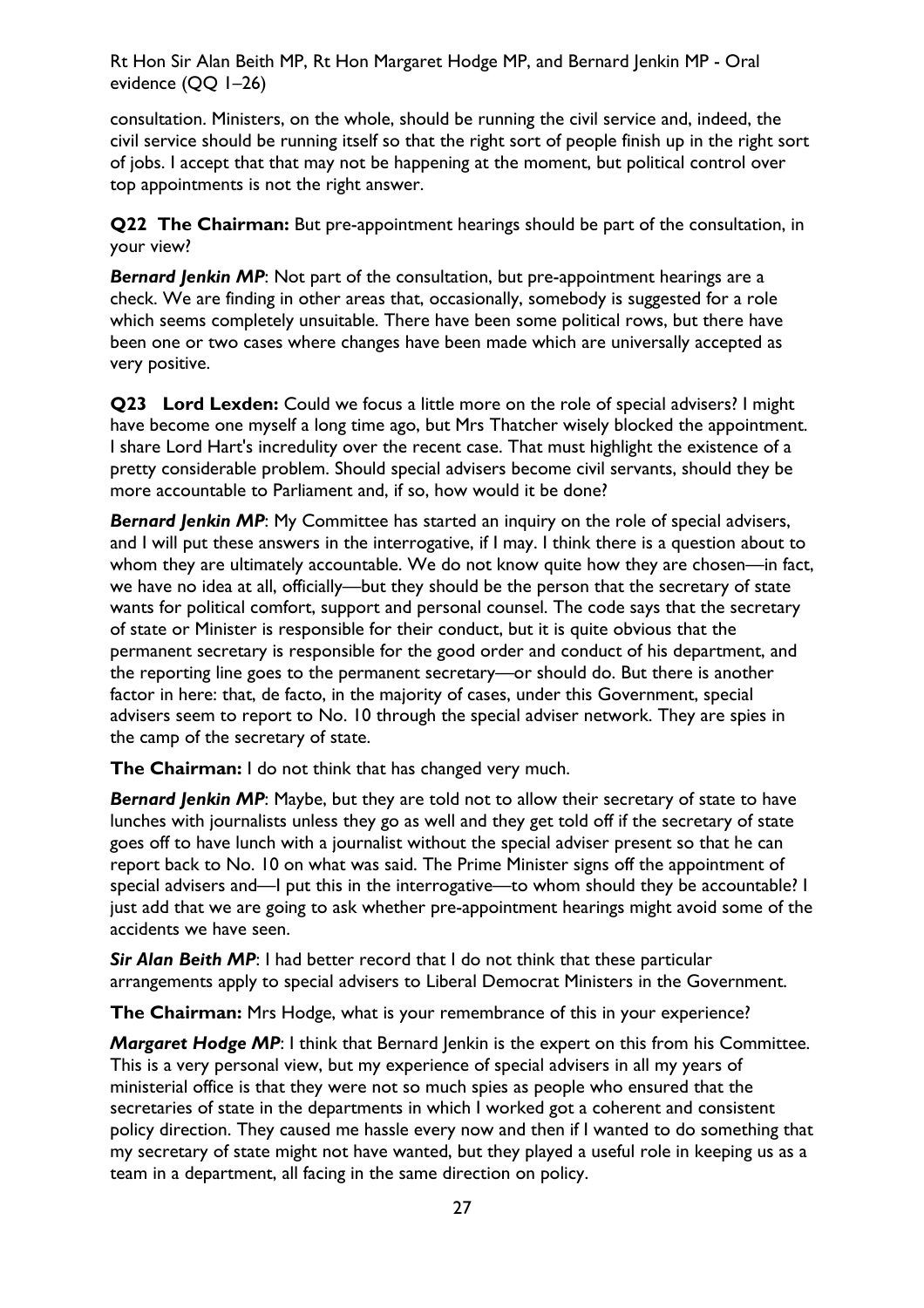consultation. Ministers, on the whole, should be running the civil service and, indeed, the civil service should be running itself so that the right sort of people finish up in the right sort of jobs. I accept that that may not be happening at the moment, but political control over top appointments is not the right answer.

**Q22 The Chairman:** But pre-appointment hearings should be part of the consultation, in your view?

***Bernard Jenkin MP***: Not part of the consultation, but pre-appointment hearings are a check. We are finding in other areas that, occasionally, somebody is suggested for a role which seems completely unsuitable. There have been some political rows, but there have been one or two cases where changes have been made which are universally accepted as very positive.

**Q23 Lord Lexden:** Could we focus a little more on the role of special advisers? I might have become one myself a long time ago, but Mrs Thatcher wisely blocked the appointment. I share Lord Hart's incredulity over the recent case. That must highlight the existence of a pretty considerable problem. Should special advisers become civil servants, should they be more accountable to Parliament and, if so, how would it be done?

***Bernard Jenkin MP***: My Committee has started an inquiry on the role of special advisers, and I will put these answers in the interrogative, if I may. I think there is a question about to whom they are ultimately accountable. We do not know quite how they are chosen—in fact, we have no idea at all, officially—but they should be the person that the secretary of state wants for political comfort, support and personal counsel. The code says that the secretary of state or Minister is responsible for their conduct, but it is quite obvious that the permanent secretary is responsible for the good order and conduct of his department, and the reporting line goes to the permanent secretary—or should do. But there is another factor in here: that, de facto, in the majority of cases, under this Government, special advisers seem to report to No. 10 through the special adviser network. They are spies in the camp of the secretary of state.

**The Chairman:** I do not think that has changed very much.

***Bernard Jenkin MP***: Maybe, but they are told not to allow their secretary of state to have lunches with journalists unless they go as well and they get told off if the secretary of state goes off to have lunch with a journalist without the special adviser present so that he can report back to No. 10 on what was said. The Prime Minister signs off the appointment of special advisers and—I put this in the interrogative—to whom should they be accountable? I just add that we are going to ask whether pre-appointment hearings might avoid some of the accidents we have seen.

***Sir Alan Beith MP***: I had better record that I do not think that these particular arrangements apply to special advisers to Liberal Democrat Ministers in the Government.

**The Chairman:** Mrs Hodge, what is your remembrance of this in your experience?

***Margaret Hodge MP***: I think that Bernard Jenkin is the expert on this from his Committee. This is a very personal view, but my experience of special advisers in all my years of ministerial office is that they were not so much spies as people who ensured that the secretaries of state in the departments in which I worked got a coherent and consistent policy direction. They caused me hassle every now and then if I wanted to do something that my secretary of state might not have wanted, but they played a useful role in keeping us as a team in a department, all facing in the same direction on policy.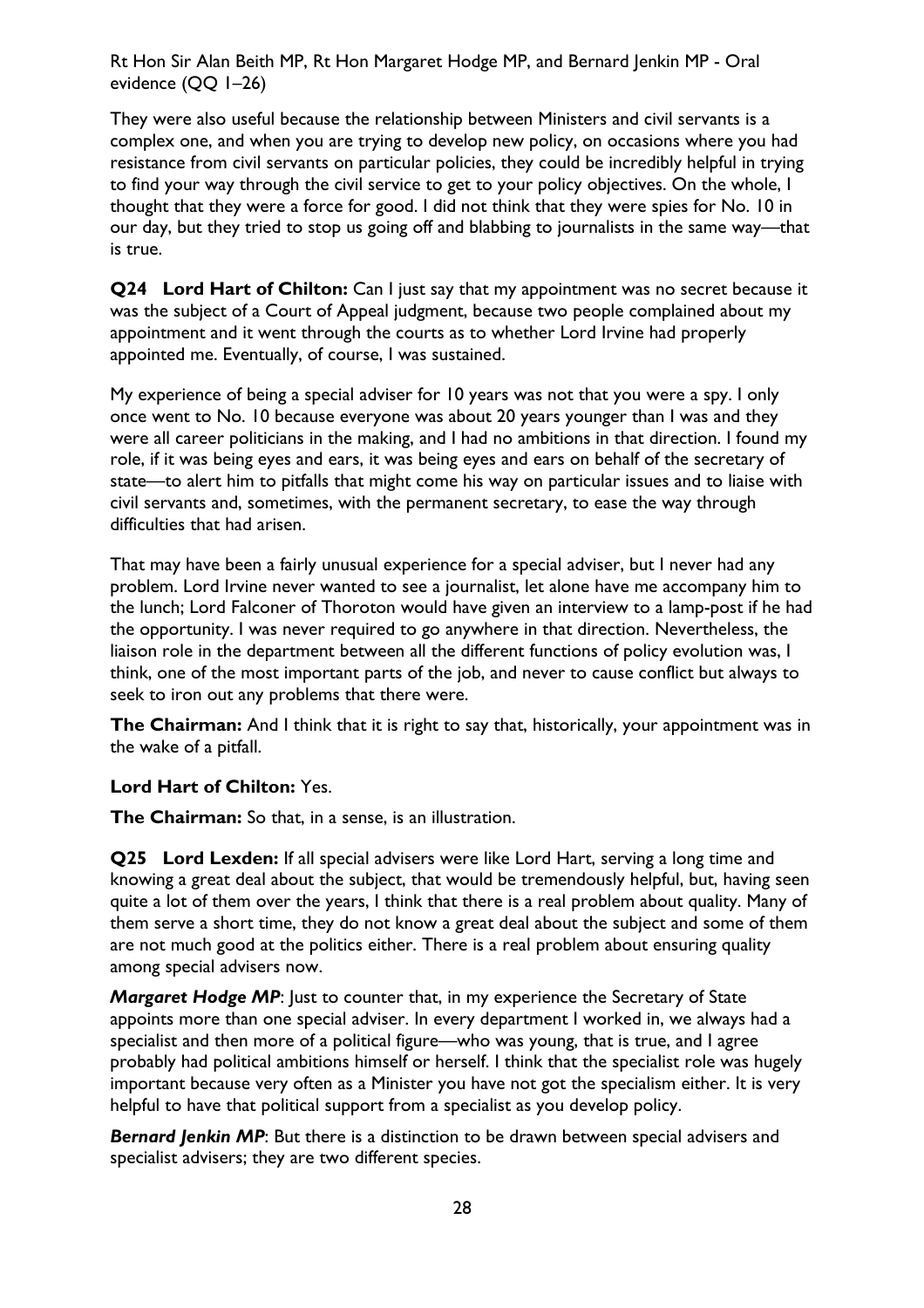They were also useful because the relationship between Ministers and civil servants is a complex one, and when you are trying to develop new policy, on occasions where you had resistance from civil servants on particular policies, they could be incredibly helpful in trying to find your way through the civil service to get to your policy objectives. On the whole, I thought that they were a force for good. I did not think that they were spies for No. 10 in our day, but they tried to stop us going off and blabbing to journalists in the same way—that is true.

**Q24 Lord Hart of Chilton:** Can I just say that my appointment was no secret because it was the subject of a Court of Appeal judgment, because two people complained about my appointment and it went through the courts as to whether Lord Irvine had properly appointed me. Eventually, of course, I was sustained.

My experience of being a special adviser for 10 years was not that you were a spy. I only once went to No. 10 because everyone was about 20 years younger than I was and they were all career politicians in the making, and I had no ambitions in that direction. I found my role, if it was being eyes and ears, it was being eyes and ears on behalf of the secretary of state—to alert him to pitfalls that might come his way on particular issues and to liaise with civil servants and, sometimes, with the permanent secretary, to ease the way through difficulties that had arisen.

That may have been a fairly unusual experience for a special adviser, but I never had any problem. Lord Irvine never wanted to see a journalist, let alone have me accompany him to the lunch; Lord Falconer of Thoroton would have given an interview to a lamp-post if he had the opportunity. I was never required to go anywhere in that direction. Nevertheless, the liaison role in the department between all the different functions of policy evolution was, I think, one of the most important parts of the job, and never to cause conflict but always to seek to iron out any problems that there were.

**The Chairman:** And I think that it is right to say that, historically, your appointment was in the wake of a pitfall.

**Lord Hart of Chilton:** Yes.

**The Chairman:** So that, in a sense, is an illustration.

**Q25 Lord Lexden:** If all special advisers were like Lord Hart, serving a long time and knowing a great deal about the subject, that would be tremendously helpful, but, having seen quite a lot of them over the years, I think that there is a real problem about quality. Many of them serve a short time, they do not know a great deal about the subject and some of them are not much good at the politics either. There is a real problem about ensuring quality among special advisers now.

***Margaret Hodge MP***: Just to counter that, in my experience the Secretary of State appoints more than one special adviser. In every department I worked in, we always had a specialist and then more of a political figure—who was young, that is true, and I agree probably had political ambitions himself or herself. I think that the specialist role was hugely important because very often as a Minister you have not got the specialism either. It is very helpful to have that political support from a specialist as you develop policy.

***Bernard Jenkin MP***: But there is a distinction to be drawn between special advisers and specialist advisers; they are two different species.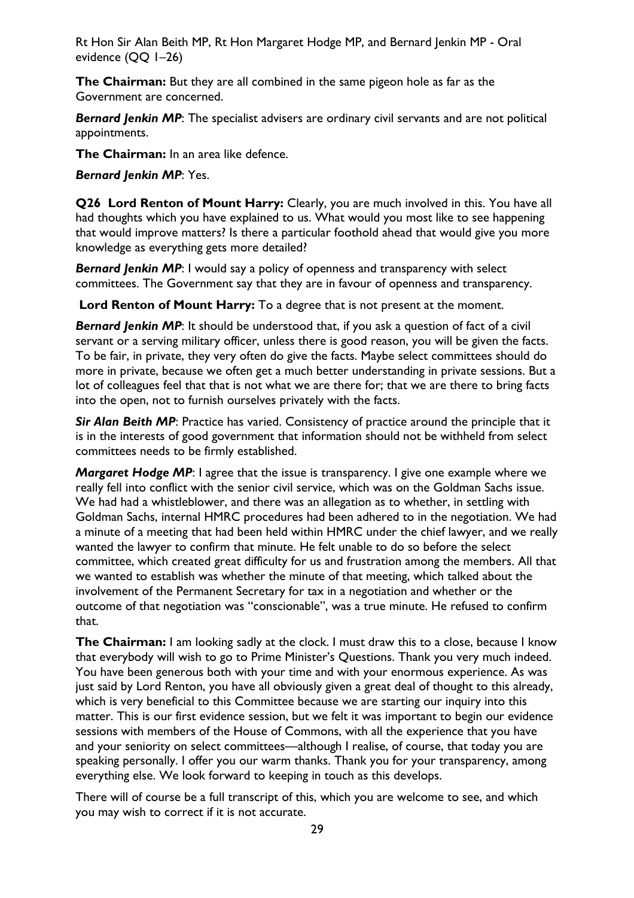**The Chairman:** But they are all combined in the same pigeon hole as far as the Government are concerned.

***Bernard Jenkin MP***: The specialist advisers are ordinary civil servants and are not political appointments.

**The Chairman:** In an area like defence.

***Bernard Jenkin MP***: Yes.

**Q26 Lord Renton of Mount Harry:** Clearly, you are much involved in this. You have all had thoughts which you have explained to us. What would you most like to see happening that would improve matters? Is there a particular foothold ahead that would give you more knowledge as everything gets more detailed?

***Bernard Jenkin MP***: I would say a policy of openness and transparency with select committees. The Government say that they are in favour of openness and transparency.

**Lord Renton of Mount Harry:** To a degree that is not present at the moment.

***Bernard Jenkin MP***: It should be understood that, if you ask a question of fact of a civil servant or a serving military officer, unless there is good reason, you will be given the facts. To be fair, in private, they very often do give the facts. Maybe select committees should do more in private, because we often get a much better understanding in private sessions. But a lot of colleagues feel that that is not what we are there for; that we are there to bring facts into the open, not to furnish ourselves privately with the facts.

***Sir Alan Beith MP***: Practice has varied. Consistency of practice around the principle that it is in the interests of good government that information should not be withheld from select committees needs to be firmly established.

***Margaret Hodge MP***: I agree that the issue is transparency. I give one example where we really fell into conflict with the senior civil service, which was on the Goldman Sachs issue. We had had a whistleblower, and there was an allegation as to whether, in settling with Goldman Sachs, internal HMRC procedures had been adhered to in the negotiation. We had a minute of a meeting that had been held within HMRC under the chief lawyer, and we really wanted the lawyer to confirm that minute. He felt unable to do so before the select committee, which created great difficulty for us and frustration among the members. All that we wanted to establish was whether the minute of that meeting, which talked about the involvement of the Permanent Secretary for tax in a negotiation and whether or the outcome of that negotiation was "conscionable", was a true minute. He refused to confirm that.

**The Chairman:** I am looking sadly at the clock. I must draw this to a close, because I know that everybody will wish to go to Prime Minister's Questions. Thank you very much indeed. You have been generous both with your time and with your enormous experience. As was just said by Lord Renton, you have all obviously given a great deal of thought to this already, which is very beneficial to this Committee because we are starting our inquiry into this matter. This is our first evidence session, but we felt it was important to begin our evidence sessions with members of the House of Commons, with all the experience that you have and your seniority on select committees—although I realise, of course, that today you are speaking personally. I offer you our warm thanks. Thank you for your transparency, among everything else. We look forward to keeping in touch as this develops.

There will of course be a full transcript of this, which you are welcome to see, and which you may wish to correct if it is not accurate.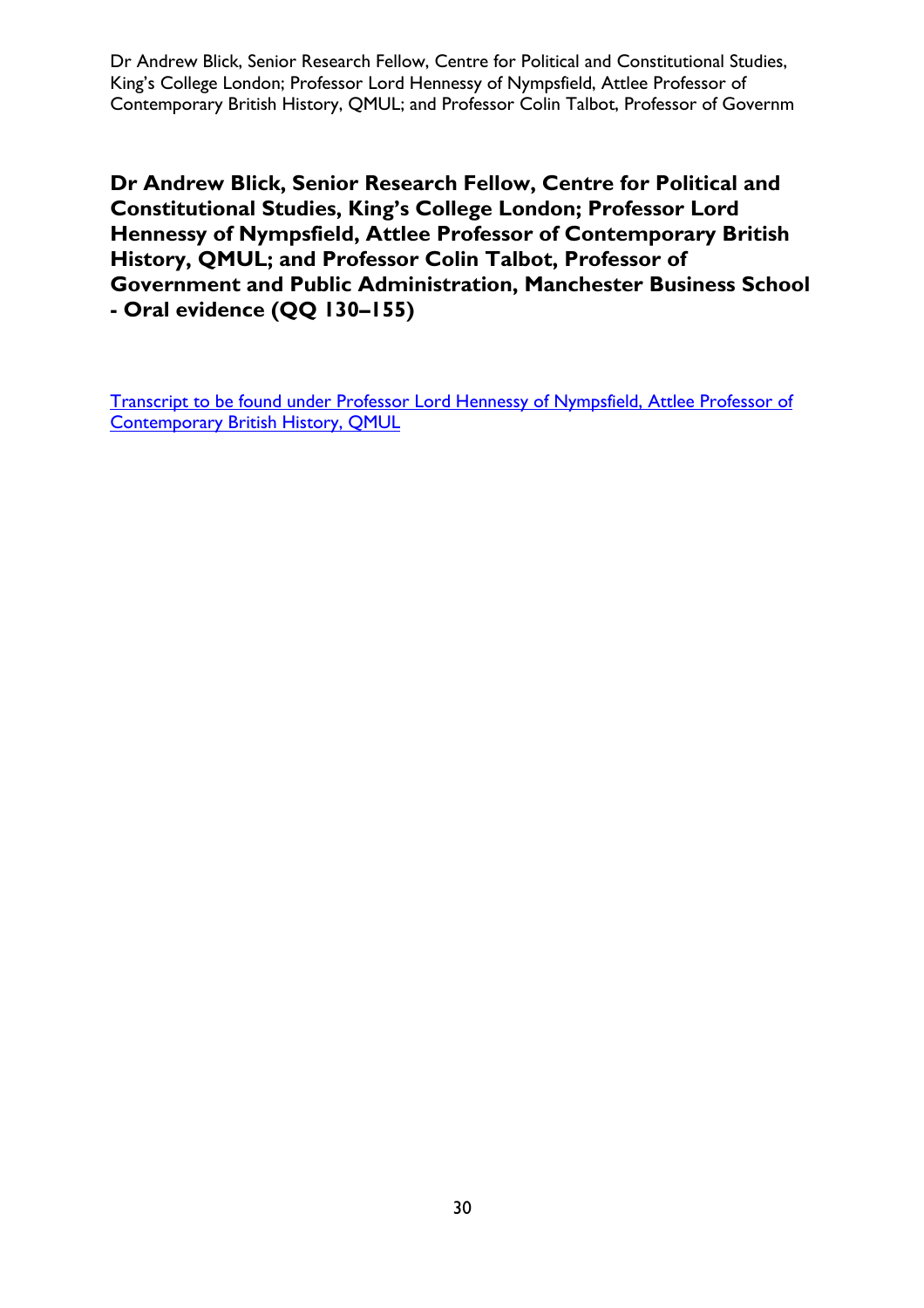**Dr Andrew Blick, Senior Research Fellow, Centre for Political and Constitutional Studies, King's College London; Professor Lord Hennessy of Nympsfield, Attlee Professor of Contemporary British History, QMUL; and Professor Colin Talbot, Professor of Government and Public Administration, Manchester Business School - Oral evidence (QQ 130–155)**

Transcript to be found under Professor Lord Hennessy of Nympsfield, Attlee Professor of Contemporary British History, QMUL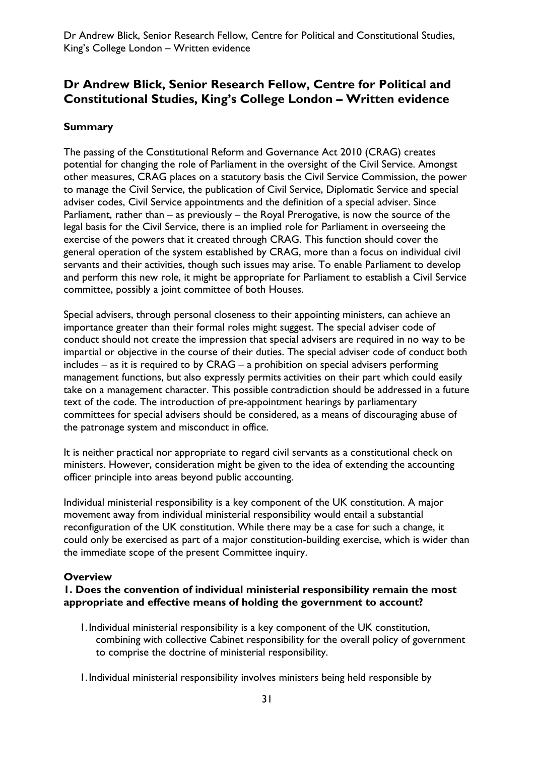# Dr Andrew Blick, Senior Research Fellow, Centre for Political and Constitutional Studies, King's College London – Written evidence

## Summary

The passing of the Constitutional Reform and Governance Act 2010 (CRAG) creates potential for changing the role of Parliament in the oversight of the Civil Service. Amongst other measures, CRAG places on a statutory basis the Civil Service Commission, the power to manage the Civil Service, the publication of Civil Service, Diplomatic Service and special adviser codes, Civil Service appointments and the definition of a special adviser. Since Parliament, rather than – as previously – the Royal Prerogative, is now the source of the legal basis for the Civil Service, there is an implied role for Parliament in overseeing the exercise of the powers that it created through CRAG. This function should cover the general operation of the system established by CRAG, more than a focus on individual civil servants and their activities, though such issues may arise. To enable Parliament to develop and perform this new role, it might be appropriate for Parliament to establish a Civil Service committee, possibly a joint committee of both Houses.

Special advisers, through personal closeness to their appointing ministers, can achieve an importance greater than their formal roles might suggest. The special adviser code of conduct should not create the impression that special advisers are required in no way to be impartial or objective in the course of their duties. The special adviser code of conduct both includes – as it is required to by CRAG – a prohibition on special advisers performing management functions, but also expressly permits activities on their part which could easily take on a management character. This possible contradiction should be addressed in a future text of the code. The introduction of pre-appointment hearings by parliamentary committees for special advisers should be considered, as a means of discouraging abuse of the patronage system and misconduct in office.

It is neither practical nor appropriate to regard civil servants as a constitutional check on ministers. However, consideration might be given to the idea of extending the accounting officer principle into areas beyond public accounting.

Individual ministerial responsibility is a key component of the UK constitution. A major movement away from individual ministerial responsibility would entail a substantial reconfiguration of the UK constitution. While there may be a case for such a change, it could only be exercised as part of a major constitution-building exercise, which is wider than the immediate scope of the present Committee inquiry.

## Overview

### 1. Does the convention of individual ministerial responsibility remain the most appropriate and effective means of holding the government to account?

1. Individual ministerial responsibility is a key component of the UK constitution, combining with collective Cabinet responsibility for the overall policy of government to comprise the doctrine of ministerial responsibility.

1. Individual ministerial responsibility involves ministers being held responsible by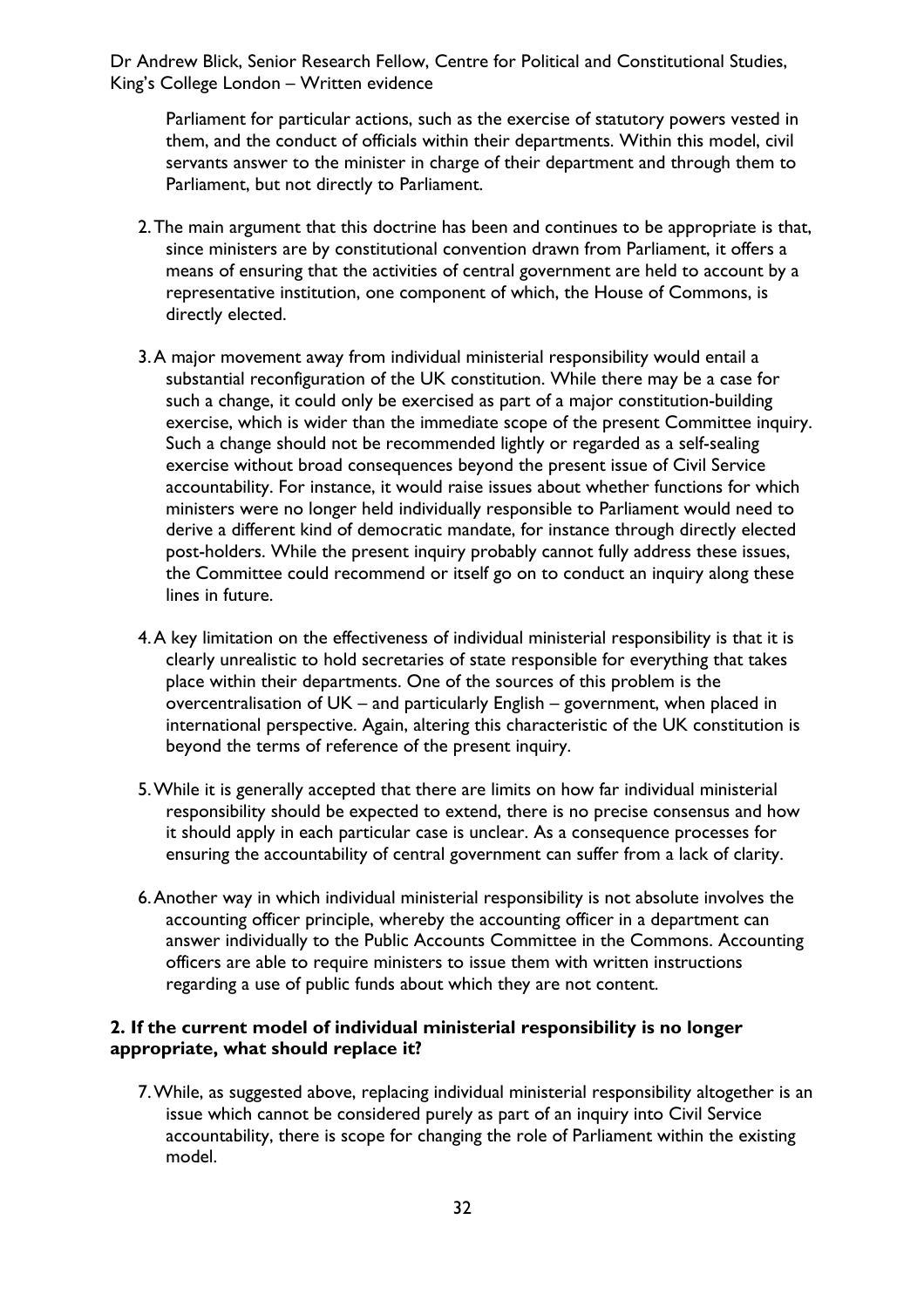Parliament for particular actions, such as the exercise of statutory powers vested in them, and the conduct of officials within their departments. Within this model, civil servants answer to the minister in charge of their department and through them to Parliament, but not directly to Parliament.

2. The main argument that this doctrine has been and continues to be appropriate is that, since ministers are by constitutional convention drawn from Parliament, it offers a means of ensuring that the activities of central government are held to account by a representative institution, one component of which, the House of Commons, is directly elected.

3. A major movement away from individual ministerial responsibility would entail a substantial reconfiguration of the UK constitution. While there may be a case for such a change, it could only be exercised as part of a major constitution-building exercise, which is wider than the immediate scope of the present Committee inquiry. Such a change should not be recommended lightly or regarded as a self-sealing exercise without broad consequences beyond the present issue of Civil Service accountability. For instance, it would raise issues about whether functions for which ministers were no longer held individually responsible to Parliament would need to derive a different kind of democratic mandate, for instance through directly elected post-holders. While the present inquiry probably cannot fully address these issues, the Committee could recommend or itself go on to conduct an inquiry along these lines in future.

4. A key limitation on the effectiveness of individual ministerial responsibility is that it is clearly unrealistic to hold secretaries of state responsible for everything that takes place within their departments. One of the sources of this problem is the overcentralisation of UK – and particularly English – government, when placed in international perspective. Again, altering this characteristic of the UK constitution is beyond the terms of reference of the present inquiry.

5. While it is generally accepted that there are limits on how far individual ministerial responsibility should be expected to extend, there is no precise consensus and how it should apply in each particular case is unclear. As a consequence processes for ensuring the accountability of central government can suffer from a lack of clarity.

6. Another way in which individual ministerial responsibility is not absolute involves the accounting officer principle, whereby the accounting officer in a department can answer individually to the Public Accounts Committee in the Commons. Accounting officers are able to require ministers to issue them with written instructions regarding a use of public funds about which they are not content.

**2. If the current model of individual ministerial responsibility is no longer appropriate, what should replace it?**

7. While, as suggested above, replacing individual ministerial responsibility altogether is an issue which cannot be considered purely as part of an inquiry into Civil Service accountability, there is scope for changing the role of Parliament within the existing model.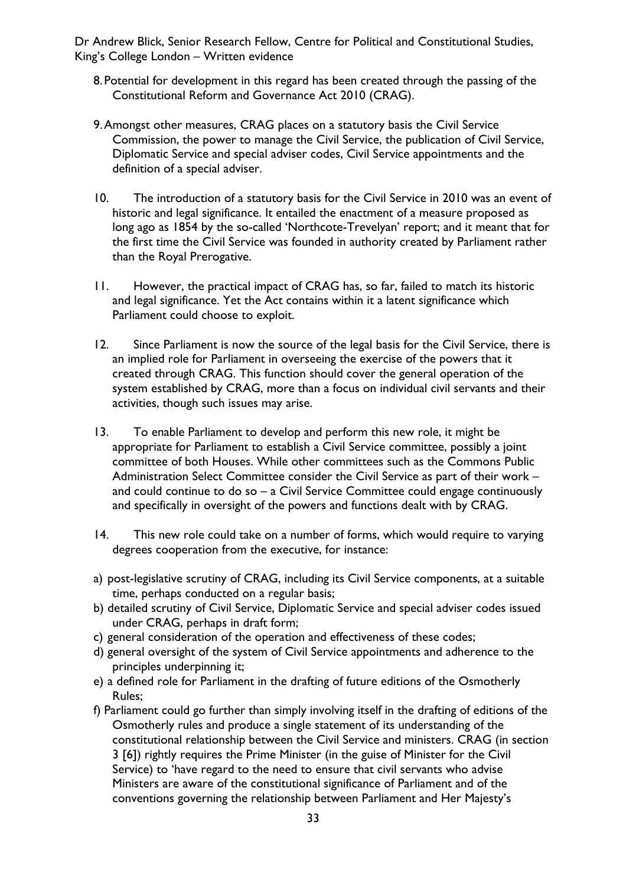8. Potential for development in this regard has been created through the passing of the Constitutional Reform and Governance Act 2010 (CRAG).

9. Amongst other measures, CRAG places on a statutory basis the Civil Service Commission, the power to manage the Civil Service, the publication of Civil Service, Diplomatic Service and special adviser codes, Civil Service appointments and the definition of a special adviser.

10. The introduction of a statutory basis for the Civil Service in 2010 was an event of historic and legal significance. It entailed the enactment of a measure proposed as long ago as 1854 by the so-called 'Northcote-Trevelyan' report; and it meant that for the first time the Civil Service was founded in authority created by Parliament rather than the Royal Prerogative.

11. However, the practical impact of CRAG has, so far, failed to match its historic and legal significance. Yet the Act contains within it a latent significance which Parliament could choose to exploit.

12. Since Parliament is now the source of the legal basis for the Civil Service, there is an implied role for Parliament in overseeing the exercise of the powers that it created through CRAG. This function should cover the general operation of the system established by CRAG, more than a focus on individual civil servants and their activities, though such issues may arise.

13. To enable Parliament to develop and perform this new role, it might be appropriate for Parliament to establish a Civil Service committee, possibly a joint committee of both Houses. While other committees such as the Commons Public Administration Select Committee consider the Civil Service as part of their work – and could continue to do so – a Civil Service Committee could engage continuously and specifically in oversight of the powers and functions dealt with by CRAG.

14. This new role could take on a number of forms, which would require to varying degrees cooperation from the executive, for instance:

a) post-legislative scrutiny of CRAG, including its Civil Service components, at a suitable time, perhaps conducted on a regular basis;
b) detailed scrutiny of Civil Service, Diplomatic Service and special adviser codes issued under CRAG, perhaps in draft form;
c) general consideration of the operation and effectiveness of these codes;
d) general oversight of the system of Civil Service appointments and adherence to the principles underpinning it;
e) a defined role for Parliament in the drafting of future editions of the Osmotherly Rules;
f) Parliament could go further than simply involving itself in the drafting of editions of the Osmotherly rules and produce a single statement of its understanding of the constitutional relationship between the Civil Service and ministers. CRAG (in section 3 [6]) rightly requires the Prime Minister (in the guise of Minister for the Civil Service) to 'have regard to the need to ensure that civil servants who advise Ministers are aware of the constitutional significance of Parliament and of the conventions governing the relationship between Parliament and Her Majesty's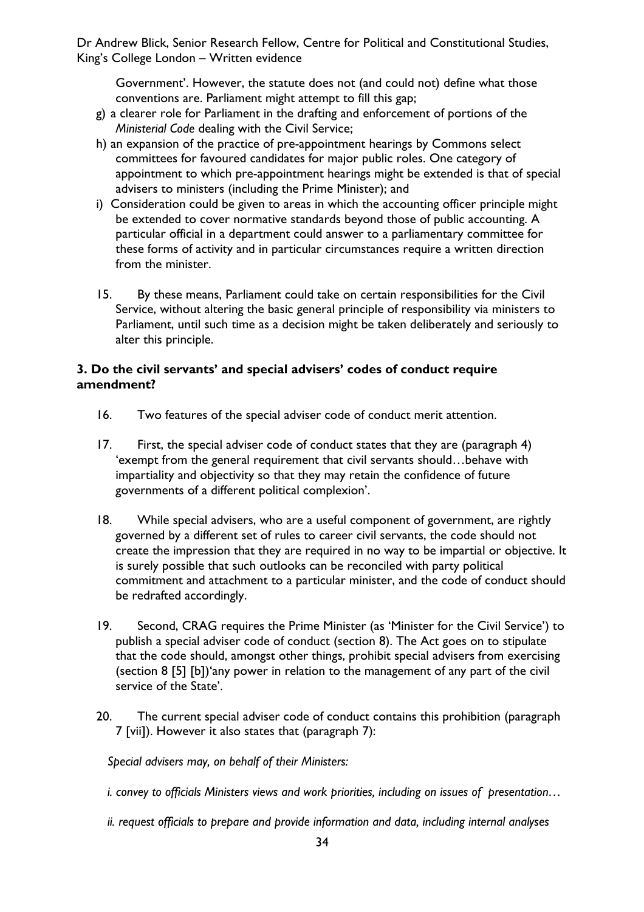Government'. However, the statute does not (and could not) define what those conventions are. Parliament might attempt to fill this gap;

g) a clearer role for Parliament in the drafting and enforcement of portions of the *Ministerial Code* dealing with the Civil Service;

h) an expansion of the practice of pre-appointment hearings by Commons select committees for favoured candidates for major public roles. One category of appointment to which pre-appointment hearings might be extended is that of special advisers to ministers (including the Prime Minister); and

i) Consideration could be given to areas in which the accounting officer principle might be extended to cover normative standards beyond those of public accounting. A particular official in a department could answer to a parliamentary committee for these forms of activity and in particular circumstances require a written direction from the minister.

15. By these means, Parliament could take on certain responsibilities for the Civil Service, without altering the basic general principle of responsibility via ministers to Parliament, until such time as a decision might be taken deliberately and seriously to alter this principle.

### 3. Do the civil servants' and special advisers' codes of conduct require amendment?

16. Two features of the special adviser code of conduct merit attention.

17. First, the special adviser code of conduct states that they are (paragraph 4) 'exempt from the general requirement that civil servants should…behave with impartiality and objectivity so that they may retain the confidence of future governments of a different political complexion'.

18. While special advisers, who are a useful component of government, are rightly governed by a different set of rules to career civil servants, the code should not create the impression that they are required in no way to be impartial or objective. It is surely possible that such outlooks can be reconciled with party political commitment and attachment to a particular minister, and the code of conduct should be redrafted accordingly.

19. Second, CRAG requires the Prime Minister (as 'Minister for the Civil Service') to publish a special adviser code of conduct (section 8). The Act goes on to stipulate that the code should, amongst other things, prohibit special advisers from exercising (section 8 [5] [b])'any power in relation to the management of any part of the civil service of the State'.

20. The current special adviser code of conduct contains this prohibition (paragraph 7 [vii]). However it also states that (paragraph 7):

*Special advisers may, on behalf of their Ministers:*

*i. convey to officials Ministers views and work priorities, including on issues of presentation…*

*ii. request officials to prepare and provide information and data, including internal analyses*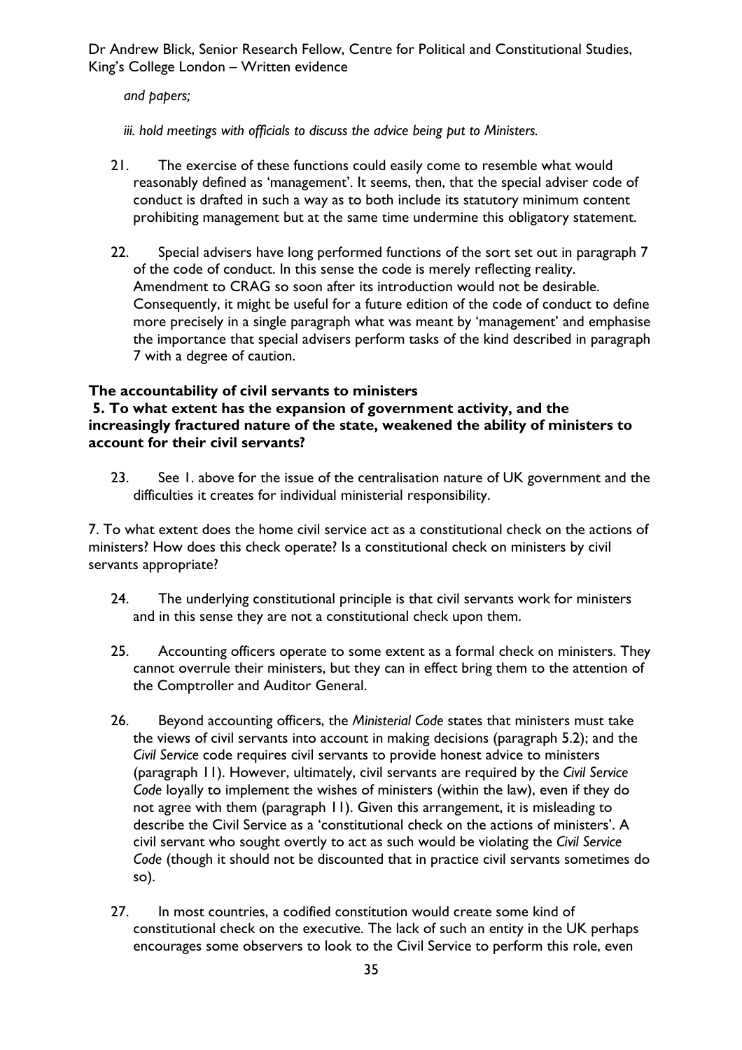*and papers;*

*iii. hold meetings with officials to discuss the advice being put to Ministers.*

21. The exercise of these functions could easily come to resemble what would reasonably defined as 'management'. It seems, then, that the special adviser code of conduct is drafted in such a way as to both include its statutory minimum content prohibiting management but at the same time undermine this obligatory statement.

22. Special advisers have long performed functions of the sort set out in paragraph 7 of the code of conduct. In this sense the code is merely reflecting reality. Amendment to CRAG so soon after its introduction would not be desirable. Consequently, it might be useful for a future edition of the code of conduct to define more precisely in a single paragraph what was meant by 'management' and emphasise the importance that special advisers perform tasks of the kind described in paragraph 7 with a degree of caution.

**The accountability of civil servants to ministers**

**5. To what extent has the expansion of government activity, and the increasingly fractured nature of the state, weakened the ability of ministers to account for their civil servants?**

23. See 1. above for the issue of the centralisation nature of UK government and the difficulties it creates for individual ministerial responsibility.

7. To what extent does the home civil service act as a constitutional check on the actions of ministers? How does this check operate? Is a constitutional check on ministers by civil servants appropriate?

24. The underlying constitutional principle is that civil servants work for ministers and in this sense they are not a constitutional check upon them.

25. Accounting officers operate to some extent as a formal check on ministers. They cannot overrule their ministers, but they can in effect bring them to the attention of the Comptroller and Auditor General.

26. Beyond accounting officers, the *Ministerial Code* states that ministers must take the views of civil servants into account in making decisions (paragraph 5.2); and the *Civil Service* code requires civil servants to provide honest advice to ministers (paragraph 11). However, ultimately, civil servants are required by the *Civil Service Code* loyally to implement the wishes of ministers (within the law), even if they do not agree with them (paragraph 11). Given this arrangement, it is misleading to describe the Civil Service as a 'constitutional check on the actions of ministers'. A civil servant who sought overtly to act as such would be violating the *Civil Service Code* (though it should not be discounted that in practice civil servants sometimes do so).

27. In most countries, a codified constitution would create some kind of constitutional check on the executive. The lack of such an entity in the UK perhaps encourages some observers to look to the Civil Service to perform this role, even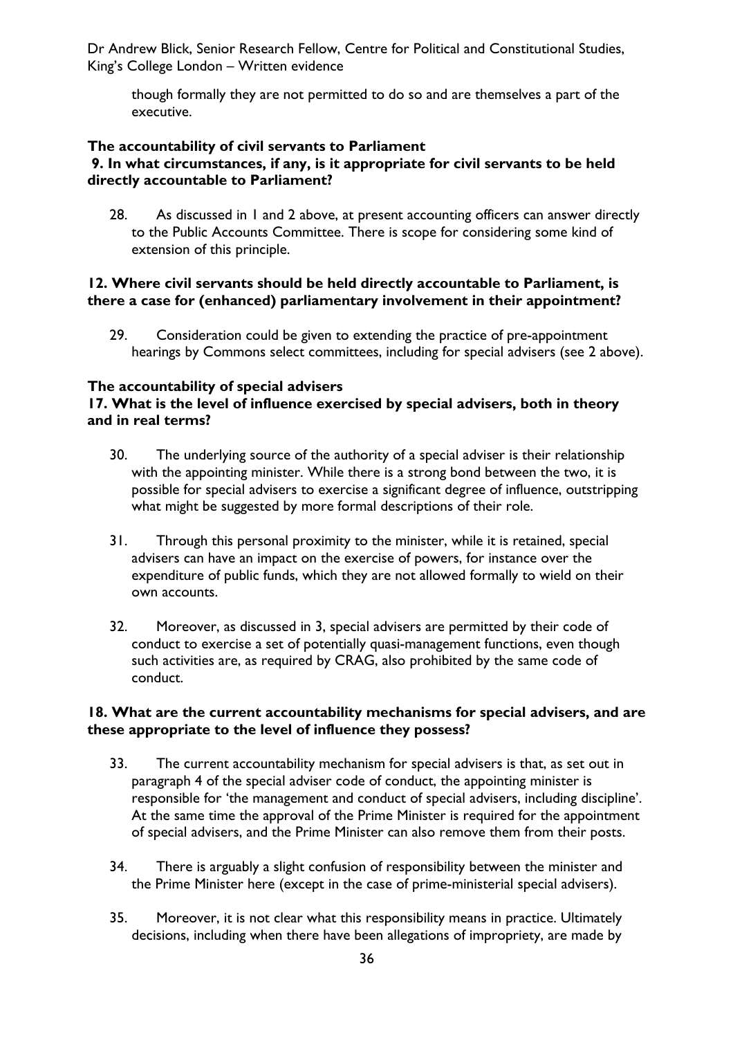though formally they are not permitted to do so and are themselves a part of the executive.

**The accountability of civil servants to Parliament**

**9. In what circumstances, if any, is it appropriate for civil servants to be held directly accountable to Parliament?**

28. As discussed in 1 and 2 above, at present accounting officers can answer directly to the Public Accounts Committee. There is scope for considering some kind of extension of this principle.

**12. Where civil servants should be held directly accountable to Parliament, is there a case for (enhanced) parliamentary involvement in their appointment?**

29. Consideration could be given to extending the practice of pre-appointment hearings by Commons select committees, including for special advisers (see 2 above).

**The accountability of special advisers**

**17. What is the level of influence exercised by special advisers, both in theory and in real terms?**

30. The underlying source of the authority of a special adviser is their relationship with the appointing minister. While there is a strong bond between the two, it is possible for special advisers to exercise a significant degree of influence, outstripping what might be suggested by more formal descriptions of their role.

31. Through this personal proximity to the minister, while it is retained, special advisers can have an impact on the exercise of powers, for instance over the expenditure of public funds, which they are not allowed formally to wield on their own accounts.

32. Moreover, as discussed in 3, special advisers are permitted by their code of conduct to exercise a set of potentially quasi-management functions, even though such activities are, as required by CRAG, also prohibited by the same code of conduct.

**18. What are the current accountability mechanisms for special advisers, and are these appropriate to the level of influence they possess?**

33. The current accountability mechanism for special advisers is that, as set out in paragraph 4 of the special adviser code of conduct, the appointing minister is responsible for 'the management and conduct of special advisers, including discipline'. At the same time the approval of the Prime Minister is required for the appointment of special advisers, and the Prime Minister can also remove them from their posts.

34. There is arguably a slight confusion of responsibility between the minister and the Prime Minister here (except in the case of prime-ministerial special advisers).

35. Moreover, it is not clear what this responsibility means in practice. Ultimately decisions, including when there have been allegations of impropriety, are made by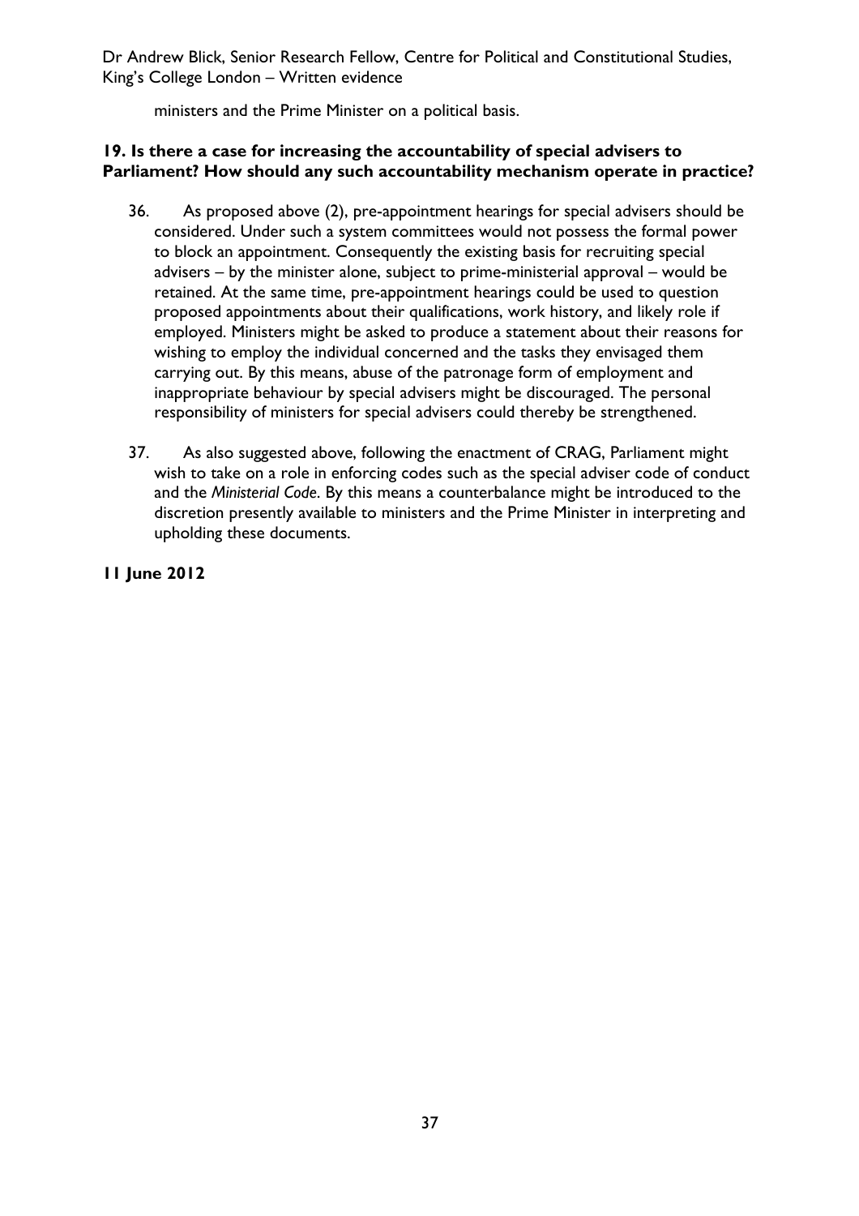ministers and the Prime Minister on a political basis.

**19. Is there a case for increasing the accountability of special advisers to Parliament? How should any such accountability mechanism operate in practice?**

36. As proposed above (2), pre-appointment hearings for special advisers should be considered. Under such a system committees would not possess the formal power to block an appointment. Consequently the existing basis for recruiting special advisers – by the minister alone, subject to prime-ministerial approval – would be retained. At the same time, pre-appointment hearings could be used to question proposed appointments about their qualifications, work history, and likely role if employed. Ministers might be asked to produce a statement about their reasons for wishing to employ the individual concerned and the tasks they envisaged them carrying out. By this means, abuse of the patronage form of employment and inappropriate behaviour by special advisers might be discouraged. The personal responsibility of ministers for special advisers could thereby be strengthened.

37. As also suggested above, following the enactment of CRAG, Parliament might wish to take on a role in enforcing codes such as the special adviser code of conduct and the *Ministerial Code*. By this means a counterbalance might be introduced to the discretion presently available to ministers and the Prime Minister in interpreting and upholding these documents.

**11 June 2012**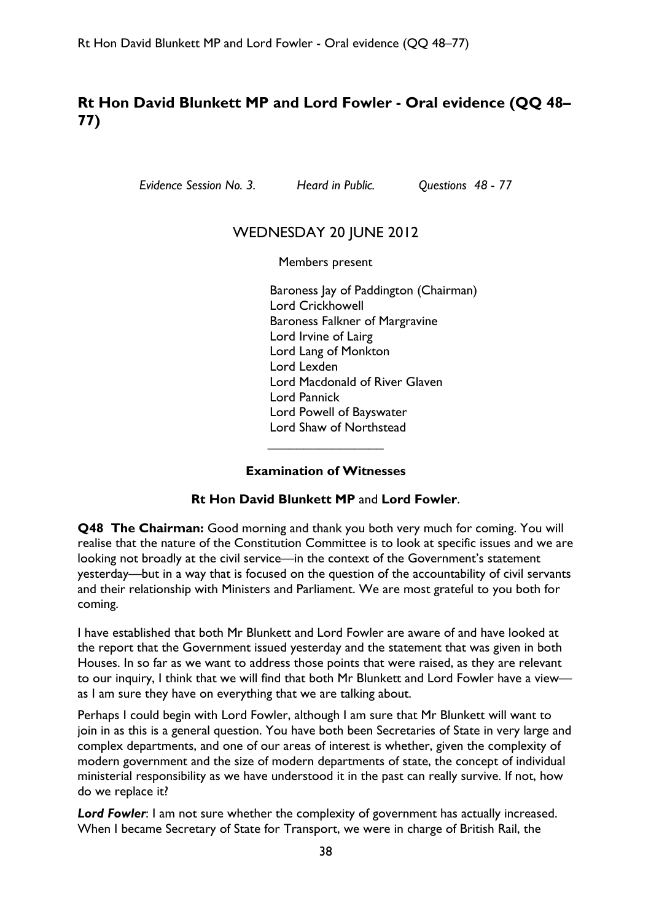# Rt Hon David Blunkett MP and Lord Fowler - Oral evidence (QQ 48–77)

*Evidence Session No. 3. Heard in Public. Questions 48 - 77*

WEDNESDAY 20 JUNE 2012

Members present

Baroness Jay of Paddington (Chairman)
Lord Crickhowell
Baroness Falkner of Margravine
Lord Irvine of Lairg
Lord Lang of Monkton
Lord Lexden
Lord Macdonald of River Glaven
Lord Pannick
Lord Powell of Bayswater
Lord Shaw of Northstead

---

**Examination of Witnesses**

**Rt Hon David Blunkett MP** and **Lord Fowler**.

**Q48 The Chairman:** Good morning and thank you both very much for coming. You will realise that the nature of the Constitution Committee is to look at specific issues and we are looking not broadly at the civil service—in the context of the Government's statement yesterday—but in a way that is focused on the question of the accountability of civil servants and their relationship with Ministers and Parliament. We are most grateful to you both for coming.

I have established that both Mr Blunkett and Lord Fowler are aware of and have looked at the report that the Government issued yesterday and the statement that was given in both Houses. In so far as we want to address those points that were raised, as they are relevant to our inquiry, I think that we will find that both Mr Blunkett and Lord Fowler have a view—as I am sure they have on everything that we are talking about.

Perhaps I could begin with Lord Fowler, although I am sure that Mr Blunkett will want to join in as this is a general question. You have both been Secretaries of State in very large and complex departments, and one of our areas of interest is whether, given the complexity of modern government and the size of modern departments of state, the concept of individual ministerial responsibility as we have understood it in the past can really survive. If not, how do we replace it?

***Lord Fowler***: I am not sure whether the complexity of government has actually increased. When I became Secretary of State for Transport, we were in charge of British Rail, the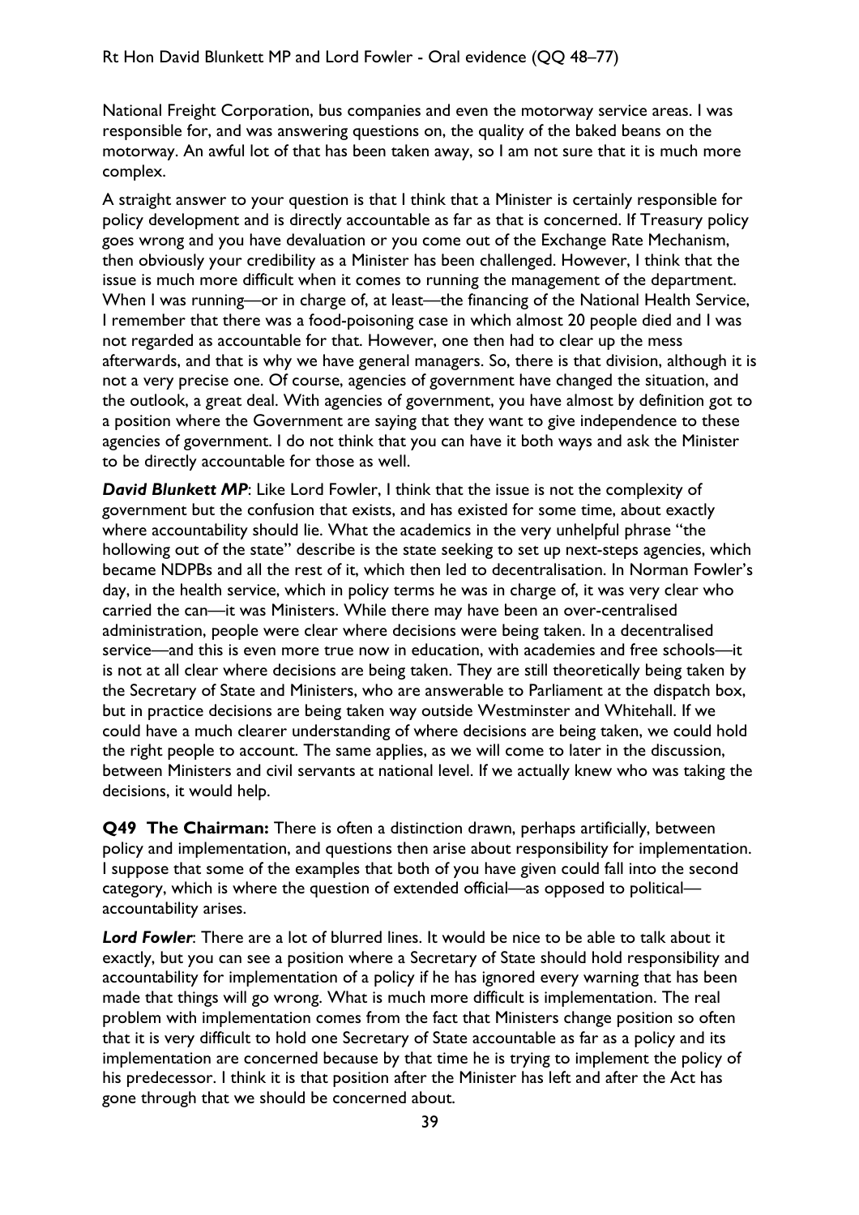National Freight Corporation, bus companies and even the motorway service areas. I was responsible for, and was answering questions on, the quality of the baked beans on the motorway. An awful lot of that has been taken away, so I am not sure that it is much more complex.

A straight answer to your question is that I think that a Minister is certainly responsible for policy development and is directly accountable as far as that is concerned. If Treasury policy goes wrong and you have devaluation or you come out of the Exchange Rate Mechanism, then obviously your credibility as a Minister has been challenged. However, I think that the issue is much more difficult when it comes to running the management of the department. When I was running—or in charge of, at least—the financing of the National Health Service, I remember that there was a food-poisoning case in which almost 20 people died and I was not regarded as accountable for that. However, one then had to clear up the mess afterwards, and that is why we have general managers. So, there is that division, although it is not a very precise one. Of course, agencies of government have changed the situation, and the outlook, a great deal. With agencies of government, you have almost by definition got to a position where the Government are saying that they want to give independence to these agencies of government. I do not think that you can have it both ways and ask the Minister to be directly accountable for those as well.

***David Blunkett MP***: Like Lord Fowler, I think that the issue is not the complexity of government but the confusion that exists, and has existed for some time, about exactly where accountability should lie. What the academics in the very unhelpful phrase "the hollowing out of the state" describe is the state seeking to set up next-steps agencies, which became NDPBs and all the rest of it, which then led to decentralisation. In Norman Fowler's day, in the health service, which in policy terms he was in charge of, it was very clear who carried the can—it was Ministers. While there may have been an over-centralised administration, people were clear where decisions were being taken. In a decentralised service—and this is even more true now in education, with academies and free schools—it is not at all clear where decisions are being taken. They are still theoretically being taken by the Secretary of State and Ministers, who are answerable to Parliament at the dispatch box, but in practice decisions are being taken way outside Westminster and Whitehall. If we could have a much clearer understanding of where decisions are being taken, we could hold the right people to account. The same applies, as we will come to later in the discussion, between Ministers and civil servants at national level. If we actually knew who was taking the decisions, it would help.

**Q49 The Chairman:** There is often a distinction drawn, perhaps artificially, between policy and implementation, and questions then arise about responsibility for implementation. I suppose that some of the examples that both of you have given could fall into the second category, which is where the question of extended official—as opposed to political—accountability arises.

***Lord Fowler***: There are a lot of blurred lines. It would be nice to be able to talk about it exactly, but you can see a position where a Secretary of State should hold responsibility and accountability for implementation of a policy if he has ignored every warning that has been made that things will go wrong. What is much more difficult is implementation. The real problem with implementation comes from the fact that Ministers change position so often that it is very difficult to hold one Secretary of State accountable as far as a policy and its implementation are concerned because by that time he is trying to implement the policy of his predecessor. I think it is that position after the Minister has left and after the Act has gone through that we should be concerned about.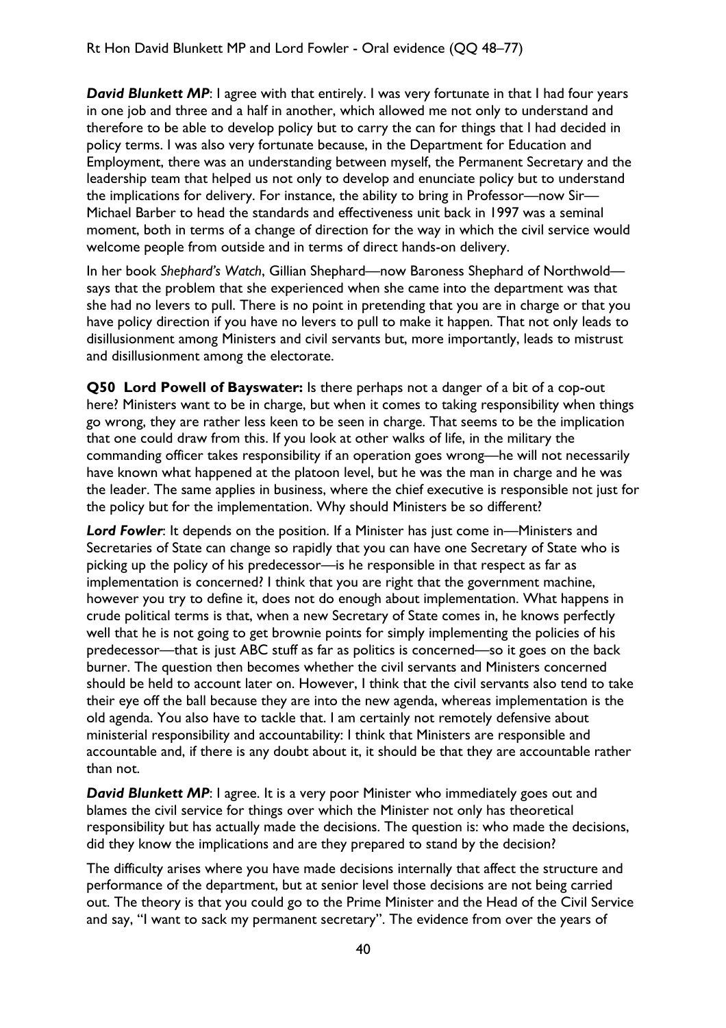***David Blunkett MP***: I agree with that entirely. I was very fortunate in that I had four years in one job and three and a half in another, which allowed me not only to understand and therefore to be able to develop policy but to carry the can for things that I had decided in policy terms. I was also very fortunate because, in the Department for Education and Employment, there was an understanding between myself, the Permanent Secretary and the leadership team that helped us not only to develop and enunciate policy but to understand the implications for delivery. For instance, the ability to bring in Professor—now Sir—Michael Barber to head the standards and effectiveness unit back in 1997 was a seminal moment, both in terms of a change of direction for the way in which the civil service would welcome people from outside and in terms of direct hands-on delivery.

In her book *Shephard's Watch*, Gillian Shephard—now Baroness Shephard of Northwold—says that the problem that she experienced when she came into the department was that she had no levers to pull. There is no point in pretending that you are in charge or that you have policy direction if you have no levers to pull to make it happen. That not only leads to disillusionment among Ministers and civil servants but, more importantly, leads to mistrust and disillusionment among the electorate.

**Q50 Lord Powell of Bayswater:** Is there perhaps not a danger of a bit of a cop-out here? Ministers want to be in charge, but when it comes to taking responsibility when things go wrong, they are rather less keen to be seen in charge. That seems to be the implication that one could draw from this. If you look at other walks of life, in the military the commanding officer takes responsibility if an operation goes wrong—he will not necessarily have known what happened at the platoon level, but he was the man in charge and he was the leader. The same applies in business, where the chief executive is responsible not just for the policy but for the implementation. Why should Ministers be so different?

***Lord Fowler***: It depends on the position. If a Minister has just come in—Ministers and Secretaries of State can change so rapidly that you can have one Secretary of State who is picking up the policy of his predecessor—is he responsible in that respect as far as implementation is concerned? I think that you are right that the government machine, however you try to define it, does not do enough about implementation. What happens in crude political terms is that, when a new Secretary of State comes in, he knows perfectly well that he is not going to get brownie points for simply implementing the policies of his predecessor—that is just ABC stuff as far as politics is concerned—so it goes on the back burner. The question then becomes whether the civil servants and Ministers concerned should be held to account later on. However, I think that the civil servants also tend to take their eye off the ball because they are into the new agenda, whereas implementation is the old agenda. You also have to tackle that. I am certainly not remotely defensive about ministerial responsibility and accountability: I think that Ministers are responsible and accountable and, if there is any doubt about it, it should be that they are accountable rather than not.

***David Blunkett MP***: I agree. It is a very poor Minister who immediately goes out and blames the civil service for things over which the Minister not only has theoretical responsibility but has actually made the decisions. The question is: who made the decisions, did they know the implications and are they prepared to stand by the decision?

The difficulty arises where you have made decisions internally that affect the structure and performance of the department, but at senior level those decisions are not being carried out. The theory is that you could go to the Prime Minister and the Head of the Civil Service and say, "I want to sack my permanent secretary". The evidence from over the years of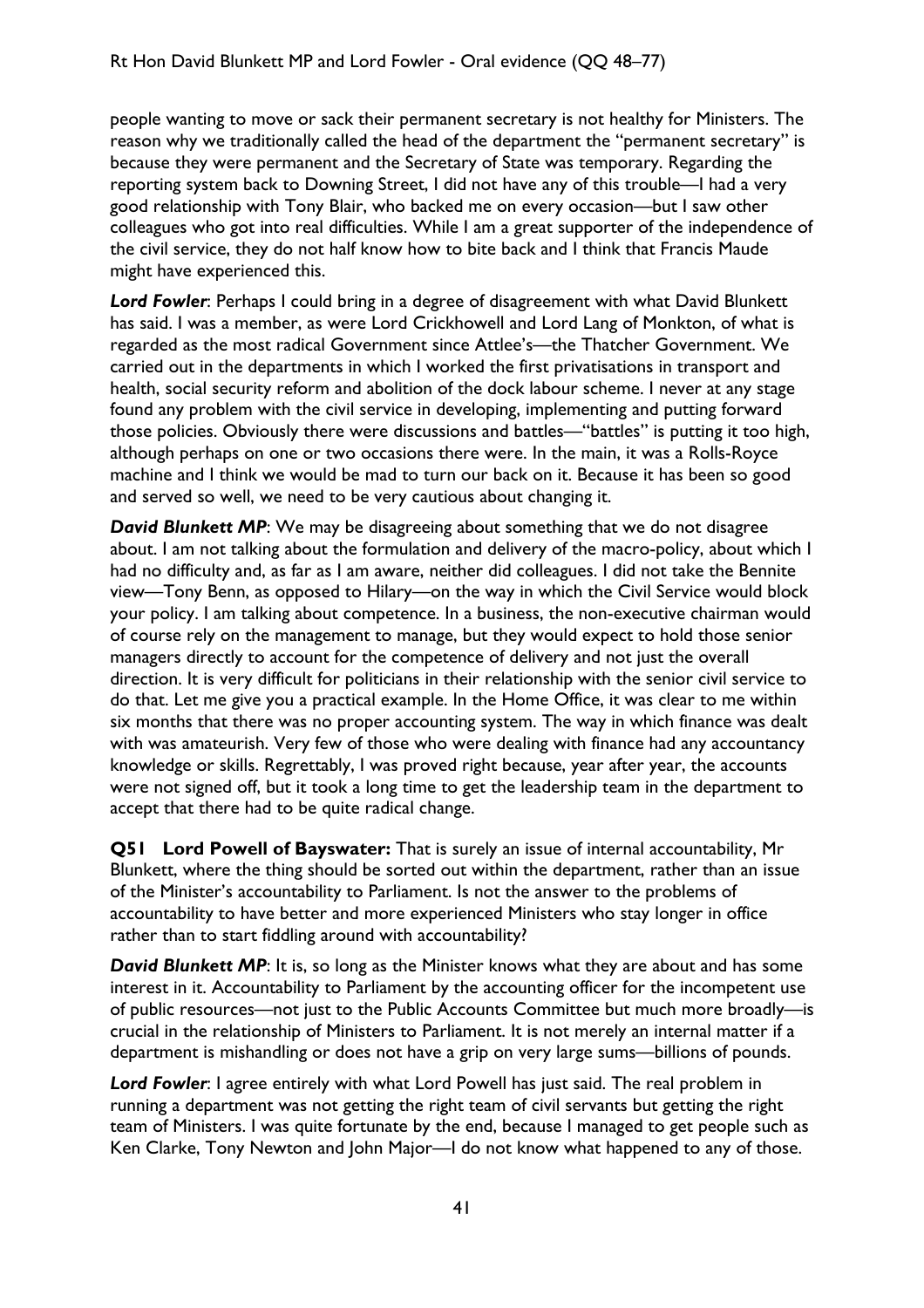people wanting to move or sack their permanent secretary is not healthy for Ministers. The reason why we traditionally called the head of the department the "permanent secretary" is because they were permanent and the Secretary of State was temporary. Regarding the reporting system back to Downing Street, I did not have any of this trouble—I had a very good relationship with Tony Blair, who backed me on every occasion—but I saw other colleagues who got into real difficulties. While I am a great supporter of the independence of the civil service, they do not half know how to bite back and I think that Francis Maude might have experienced this.

***Lord Fowler***: Perhaps I could bring in a degree of disagreement with what David Blunkett has said. I was a member, as were Lord Crickhowell and Lord Lang of Monkton, of what is regarded as the most radical Government since Attlee's—the Thatcher Government. We carried out in the departments in which I worked the first privatisations in transport and health, social security reform and abolition of the dock labour scheme. I never at any stage found any problem with the civil service in developing, implementing and putting forward those policies. Obviously there were discussions and battles—"battles" is putting it too high, although perhaps on one or two occasions there were. In the main, it was a Rolls-Royce machine and I think we would be mad to turn our back on it. Because it has been so good and served so well, we need to be very cautious about changing it.

***David Blunkett MP***: We may be disagreeing about something that we do not disagree about. I am not talking about the formulation and delivery of the macro-policy, about which I had no difficulty and, as far as I am aware, neither did colleagues. I did not take the Bennite view—Tony Benn, as opposed to Hilary—on the way in which the Civil Service would block your policy. I am talking about competence. In a business, the non-executive chairman would of course rely on the management to manage, but they would expect to hold those senior managers directly to account for the competence of delivery and not just the overall direction. It is very difficult for politicians in their relationship with the senior civil service to do that. Let me give you a practical example. In the Home Office, it was clear to me within six months that there was no proper accounting system. The way in which finance was dealt with was amateurish. Very few of those who were dealing with finance had any accountancy knowledge or skills. Regrettably, I was proved right because, year after year, the accounts were not signed off, but it took a long time to get the leadership team in the department to accept that there had to be quite radical change.

**Q51 Lord Powell of Bayswater:** That is surely an issue of internal accountability, Mr Blunkett, where the thing should be sorted out within the department, rather than an issue of the Minister's accountability to Parliament. Is not the answer to the problems of accountability to have better and more experienced Ministers who stay longer in office rather than to start fiddling around with accountability?

***David Blunkett MP***: It is, so long as the Minister knows what they are about and has some interest in it. Accountability to Parliament by the accounting officer for the incompetent use of public resources—not just to the Public Accounts Committee but much more broadly—is crucial in the relationship of Ministers to Parliament. It is not merely an internal matter if a department is mishandling or does not have a grip on very large sums—billions of pounds.

***Lord Fowler***: I agree entirely with what Lord Powell has just said. The real problem in running a department was not getting the right team of civil servants but getting the right team of Ministers. I was quite fortunate by the end, because I managed to get people such as Ken Clarke, Tony Newton and John Major—I do not know what happened to any of those.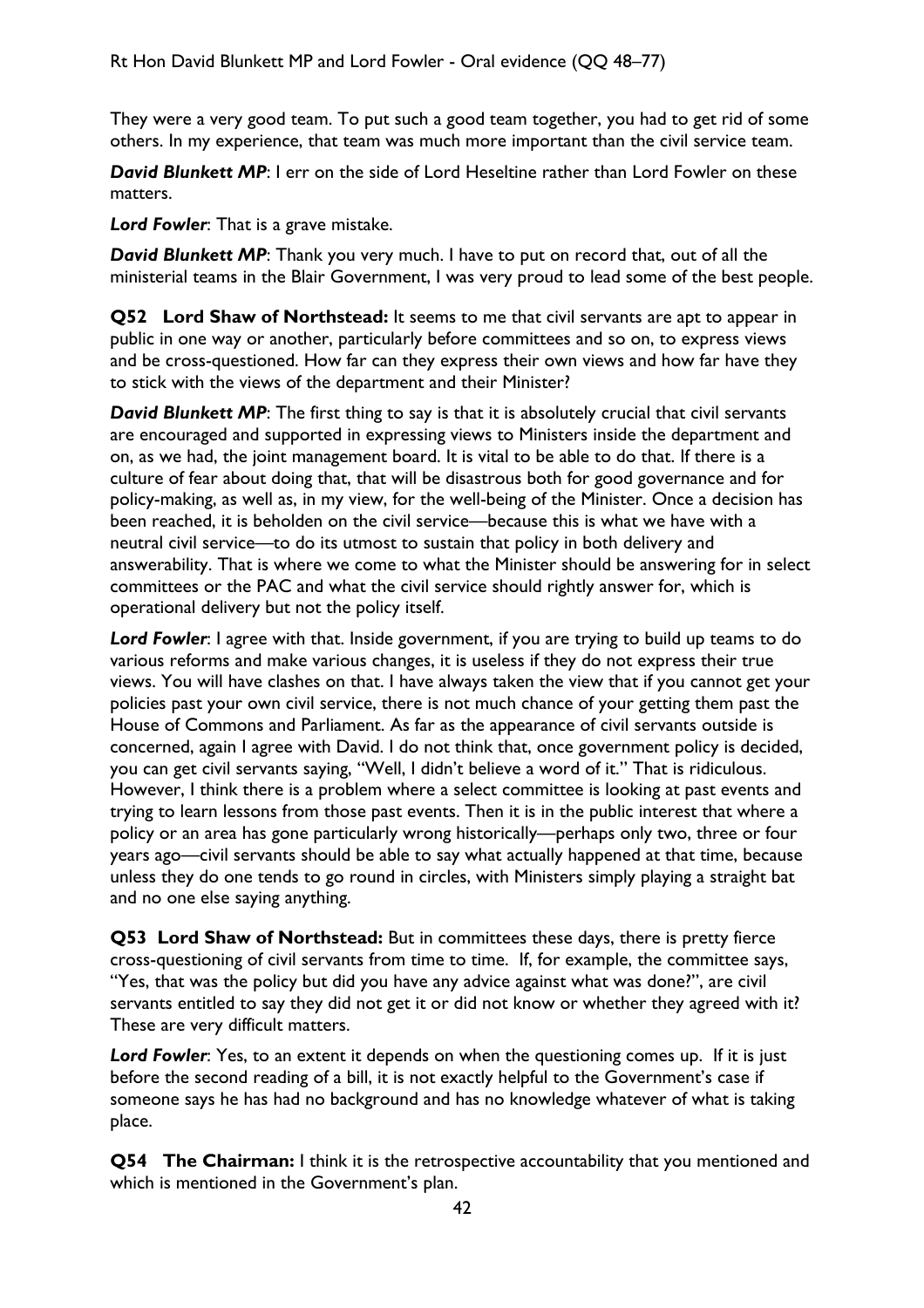They were a very good team. To put such a good team together, you had to get rid of some others. In my experience, that team was much more important than the civil service team.

***David Blunkett MP***: I err on the side of Lord Heseltine rather than Lord Fowler on these matters.

***Lord Fowler***: That is a grave mistake.

***David Blunkett MP***: Thank you very much. I have to put on record that, out of all the ministerial teams in the Blair Government, I was very proud to lead some of the best people.

**Q52 Lord Shaw of Northstead:** It seems to me that civil servants are apt to appear in public in one way or another, particularly before committees and so on, to express views and be cross-questioned. How far can they express their own views and how far have they to stick with the views of the department and their Minister?

***David Blunkett MP***: The first thing to say is that it is absolutely crucial that civil servants are encouraged and supported in expressing views to Ministers inside the department and on, as we had, the joint management board. It is vital to be able to do that. If there is a culture of fear about doing that, that will be disastrous both for good governance and for policy-making, as well as, in my view, for the well-being of the Minister. Once a decision has been reached, it is beholden on the civil service—because this is what we have with a neutral civil service—to do its utmost to sustain that policy in both delivery and answerability. That is where we come to what the Minister should be answering for in select committees or the PAC and what the civil service should rightly answer for, which is operational delivery but not the policy itself.

***Lord Fowler***: I agree with that. Inside government, if you are trying to build up teams to do various reforms and make various changes, it is useless if they do not express their true views. You will have clashes on that. I have always taken the view that if you cannot get your policies past your own civil service, there is not much chance of your getting them past the House of Commons and Parliament. As far as the appearance of civil servants outside is concerned, again I agree with David. I do not think that, once government policy is decided, you can get civil servants saying, "Well, I didn't believe a word of it." That is ridiculous. However, I think there is a problem where a select committee is looking at past events and trying to learn lessons from those past events. Then it is in the public interest that where a policy or an area has gone particularly wrong historically—perhaps only two, three or four years ago—civil servants should be able to say what actually happened at that time, because unless they do one tends to go round in circles, with Ministers simply playing a straight bat and no one else saying anything.

**Q53 Lord Shaw of Northstead:** But in committees these days, there is pretty fierce cross-questioning of civil servants from time to time. If, for example, the committee says, "Yes, that was the policy but did you have any advice against what was done?", are civil servants entitled to say they did not get it or did not know or whether they agreed with it? These are very difficult matters.

***Lord Fowler***: Yes, to an extent it depends on when the questioning comes up. If it is just before the second reading of a bill, it is not exactly helpful to the Government's case if someone says he has had no background and has no knowledge whatever of what is taking place.

**Q54 The Chairman:** I think it is the retrospective accountability that you mentioned and which is mentioned in the Government's plan.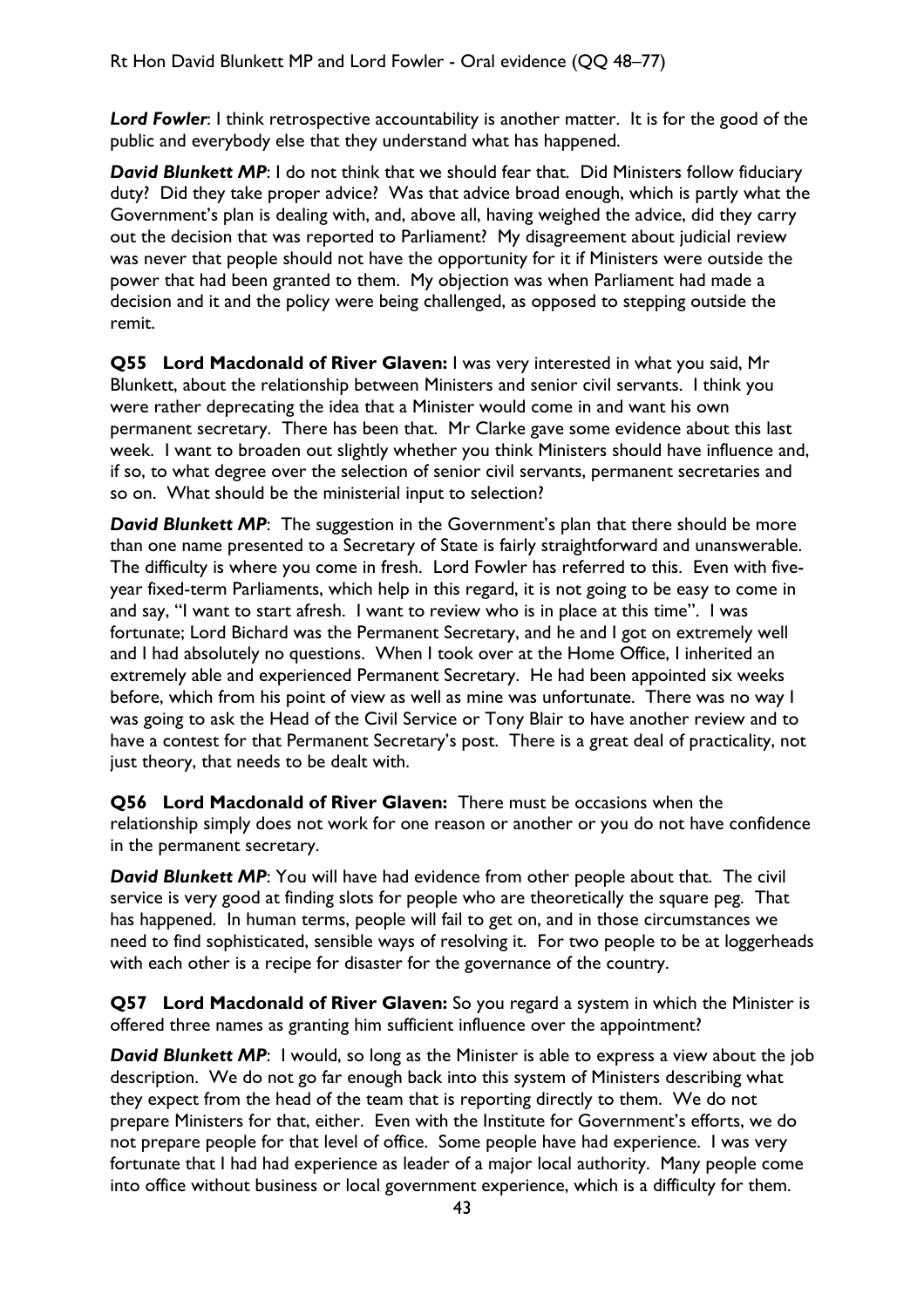***Lord Fowler***: I think retrospective accountability is another matter. It is for the good of the public and everybody else that they understand what has happened.

***David Blunkett MP***: I do not think that we should fear that. Did Ministers follow fiduciary duty? Did they take proper advice? Was that advice broad enough, which is partly what the Government's plan is dealing with, and, above all, having weighed the advice, did they carry out the decision that was reported to Parliament? My disagreement about judicial review was never that people should not have the opportunity for it if Ministers were outside the power that had been granted to them. My objection was when Parliament had made a decision and it and the policy were being challenged, as opposed to stepping outside the remit.

**Q55 Lord Macdonald of River Glaven:** I was very interested in what you said, Mr Blunkett, about the relationship between Ministers and senior civil servants. I think you were rather deprecating the idea that a Minister would come in and want his own permanent secretary. There has been that. Mr Clarke gave some evidence about this last week. I want to broaden out slightly whether you think Ministers should have influence and, if so, to what degree over the selection of senior civil servants, permanent secretaries and so on. What should be the ministerial input to selection?

***David Blunkett MP***: The suggestion in the Government's plan that there should be more than one name presented to a Secretary of State is fairly straightforward and unanswerable. The difficulty is where you come in fresh. Lord Fowler has referred to this. Even with five-year fixed-term Parliaments, which help in this regard, it is not going to be easy to come in and say, "I want to start afresh. I want to review who is in place at this time". I was fortunate; Lord Bichard was the Permanent Secretary, and he and I got on extremely well and I had absolutely no questions. When I took over at the Home Office, I inherited an extremely able and experienced Permanent Secretary. He had been appointed six weeks before, which from his point of view as well as mine was unfortunate. There was no way I was going to ask the Head of the Civil Service or Tony Blair to have another review and to have a contest for that Permanent Secretary's post. There is a great deal of practicality, not just theory, that needs to be dealt with.

**Q56 Lord Macdonald of River Glaven:** There must be occasions when the relationship simply does not work for one reason or another or you do not have confidence in the permanent secretary.

***David Blunkett MP***: You will have had evidence from other people about that. The civil service is very good at finding slots for people who are theoretically the square peg. That has happened. In human terms, people will fail to get on, and in those circumstances we need to find sophisticated, sensible ways of resolving it. For two people to be at loggerheads with each other is a recipe for disaster for the governance of the country.

**Q57 Lord Macdonald of River Glaven:** So you regard a system in which the Minister is offered three names as granting him sufficient influence over the appointment?

***David Blunkett MP***: I would, so long as the Minister is able to express a view about the job description. We do not go far enough back into this system of Ministers describing what they expect from the head of the team that is reporting directly to them. We do not prepare Ministers for that, either. Even with the Institute for Government's efforts, we do not prepare people for that level of office. Some people have had experience. I was very fortunate that I had had experience as leader of a major local authority. Many people come into office without business or local government experience, which is a difficulty for them.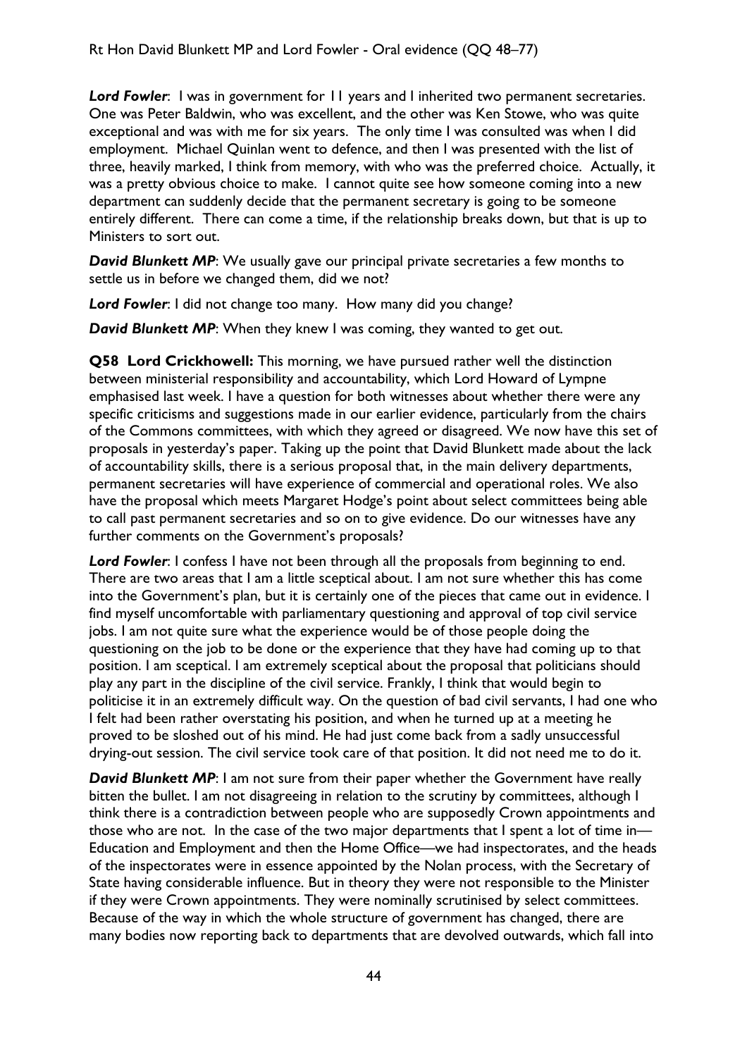***Lord Fowler***: I was in government for 11 years and I inherited two permanent secretaries. One was Peter Baldwin, who was excellent, and the other was Ken Stowe, who was quite exceptional and was with me for six years. The only time I was consulted was when I did employment. Michael Quinlan went to defence, and then I was presented with the list of three, heavily marked, I think from memory, with who was the preferred choice. Actually, it was a pretty obvious choice to make. I cannot quite see how someone coming into a new department can suddenly decide that the permanent secretary is going to be someone entirely different. There can come a time, if the relationship breaks down, but that is up to Ministers to sort out.

***David Blunkett MP***: We usually gave our principal private secretaries a few months to settle us in before we changed them, did we not?

***Lord Fowler***: I did not change too many. How many did you change?

***David Blunkett MP***: When they knew I was coming, they wanted to get out.

**Q58 Lord Crickhowell:** This morning, we have pursued rather well the distinction between ministerial responsibility and accountability, which Lord Howard of Lympne emphasised last week. I have a question for both witnesses about whether there were any specific criticisms and suggestions made in our earlier evidence, particularly from the chairs of the Commons committees, with which they agreed or disagreed. We now have this set of proposals in yesterday's paper. Taking up the point that David Blunkett made about the lack of accountability skills, there is a serious proposal that, in the main delivery departments, permanent secretaries will have experience of commercial and operational roles. We also have the proposal which meets Margaret Hodge's point about select committees being able to call past permanent secretaries and so on to give evidence. Do our witnesses have any further comments on the Government's proposals?

***Lord Fowler***: I confess I have not been through all the proposals from beginning to end. There are two areas that I am a little sceptical about. I am not sure whether this has come into the Government's plan, but it is certainly one of the pieces that came out in evidence. I find myself uncomfortable with parliamentary questioning and approval of top civil service jobs. I am not quite sure what the experience would be of those people doing the questioning on the job to be done or the experience that they have had coming up to that position. I am sceptical. I am extremely sceptical about the proposal that politicians should play any part in the discipline of the civil service. Frankly, I think that would begin to politicise it in an extremely difficult way. On the question of bad civil servants, I had one who I felt had been rather overstating his position, and when he turned up at a meeting he proved to be sloshed out of his mind. He had just come back from a sadly unsuccessful drying-out session. The civil service took care of that position. It did not need me to do it.

***David Blunkett MP***: I am not sure from their paper whether the Government have really bitten the bullet. I am not disagreeing in relation to the scrutiny by committees, although I think there is a contradiction between people who are supposedly Crown appointments and those who are not. In the case of the two major departments that I spent a lot of time in—Education and Employment and then the Home Office—we had inspectorates, and the heads of the inspectorates were in essence appointed by the Nolan process, with the Secretary of State having considerable influence. But in theory they were not responsible to the Minister if they were Crown appointments. They were nominally scrutinised by select committees. Because of the way in which the whole structure of government has changed, there are many bodies now reporting back to departments that are devolved outwards, which fall into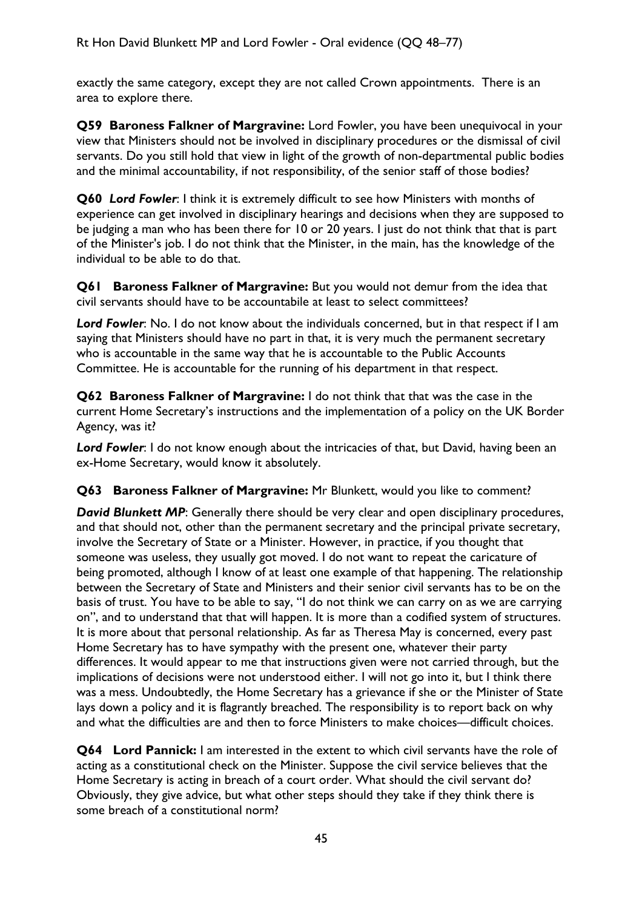exactly the same category, except they are not called Crown appointments. There is an area to explore there.

**Q59 Baroness Falkner of Margravine:** Lord Fowler, you have been unequivocal in your view that Ministers should not be involved in disciplinary procedures or the dismissal of civil servants. Do you still hold that view in light of the growth of non-departmental public bodies and the minimal accountability, if not responsibility, of the senior staff of those bodies?

**Q60** ***Lord Fowler***: I think it is extremely difficult to see how Ministers with months of experience can get involved in disciplinary hearings and decisions when they are supposed to be judging a man who has been there for 10 or 20 years. I just do not think that that is part of the Minister's job. I do not think that the Minister, in the main, has the knowledge of the individual to be able to do that.

**Q61 Baroness Falkner of Margravine:** But you would not demur from the idea that civil servants should have to be accountabile at least to select committees?

***Lord Fowler***: No. I do not know about the individuals concerned, but in that respect if I am saying that Ministers should have no part in that, it is very much the permanent secretary who is accountable in the same way that he is accountable to the Public Accounts Committee. He is accountable for the running of his department in that respect.

**Q62 Baroness Falkner of Margravine:** I do not think that that was the case in the current Home Secretary's instructions and the implementation of a policy on the UK Border Agency, was it?

***Lord Fowler***: I do not know enough about the intricacies of that, but David, having been an ex-Home Secretary, would know it absolutely.

**Q63 Baroness Falkner of Margravine:** Mr Blunkett, would you like to comment?

***David Blunkett MP***: Generally there should be very clear and open disciplinary procedures, and that should not, other than the permanent secretary and the principal private secretary, involve the Secretary of State or a Minister. However, in practice, if you thought that someone was useless, they usually got moved. I do not want to repeat the caricature of being promoted, although I know of at least one example of that happening. The relationship between the Secretary of State and Ministers and their senior civil servants has to be on the basis of trust. You have to be able to say, "I do not think we can carry on as we are carrying on", and to understand that that will happen. It is more than a codified system of structures. It is more about that personal relationship. As far as Theresa May is concerned, every past Home Secretary has to have sympathy with the present one, whatever their party differences. It would appear to me that instructions given were not carried through, but the implications of decisions were not understood either. I will not go into it, but I think there was a mess. Undoubtedly, the Home Secretary has a grievance if she or the Minister of State lays down a policy and it is flagrantly breached. The responsibility is to report back on why and what the difficulties are and then to force Ministers to make choices—difficult choices.

**Q64 Lord Pannick:** I am interested in the extent to which civil servants have the role of acting as a constitutional check on the Minister. Suppose the civil service believes that the Home Secretary is acting in breach of a court order. What should the civil servant do? Obviously, they give advice, but what other steps should they take if they think there is some breach of a constitutional norm?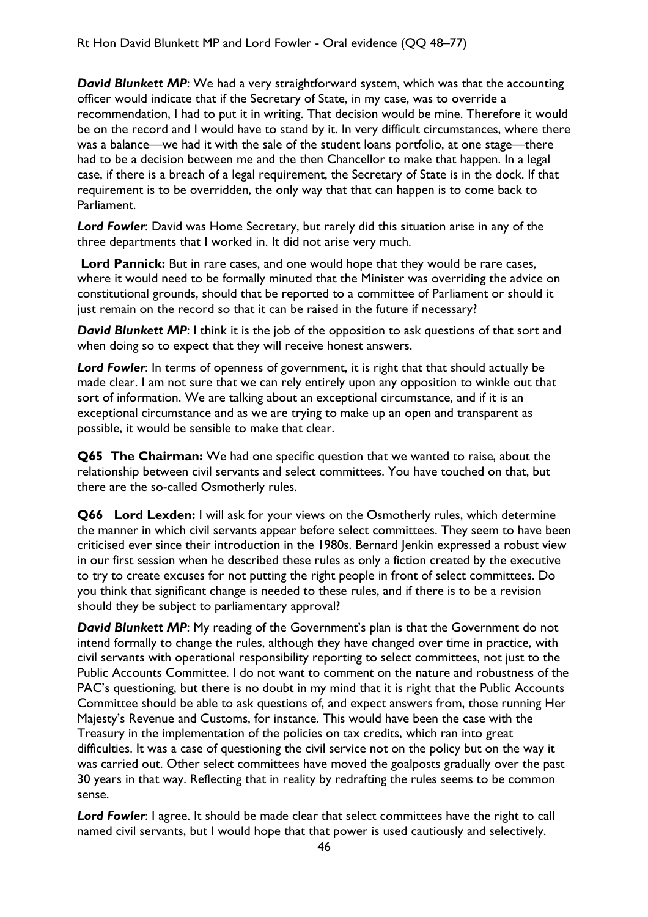***David Blunkett MP***: We had a very straightforward system, which was that the accounting officer would indicate that if the Secretary of State, in my case, was to override a recommendation, I had to put it in writing. That decision would be mine. Therefore it would be on the record and I would have to stand by it. In very difficult circumstances, where there was a balance—we had it with the sale of the student loans portfolio, at one stage—there had to be a decision between me and the then Chancellor to make that happen. In a legal case, if there is a breach of a legal requirement, the Secretary of State is in the dock. If that requirement is to be overridden, the only way that that can happen is to come back to Parliament.

***Lord Fowler***: David was Home Secretary, but rarely did this situation arise in any of the three departments that I worked in. It did not arise very much.

**Lord Pannick:** But in rare cases, and one would hope that they would be rare cases, where it would need to be formally minuted that the Minister was overriding the advice on constitutional grounds, should that be reported to a committee of Parliament or should it just remain on the record so that it can be raised in the future if necessary?

***David Blunkett MP***: I think it is the job of the opposition to ask questions of that sort and when doing so to expect that they will receive honest answers.

***Lord Fowler***: In terms of openness of government, it is right that that should actually be made clear. I am not sure that we can rely entirely upon any opposition to winkle out that sort of information. We are talking about an exceptional circumstance, and if it is an exceptional circumstance and as we are trying to make up an open and transparent as possible, it would be sensible to make that clear.

**Q65 The Chairman:** We had one specific question that we wanted to raise, about the relationship between civil servants and select committees. You have touched on that, but there are the so-called Osmotherly rules.

**Q66 Lord Lexden:** I will ask for your views on the Osmotherly rules, which determine the manner in which civil servants appear before select committees. They seem to have been criticised ever since their introduction in the 1980s. Bernard Jenkin expressed a robust view in our first session when he described these rules as only a fiction created by the executive to try to create excuses for not putting the right people in front of select committees. Do you think that significant change is needed to these rules, and if there is to be a revision should they be subject to parliamentary approval?

***David Blunkett MP***: My reading of the Government's plan is that the Government do not intend formally to change the rules, although they have changed over time in practice, with civil servants with operational responsibility reporting to select committees, not just to the Public Accounts Committee. I do not want to comment on the nature and robustness of the PAC's questioning, but there is no doubt in my mind that it is right that the Public Accounts Committee should be able to ask questions of, and expect answers from, those running Her Majesty's Revenue and Customs, for instance. This would have been the case with the Treasury in the implementation of the policies on tax credits, which ran into great difficulties. It was a case of questioning the civil service not on the policy but on the way it was carried out. Other select committees have moved the goalposts gradually over the past 30 years in that way. Reflecting that in reality by redrafting the rules seems to be common sense.

***Lord Fowler***: I agree. It should be made clear that select committees have the right to call named civil servants, but I would hope that that power is used cautiously and selectively.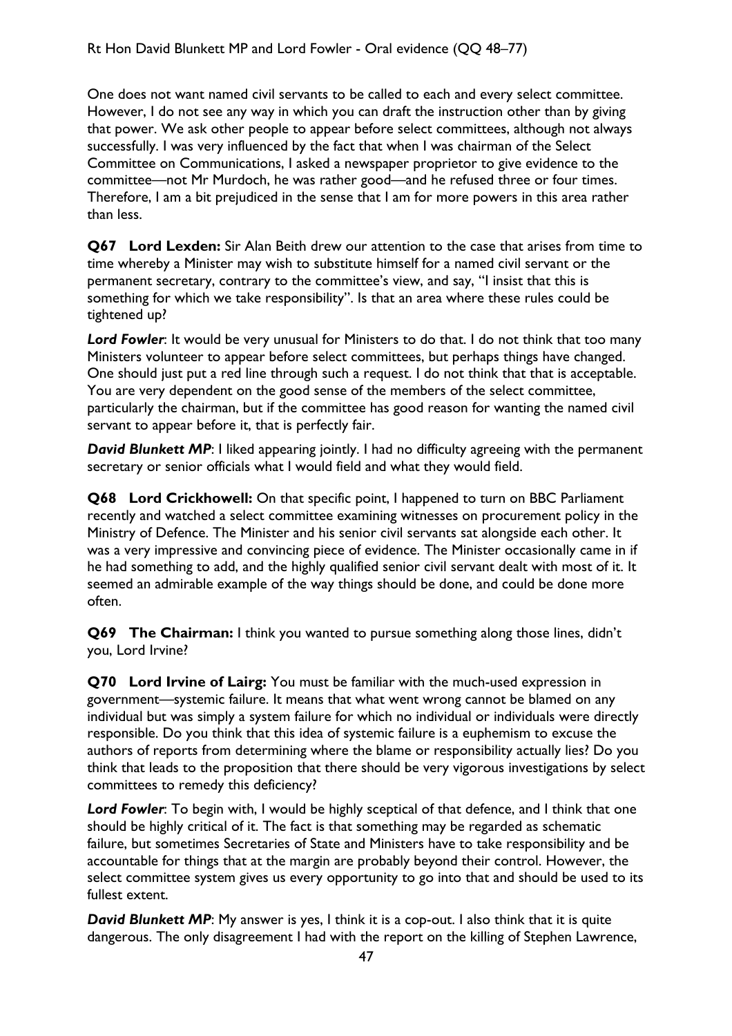One does not want named civil servants to be called to each and every select committee. However, I do not see any way in which you can draft the instruction other than by giving that power. We ask other people to appear before select committees, although not always successfully. I was very influenced by the fact that when I was chairman of the Select Committee on Communications, I asked a newspaper proprietor to give evidence to the committee—not Mr Murdoch, he was rather good—and he refused three or four times. Therefore, I am a bit prejudiced in the sense that I am for more powers in this area rather than less.

**Q67 Lord Lexden:** Sir Alan Beith drew our attention to the case that arises from time to time whereby a Minister may wish to substitute himself for a named civil servant or the permanent secretary, contrary to the committee's view, and say, "I insist that this is something for which we take responsibility". Is that an area where these rules could be tightened up?

***Lord Fowler***: It would be very unusual for Ministers to do that. I do not think that too many Ministers volunteer to appear before select committees, but perhaps things have changed. One should just put a red line through such a request. I do not think that that is acceptable. You are very dependent on the good sense of the members of the select committee, particularly the chairman, but if the committee has good reason for wanting the named civil servant to appear before it, that is perfectly fair.

***David Blunkett MP***: I liked appearing jointly. I had no difficulty agreeing with the permanent secretary or senior officials what I would field and what they would field.

**Q68 Lord Crickhowell:** On that specific point, I happened to turn on BBC Parliament recently and watched a select committee examining witnesses on procurement policy in the Ministry of Defence. The Minister and his senior civil servants sat alongside each other. It was a very impressive and convincing piece of evidence. The Minister occasionally came in if he had something to add, and the highly qualified senior civil servant dealt with most of it. It seemed an admirable example of the way things should be done, and could be done more often.

**Q69 The Chairman:** I think you wanted to pursue something along those lines, didn't you, Lord Irvine?

**Q70 Lord Irvine of Lairg:** You must be familiar with the much-used expression in government—systemic failure. It means that what went wrong cannot be blamed on any individual but was simply a system failure for which no individual or individuals were directly responsible. Do you think that this idea of systemic failure is a euphemism to excuse the authors of reports from determining where the blame or responsibility actually lies? Do you think that leads to the proposition that there should be very vigorous investigations by select committees to remedy this deficiency?

***Lord Fowler***: To begin with, I would be highly sceptical of that defence, and I think that one should be highly critical of it. The fact is that something may be regarded as schematic failure, but sometimes Secretaries of State and Ministers have to take responsibility and be accountable for things that at the margin are probably beyond their control. However, the select committee system gives us every opportunity to go into that and should be used to its fullest extent.

***David Blunkett MP***: My answer is yes, I think it is a cop-out. I also think that it is quite dangerous. The only disagreement I had with the report on the killing of Stephen Lawrence,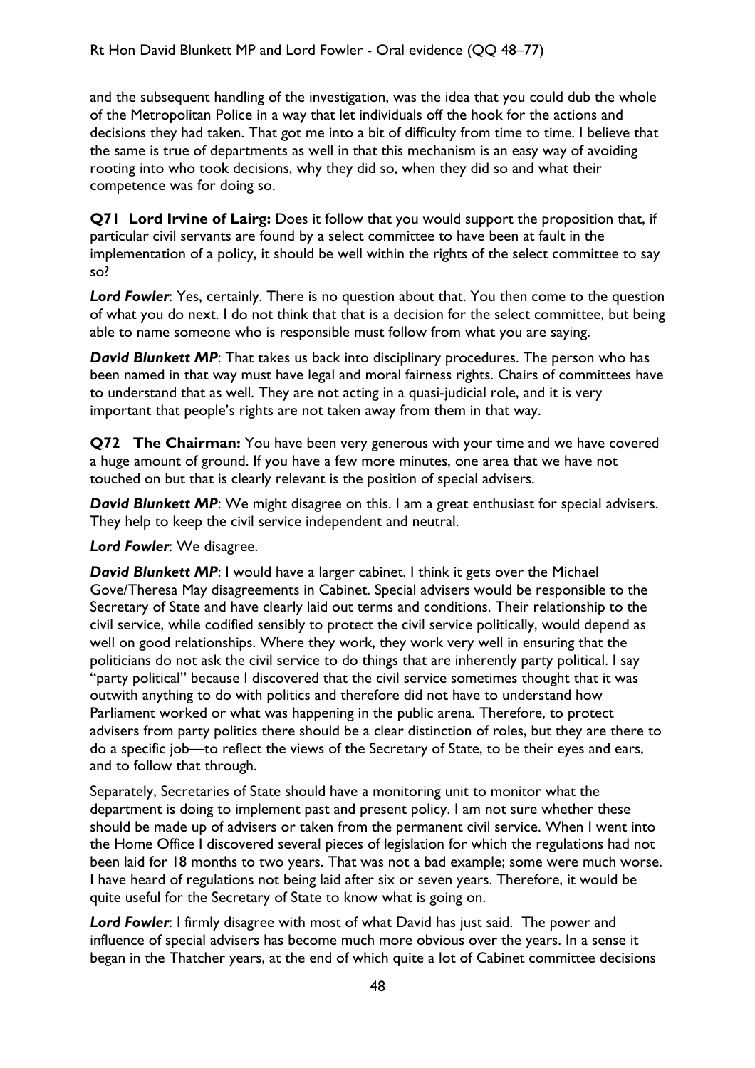and the subsequent handling of the investigation, was the idea that you could dub the whole of the Metropolitan Police in a way that let individuals off the hook for the actions and decisions they had taken. That got me into a bit of difficulty from time to time. I believe that the same is true of departments as well in that this mechanism is an easy way of avoiding rooting into who took decisions, why they did so, when they did so and what their competence was for doing so.

**Q71 Lord Irvine of Lairg:** Does it follow that you would support the proposition that, if particular civil servants are found by a select committee to have been at fault in the implementation of a policy, it should be well within the rights of the select committee to say so?

***Lord Fowler***: Yes, certainly. There is no question about that. You then come to the question of what you do next. I do not think that that is a decision for the select committee, but being able to name someone who is responsible must follow from what you are saying.

***David Blunkett MP***: That takes us back into disciplinary procedures. The person who has been named in that way must have legal and moral fairness rights. Chairs of committees have to understand that as well. They are not acting in a quasi-judicial role, and it is very important that people's rights are not taken away from them in that way.

**Q72 The Chairman:** You have been very generous with your time and we have covered a huge amount of ground. If you have a few more minutes, one area that we have not touched on but that is clearly relevant is the position of special advisers.

***David Blunkett MP***: We might disagree on this. I am a great enthusiast for special advisers. They help to keep the civil service independent and neutral.

***Lord Fowler***: We disagree.

***David Blunkett MP***: I would have a larger cabinet. I think it gets over the Michael Gove/Theresa May disagreements in Cabinet. Special advisers would be responsible to the Secretary of State and have clearly laid out terms and conditions. Their relationship to the civil service, while codified sensibly to protect the civil service politically, would depend as well on good relationships. Where they work, they work very well in ensuring that the politicians do not ask the civil service to do things that are inherently party political. I say "party political" because I discovered that the civil service sometimes thought that it was outwith anything to do with politics and therefore did not have to understand how Parliament worked or what was happening in the public arena. Therefore, to protect advisers from party politics there should be a clear distinction of roles, but they are there to do a specific job—to reflect the views of the Secretary of State, to be their eyes and ears, and to follow that through.

Separately, Secretaries of State should have a monitoring unit to monitor what the department is doing to implement past and present policy. I am not sure whether these should be made up of advisers or taken from the permanent civil service. When I went into the Home Office I discovered several pieces of legislation for which the regulations had not been laid for 18 months to two years. That was not a bad example; some were much worse. I have heard of regulations not being laid after six or seven years. Therefore, it would be quite useful for the Secretary of State to know what is going on.

***Lord Fowler***: I firmly disagree with most of what David has just said. The power and influence of special advisers has become much more obvious over the years. In a sense it began in the Thatcher years, at the end of which quite a lot of Cabinet committee decisions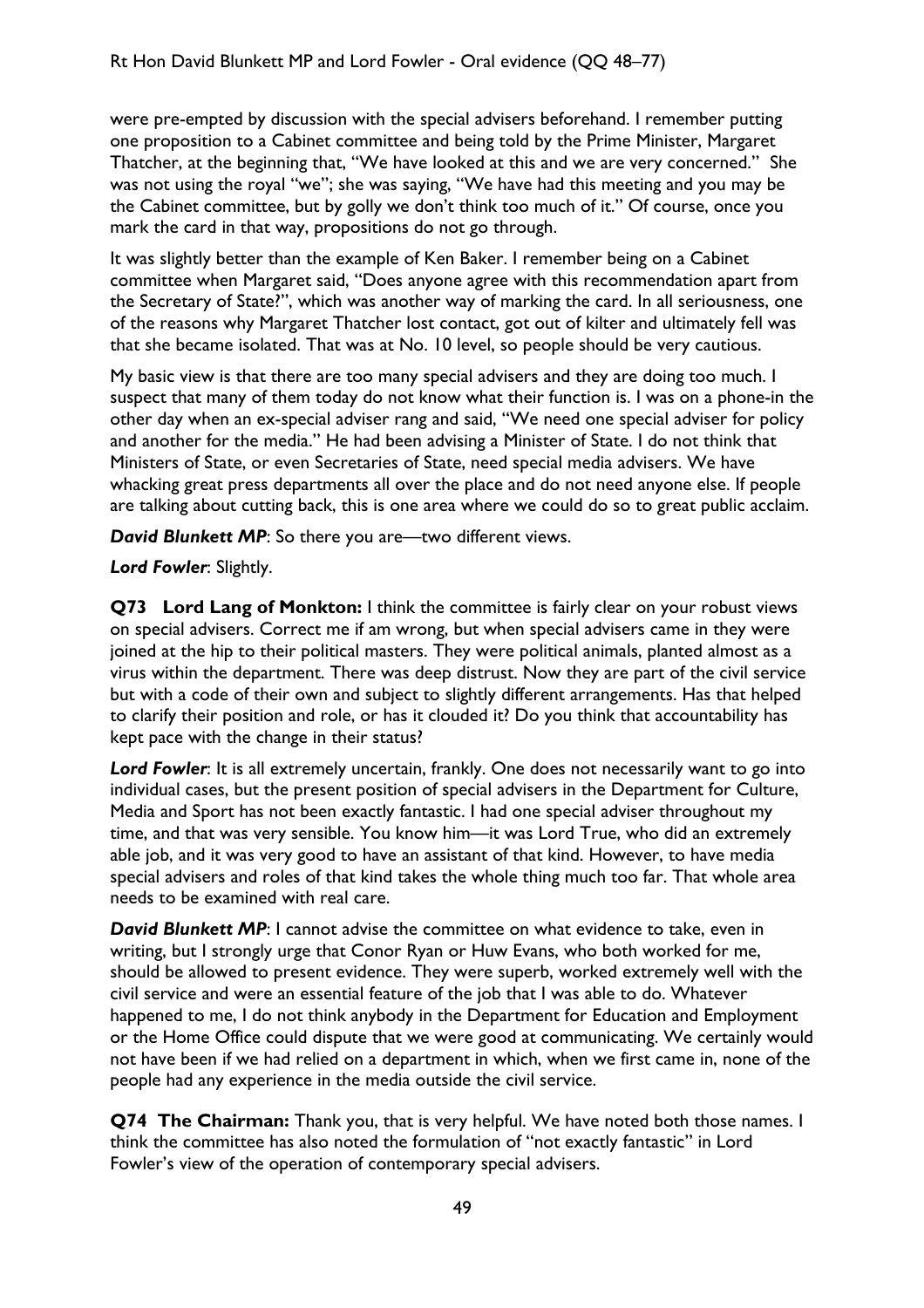were pre-empted by discussion with the special advisers beforehand. I remember putting one proposition to a Cabinet committee and being told by the Prime Minister, Margaret Thatcher, at the beginning that, "We have looked at this and we are very concerned." She was not using the royal "we"; she was saying, "We have had this meeting and you may be the Cabinet committee, but by golly we don't think too much of it." Of course, once you mark the card in that way, propositions do not go through.

It was slightly better than the example of Ken Baker. I remember being on a Cabinet committee when Margaret said, "Does anyone agree with this recommendation apart from the Secretary of State?", which was another way of marking the card. In all seriousness, one of the reasons why Margaret Thatcher lost contact, got out of kilter and ultimately fell was that she became isolated. That was at No. 10 level, so people should be very cautious.

My basic view is that there are too many special advisers and they are doing too much. I suspect that many of them today do not know what their function is. I was on a phone-in the other day when an ex-special adviser rang and said, "We need one special adviser for policy and another for the media." He had been advising a Minister of State. I do not think that Ministers of State, or even Secretaries of State, need special media advisers. We have whacking great press departments all over the place and do not need anyone else. If people are talking about cutting back, this is one area where we could do so to great public acclaim.

***David Blunkett MP***: So there you are—two different views.

***Lord Fowler***: Slightly.

**Q73 Lord Lang of Monkton:** I think the committee is fairly clear on your robust views on special advisers. Correct me if am wrong, but when special advisers came in they were joined at the hip to their political masters. They were political animals, planted almost as a virus within the department. There was deep distrust. Now they are part of the civil service but with a code of their own and subject to slightly different arrangements. Has that helped to clarify their position and role, or has it clouded it? Do you think that accountability has kept pace with the change in their status?

***Lord Fowler***: It is all extremely uncertain, frankly. One does not necessarily want to go into individual cases, but the present position of special advisers in the Department for Culture, Media and Sport has not been exactly fantastic. I had one special adviser throughout my time, and that was very sensible. You know him—it was Lord True, who did an extremely able job, and it was very good to have an assistant of that kind. However, to have media special advisers and roles of that kind takes the whole thing much too far. That whole area needs to be examined with real care.

***David Blunkett MP***: I cannot advise the committee on what evidence to take, even in writing, but I strongly urge that Conor Ryan or Huw Evans, who both worked for me, should be allowed to present evidence. They were superb, worked extremely well with the civil service and were an essential feature of the job that I was able to do. Whatever happened to me, I do not think anybody in the Department for Education and Employment or the Home Office could dispute that we were good at communicating. We certainly would not have been if we had relied on a department in which, when we first came in, none of the people had any experience in the media outside the civil service.

**Q74 The Chairman:** Thank you, that is very helpful. We have noted both those names. I think the committee has also noted the formulation of "not exactly fantastic" in Lord Fowler's view of the operation of contemporary special advisers.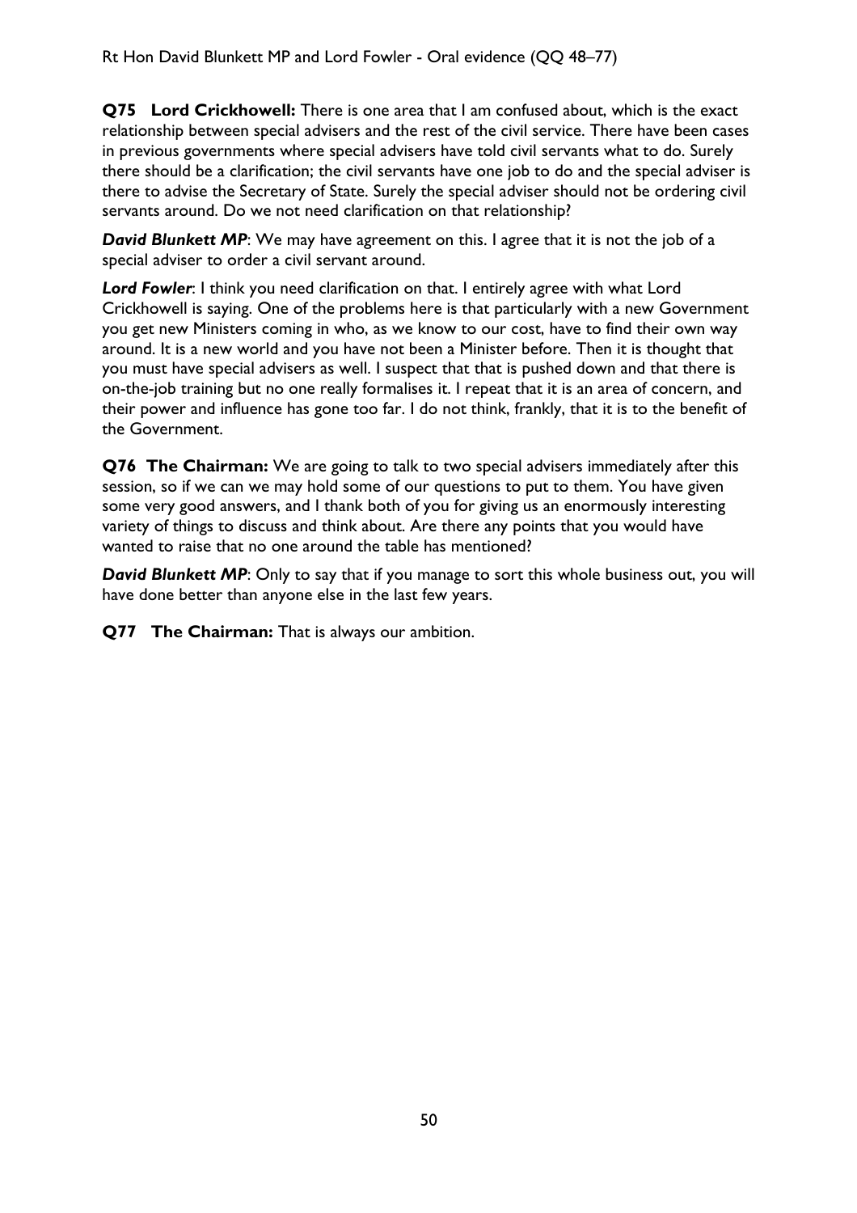**Q75 Lord Crickhowell:** There is one area that I am confused about, which is the exact relationship between special advisers and the rest of the civil service. There have been cases in previous governments where special advisers have told civil servants what to do. Surely there should be a clarification; the civil servants have one job to do and the special adviser is there to advise the Secretary of State. Surely the special adviser should not be ordering civil servants around. Do we not need clarification on that relationship?

***David Blunkett MP***: We may have agreement on this. I agree that it is not the job of a special adviser to order a civil servant around.

***Lord Fowler***: I think you need clarification on that. I entirely agree with what Lord Crickhowell is saying. One of the problems here is that particularly with a new Government you get new Ministers coming in who, as we know to our cost, have to find their own way around. It is a new world and you have not been a Minister before. Then it is thought that you must have special advisers as well. I suspect that that is pushed down and that there is on-the-job training but no one really formalises it. I repeat that it is an area of concern, and their power and influence has gone too far. I do not think, frankly, that it is to the benefit of the Government.

**Q76 The Chairman:** We are going to talk to two special advisers immediately after this session, so if we can we may hold some of our questions to put to them. You have given some very good answers, and I thank both of you for giving us an enormously interesting variety of things to discuss and think about. Are there any points that you would have wanted to raise that no one around the table has mentioned?

***David Blunkett MP***: Only to say that if you manage to sort this whole business out, you will have done better than anyone else in the last few years.

**Q77 The Chairman:** That is always our ambition.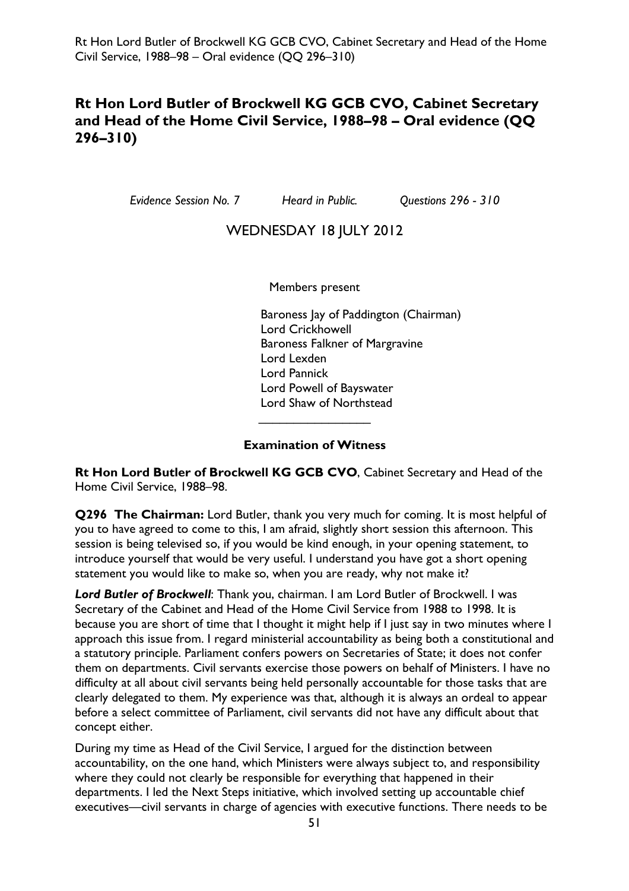## Rt Hon Lord Butler of Brockwell KG GCB CVO, Cabinet Secretary and Head of the Home Civil Service, 1988–98 – Oral evidence (QQ 296–310)

*Evidence Session No. 7* *Heard in Public.* *Questions 296 - 310*

WEDNESDAY 18 JULY 2012

Members present

Baroness Jay of Paddington (Chairman)
Lord Crickhowell
Baroness Falkner of Margravine
Lord Lexden
Lord Pannick
Lord Powell of Bayswater
Lord Shaw of Northstead

---

**Examination of Witness**

**Rt Hon Lord Butler of Brockwell KG GCB CVO**, Cabinet Secretary and Head of the Home Civil Service, 1988–98.

**Q296 The Chairman:** Lord Butler, thank you very much for coming. It is most helpful of you to have agreed to come to this, I am afraid, slightly short session this afternoon. This session is being televised so, if you would be kind enough, in your opening statement, to introduce yourself that would be very useful. I understand you have got a short opening statement you would like to make so, when you are ready, why not make it?

***Lord Butler of Brockwell***: Thank you, chairman. I am Lord Butler of Brockwell. I was Secretary of the Cabinet and Head of the Home Civil Service from 1988 to 1998. It is because you are short of time that I thought it might help if I just say in two minutes where I approach this issue from. I regard ministerial accountability as being both a constitutional and a statutory principle. Parliament confers powers on Secretaries of State; it does not confer them on departments. Civil servants exercise those powers on behalf of Ministers. I have no difficulty at all about civil servants being held personally accountable for those tasks that are clearly delegated to them. My experience was that, although it is always an ordeal to appear before a select committee of Parliament, civil servants did not have any difficult about that concept either.

During my time as Head of the Civil Service, I argued for the distinction between accountability, on the one hand, which Ministers were always subject to, and responsibility where they could not clearly be responsible for everything that happened in their departments. I led the Next Steps initiative, which involved setting up accountable chief executives—civil servants in charge of agencies with executive functions. There needs to be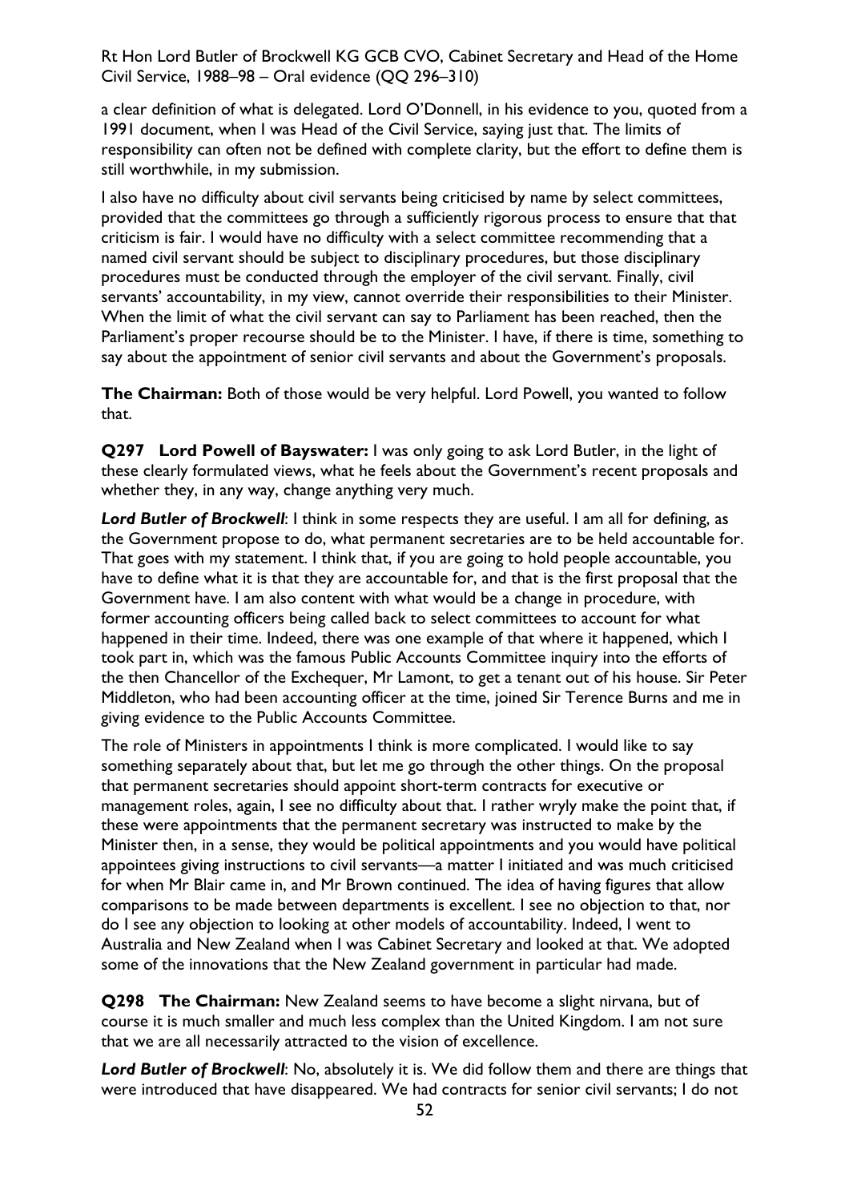a clear definition of what is delegated. Lord O'Donnell, in his evidence to you, quoted from a 1991 document, when I was Head of the Civil Service, saying just that. The limits of responsibility can often not be defined with complete clarity, but the effort to define them is still worthwhile, in my submission.

I also have no difficulty about civil servants being criticised by name by select committees, provided that the committees go through a sufficiently rigorous process to ensure that that criticism is fair. I would have no difficulty with a select committee recommending that a named civil servant should be subject to disciplinary procedures, but those disciplinary procedures must be conducted through the employer of the civil servant. Finally, civil servants' accountability, in my view, cannot override their responsibilities to their Minister. When the limit of what the civil servant can say to Parliament has been reached, then the Parliament's proper recourse should be to the Minister. I have, if there is time, something to say about the appointment of senior civil servants and about the Government's proposals.

**The Chairman:** Both of those would be very helpful. Lord Powell, you wanted to follow that.

**Q297 Lord Powell of Bayswater:** I was only going to ask Lord Butler, in the light of these clearly formulated views, what he feels about the Government's recent proposals and whether they, in any way, change anything very much.

***Lord Butler of Brockwell***: I think in some respects they are useful. I am all for defining, as the Government propose to do, what permanent secretaries are to be held accountable for. That goes with my statement. I think that, if you are going to hold people accountable, you have to define what it is that they are accountable for, and that is the first proposal that the Government have. I am also content with what would be a change in procedure, with former accounting officers being called back to select committees to account for what happened in their time. Indeed, there was one example of that where it happened, which I took part in, which was the famous Public Accounts Committee inquiry into the efforts of the then Chancellor of the Exchequer, Mr Lamont, to get a tenant out of his house. Sir Peter Middleton, who had been accounting officer at the time, joined Sir Terence Burns and me in giving evidence to the Public Accounts Committee.

The role of Ministers in appointments I think is more complicated. I would like to say something separately about that, but let me go through the other things. On the proposal that permanent secretaries should appoint short-term contracts for executive or management roles, again, I see no difficulty about that. I rather wryly make the point that, if these were appointments that the permanent secretary was instructed to make by the Minister then, in a sense, they would be political appointments and you would have political appointees giving instructions to civil servants—a matter I initiated and was much criticised for when Mr Blair came in, and Mr Brown continued. The idea of having figures that allow comparisons to be made between departments is excellent. I see no objection to that, nor do I see any objection to looking at other models of accountability. Indeed, I went to Australia and New Zealand when I was Cabinet Secretary and looked at that. We adopted some of the innovations that the New Zealand government in particular had made.

**Q298 The Chairman:** New Zealand seems to have become a slight nirvana, but of course it is much smaller and much less complex than the United Kingdom. I am not sure that we are all necessarily attracted to the vision of excellence.

***Lord Butler of Brockwell***: No, absolutely it is. We did follow them and there are things that were introduced that have disappeared. We had contracts for senior civil servants; I do not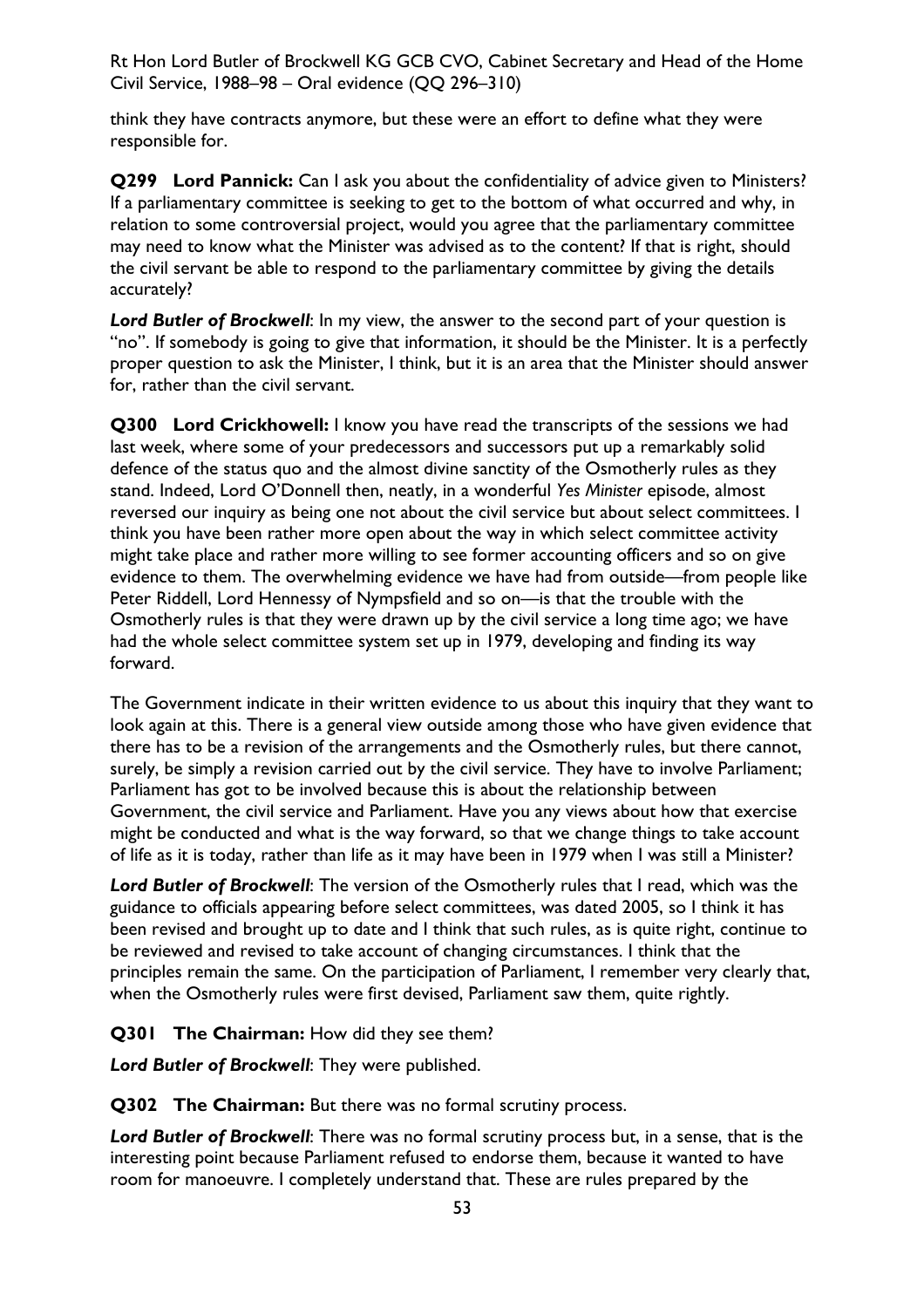think they have contracts anymore, but these were an effort to define what they were responsible for.

**Q299 Lord Pannick:** Can I ask you about the confidentiality of advice given to Ministers? If a parliamentary committee is seeking to get to the bottom of what occurred and why, in relation to some controversial project, would you agree that the parliamentary committee may need to know what the Minister was advised as to the content? If that is right, should the civil servant be able to respond to the parliamentary committee by giving the details accurately?

***Lord Butler of Brockwell***: In my view, the answer to the second part of your question is "no". If somebody is going to give that information, it should be the Minister. It is a perfectly proper question to ask the Minister, I think, but it is an area that the Minister should answer for, rather than the civil servant.

**Q300 Lord Crickhowell:** I know you have read the transcripts of the sessions we had last week, where some of your predecessors and successors put up a remarkably solid defence of the status quo and the almost divine sanctity of the Osmotherly rules as they stand. Indeed, Lord O'Donnell then, neatly, in a wonderful *Yes Minister* episode, almost reversed our inquiry as being one not about the civil service but about select committees. I think you have been rather more open about the way in which select committee activity might take place and rather more willing to see former accounting officers and so on give evidence to them. The overwhelming evidence we have had from outside—from people like Peter Riddell, Lord Hennessy of Nympsfield and so on—is that the trouble with the Osmotherly rules is that they were drawn up by the civil service a long time ago; we have had the whole select committee system set up in 1979, developing and finding its way forward.

The Government indicate in their written evidence to us about this inquiry that they want to look again at this. There is a general view outside among those who have given evidence that there has to be a revision of the arrangements and the Osmotherly rules, but there cannot, surely, be simply a revision carried out by the civil service. They have to involve Parliament; Parliament has got to be involved because this is about the relationship between Government, the civil service and Parliament. Have you any views about how that exercise might be conducted and what is the way forward, so that we change things to take account of life as it is today, rather than life as it may have been in 1979 when I was still a Minister?

***Lord Butler of Brockwell***: The version of the Osmotherly rules that I read, which was the guidance to officials appearing before select committees, was dated 2005, so I think it has been revised and brought up to date and I think that such rules, as is quite right, continue to be reviewed and revised to take account of changing circumstances. I think that the principles remain the same. On the participation of Parliament, I remember very clearly that, when the Osmotherly rules were first devised, Parliament saw them, quite rightly.

**Q301 The Chairman:** How did they see them?

***Lord Butler of Brockwell***: They were published.

**Q302 The Chairman:** But there was no formal scrutiny process.

***Lord Butler of Brockwell***: There was no formal scrutiny process but, in a sense, that is the interesting point because Parliament refused to endorse them, because it wanted to have room for manoeuvre. I completely understand that. These are rules prepared by the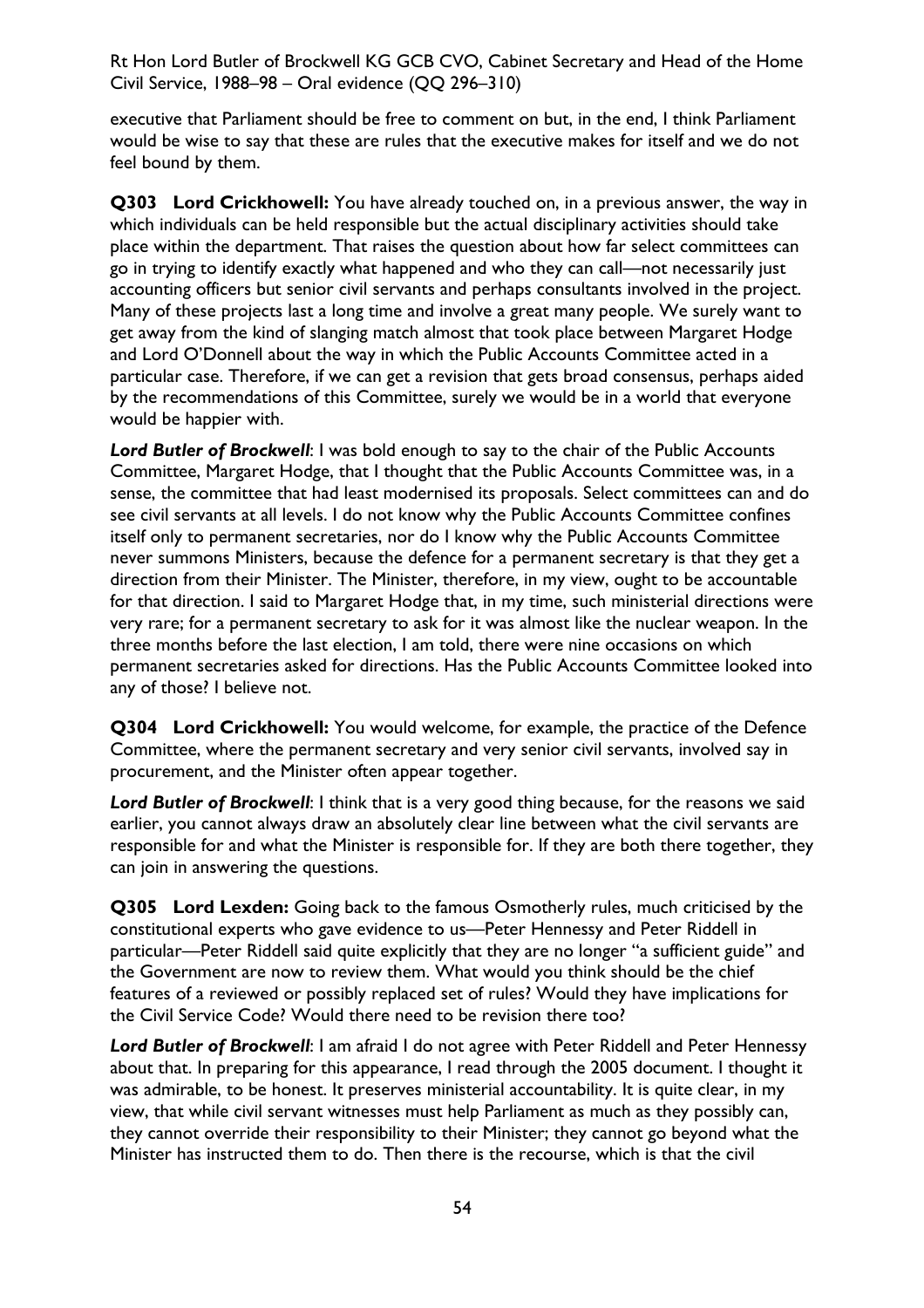executive that Parliament should be free to comment on but, in the end, I think Parliament would be wise to say that these are rules that the executive makes for itself and we do not feel bound by them.

**Q303 Lord Crickhowell:** You have already touched on, in a previous answer, the way in which individuals can be held responsible but the actual disciplinary activities should take place within the department. That raises the question about how far select committees can go in trying to identify exactly what happened and who they can call—not necessarily just accounting officers but senior civil servants and perhaps consultants involved in the project. Many of these projects last a long time and involve a great many people. We surely want to get away from the kind of slanging match almost that took place between Margaret Hodge and Lord O'Donnell about the way in which the Public Accounts Committee acted in a particular case. Therefore, if we can get a revision that gets broad consensus, perhaps aided by the recommendations of this Committee, surely we would be in a world that everyone would be happier with.

***Lord Butler of Brockwell***: I was bold enough to say to the chair of the Public Accounts Committee, Margaret Hodge, that I thought that the Public Accounts Committee was, in a sense, the committee that had least modernised its proposals. Select committees can and do see civil servants at all levels. I do not know why the Public Accounts Committee confines itself only to permanent secretaries, nor do I know why the Public Accounts Committee never summons Ministers, because the defence for a permanent secretary is that they get a direction from their Minister. The Minister, therefore, in my view, ought to be accountable for that direction. I said to Margaret Hodge that, in my time, such ministerial directions were very rare; for a permanent secretary to ask for it was almost like the nuclear weapon. In the three months before the last election, I am told, there were nine occasions on which permanent secretaries asked for directions. Has the Public Accounts Committee looked into any of those? I believe not.

**Q304 Lord Crickhowell:** You would welcome, for example, the practice of the Defence Committee, where the permanent secretary and very senior civil servants, involved say in procurement, and the Minister often appear together.

***Lord Butler of Brockwell***: I think that is a very good thing because, for the reasons we said earlier, you cannot always draw an absolutely clear line between what the civil servants are responsible for and what the Minister is responsible for. If they are both there together, they can join in answering the questions.

**Q305 Lord Lexden:** Going back to the famous Osmotherly rules, much criticised by the constitutional experts who gave evidence to us—Peter Hennessy and Peter Riddell in particular—Peter Riddell said quite explicitly that they are no longer "a sufficient guide" and the Government are now to review them. What would you think should be the chief features of a reviewed or possibly replaced set of rules? Would they have implications for the Civil Service Code? Would there need to be revision there too?

***Lord Butler of Brockwell***: I am afraid I do not agree with Peter Riddell and Peter Hennessy about that. In preparing for this appearance, I read through the 2005 document. I thought it was admirable, to be honest. It preserves ministerial accountability. It is quite clear, in my view, that while civil servant witnesses must help Parliament as much as they possibly can, they cannot override their responsibility to their Minister; they cannot go beyond what the Minister has instructed them to do. Then there is the recourse, which is that the civil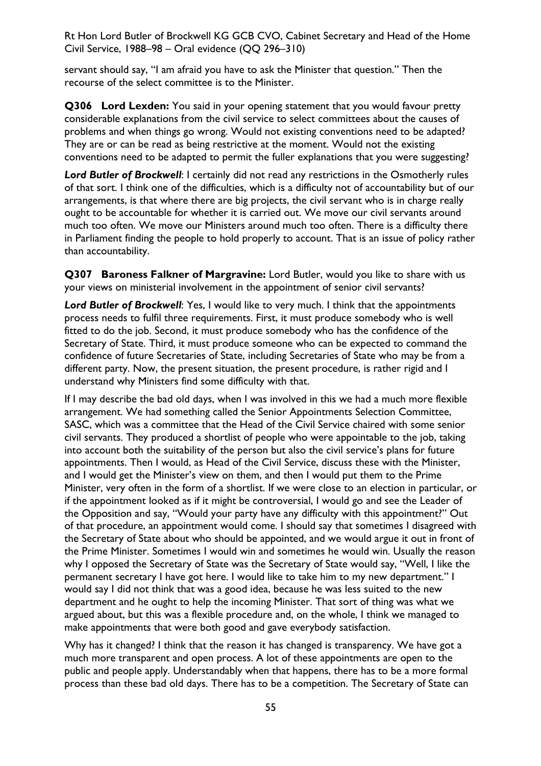servant should say, "I am afraid you have to ask the Minister that question." Then the recourse of the select committee is to the Minister.

**Q306 Lord Lexden:** You said in your opening statement that you would favour pretty considerable explanations from the civil service to select committees about the causes of problems and when things go wrong. Would not existing conventions need to be adapted? They are or can be read as being restrictive at the moment. Would not the existing conventions need to be adapted to permit the fuller explanations that you were suggesting?

***Lord Butler of Brockwell***: I certainly did not read any restrictions in the Osmotherly rules of that sort. I think one of the difficulties, which is a difficulty not of accountability but of our arrangements, is that where there are big projects, the civil servant who is in charge really ought to be accountable for whether it is carried out. We move our civil servants around much too often. We move our Ministers around much too often. There is a difficulty there in Parliament finding the people to hold properly to account. That is an issue of policy rather than accountability.

**Q307 Baroness Falkner of Margravine:** Lord Butler, would you like to share with us your views on ministerial involvement in the appointment of senior civil servants?

***Lord Butler of Brockwell***: Yes, I would like to very much. I think that the appointments process needs to fulfil three requirements. First, it must produce somebody who is well fitted to do the job. Second, it must produce somebody who has the confidence of the Secretary of State. Third, it must produce someone who can be expected to command the confidence of future Secretaries of State, including Secretaries of State who may be from a different party. Now, the present situation, the present procedure, is rather rigid and I understand why Ministers find some difficulty with that.

If I may describe the bad old days, when I was involved in this we had a much more flexible arrangement. We had something called the Senior Appointments Selection Committee, SASC, which was a committee that the Head of the Civil Service chaired with some senior civil servants. They produced a shortlist of people who were appointable to the job, taking into account both the suitability of the person but also the civil service's plans for future appointments. Then I would, as Head of the Civil Service, discuss these with the Minister, and I would get the Minister's view on them, and then I would put them to the Prime Minister, very often in the form of a shortlist. If we were close to an election in particular, or if the appointment looked as if it might be controversial, I would go and see the Leader of the Opposition and say, "Would your party have any difficulty with this appointment?" Out of that procedure, an appointment would come. I should say that sometimes I disagreed with the Secretary of State about who should be appointed, and we would argue it out in front of the Prime Minister. Sometimes I would win and sometimes he would win. Usually the reason why I opposed the Secretary of State was the Secretary of State would say, "Well, I like the permanent secretary I have got here. I would like to take him to my new department." I would say I did not think that was a good idea, because he was less suited to the new department and he ought to help the incoming Minister. That sort of thing was what we argued about, but this was a flexible procedure and, on the whole, I think we managed to make appointments that were both good and gave everybody satisfaction.

Why has it changed? I think that the reason it has changed is transparency. We have got a much more transparent and open process. A lot of these appointments are open to the public and people apply. Understandably when that happens, there has to be a more formal process than these bad old days. There has to be a competition. The Secretary of State can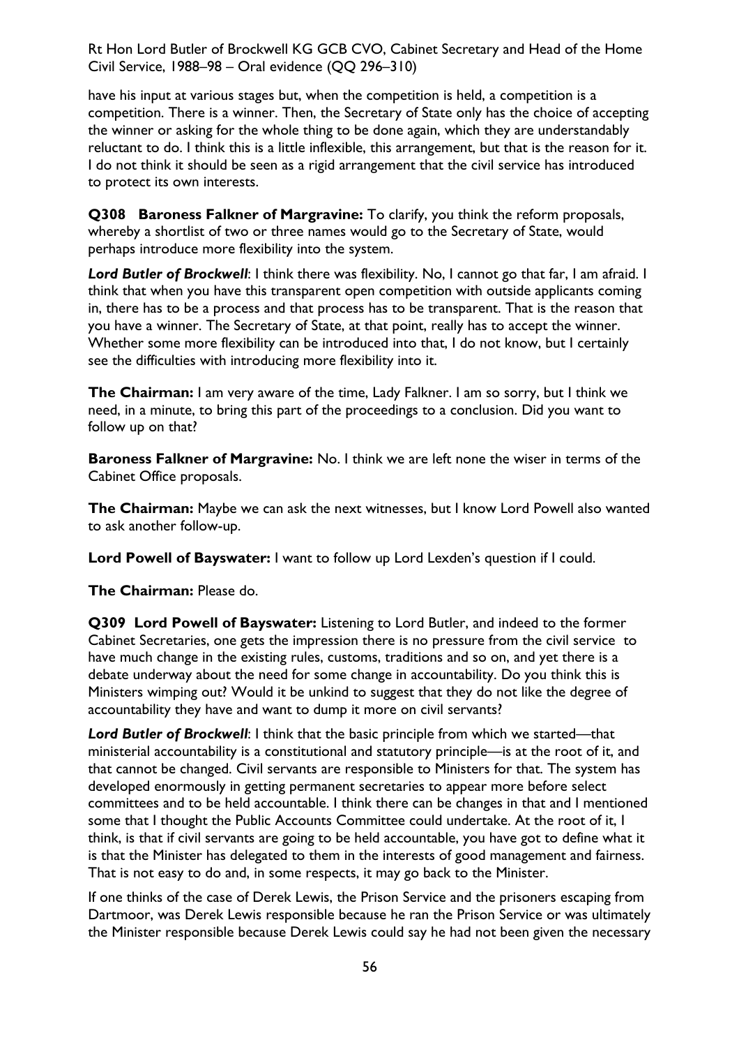have his input at various stages but, when the competition is held, a competition is a competition. There is a winner. Then, the Secretary of State only has the choice of accepting the winner or asking for the whole thing to be done again, which they are understandably reluctant to do. I think this is a little inflexible, this arrangement, but that is the reason for it. I do not think it should be seen as a rigid arrangement that the civil service has introduced to protect its own interests.

**Q308 Baroness Falkner of Margravine:** To clarify, you think the reform proposals, whereby a shortlist of two or three names would go to the Secretary of State, would perhaps introduce more flexibility into the system.

***Lord Butler of Brockwell***: I think there was flexibility. No, I cannot go that far, I am afraid. I think that when you have this transparent open competition with outside applicants coming in, there has to be a process and that process has to be transparent. That is the reason that you have a winner. The Secretary of State, at that point, really has to accept the winner. Whether some more flexibility can be introduced into that, I do not know, but I certainly see the difficulties with introducing more flexibility into it.

**The Chairman:** I am very aware of the time, Lady Falkner. I am so sorry, but I think we need, in a minute, to bring this part of the proceedings to a conclusion. Did you want to follow up on that?

**Baroness Falkner of Margravine:** No. I think we are left none the wiser in terms of the Cabinet Office proposals.

**The Chairman:** Maybe we can ask the next witnesses, but I know Lord Powell also wanted to ask another follow-up.

**Lord Powell of Bayswater:** I want to follow up Lord Lexden's question if I could.

**The Chairman:** Please do.

**Q309 Lord Powell of Bayswater:** Listening to Lord Butler, and indeed to the former Cabinet Secretaries, one gets the impression there is no pressure from the civil service to have much change in the existing rules, customs, traditions and so on, and yet there is a debate underway about the need for some change in accountability. Do you think this is Ministers wimping out? Would it be unkind to suggest that they do not like the degree of accountability they have and want to dump it more on civil servants?

***Lord Butler of Brockwell***: I think that the basic principle from which we started—that ministerial accountability is a constitutional and statutory principle—is at the root of it, and that cannot be changed. Civil servants are responsible to Ministers for that. The system has developed enormously in getting permanent secretaries to appear more before select committees and to be held accountable. I think there can be changes in that and I mentioned some that I thought the Public Accounts Committee could undertake. At the root of it, I think, is that if civil servants are going to be held accountable, you have got to define what it is that the Minister has delegated to them in the interests of good management and fairness. That is not easy to do and, in some respects, it may go back to the Minister.

If one thinks of the case of Derek Lewis, the Prison Service and the prisoners escaping from Dartmoor, was Derek Lewis responsible because he ran the Prison Service or was ultimately the Minister responsible because Derek Lewis could say he had not been given the necessary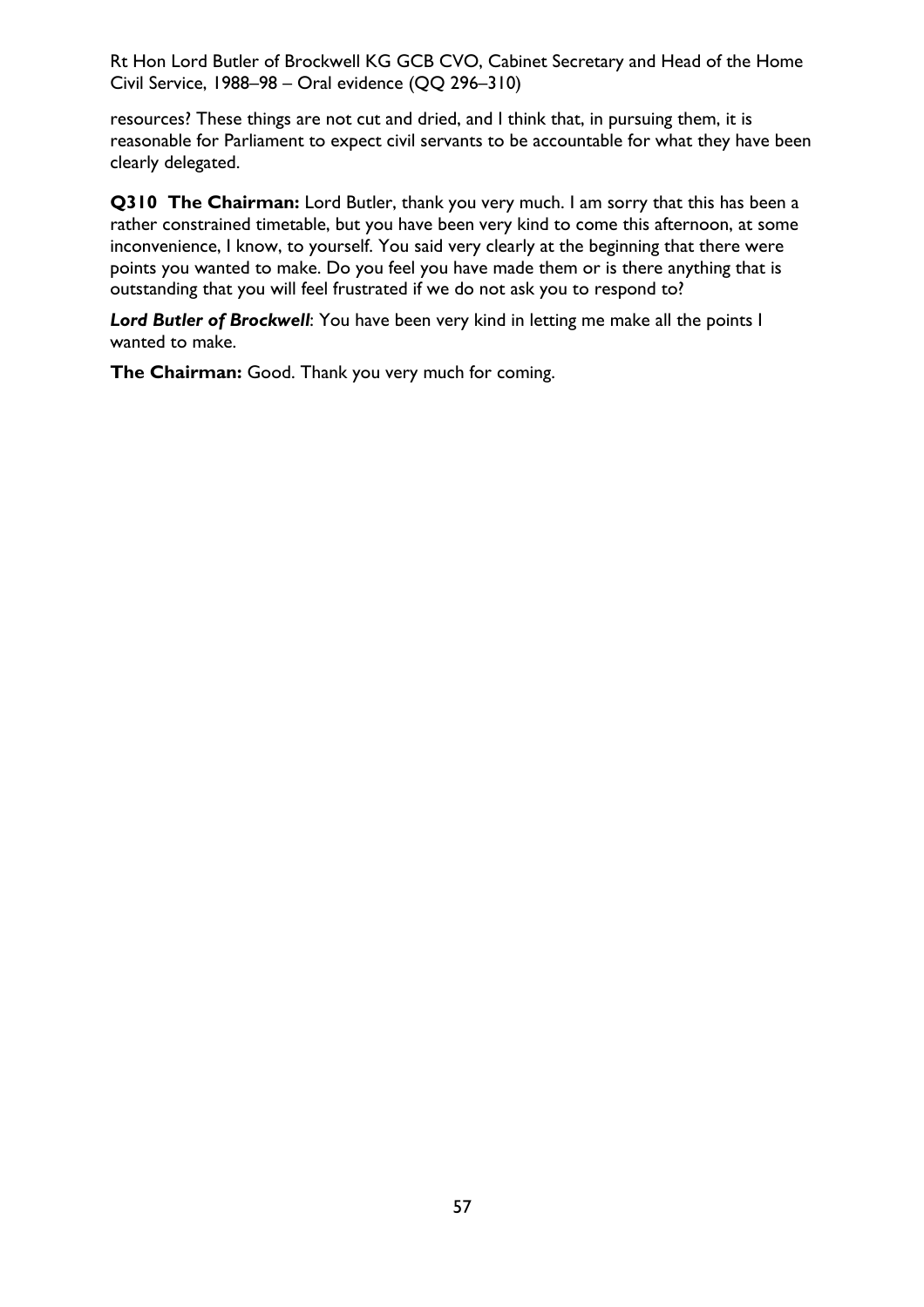resources? These things are not cut and dried, and I think that, in pursuing them, it is reasonable for Parliament to expect civil servants to be accountable for what they have been clearly delegated.

**Q310 The Chairman:** Lord Butler, thank you very much. I am sorry that this has been a rather constrained timetable, but you have been very kind to come this afternoon, at some inconvenience, I know, to yourself. You said very clearly at the beginning that there were points you wanted to make. Do you feel you have made them or is there anything that is outstanding that you will feel frustrated if we do not ask you to respond to?

***Lord Butler of Brockwell***: You have been very kind in letting me make all the points I wanted to make.

**The Chairman:** Good. Thank you very much for coming.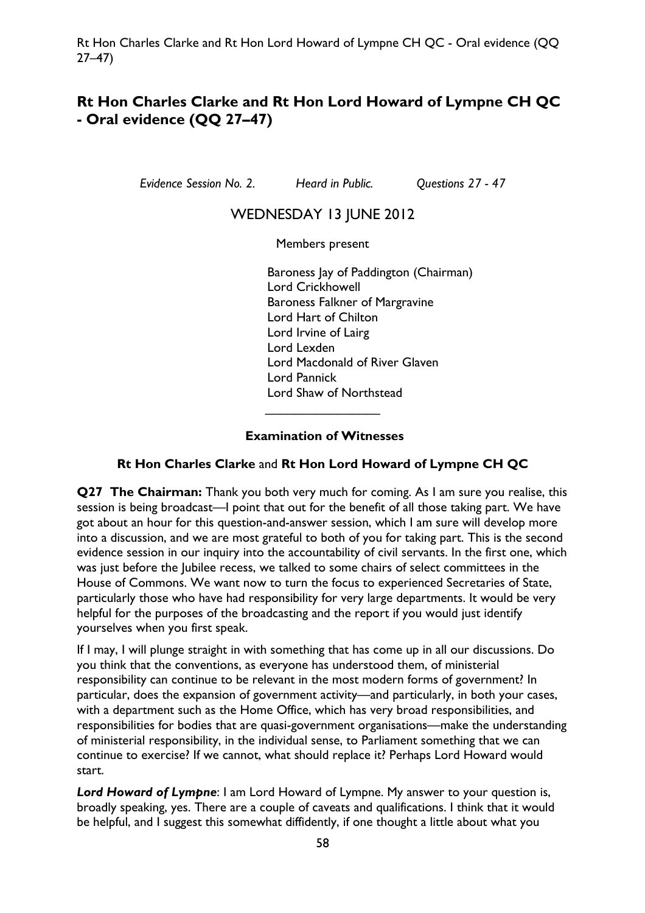# Rt Hon Charles Clarke and Rt Hon Lord Howard of Lympne CH QC - Oral evidence (QQ 27–47)

*Evidence Session No. 2.*   *Heard in Public.*   *Questions 27 - 47*

WEDNESDAY 13 JUNE 2012

Members present

Baroness Jay of Paddington (Chairman)
Lord Crickhowell
Baroness Falkner of Margravine
Lord Hart of Chilton
Lord Irvine of Lairg
Lord Lexden
Lord Macdonald of River Glaven
Lord Pannick
Lord Shaw of Northstead

________________

**Examination of Witnesses**

**Rt Hon Charles Clarke** and **Rt Hon Lord Howard of Lympne CH QC**

**Q27 The Chairman:** Thank you both very much for coming. As I am sure you realise, this session is being broadcast—I point that out for the benefit of all those taking part. We have got about an hour for this question-and-answer session, which I am sure will develop more into a discussion, and we are most grateful to both of you for taking part. This is the second evidence session in our inquiry into the accountability of civil servants. In the first one, which was just before the Jubilee recess, we talked to some chairs of select committees in the House of Commons. We want now to turn the focus to experienced Secretaries of State, particularly those who have had responsibility for very large departments. It would be very helpful for the purposes of the broadcasting and the report if you would just identify yourselves when you first speak.

If I may, I will plunge straight in with something that has come up in all our discussions. Do you think that the conventions, as everyone has understood them, of ministerial responsibility can continue to be relevant in the most modern forms of government? In particular, does the expansion of government activity—and particularly, in both your cases, with a department such as the Home Office, which has very broad responsibilities, and responsibilities for bodies that are quasi-government organisations—make the understanding of ministerial responsibility, in the individual sense, to Parliament something that we can continue to exercise? If we cannot, what should replace it? Perhaps Lord Howard would start.

***Lord Howard of Lympne***: I am Lord Howard of Lympne. My answer to your question is, broadly speaking, yes. There are a couple of caveats and qualifications. I think that it would be helpful, and I suggest this somewhat diffidently, if one thought a little about what you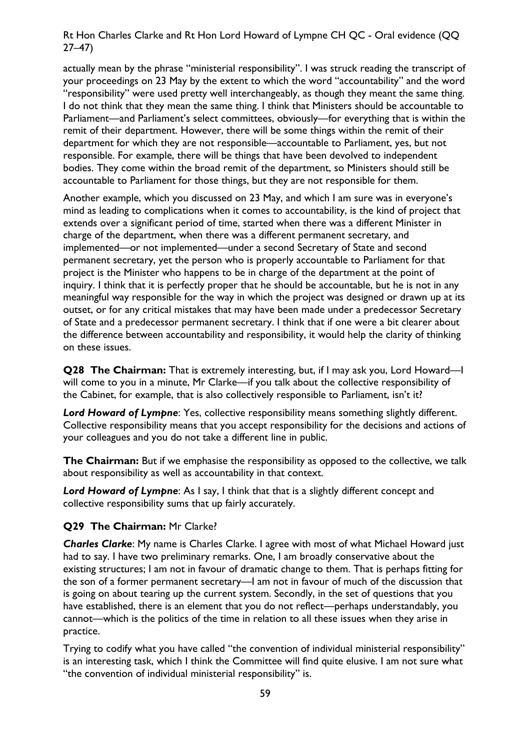actually mean by the phrase "ministerial responsibility". I was struck reading the transcript of your proceedings on 23 May by the extent to which the word "accountability" and the word "responsibility" were used pretty well interchangeably, as though they meant the same thing. I do not think that they mean the same thing. I think that Ministers should be accountable to Parliament—and Parliament's select committees, obviously—for everything that is within the remit of their department. However, there will be some things within the remit of their department for which they are not responsible—accountable to Parliament, yes, but not responsible. For example, there will be things that have been devolved to independent bodies. They come within the broad remit of the department, so Ministers should still be accountable to Parliament for those things, but they are not responsible for them.

Another example, which you discussed on 23 May, and which I am sure was in everyone's mind as leading to complications when it comes to accountability, is the kind of project that extends over a significant period of time, started when there was a different Minister in charge of the department, when there was a different permanent secretary, and implemented—or not implemented—under a second Secretary of State and second permanent secretary, yet the person who is properly accountable to Parliament for that project is the Minister who happens to be in charge of the department at the point of inquiry. I think that it is perfectly proper that he should be accountable, but he is not in any meaningful way responsible for the way in which the project was designed or drawn up at its outset, or for any critical mistakes that may have been made under a predecessor Secretary of State and a predecessor permanent secretary. I think that if one were a bit clearer about the difference between accountability and responsibility, it would help the clarity of thinking on these issues.

**Q28 The Chairman:** That is extremely interesting, but, if I may ask you, Lord Howard—I will come to you in a minute, Mr Clarke—if you talk about the collective responsibility of the Cabinet, for example, that is also collectively responsible to Parliament, isn't it?

***Lord Howard of Lympne***: Yes, collective responsibility means something slightly different. Collective responsibility means that you accept responsibility for the decisions and actions of your colleagues and you do not take a different line in public.

**The Chairman:** But if we emphasise the responsibility as opposed to the collective, we talk about responsibility as well as accountability in that context.

***Lord Howard of Lympne***: As I say, I think that that is a slightly different concept and collective responsibility sums that up fairly accurately.

**Q29 The Chairman:** Mr Clarke?

***Charles Clarke***: My name is Charles Clarke. I agree with most of what Michael Howard just had to say. I have two preliminary remarks. One, I am broadly conservative about the existing structures; I am not in favour of dramatic change to them. That is perhaps fitting for the son of a former permanent secretary—I am not in favour of much of the discussion that is going on about tearing up the current system. Secondly, in the set of questions that you have established, there is an element that you do not reflect—perhaps understandably, you cannot—which is the politics of the time in relation to all these issues when they arise in practice.

Trying to codify what you have called "the convention of individual ministerial responsibility" is an interesting task, which I think the Committee will find quite elusive. I am not sure what "the convention of individual ministerial responsibility" is.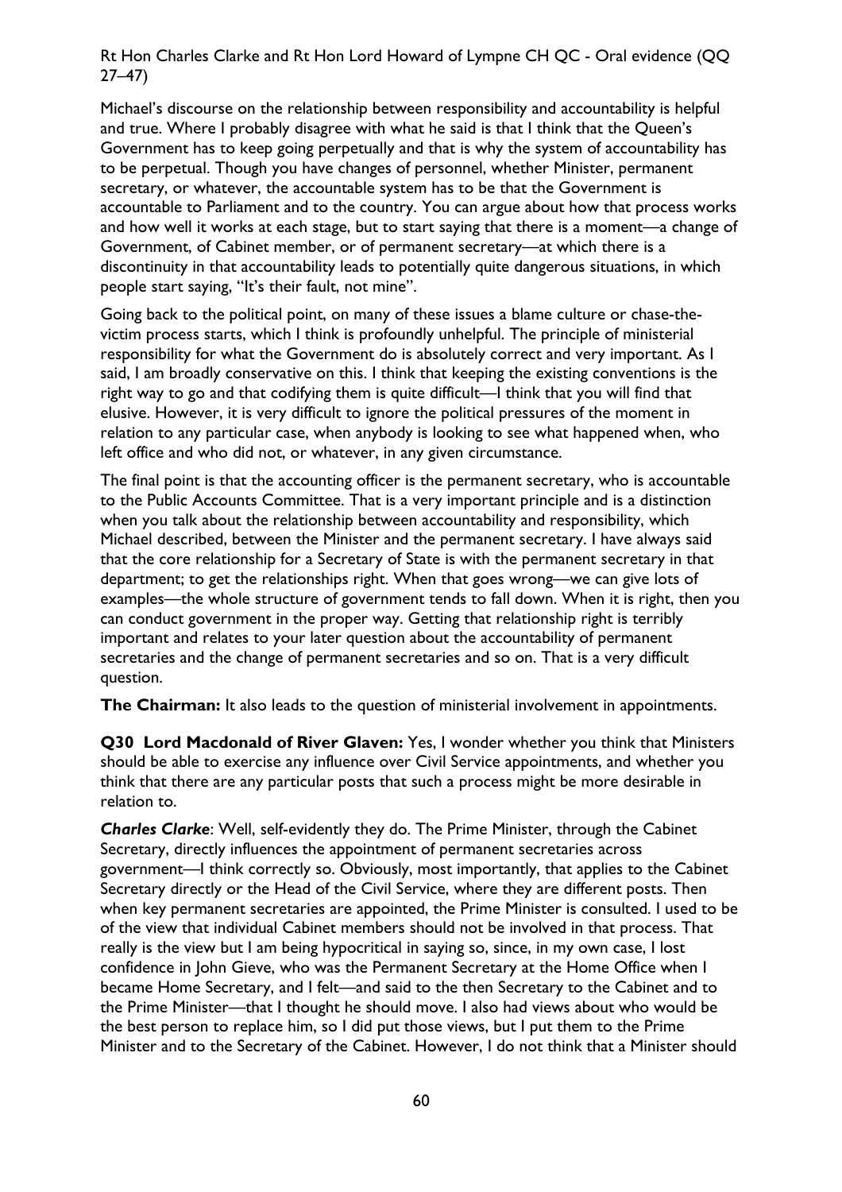Michael's discourse on the relationship between responsibility and accountability is helpful and true. Where I probably disagree with what he said is that I think that the Queen's Government has to keep going perpetually and that is why the system of accountability has to be perpetual. Though you have changes of personnel, whether Minister, permanent secretary, or whatever, the accountable system has to be that the Government is accountable to Parliament and to the country. You can argue about how that process works and how well it works at each stage, but to start saying that there is a moment—a change of Government, of Cabinet member, or of permanent secretary—at which there is a discontinuity in that accountability leads to potentially quite dangerous situations, in which people start saying, "It's their fault, not mine".

Going back to the political point, on many of these issues a blame culture or chase-the-victim process starts, which I think is profoundly unhelpful. The principle of ministerial responsibility for what the Government do is absolutely correct and very important. As I said, I am broadly conservative on this. I think that keeping the existing conventions is the right way to go and that codifying them is quite difficult—I think that you will find that elusive. However, it is very difficult to ignore the political pressures of the moment in relation to any particular case, when anybody is looking to see what happened when, who left office and who did not, or whatever, in any given circumstance.

The final point is that the accounting officer is the permanent secretary, who is accountable to the Public Accounts Committee. That is a very important principle and is a distinction when you talk about the relationship between accountability and responsibility, which Michael described, between the Minister and the permanent secretary. I have always said that the core relationship for a Secretary of State is with the permanent secretary in that department; to get the relationships right. When that goes wrong—we can give lots of examples—the whole structure of government tends to fall down. When it is right, then you can conduct government in the proper way. Getting that relationship right is terribly important and relates to your later question about the accountability of permanent secretaries and the change of permanent secretaries and so on. That is a very difficult question.

**The Chairman:** It also leads to the question of ministerial involvement in appointments.

**Q30 Lord Macdonald of River Glaven:** Yes, I wonder whether you think that Ministers should be able to exercise any influence over Civil Service appointments, and whether you think that there are any particular posts that such a process might be more desirable in relation to.

***Charles Clarke***: Well, self-evidently they do. The Prime Minister, through the Cabinet Secretary, directly influences the appointment of permanent secretaries across government—I think correctly so. Obviously, most importantly, that applies to the Cabinet Secretary directly or the Head of the Civil Service, where they are different posts. Then when key permanent secretaries are appointed, the Prime Minister is consulted. I used to be of the view that individual Cabinet members should not be involved in that process. That really is the view but I am being hypocritical in saying so, since, in my own case, I lost confidence in John Gieve, who was the Permanent Secretary at the Home Office when I became Home Secretary, and I felt—and said to the then Secretary to the Cabinet and to the Prime Minister—that I thought he should move. I also had views about who would be the best person to replace him, so I did put those views, but I put them to the Prime Minister and to the Secretary of the Cabinet. However, I do not think that a Minister should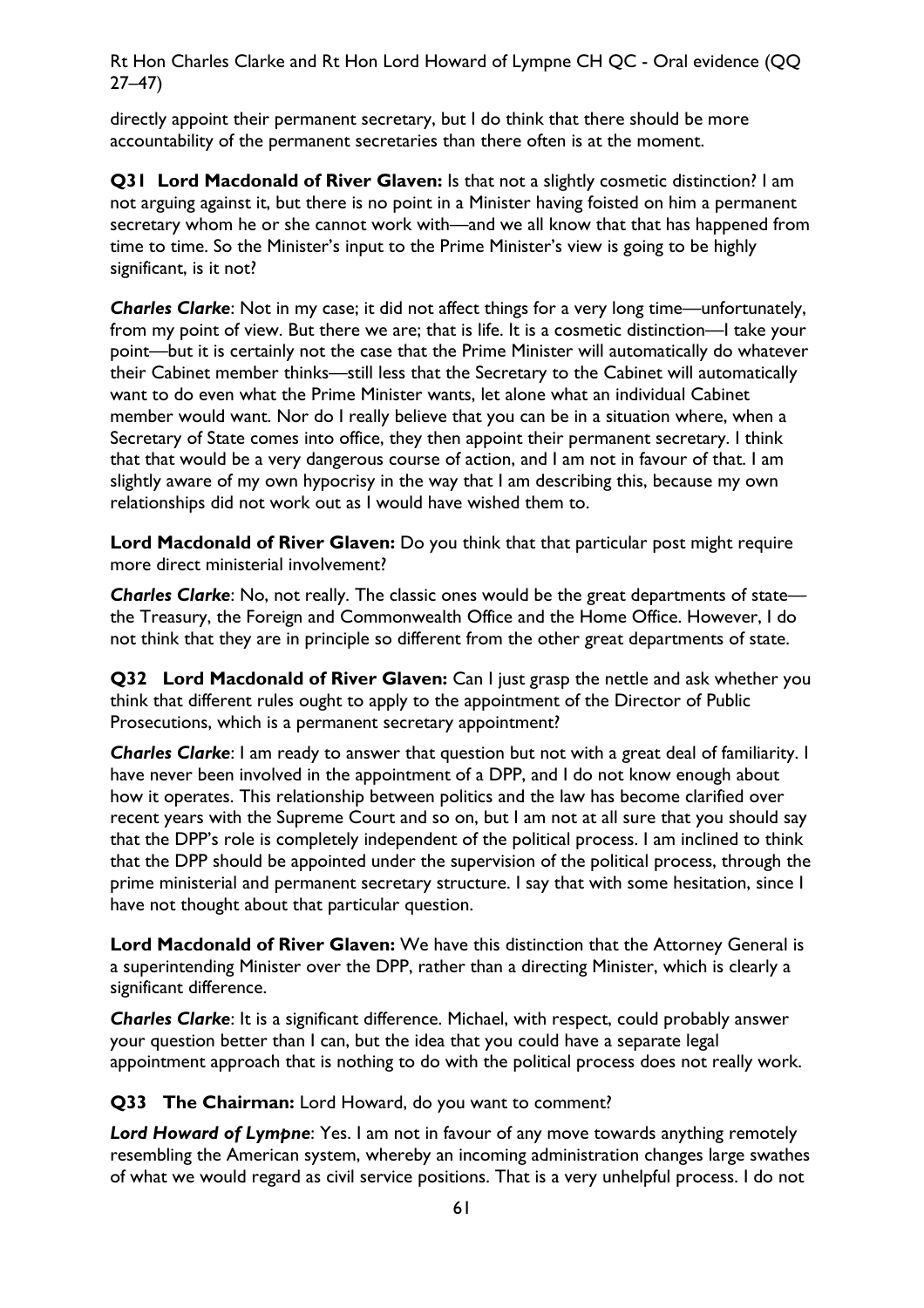directly appoint their permanent secretary, but I do think that there should be more accountability of the permanent secretaries than there often is at the moment.

**Q31 Lord Macdonald of River Glaven:** Is that not a slightly cosmetic distinction? I am not arguing against it, but there is no point in a Minister having foisted on him a permanent secretary whom he or she cannot work with—and we all know that that has happened from time to time. So the Minister's input to the Prime Minister's view is going to be highly significant, is it not?

***Charles Clarke***: Not in my case; it did not affect things for a very long time—unfortunately, from my point of view. But there we are; that is life. It is a cosmetic distinction—I take your point—but it is certainly not the case that the Prime Minister will automatically do whatever their Cabinet member thinks—still less that the Secretary to the Cabinet will automatically want to do even what the Prime Minister wants, let alone what an individual Cabinet member would want. Nor do I really believe that you can be in a situation where, when a Secretary of State comes into office, they then appoint their permanent secretary. I think that that would be a very dangerous course of action, and I am not in favour of that. I am slightly aware of my own hypocrisy in the way that I am describing this, because my own relationships did not work out as I would have wished them to.

**Lord Macdonald of River Glaven:** Do you think that that particular post might require more direct ministerial involvement?

***Charles Clarke***: No, not really. The classic ones would be the great departments of state—the Treasury, the Foreign and Commonwealth Office and the Home Office. However, I do not think that they are in principle so different from the other great departments of state.

**Q32 Lord Macdonald of River Glaven:** Can I just grasp the nettle and ask whether you think that different rules ought to apply to the appointment of the Director of Public Prosecutions, which is a permanent secretary appointment?

***Charles Clarke***: I am ready to answer that question but not with a great deal of familiarity. I have never been involved in the appointment of a DPP, and I do not know enough about how it operates. This relationship between politics and the law has become clarified over recent years with the Supreme Court and so on, but I am not at all sure that you should say that the DPP's role is completely independent of the political process. I am inclined to think that the DPP should be appointed under the supervision of the political process, through the prime ministerial and permanent secretary structure. I say that with some hesitation, since I have not thought about that particular question.

**Lord Macdonald of River Glaven:** We have this distinction that the Attorney General is a superintending Minister over the DPP, rather than a directing Minister, which is clearly a significant difference.

***Charles Clarke***: It is a significant difference. Michael, with respect, could probably answer your question better than I can, but the idea that you could have a separate legal appointment approach that is nothing to do with the political process does not really work.

**Q33 The Chairman:** Lord Howard, do you want to comment?

***Lord Howard of Lympne***: Yes. I am not in favour of any move towards anything remotely resembling the American system, whereby an incoming administration changes large swathes of what we would regard as civil service positions. That is a very unhelpful process. I do not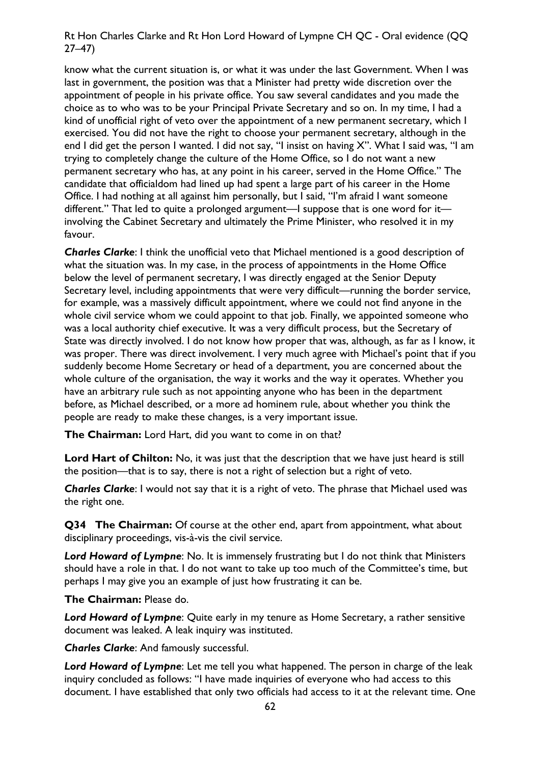know what the current situation is, or what it was under the last Government. When I was last in government, the position was that a Minister had pretty wide discretion over the appointment of people in his private office. You saw several candidates and you made the choice as to who was to be your Principal Private Secretary and so on. In my time, I had a kind of unofficial right of veto over the appointment of a new permanent secretary, which I exercised. You did not have the right to choose your permanent secretary, although in the end I did get the person I wanted. I did not say, "I insist on having X". What I said was, "I am trying to completely change the culture of the Home Office, so I do not want a new permanent secretary who has, at any point in his career, served in the Home Office." The candidate that officialdom had lined up had spent a large part of his career in the Home Office. I had nothing at all against him personally, but I said, "I'm afraid I want someone different." That led to quite a prolonged argument—I suppose that is one word for it—involving the Cabinet Secretary and ultimately the Prime Minister, who resolved it in my favour.

***Charles Clarke***: I think the unofficial veto that Michael mentioned is a good description of what the situation was. In my case, in the process of appointments in the Home Office below the level of permanent secretary, I was directly engaged at the Senior Deputy Secretary level, including appointments that were very difficult—running the border service, for example, was a massively difficult appointment, where we could not find anyone in the whole civil service whom we could appoint to that job. Finally, we appointed someone who was a local authority chief executive. It was a very difficult process, but the Secretary of State was directly involved. I do not know how proper that was, although, as far as I know, it was proper. There was direct involvement. I very much agree with Michael's point that if you suddenly become Home Secretary or head of a department, you are concerned about the whole culture of the organisation, the way it works and the way it operates. Whether you have an arbitrary rule such as not appointing anyone who has been in the department before, as Michael described, or a more ad hominem rule, about whether you think the people are ready to make these changes, is a very important issue.

**The Chairman:** Lord Hart, did you want to come in on that?

**Lord Hart of Chilton:** No, it was just that the description that we have just heard is still the position—that is to say, there is not a right of selection but a right of veto.

***Charles Clarke***: I would not say that it is a right of veto. The phrase that Michael used was the right one.

**Q34 The Chairman:** Of course at the other end, apart from appointment, what about disciplinary proceedings, vis-à-vis the civil service.

***Lord Howard of Lympne***: No. It is immensely frustrating but I do not think that Ministers should have a role in that. I do not want to take up too much of the Committee's time, but perhaps I may give you an example of just how frustrating it can be.

**The Chairman:** Please do.

***Lord Howard of Lympne***: Quite early in my tenure as Home Secretary, a rather sensitive document was leaked. A leak inquiry was instituted.

***Charles Clarke***: And famously successful.

***Lord Howard of Lympne***: Let me tell you what happened. The person in charge of the leak inquiry concluded as follows: "I have made inquiries of everyone who had access to this document. I have established that only two officials had access to it at the relevant time. One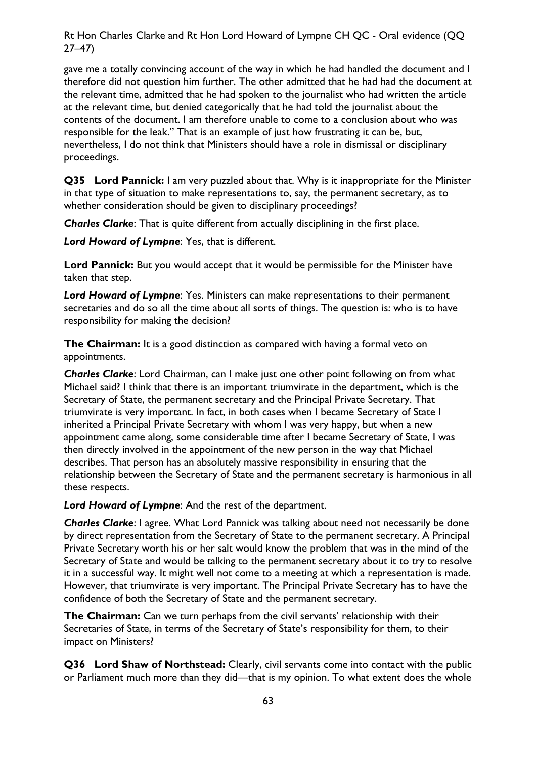gave me a totally convincing account of the way in which he had handled the document and I therefore did not question him further. The other admitted that he had had the document at the relevant time, admitted that he had spoken to the journalist who had written the article at the relevant time, but denied categorically that he had told the journalist about the contents of the document. I am therefore unable to come to a conclusion about who was responsible for the leak." That is an example of just how frustrating it can be, but, nevertheless, I do not think that Ministers should have a role in dismissal or disciplinary proceedings.

**Q35 Lord Pannick:** I am very puzzled about that. Why is it inappropriate for the Minister in that type of situation to make representations to, say, the permanent secretary, as to whether consideration should be given to disciplinary proceedings?

***Charles Clarke***: That is quite different from actually disciplining in the first place.

***Lord Howard of Lympne***: Yes, that is different.

**Lord Pannick:** But you would accept that it would be permissible for the Minister have taken that step.

***Lord Howard of Lympne***: Yes. Ministers can make representations to their permanent secretaries and do so all the time about all sorts of things. The question is: who is to have responsibility for making the decision?

**The Chairman:** It is a good distinction as compared with having a formal veto on appointments.

***Charles Clarke***: Lord Chairman, can I make just one other point following on from what Michael said? I think that there is an important triumvirate in the department, which is the Secretary of State, the permanent secretary and the Principal Private Secretary. That triumvirate is very important. In fact, in both cases when I became Secretary of State I inherited a Principal Private Secretary with whom I was very happy, but when a new appointment came along, some considerable time after I became Secretary of State, I was then directly involved in the appointment of the new person in the way that Michael describes. That person has an absolutely massive responsibility in ensuring that the relationship between the Secretary of State and the permanent secretary is harmonious in all these respects.

***Lord Howard of Lympne***: And the rest of the department.

***Charles Clarke***: I agree. What Lord Pannick was talking about need not necessarily be done by direct representation from the Secretary of State to the permanent secretary. A Principal Private Secretary worth his or her salt would know the problem that was in the mind of the Secretary of State and would be talking to the permanent secretary about it to try to resolve it in a successful way. It might well not come to a meeting at which a representation is made. However, that triumvirate is very important. The Principal Private Secretary has to have the confidence of both the Secretary of State and the permanent secretary.

**The Chairman:** Can we turn perhaps from the civil servants' relationship with their Secretaries of State, in terms of the Secretary of State's responsibility for them, to their impact on Ministers?

**Q36 Lord Shaw of Northstead:** Clearly, civil servants come into contact with the public or Parliament much more than they did—that is my opinion. To what extent does the whole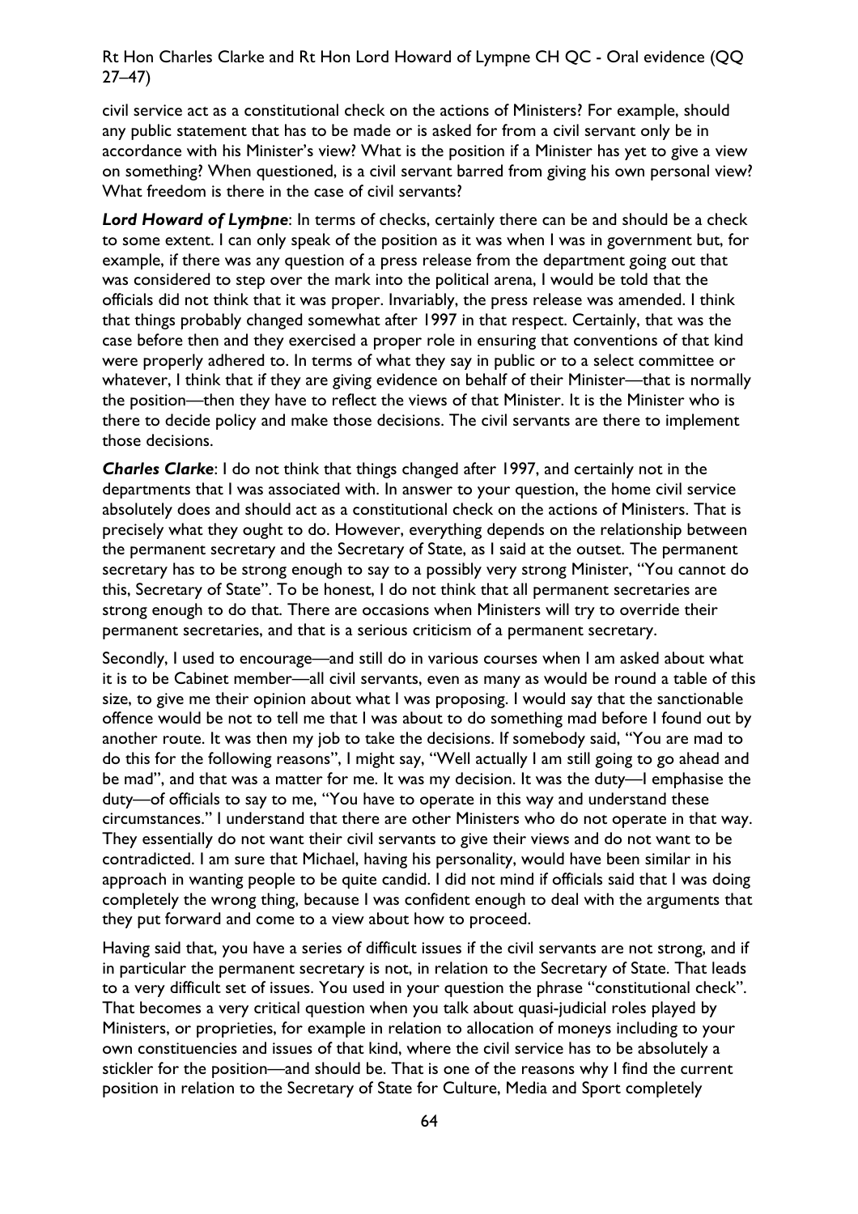civil service act as a constitutional check on the actions of Ministers? For example, should any public statement that has to be made or is asked for from a civil servant only be in accordance with his Minister's view? What is the position if a Minister has yet to give a view on something? When questioned, is a civil servant barred from giving his own personal view? What freedom is there in the case of civil servants?

***Lord Howard of Lympne***: In terms of checks, certainly there can be and should be a check to some extent. I can only speak of the position as it was when I was in government but, for example, if there was any question of a press release from the department going out that was considered to step over the mark into the political arena, I would be told that the officials did not think that it was proper. Invariably, the press release was amended. I think that things probably changed somewhat after 1997 in that respect. Certainly, that was the case before then and they exercised a proper role in ensuring that conventions of that kind were properly adhered to. In terms of what they say in public or to a select committee or whatever, I think that if they are giving evidence on behalf of their Minister—that is normally the position—then they have to reflect the views of that Minister. It is the Minister who is there to decide policy and make those decisions. The civil servants are there to implement those decisions.

***Charles Clarke***: I do not think that things changed after 1997, and certainly not in the departments that I was associated with. In answer to your question, the home civil service absolutely does and should act as a constitutional check on the actions of Ministers. That is precisely what they ought to do. However, everything depends on the relationship between the permanent secretary and the Secretary of State, as I said at the outset. The permanent secretary has to be strong enough to say to a possibly very strong Minister, "You cannot do this, Secretary of State". To be honest, I do not think that all permanent secretaries are strong enough to do that. There are occasions when Ministers will try to override their permanent secretaries, and that is a serious criticism of a permanent secretary.

Secondly, I used to encourage—and still do in various courses when I am asked about what it is to be Cabinet member—all civil servants, even as many as would be round a table of this size, to give me their opinion about what I was proposing. I would say that the sanctionable offence would be not to tell me that I was about to do something mad before I found out by another route. It was then my job to take the decisions. If somebody said, "You are mad to do this for the following reasons", I might say, "Well actually I am still going to go ahead and be mad", and that was a matter for me. It was my decision. It was the duty—I emphasise the duty—of officials to say to me, "You have to operate in this way and understand these circumstances." I understand that there are other Ministers who do not operate in that way. They essentially do not want their civil servants to give their views and do not want to be contradicted. I am sure that Michael, having his personality, would have been similar in his approach in wanting people to be quite candid. I did not mind if officials said that I was doing completely the wrong thing, because I was confident enough to deal with the arguments that they put forward and come to a view about how to proceed.

Having said that, you have a series of difficult issues if the civil servants are not strong, and if in particular the permanent secretary is not, in relation to the Secretary of State. That leads to a very difficult set of issues. You used in your question the phrase "constitutional check". That becomes a very critical question when you talk about quasi-judicial roles played by Ministers, or proprieties, for example in relation to allocation of moneys including to your own constituencies and issues of that kind, where the civil service has to be absolutely a stickler for the position—and should be. That is one of the reasons why I find the current position in relation to the Secretary of State for Culture, Media and Sport completely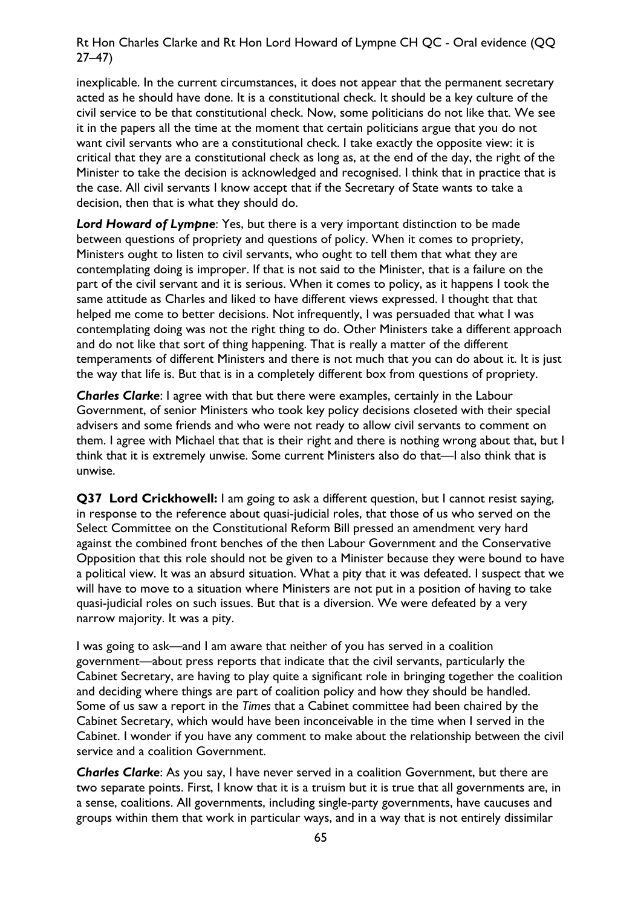inexplicable. In the current circumstances, it does not appear that the permanent secretary acted as he should have done. It is a constitutional check. It should be a key culture of the civil service to be that constitutional check. Now, some politicians do not like that. We see it in the papers all the time at the moment that certain politicians argue that you do not want civil servants who are a constitutional check. I take exactly the opposite view: it is critical that they are a constitutional check as long as, at the end of the day, the right of the Minister to take the decision is acknowledged and recognised. I think that in practice that is the case. All civil servants I know accept that if the Secretary of State wants to take a decision, then that is what they should do.

***Lord Howard of Lympne***: Yes, but there is a very important distinction to be made between questions of propriety and questions of policy. When it comes to propriety, Ministers ought to listen to civil servants, who ought to tell them that what they are contemplating doing is improper. If that is not said to the Minister, that is a failure on the part of the civil servant and it is serious. When it comes to policy, as it happens I took the same attitude as Charles and liked to have different views expressed. I thought that that helped me come to better decisions. Not infrequently, I was persuaded that what I was contemplating doing was not the right thing to do. Other Ministers take a different approach and do not like that sort of thing happening. That is really a matter of the different temperaments of different Ministers and there is not much that you can do about it. It is just the way that life is. But that is in a completely different box from questions of propriety.

***Charles Clarke***: I agree with that but there were examples, certainly in the Labour Government, of senior Ministers who took key policy decisions closeted with their special advisers and some friends and who were not ready to allow civil servants to comment on them. I agree with Michael that that is their right and there is nothing wrong about that, but I think that it is extremely unwise. Some current Ministers also do that—I also think that is unwise.

**Q37 Lord Crickhowell:** I am going to ask a different question, but I cannot resist saying, in response to the reference about quasi-judicial roles, that those of us who served on the Select Committee on the Constitutional Reform Bill pressed an amendment very hard against the combined front benches of the then Labour Government and the Conservative Opposition that this role should not be given to a Minister because they were bound to have a political view. It was an absurd situation. What a pity that it was defeated. I suspect that we will have to move to a situation where Ministers are not put in a position of having to take quasi-judicial roles on such issues. But that is a diversion. We were defeated by a very narrow majority. It was a pity.

I was going to ask—and I am aware that neither of you has served in a coalition government—about press reports that indicate that the civil servants, particularly the Cabinet Secretary, are having to play quite a significant role in bringing together the coalition and deciding where things are part of coalition policy and how they should be handled. Some of us saw a report in the *Times* that a Cabinet committee had been chaired by the Cabinet Secretary, which would have been inconceivable in the time when I served in the Cabinet. I wonder if you have any comment to make about the relationship between the civil service and a coalition Government.

***Charles Clarke***: As you say, I have never served in a coalition Government, but there are two separate points. First, I know that it is a truism but it is true that all governments are, in a sense, coalitions. All governments, including single-party governments, have caucuses and groups within them that work in particular ways, and in a way that is not entirely dissimilar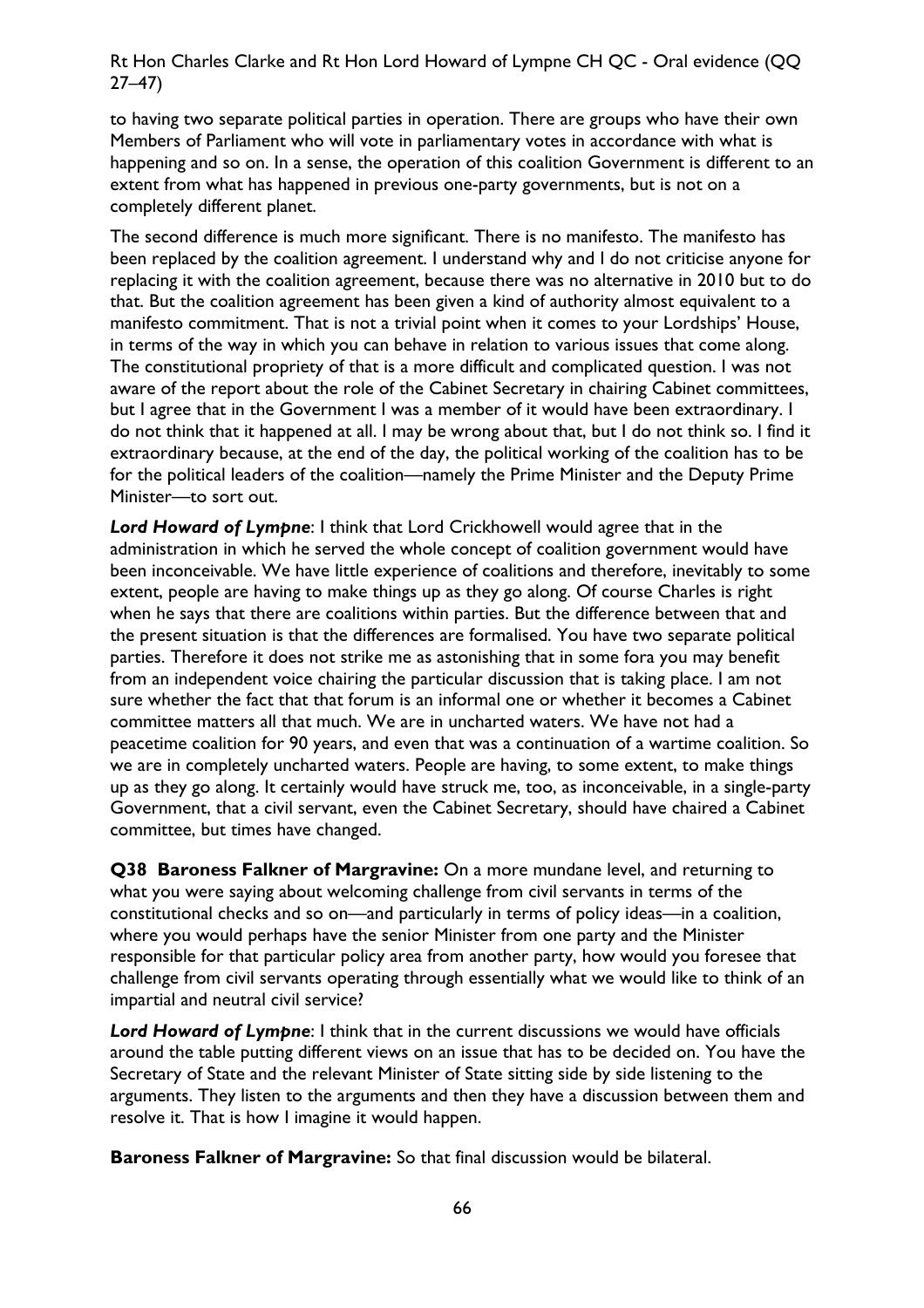to having two separate political parties in operation. There are groups who have their own Members of Parliament who will vote in parliamentary votes in accordance with what is happening and so on. In a sense, the operation of this coalition Government is different to an extent from what has happened in previous one-party governments, but is not on a completely different planet.

The second difference is much more significant. There is no manifesto. The manifesto has been replaced by the coalition agreement. I understand why and I do not criticise anyone for replacing it with the coalition agreement, because there was no alternative in 2010 but to do that. But the coalition agreement has been given a kind of authority almost equivalent to a manifesto commitment. That is not a trivial point when it comes to your Lordships' House, in terms of the way in which you can behave in relation to various issues that come along. The constitutional propriety of that is a more difficult and complicated question. I was not aware of the report about the role of the Cabinet Secretary in chairing Cabinet committees, but I agree that in the Government I was a member of it would have been extraordinary. I do not think that it happened at all. I may be wrong about that, but I do not think so. I find it extraordinary because, at the end of the day, the political working of the coalition has to be for the political leaders of the coalition—namely the Prime Minister and the Deputy Prime Minister—to sort out.

***Lord Howard of Lympne***: I think that Lord Crickhowell would agree that in the administration in which he served the whole concept of coalition government would have been inconceivable. We have little experience of coalitions and therefore, inevitably to some extent, people are having to make things up as they go along. Of course Charles is right when he says that there are coalitions within parties. But the difference between that and the present situation is that the differences are formalised. You have two separate political parties. Therefore it does not strike me as astonishing that in some fora you may benefit from an independent voice chairing the particular discussion that is taking place. I am not sure whether the fact that that forum is an informal one or whether it becomes a Cabinet committee matters all that much. We are in uncharted waters. We have not had a peacetime coalition for 90 years, and even that was a continuation of a wartime coalition. So we are in completely uncharted waters. People are having, to some extent, to make things up as they go along. It certainly would have struck me, too, as inconceivable, in a single-party Government, that a civil servant, even the Cabinet Secretary, should have chaired a Cabinet committee, but times have changed.

**Q38 Baroness Falkner of Margravine:** On a more mundane level, and returning to what you were saying about welcoming challenge from civil servants in terms of the constitutional checks and so on—and particularly in terms of policy ideas—in a coalition, where you would perhaps have the senior Minister from one party and the Minister responsible for that particular policy area from another party, how would you foresee that challenge from civil servants operating through essentially what we would like to think of an impartial and neutral civil service?

***Lord Howard of Lympne***: I think that in the current discussions we would have officials around the table putting different views on an issue that has to be decided on. You have the Secretary of State and the relevant Minister of State sitting side by side listening to the arguments. They listen to the arguments and then they have a discussion between them and resolve it. That is how I imagine it would happen.

**Baroness Falkner of Margravine:** So that final discussion would be bilateral.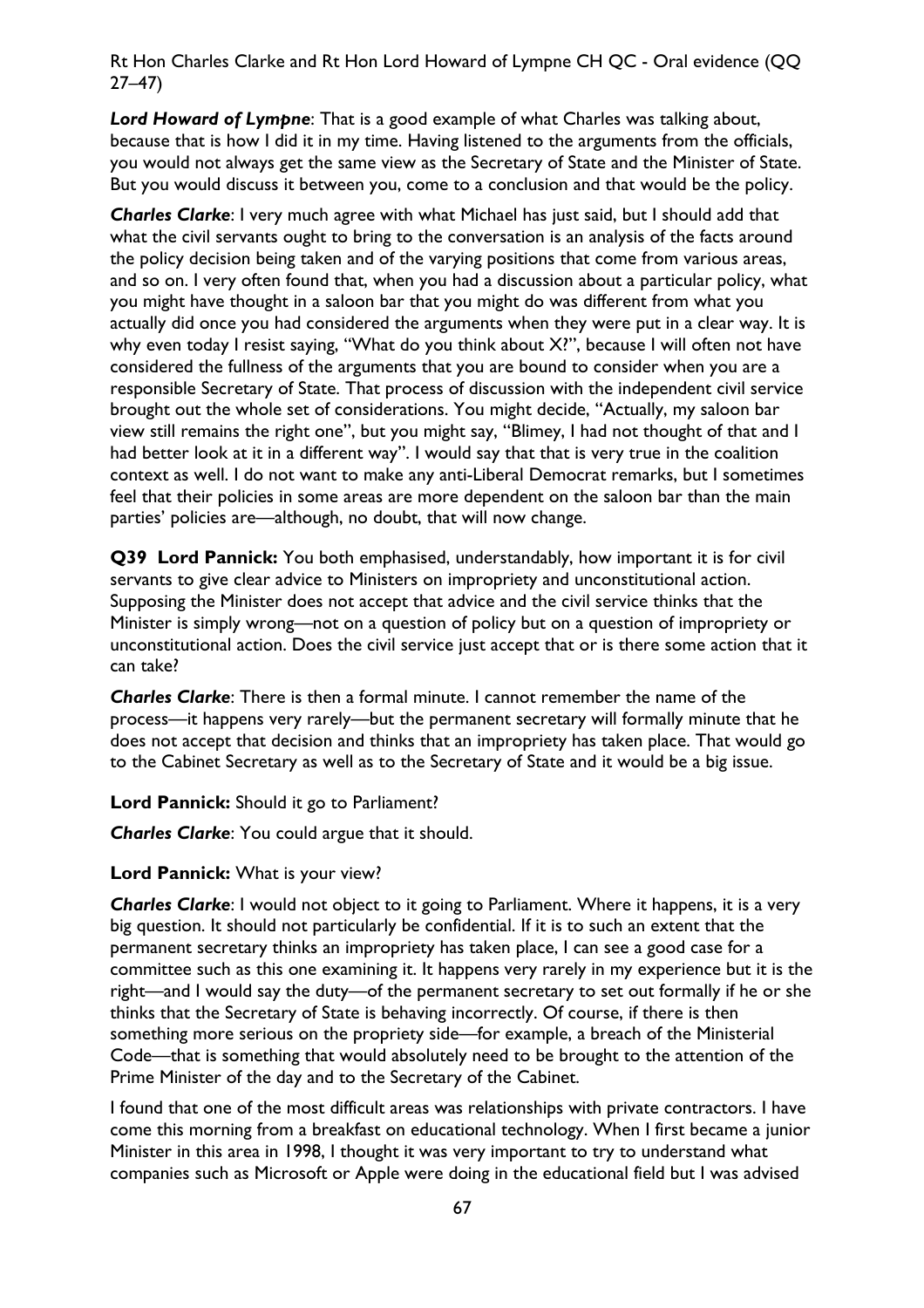***Lord Howard of Lympne***: That is a good example of what Charles was talking about, because that is how I did it in my time. Having listened to the arguments from the officials, you would not always get the same view as the Secretary of State and the Minister of State. But you would discuss it between you, come to a conclusion and that would be the policy.

***Charles Clarke***: I very much agree with what Michael has just said, but I should add that what the civil servants ought to bring to the conversation is an analysis of the facts around the policy decision being taken and of the varying positions that come from various areas, and so on. I very often found that, when you had a discussion about a particular policy, what you might have thought in a saloon bar that you might do was different from what you actually did once you had considered the arguments when they were put in a clear way. It is why even today I resist saying, "What do you think about X?", because I will often not have considered the fullness of the arguments that you are bound to consider when you are a responsible Secretary of State. That process of discussion with the independent civil service brought out the whole set of considerations. You might decide, "Actually, my saloon bar view still remains the right one", but you might say, "Blimey, I had not thought of that and I had better look at it in a different way". I would say that that is very true in the coalition context as well. I do not want to make any anti-Liberal Democrat remarks, but I sometimes feel that their policies in some areas are more dependent on the saloon bar than the main parties' policies are—although, no doubt, that will now change.

**Q39 Lord Pannick:** You both emphasised, understandably, how important it is for civil servants to give clear advice to Ministers on impropriety and unconstitutional action. Supposing the Minister does not accept that advice and the civil service thinks that the Minister is simply wrong—not on a question of policy but on a question of impropriety or unconstitutional action. Does the civil service just accept that or is there some action that it can take?

***Charles Clarke***: There is then a formal minute. I cannot remember the name of the process—it happens very rarely—but the permanent secretary will formally minute that he does not accept that decision and thinks that an impropriety has taken place. That would go to the Cabinet Secretary as well as to the Secretary of State and it would be a big issue.

**Lord Pannick:** Should it go to Parliament?

***Charles Clarke***: You could argue that it should.

**Lord Pannick:** What is your view?

***Charles Clarke***: I would not object to it going to Parliament. Where it happens, it is a very big question. It should not particularly be confidential. If it is to such an extent that the permanent secretary thinks an impropriety has taken place, I can see a good case for a committee such as this one examining it. It happens very rarely in my experience but it is the right—and I would say the duty—of the permanent secretary to set out formally if he or she thinks that the Secretary of State is behaving incorrectly. Of course, if there is then something more serious on the propriety side—for example, a breach of the Ministerial Code—that is something that would absolutely need to be brought to the attention of the Prime Minister of the day and to the Secretary of the Cabinet.

I found that one of the most difficult areas was relationships with private contractors. I have come this morning from a breakfast on educational technology. When I first became a junior Minister in this area in 1998, I thought it was very important to try to understand what companies such as Microsoft or Apple were doing in the educational field but I was advised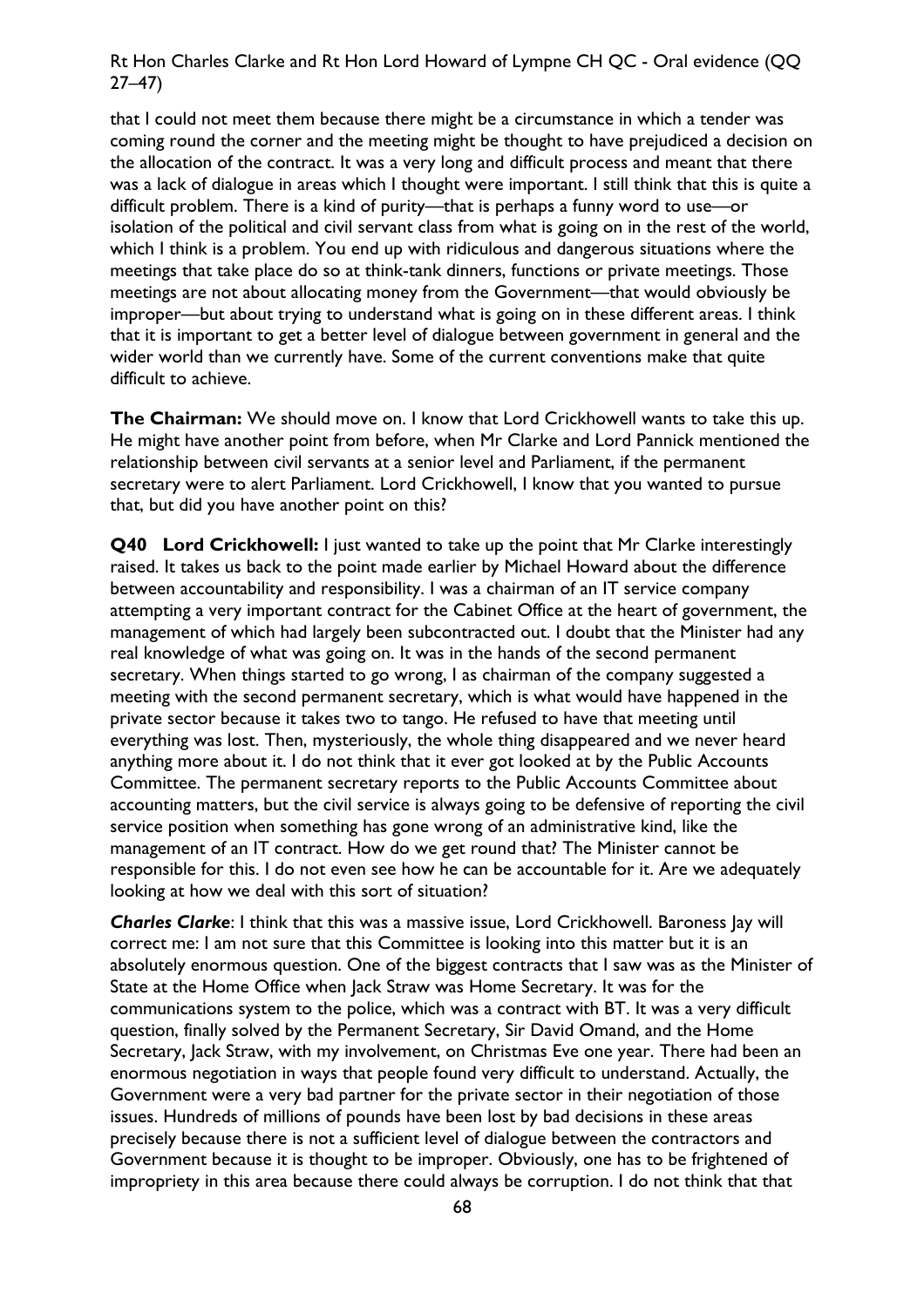that I could not meet them because there might be a circumstance in which a tender was coming round the corner and the meeting might be thought to have prejudiced a decision on the allocation of the contract. It was a very long and difficult process and meant that there was a lack of dialogue in areas which I thought were important. I still think that this is quite a difficult problem. There is a kind of purity—that is perhaps a funny word to use—or isolation of the political and civil servant class from what is going on in the rest of the world, which I think is a problem. You end up with ridiculous and dangerous situations where the meetings that take place do so at think-tank dinners, functions or private meetings. Those meetings are not about allocating money from the Government—that would obviously be improper—but about trying to understand what is going on in these different areas. I think that it is important to get a better level of dialogue between government in general and the wider world than we currently have. Some of the current conventions make that quite difficult to achieve.

**The Chairman:** We should move on. I know that Lord Crickhowell wants to take this up. He might have another point from before, when Mr Clarke and Lord Pannick mentioned the relationship between civil servants at a senior level and Parliament, if the permanent secretary were to alert Parliament. Lord Crickhowell, I know that you wanted to pursue that, but did you have another point on this?

**Q40 Lord Crickhowell:** I just wanted to take up the point that Mr Clarke interestingly raised. It takes us back to the point made earlier by Michael Howard about the difference between accountability and responsibility. I was a chairman of an IT service company attempting a very important contract for the Cabinet Office at the heart of government, the management of which had largely been subcontracted out. I doubt that the Minister had any real knowledge of what was going on. It was in the hands of the second permanent secretary. When things started to go wrong, I as chairman of the company suggested a meeting with the second permanent secretary, which is what would have happened in the private sector because it takes two to tango. He refused to have that meeting until everything was lost. Then, mysteriously, the whole thing disappeared and we never heard anything more about it. I do not think that it ever got looked at by the Public Accounts Committee. The permanent secretary reports to the Public Accounts Committee about accounting matters, but the civil service is always going to be defensive of reporting the civil service position when something has gone wrong of an administrative kind, like the management of an IT contract. How do we get round that? The Minister cannot be responsible for this. I do not even see how he can be accountable for it. Are we adequately looking at how we deal with this sort of situation?

***Charles Clarke***: I think that this was a massive issue, Lord Crickhowell. Baroness Jay will correct me: I am not sure that this Committee is looking into this matter but it is an absolutely enormous question. One of the biggest contracts that I saw was as the Minister of State at the Home Office when Jack Straw was Home Secretary. It was for the communications system to the police, which was a contract with BT. It was a very difficult question, finally solved by the Permanent Secretary, Sir David Omand, and the Home Secretary, Jack Straw, with my involvement, on Christmas Eve one year. There had been an enormous negotiation in ways that people found very difficult to understand. Actually, the Government were a very bad partner for the private sector in their negotiation of those issues. Hundreds of millions of pounds have been lost by bad decisions in these areas precisely because there is not a sufficient level of dialogue between the contractors and Government because it is thought to be improper. Obviously, one has to be frightened of impropriety in this area because there could always be corruption. I do not think that that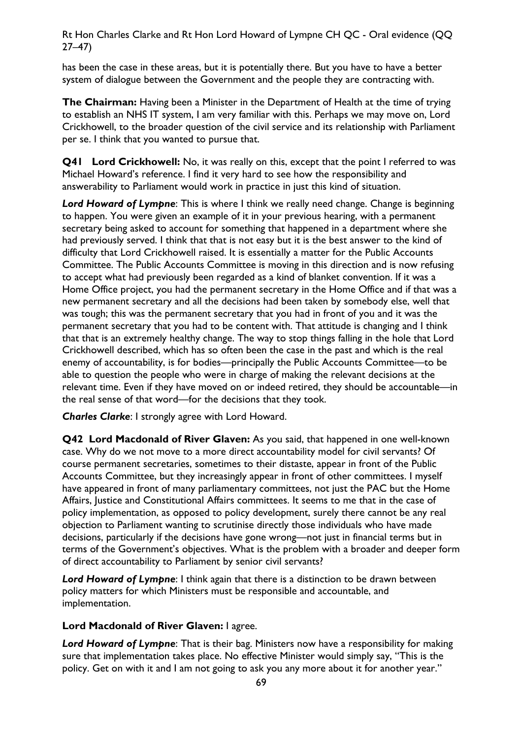has been the case in these areas, but it is potentially there. But you have to have a better system of dialogue between the Government and the people they are contracting with.

**The Chairman:** Having been a Minister in the Department of Health at the time of trying to establish an NHS IT system, I am very familiar with this. Perhaps we may move on, Lord Crickhowell, to the broader question of the civil service and its relationship with Parliament per se. I think that you wanted to pursue that.

**Q41 Lord Crickhowell:** No, it was really on this, except that the point I referred to was Michael Howard's reference. I find it very hard to see how the responsibility and answerability to Parliament would work in practice in just this kind of situation.

***Lord Howard of Lympne***: This is where I think we really need change. Change is beginning to happen. You were given an example of it in your previous hearing, with a permanent secretary being asked to account for something that happened in a department where she had previously served. I think that that is not easy but it is the best answer to the kind of difficulty that Lord Crickhowell raised. It is essentially a matter for the Public Accounts Committee. The Public Accounts Committee is moving in this direction and is now refusing to accept what had previously been regarded as a kind of blanket convention. If it was a Home Office project, you had the permanent secretary in the Home Office and if that was a new permanent secretary and all the decisions had been taken by somebody else, well that was tough; this was the permanent secretary that you had in front of you and it was the permanent secretary that you had to be content with. That attitude is changing and I think that that is an extremely healthy change. The way to stop things falling in the hole that Lord Crickhowell described, which has so often been the case in the past and which is the real enemy of accountability, is for bodies—principally the Public Accounts Committee—to be able to question the people who were in charge of making the relevant decisions at the relevant time. Even if they have moved on or indeed retired, they should be accountable—in the real sense of that word—for the decisions that they took.

***Charles Clarke***: I strongly agree with Lord Howard.

**Q42 Lord Macdonald of River Glaven:** As you said, that happened in one well-known case. Why do we not move to a more direct accountability model for civil servants? Of course permanent secretaries, sometimes to their distaste, appear in front of the Public Accounts Committee, but they increasingly appear in front of other committees. I myself have appeared in front of many parliamentary committees, not just the PAC but the Home Affairs, Justice and Constitutional Affairs committees. It seems to me that in the case of policy implementation, as opposed to policy development, surely there cannot be any real objection to Parliament wanting to scrutinise directly those individuals who have made decisions, particularly if the decisions have gone wrong—not just in financial terms but in terms of the Government's objectives. What is the problem with a broader and deeper form of direct accountability to Parliament by senior civil servants?

***Lord Howard of Lympne***: I think again that there is a distinction to be drawn between policy matters for which Ministers must be responsible and accountable, and implementation.

**Lord Macdonald of River Glaven:** I agree.

***Lord Howard of Lympne***: That is their bag. Ministers now have a responsibility for making sure that implementation takes place. No effective Minister would simply say, "This is the policy. Get on with it and I am not going to ask you any more about it for another year."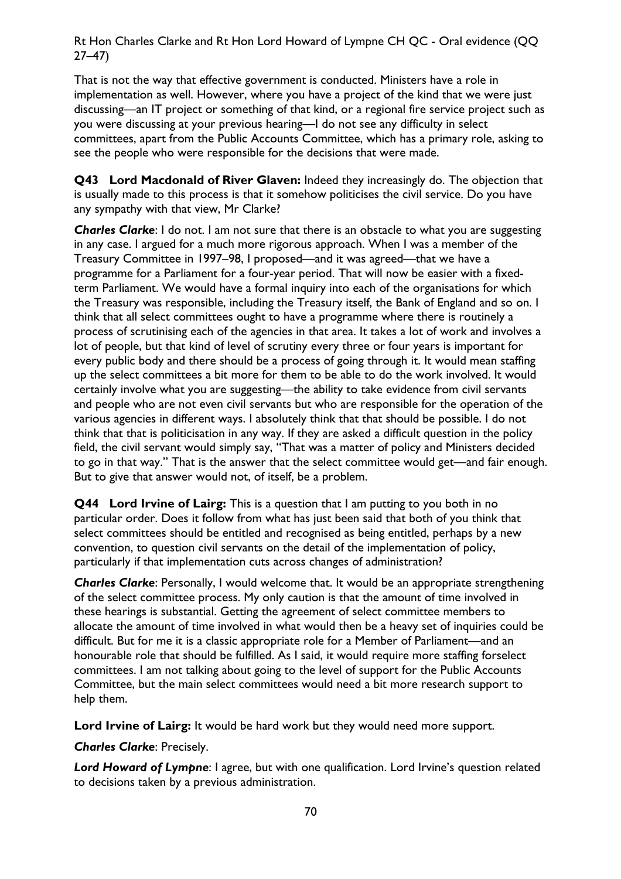That is not the way that effective government is conducted. Ministers have a role in implementation as well. However, where you have a project of the kind that we were just discussing—an IT project or something of that kind, or a regional fire service project such as you were discussing at your previous hearing—I do not see any difficulty in select committees, apart from the Public Accounts Committee, which has a primary role, asking to see the people who were responsible for the decisions that were made.

**Q43 Lord Macdonald of River Glaven:** Indeed they increasingly do. The objection that is usually made to this process is that it somehow politicises the civil service. Do you have any sympathy with that view, Mr Clarke?

***Charles Clarke***: I do not. I am not sure that there is an obstacle to what you are suggesting in any case. I argued for a much more rigorous approach. When I was a member of the Treasury Committee in 1997–98, I proposed—and it was agreed—that we have a programme for a Parliament for a four-year period. That will now be easier with a fixed-term Parliament. We would have a formal inquiry into each of the organisations for which the Treasury was responsible, including the Treasury itself, the Bank of England and so on. I think that all select committees ought to have a programme where there is routinely a process of scrutinising each of the agencies in that area. It takes a lot of work and involves a lot of people, but that kind of level of scrutiny every three or four years is important for every public body and there should be a process of going through it. It would mean staffing up the select committees a bit more for them to be able to do the work involved. It would certainly involve what you are suggesting—the ability to take evidence from civil servants and people who are not even civil servants but who are responsible for the operation of the various agencies in different ways. I absolutely think that that should be possible. I do not think that that is politicisation in any way. If they are asked a difficult question in the policy field, the civil servant would simply say, "That was a matter of policy and Ministers decided to go in that way." That is the answer that the select committee would get—and fair enough. But to give that answer would not, of itself, be a problem.

**Q44 Lord Irvine of Lairg:** This is a question that I am putting to you both in no particular order. Does it follow from what has just been said that both of you think that select committees should be entitled and recognised as being entitled, perhaps by a new convention, to question civil servants on the detail of the implementation of policy, particularly if that implementation cuts across changes of administration?

***Charles Clarke***: Personally, I would welcome that. It would be an appropriate strengthening of the select committee process. My only caution is that the amount of time involved in these hearings is substantial. Getting the agreement of select committee members to allocate the amount of time involved in what would then be a heavy set of inquiries could be difficult. But for me it is a classic appropriate role for a Member of Parliament—and an honourable role that should be fulfilled. As I said, it would require more staffing forselect committees. I am not talking about going to the level of support for the Public Accounts Committee, but the main select committees would need a bit more research support to help them.

**Lord Irvine of Lairg:** It would be hard work but they would need more support.

***Charles Clarke***: Precisely.

***Lord Howard of Lympne***: I agree, but with one qualification. Lord Irvine's question related to decisions taken by a previous administration.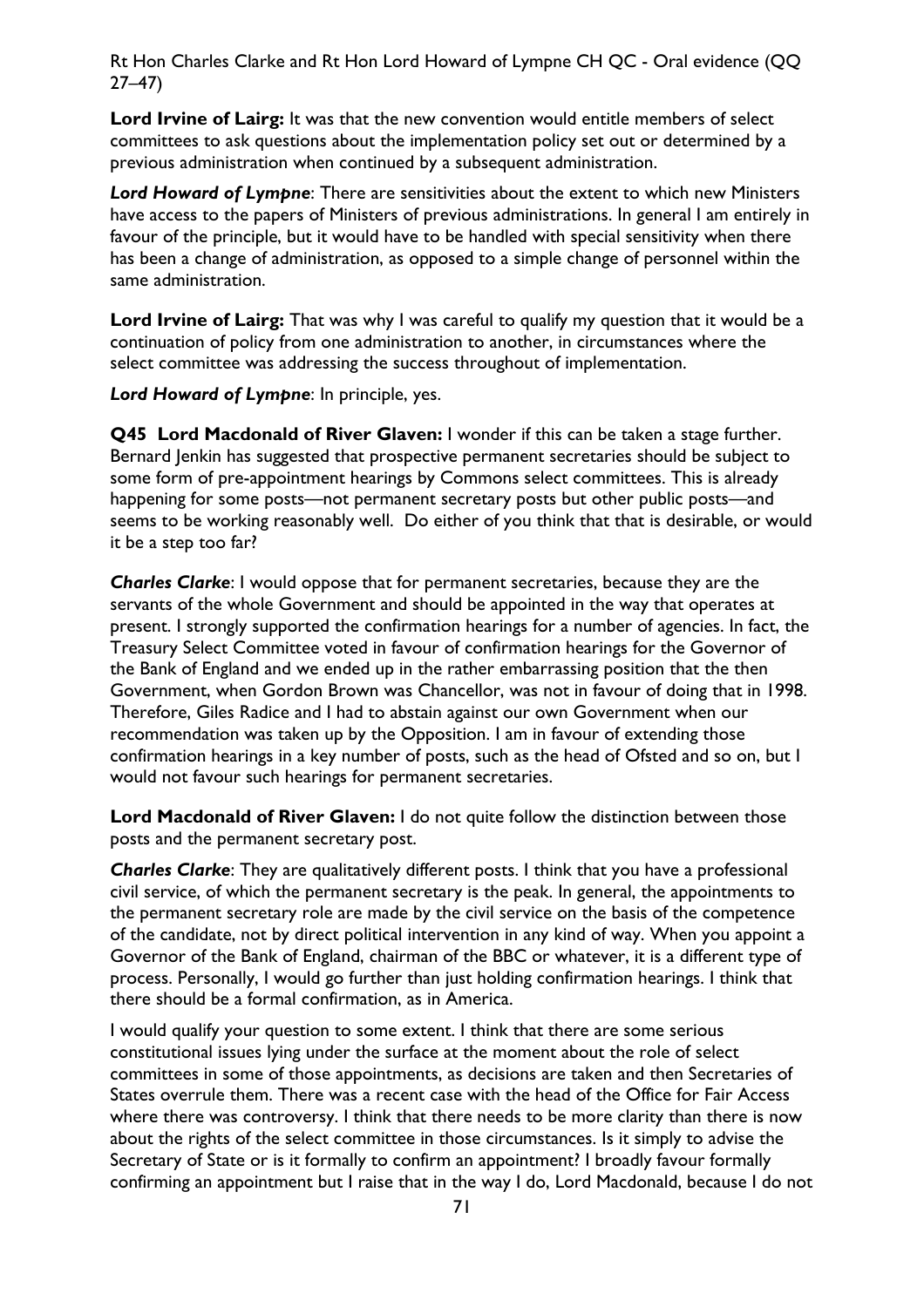**Lord Irvine of Lairg:** It was that the new convention would entitle members of select committees to ask questions about the implementation policy set out or determined by a previous administration when continued by a subsequent administration.

***Lord Howard of Lympne***: There are sensitivities about the extent to which new Ministers have access to the papers of Ministers of previous administrations. In general I am entirely in favour of the principle, but it would have to be handled with special sensitivity when there has been a change of administration, as opposed to a simple change of personnel within the same administration.

**Lord Irvine of Lairg:** That was why I was careful to qualify my question that it would be a continuation of policy from one administration to another, in circumstances where the select committee was addressing the success throughout of implementation.

***Lord Howard of Lympne***: In principle, yes.

**Q45 Lord Macdonald of River Glaven:** I wonder if this can be taken a stage further. Bernard Jenkin has suggested that prospective permanent secretaries should be subject to some form of pre-appointment hearings by Commons select committees. This is already happening for some posts—not permanent secretary posts but other public posts—and seems to be working reasonably well. Do either of you think that that is desirable, or would it be a step too far?

***Charles Clarke***: I would oppose that for permanent secretaries, because they are the servants of the whole Government and should be appointed in the way that operates at present. I strongly supported the confirmation hearings for a number of agencies. In fact, the Treasury Select Committee voted in favour of confirmation hearings for the Governor of the Bank of England and we ended up in the rather embarrassing position that the then Government, when Gordon Brown was Chancellor, was not in favour of doing that in 1998. Therefore, Giles Radice and I had to abstain against our own Government when our recommendation was taken up by the Opposition. I am in favour of extending those confirmation hearings in a key number of posts, such as the head of Ofsted and so on, but I would not favour such hearings for permanent secretaries.

**Lord Macdonald of River Glaven:** I do not quite follow the distinction between those posts and the permanent secretary post.

***Charles Clarke***: They are qualitatively different posts. I think that you have a professional civil service, of which the permanent secretary is the peak. In general, the appointments to the permanent secretary role are made by the civil service on the basis of the competence of the candidate, not by direct political intervention in any kind of way. When you appoint a Governor of the Bank of England, chairman of the BBC or whatever, it is a different type of process. Personally, I would go further than just holding confirmation hearings. I think that there should be a formal confirmation, as in America.

I would qualify your question to some extent. I think that there are some serious constitutional issues lying under the surface at the moment about the role of select committees in some of those appointments, as decisions are taken and then Secretaries of States overrule them. There was a recent case with the head of the Office for Fair Access where there was controversy. I think that there needs to be more clarity than there is now about the rights of the select committee in those circumstances. Is it simply to advise the Secretary of State or is it formally to confirm an appointment? I broadly favour formally confirming an appointment but I raise that in the way I do, Lord Macdonald, because I do not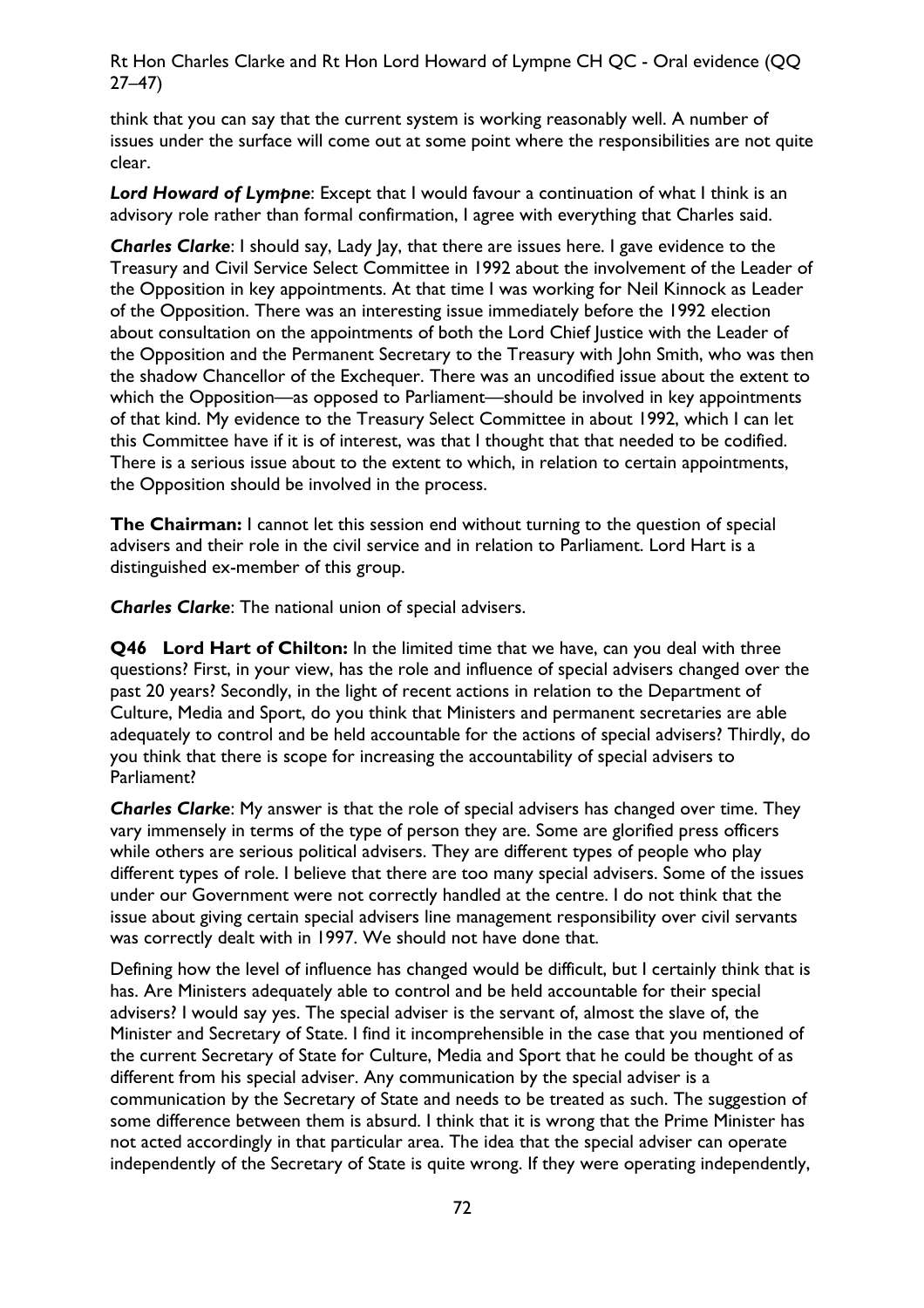think that you can say that the current system is working reasonably well. A number of issues under the surface will come out at some point where the responsibilities are not quite clear.

***Lord Howard of Lympne***: Except that I would favour a continuation of what I think is an advisory role rather than formal confirmation, I agree with everything that Charles said.

***Charles Clarke***: I should say, Lady Jay, that there are issues here. I gave evidence to the Treasury and Civil Service Select Committee in 1992 about the involvement of the Leader of the Opposition in key appointments. At that time I was working for Neil Kinnock as Leader of the Opposition. There was an interesting issue immediately before the 1992 election about consultation on the appointments of both the Lord Chief Justice with the Leader of the Opposition and the Permanent Secretary to the Treasury with John Smith, who was then the shadow Chancellor of the Exchequer. There was an uncodified issue about the extent to which the Opposition—as opposed to Parliament—should be involved in key appointments of that kind. My evidence to the Treasury Select Committee in about 1992, which I can let this Committee have if it is of interest, was that I thought that that needed to be codified. There is a serious issue about to the extent to which, in relation to certain appointments, the Opposition should be involved in the process.

**The Chairman:** I cannot let this session end without turning to the question of special advisers and their role in the civil service and in relation to Parliament. Lord Hart is a distinguished ex-member of this group.

***Charles Clarke***: The national union of special advisers.

**Q46 Lord Hart of Chilton:** In the limited time that we have, can you deal with three questions? First, in your view, has the role and influence of special advisers changed over the past 20 years? Secondly, in the light of recent actions in relation to the Department of Culture, Media and Sport, do you think that Ministers and permanent secretaries are able adequately to control and be held accountable for the actions of special advisers? Thirdly, do you think that there is scope for increasing the accountability of special advisers to Parliament?

***Charles Clarke***: My answer is that the role of special advisers has changed over time. They vary immensely in terms of the type of person they are. Some are glorified press officers while others are serious political advisers. They are different types of people who play different types of role. I believe that there are too many special advisers. Some of the issues under our Government were not correctly handled at the centre. I do not think that the issue about giving certain special advisers line management responsibility over civil servants was correctly dealt with in 1997. We should not have done that.

Defining how the level of influence has changed would be difficult, but I certainly think that is has. Are Ministers adequately able to control and be held accountable for their special advisers? I would say yes. The special adviser is the servant of, almost the slave of, the Minister and Secretary of State. I find it incomprehensible in the case that you mentioned of the current Secretary of State for Culture, Media and Sport that he could be thought of as different from his special adviser. Any communication by the special adviser is a communication by the Secretary of State and needs to be treated as such. The suggestion of some difference between them is absurd. I think that it is wrong that the Prime Minister has not acted accordingly in that particular area. The idea that the special adviser can operate independently of the Secretary of State is quite wrong. If they were operating independently,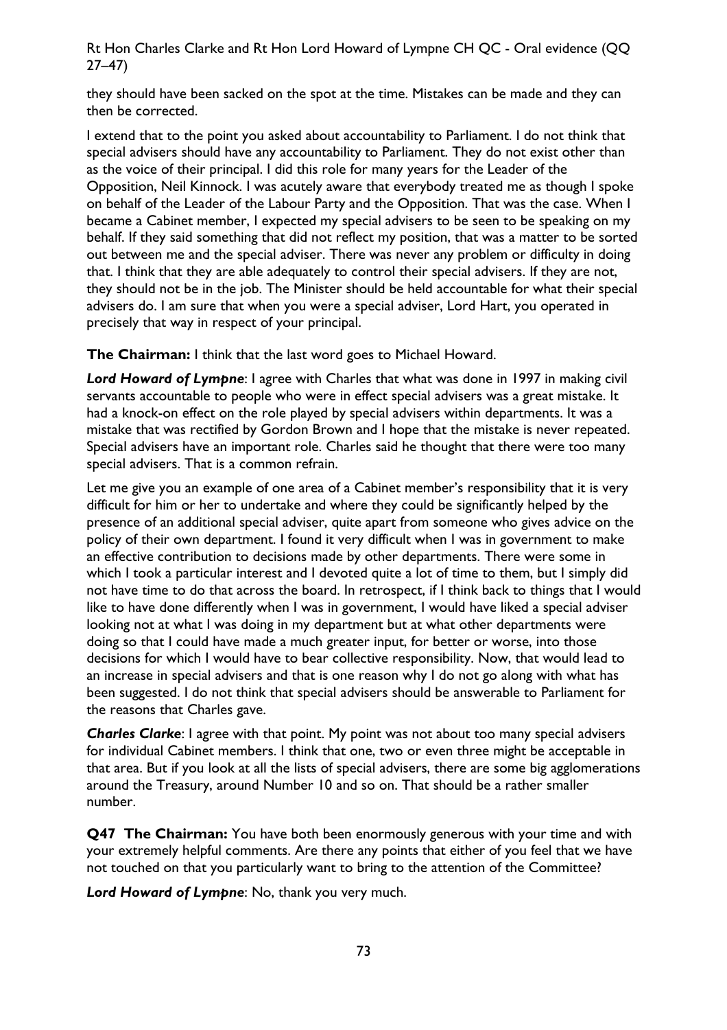they should have been sacked on the spot at the time. Mistakes can be made and they can then be corrected.

I extend that to the point you asked about accountability to Parliament. I do not think that special advisers should have any accountability to Parliament. They do not exist other than as the voice of their principal. I did this role for many years for the Leader of the Opposition, Neil Kinnock. I was acutely aware that everybody treated me as though I spoke on behalf of the Leader of the Labour Party and the Opposition. That was the case. When I became a Cabinet member, I expected my special advisers to be seen to be speaking on my behalf. If they said something that did not reflect my position, that was a matter to be sorted out between me and the special adviser. There was never any problem or difficulty in doing that. I think that they are able adequately to control their special advisers. If they are not, they should not be in the job. The Minister should be held accountable for what their special advisers do. I am sure that when you were a special adviser, Lord Hart, you operated in precisely that way in respect of your principal.

**The Chairman:** I think that the last word goes to Michael Howard.

***Lord Howard of Lympne***: I agree with Charles that what was done in 1997 in making civil servants accountable to people who were in effect special advisers was a great mistake. It had a knock-on effect on the role played by special advisers within departments. It was a mistake that was rectified by Gordon Brown and I hope that the mistake is never repeated. Special advisers have an important role. Charles said he thought that there were too many special advisers. That is a common refrain.

Let me give you an example of one area of a Cabinet member's responsibility that it is very difficult for him or her to undertake and where they could be significantly helped by the presence of an additional special adviser, quite apart from someone who gives advice on the policy of their own department. I found it very difficult when I was in government to make an effective contribution to decisions made by other departments. There were some in which I took a particular interest and I devoted quite a lot of time to them, but I simply did not have time to do that across the board. In retrospect, if I think back to things that I would like to have done differently when I was in government, I would have liked a special adviser looking not at what I was doing in my department but at what other departments were doing so that I could have made a much greater input, for better or worse, into those decisions for which I would have to bear collective responsibility. Now, that would lead to an increase in special advisers and that is one reason why I do not go along with what has been suggested. I do not think that special advisers should be answerable to Parliament for the reasons that Charles gave.

***Charles Clarke***: I agree with that point. My point was not about too many special advisers for individual Cabinet members. I think that one, two or even three might be acceptable in that area. But if you look at all the lists of special advisers, there are some big agglomerations around the Treasury, around Number 10 and so on. That should be a rather smaller number.

**Q47 The Chairman:** You have both been enormously generous with your time and with your extremely helpful comments. Are there any points that either of you feel that we have not touched on that you particularly want to bring to the attention of the Committee?

***Lord Howard of Lympne***: No, thank you very much.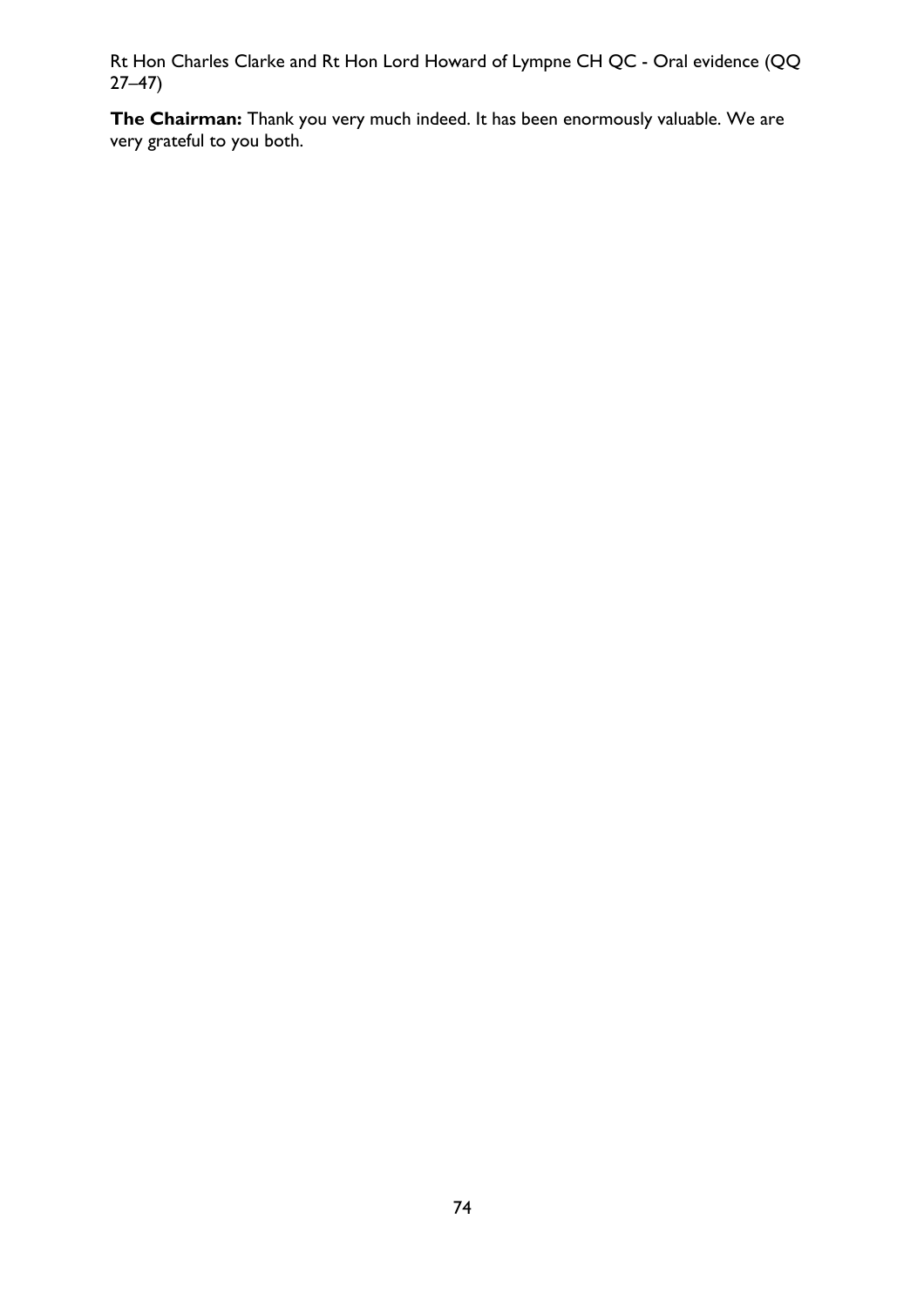**The Chairman:** Thank you very much indeed. It has been enormously valuable. We are very grateful to you both.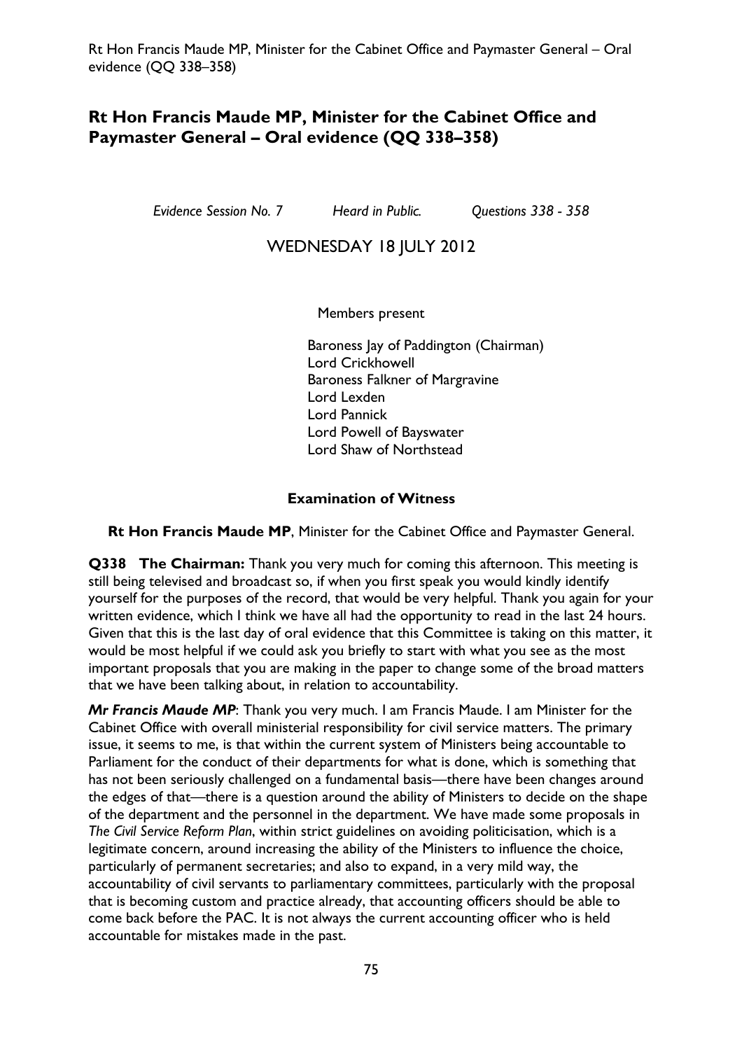## Rt Hon Francis Maude MP, Minister for the Cabinet Office and Paymaster General – Oral evidence (QQ 338–358)

*Evidence Session No. 7 Heard in Public. Questions 338 - 358*

WEDNESDAY 18 JULY 2012

Members present

Baroness Jay of Paddington (Chairman)
Lord Crickhowell
Baroness Falkner of Margravine
Lord Lexden
Lord Pannick
Lord Powell of Bayswater
Lord Shaw of Northstead

### Examination of Witness

**Rt Hon Francis Maude MP**, Minister for the Cabinet Office and Paymaster General.

**Q338 The Chairman:** Thank you very much for coming this afternoon. This meeting is still being televised and broadcast so, if when you first speak you would kindly identify yourself for the purposes of the record, that would be very helpful. Thank you again for your written evidence, which I think we have all had the opportunity to read in the last 24 hours. Given that this is the last day of oral evidence that this Committee is taking on this matter, it would be most helpful if we could ask you briefly to start with what you see as the most important proposals that you are making in the paper to change some of the broad matters that we have been talking about, in relation to accountability.

***Mr Francis Maude MP***: Thank you very much. I am Francis Maude. I am Minister for the Cabinet Office with overall ministerial responsibility for civil service matters. The primary issue, it seems to me, is that within the current system of Ministers being accountable to Parliament for the conduct of their departments for what is done, which is something that has not been seriously challenged on a fundamental basis—there have been changes around the edges of that—there is a question around the ability of Ministers to decide on the shape of the department and the personnel in the department. We have made some proposals in *The Civil Service Reform Plan*, within strict guidelines on avoiding politicisation, which is a legitimate concern, around increasing the ability of the Ministers to influence the choice, particularly of permanent secretaries; and also to expand, in a very mild way, the accountability of civil servants to parliamentary committees, particularly with the proposal that is becoming custom and practice already, that accounting officers should be able to come back before the PAC. It is not always the current accounting officer who is held accountable for mistakes made in the past.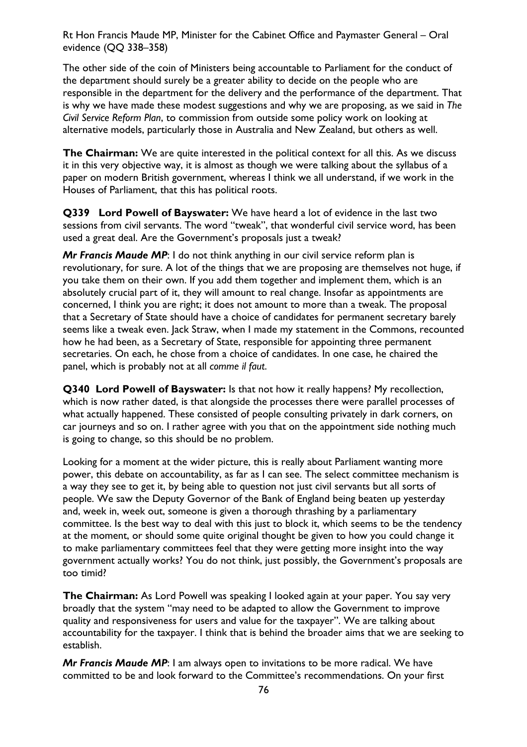The other side of the coin of Ministers being accountable to Parliament for the conduct of the department should surely be a greater ability to decide on the people who are responsible in the department for the delivery and the performance of the department. That is why we have made these modest suggestions and why we are proposing, as we said in *The Civil Service Reform Plan*, to commission from outside some policy work on looking at alternative models, particularly those in Australia and New Zealand, but others as well.

**The Chairman:** We are quite interested in the political context for all this. As we discuss it in this very objective way, it is almost as though we were talking about the syllabus of a paper on modern British government, whereas I think we all understand, if we work in the Houses of Parliament, that this has political roots.

**Q339 Lord Powell of Bayswater:** We have heard a lot of evidence in the last two sessions from civil servants. The word "tweak", that wonderful civil service word, has been used a great deal. Are the Government's proposals just a tweak?

***Mr Francis Maude MP***: I do not think anything in our civil service reform plan is revolutionary, for sure. A lot of the things that we are proposing are themselves not huge, if you take them on their own. If you add them together and implement them, which is an absolutely crucial part of it, they will amount to real change. Insofar as appointments are concerned, I think you are right; it does not amount to more than a tweak. The proposal that a Secretary of State should have a choice of candidates for permanent secretary barely seems like a tweak even. Jack Straw, when I made my statement in the Commons, recounted how he had been, as a Secretary of State, responsible for appointing three permanent secretaries. On each, he chose from a choice of candidates. In one case, he chaired the panel, which is probably not at all *comme il faut*.

**Q340 Lord Powell of Bayswater:** Is that not how it really happens? My recollection, which is now rather dated, is that alongside the processes there were parallel processes of what actually happened. These consisted of people consulting privately in dark corners, on car journeys and so on. I rather agree with you that on the appointment side nothing much is going to change, so this should be no problem.

Looking for a moment at the wider picture, this is really about Parliament wanting more power, this debate on accountability, as far as I can see. The select committee mechanism is a way they see to get it, by being able to question not just civil servants but all sorts of people. We saw the Deputy Governor of the Bank of England being beaten up yesterday and, week in, week out, someone is given a thorough thrashing by a parliamentary committee. Is the best way to deal with this just to block it, which seems to be the tendency at the moment, or should some quite original thought be given to how you could change it to make parliamentary committees feel that they were getting more insight into the way government actually works? You do not think, just possibly, the Government's proposals are too timid?

**The Chairman:** As Lord Powell was speaking I looked again at your paper. You say very broadly that the system "may need to be adapted to allow the Government to improve quality and responsiveness for users and value for the taxpayer". We are talking about accountability for the taxpayer. I think that is behind the broader aims that we are seeking to establish.

***Mr Francis Maude MP***: I am always open to invitations to be more radical. We have committed to be and look forward to the Committee's recommendations. On your first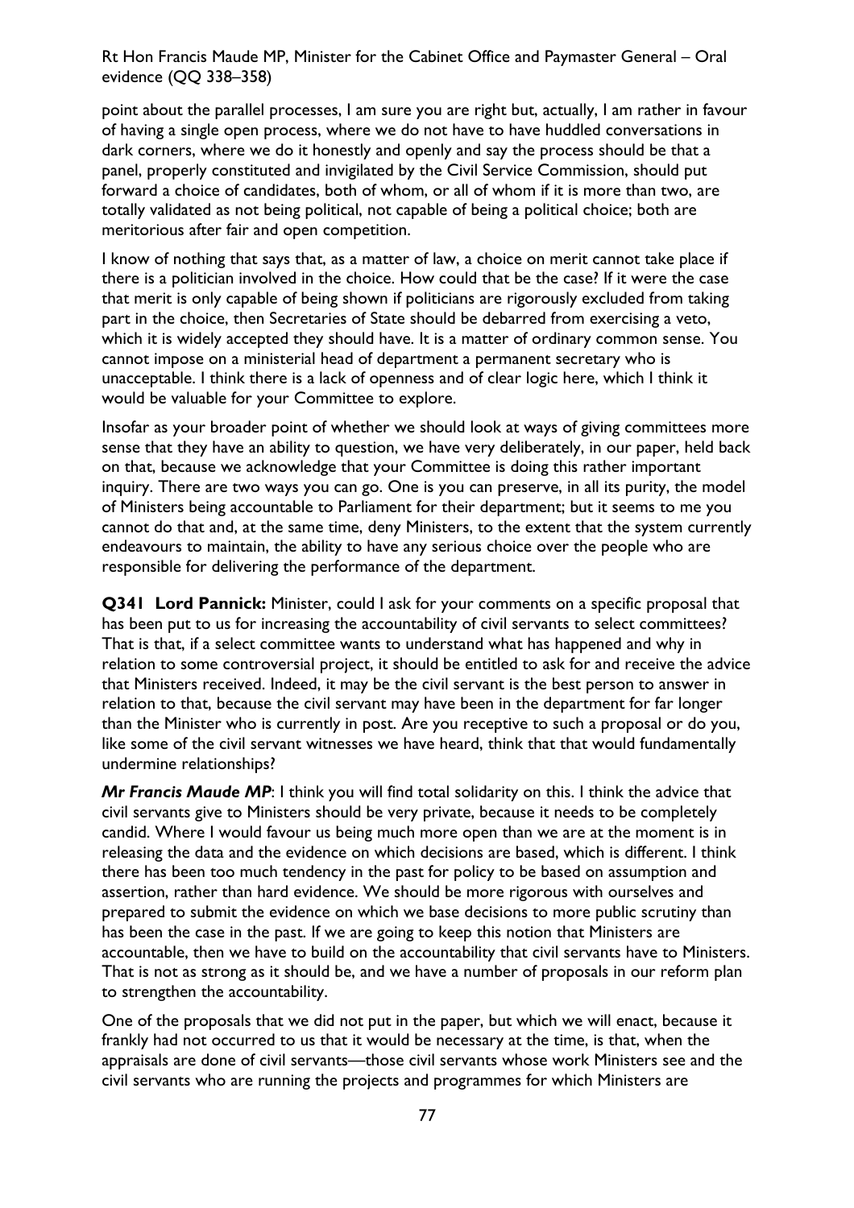point about the parallel processes, I am sure you are right but, actually, I am rather in favour of having a single open process, where we do not have to have huddled conversations in dark corners, where we do it honestly and openly and say the process should be that a panel, properly constituted and invigilated by the Civil Service Commission, should put forward a choice of candidates, both of whom, or all of whom if it is more than two, are totally validated as not being political, not capable of being a political choice; both are meritorious after fair and open competition.

I know of nothing that says that, as a matter of law, a choice on merit cannot take place if there is a politician involved in the choice. How could that be the case? If it were the case that merit is only capable of being shown if politicians are rigorously excluded from taking part in the choice, then Secretaries of State should be debarred from exercising a veto, which it is widely accepted they should have. It is a matter of ordinary common sense. You cannot impose on a ministerial head of department a permanent secretary who is unacceptable. I think there is a lack of openness and of clear logic here, which I think it would be valuable for your Committee to explore.

Insofar as your broader point of whether we should look at ways of giving committees more sense that they have an ability to question, we have very deliberately, in our paper, held back on that, because we acknowledge that your Committee is doing this rather important inquiry. There are two ways you can go. One is you can preserve, in all its purity, the model of Ministers being accountable to Parliament for their department; but it seems to me you cannot do that and, at the same time, deny Ministers, to the extent that the system currently endeavours to maintain, the ability to have any serious choice over the people who are responsible for delivering the performance of the department.

**Q341 Lord Pannick:** Minister, could I ask for your comments on a specific proposal that has been put to us for increasing the accountability of civil servants to select committees? That is that, if a select committee wants to understand what has happened and why in relation to some controversial project, it should be entitled to ask for and receive the advice that Ministers received. Indeed, it may be the civil servant is the best person to answer in relation to that, because the civil servant may have been in the department for far longer than the Minister who is currently in post. Are you receptive to such a proposal or do you, like some of the civil servant witnesses we have heard, think that that would fundamentally undermine relationships?

***Mr Francis Maude MP***: I think you will find total solidarity on this. I think the advice that civil servants give to Ministers should be very private, because it needs to be completely candid. Where I would favour us being much more open than we are at the moment is in releasing the data and the evidence on which decisions are based, which is different. I think there has been too much tendency in the past for policy to be based on assumption and assertion, rather than hard evidence. We should be more rigorous with ourselves and prepared to submit the evidence on which we base decisions to more public scrutiny than has been the case in the past. If we are going to keep this notion that Ministers are accountable, then we have to build on the accountability that civil servants have to Ministers. That is not as strong as it should be, and we have a number of proposals in our reform plan to strengthen the accountability.

One of the proposals that we did not put in the paper, but which we will enact, because it frankly had not occurred to us that it would be necessary at the time, is that, when the appraisals are done of civil servants—those civil servants whose work Ministers see and the civil servants who are running the projects and programmes for which Ministers are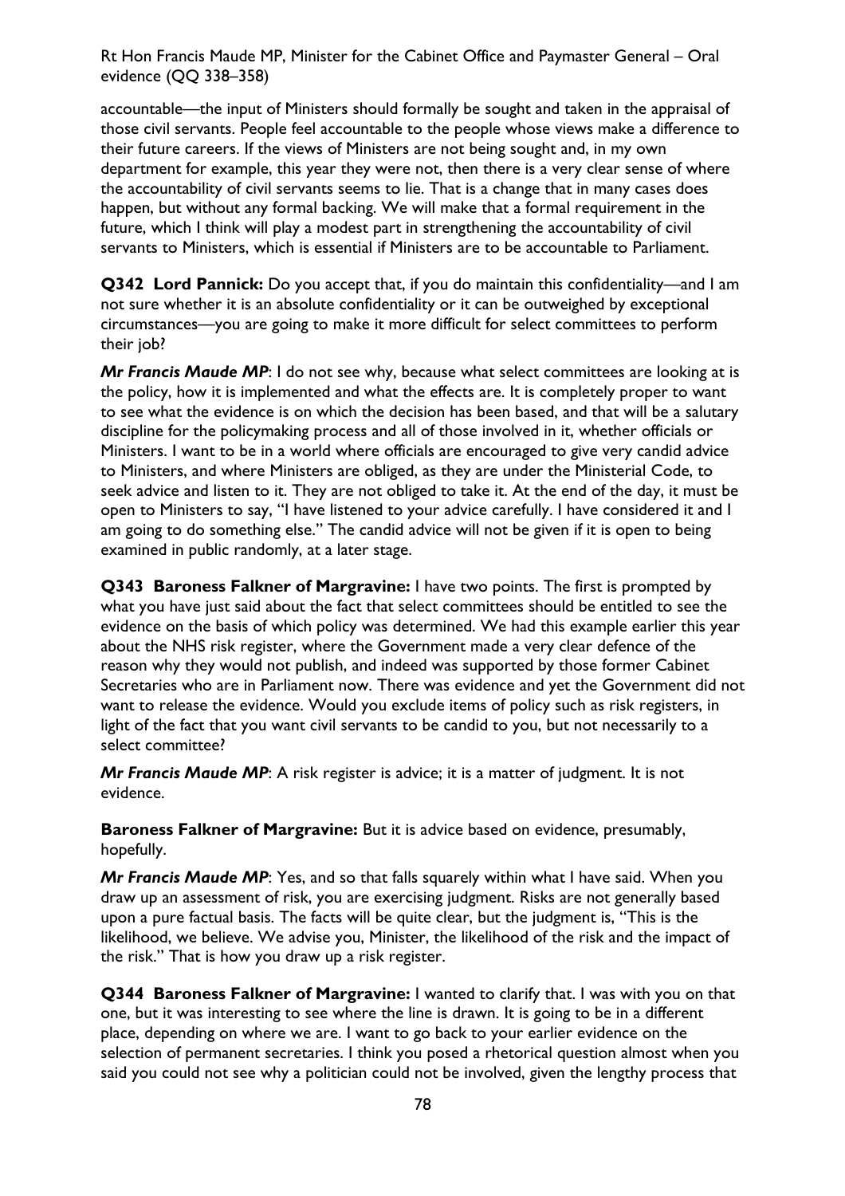accountable—the input of Ministers should formally be sought and taken in the appraisal of those civil servants. People feel accountable to the people whose views make a difference to their future careers. If the views of Ministers are not being sought and, in my own department for example, this year they were not, then there is a very clear sense of where the accountability of civil servants seems to lie. That is a change that in many cases does happen, but without any formal backing. We will make that a formal requirement in the future, which I think will play a modest part in strengthening the accountability of civil servants to Ministers, which is essential if Ministers are to be accountable to Parliament.

**Q342 Lord Pannick:** Do you accept that, if you do maintain this confidentiality—and I am not sure whether it is an absolute confidentiality or it can be outweighed by exceptional circumstances—you are going to make it more difficult for select committees to perform their job?

***Mr Francis Maude MP***: I do not see why, because what select committees are looking at is the policy, how it is implemented and what the effects are. It is completely proper to want to see what the evidence is on which the decision has been based, and that will be a salutary discipline for the policymaking process and all of those involved in it, whether officials or Ministers. I want to be in a world where officials are encouraged to give very candid advice to Ministers, and where Ministers are obliged, as they are under the Ministerial Code, to seek advice and listen to it. They are not obliged to take it. At the end of the day, it must be open to Ministers to say, "I have listened to your advice carefully. I have considered it and I am going to do something else." The candid advice will not be given if it is open to being examined in public randomly, at a later stage.

**Q343 Baroness Falkner of Margravine:** I have two points. The first is prompted by what you have just said about the fact that select committees should be entitled to see the evidence on the basis of which policy was determined. We had this example earlier this year about the NHS risk register, where the Government made a very clear defence of the reason why they would not publish, and indeed was supported by those former Cabinet Secretaries who are in Parliament now. There was evidence and yet the Government did not want to release the evidence. Would you exclude items of policy such as risk registers, in light of the fact that you want civil servants to be candid to you, but not necessarily to a select committee?

***Mr Francis Maude MP***: A risk register is advice; it is a matter of judgment. It is not evidence.

**Baroness Falkner of Margravine:** But it is advice based on evidence, presumably, hopefully.

***Mr Francis Maude MP***: Yes, and so that falls squarely within what I have said. When you draw up an assessment of risk, you are exercising judgment. Risks are not generally based upon a pure factual basis. The facts will be quite clear, but the judgment is, "This is the likelihood, we believe. We advise you, Minister, the likelihood of the risk and the impact of the risk." That is how you draw up a risk register.

**Q344 Baroness Falkner of Margravine:** I wanted to clarify that. I was with you on that one, but it was interesting to see where the line is drawn. It is going to be in a different place, depending on where we are. I want to go back to your earlier evidence on the selection of permanent secretaries. I think you posed a rhetorical question almost when you said you could not see why a politician could not be involved, given the lengthy process that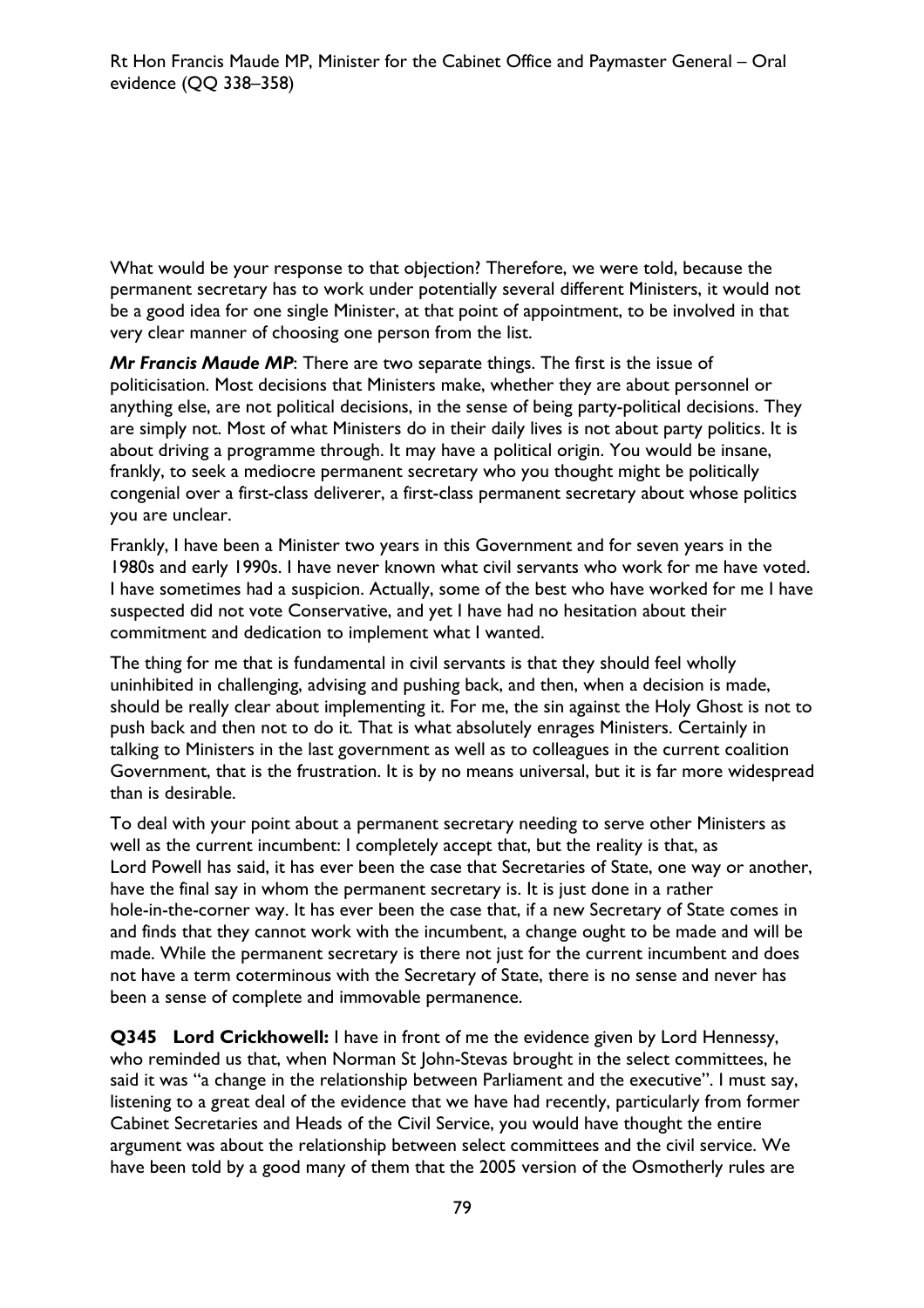What would be your response to that objection? Therefore, we were told, because the permanent secretary has to work under potentially several different Ministers, it would not be a good idea for one single Minister, at that point of appointment, to be involved in that very clear manner of choosing one person from the list.

***Mr Francis Maude MP***: There are two separate things. The first is the issue of politicisation. Most decisions that Ministers make, whether they are about personnel or anything else, are not political decisions, in the sense of being party-political decisions. They are simply not. Most of what Ministers do in their daily lives is not about party politics. It is about driving a programme through. It may have a political origin. You would be insane, frankly, to seek a mediocre permanent secretary who you thought might be politically congenial over a first-class deliverer, a first-class permanent secretary about whose politics you are unclear.

Frankly, I have been a Minister two years in this Government and for seven years in the 1980s and early 1990s. I have never known what civil servants who work for me have voted. I have sometimes had a suspicion. Actually, some of the best who have worked for me I have suspected did not vote Conservative, and yet I have had no hesitation about their commitment and dedication to implement what I wanted.

The thing for me that is fundamental in civil servants is that they should feel wholly uninhibited in challenging, advising and pushing back, and then, when a decision is made, should be really clear about implementing it. For me, the sin against the Holy Ghost is not to push back and then not to do it. That is what absolutely enrages Ministers. Certainly in talking to Ministers in the last government as well as to colleagues in the current coalition Government, that is the frustration. It is by no means universal, but it is far more widespread than is desirable.

To deal with your point about a permanent secretary needing to serve other Ministers as well as the current incumbent: I completely accept that, but the reality is that, as Lord Powell has said, it has ever been the case that Secretaries of State, one way or another, have the final say in whom the permanent secretary is. It is just done in a rather hole-in-the-corner way. It has ever been the case that, if a new Secretary of State comes in and finds that they cannot work with the incumbent, a change ought to be made and will be made. While the permanent secretary is there not just for the current incumbent and does not have a term coterminous with the Secretary of State, there is no sense and never has been a sense of complete and immovable permanence.

**Q345 Lord Crickhowell:** I have in front of me the evidence given by Lord Hennessy, who reminded us that, when Norman St John-Stevas brought in the select committees, he said it was "a change in the relationship between Parliament and the executive". I must say, listening to a great deal of the evidence that we have had recently, particularly from former Cabinet Secretaries and Heads of the Civil Service, you would have thought the entire argument was about the relationship between select committees and the civil service. We have been told by a good many of them that the 2005 version of the Osmotherly rules are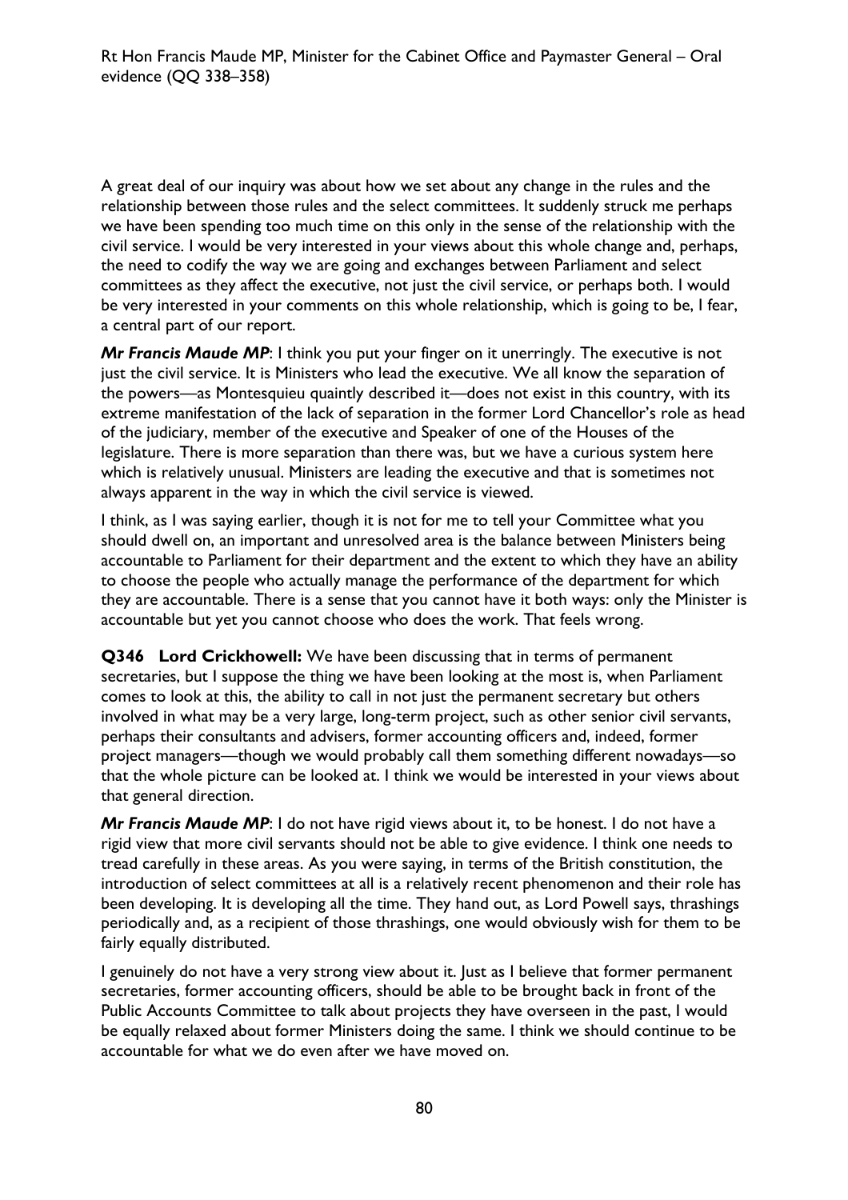A great deal of our inquiry was about how we set about any change in the rules and the relationship between those rules and the select committees. It suddenly struck me perhaps we have been spending too much time on this only in the sense of the relationship with the civil service. I would be very interested in your views about this whole change and, perhaps, the need to codify the way we are going and exchanges between Parliament and select committees as they affect the executive, not just the civil service, or perhaps both. I would be very interested in your comments on this whole relationship, which is going to be, I fear, a central part of our report.

***Mr Francis Maude MP***: I think you put your finger on it unerringly. The executive is not just the civil service. It is Ministers who lead the executive. We all know the separation of the powers—as Montesquieu quaintly described it—does not exist in this country, with its extreme manifestation of the lack of separation in the former Lord Chancellor's role as head of the judiciary, member of the executive and Speaker of one of the Houses of the legislature. There is more separation than there was, but we have a curious system here which is relatively unusual. Ministers are leading the executive and that is sometimes not always apparent in the way in which the civil service is viewed.

I think, as I was saying earlier, though it is not for me to tell your Committee what you should dwell on, an important and unresolved area is the balance between Ministers being accountable to Parliament for their department and the extent to which they have an ability to choose the people who actually manage the performance of the department for which they are accountable. There is a sense that you cannot have it both ways: only the Minister is accountable but yet you cannot choose who does the work. That feels wrong.

**Q346 Lord Crickhowell:** We have been discussing that in terms of permanent secretaries, but I suppose the thing we have been looking at the most is, when Parliament comes to look at this, the ability to call in not just the permanent secretary but others involved in what may be a very large, long-term project, such as other senior civil servants, perhaps their consultants and advisers, former accounting officers and, indeed, former project managers—though we would probably call them something different nowadays—so that the whole picture can be looked at. I think we would be interested in your views about that general direction.

***Mr Francis Maude MP***: I do not have rigid views about it, to be honest. I do not have a rigid view that more civil servants should not be able to give evidence. I think one needs to tread carefully in these areas. As you were saying, in terms of the British constitution, the introduction of select committees at all is a relatively recent phenomenon and their role has been developing. It is developing all the time. They hand out, as Lord Powell says, thrashings periodically and, as a recipient of those thrashings, one would obviously wish for them to be fairly equally distributed.

I genuinely do not have a very strong view about it. Just as I believe that former permanent secretaries, former accounting officers, should be able to be brought back in front of the Public Accounts Committee to talk about projects they have overseen in the past, I would be equally relaxed about former Ministers doing the same. I think we should continue to be accountable for what we do even after we have moved on.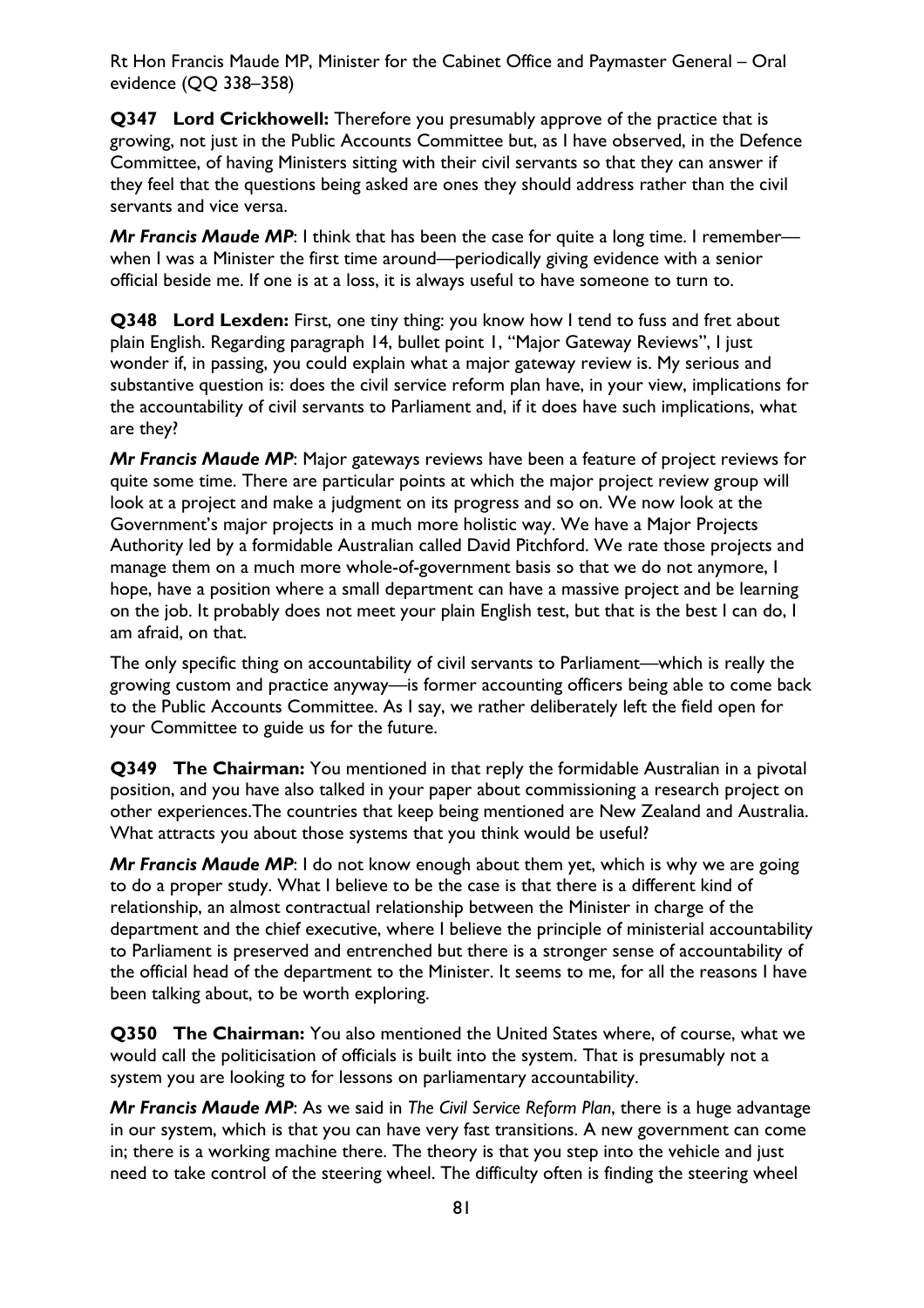Rt Hon Francis Maude MP, Minister for the Cabinet Office and Paymaster General – Oral evidence (QQ 338–358)

**Q347 Lord Crickhowell:** Therefore you presumably approve of the practice that is growing, not just in the Public Accounts Committee but, as I have observed, in the Defence Committee, of having Ministers sitting with their civil servants so that they can answer if they feel that the questions being asked are ones they should address rather than the civil servants and vice versa.

***Mr Francis Maude MP***: I think that has been the case for quite a long time. I remember—when I was a Minister the first time around—periodically giving evidence with a senior official beside me. If one is at a loss, it is always useful to have someone to turn to.

**Q348 Lord Lexden:** First, one tiny thing: you know how I tend to fuss and fret about plain English. Regarding paragraph 14, bullet point 1, "Major Gateway Reviews", I just wonder if, in passing, you could explain what a major gateway review is. My serious and substantive question is: does the civil service reform plan have, in your view, implications for the accountability of civil servants to Parliament and, if it does have such implications, what are they?

***Mr Francis Maude MP***: Major gateways reviews have been a feature of project reviews for quite some time. There are particular points at which the major project review group will look at a project and make a judgment on its progress and so on. We now look at the Government's major projects in a much more holistic way. We have a Major Projects Authority led by a formidable Australian called David Pitchford. We rate those projects and manage them on a much more whole-of-government basis so that we do not anymore, I hope, have a position where a small department can have a massive project and be learning on the job. It probably does not meet your plain English test, but that is the best I can do, I am afraid, on that.

The only specific thing on accountability of civil servants to Parliament—which is really the growing custom and practice anyway—is former accounting officers being able to come back to the Public Accounts Committee. As I say, we rather deliberately left the field open for your Committee to guide us for the future.

**Q349 The Chairman:** You mentioned in that reply the formidable Australian in a pivotal position, and you have also talked in your paper about commissioning a research project on other experiences.The countries that keep being mentioned are New Zealand and Australia. What attracts you about those systems that you think would be useful?

***Mr Francis Maude MP***: I do not know enough about them yet, which is why we are going to do a proper study. What I believe to be the case is that there is a different kind of relationship, an almost contractual relationship between the Minister in charge of the department and the chief executive, where I believe the principle of ministerial accountability to Parliament is preserved and entrenched but there is a stronger sense of accountability of the official head of the department to the Minister. It seems to me, for all the reasons I have been talking about, to be worth exploring.

**Q350 The Chairman:** You also mentioned the United States where, of course, what we would call the politicisation of officials is built into the system. That is presumably not a system you are looking to for lessons on parliamentary accountability.

***Mr Francis Maude MP***: As we said in *The Civil Service Reform Plan*, there is a huge advantage in our system, which is that you can have very fast transitions. A new government can come in; there is a working machine there. The theory is that you step into the vehicle and just need to take control of the steering wheel. The difficulty often is finding the steering wheel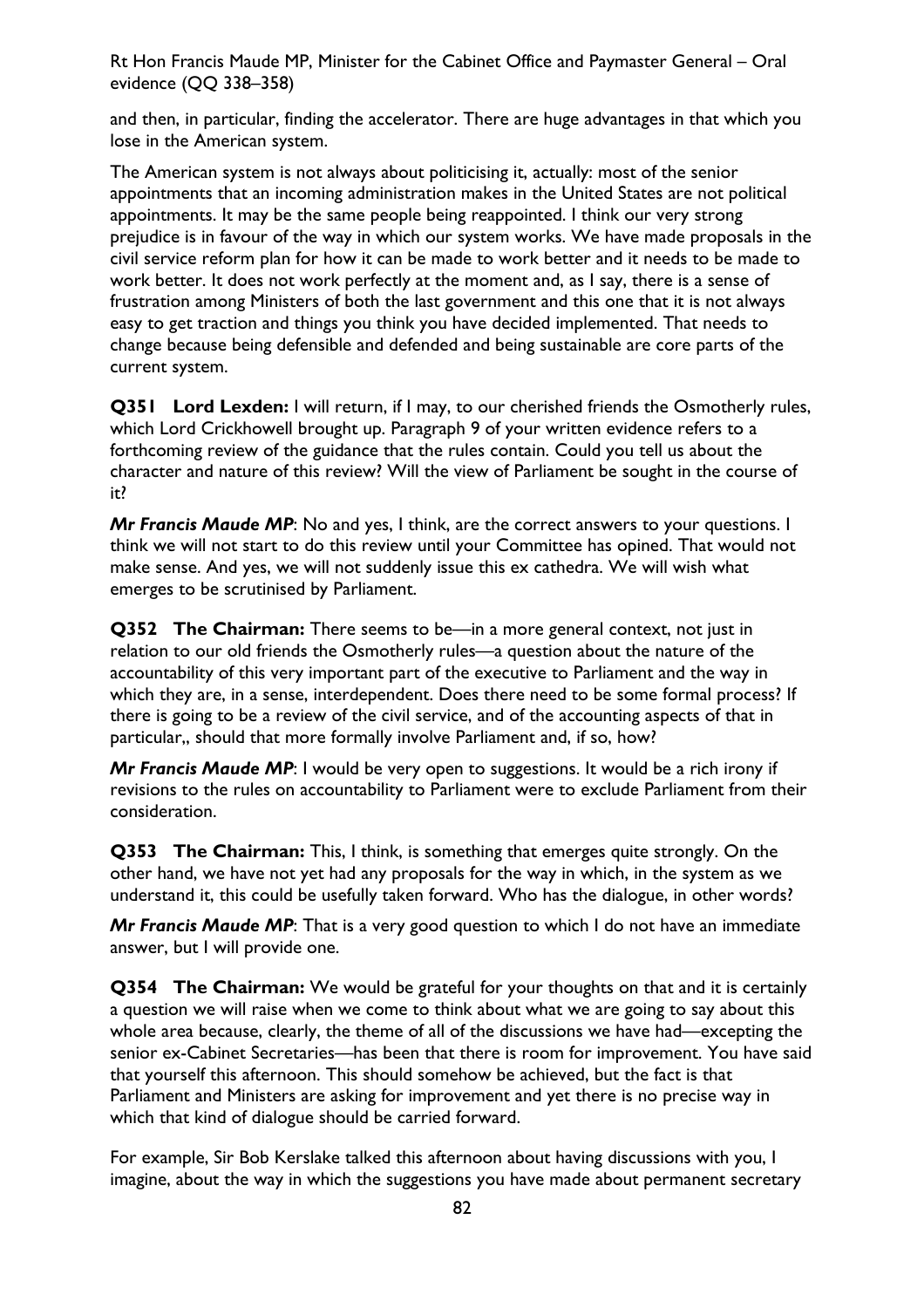and then, in particular, finding the accelerator. There are huge advantages in that which you lose in the American system.

The American system is not always about politicising it, actually: most of the senior appointments that an incoming administration makes in the United States are not political appointments. It may be the same people being reappointed. I think our very strong prejudice is in favour of the way in which our system works. We have made proposals in the civil service reform plan for how it can be made to work better and it needs to be made to work better. It does not work perfectly at the moment and, as I say, there is a sense of frustration among Ministers of both the last government and this one that it is not always easy to get traction and things you think you have decided implemented. That needs to change because being defensible and defended and being sustainable are core parts of the current system.

**Q351 Lord Lexden:** I will return, if I may, to our cherished friends the Osmotherly rules, which Lord Crickhowell brought up. Paragraph 9 of your written evidence refers to a forthcoming review of the guidance that the rules contain. Could you tell us about the character and nature of this review? Will the view of Parliament be sought in the course of it?

***Mr Francis Maude MP***: No and yes, I think, are the correct answers to your questions. I think we will not start to do this review until your Committee has opined. That would not make sense. And yes, we will not suddenly issue this ex cathedra. We will wish what emerges to be scrutinised by Parliament.

**Q352 The Chairman:** There seems to be—in a more general context, not just in relation to our old friends the Osmotherly rules—a question about the nature of the accountability of this very important part of the executive to Parliament and the way in which they are, in a sense, interdependent. Does there need to be some formal process? If there is going to be a review of the civil service, and of the accounting aspects of that in particular,, should that more formally involve Parliament and, if so, how?

***Mr Francis Maude MP***: I would be very open to suggestions. It would be a rich irony if revisions to the rules on accountability to Parliament were to exclude Parliament from their consideration.

**Q353 The Chairman:** This, I think, is something that emerges quite strongly. On the other hand, we have not yet had any proposals for the way in which, in the system as we understand it, this could be usefully taken forward. Who has the dialogue, in other words?

***Mr Francis Maude MP***: That is a very good question to which I do not have an immediate answer, but I will provide one.

**Q354 The Chairman:** We would be grateful for your thoughts on that and it is certainly a question we will raise when we come to think about what we are going to say about this whole area because, clearly, the theme of all of the discussions we have had—excepting the senior ex-Cabinet Secretaries—has been that there is room for improvement. You have said that yourself this afternoon. This should somehow be achieved, but the fact is that Parliament and Ministers are asking for improvement and yet there is no precise way in which that kind of dialogue should be carried forward.

For example, Sir Bob Kerslake talked this afternoon about having discussions with you, I imagine, about the way in which the suggestions you have made about permanent secretary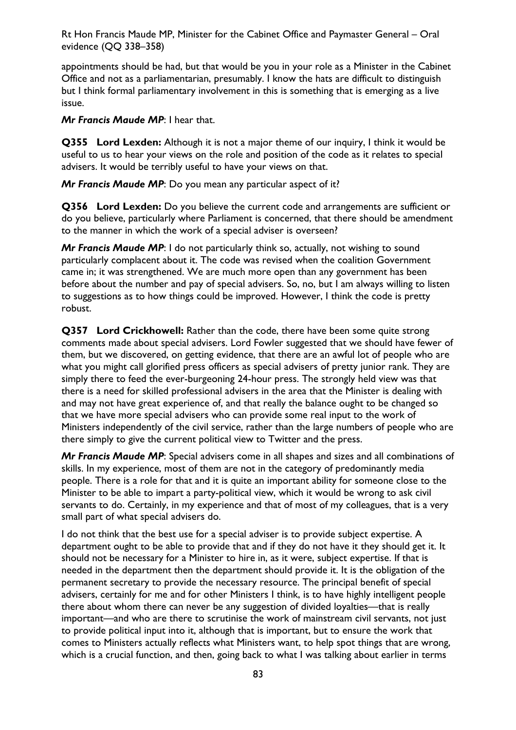appointments should be had, but that would be you in your role as a Minister in the Cabinet Office and not as a parliamentarian, presumably. I know the hats are difficult to distinguish but I think formal parliamentary involvement in this is something that is emerging as a live issue.

***Mr Francis Maude MP***: I hear that.

**Q355 Lord Lexden:** Although it is not a major theme of our inquiry, I think it would be useful to us to hear your views on the role and position of the code as it relates to special advisers. It would be terribly useful to have your views on that.

***Mr Francis Maude MP***: Do you mean any particular aspect of it?

**Q356 Lord Lexden:** Do you believe the current code and arrangements are sufficient or do you believe, particularly where Parliament is concerned, that there should be amendment to the manner in which the work of a special adviser is overseen?

***Mr Francis Maude MP***: I do not particularly think so, actually, not wishing to sound particularly complacent about it. The code was revised when the coalition Government came in; it was strengthened. We are much more open than any government has been before about the number and pay of special advisers. So, no, but I am always willing to listen to suggestions as to how things could be improved. However, I think the code is pretty robust.

**Q357 Lord Crickhowell:** Rather than the code, there have been some quite strong comments made about special advisers. Lord Fowler suggested that we should have fewer of them, but we discovered, on getting evidence, that there are an awful lot of people who are what you might call glorified press officers as special advisers of pretty junior rank. They are simply there to feed the ever-burgeoning 24-hour press. The strongly held view was that there is a need for skilled professional advisers in the area that the Minister is dealing with and may not have great experience of, and that really the balance ought to be changed so that we have more special advisers who can provide some real input to the work of Ministers independently of the civil service, rather than the large numbers of people who are there simply to give the current political view to Twitter and the press.

***Mr Francis Maude MP***: Special advisers come in all shapes and sizes and all combinations of skills. In my experience, most of them are not in the category of predominantly media people. There is a role for that and it is quite an important ability for someone close to the Minister to be able to impart a party-political view, which it would be wrong to ask civil servants to do. Certainly, in my experience and that of most of my colleagues, that is a very small part of what special advisers do.

I do not think that the best use for a special adviser is to provide subject expertise. A department ought to be able to provide that and if they do not have it they should get it. It should not be necessary for a Minister to hire in, as it were, subject expertise. If that is needed in the department then the department should provide it. It is the obligation of the permanent secretary to provide the necessary resource. The principal benefit of special advisers, certainly for me and for other Ministers I think, is to have highly intelligent people there about whom there can never be any suggestion of divided loyalties—that is really important—and who are there to scrutinise the work of mainstream civil servants, not just to provide political input into it, although that is important, but to ensure the work that comes to Ministers actually reflects what Ministers want, to help spot things that are wrong, which is a crucial function, and then, going back to what I was talking about earlier in terms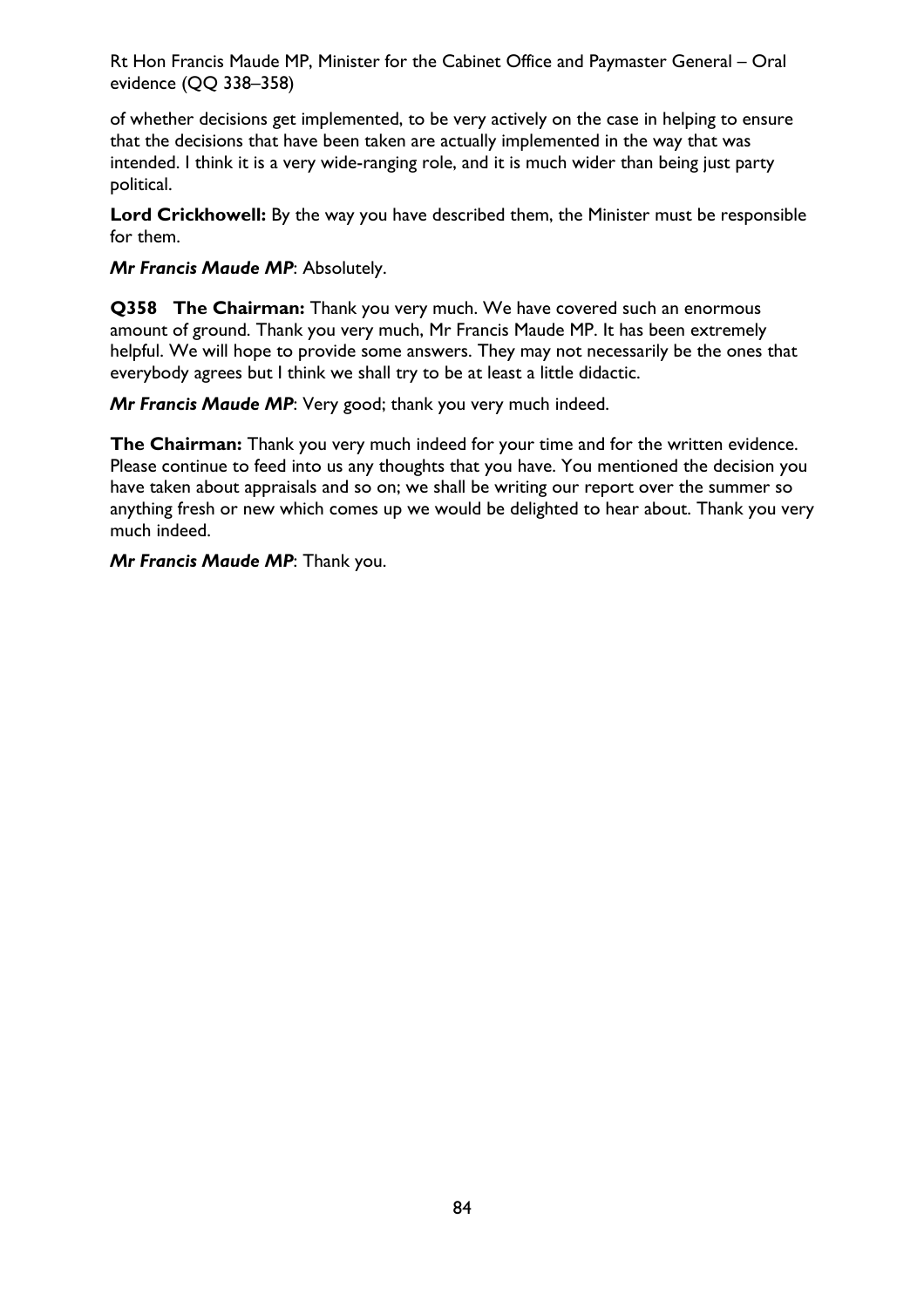of whether decisions get implemented, to be very actively on the case in helping to ensure that the decisions that have been taken are actually implemented in the way that was intended. I think it is a very wide-ranging role, and it is much wider than being just party political.

**Lord Crickhowell:** By the way you have described them, the Minister must be responsible for them.

***Mr Francis Maude MP***: Absolutely.

**Q358 The Chairman:** Thank you very much. We have covered such an enormous amount of ground. Thank you very much, Mr Francis Maude MP. It has been extremely helpful. We will hope to provide some answers. They may not necessarily be the ones that everybody agrees but I think we shall try to be at least a little didactic.

***Mr Francis Maude MP***: Very good; thank you very much indeed.

**The Chairman:** Thank you very much indeed for your time and for the written evidence. Please continue to feed into us any thoughts that you have. You mentioned the decision you have taken about appraisals and so on; we shall be writing our report over the summer so anything fresh or new which comes up we would be delighted to hear about. Thank you very much indeed.

***Mr Francis Maude MP***: Thank you.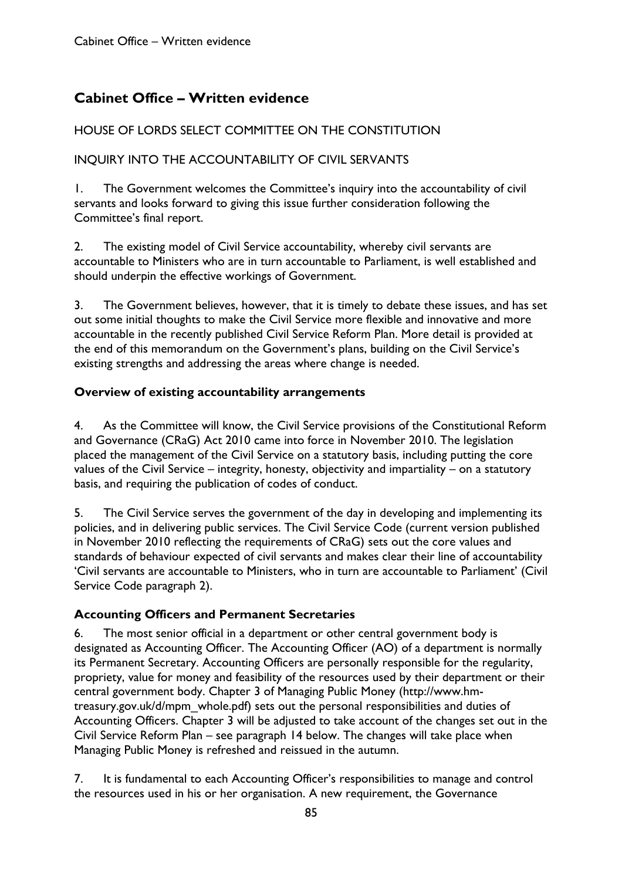# Cabinet Office – Written evidence

HOUSE OF LORDS SELECT COMMITTEE ON THE CONSTITUTION

INQUIRY INTO THE ACCOUNTABILITY OF CIVIL SERVANTS

1. The Government welcomes the Committee's inquiry into the accountability of civil servants and looks forward to giving this issue further consideration following the Committee's final report.

2. The existing model of Civil Service accountability, whereby civil servants are accountable to Ministers who are in turn accountable to Parliament, is well established and should underpin the effective workings of Government.

3. The Government believes, however, that it is timely to debate these issues, and has set out some initial thoughts to make the Civil Service more flexible and innovative and more accountable in the recently published Civil Service Reform Plan. More detail is provided at the end of this memorandum on the Government's plans, building on the Civil Service's existing strengths and addressing the areas where change is needed.

### Overview of existing accountability arrangements

4. As the Committee will know, the Civil Service provisions of the Constitutional Reform and Governance (CRaG) Act 2010 came into force in November 2010. The legislation placed the management of the Civil Service on a statutory basis, including putting the core values of the Civil Service – integrity, honesty, objectivity and impartiality – on a statutory basis, and requiring the publication of codes of conduct.

5. The Civil Service serves the government of the day in developing and implementing its policies, and in delivering public services. The Civil Service Code (current version published in November 2010 reflecting the requirements of CRaG) sets out the core values and standards of behaviour expected of civil servants and makes clear their line of accountability 'Civil servants are accountable to Ministers, who in turn are accountable to Parliament' (Civil Service Code paragraph 2).

### Accounting Officers and Permanent Secretaries

6. The most senior official in a department or other central government body is designated as Accounting Officer. The Accounting Officer (AO) of a department is normally its Permanent Secretary. Accounting Officers are personally responsible for the regularity, propriety, value for money and feasibility of the resources used by their department or their central government body. Chapter 3 of Managing Public Money (http://www.hm-treasury.gov.uk/d/mpm_whole.pdf) sets out the personal responsibilities and duties of Accounting Officers. Chapter 3 will be adjusted to take account of the changes set out in the Civil Service Reform Plan – see paragraph 14 below. The changes will take place when Managing Public Money is refreshed and reissued in the autumn.

7. It is fundamental to each Accounting Officer's responsibilities to manage and control the resources used in his or her organisation. A new requirement, the Governance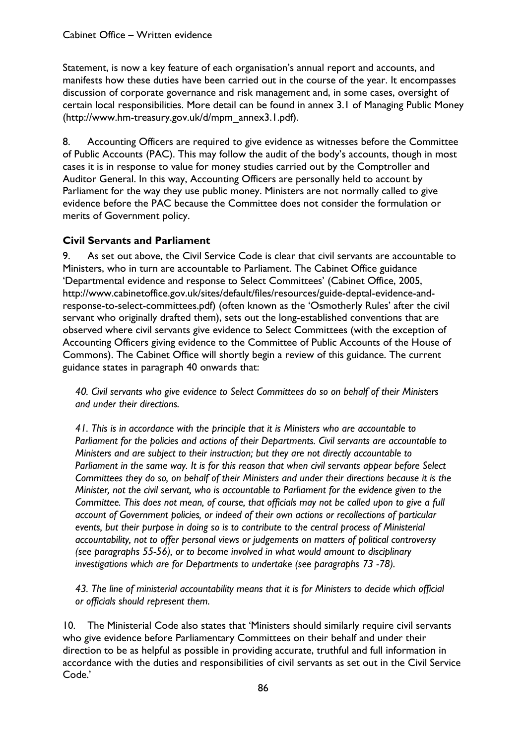Statement, is now a key feature of each organisation's annual report and accounts, and manifests how these duties have been carried out in the course of the year. It encompasses discussion of corporate governance and risk management and, in some cases, oversight of certain local responsibilities. More detail can be found in annex 3.1 of Managing Public Money (http://www.hm-treasury.gov.uk/d/mpm_annex3.1.pdf).

8. Accounting Officers are required to give evidence as witnesses before the Committee of Public Accounts (PAC). This may follow the audit of the body's accounts, though in most cases it is in response to value for money studies carried out by the Comptroller and Auditor General. In this way, Accounting Officers are personally held to account by Parliament for the way they use public money. Ministers are not normally called to give evidence before the PAC because the Committee does not consider the formulation or merits of Government policy.

**Civil Servants and Parliament**

9. As set out above, the Civil Service Code is clear that civil servants are accountable to Ministers, who in turn are accountable to Parliament. The Cabinet Office guidance 'Departmental evidence and response to Select Committees' (Cabinet Office, 2005, http://www.cabinetoffice.gov.uk/sites/default/files/resources/guide-deptal-evidence-and-response-to-select-committees.pdf) (often known as the 'Osmotherly Rules' after the civil servant who originally drafted them), sets out the long-established conventions that are observed where civil servants give evidence to Select Committees (with the exception of Accounting Officers giving evidence to the Committee of Public Accounts of the House of Commons). The Cabinet Office will shortly begin a review of this guidance. The current guidance states in paragraph 40 onwards that:

*40. Civil servants who give evidence to Select Committees do so on behalf of their Ministers and under their directions.*

*41. This is in accordance with the principle that it is Ministers who are accountable to Parliament for the policies and actions of their Departments. Civil servants are accountable to Ministers and are subject to their instruction; but they are not directly accountable to Parliament in the same way. It is for this reason that when civil servants appear before Select Committees they do so, on behalf of their Ministers and under their directions because it is the Minister, not the civil servant, who is accountable to Parliament for the evidence given to the Committee. This does not mean, of course, that officials may not be called upon to give a full account of Government policies, or indeed of their own actions or recollections of particular events, but their purpose in doing so is to contribute to the central process of Ministerial accountability, not to offer personal views or judgements on matters of political controversy (see paragraphs 55-56), or to become involved in what would amount to disciplinary investigations which are for Departments to undertake (see paragraphs 73 -78).*

*43. The line of ministerial accountability means that it is for Ministers to decide which official or officials should represent them.*

10. The Ministerial Code also states that 'Ministers should similarly require civil servants who give evidence before Parliamentary Committees on their behalf and under their direction to be as helpful as possible in providing accurate, truthful and full information in accordance with the duties and responsibilities of civil servants as set out in the Civil Service Code.'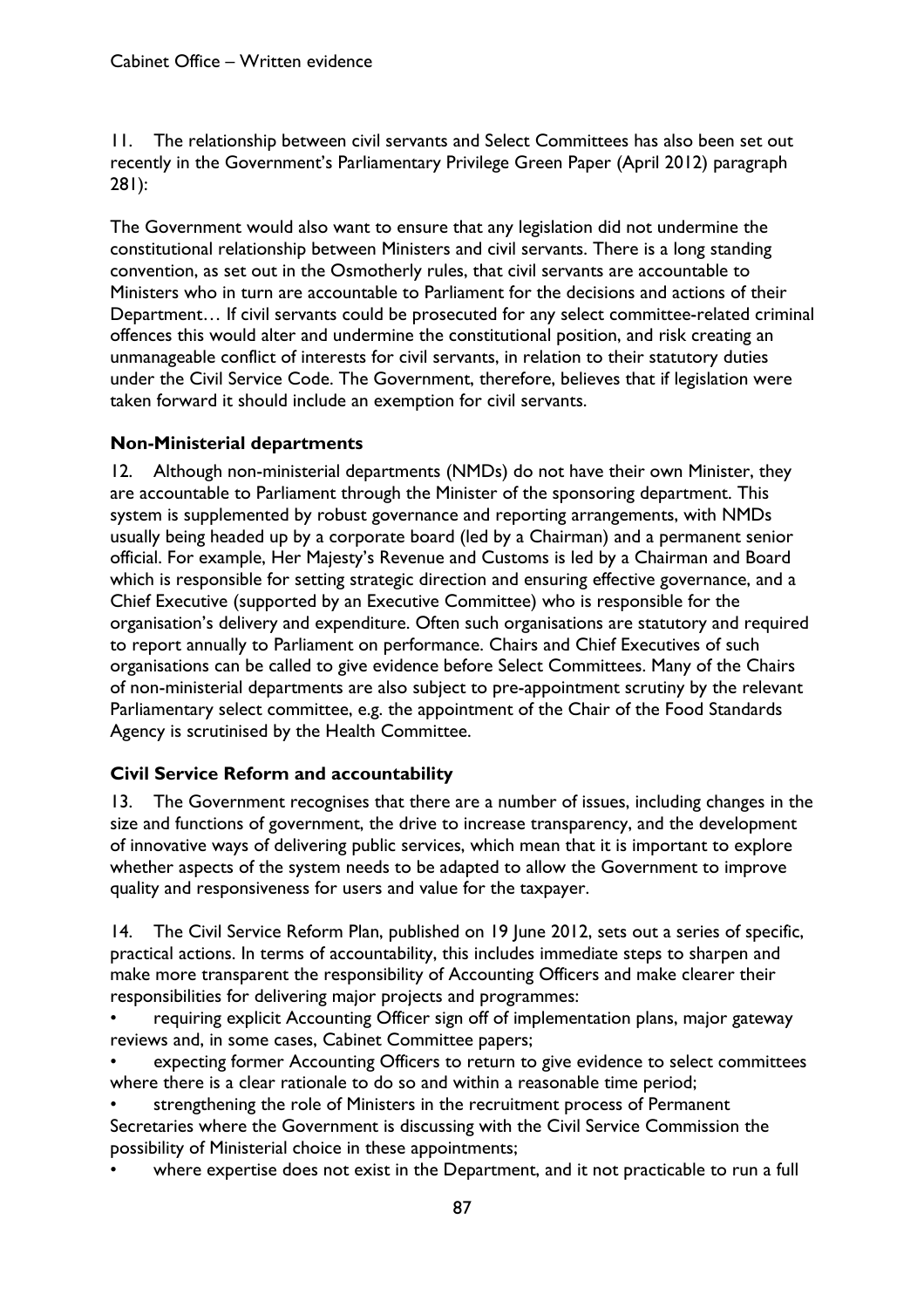11. The relationship between civil servants and Select Committees has also been set out recently in the Government's Parliamentary Privilege Green Paper (April 2012) paragraph 281):

The Government would also want to ensure that any legislation did not undermine the constitutional relationship between Ministers and civil servants. There is a long standing convention, as set out in the Osmotherly rules, that civil servants are accountable to Ministers who in turn are accountable to Parliament for the decisions and actions of their Department… If civil servants could be prosecuted for any select committee-related criminal offences this would alter and undermine the constitutional position, and risk creating an unmanageable conflict of interests for civil servants, in relation to their statutory duties under the Civil Service Code. The Government, therefore, believes that if legislation were taken forward it should include an exemption for civil servants.

**Non-Ministerial departments**

12. Although non-ministerial departments (NMDs) do not have their own Minister, they are accountable to Parliament through the Minister of the sponsoring department. This system is supplemented by robust governance and reporting arrangements, with NMDs usually being headed up by a corporate board (led by a Chairman) and a permanent senior official. For example, Her Majesty's Revenue and Customs is led by a Chairman and Board which is responsible for setting strategic direction and ensuring effective governance, and a Chief Executive (supported by an Executive Committee) who is responsible for the organisation's delivery and expenditure. Often such organisations are statutory and required to report annually to Parliament on performance. Chairs and Chief Executives of such organisations can be called to give evidence before Select Committees. Many of the Chairs of non-ministerial departments are also subject to pre-appointment scrutiny by the relevant Parliamentary select committee, e.g. the appointment of the Chair of the Food Standards Agency is scrutinised by the Health Committee.

**Civil Service Reform and accountability**

13. The Government recognises that there are a number of issues, including changes in the size and functions of government, the drive to increase transparency, and the development of innovative ways of delivering public services, which mean that it is important to explore whether aspects of the system needs to be adapted to allow the Government to improve quality and responsiveness for users and value for the taxpayer.

14. The Civil Service Reform Plan, published on 19 June 2012, sets out a series of specific, practical actions. In terms of accountability, this includes immediate steps to sharpen and make more transparent the responsibility of Accounting Officers and make clearer their responsibilities for delivering major projects and programmes:

- requiring explicit Accounting Officer sign off of implementation plans, major gateway reviews and, in some cases, Cabinet Committee papers;
- expecting former Accounting Officers to return to give evidence to select committees where there is a clear rationale to do so and within a reasonable time period;
- strengthening the role of Ministers in the recruitment process of Permanent Secretaries where the Government is discussing with the Civil Service Commission the possibility of Ministerial choice in these appointments;
- where expertise does not exist in the Department, and it not practicable to run a full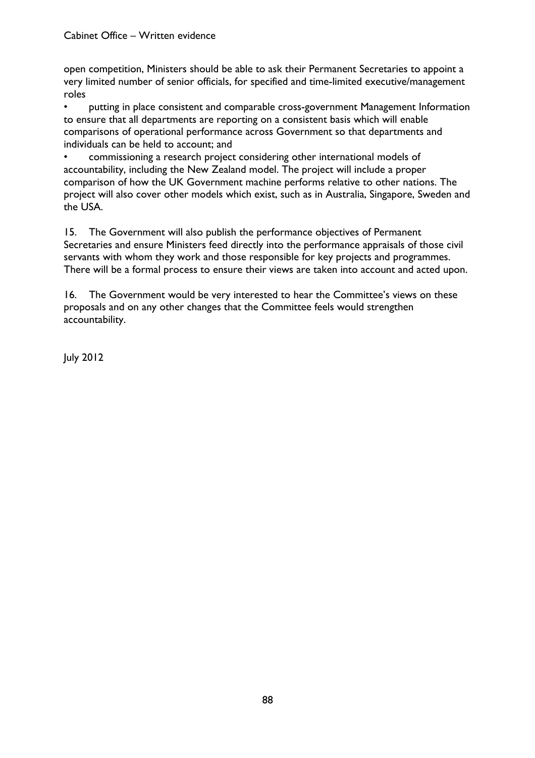open competition, Ministers should be able to ask their Permanent Secretaries to appoint a very limited number of senior officials, for specified and time-limited executive/management roles

- putting in place consistent and comparable cross-government Management Information to ensure that all departments are reporting on a consistent basis which will enable comparisons of operational performance across Government so that departments and individuals can be held to account; and
- commissioning a research project considering other international models of accountability, including the New Zealand model. The project will include a proper comparison of how the UK Government machine performs relative to other nations. The project will also cover other models which exist, such as in Australia, Singapore, Sweden and the USA.

15. The Government will also publish the performance objectives of Permanent Secretaries and ensure Ministers feed directly into the performance appraisals of those civil servants with whom they work and those responsible for key projects and programmes. There will be a formal process to ensure their views are taken into account and acted upon.

16. The Government would be very interested to hear the Committee's views on these proposals and on any other changes that the Committee feels would strengthen accountability.

July 2012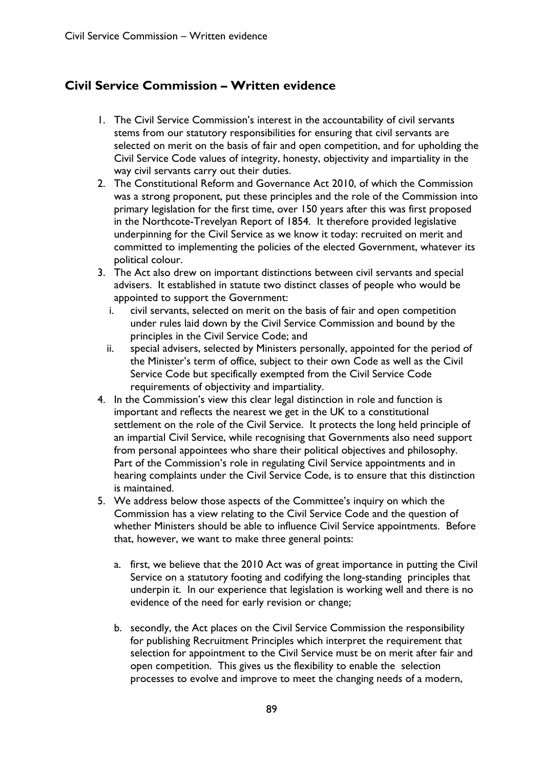## Civil Service Commission – Written evidence

1. The Civil Service Commission's interest in the accountability of civil servants stems from our statutory responsibilities for ensuring that civil servants are selected on merit on the basis of fair and open competition, and for upholding the Civil Service Code values of integrity, honesty, objectivity and impartiality in the way civil servants carry out their duties.
2. The Constitutional Reform and Governance Act 2010, of which the Commission was a strong proponent, put these principles and the role of the Commission into primary legislation for the first time, over 150 years after this was first proposed in the Northcote-Trevelyan Report of 1854. It therefore provided legislative underpinning for the Civil Service as we know it today: recruited on merit and committed to implementing the policies of the elected Government, whatever its political colour.
3. The Act also drew on important distinctions between civil servants and special advisers. It established in statute two distinct classes of people who would be appointed to support the Government:
   i. civil servants, selected on merit on the basis of fair and open competition under rules laid down by the Civil Service Commission and bound by the principles in the Civil Service Code; and
   ii. special advisers, selected by Ministers personally, appointed for the period of the Minister's term of office, subject to their own Code as well as the Civil Service Code but specifically exempted from the Civil Service Code requirements of objectivity and impartiality.
4. In the Commission's view this clear legal distinction in role and function is important and reflects the nearest we get in the UK to a constitutional settlement on the role of the Civil Service. It protects the long held principle of an impartial Civil Service, while recognising that Governments also need support from personal appointees who share their political objectives and philosophy. Part of the Commission's role in regulating Civil Service appointments and in hearing complaints under the Civil Service Code, is to ensure that this distinction is maintained.
5. We address below those aspects of the Committee's inquiry on which the Commission has a view relating to the Civil Service Code and the question of whether Ministers should be able to influence Civil Service appointments. Before that, however, we want to make three general points:

   a. first, we believe that the 2010 Act was of great importance in putting the Civil Service on a statutory footing and codifying the long-standing principles that underpin it. In our experience that legislation is working well and there is no evidence of the need for early revision or change;

   b. secondly, the Act places on the Civil Service Commission the responsibility for publishing Recruitment Principles which interpret the requirement that selection for appointment to the Civil Service must be on merit after fair and open competition. This gives us the flexibility to enable the selection processes to evolve and improve to meet the changing needs of a modern,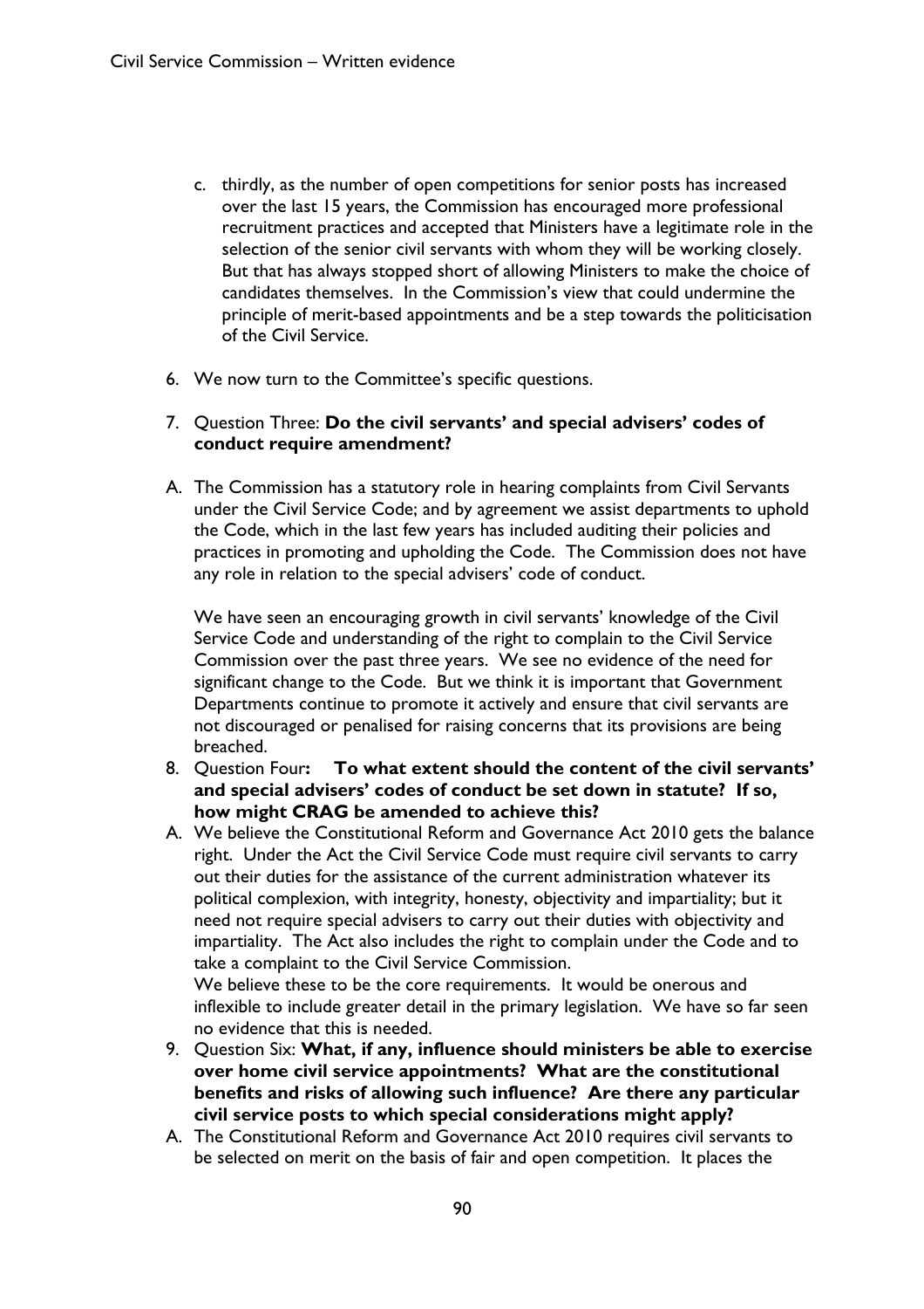c. thirdly, as the number of open competitions for senior posts has increased over the last 15 years, the Commission has encouraged more professional recruitment practices and accepted that Ministers have a legitimate role in the selection of the senior civil servants with whom they will be working closely. But that has always stopped short of allowing Ministers to make the choice of candidates themselves. In the Commission's view that could undermine the principle of merit-based appointments and be a step towards the politicisation of the Civil Service.

6. We now turn to the Committee's specific questions.

7. Question Three: **Do the civil servants' and special advisers' codes of conduct require amendment?**

A. The Commission has a statutory role in hearing complaints from Civil Servants under the Civil Service Code; and by agreement we assist departments to uphold the Code, which in the last few years has included auditing their policies and practices in promoting and upholding the Code. The Commission does not have any role in relation to the special advisers' code of conduct.

We have seen an encouraging growth in civil servants' knowledge of the Civil Service Code and understanding of the right to complain to the Civil Service Commission over the past three years. We see no evidence of the need for significant change to the Code. But we think it is important that Government Departments continue to promote it actively and ensure that civil servants are not discouraged or penalised for raising concerns that its provisions are being breached.

8. Question Four**: To what extent should the content of the civil servants' and special advisers' codes of conduct be set down in statute? If so, how might CRAG be amended to achieve this?**

A. We believe the Constitutional Reform and Governance Act 2010 gets the balance right. Under the Act the Civil Service Code must require civil servants to carry out their duties for the assistance of the current administration whatever its political complexion, with integrity, honesty, objectivity and impartiality; but it need not require special advisers to carry out their duties with objectivity and impartiality. The Act also includes the right to complain under the Code and to take a complaint to the Civil Service Commission.

We believe these to be the core requirements. It would be onerous and inflexible to include greater detail in the primary legislation. We have so far seen no evidence that this is needed.

9. Question Six: **What, if any, influence should ministers be able to exercise over home civil service appointments? What are the constitutional benefits and risks of allowing such influence? Are there any particular civil service posts to which special considerations might apply?**

A. The Constitutional Reform and Governance Act 2010 requires civil servants to be selected on merit on the basis of fair and open competition. It places the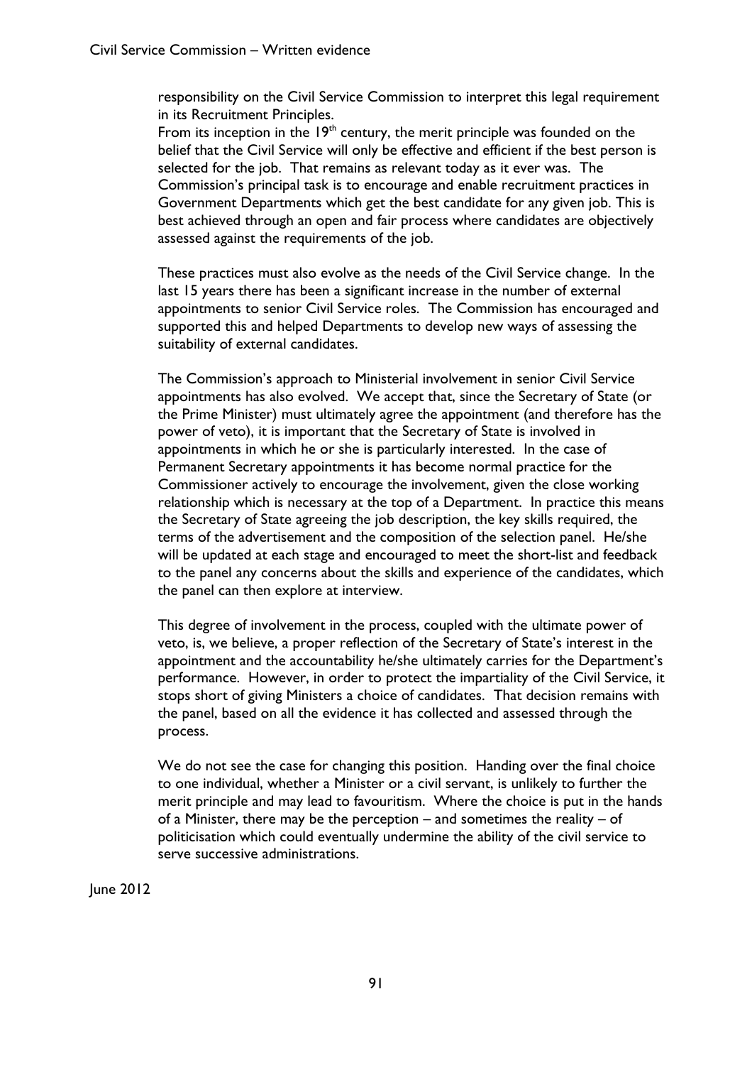responsibility on the Civil Service Commission to interpret this legal requirement in its Recruitment Principles.

From its inception in the 19th century, the merit principle was founded on the belief that the Civil Service will only be effective and efficient if the best person is selected for the job. That remains as relevant today as it ever was. The Commission's principal task is to encourage and enable recruitment practices in Government Departments which get the best candidate for any given job. This is best achieved through an open and fair process where candidates are objectively assessed against the requirements of the job.

These practices must also evolve as the needs of the Civil Service change. In the last 15 years there has been a significant increase in the number of external appointments to senior Civil Service roles. The Commission has encouraged and supported this and helped Departments to develop new ways of assessing the suitability of external candidates.

The Commission's approach to Ministerial involvement in senior Civil Service appointments has also evolved. We accept that, since the Secretary of State (or the Prime Minister) must ultimately agree the appointment (and therefore has the power of veto), it is important that the Secretary of State is involved in appointments in which he or she is particularly interested. In the case of Permanent Secretary appointments it has become normal practice for the Commissioner actively to encourage the involvement, given the close working relationship which is necessary at the top of a Department. In practice this means the Secretary of State agreeing the job description, the key skills required, the terms of the advertisement and the composition of the selection panel. He/she will be updated at each stage and encouraged to meet the short-list and feedback to the panel any concerns about the skills and experience of the candidates, which the panel can then explore at interview.

This degree of involvement in the process, coupled with the ultimate power of veto, is, we believe, a proper reflection of the Secretary of State's interest in the appointment and the accountability he/she ultimately carries for the Department's performance. However, in order to protect the impartiality of the Civil Service, it stops short of giving Ministers a choice of candidates. That decision remains with the panel, based on all the evidence it has collected and assessed through the process.

We do not see the case for changing this position. Handing over the final choice to one individual, whether a Minister or a civil servant, is unlikely to further the merit principle and may lead to favouritism. Where the choice is put in the hands of a Minister, there may be the perception – and sometimes the reality – of politicisation which could eventually undermine the ability of the civil service to serve successive administrations.

June 2012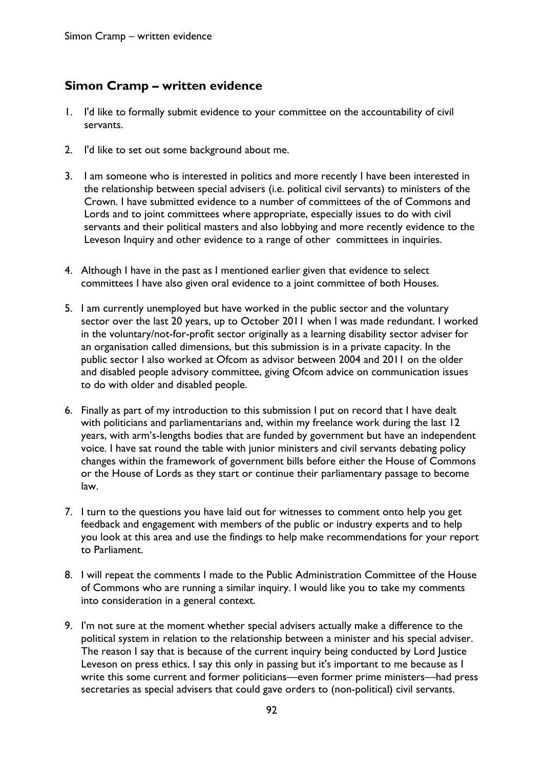## Simon Cramp – written evidence

1. I'd like to formally submit evidence to your committee on the accountability of civil servants.

2. I'd like to set out some background about me.

3. I am someone who is interested in politics and more recently I have been interested in the relationship between special advisers (i.e. political civil servants) to ministers of the Crown. I have submitted evidence to a number of committees of the of Commons and Lords and to joint committees where appropriate, especially issues to do with civil servants and their political masters and also lobbying and more recently evidence to the Leveson Inquiry and other evidence to a range of other committees in inquiries.

4. Although I have in the past as I mentioned earlier given that evidence to select committees I have also given oral evidence to a joint committee of both Houses.

5. I am currently unemployed but have worked in the public sector and the voluntary sector over the last 20 years, up to October 2011 when I was made redundant. I worked in the voluntary/not-for-profit sector originally as a learning disability sector adviser for an organisation called dimensions, but this submission is in a private capacity. In the public sector I also worked at Ofcom as advisor between 2004 and 2011 on the older and disabled people advisory committee, giving Ofcom advice on communication issues to do with older and disabled people.

6. Finally as part of my introduction to this submission I put on record that I have dealt with politicians and parliamentarians and, within my freelance work during the last 12 years, with arm's-lengths bodies that are funded by government but have an independent voice. I have sat round the table with junior ministers and civil servants debating policy changes within the framework of government bills before either the House of Commons or the House of Lords as they start or continue their parliamentary passage to become law.

7. I turn to the questions you have laid out for witnesses to comment onto help you get feedback and engagement with members of the public or industry experts and to help you look at this area and use the findings to help make recommendations for your report to Parliament.

8. I will repeat the comments I made to the Public Administration Committee of the House of Commons who are running a similar inquiry. I would like you to take my comments into consideration in a general context.

9. I'm not sure at the moment whether special advisers actually make a difference to the political system in relation to the relationship between a minister and his special adviser. The reason I say that is because of the current inquiry being conducted by Lord Justice Leveson on press ethics. I say this only in passing but it's important to me because as I write this some current and former politicians—even former prime ministers—had press secretaries as special advisers that could gave orders to (non-political) civil servants.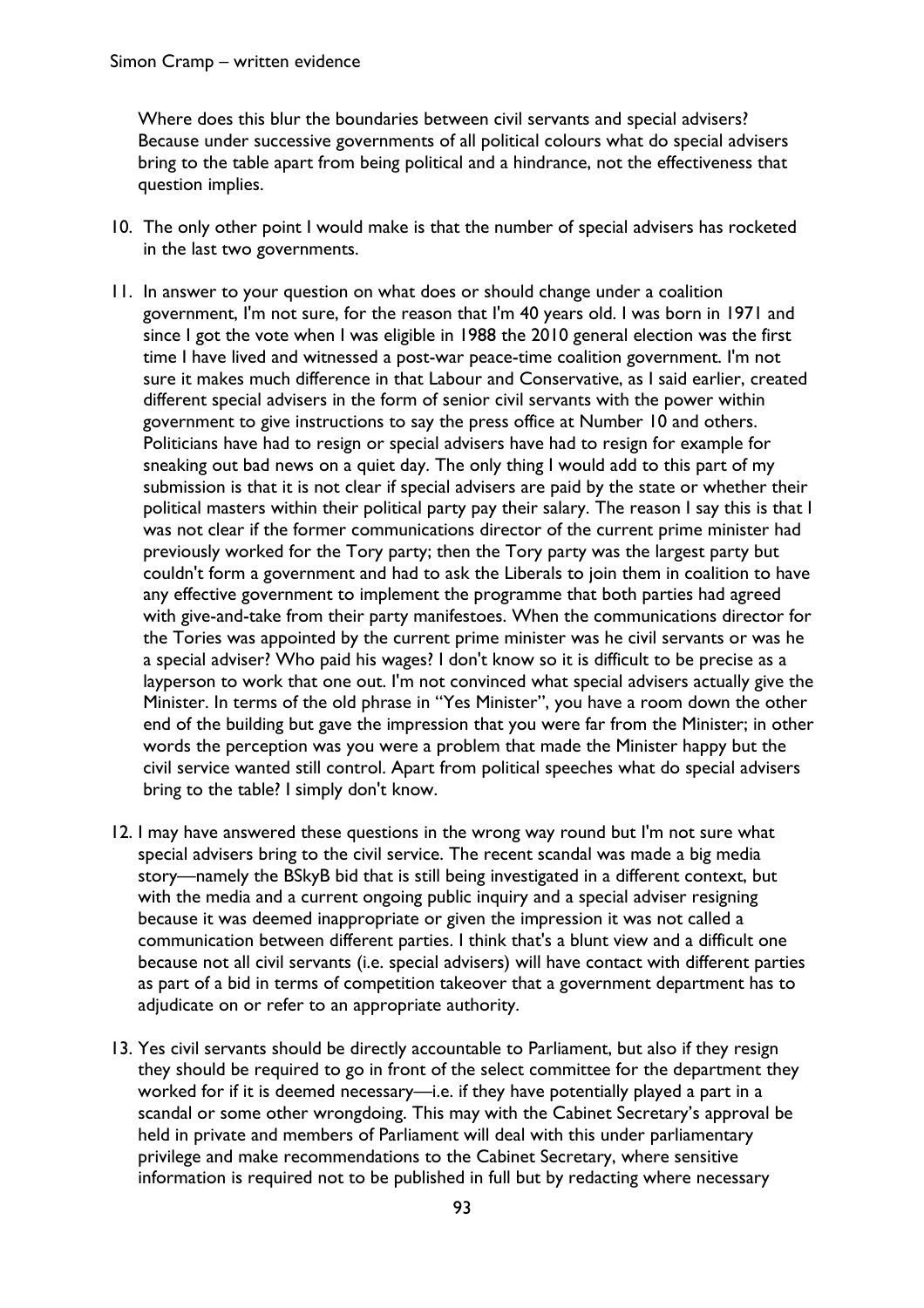Where does this blur the boundaries between civil servants and special advisers? Because under successive governments of all political colours what do special advisers bring to the table apart from being political and a hindrance, not the effectiveness that question implies.

10. The only other point I would make is that the number of special advisers has rocketed in the last two governments.

11. In answer to your question on what does or should change under a coalition government, I'm not sure, for the reason that I'm 40 years old. I was born in 1971 and since I got the vote when I was eligible in 1988 the 2010 general election was the first time I have lived and witnessed a post-war peace-time coalition government. I'm not sure it makes much difference in that Labour and Conservative, as I said earlier, created different special advisers in the form of senior civil servants with the power within government to give instructions to say the press office at Number 10 and others. Politicians have had to resign or special advisers have had to resign for example for sneaking out bad news on a quiet day. The only thing I would add to this part of my submission is that it is not clear if special advisers are paid by the state or whether their political masters within their political party pay their salary. The reason I say this is that I was not clear if the former communications director of the current prime minister had previously worked for the Tory party; then the Tory party was the largest party but couldn't form a government and had to ask the Liberals to join them in coalition to have any effective government to implement the programme that both parties had agreed with give-and-take from their party manifestoes. When the communications director for the Tories was appointed by the current prime minister was he civil servants or was he a special adviser? Who paid his wages? I don't know so it is difficult to be precise as a layperson to work that one out. I'm not convinced what special advisers actually give the Minister. In terms of the old phrase in "Yes Minister", you have a room down the other end of the building but gave the impression that you were far from the Minister; in other words the perception was you were a problem that made the Minister happy but the civil service wanted still control. Apart from political speeches what do special advisers bring to the table? I simply don't know.

12. I may have answered these questions in the wrong way round but I'm not sure what special advisers bring to the civil service. The recent scandal was made a big media story—namely the BSkyB bid that is still being investigated in a different context, but with the media and a current ongoing public inquiry and a special adviser resigning because it was deemed inappropriate or given the impression it was not called a communication between different parties. I think that's a blunt view and a difficult one because not all civil servants (i.e. special advisers) will have contact with different parties as part of a bid in terms of competition takeover that a government department has to adjudicate on or refer to an appropriate authority.

13. Yes civil servants should be directly accountable to Parliament, but also if they resign they should be required to go in front of the select committee for the department they worked for if it is deemed necessary—i.e. if they have potentially played a part in a scandal or some other wrongdoing. This may with the Cabinet Secretary's approval be held in private and members of Parliament will deal with this under parliamentary privilege and make recommendations to the Cabinet Secretary, where sensitive information is required not to be published in full but by redacting where necessary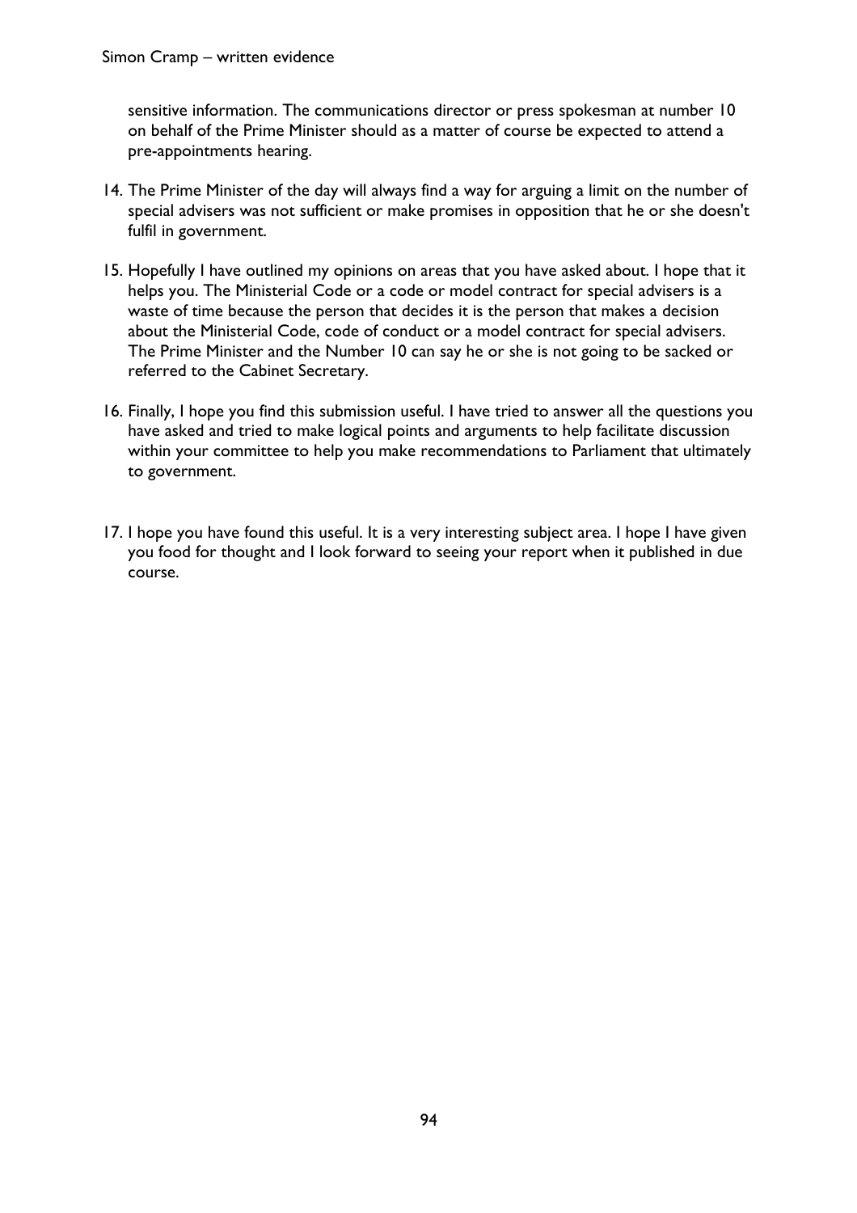sensitive information. The communications director or press spokesman at number 10 on behalf of the Prime Minister should as a matter of course be expected to attend a pre-appointments hearing.

14. The Prime Minister of the day will always find a way for arguing a limit on the number of special advisers was not sufficient or make promises in opposition that he or she doesn't fulfil in government.

15. Hopefully I have outlined my opinions on areas that you have asked about. I hope that it helps you. The Ministerial Code or a code or model contract for special advisers is a waste of time because the person that decides it is the person that makes a decision about the Ministerial Code, code of conduct or a model contract for special advisers. The Prime Minister and the Number 10 can say he or she is not going to be sacked or referred to the Cabinet Secretary.

16. Finally, I hope you find this submission useful. I have tried to answer all the questions you have asked and tried to make logical points and arguments to help facilitate discussion within your committee to help you make recommendations to Parliament that ultimately to government.

17. I hope you have found this useful. It is a very interesting subject area. I hope I have given you food for thought and I look forward to seeing your report when it published in due course.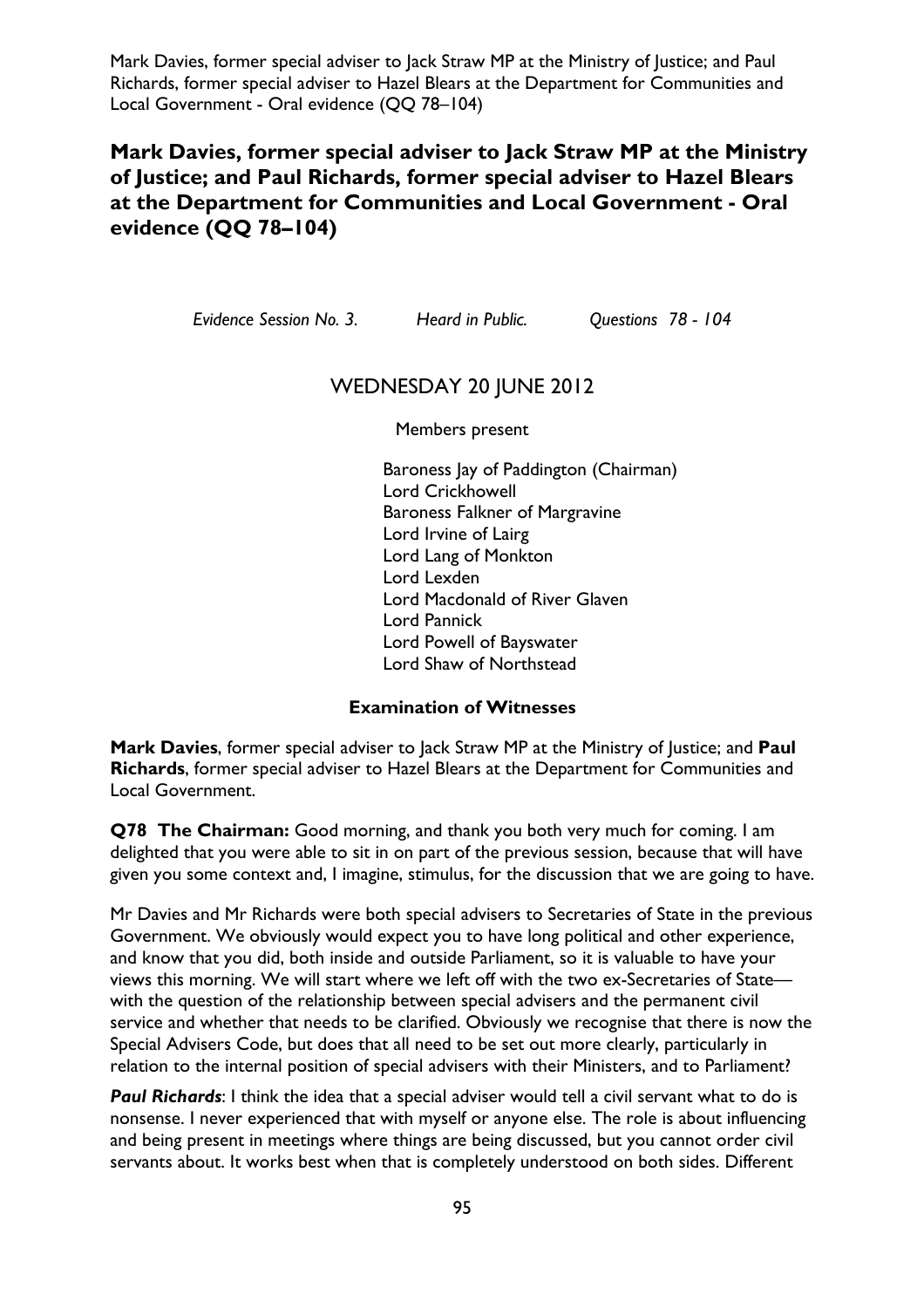## Mark Davies, former special adviser to Jack Straw MP at the Ministry of Justice; and Paul Richards, former special adviser to Hazel Blears at the Department for Communities and Local Government - Oral evidence (QQ 78–104)

*Evidence Session No. 3. Heard in Public. Questions 78 - 104*

WEDNESDAY 20 JUNE 2012

Members present

Baroness Jay of Paddington (Chairman)
Lord Crickhowell
Baroness Falkner of Margravine
Lord Irvine of Lairg
Lord Lang of Monkton
Lord Lexden
Lord Macdonald of River Glaven
Lord Pannick
Lord Powell of Bayswater
Lord Shaw of Northstead

**Examination of Witnesses**

**Mark Davies**, former special adviser to Jack Straw MP at the Ministry of Justice; and **Paul Richards**, former special adviser to Hazel Blears at the Department for Communities and Local Government.

**Q78 The Chairman:** Good morning, and thank you both very much for coming. I am delighted that you were able to sit in on part of the previous session, because that will have given you some context and, I imagine, stimulus, for the discussion that we are going to have.

Mr Davies and Mr Richards were both special advisers to Secretaries of State in the previous Government. We obviously would expect you to have long political and other experience, and know that you did, both inside and outside Parliament, so it is valuable to have your views this morning. We will start where we left off with the two ex-Secretaries of State—with the question of the relationship between special advisers and the permanent civil service and whether that needs to be clarified. Obviously we recognise that there is now the Special Advisers Code, but does that all need to be set out more clearly, particularly in relation to the internal position of special advisers with their Ministers, and to Parliament?

***Paul Richards***: I think the idea that a special adviser would tell a civil servant what to do is nonsense. I never experienced that with myself or anyone else. The role is about influencing and being present in meetings where things are being discussed, but you cannot order civil servants about. It works best when that is completely understood on both sides. Different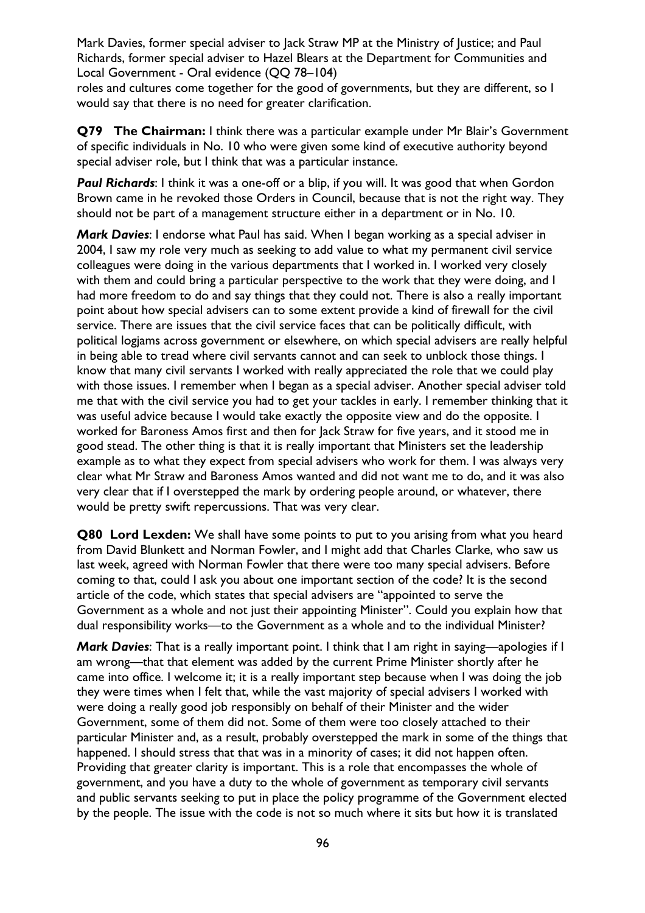roles and cultures come together for the good of governments, but they are different, so I would say that there is no need for greater clarification.

**Q79 The Chairman:** I think there was a particular example under Mr Blair's Government of specific individuals in No. 10 who were given some kind of executive authority beyond special adviser role, but I think that was a particular instance.

***Paul Richards***: I think it was a one-off or a blip, if you will. It was good that when Gordon Brown came in he revoked those Orders in Council, because that is not the right way. They should not be part of a management structure either in a department or in No. 10.

***Mark Davies***: I endorse what Paul has said. When I began working as a special adviser in 2004, I saw my role very much as seeking to add value to what my permanent civil service colleagues were doing in the various departments that I worked in. I worked very closely with them and could bring a particular perspective to the work that they were doing, and I had more freedom to do and say things that they could not. There is also a really important point about how special advisers can to some extent provide a kind of firewall for the civil service. There are issues that the civil service faces that can be politically difficult, with political logjams across government or elsewhere, on which special advisers are really helpful in being able to tread where civil servants cannot and can seek to unblock those things. I know that many civil servants I worked with really appreciated the role that we could play with those issues. I remember when I began as a special adviser. Another special adviser told me that with the civil service you had to get your tackles in early. I remember thinking that it was useful advice because I would take exactly the opposite view and do the opposite. I worked for Baroness Amos first and then for Jack Straw for five years, and it stood me in good stead. The other thing is that it is really important that Ministers set the leadership example as to what they expect from special advisers who work for them. I was always very clear what Mr Straw and Baroness Amos wanted and did not want me to do, and it was also very clear that if I overstepped the mark by ordering people around, or whatever, there would be pretty swift repercussions. That was very clear.

**Q80 Lord Lexden:** We shall have some points to put to you arising from what you heard from David Blunkett and Norman Fowler, and I might add that Charles Clarke, who saw us last week, agreed with Norman Fowler that there were too many special advisers. Before coming to that, could I ask you about one important section of the code? It is the second article of the code, which states that special advisers are "appointed to serve the Government as a whole and not just their appointing Minister". Could you explain how that dual responsibility works—to the Government as a whole and to the individual Minister?

***Mark Davies***: That is a really important point. I think that I am right in saying—apologies if I am wrong—that that element was added by the current Prime Minister shortly after he came into office. I welcome it; it is a really important step because when I was doing the job they were times when I felt that, while the vast majority of special advisers I worked with were doing a really good job responsibly on behalf of their Minister and the wider Government, some of them did not. Some of them were too closely attached to their particular Minister and, as a result, probably overstepped the mark in some of the things that happened. I should stress that that was in a minority of cases; it did not happen often. Providing that greater clarity is important. This is a role that encompasses the whole of government, and you have a duty to the whole of government as temporary civil servants and public servants seeking to put in place the policy programme of the Government elected by the people. The issue with the code is not so much where it sits but how it is translated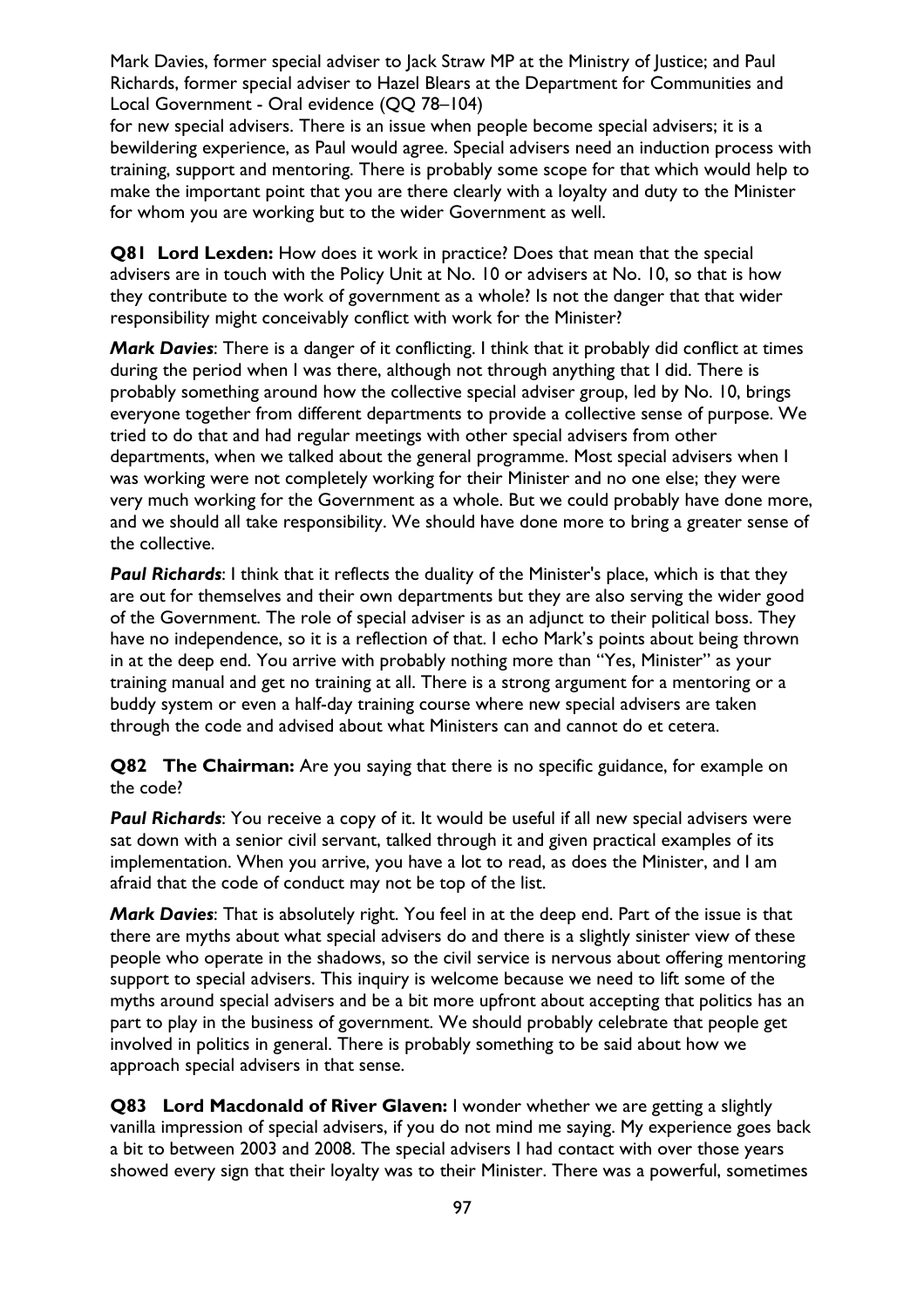for new special advisers. There is an issue when people become special advisers; it is a bewildering experience, as Paul would agree. Special advisers need an induction process with training, support and mentoring. There is probably some scope for that which would help to make the important point that you are there clearly with a loyalty and duty to the Minister for whom you are working but to the wider Government as well.

**Q81 Lord Lexden:** How does it work in practice? Does that mean that the special advisers are in touch with the Policy Unit at No. 10 or advisers at No. 10, so that is how they contribute to the work of government as a whole? Is not the danger that that wider responsibility might conceivably conflict with work for the Minister?

***Mark Davies***: There is a danger of it conflicting. I think that it probably did conflict at times during the period when I was there, although not through anything that I did. There is probably something around how the collective special adviser group, led by No. 10, brings everyone together from different departments to provide a collective sense of purpose. We tried to do that and had regular meetings with other special advisers from other departments, when we talked about the general programme. Most special advisers when I was working were not completely working for their Minister and no one else; they were very much working for the Government as a whole. But we could probably have done more, and we should all take responsibility. We should have done more to bring a greater sense of the collective.

***Paul Richards***: I think that it reflects the duality of the Minister's place, which is that they are out for themselves and their own departments but they are also serving the wider good of the Government. The role of special adviser is as an adjunct to their political boss. They have no independence, so it is a reflection of that. I echo Mark's points about being thrown in at the deep end. You arrive with probably nothing more than "Yes, Minister" as your training manual and get no training at all. There is a strong argument for a mentoring or a buddy system or even a half-day training course where new special advisers are taken through the code and advised about what Ministers can and cannot do et cetera.

**Q82 The Chairman:** Are you saying that there is no specific guidance, for example on the code?

***Paul Richards***: You receive a copy of it. It would be useful if all new special advisers were sat down with a senior civil servant, talked through it and given practical examples of its implementation. When you arrive, you have a lot to read, as does the Minister, and I am afraid that the code of conduct may not be top of the list.

***Mark Davies***: That is absolutely right. You feel in at the deep end. Part of the issue is that there are myths about what special advisers do and there is a slightly sinister view of these people who operate in the shadows, so the civil service is nervous about offering mentoring support to special advisers. This inquiry is welcome because we need to lift some of the myths around special advisers and be a bit more upfront about accepting that politics has an part to play in the business of government. We should probably celebrate that people get involved in politics in general. There is probably something to be said about how we approach special advisers in that sense.

**Q83 Lord Macdonald of River Glaven:** I wonder whether we are getting a slightly vanilla impression of special advisers, if you do not mind me saying. My experience goes back a bit to between 2003 and 2008. The special advisers I had contact with over those years showed every sign that their loyalty was to their Minister. There was a powerful, sometimes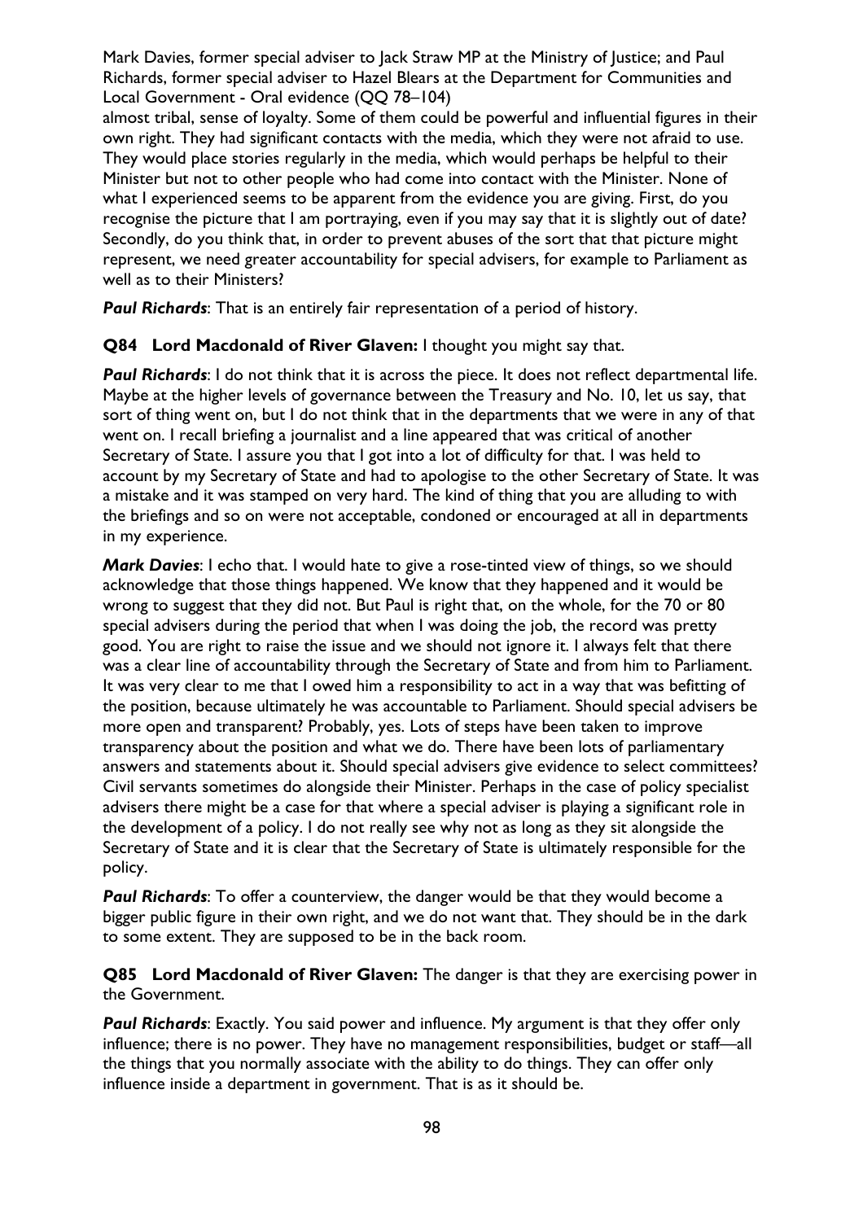almost tribal, sense of loyalty. Some of them could be powerful and influential figures in their own right. They had significant contacts with the media, which they were not afraid to use. They would place stories regularly in the media, which would perhaps be helpful to their Minister but not to other people who had come into contact with the Minister. None of what I experienced seems to be apparent from the evidence you are giving. First, do you recognise the picture that I am portraying, even if you may say that it is slightly out of date? Secondly, do you think that, in order to prevent abuses of the sort that that picture might represent, we need greater accountability for special advisers, for example to Parliament as well as to their Ministers?

***Paul Richards***: That is an entirely fair representation of a period of history.

**Q84 Lord Macdonald of River Glaven:** I thought you might say that.

***Paul Richards***: I do not think that it is across the piece. It does not reflect departmental life. Maybe at the higher levels of governance between the Treasury and No. 10, let us say, that sort of thing went on, but I do not think that in the departments that we were in any of that went on. I recall briefing a journalist and a line appeared that was critical of another Secretary of State. I assure you that I got into a lot of difficulty for that. I was held to account by my Secretary of State and had to apologise to the other Secretary of State. It was a mistake and it was stamped on very hard. The kind of thing that you are alluding to with the briefings and so on were not acceptable, condoned or encouraged at all in departments in my experience.

***Mark Davies***: I echo that. I would hate to give a rose-tinted view of things, so we should acknowledge that those things happened. We know that they happened and it would be wrong to suggest that they did not. But Paul is right that, on the whole, for the 70 or 80 special advisers during the period that when I was doing the job, the record was pretty good. You are right to raise the issue and we should not ignore it. I always felt that there was a clear line of accountability through the Secretary of State and from him to Parliament. It was very clear to me that I owed him a responsibility to act in a way that was befitting of the position, because ultimately he was accountable to Parliament. Should special advisers be more open and transparent? Probably, yes. Lots of steps have been taken to improve transparency about the position and what we do. There have been lots of parliamentary answers and statements about it. Should special advisers give evidence to select committees? Civil servants sometimes do alongside their Minister. Perhaps in the case of policy specialist advisers there might be a case for that where a special adviser is playing a significant role in the development of a policy. I do not really see why not as long as they sit alongside the Secretary of State and it is clear that the Secretary of State is ultimately responsible for the policy.

***Paul Richards***: To offer a counterview, the danger would be that they would become a bigger public figure in their own right, and we do not want that. They should be in the dark to some extent. They are supposed to be in the back room.

**Q85 Lord Macdonald of River Glaven:** The danger is that they are exercising power in the Government.

***Paul Richards***: Exactly. You said power and influence. My argument is that they offer only influence; there is no power. They have no management responsibilities, budget or staff—all the things that you normally associate with the ability to do things. They can offer only influence inside a department in government. That is as it should be.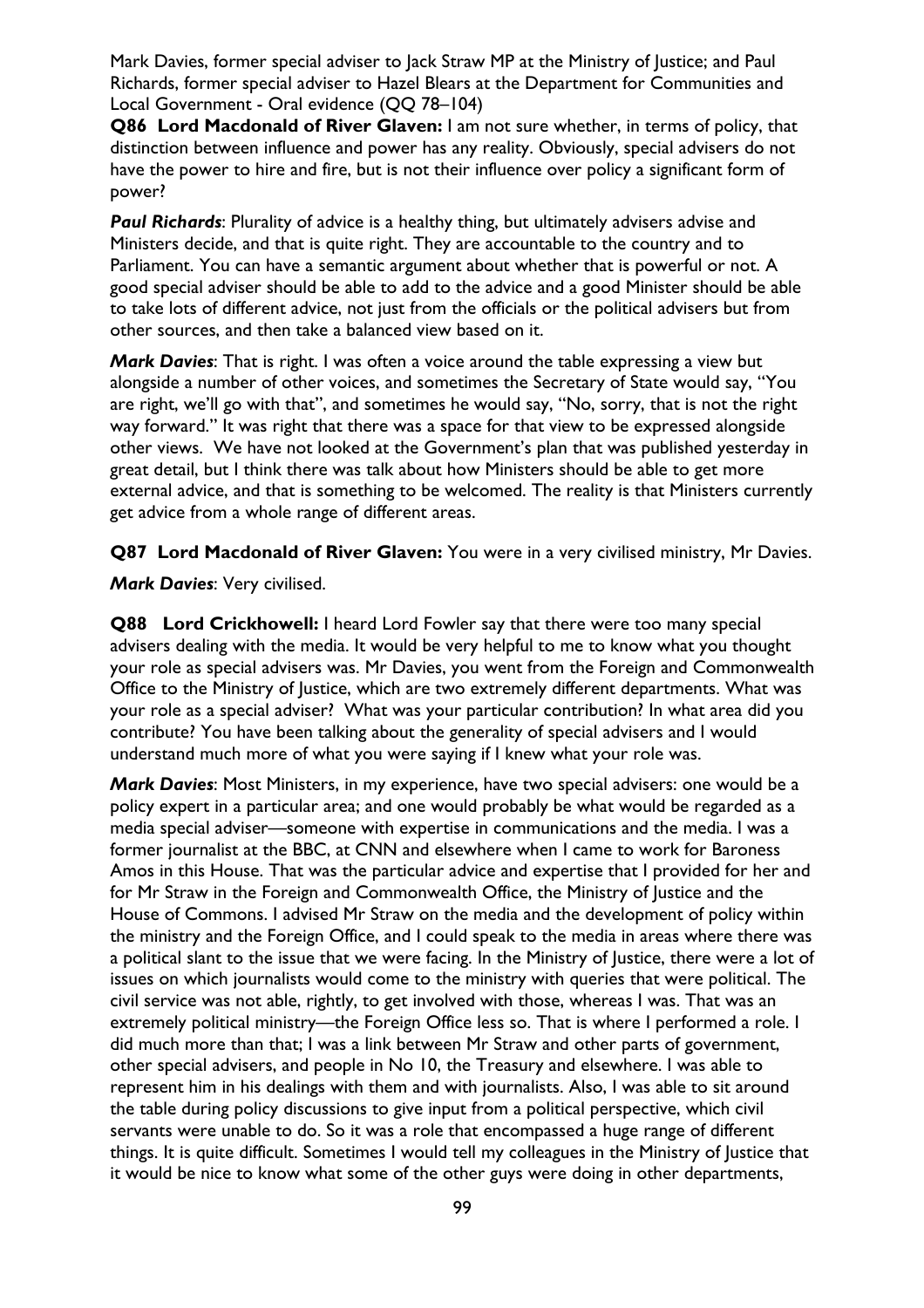Mark Davies, former special adviser to Jack Straw MP at the Ministry of Justice; and Paul Richards, former special adviser to Hazel Blears at the Department for Communities and Local Government - Oral evidence (QQ 78–104)

**Q86 Lord Macdonald of River Glaven:** I am not sure whether, in terms of policy, that distinction between influence and power has any reality. Obviously, special advisers do not have the power to hire and fire, but is not their influence over policy a significant form of power?

***Paul Richards***: Plurality of advice is a healthy thing, but ultimately advisers advise and Ministers decide, and that is quite right. They are accountable to the country and to Parliament. You can have a semantic argument about whether that is powerful or not. A good special adviser should be able to add to the advice and a good Minister should be able to take lots of different advice, not just from the officials or the political advisers but from other sources, and then take a balanced view based on it.

***Mark Davies***: That is right. I was often a voice around the table expressing a view but alongside a number of other voices, and sometimes the Secretary of State would say, "You are right, we'll go with that", and sometimes he would say, "No, sorry, that is not the right way forward." It was right that there was a space for that view to be expressed alongside other views. We have not looked at the Government's plan that was published yesterday in great detail, but I think there was talk about how Ministers should be able to get more external advice, and that is something to be welcomed. The reality is that Ministers currently get advice from a whole range of different areas.

**Q87 Lord Macdonald of River Glaven:** You were in a very civilised ministry, Mr Davies.

***Mark Davies***: Very civilised.

**Q88 Lord Crickhowell:** I heard Lord Fowler say that there were too many special advisers dealing with the media. It would be very helpful to me to know what you thought your role as special advisers was. Mr Davies, you went from the Foreign and Commonwealth Office to the Ministry of Justice, which are two extremely different departments. What was your role as a special adviser? What was your particular contribution? In what area did you contribute? You have been talking about the generality of special advisers and I would understand much more of what you were saying if I knew what your role was.

***Mark Davies***: Most Ministers, in my experience, have two special advisers: one would be a policy expert in a particular area; and one would probably be what would be regarded as a media special adviser—someone with expertise in communications and the media. I was a former journalist at the BBC, at CNN and elsewhere when I came to work for Baroness Amos in this House. That was the particular advice and expertise that I provided for her and for Mr Straw in the Foreign and Commonwealth Office, the Ministry of Justice and the House of Commons. I advised Mr Straw on the media and the development of policy within the ministry and the Foreign Office, and I could speak to the media in areas where there was a political slant to the issue that we were facing. In the Ministry of Justice, there were a lot of issues on which journalists would come to the ministry with queries that were political. The civil service was not able, rightly, to get involved with those, whereas I was. That was an extremely political ministry—the Foreign Office less so. That is where I performed a role. I did much more than that; I was a link between Mr Straw and other parts of government, other special advisers, and people in No 10, the Treasury and elsewhere. I was able to represent him in his dealings with them and with journalists. Also, I was able to sit around the table during policy discussions to give input from a political perspective, which civil servants were unable to do. So it was a role that encompassed a huge range of different things. It is quite difficult. Sometimes I would tell my colleagues in the Ministry of Justice that it would be nice to know what some of the other guys were doing in other departments,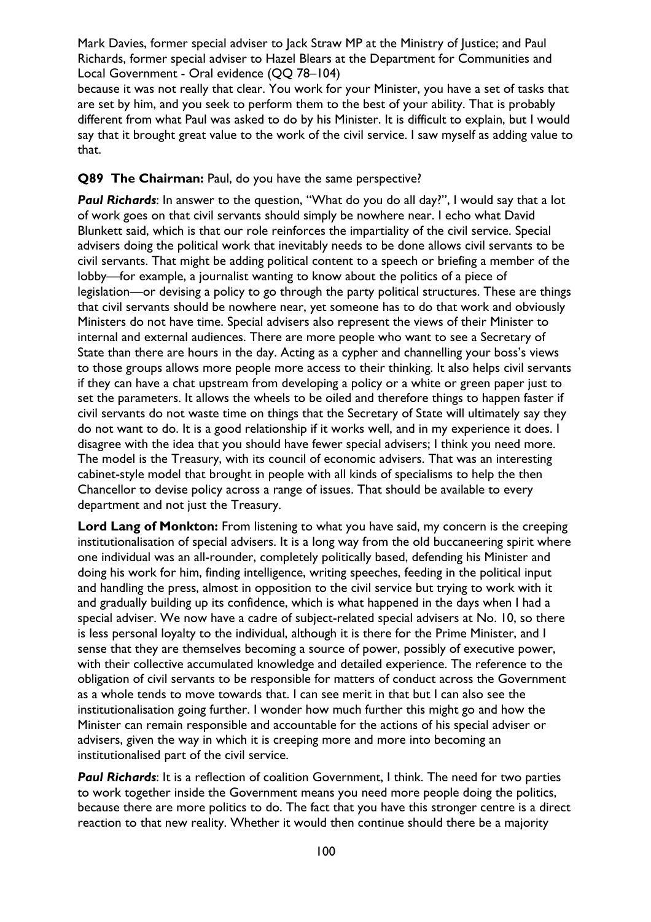because it was not really that clear. You work for your Minister, you have a set of tasks that are set by him, and you seek to perform them to the best of your ability. That is probably different from what Paul was asked to do by his Minister. It is difficult to explain, but I would say that it brought great value to the work of the civil service. I saw myself as adding value to that.

**Q89 The Chairman:** Paul, do you have the same perspective?

***Paul Richards***: In answer to the question, "What do you do all day?", I would say that a lot of work goes on that civil servants should simply be nowhere near. I echo what David Blunkett said, which is that our role reinforces the impartiality of the civil service. Special advisers doing the political work that inevitably needs to be done allows civil servants to be civil servants. That might be adding political content to a speech or briefing a member of the lobby—for example, a journalist wanting to know about the politics of a piece of legislation—or devising a policy to go through the party political structures. These are things that civil servants should be nowhere near, yet someone has to do that work and obviously Ministers do not have time. Special advisers also represent the views of their Minister to internal and external audiences. There are more people who want to see a Secretary of State than there are hours in the day. Acting as a cypher and channelling your boss's views to those groups allows more people more access to their thinking. It also helps civil servants if they can have a chat upstream from developing a policy or a white or green paper just to set the parameters. It allows the wheels to be oiled and therefore things to happen faster if civil servants do not waste time on things that the Secretary of State will ultimately say they do not want to do. It is a good relationship if it works well, and in my experience it does. I disagree with the idea that you should have fewer special advisers; I think you need more. The model is the Treasury, with its council of economic advisers. That was an interesting cabinet-style model that brought in people with all kinds of specialisms to help the then Chancellor to devise policy across a range of issues. That should be available to every department and not just the Treasury.

**Lord Lang of Monkton:** From listening to what you have said, my concern is the creeping institutionalisation of special advisers. It is a long way from the old buccaneering spirit where one individual was an all-rounder, completely politically based, defending his Minister and doing his work for him, finding intelligence, writing speeches, feeding in the political input and handling the press, almost in opposition to the civil service but trying to work with it and gradually building up its confidence, which is what happened in the days when I had a special adviser. We now have a cadre of subject-related special advisers at No. 10, so there is less personal loyalty to the individual, although it is there for the Prime Minister, and I sense that they are themselves becoming a source of power, possibly of executive power, with their collective accumulated knowledge and detailed experience. The reference to the obligation of civil servants to be responsible for matters of conduct across the Government as a whole tends to move towards that. I can see merit in that but I can also see the institutionalisation going further. I wonder how much further this might go and how the Minister can remain responsible and accountable for the actions of his special adviser or advisers, given the way in which it is creeping more and more into becoming an institutionalised part of the civil service.

***Paul Richards***: It is a reflection of coalition Government, I think. The need for two parties to work together inside the Government means you need more people doing the politics, because there are more politics to do. The fact that you have this stronger centre is a direct reaction to that new reality. Whether it would then continue should there be a majority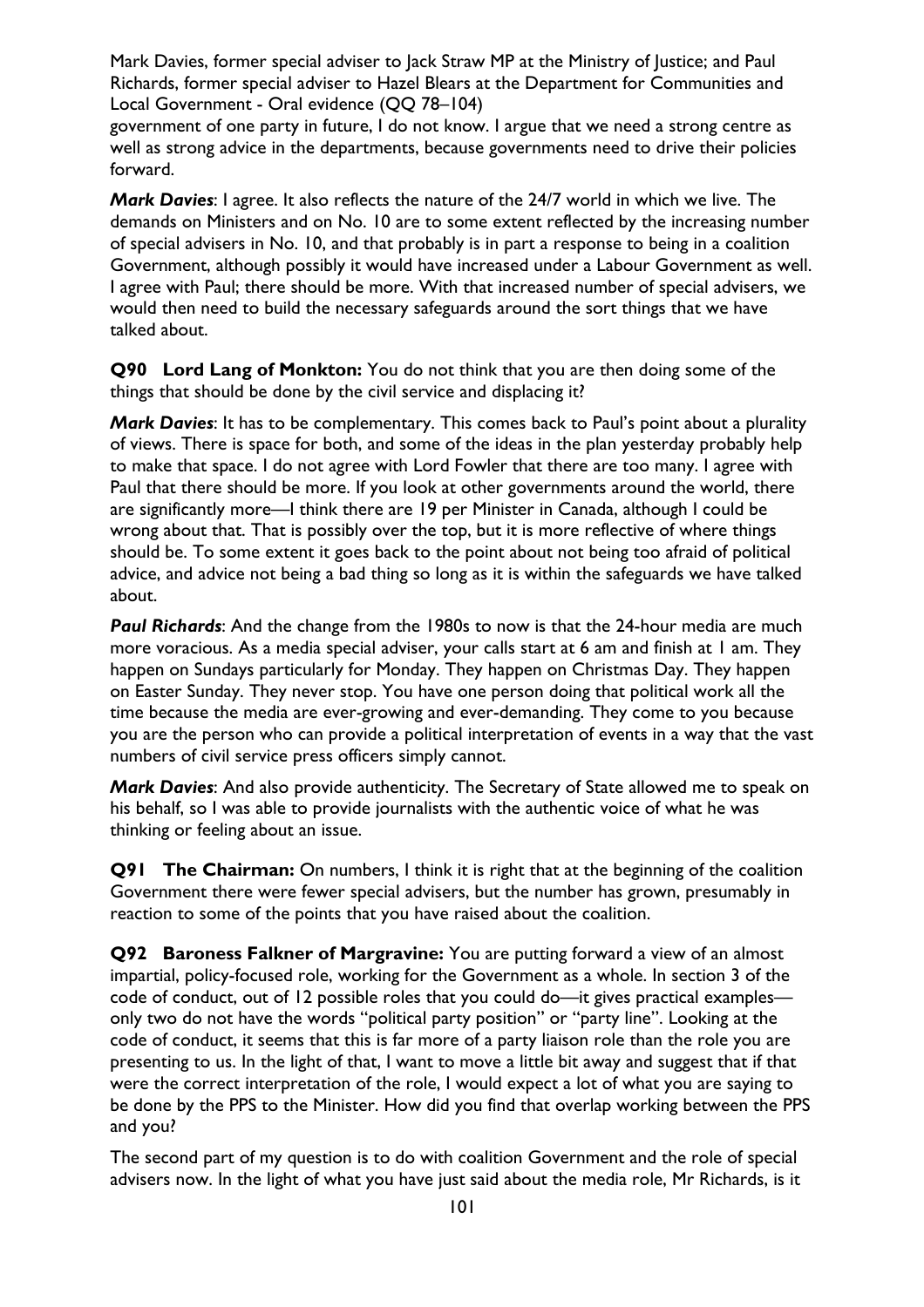government of one party in future, I do not know. I argue that we need a strong centre as well as strong advice in the departments, because governments need to drive their policies forward.

***Mark Davies***: I agree. It also reflects the nature of the 24/7 world in which we live. The demands on Ministers and on No. 10 are to some extent reflected by the increasing number of special advisers in No. 10, and that probably is in part a response to being in a coalition Government, although possibly it would have increased under a Labour Government as well. I agree with Paul; there should be more. With that increased number of special advisers, we would then need to build the necessary safeguards around the sort things that we have talked about.

**Q90 Lord Lang of Monkton:** You do not think that you are then doing some of the things that should be done by the civil service and displacing it?

***Mark Davies***: It has to be complementary. This comes back to Paul's point about a plurality of views. There is space for both, and some of the ideas in the plan yesterday probably help to make that space. I do not agree with Lord Fowler that there are too many. I agree with Paul that there should be more. If you look at other governments around the world, there are significantly more—I think there are 19 per Minister in Canada, although I could be wrong about that. That is possibly over the top, but it is more reflective of where things should be. To some extent it goes back to the point about not being too afraid of political advice, and advice not being a bad thing so long as it is within the safeguards we have talked about.

***Paul Richards***: And the change from the 1980s to now is that the 24-hour media are much more voracious. As a media special adviser, your calls start at 6 am and finish at 1 am. They happen on Sundays particularly for Monday. They happen on Christmas Day. They happen on Easter Sunday. They never stop. You have one person doing that political work all the time because the media are ever-growing and ever-demanding. They come to you because you are the person who can provide a political interpretation of events in a way that the vast numbers of civil service press officers simply cannot.

***Mark Davies***: And also provide authenticity. The Secretary of State allowed me to speak on his behalf, so I was able to provide journalists with the authentic voice of what he was thinking or feeling about an issue.

**Q91 The Chairman:** On numbers, I think it is right that at the beginning of the coalition Government there were fewer special advisers, but the number has grown, presumably in reaction to some of the points that you have raised about the coalition.

**Q92 Baroness Falkner of Margravine:** You are putting forward a view of an almost impartial, policy-focused role, working for the Government as a whole. In section 3 of the code of conduct, out of 12 possible roles that you could do—it gives practical examples—only two do not have the words "political party position" or "party line". Looking at the code of conduct, it seems that this is far more of a party liaison role than the role you are presenting to us. In the light of that, I want to move a little bit away and suggest that if that were the correct interpretation of the role, I would expect a lot of what you are saying to be done by the PPS to the Minister. How did you find that overlap working between the PPS and you?

The second part of my question is to do with coalition Government and the role of special advisers now. In the light of what you have just said about the media role, Mr Richards, is it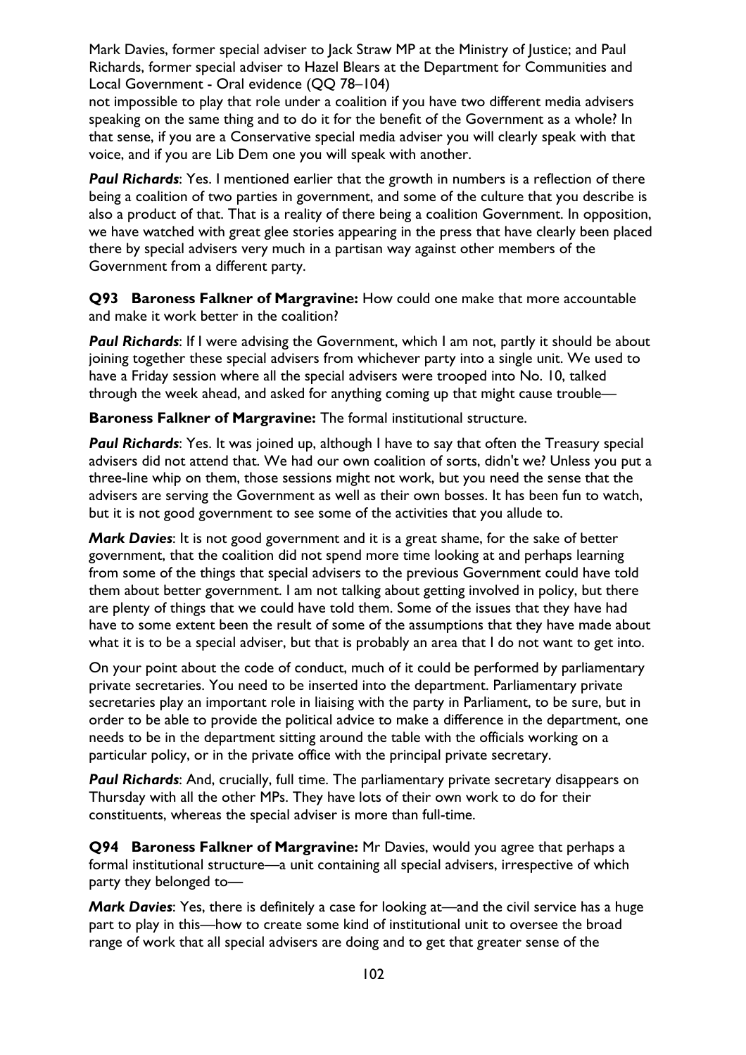not impossible to play that role under a coalition if you have two different media advisers speaking on the same thing and to do it for the benefit of the Government as a whole? In that sense, if you are a Conservative special media adviser you will clearly speak with that voice, and if you are Lib Dem one you will speak with another.

***Paul Richards***: Yes. I mentioned earlier that the growth in numbers is a reflection of there being a coalition of two parties in government, and some of the culture that you describe is also a product of that. That is a reality of there being a coalition Government. In opposition, we have watched with great glee stories appearing in the press that have clearly been placed there by special advisers very much in a partisan way against other members of the Government from a different party.

**Q93 Baroness Falkner of Margravine:** How could one make that more accountable and make it work better in the coalition?

***Paul Richards***: If I were advising the Government, which I am not, partly it should be about joining together these special advisers from whichever party into a single unit. We used to have a Friday session where all the special advisers were trooped into No. 10, talked through the week ahead, and asked for anything coming up that might cause trouble—

**Baroness Falkner of Margravine:** The formal institutional structure.

***Paul Richards***: Yes. It was joined up, although I have to say that often the Treasury special advisers did not attend that. We had our own coalition of sorts, didn't we? Unless you put a three-line whip on them, those sessions might not work, but you need the sense that the advisers are serving the Government as well as their own bosses. It has been fun to watch, but it is not good government to see some of the activities that you allude to.

***Mark Davies***: It is not good government and it is a great shame, for the sake of better government, that the coalition did not spend more time looking at and perhaps learning from some of the things that special advisers to the previous Government could have told them about better government. I am not talking about getting involved in policy, but there are plenty of things that we could have told them. Some of the issues that they have had have to some extent been the result of some of the assumptions that they have made about what it is to be a special adviser, but that is probably an area that I do not want to get into.

On your point about the code of conduct, much of it could be performed by parliamentary private secretaries. You need to be inserted into the department. Parliamentary private secretaries play an important role in liaising with the party in Parliament, to be sure, but in order to be able to provide the political advice to make a difference in the department, one needs to be in the department sitting around the table with the officials working on a particular policy, or in the private office with the principal private secretary.

***Paul Richards***: And, crucially, full time. The parliamentary private secretary disappears on Thursday with all the other MPs. They have lots of their own work to do for their constituents, whereas the special adviser is more than full-time.

**Q94 Baroness Falkner of Margravine:** Mr Davies, would you agree that perhaps a formal institutional structure—a unit containing all special advisers, irrespective of which party they belonged to—

***Mark Davies***: Yes, there is definitely a case for looking at—and the civil service has a huge part to play in this—how to create some kind of institutional unit to oversee the broad range of work that all special advisers are doing and to get that greater sense of the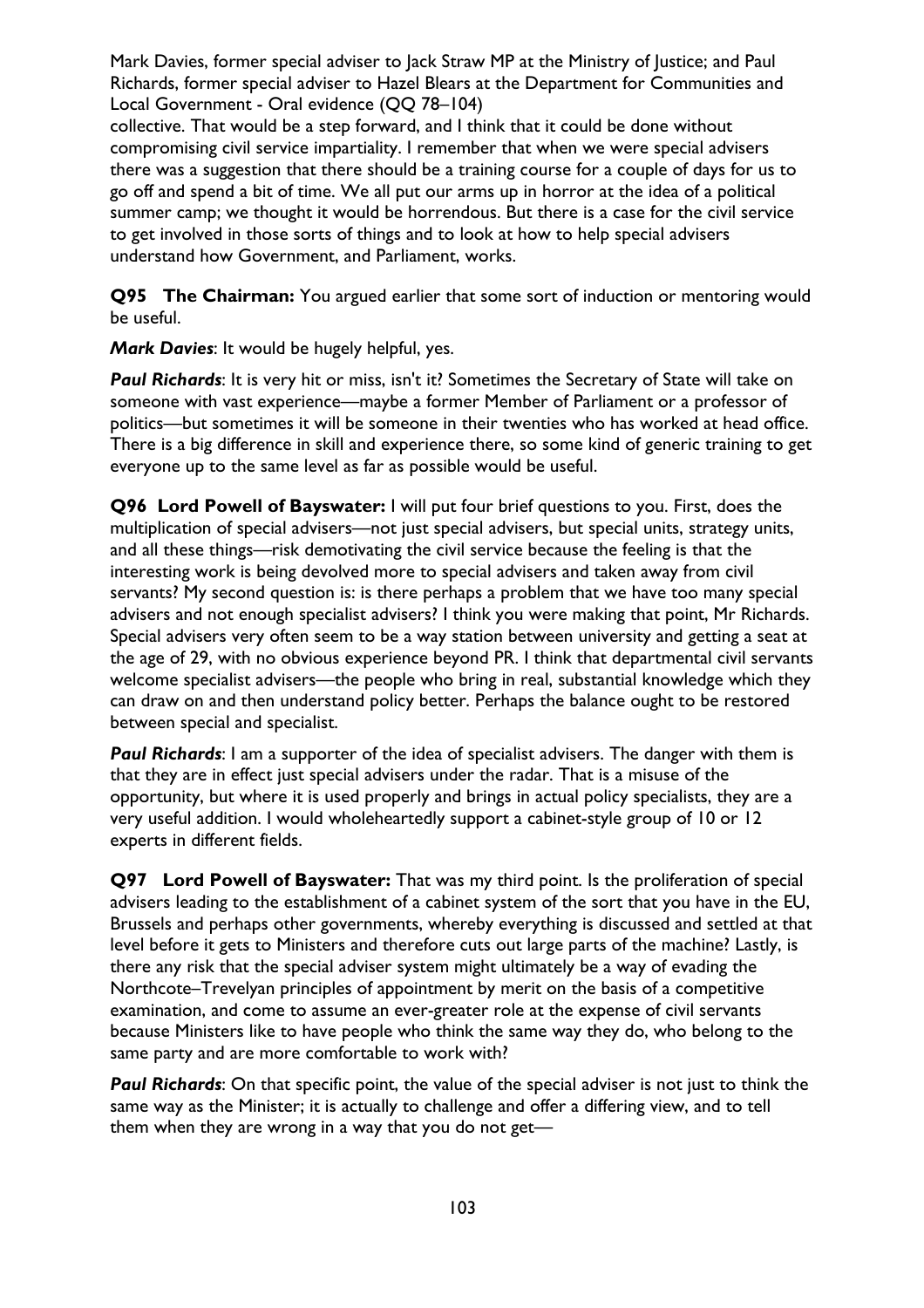Mark Davies, former special adviser to Jack Straw MP at the Ministry of Justice; and Paul Richards, former special adviser to Hazel Blears at the Department for Communities and Local Government - Oral evidence (QQ 78–104)

collective. That would be a step forward, and I think that it could be done without compromising civil service impartiality. I remember that when we were special advisers there was a suggestion that there should be a training course for a couple of days for us to go off and spend a bit of time. We all put our arms up in horror at the idea of a political summer camp; we thought it would be horrendous. But there is a case for the civil service to get involved in those sorts of things and to look at how to help special advisers understand how Government, and Parliament, works.

**Q95 The Chairman:** You argued earlier that some sort of induction or mentoring would be useful.

***Mark Davies***: It would be hugely helpful, yes.

***Paul Richards***: It is very hit or miss, isn't it? Sometimes the Secretary of State will take on someone with vast experience—maybe a former Member of Parliament or a professor of politics—but sometimes it will be someone in their twenties who has worked at head office. There is a big difference in skill and experience there, so some kind of generic training to get everyone up to the same level as far as possible would be useful.

**Q96 Lord Powell of Bayswater:** I will put four brief questions to you. First, does the multiplication of special advisers—not just special advisers, but special units, strategy units, and all these things—risk demotivating the civil service because the feeling is that the interesting work is being devolved more to special advisers and taken away from civil servants? My second question is: is there perhaps a problem that we have too many special advisers and not enough specialist advisers? I think you were making that point, Mr Richards. Special advisers very often seem to be a way station between university and getting a seat at the age of 29, with no obvious experience beyond PR. I think that departmental civil servants welcome specialist advisers—the people who bring in real, substantial knowledge which they can draw on and then understand policy better. Perhaps the balance ought to be restored between special and specialist.

***Paul Richards***: I am a supporter of the idea of specialist advisers. The danger with them is that they are in effect just special advisers under the radar. That is a misuse of the opportunity, but where it is used properly and brings in actual policy specialists, they are a very useful addition. I would wholeheartedly support a cabinet-style group of 10 or 12 experts in different fields.

**Q97 Lord Powell of Bayswater:** That was my third point. Is the proliferation of special advisers leading to the establishment of a cabinet system of the sort that you have in the EU, Brussels and perhaps other governments, whereby everything is discussed and settled at that level before it gets to Ministers and therefore cuts out large parts of the machine? Lastly, is there any risk that the special adviser system might ultimately be a way of evading the Northcote–Trevelyan principles of appointment by merit on the basis of a competitive examination, and come to assume an ever-greater role at the expense of civil servants because Ministers like to have people who think the same way they do, who belong to the same party and are more comfortable to work with?

***Paul Richards***: On that specific point, the value of the special adviser is not just to think the same way as the Minister; it is actually to challenge and offer a differing view, and to tell them when they are wrong in a way that you do not get—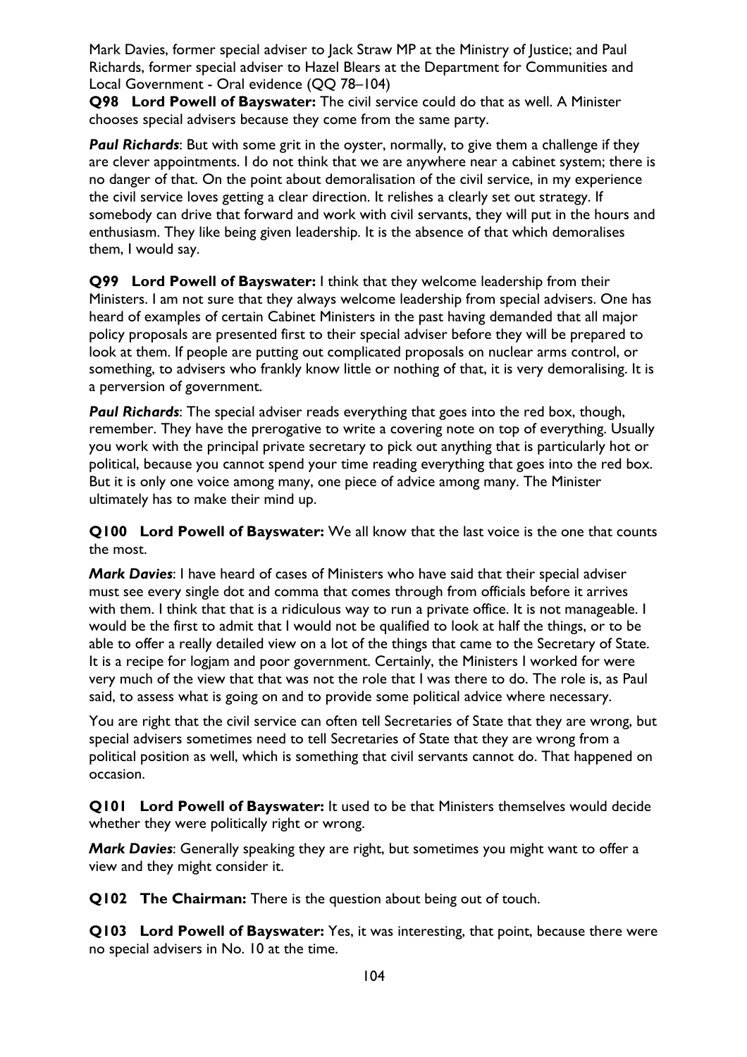Mark Davies, former special adviser to Jack Straw MP at the Ministry of Justice; and Paul Richards, former special adviser to Hazel Blears at the Department for Communities and Local Government - Oral evidence (QQ 78–104)

**Q98 Lord Powell of Bayswater:** The civil service could do that as well. A Minister chooses special advisers because they come from the same party.

***Paul Richards***: But with some grit in the oyster, normally, to give them a challenge if they are clever appointments. I do not think that we are anywhere near a cabinet system; there is no danger of that. On the point about demoralisation of the civil service, in my experience the civil service loves getting a clear direction. It relishes a clearly set out strategy. If somebody can drive that forward and work with civil servants, they will put in the hours and enthusiasm. They like being given leadership. It is the absence of that which demoralises them, I would say.

**Q99 Lord Powell of Bayswater:** I think that they welcome leadership from their Ministers. I am not sure that they always welcome leadership from special advisers. One has heard of examples of certain Cabinet Ministers in the past having demanded that all major policy proposals are presented first to their special adviser before they will be prepared to look at them. If people are putting out complicated proposals on nuclear arms control, or something, to advisers who frankly know little or nothing of that, it is very demoralising. It is a perversion of government.

***Paul Richards***: The special adviser reads everything that goes into the red box, though, remember. They have the prerogative to write a covering note on top of everything. Usually you work with the principal private secretary to pick out anything that is particularly hot or political, because you cannot spend your time reading everything that goes into the red box. But it is only one voice among many, one piece of advice among many. The Minister ultimately has to make their mind up.

**Q100 Lord Powell of Bayswater:** We all know that the last voice is the one that counts the most.

***Mark Davies***: I have heard of cases of Ministers who have said that their special adviser must see every single dot and comma that comes through from officials before it arrives with them. I think that that is a ridiculous way to run a private office. It is not manageable. I would be the first to admit that I would not be qualified to look at half the things, or to be able to offer a really detailed view on a lot of the things that came to the Secretary of State. It is a recipe for logjam and poor government. Certainly, the Ministers I worked for were very much of the view that that was not the role that I was there to do. The role is, as Paul said, to assess what is going on and to provide some political advice where necessary.

You are right that the civil service can often tell Secretaries of State that they are wrong, but special advisers sometimes need to tell Secretaries of State that they are wrong from a political position as well, which is something that civil servants cannot do. That happened on occasion.

**Q101 Lord Powell of Bayswater:** It used to be that Ministers themselves would decide whether they were politically right or wrong.

***Mark Davies***: Generally speaking they are right, but sometimes you might want to offer a view and they might consider it.

**Q102 The Chairman:** There is the question about being out of touch.

**Q103 Lord Powell of Bayswater:** Yes, it was interesting, that point, because there were no special advisers in No. 10 at the time.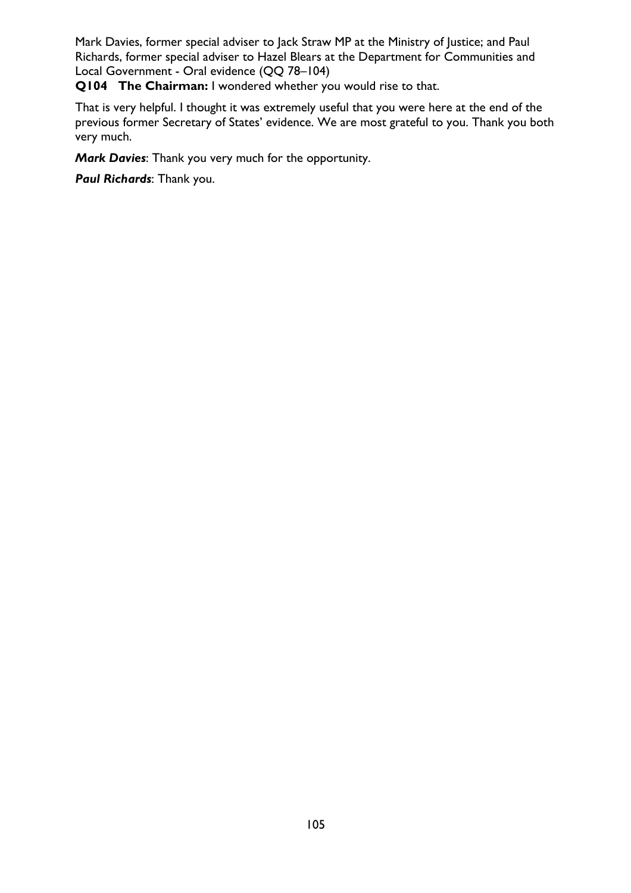Mark Davies, former special adviser to Jack Straw MP at the Ministry of Justice; and Paul Richards, former special adviser to Hazel Blears at the Department for Communities and Local Government - Oral evidence (QQ 78–104)

**Q104 The Chairman:** I wondered whether you would rise to that.

That is very helpful. I thought it was extremely useful that you were here at the end of the previous former Secretary of States' evidence. We are most grateful to you. Thank you both very much.

***Mark Davies***: Thank you very much for the opportunity.

***Paul Richards***: Thank you.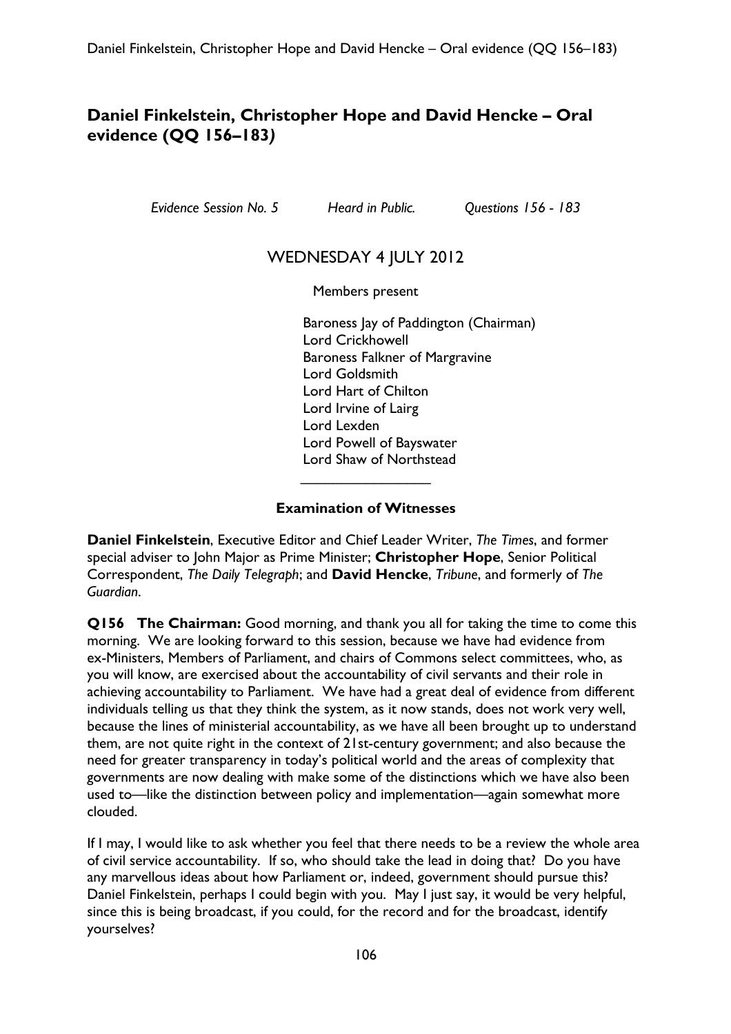## Daniel Finkelstein, Christopher Hope and David Hencke – Oral evidence (QQ 156–183)

*Evidence Session No. 5* *Heard in Public.* *Questions 156 - 183*

WEDNESDAY 4 JULY 2012

Members present

Baroness Jay of Paddington (Chairman)
Lord Crickhowell
Baroness Falkner of Margravine
Lord Goldsmith
Lord Hart of Chilton
Lord Irvine of Lairg
Lord Lexden
Lord Powell of Bayswater
Lord Shaw of Northstead

---

**Examination of Witnesses**

**Daniel Finkelstein**, Executive Editor and Chief Leader Writer, *The Times*, and former special adviser to John Major as Prime Minister; **Christopher Hope**, Senior Political Correspondent, *The Daily Telegraph*; and **David Hencke**, *Tribune*, and formerly of *The Guardian*.

**Q156 The Chairman:** Good morning, and thank you all for taking the time to come this morning. We are looking forward to this session, because we have had evidence from ex-Ministers, Members of Parliament, and chairs of Commons select committees, who, as you will know, are exercised about the accountability of civil servants and their role in achieving accountability to Parliament. We have had a great deal of evidence from different individuals telling us that they think the system, as it now stands, does not work very well, because the lines of ministerial accountability, as we have all been brought up to understand them, are not quite right in the context of 21st-century government; and also because the need for greater transparency in today's political world and the areas of complexity that governments are now dealing with make some of the distinctions which we have also been used to—like the distinction between policy and implementation—again somewhat more clouded.

If I may, I would like to ask whether you feel that there needs to be a review the whole area of civil service accountability. If so, who should take the lead in doing that? Do you have any marvellous ideas about how Parliament or, indeed, government should pursue this? Daniel Finkelstein, perhaps I could begin with you. May I just say, it would be very helpful, since this is being broadcast, if you could, for the record and for the broadcast, identify yourselves?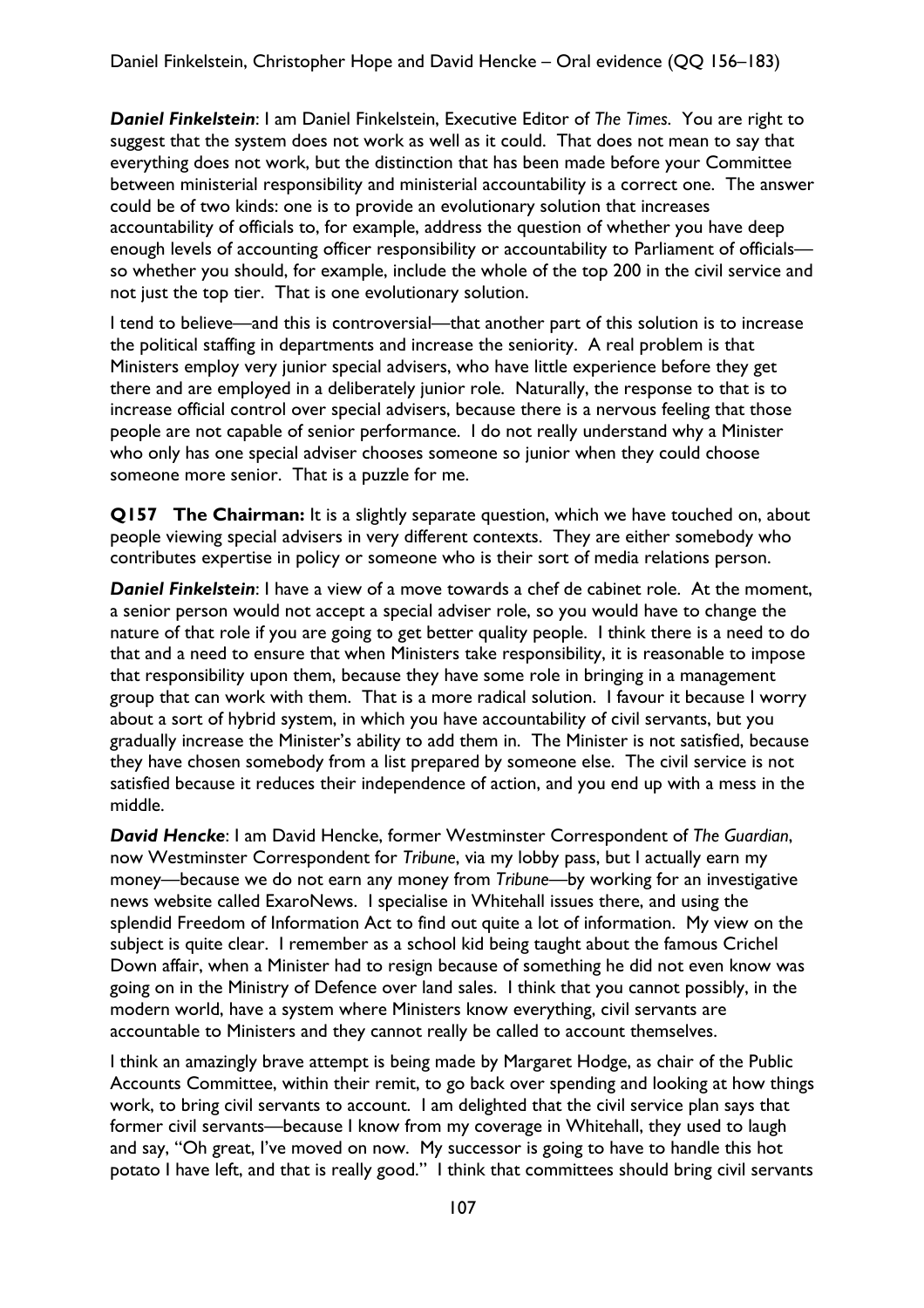***Daniel Finkelstein***: I am Daniel Finkelstein, Executive Editor of *The Times*. You are right to suggest that the system does not work as well as it could. That does not mean to say that everything does not work, but the distinction that has been made before your Committee between ministerial responsibility and ministerial accountability is a correct one. The answer could be of two kinds: one is to provide an evolutionary solution that increases accountability of officials to, for example, address the question of whether you have deep enough levels of accounting officer responsibility or accountability to Parliament of officials—so whether you should, for example, include the whole of the top 200 in the civil service and not just the top tier. That is one evolutionary solution.

I tend to believe—and this is controversial—that another part of this solution is to increase the political staffing in departments and increase the seniority. A real problem is that Ministers employ very junior special advisers, who have little experience before they get there and are employed in a deliberately junior role. Naturally, the response to that is to increase official control over special advisers, because there is a nervous feeling that those people are not capable of senior performance. I do not really understand why a Minister who only has one special adviser chooses someone so junior when they could choose someone more senior. That is a puzzle for me.

**Q157 The Chairman:** It is a slightly separate question, which we have touched on, about people viewing special advisers in very different contexts. They are either somebody who contributes expertise in policy or someone who is their sort of media relations person.

***Daniel Finkelstein***: I have a view of a move towards a chef de cabinet role. At the moment, a senior person would not accept a special adviser role, so you would have to change the nature of that role if you are going to get better quality people. I think there is a need to do that and a need to ensure that when Ministers take responsibility, it is reasonable to impose that responsibility upon them, because they have some role in bringing in a management group that can work with them. That is a more radical solution. I favour it because I worry about a sort of hybrid system, in which you have accountability of civil servants, but you gradually increase the Minister's ability to add them in. The Minister is not satisfied, because they have chosen somebody from a list prepared by someone else. The civil service is not satisfied because it reduces their independence of action, and you end up with a mess in the middle.

***David Hencke***: I am David Hencke, former Westminster Correspondent of *The Guardian*, now Westminster Correspondent for *Tribune*, via my lobby pass, but I actually earn my money—because we do not earn any money from *Tribune*—by working for an investigative news website called ExaroNews. I specialise in Whitehall issues there, and using the splendid Freedom of Information Act to find out quite a lot of information. My view on the subject is quite clear. I remember as a school kid being taught about the famous Crichel Down affair, when a Minister had to resign because of something he did not even know was going on in the Ministry of Defence over land sales. I think that you cannot possibly, in the modern world, have a system where Ministers know everything, civil servants are accountable to Ministers and they cannot really be called to account themselves.

I think an amazingly brave attempt is being made by Margaret Hodge, as chair of the Public Accounts Committee, within their remit, to go back over spending and looking at how things work, to bring civil servants to account. I am delighted that the civil service plan says that former civil servants—because I know from my coverage in Whitehall, they used to laugh and say, "Oh great, I've moved on now. My successor is going to have to handle this hot potato I have left, and that is really good." I think that committees should bring civil servants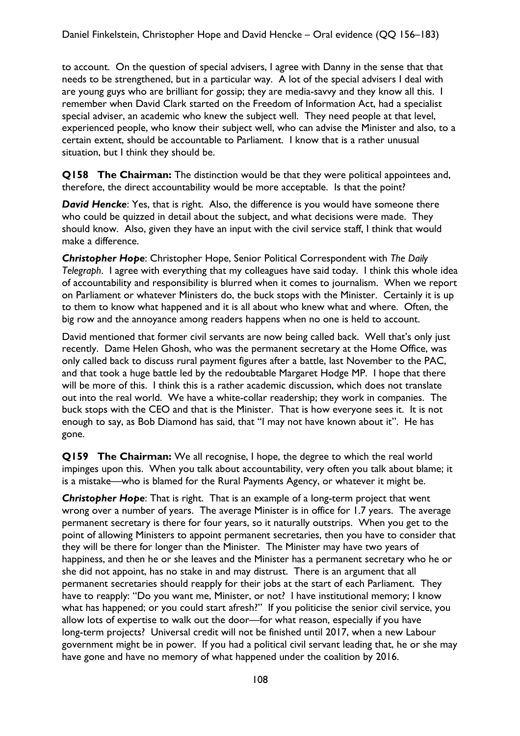to account. On the question of special advisers, I agree with Danny in the sense that that needs to be strengthened, but in a particular way. A lot of the special advisers I deal with are young guys who are brilliant for gossip; they are media-savvy and they know all this. I remember when David Clark started on the Freedom of Information Act, had a specialist special adviser, an academic who knew the subject well. They need people at that level, experienced people, who know their subject well, who can advise the Minister and also, to a certain extent, should be accountable to Parliament. I know that is a rather unusual situation, but I think they should be.

**Q158 The Chairman:** The distinction would be that they were political appointees and, therefore, the direct accountability would be more acceptable. Is that the point?

***David Hencke***: Yes, that is right. Also, the difference is you would have someone there who could be quizzed in detail about the subject, and what decisions were made. They should know. Also, given they have an input with the civil service staff, I think that would make a difference.

***Christopher Hope***: Christopher Hope, Senior Political Correspondent with *The Daily Telegraph*. I agree with everything that my colleagues have said today. I think this whole idea of accountability and responsibility is blurred when it comes to journalism. When we report on Parliament or whatever Ministers do, the buck stops with the Minister. Certainly it is up to them to know what happened and it is all about who knew what and where. Often, the big row and the annoyance among readers happens when no one is held to account.

David mentioned that former civil servants are now being called back. Well that's only just recently. Dame Helen Ghosh, who was the permanent secretary at the Home Office, was only called back to discuss rural payment figures after a battle, last November to the PAC, and that took a huge battle led by the redoubtable Margaret Hodge MP. I hope that there will be more of this. I think this is a rather academic discussion, which does not translate out into the real world. We have a white-collar readership; they work in companies. The buck stops with the CEO and that is the Minister. That is how everyone sees it. It is not enough to say, as Bob Diamond has said, that "I may not have known about it". He has gone.

**Q159 The Chairman:** We all recognise, I hope, the degree to which the real world impinges upon this. When you talk about accountability, very often you talk about blame; it is a mistake—who is blamed for the Rural Payments Agency, or whatever it might be.

***Christopher Hope***: That is right. That is an example of a long-term project that went wrong over a number of years. The average Minister is in office for 1.7 years. The average permanent secretary is there for four years, so it naturally outstrips. When you get to the point of allowing Ministers to appoint permanent secretaries, then you have to consider that they will be there for longer than the Minister. The Minister may have two years of happiness, and then he or she leaves and the Minister has a permanent secretary who he or she did not appoint, has no stake in and may distrust. There is an argument that all permanent secretaries should reapply for their jobs at the start of each Parliament. They have to reapply: "Do you want me, Minister, or not? I have institutional memory; I know what has happened; or you could start afresh?" If you politicise the senior civil service, you allow lots of expertise to walk out the door—for what reason, especially if you have long-term projects? Universal credit will not be finished until 2017, when a new Labour government might be in power. If you had a political civil servant leading that, he or she may have gone and have no memory of what happened under the coalition by 2016.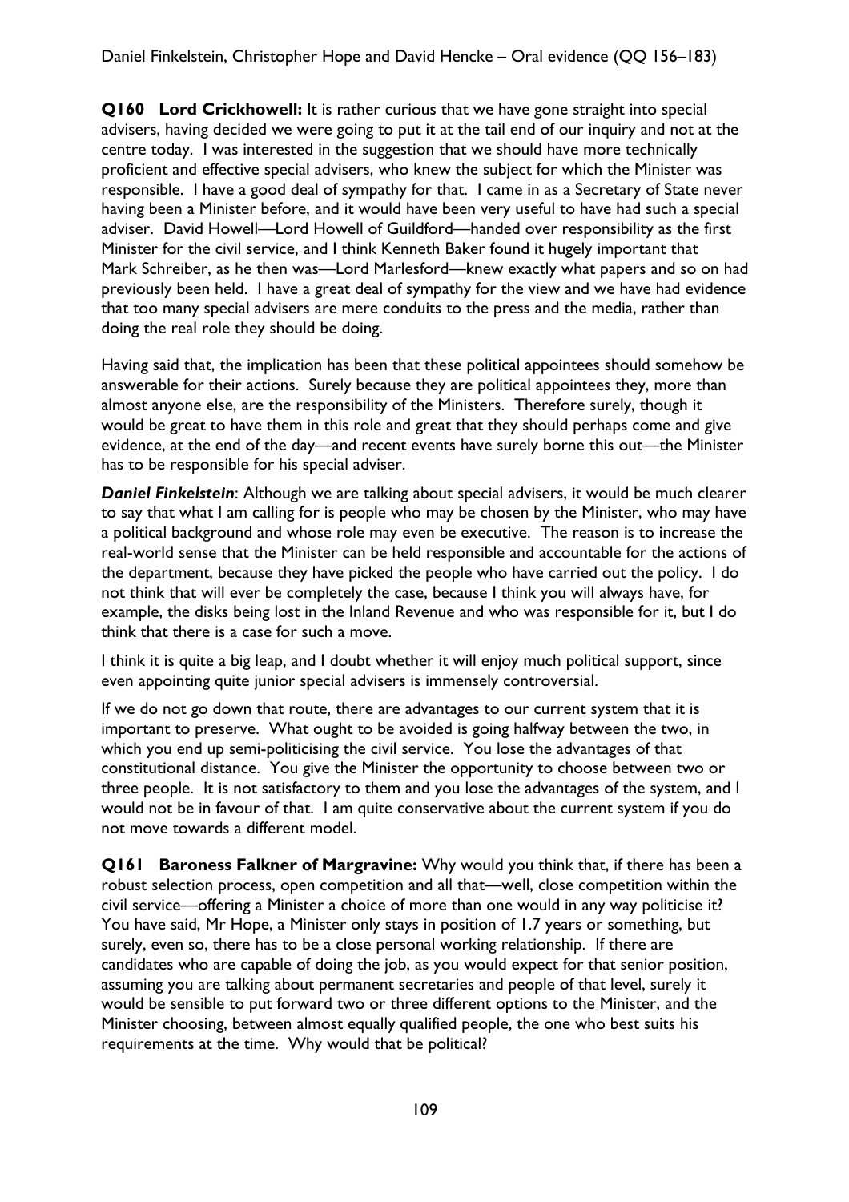**Q160 Lord Crickhowell:** It is rather curious that we have gone straight into special advisers, having decided we were going to put it at the tail end of our inquiry and not at the centre today. I was interested in the suggestion that we should have more technically proficient and effective special advisers, who knew the subject for which the Minister was responsible. I have a good deal of sympathy for that. I came in as a Secretary of State never having been a Minister before, and it would have been very useful to have had such a special adviser. David Howell—Lord Howell of Guildford—handed over responsibility as the first Minister for the civil service, and I think Kenneth Baker found it hugely important that Mark Schreiber, as he then was—Lord Marlesford—knew exactly what papers and so on had previously been held. I have a great deal of sympathy for the view and we have had evidence that too many special advisers are mere conduits to the press and the media, rather than doing the real role they should be doing.

Having said that, the implication has been that these political appointees should somehow be answerable for their actions. Surely because they are political appointees they, more than almost anyone else, are the responsibility of the Ministers. Therefore surely, though it would be great to have them in this role and great that they should perhaps come and give evidence, at the end of the day—and recent events have surely borne this out—the Minister has to be responsible for his special adviser.

***Daniel Finkelstein***: Although we are talking about special advisers, it would be much clearer to say that what I am calling for is people who may be chosen by the Minister, who may have a political background and whose role may even be executive. The reason is to increase the real-world sense that the Minister can be held responsible and accountable for the actions of the department, because they have picked the people who have carried out the policy. I do not think that will ever be completely the case, because I think you will always have, for example, the disks being lost in the Inland Revenue and who was responsible for it, but I do think that there is a case for such a move.

I think it is quite a big leap, and I doubt whether it will enjoy much political support, since even appointing quite junior special advisers is immensely controversial.

If we do not go down that route, there are advantages to our current system that it is important to preserve. What ought to be avoided is going halfway between the two, in which you end up semi-politicising the civil service. You lose the advantages of that constitutional distance. You give the Minister the opportunity to choose between two or three people. It is not satisfactory to them and you lose the advantages of the system, and I would not be in favour of that. I am quite conservative about the current system if you do not move towards a different model.

**Q161 Baroness Falkner of Margravine:** Why would you think that, if there has been a robust selection process, open competition and all that—well, close competition within the civil service—offering a Minister a choice of more than one would in any way politicise it? You have said, Mr Hope, a Minister only stays in position of 1.7 years or something, but surely, even so, there has to be a close personal working relationship. If there are candidates who are capable of doing the job, as you would expect for that senior position, assuming you are talking about permanent secretaries and people of that level, surely it would be sensible to put forward two or three different options to the Minister, and the Minister choosing, between almost equally qualified people, the one who best suits his requirements at the time. Why would that be political?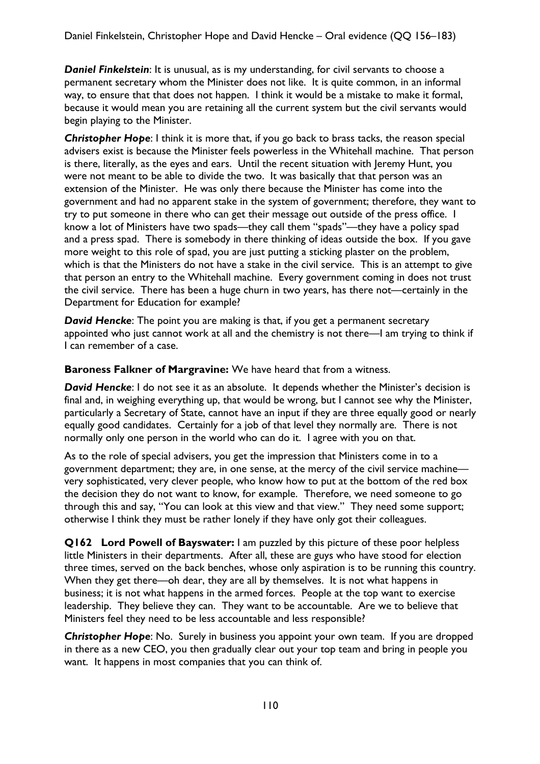***Daniel Finkelstein***: It is unusual, as is my understanding, for civil servants to choose a permanent secretary whom the Minister does not like. It is quite common, in an informal way, to ensure that that does not happen. I think it would be a mistake to make it formal, because it would mean you are retaining all the current system but the civil servants would begin playing to the Minister.

***Christopher Hope***: I think it is more that, if you go back to brass tacks, the reason special advisers exist is because the Minister feels powerless in the Whitehall machine. That person is there, literally, as the eyes and ears. Until the recent situation with Jeremy Hunt, you were not meant to be able to divide the two. It was basically that that person was an extension of the Minister. He was only there because the Minister has come into the government and had no apparent stake in the system of government; therefore, they want to try to put someone in there who can get their message out outside of the press office. I know a lot of Ministers have two spads—they call them "spads"—they have a policy spad and a press spad. There is somebody in there thinking of ideas outside the box. If you gave more weight to this role of spad, you are just putting a sticking plaster on the problem, which is that the Ministers do not have a stake in the civil service. This is an attempt to give that person an entry to the Whitehall machine. Every government coming in does not trust the civil service. There has been a huge churn in two years, has there not—certainly in the Department for Education for example?

***David Hencke***: The point you are making is that, if you get a permanent secretary appointed who just cannot work at all and the chemistry is not there—I am trying to think if I can remember of a case.

**Baroness Falkner of Margravine:** We have heard that from a witness.

***David Hencke***: I do not see it as an absolute. It depends whether the Minister's decision is final and, in weighing everything up, that would be wrong, but I cannot see why the Minister, particularly a Secretary of State, cannot have an input if they are three equally good or nearly equally good candidates. Certainly for a job of that level they normally are. There is not normally only one person in the world who can do it. I agree with you on that.

As to the role of special advisers, you get the impression that Ministers come in to a government department; they are, in one sense, at the mercy of the civil service machine—very sophisticated, very clever people, who know how to put at the bottom of the red box the decision they do not want to know, for example. Therefore, we need someone to go through this and say, "You can look at this view and that view." They need some support; otherwise I think they must be rather lonely if they have only got their colleagues.

**Q162 Lord Powell of Bayswater:** I am puzzled by this picture of these poor helpless little Ministers in their departments. After all, these are guys who have stood for election three times, served on the back benches, whose only aspiration is to be running this country. When they get there—oh dear, they are all by themselves. It is not what happens in business; it is not what happens in the armed forces. People at the top want to exercise leadership. They believe they can. They want to be accountable. Are we to believe that Ministers feel they need to be less accountable and less responsible?

***Christopher Hope***: No. Surely in business you appoint your own team. If you are dropped in there as a new CEO, you then gradually clear out your top team and bring in people you want. It happens in most companies that you can think of.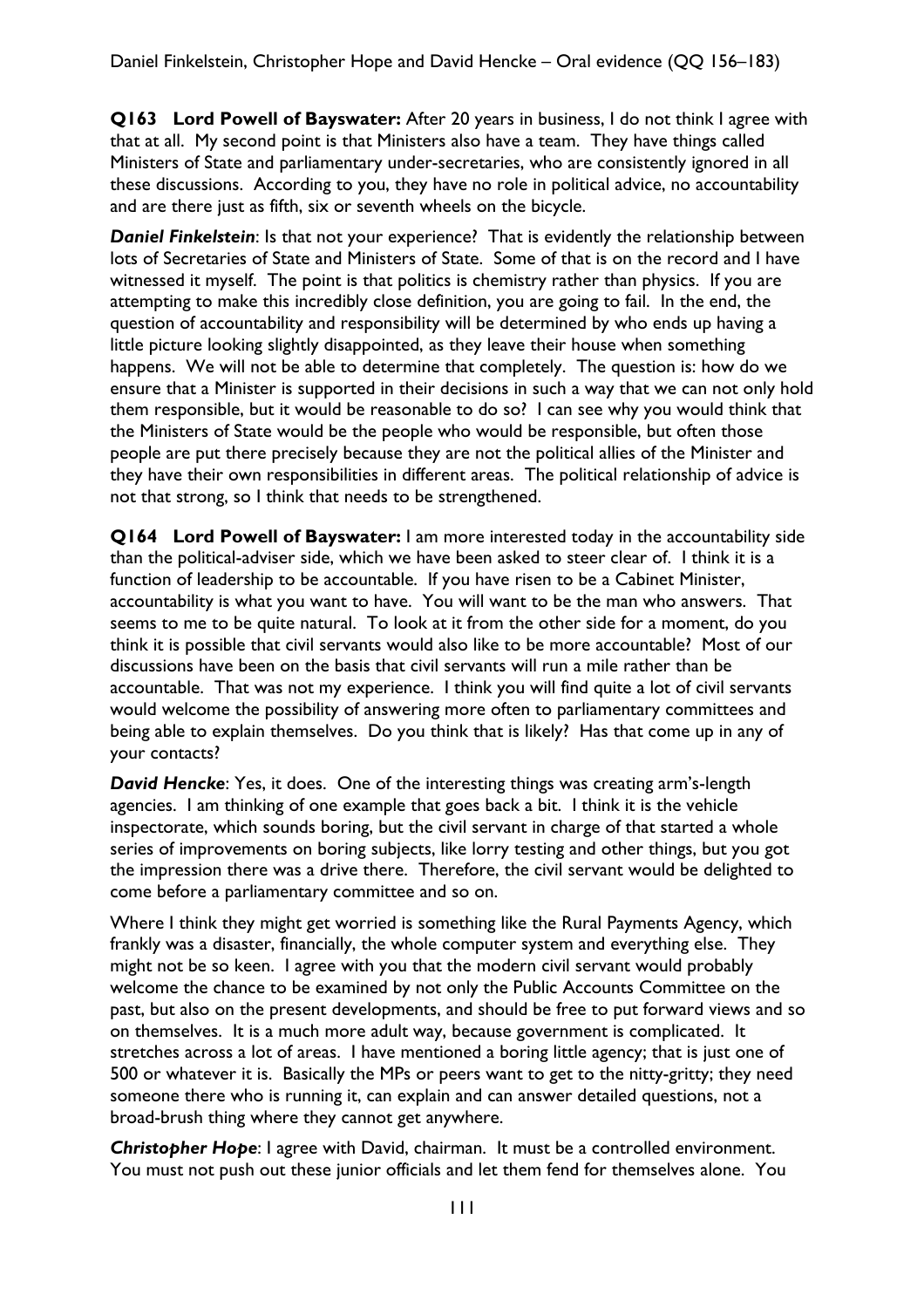**Q163 Lord Powell of Bayswater:** After 20 years in business, I do not think I agree with that at all. My second point is that Ministers also have a team. They have things called Ministers of State and parliamentary under-secretaries, who are consistently ignored in all these discussions. According to you, they have no role in political advice, no accountability and are there just as fifth, six or seventh wheels on the bicycle.

***Daniel Finkelstein***: Is that not your experience? That is evidently the relationship between lots of Secretaries of State and Ministers of State. Some of that is on the record and I have witnessed it myself. The point is that politics is chemistry rather than physics. If you are attempting to make this incredibly close definition, you are going to fail. In the end, the question of accountability and responsibility will be determined by who ends up having a little picture looking slightly disappointed, as they leave their house when something happens. We will not be able to determine that completely. The question is: how do we ensure that a Minister is supported in their decisions in such a way that we can not only hold them responsible, but it would be reasonable to do so? I can see why you would think that the Ministers of State would be the people who would be responsible, but often those people are put there precisely because they are not the political allies of the Minister and they have their own responsibilities in different areas. The political relationship of advice is not that strong, so I think that needs to be strengthened.

**Q164 Lord Powell of Bayswater:** I am more interested today in the accountability side than the political-adviser side, which we have been asked to steer clear of. I think it is a function of leadership to be accountable. If you have risen to be a Cabinet Minister, accountability is what you want to have. You will want to be the man who answers. That seems to me to be quite natural. To look at it from the other side for a moment, do you think it is possible that civil servants would also like to be more accountable? Most of our discussions have been on the basis that civil servants will run a mile rather than be accountable. That was not my experience. I think you will find quite a lot of civil servants would welcome the possibility of answering more often to parliamentary committees and being able to explain themselves. Do you think that is likely? Has that come up in any of your contacts?

***David Hencke***: Yes, it does. One of the interesting things was creating arm's-length agencies. I am thinking of one example that goes back a bit. I think it is the vehicle inspectorate, which sounds boring, but the civil servant in charge of that started a whole series of improvements on boring subjects, like lorry testing and other things, but you got the impression there was a drive there. Therefore, the civil servant would be delighted to come before a parliamentary committee and so on.

Where I think they might get worried is something like the Rural Payments Agency, which frankly was a disaster, financially, the whole computer system and everything else. They might not be so keen. I agree with you that the modern civil servant would probably welcome the chance to be examined by not only the Public Accounts Committee on the past, but also on the present developments, and should be free to put forward views and so on themselves. It is a much more adult way, because government is complicated. It stretches across a lot of areas. I have mentioned a boring little agency; that is just one of 500 or whatever it is. Basically the MPs or peers want to get to the nitty-gritty; they need someone there who is running it, can explain and can answer detailed questions, not a broad-brush thing where they cannot get anywhere.

***Christopher Hope***: I agree with David, chairman. It must be a controlled environment. You must not push out these junior officials and let them fend for themselves alone. You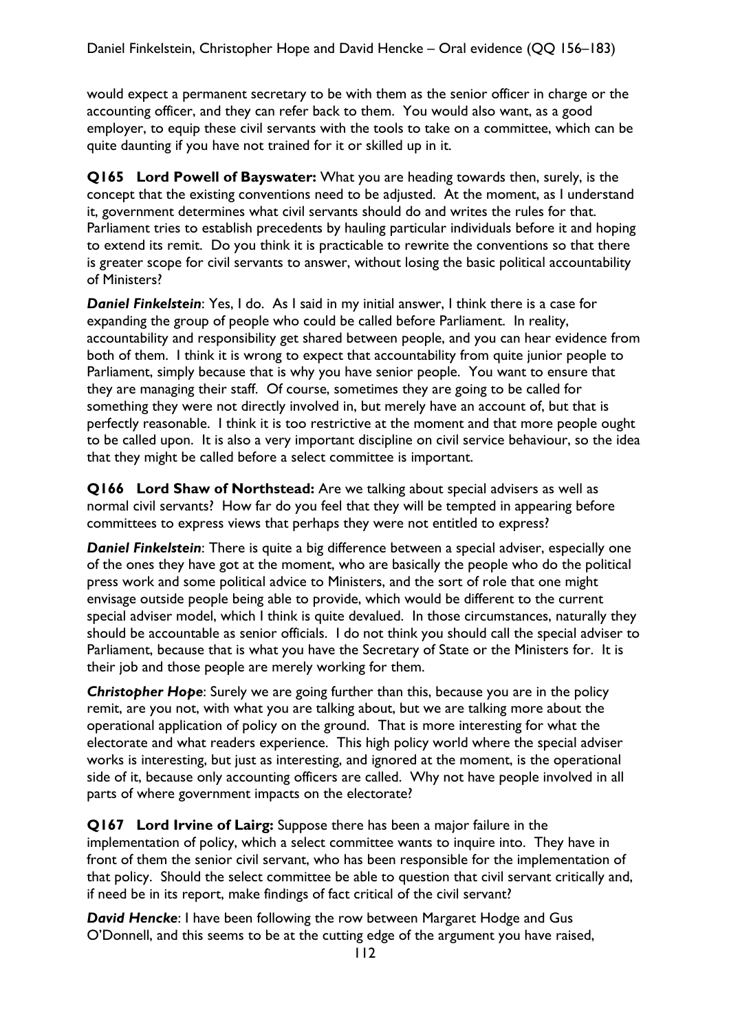would expect a permanent secretary to be with them as the senior officer in charge or the accounting officer, and they can refer back to them. You would also want, as a good employer, to equip these civil servants with the tools to take on a committee, which can be quite daunting if you have not trained for it or skilled up in it.

**Q165 Lord Powell of Bayswater:** What you are heading towards then, surely, is the concept that the existing conventions need to be adjusted. At the moment, as I understand it, government determines what civil servants should do and writes the rules for that. Parliament tries to establish precedents by hauling particular individuals before it and hoping to extend its remit. Do you think it is practicable to rewrite the conventions so that there is greater scope for civil servants to answer, without losing the basic political accountability of Ministers?

***Daniel Finkelstein***: Yes, I do. As I said in my initial answer, I think there is a case for expanding the group of people who could be called before Parliament. In reality, accountability and responsibility get shared between people, and you can hear evidence from both of them. I think it is wrong to expect that accountability from quite junior people to Parliament, simply because that is why you have senior people. You want to ensure that they are managing their staff. Of course, sometimes they are going to be called for something they were not directly involved in, but merely have an account of, but that is perfectly reasonable. I think it is too restrictive at the moment and that more people ought to be called upon. It is also a very important discipline on civil service behaviour, so the idea that they might be called before a select committee is important.

**Q166 Lord Shaw of Northstead:** Are we talking about special advisers as well as normal civil servants? How far do you feel that they will be tempted in appearing before committees to express views that perhaps they were not entitled to express?

***Daniel Finkelstein***: There is quite a big difference between a special adviser, especially one of the ones they have got at the moment, who are basically the people who do the political press work and some political advice to Ministers, and the sort of role that one might envisage outside people being able to provide, which would be different to the current special adviser model, which I think is quite devalued. In those circumstances, naturally they should be accountable as senior officials. I do not think you should call the special adviser to Parliament, because that is what you have the Secretary of State or the Ministers for. It is their job and those people are merely working for them.

***Christopher Hope***: Surely we are going further than this, because you are in the policy remit, are you not, with what you are talking about, but we are talking more about the operational application of policy on the ground. That is more interesting for what the electorate and what readers experience. This high policy world where the special adviser works is interesting, but just as interesting, and ignored at the moment, is the operational side of it, because only accounting officers are called. Why not have people involved in all parts of where government impacts on the electorate?

**Q167 Lord Irvine of Lairg:** Suppose there has been a major failure in the implementation of policy, which a select committee wants to inquire into. They have in front of them the senior civil servant, who has been responsible for the implementation of that policy. Should the select committee be able to question that civil servant critically and, if need be in its report, make findings of fact critical of the civil servant?

***David Hencke***: I have been following the row between Margaret Hodge and Gus O'Donnell, and this seems to be at the cutting edge of the argument you have raised,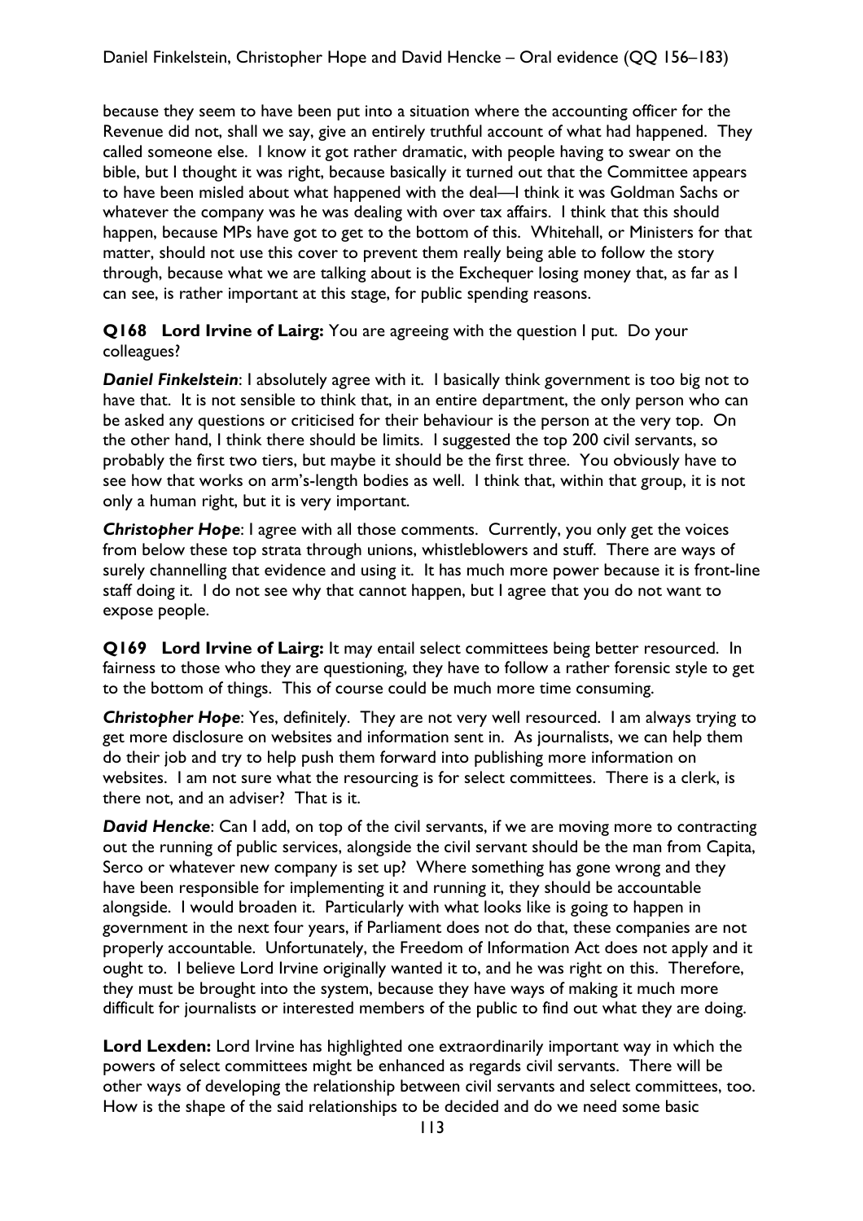because they seem to have been put into a situation where the accounting officer for the Revenue did not, shall we say, give an entirely truthful account of what had happened. They called someone else. I know it got rather dramatic, with people having to swear on the bible, but I thought it was right, because basically it turned out that the Committee appears to have been misled about what happened with the deal—I think it was Goldman Sachs or whatever the company was he was dealing with over tax affairs. I think that this should happen, because MPs have got to get to the bottom of this. Whitehall, or Ministers for that matter, should not use this cover to prevent them really being able to follow the story through, because what we are talking about is the Exchequer losing money that, as far as I can see, is rather important at this stage, for public spending reasons.

**Q168 Lord Irvine of Lairg:** You are agreeing with the question I put. Do your colleagues?

***Daniel Finkelstein***: I absolutely agree with it. I basically think government is too big not to have that. It is not sensible to think that, in an entire department, the only person who can be asked any questions or criticised for their behaviour is the person at the very top. On the other hand, I think there should be limits. I suggested the top 200 civil servants, so probably the first two tiers, but maybe it should be the first three. You obviously have to see how that works on arm's-length bodies as well. I think that, within that group, it is not only a human right, but it is very important.

***Christopher Hope***: I agree with all those comments. Currently, you only get the voices from below these top strata through unions, whistleblowers and stuff. There are ways of surely channelling that evidence and using it. It has much more power because it is front-line staff doing it. I do not see why that cannot happen, but I agree that you do not want to expose people.

**Q169 Lord Irvine of Lairg:** It may entail select committees being better resourced. In fairness to those who they are questioning, they have to follow a rather forensic style to get to the bottom of things. This of course could be much more time consuming.

***Christopher Hope***: Yes, definitely. They are not very well resourced. I am always trying to get more disclosure on websites and information sent in. As journalists, we can help them do their job and try to help push them forward into publishing more information on websites. I am not sure what the resourcing is for select committees. There is a clerk, is there not, and an adviser? That is it.

***David Hencke***: Can I add, on top of the civil servants, if we are moving more to contracting out the running of public services, alongside the civil servant should be the man from Capita, Serco or whatever new company is set up? Where something has gone wrong and they have been responsible for implementing it and running it, they should be accountable alongside. I would broaden it. Particularly with what looks like is going to happen in government in the next four years, if Parliament does not do that, these companies are not properly accountable. Unfortunately, the Freedom of Information Act does not apply and it ought to. I believe Lord Irvine originally wanted it to, and he was right on this. Therefore, they must be brought into the system, because they have ways of making it much more difficult for journalists or interested members of the public to find out what they are doing.

**Lord Lexden:** Lord Irvine has highlighted one extraordinarily important way in which the powers of select committees might be enhanced as regards civil servants. There will be other ways of developing the relationship between civil servants and select committees, too. How is the shape of the said relationships to be decided and do we need some basic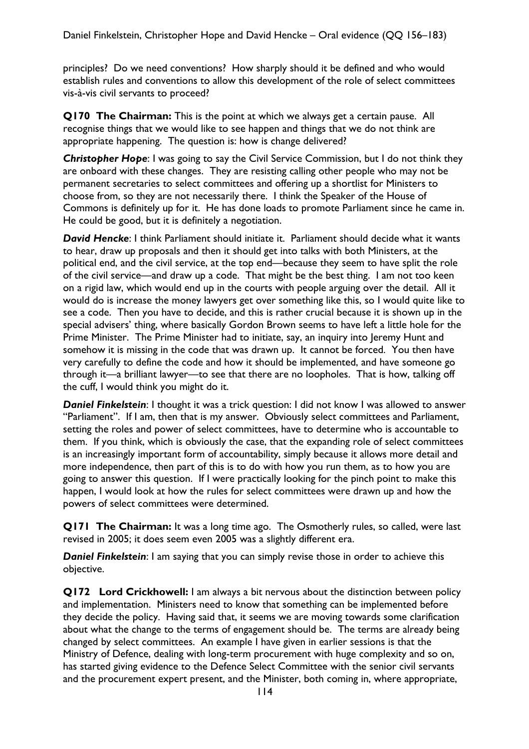principles? Do we need conventions? How sharply should it be defined and who would establish rules and conventions to allow this development of the role of select committees vis-à-vis civil servants to proceed?

**Q170 The Chairman:** This is the point at which we always get a certain pause. All recognise things that we would like to see happen and things that we do not think are appropriate happening. The question is: how is change delivered?

***Christopher Hope***: I was going to say the Civil Service Commission, but I do not think they are onboard with these changes. They are resisting calling other people who may not be permanent secretaries to select committees and offering up a shortlist for Ministers to choose from, so they are not necessarily there. I think the Speaker of the House of Commons is definitely up for it. He has done loads to promote Parliament since he came in. He could be good, but it is definitely a negotiation.

***David Hencke***: I think Parliament should initiate it. Parliament should decide what it wants to hear, draw up proposals and then it should get into talks with both Ministers, at the political end, and the civil service, at the top end—because they seem to have split the role of the civil service—and draw up a code. That might be the best thing. I am not too keen on a rigid law, which would end up in the courts with people arguing over the detail. All it would do is increase the money lawyers get over something like this, so I would quite like to see a code. Then you have to decide, and this is rather crucial because it is shown up in the special advisers' thing, where basically Gordon Brown seems to have left a little hole for the Prime Minister. The Prime Minister had to initiate, say, an inquiry into Jeremy Hunt and somehow it is missing in the code that was drawn up. It cannot be forced. You then have very carefully to define the code and how it should be implemented, and have someone go through it—a brilliant lawyer—to see that there are no loopholes. That is how, talking off the cuff, I would think you might do it.

***Daniel Finkelstein***: I thought it was a trick question: I did not know I was allowed to answer "Parliament". If I am, then that is my answer. Obviously select committees and Parliament, setting the roles and power of select committees, have to determine who is accountable to them. If you think, which is obviously the case, that the expanding role of select committees is an increasingly important form of accountability, simply because it allows more detail and more independence, then part of this is to do with how you run them, as to how you are going to answer this question. If I were practically looking for the pinch point to make this happen, I would look at how the rules for select committees were drawn up and how the powers of select committees were determined.

**Q171 The Chairman:** It was a long time ago. The Osmotherly rules, so called, were last revised in 2005; it does seem even 2005 was a slightly different era.

***Daniel Finkelstein***: I am saying that you can simply revise those in order to achieve this objective.

**Q172 Lord Crickhowell:** I am always a bit nervous about the distinction between policy and implementation. Ministers need to know that something can be implemented before they decide the policy. Having said that, it seems we are moving towards some clarification about what the change to the terms of engagement should be. The terms are already being changed by select committees. An example I have given in earlier sessions is that the Ministry of Defence, dealing with long-term procurement with huge complexity and so on, has started giving evidence to the Defence Select Committee with the senior civil servants and the procurement expert present, and the Minister, both coming in, where appropriate,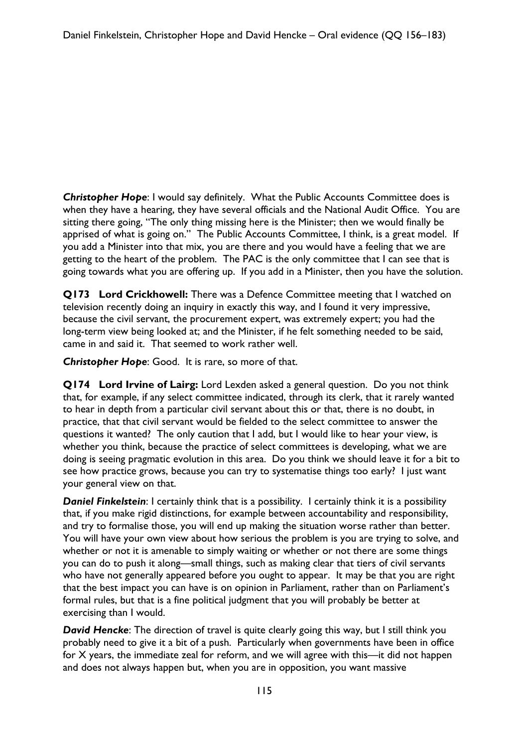***Christopher Hope***: I would say definitely. What the Public Accounts Committee does is when they have a hearing, they have several officials and the National Audit Office. You are sitting there going, "The only thing missing here is the Minister; then we would finally be apprised of what is going on." The Public Accounts Committee, I think, is a great model. If you add a Minister into that mix, you are there and you would have a feeling that we are getting to the heart of the problem. The PAC is the only committee that I can see that is going towards what you are offering up. If you add in a Minister, then you have the solution.

**Q173 Lord Crickhowell:** There was a Defence Committee meeting that I watched on television recently doing an inquiry in exactly this way, and I found it very impressive, because the civil servant, the procurement expert, was extremely expert; you had the long-term view being looked at; and the Minister, if he felt something needed to be said, came in and said it. That seemed to work rather well.

***Christopher Hope***: Good. It is rare, so more of that.

**Q174 Lord Irvine of Lairg:** Lord Lexden asked a general question. Do you not think that, for example, if any select committee indicated, through its clerk, that it rarely wanted to hear in depth from a particular civil servant about this or that, there is no doubt, in practice, that that civil servant would be fielded to the select committee to answer the questions it wanted? The only caution that I add, but I would like to hear your view, is whether you think, because the practice of select committees is developing, what we are doing is seeing pragmatic evolution in this area. Do you think we should leave it for a bit to see how practice grows, because you can try to systematise things too early? I just want your general view on that.

***Daniel Finkelstein***: I certainly think that is a possibility. I certainly think it is a possibility that, if you make rigid distinctions, for example between accountability and responsibility, and try to formalise those, you will end up making the situation worse rather than better. You will have your own view about how serious the problem is you are trying to solve, and whether or not it is amenable to simply waiting or whether or not there are some things you can do to push it along—small things, such as making clear that tiers of civil servants who have not generally appeared before you ought to appear. It may be that you are right that the best impact you can have is on opinion in Parliament, rather than on Parliament's formal rules, but that is a fine political judgment that you will probably be better at exercising than I would.

***David Hencke***: The direction of travel is quite clearly going this way, but I still think you probably need to give it a bit of a push. Particularly when governments have been in office for X years, the immediate zeal for reform, and we will agree with this—it did not happen and does not always happen but, when you are in opposition, you want massive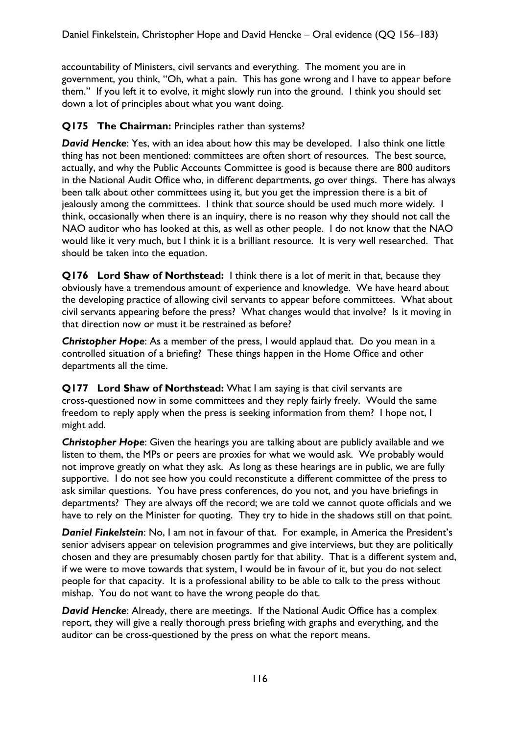accountability of Ministers, civil servants and everything. The moment you are in government, you think, "Oh, what a pain. This has gone wrong and I have to appear before them." If you left it to evolve, it might slowly run into the ground. I think you should set down a lot of principles about what you want doing.

**Q175 The Chairman:** Principles rather than systems?

***David Hencke***: Yes, with an idea about how this may be developed. I also think one little thing has not been mentioned: committees are often short of resources. The best source, actually, and why the Public Accounts Committee is good is because there are 800 auditors in the National Audit Office who, in different departments, go over things. There has always been talk about other committees using it, but you get the impression there is a bit of jealously among the committees. I think that source should be used much more widely. I think, occasionally when there is an inquiry, there is no reason why they should not call the NAO auditor who has looked at this, as well as other people. I do not know that the NAO would like it very much, but I think it is a brilliant resource. It is very well researched. That should be taken into the equation.

**Q176 Lord Shaw of Northstead:** I think there is a lot of merit in that, because they obviously have a tremendous amount of experience and knowledge. We have heard about the developing practice of allowing civil servants to appear before committees. What about civil servants appearing before the press? What changes would that involve? Is it moving in that direction now or must it be restrained as before?

***Christopher Hope***: As a member of the press, I would applaud that. Do you mean in a controlled situation of a briefing? These things happen in the Home Office and other departments all the time.

**Q177 Lord Shaw of Northstead:** What I am saying is that civil servants are cross-questioned now in some committees and they reply fairly freely. Would the same freedom to reply apply when the press is seeking information from them? I hope not, I might add.

***Christopher Hope***: Given the hearings you are talking about are publicly available and we listen to them, the MPs or peers are proxies for what we would ask. We probably would not improve greatly on what they ask. As long as these hearings are in public, we are fully supportive. I do not see how you could reconstitute a different committee of the press to ask similar questions. You have press conferences, do you not, and you have briefings in departments? They are always off the record; we are told we cannot quote officials and we have to rely on the Minister for quoting. They try to hide in the shadows still on that point.

***Daniel Finkelstein***: No, I am not in favour of that. For example, in America the President's senior advisers appear on television programmes and give interviews, but they are politically chosen and they are presumably chosen partly for that ability. That is a different system and, if we were to move towards that system, I would be in favour of it, but you do not select people for that capacity. It is a professional ability to be able to talk to the press without mishap. You do not want to have the wrong people do that.

***David Hencke***: Already, there are meetings. If the National Audit Office has a complex report, they will give a really thorough press briefing with graphs and everything, and the auditor can be cross-questioned by the press on what the report means.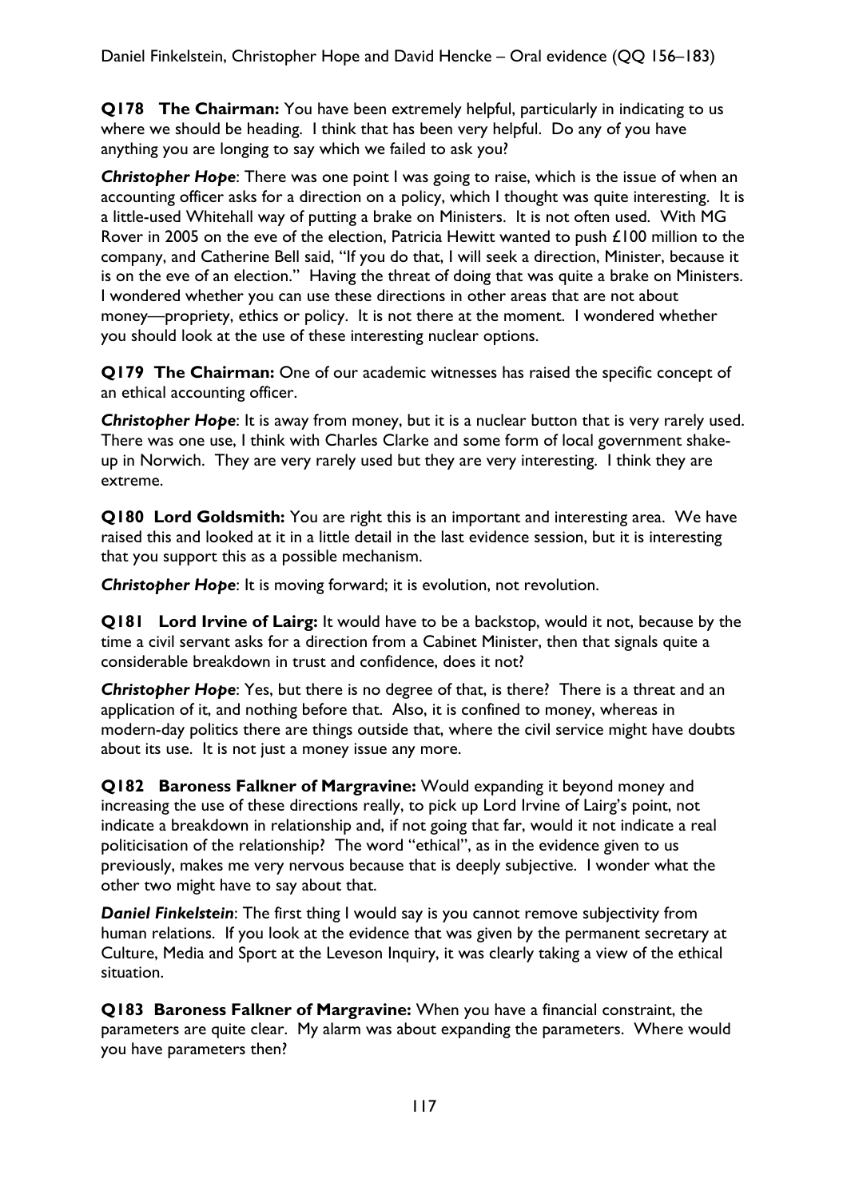**Q178 The Chairman:** You have been extremely helpful, particularly in indicating to us where we should be heading. I think that has been very helpful. Do any of you have anything you are longing to say which we failed to ask you?

***Christopher Hope***: There was one point I was going to raise, which is the issue of when an accounting officer asks for a direction on a policy, which I thought was quite interesting. It is a little-used Whitehall way of putting a brake on Ministers. It is not often used. With MG Rover in 2005 on the eve of the election, Patricia Hewitt wanted to push £100 million to the company, and Catherine Bell said, "If you do that, I will seek a direction, Minister, because it is on the eve of an election." Having the threat of doing that was quite a brake on Ministers. I wondered whether you can use these directions in other areas that are not about money—propriety, ethics or policy. It is not there at the moment. I wondered whether you should look at the use of these interesting nuclear options.

**Q179 The Chairman:** One of our academic witnesses has raised the specific concept of an ethical accounting officer.

***Christopher Hope***: It is away from money, but it is a nuclear button that is very rarely used. There was one use, I think with Charles Clarke and some form of local government shake-up in Norwich. They are very rarely used but they are very interesting. I think they are extreme.

**Q180 Lord Goldsmith:** You are right this is an important and interesting area. We have raised this and looked at it in a little detail in the last evidence session, but it is interesting that you support this as a possible mechanism.

***Christopher Hope***: It is moving forward; it is evolution, not revolution.

**Q181 Lord Irvine of Lairg:** It would have to be a backstop, would it not, because by the time a civil servant asks for a direction from a Cabinet Minister, then that signals quite a considerable breakdown in trust and confidence, does it not?

***Christopher Hope***: Yes, but there is no degree of that, is there? There is a threat and an application of it, and nothing before that. Also, it is confined to money, whereas in modern-day politics there are things outside that, where the civil service might have doubts about its use. It is not just a money issue any more.

**Q182 Baroness Falkner of Margravine:** Would expanding it beyond money and increasing the use of these directions really, to pick up Lord Irvine of Lairg's point, not indicate a breakdown in relationship and, if not going that far, would it not indicate a real politicisation of the relationship? The word "ethical", as in the evidence given to us previously, makes me very nervous because that is deeply subjective. I wonder what the other two might have to say about that.

***Daniel Finkelstein***: The first thing I would say is you cannot remove subjectivity from human relations. If you look at the evidence that was given by the permanent secretary at Culture, Media and Sport at the Leveson Inquiry, it was clearly taking a view of the ethical situation.

**Q183 Baroness Falkner of Margravine:** When you have a financial constraint, the parameters are quite clear. My alarm was about expanding the parameters. Where would you have parameters then?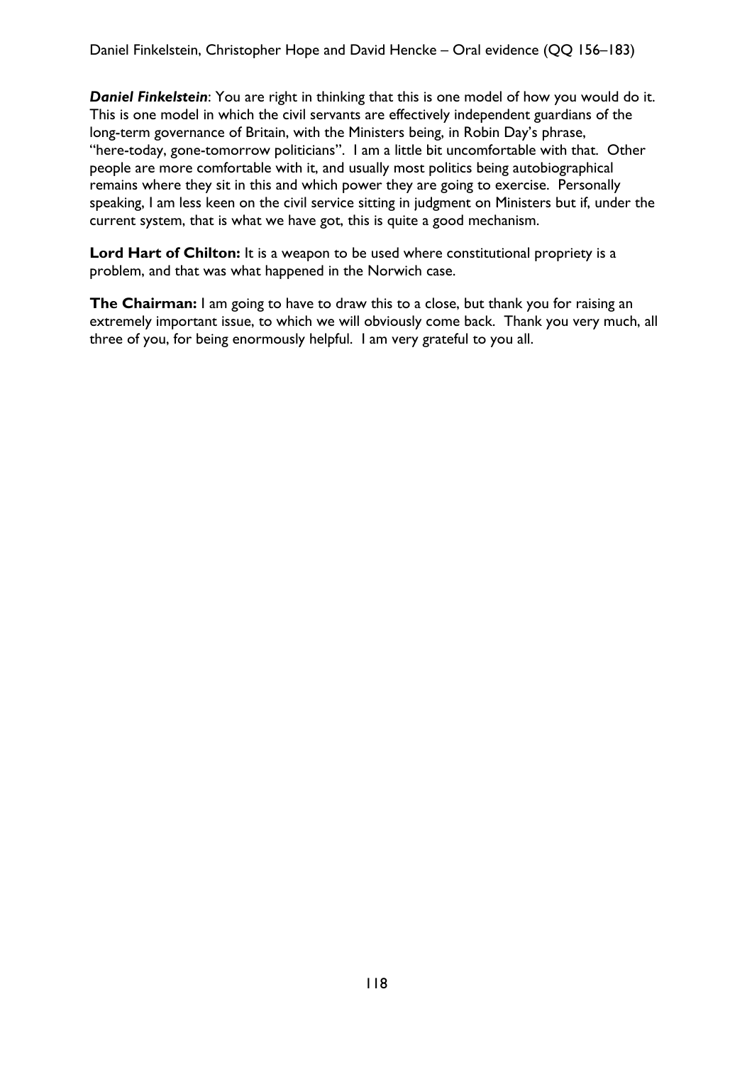***Daniel Finkelstein***: You are right in thinking that this is one model of how you would do it. This is one model in which the civil servants are effectively independent guardians of the long-term governance of Britain, with the Ministers being, in Robin Day's phrase, "here-today, gone-tomorrow politicians". I am a little bit uncomfortable with that. Other people are more comfortable with it, and usually most politics being autobiographical remains where they sit in this and which power they are going to exercise. Personally speaking, I am less keen on the civil service sitting in judgment on Ministers but if, under the current system, that is what we have got, this is quite a good mechanism.

**Lord Hart of Chilton:** It is a weapon to be used where constitutional propriety is a problem, and that was what happened in the Norwich case.

**The Chairman:** I am going to have to draw this to a close, but thank you for raising an extremely important issue, to which we will obviously come back. Thank you very much, all three of you, for being enormously helpful. I am very grateful to you all.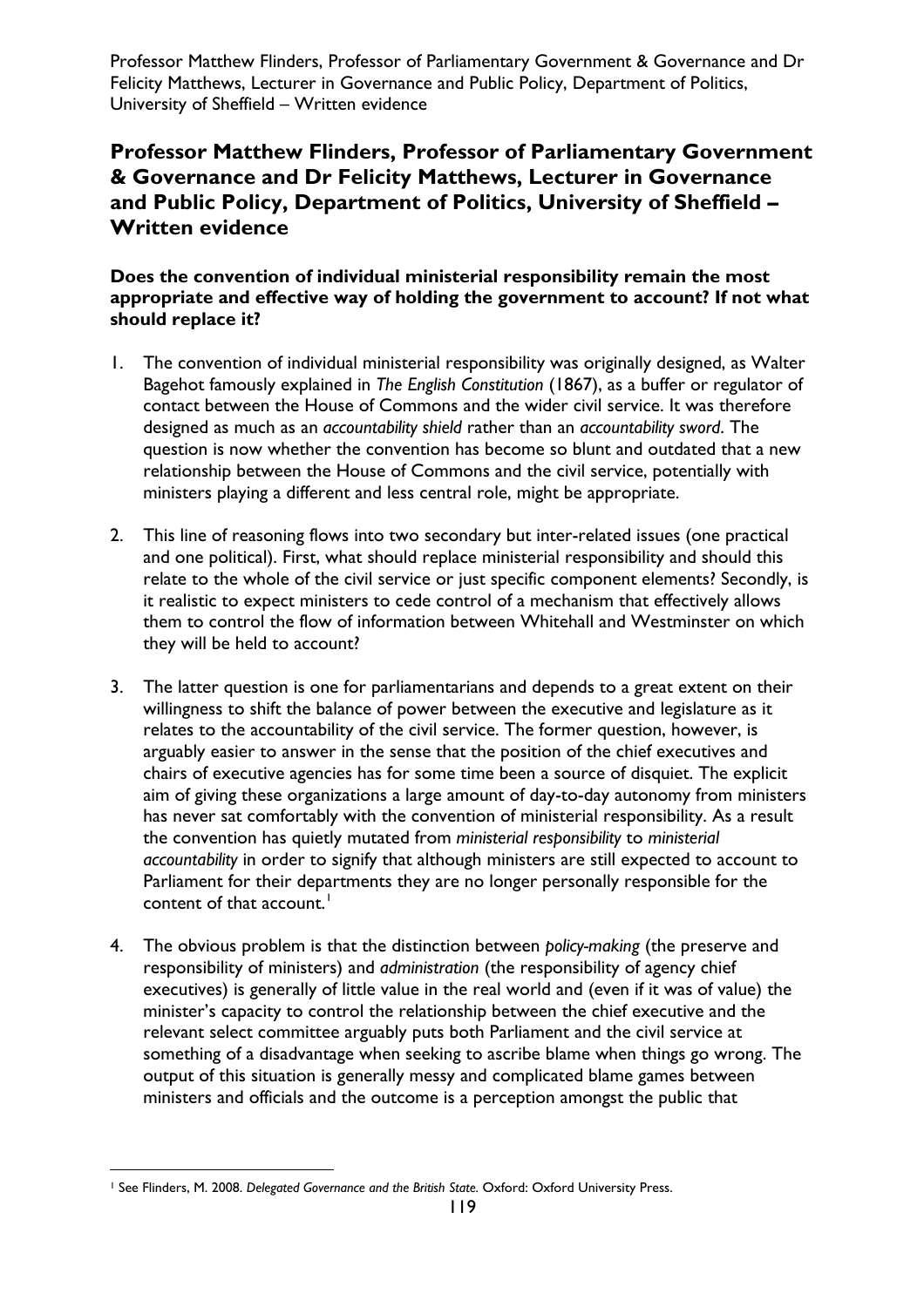## Professor Matthew Flinders, Professor of Parliamentary Government & Governance and Dr Felicity Matthews, Lecturer in Governance and Public Policy, Department of Politics, University of Sheffield – Written evidence

### Does the convention of individual ministerial responsibility remain the most appropriate and effective way of holding the government to account? If not what should replace it?

1. The convention of individual ministerial responsibility was originally designed, as Walter Bagehot famously explained in *The English Constitution* (1867), as a buffer or regulator of contact between the House of Commons and the wider civil service. It was therefore designed as much as an *accountability shield* rather than an *accountability sword*. The question is now whether the convention has become so blunt and outdated that a new relationship between the House of Commons and the civil service, potentially with ministers playing a different and less central role, might be appropriate.

2. This line of reasoning flows into two secondary but inter-related issues (one practical and one political). First, what should replace ministerial responsibility and should this relate to the whole of the civil service or just specific component elements? Secondly, is it realistic to expect ministers to cede control of a mechanism that effectively allows them to control the flow of information between Whitehall and Westminster on which they will be held to account?

3. The latter question is one for parliamentarians and depends to a great extent on their willingness to shift the balance of power between the executive and legislature as it relates to the accountability of the civil service. The former question, however, is arguably easier to answer in the sense that the position of the chief executives and chairs of executive agencies has for some time been a source of disquiet. The explicit aim of giving these organizations a large amount of day-to-day autonomy from ministers has never sat comfortably with the convention of ministerial responsibility. As a result the convention has quietly mutated from *ministerial responsibility* to *ministerial accountability* in order to signify that although ministers are still expected to account to Parliament for their departments they are no longer personally responsible for the content of that account.[1]

4. The obvious problem is that the distinction between *policy-making* (the preserve and responsibility of ministers) and *administration* (the responsibility of agency chief executives) is generally of little value in the real world and (even if it was of value) the minister's capacity to control the relationship between the chief executive and the relevant select committee arguably puts both Parliament and the civil service at something of a disadvantage when seeking to ascribe blame when things go wrong. The output of this situation is generally messy and complicated blame games between ministers and officials and the outcome is a perception amongst the public that

---

[1] See Flinders, M. 2008. *Delegated Governance and the British State.* Oxford: Oxford University Press.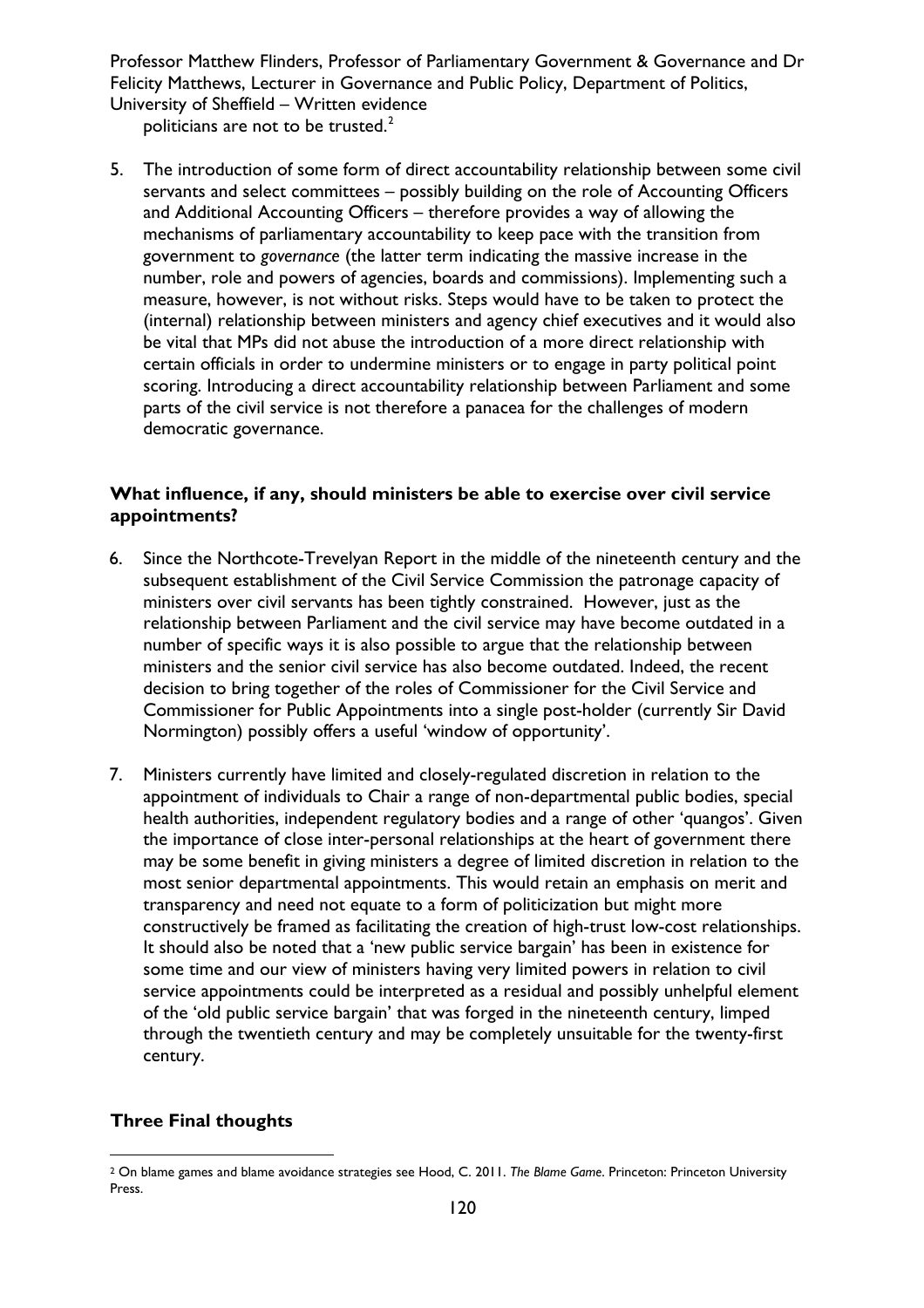politicians are not to be trusted.[2]

5. The introduction of some form of direct accountability relationship between some civil servants and select committees – possibly building on the role of Accounting Officers and Additional Accounting Officers – therefore provides a way of allowing the mechanisms of parliamentary accountability to keep pace with the transition from government to *governance* (the latter term indicating the massive increase in the number, role and powers of agencies, boards and commissions). Implementing such a measure, however, is not without risks. Steps would have to be taken to protect the (internal) relationship between ministers and agency chief executives and it would also be vital that MPs did not abuse the introduction of a more direct relationship with certain officials in order to undermine ministers or to engage in party political point scoring. Introducing a direct accountability relationship between Parliament and some parts of the civil service is not therefore a panacea for the challenges of modern democratic governance.

### What influence, if any, should ministers be able to exercise over civil service appointments?

6. Since the Northcote-Trevelyan Report in the middle of the nineteenth century and the subsequent establishment of the Civil Service Commission the patronage capacity of ministers over civil servants has been tightly constrained. However, just as the relationship between Parliament and the civil service may have become outdated in a number of specific ways it is also possible to argue that the relationship between ministers and the senior civil service has also become outdated. Indeed, the recent decision to bring together of the roles of Commissioner for the Civil Service and Commissioner for Public Appointments into a single post-holder (currently Sir David Normington) possibly offers a useful 'window of opportunity'.

7. Ministers currently have limited and closely-regulated discretion in relation to the appointment of individuals to Chair a range of non-departmental public bodies, special health authorities, independent regulatory bodies and a range of other 'quangos'. Given the importance of close inter-personal relationships at the heart of government there may be some benefit in giving ministers a degree of limited discretion in relation to the most senior departmental appointments. This would retain an emphasis on merit and transparency and need not equate to a form of politicization but might more constructively be framed as facilitating the creation of high-trust low-cost relationships. It should also be noted that a 'new public service bargain' has been in existence for some time and our view of ministers having very limited powers in relation to civil service appointments could be interpreted as a residual and possibly unhelpful element of the 'old public service bargain' that was forged in the nineteenth century, limped through the twentieth century and may be completely unsuitable for the twenty-first century.

### Three Final thoughts

[2] On blame games and blame avoidance strategies see Hood, C. 2011. *The Blame Game*. Princeton: Princeton University Press.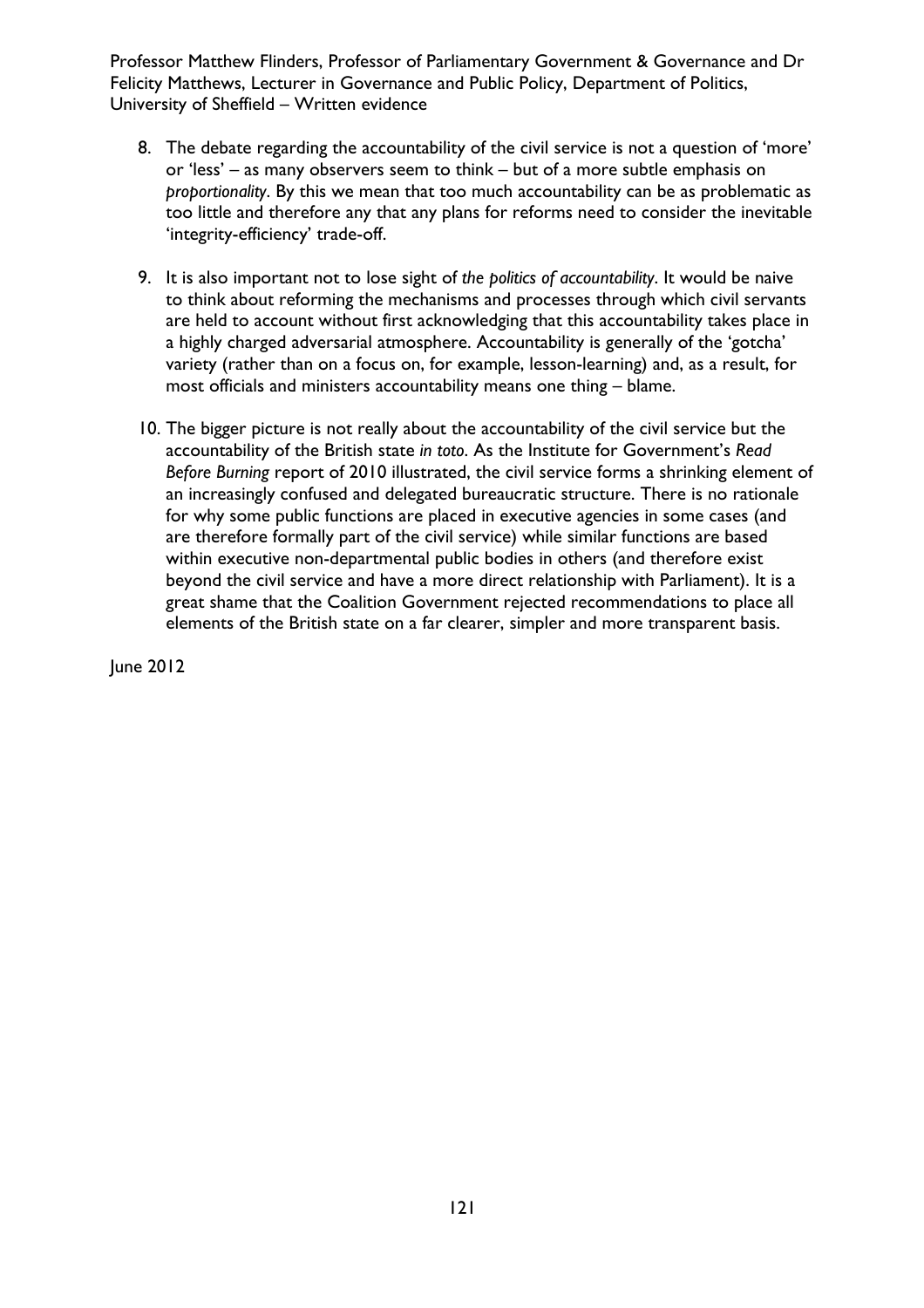Professor Matthew Flinders, Professor of Parliamentary Government & Governance and Dr Felicity Matthews, Lecturer in Governance and Public Policy, Department of Politics, University of Sheffield – Written evidence

8. The debate regarding the accountability of the civil service is not a question of 'more' or 'less' – as many observers seem to think – but of a more subtle emphasis on *proportionality*. By this we mean that too much accountability can be as problematic as too little and therefore any that any plans for reforms need to consider the inevitable 'integrity-efficiency' trade-off.

9. It is also important not to lose sight of *the politics of accountability*. It would be naive to think about reforming the mechanisms and processes through which civil servants are held to account without first acknowledging that this accountability takes place in a highly charged adversarial atmosphere. Accountability is generally of the 'gotcha' variety (rather than on a focus on, for example, lesson-learning) and, as a result, for most officials and ministers accountability means one thing – blame.

10. The bigger picture is not really about the accountability of the civil service but the accountability of the British state *in toto*. As the Institute for Government's *Read Before Burning* report of 2010 illustrated, the civil service forms a shrinking element of an increasingly confused and delegated bureaucratic structure. There is no rationale for why some public functions are placed in executive agencies in some cases (and are therefore formally part of the civil service) while similar functions are based within executive non-departmental public bodies in others (and therefore exist beyond the civil service and have a more direct relationship with Parliament). It is a great shame that the Coalition Government rejected recommendations to place all elements of the British state on a far clearer, simpler and more transparent basis.

June 2012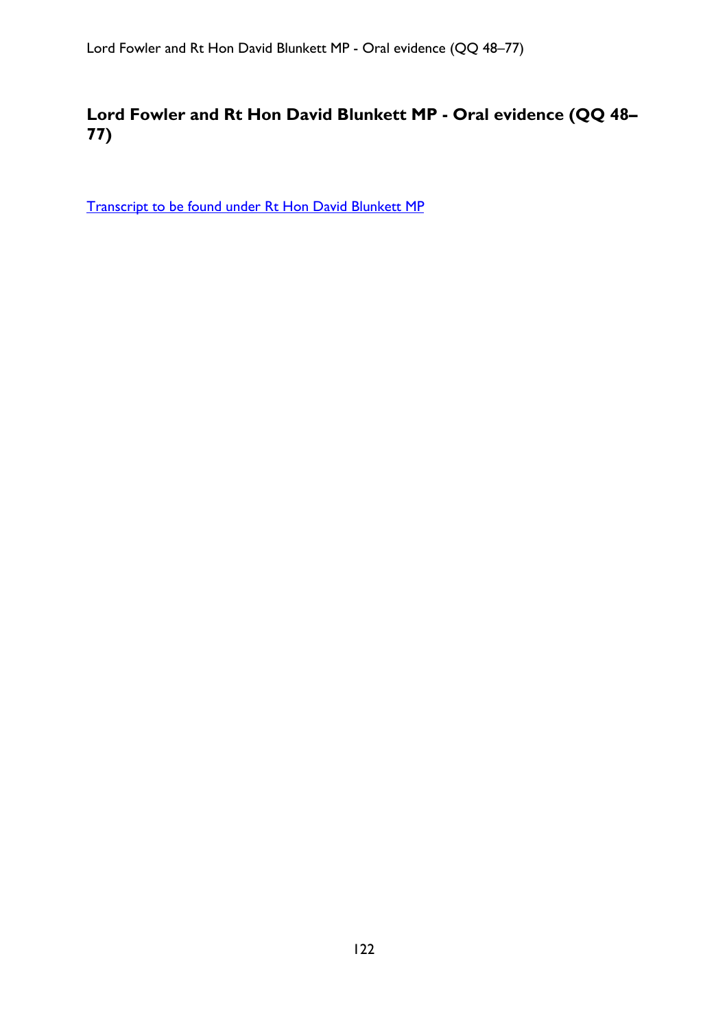## Lord Fowler and Rt Hon David Blunkett MP - Oral evidence (QQ 48–77)

Transcript to be found under Rt Hon David Blunkett MP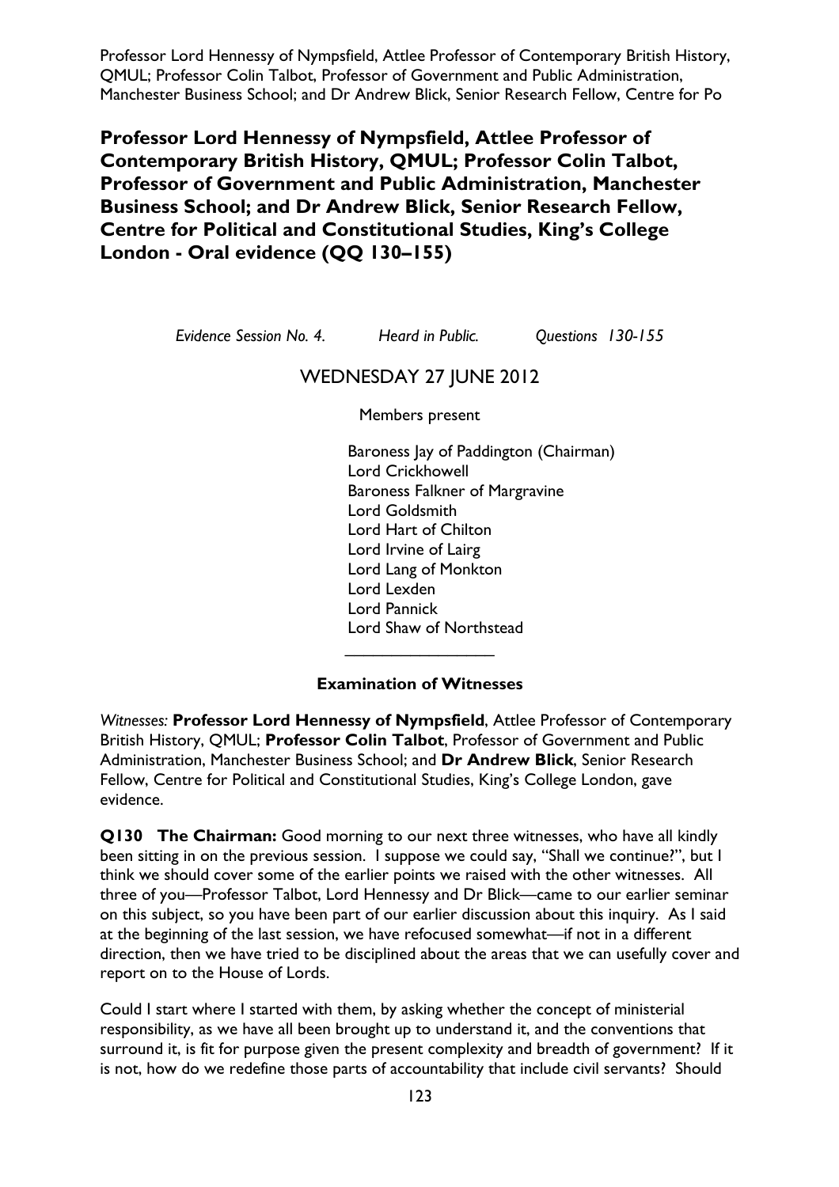## Professor Lord Hennessy of Nympsfield, Attlee Professor of Contemporary British History, QMUL; Professor Colin Talbot, Professor of Government and Public Administration, Manchester Business School; and Dr Andrew Blick, Senior Research Fellow, Centre for Political and Constitutional Studies, King's College London - Oral evidence (QQ 130–155)

*Evidence Session No. 4.* *Heard in Public.* *Questions 130-155*

WEDNESDAY 27 JUNE 2012

Members present

Baroness Jay of Paddington (Chairman)
Lord Crickhowell
Baroness Falkner of Margravine
Lord Goldsmith
Lord Hart of Chilton
Lord Irvine of Lairg
Lord Lang of Monkton
Lord Lexden
Lord Pannick
Lord Shaw of Northstead

________________

**Examination of Witnesses**

*Witnesses:* **Professor Lord Hennessy of Nympsfield**, Attlee Professor of Contemporary British History, QMUL; **Professor Colin Talbot**, Professor of Government and Public Administration, Manchester Business School; and **Dr Andrew Blick**, Senior Research Fellow, Centre for Political and Constitutional Studies, King's College London, gave evidence.

**Q130 The Chairman:** Good morning to our next three witnesses, who have all kindly been sitting in on the previous session. I suppose we could say, "Shall we continue?", but I think we should cover some of the earlier points we raised with the other witnesses. All three of you—Professor Talbot, Lord Hennessy and Dr Blick—came to our earlier seminar on this subject, so you have been part of our earlier discussion about this inquiry. As I said at the beginning of the last session, we have refocused somewhat—if not in a different direction, then we have tried to be disciplined about the areas that we can usefully cover and report on to the House of Lords.

Could I start where I started with them, by asking whether the concept of ministerial responsibility, as we have all been brought up to understand it, and the conventions that surround it, is fit for purpose given the present complexity and breadth of government? If it is not, how do we redefine those parts of accountability that include civil servants? Should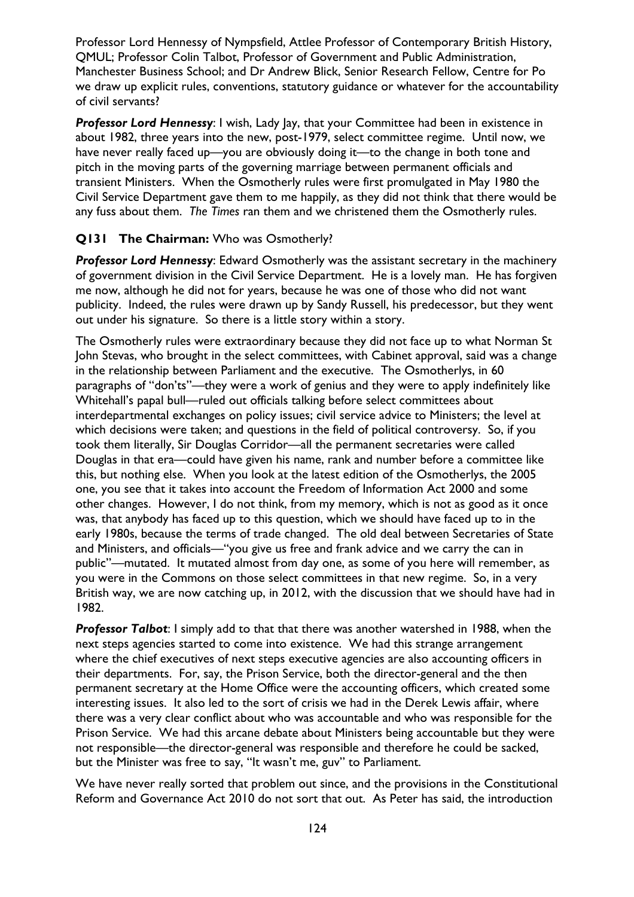Professor Lord Hennessy of Nympsfield, Attlee Professor of Contemporary British History, QMUL; Professor Colin Talbot, Professor of Government and Public Administration, Manchester Business School; and Dr Andrew Blick, Senior Research Fellow, Centre for Po we draw up explicit rules, conventions, statutory guidance or whatever for the accountability of civil servants?

***Professor Lord Hennessy***: I wish, Lady Jay, that your Committee had been in existence in about 1982, three years into the new, post-1979, select committee regime. Until now, we have never really faced up—you are obviously doing it—to the change in both tone and pitch in the moving parts of the governing marriage between permanent officials and transient Ministers. When the Osmotherly rules were first promulgated in May 1980 the Civil Service Department gave them to me happily, as they did not think that there would be any fuss about them. *The Times* ran them and we christened them the Osmotherly rules.

**Q131 The Chairman:** Who was Osmotherly?

***Professor Lord Hennessy***: Edward Osmotherly was the assistant secretary in the machinery of government division in the Civil Service Department. He is a lovely man. He has forgiven me now, although he did not for years, because he was one of those who did not want publicity. Indeed, the rules were drawn up by Sandy Russell, his predecessor, but they went out under his signature. So there is a little story within a story.

The Osmotherly rules were extraordinary because they did not face up to what Norman St John Stevas, who brought in the select committees, with Cabinet approval, said was a change in the relationship between Parliament and the executive. The Osmotherlys, in 60 paragraphs of "don'ts"—they were a work of genius and they were to apply indefinitely like Whitehall's papal bull—ruled out officials talking before select committees about interdepartmental exchanges on policy issues; civil service advice to Ministers; the level at which decisions were taken; and questions in the field of political controversy. So, if you took them literally, Sir Douglas Corridor—all the permanent secretaries were called Douglas in that era—could have given his name, rank and number before a committee like this, but nothing else. When you look at the latest edition of the Osmotherlys, the 2005 one, you see that it takes into account the Freedom of Information Act 2000 and some other changes. However, I do not think, from my memory, which is not as good as it once was, that anybody has faced up to this question, which we should have faced up to in the early 1980s, because the terms of trade changed. The old deal between Secretaries of State and Ministers, and officials—"you give us free and frank advice and we carry the can in public"—mutated. It mutated almost from day one, as some of you here will remember, as you were in the Commons on those select committees in that new regime. So, in a very British way, we are now catching up, in 2012, with the discussion that we should have had in 1982.

***Professor Talbot***: I simply add to that that there was another watershed in 1988, when the next steps agencies started to come into existence. We had this strange arrangement where the chief executives of next steps executive agencies are also accounting officers in their departments. For, say, the Prison Service, both the director-general and the then permanent secretary at the Home Office were the accounting officers, which created some interesting issues. It also led to the sort of crisis we had in the Derek Lewis affair, where there was a very clear conflict about who was accountable and who was responsible for the Prison Service. We had this arcane debate about Ministers being accountable but they were not responsible—the director-general was responsible and therefore he could be sacked, but the Minister was free to say, "It wasn't me, guv" to Parliament.

We have never really sorted that problem out since, and the provisions in the Constitutional Reform and Governance Act 2010 do not sort that out. As Peter has said, the introduction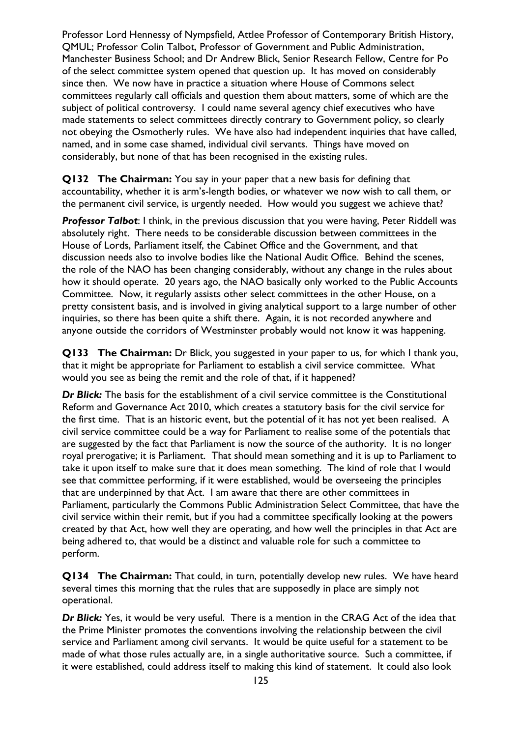Professor Lord Hennessy of Nympsfield, Attlee Professor of Contemporary British History, QMUL; Professor Colin Talbot, Professor of Government and Public Administration, Manchester Business School; and Dr Andrew Blick, Senior Research Fellow, Centre for Po of the select committee system opened that question up. It has moved on considerably since then. We now have in practice a situation where House of Commons select committees regularly call officials and question them about matters, some of which are the subject of political controversy. I could name several agency chief executives who have made statements to select committees directly contrary to Government policy, so clearly not obeying the Osmotherly rules. We have also had independent inquiries that have called, named, and in some case shamed, individual civil servants. Things have moved on considerably, but none of that has been recognised in the existing rules.

**Q132 The Chairman:** You say in your paper that a new basis for defining that accountability, whether it is arm's-length bodies, or whatever we now wish to call them, or the permanent civil service, is urgently needed. How would you suggest we achieve that?

***Professor Talbot***: I think, in the previous discussion that you were having, Peter Riddell was absolutely right. There needs to be considerable discussion between committees in the House of Lords, Parliament itself, the Cabinet Office and the Government, and that discussion needs also to involve bodies like the National Audit Office. Behind the scenes, the role of the NAO has been changing considerably, without any change in the rules about how it should operate. 20 years ago, the NAO basically only worked to the Public Accounts Committee. Now, it regularly assists other select committees in the other House, on a pretty consistent basis, and is involved in giving analytical support to a large number of other inquiries, so there has been quite a shift there. Again, it is not recorded anywhere and anyone outside the corridors of Westminster probably would not know it was happening.

**Q133 The Chairman:** Dr Blick, you suggested in your paper to us, for which I thank you, that it might be appropriate for Parliament to establish a civil service committee. What would you see as being the remit and the role of that, if it happened?

***Dr Blick:*** The basis for the establishment of a civil service committee is the Constitutional Reform and Governance Act 2010, which creates a statutory basis for the civil service for the first time. That is an historic event, but the potential of it has not yet been realised. A civil service committee could be a way for Parliament to realise some of the potentials that are suggested by the fact that Parliament is now the source of the authority. It is no longer royal prerogative; it is Parliament. That should mean something and it is up to Parliament to take it upon itself to make sure that it does mean something. The kind of role that I would see that committee performing, if it were established, would be overseeing the principles that are underpinned by that Act. I am aware that there are other committees in Parliament, particularly the Commons Public Administration Select Committee, that have the civil service within their remit, but if you had a committee specifically looking at the powers created by that Act, how well they are operating, and how well the principles in that Act are being adhered to, that would be a distinct and valuable role for such a committee to perform.

**Q134 The Chairman:** That could, in turn, potentially develop new rules. We have heard several times this morning that the rules that are supposedly in place are simply not operational.

***Dr Blick:*** Yes, it would be very useful. There is a mention in the CRAG Act of the idea that the Prime Minister promotes the conventions involving the relationship between the civil service and Parliament among civil servants. It would be quite useful for a statement to be made of what those rules actually are, in a single authoritative source. Such a committee, if it were established, could address itself to making this kind of statement. It could also look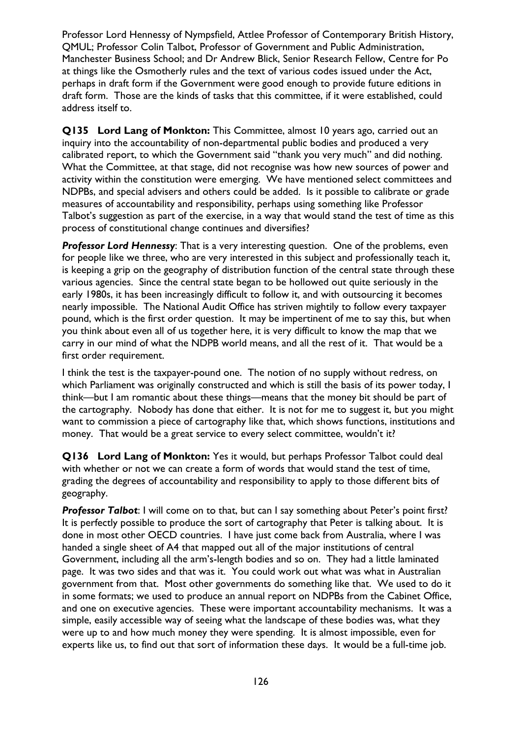Professor Lord Hennessy of Nympsfield, Attlee Professor of Contemporary British History, QMUL; Professor Colin Talbot, Professor of Government and Public Administration, Manchester Business School; and Dr Andrew Blick, Senior Research Fellow, Centre for Po at things like the Osmotherly rules and the text of various codes issued under the Act, perhaps in draft form if the Government were good enough to provide future editions in draft form. Those are the kinds of tasks that this committee, if it were established, could address itself to.

**Q135 Lord Lang of Monkton:** This Committee, almost 10 years ago, carried out an inquiry into the accountability of non-departmental public bodies and produced a very calibrated report, to which the Government said "thank you very much" and did nothing. What the Committee, at that stage, did not recognise was how new sources of power and activity within the constitution were emerging. We have mentioned select committees and NDPBs, and special advisers and others could be added. Is it possible to calibrate or grade measures of accountability and responsibility, perhaps using something like Professor Talbot's suggestion as part of the exercise, in a way that would stand the test of time as this process of constitutional change continues and diversifies?

***Professor Lord Hennessy***: That is a very interesting question. One of the problems, even for people like we three, who are very interested in this subject and professionally teach it, is keeping a grip on the geography of distribution function of the central state through these various agencies. Since the central state began to be hollowed out quite seriously in the early 1980s, it has been increasingly difficult to follow it, and with outsourcing it becomes nearly impossible. The National Audit Office has striven mightily to follow every taxpayer pound, which is the first order question. It may be impertinent of me to say this, but when you think about even all of us together here, it is very difficult to know the map that we carry in our mind of what the NDPB world means, and all the rest of it. That would be a first order requirement.

I think the test is the taxpayer-pound one. The notion of no supply without redress, on which Parliament was originally constructed and which is still the basis of its power today, I think—but I am romantic about these things—means that the money bit should be part of the cartography. Nobody has done that either. It is not for me to suggest it, but you might want to commission a piece of cartography like that, which shows functions, institutions and money. That would be a great service to every select committee, wouldn't it?

**Q136 Lord Lang of Monkton:** Yes it would, but perhaps Professor Talbot could deal with whether or not we can create a form of words that would stand the test of time, grading the degrees of accountability and responsibility to apply to those different bits of geography.

***Professor Talbot***: I will come on to that, but can I say something about Peter's point first? It is perfectly possible to produce the sort of cartography that Peter is talking about. It is done in most other OECD countries. I have just come back from Australia, where I was handed a single sheet of A4 that mapped out all of the major institutions of central Government, including all the arm's-length bodies and so on. They had a little laminated page. It was two sides and that was it. You could work out what was what in Australian government from that. Most other governments do something like that. We used to do it in some formats; we used to produce an annual report on NDPBs from the Cabinet Office, and one on executive agencies. These were important accountability mechanisms. It was a simple, easily accessible way of seeing what the landscape of these bodies was, what they were up to and how much money they were spending. It is almost impossible, even for experts like us, to find out that sort of information these days. It would be a full-time job.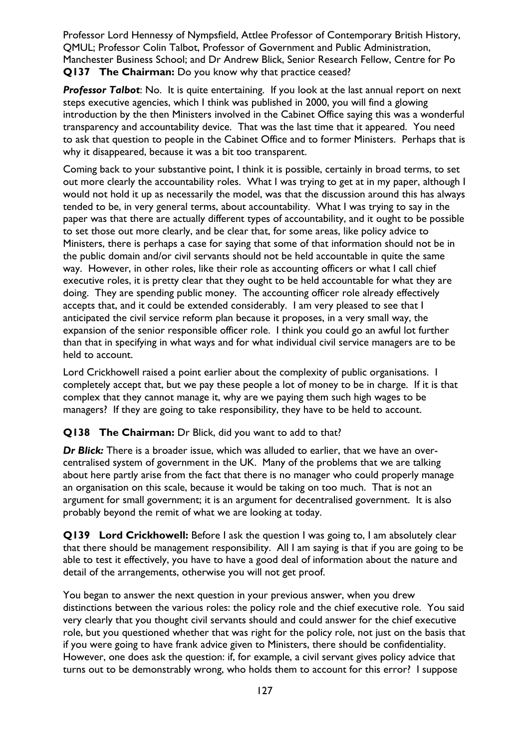Professor Lord Hennessy of Nympsfield, Attlee Professor of Contemporary British History, QMUL; Professor Colin Talbot, Professor of Government and Public Administration, Manchester Business School; and Dr Andrew Blick, Senior Research Fellow, Centre for Po

**Q137 The Chairman:** Do you know why that practice ceased?

***Professor Talbot***: No. It is quite entertaining. If you look at the last annual report on next steps executive agencies, which I think was published in 2000, you will find a glowing introduction by the then Ministers involved in the Cabinet Office saying this was a wonderful transparency and accountability device. That was the last time that it appeared. You need to ask that question to people in the Cabinet Office and to former Ministers. Perhaps that is why it disappeared, because it was a bit too transparent.

Coming back to your substantive point, I think it is possible, certainly in broad terms, to set out more clearly the accountability roles. What I was trying to get at in my paper, although I would not hold it up as necessarily the model, was that the discussion around this has always tended to be, in very general terms, about accountability. What I was trying to say in the paper was that there are actually different types of accountability, and it ought to be possible to set those out more clearly, and be clear that, for some areas, like policy advice to Ministers, there is perhaps a case for saying that some of that information should not be in the public domain and/or civil servants should not be held accountable in quite the same way. However, in other roles, like their role as accounting officers or what I call chief executive roles, it is pretty clear that they ought to be held accountable for what they are doing. They are spending public money. The accounting officer role already effectively accepts that, and it could be extended considerably. I am very pleased to see that I anticipated the civil service reform plan because it proposes, in a very small way, the expansion of the senior responsible officer role. I think you could go an awful lot further than that in specifying in what ways and for what individual civil service managers are to be held to account.

Lord Crickhowell raised a point earlier about the complexity of public organisations. I completely accept that, but we pay these people a lot of money to be in charge. If it is that complex that they cannot manage it, why are we paying them such high wages to be managers? If they are going to take responsibility, they have to be held to account.

**Q138 The Chairman:** Dr Blick, did you want to add to that?

***Dr Blick:*** There is a broader issue, which was alluded to earlier, that we have an over-centralised system of government in the UK. Many of the problems that we are talking about here partly arise from the fact that there is no manager who could properly manage an organisation on this scale, because it would be taking on too much. That is not an argument for small government; it is an argument for decentralised government. It is also probably beyond the remit of what we are looking at today.

**Q139 Lord Crickhowell:** Before I ask the question I was going to, I am absolutely clear that there should be management responsibility. All I am saying is that if you are going to be able to test it effectively, you have to have a good deal of information about the nature and detail of the arrangements, otherwise you will not get proof.

You began to answer the next question in your previous answer, when you drew distinctions between the various roles: the policy role and the chief executive role. You said very clearly that you thought civil servants should and could answer for the chief executive role, but you questioned whether that was right for the policy role, not just on the basis that if you were going to have frank advice given to Ministers, there should be confidentiality. However, one does ask the question: if, for example, a civil servant gives policy advice that turns out to be demonstrably wrong, who holds them to account for this error? I suppose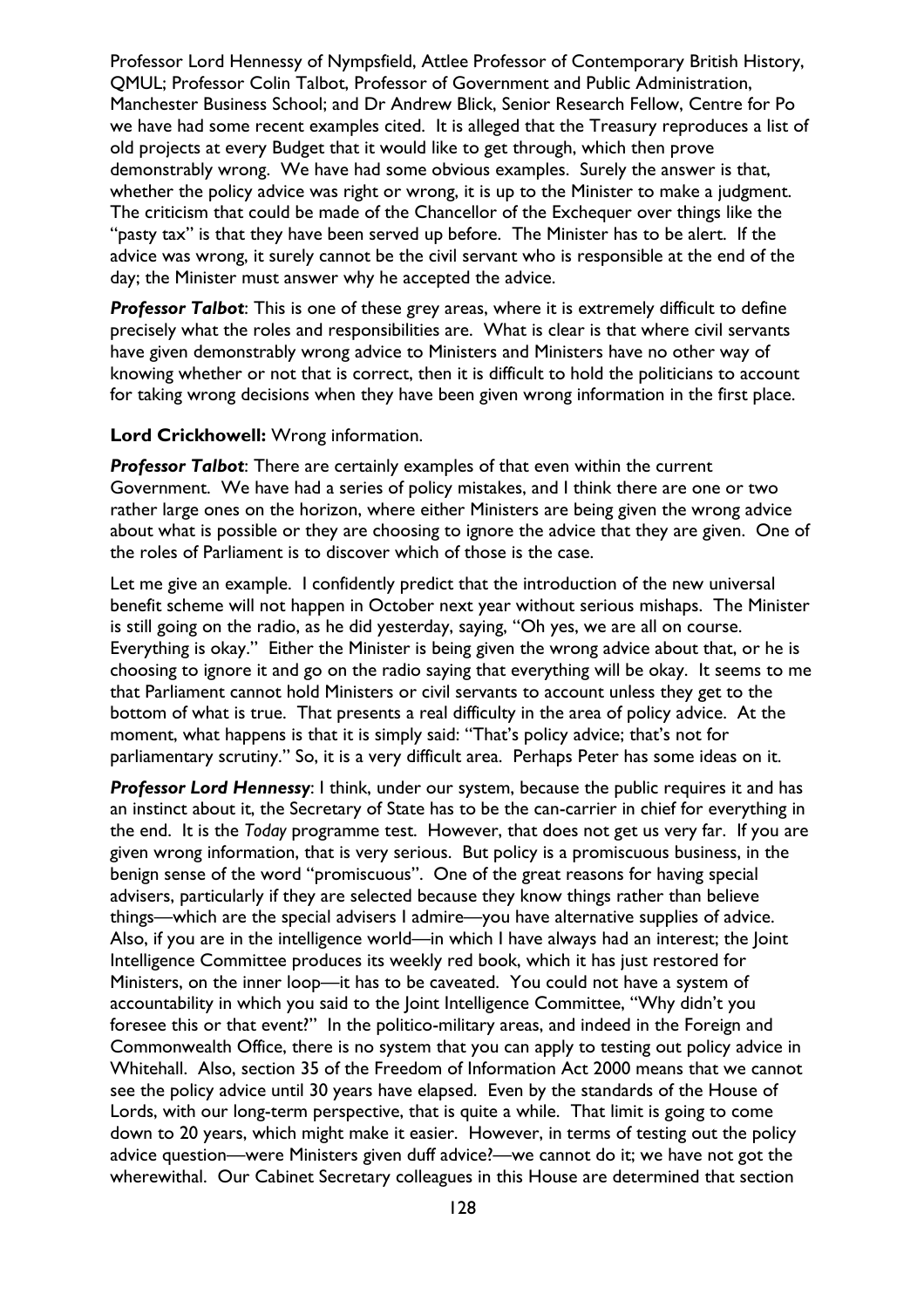Professor Lord Hennessy of Nympsfield, Attlee Professor of Contemporary British History, QMUL; Professor Colin Talbot, Professor of Government and Public Administration, Manchester Business School; and Dr Andrew Blick, Senior Research Fellow, Centre for Po we have had some recent examples cited. It is alleged that the Treasury reproduces a list of old projects at every Budget that it would like to get through, which then prove demonstrably wrong. We have had some obvious examples. Surely the answer is that, whether the policy advice was right or wrong, it is up to the Minister to make a judgment. The criticism that could be made of the Chancellor of the Exchequer over things like the "pasty tax" is that they have been served up before. The Minister has to be alert. If the advice was wrong, it surely cannot be the civil servant who is responsible at the end of the day; the Minister must answer why he accepted the advice.

***Professor Talbot***: This is one of these grey areas, where it is extremely difficult to define precisely what the roles and responsibilities are. What is clear is that where civil servants have given demonstrably wrong advice to Ministers and Ministers have no other way of knowing whether or not that is correct, then it is difficult to hold the politicians to account for taking wrong decisions when they have been given wrong information in the first place.

**Lord Crickhowell:** Wrong information.

***Professor Talbot***: There are certainly examples of that even within the current Government. We have had a series of policy mistakes, and I think there are one or two rather large ones on the horizon, where either Ministers are being given the wrong advice about what is possible or they are choosing to ignore the advice that they are given. One of the roles of Parliament is to discover which of those is the case.

Let me give an example. I confidently predict that the introduction of the new universal benefit scheme will not happen in October next year without serious mishaps. The Minister is still going on the radio, as he did yesterday, saying, "Oh yes, we are all on course. Everything is okay." Either the Minister is being given the wrong advice about that, or he is choosing to ignore it and go on the radio saying that everything will be okay. It seems to me that Parliament cannot hold Ministers or civil servants to account unless they get to the bottom of what is true. That presents a real difficulty in the area of policy advice. At the moment, what happens is that it is simply said: "That's policy advice; that's not for parliamentary scrutiny." So, it is a very difficult area. Perhaps Peter has some ideas on it.

***Professor Lord Hennessy***: I think, under our system, because the public requires it and has an instinct about it, the Secretary of State has to be the can-carrier in chief for everything in the end. It is the *Today* programme test. However, that does not get us very far. If you are given wrong information, that is very serious. But policy is a promiscuous business, in the benign sense of the word "promiscuous". One of the great reasons for having special advisers, particularly if they are selected because they know things rather than believe things—which are the special advisers I admire—you have alternative supplies of advice. Also, if you are in the intelligence world—in which I have always had an interest; the Joint Intelligence Committee produces its weekly red book, which it has just restored for Ministers, on the inner loop—it has to be caveated. You could not have a system of accountability in which you said to the Joint Intelligence Committee, "Why didn't you foresee this or that event?" In the politico-military areas, and indeed in the Foreign and Commonwealth Office, there is no system that you can apply to testing out policy advice in Whitehall. Also, section 35 of the Freedom of Information Act 2000 means that we cannot see the policy advice until 30 years have elapsed. Even by the standards of the House of Lords, with our long-term perspective, that is quite a while. That limit is going to come down to 20 years, which might make it easier. However, in terms of testing out the policy advice question—were Ministers given duff advice?—we cannot do it; we have not got the wherewithal. Our Cabinet Secretary colleagues in this House are determined that section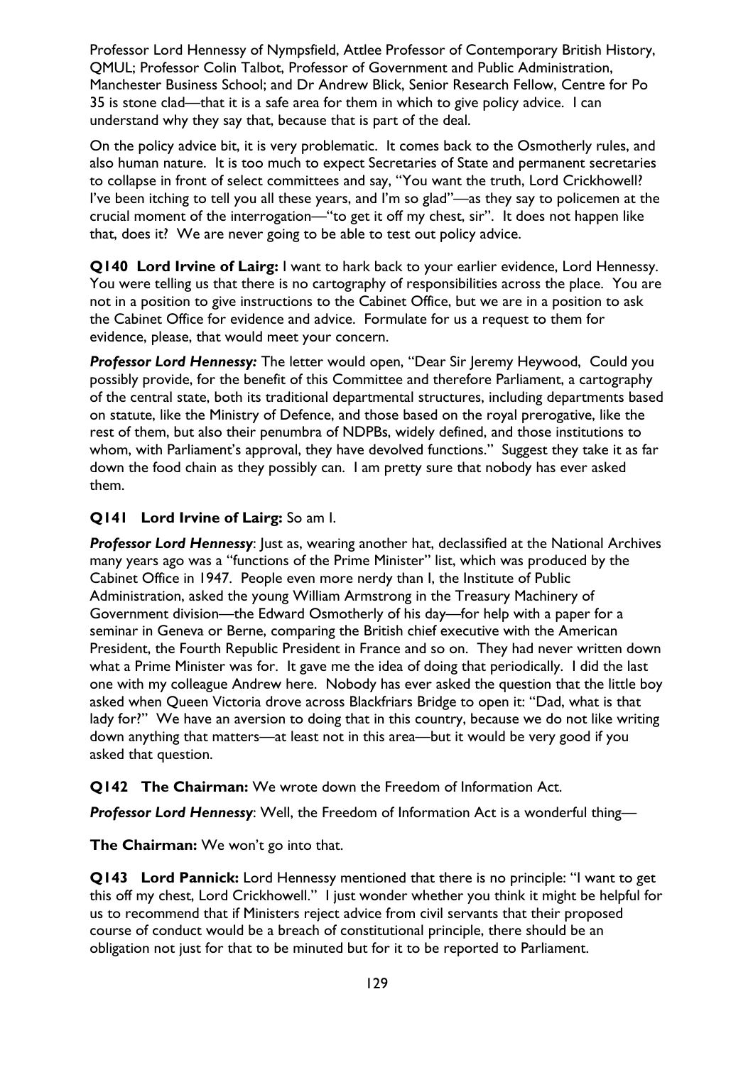Professor Lord Hennessy of Nympsfield, Attlee Professor of Contemporary British History, QMUL; Professor Colin Talbot, Professor of Government and Public Administration, Manchester Business School; and Dr Andrew Blick, Senior Research Fellow, Centre for Po

35 is stone clad—that it is a safe area for them in which to give policy advice. I can understand why they say that, because that is part of the deal.

On the policy advice bit, it is very problematic. It comes back to the Osmotherly rules, and also human nature. It is too much to expect Secretaries of State and permanent secretaries to collapse in front of select committees and say, "You want the truth, Lord Crickhowell? I've been itching to tell you all these years, and I'm so glad"—as they say to policemen at the crucial moment of the interrogation—"to get it off my chest, sir". It does not happen like that, does it? We are never going to be able to test out policy advice.

**Q140 Lord Irvine of Lairg:** I want to hark back to your earlier evidence, Lord Hennessy. You were telling us that there is no cartography of responsibilities across the place. You are not in a position to give instructions to the Cabinet Office, but we are in a position to ask the Cabinet Office for evidence and advice. Formulate for us a request to them for evidence, please, that would meet your concern.

***Professor Lord Hennessy:*** The letter would open, "Dear Sir Jeremy Heywood, Could you possibly provide, for the benefit of this Committee and therefore Parliament, a cartography of the central state, both its traditional departmental structures, including departments based on statute, like the Ministry of Defence, and those based on the royal prerogative, like the rest of them, but also their penumbra of NDPBs, widely defined, and those institutions to whom, with Parliament's approval, they have devolved functions." Suggest they take it as far down the food chain as they possibly can. I am pretty sure that nobody has ever asked them.

**Q141 Lord Irvine of Lairg:** So am I.

***Professor Lord Hennessy***: Just as, wearing another hat, declassified at the National Archives many years ago was a "functions of the Prime Minister" list, which was produced by the Cabinet Office in 1947. People even more nerdy than I, the Institute of Public Administration, asked the young William Armstrong in the Treasury Machinery of Government division—the Edward Osmotherly of his day—for help with a paper for a seminar in Geneva or Berne, comparing the British chief executive with the American President, the Fourth Republic President in France and so on. They had never written down what a Prime Minister was for. It gave me the idea of doing that periodically. I did the last one with my colleague Andrew here. Nobody has ever asked the question that the little boy asked when Queen Victoria drove across Blackfriars Bridge to open it: "Dad, what is that lady for?" We have an aversion to doing that in this country, because we do not like writing down anything that matters—at least not in this area—but it would be very good if you asked that question.

**Q142 The Chairman:** We wrote down the Freedom of Information Act.

***Professor Lord Hennessy***: Well, the Freedom of Information Act is a wonderful thing—

**The Chairman:** We won't go into that.

**Q143 Lord Pannick:** Lord Hennessy mentioned that there is no principle: "I want to get this off my chest, Lord Crickhowell." I just wonder whether you think it might be helpful for us to recommend that if Ministers reject advice from civil servants that their proposed course of conduct would be a breach of constitutional principle, there should be an obligation not just for that to be minuted but for it to be reported to Parliament.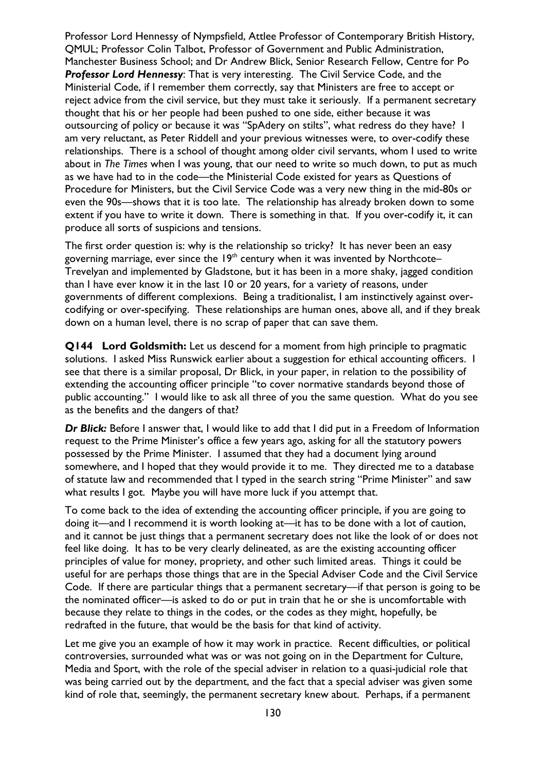Professor Lord Hennessy of Nympsfield, Attlee Professor of Contemporary British History, QMUL; Professor Colin Talbot, Professor of Government and Public Administration, Manchester Business School; and Dr Andrew Blick, Senior Research Fellow, Centre for Po

***Professor Lord Hennessy***: That is very interesting. The Civil Service Code, and the Ministerial Code, if I remember them correctly, say that Ministers are free to accept or reject advice from the civil service, but they must take it seriously. If a permanent secretary thought that his or her people had been pushed to one side, either because it was outsourcing of policy or because it was "SpAdery on stilts", what redress do they have? I am very reluctant, as Peter Riddell and your previous witnesses were, to over-codify these relationships. There is a school of thought among older civil servants, whom I used to write about in *The Times* when I was young, that our need to write so much down, to put as much as we have had to in the code—the Ministerial Code existed for years as Questions of Procedure for Ministers, but the Civil Service Code was a very new thing in the mid-80s or even the 90s—shows that it is too late. The relationship has already broken down to some extent if you have to write it down. There is something in that. If you over-codify it, it can produce all sorts of suspicions and tensions.

The first order question is: why is the relationship so tricky? It has never been an easy governing marriage, ever since the 19th century when it was invented by Northcote–Trevelyan and implemented by Gladstone, but it has been in a more shaky, jagged condition than I have ever know it in the last 10 or 20 years, for a variety of reasons, under governments of different complexions. Being a traditionalist, I am instinctively against over-codifying or over-specifying. These relationships are human ones, above all, and if they break down on a human level, there is no scrap of paper that can save them.

**Q144 Lord Goldsmith:** Let us descend for a moment from high principle to pragmatic solutions. I asked Miss Runswick earlier about a suggestion for ethical accounting officers. I see that there is a similar proposal, Dr Blick, in your paper, in relation to the possibility of extending the accounting officer principle "to cover normative standards beyond those of public accounting." I would like to ask all three of you the same question. What do you see as the benefits and the dangers of that?

***Dr Blick:*** Before I answer that, I would like to add that I did put in a Freedom of Information request to the Prime Minister's office a few years ago, asking for all the statutory powers possessed by the Prime Minister. I assumed that they had a document lying around somewhere, and I hoped that they would provide it to me. They directed me to a database of statute law and recommended that I typed in the search string "Prime Minister" and saw what results I got. Maybe you will have more luck if you attempt that.

To come back to the idea of extending the accounting officer principle, if you are going to doing it—and I recommend it is worth looking at—it has to be done with a lot of caution, and it cannot be just things that a permanent secretary does not like the look of or does not feel like doing. It has to be very clearly delineated, as are the existing accounting officer principles of value for money, propriety, and other such limited areas. Things it could be useful for are perhaps those things that are in the Special Adviser Code and the Civil Service Code. If there are particular things that a permanent secretary—if that person is going to be the nominated officer—is asked to do or put in train that he or she is uncomfortable with because they relate to things in the codes, or the codes as they might, hopefully, be redrafted in the future, that would be the basis for that kind of activity.

Let me give you an example of how it may work in practice. Recent difficulties, or political controversies, surrounded what was or was not going on in the Department for Culture, Media and Sport, with the role of the special adviser in relation to a quasi-judicial role that was being carried out by the department, and the fact that a special adviser was given some kind of role that, seemingly, the permanent secretary knew about. Perhaps, if a permanent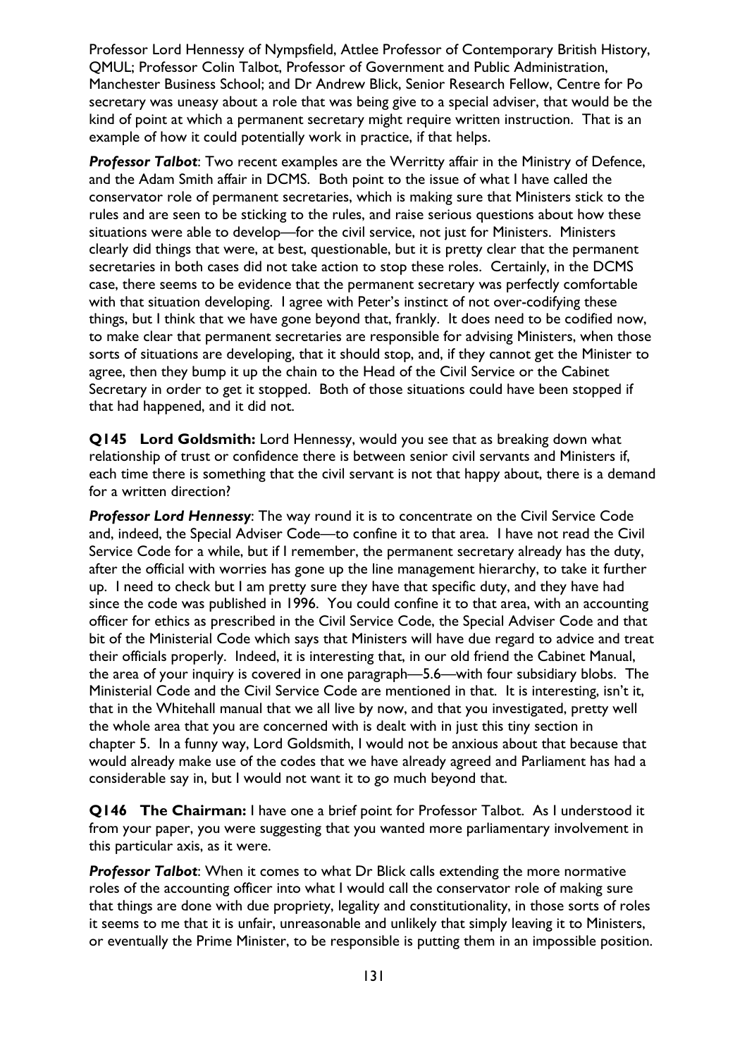Professor Lord Hennessy of Nympsfield, Attlee Professor of Contemporary British History, QMUL; Professor Colin Talbot, Professor of Government and Public Administration, Manchester Business School; and Dr Andrew Blick, Senior Research Fellow, Centre for Po secretary was uneasy about a role that was being give to a special adviser, that would be the kind of point at which a permanent secretary might require written instruction. That is an example of how it could potentially work in practice, if that helps.

***Professor Talbot***: Two recent examples are the Werritty affair in the Ministry of Defence, and the Adam Smith affair in DCMS. Both point to the issue of what I have called the conservator role of permanent secretaries, which is making sure that Ministers stick to the rules and are seen to be sticking to the rules, and raise serious questions about how these situations were able to develop—for the civil service, not just for Ministers. Ministers clearly did things that were, at best, questionable, but it is pretty clear that the permanent secretaries in both cases did not take action to stop these roles. Certainly, in the DCMS case, there seems to be evidence that the permanent secretary was perfectly comfortable with that situation developing. I agree with Peter's instinct of not over-codifying these things, but I think that we have gone beyond that, frankly. It does need to be codified now, to make clear that permanent secretaries are responsible for advising Ministers, when those sorts of situations are developing, that it should stop, and, if they cannot get the Minister to agree, then they bump it up the chain to the Head of the Civil Service or the Cabinet Secretary in order to get it stopped. Both of those situations could have been stopped if that had happened, and it did not.

**Q145 Lord Goldsmith:** Lord Hennessy, would you see that as breaking down what relationship of trust or confidence there is between senior civil servants and Ministers if, each time there is something that the civil servant is not that happy about, there is a demand for a written direction?

***Professor Lord Hennessy***: The way round it is to concentrate on the Civil Service Code and, indeed, the Special Adviser Code—to confine it to that area. I have not read the Civil Service Code for a while, but if I remember, the permanent secretary already has the duty, after the official with worries has gone up the line management hierarchy, to take it further up. I need to check but I am pretty sure they have that specific duty, and they have had since the code was published in 1996. You could confine it to that area, with an accounting officer for ethics as prescribed in the Civil Service Code, the Special Adviser Code and that bit of the Ministerial Code which says that Ministers will have due regard to advice and treat their officials properly. Indeed, it is interesting that, in our old friend the Cabinet Manual, the area of your inquiry is covered in one paragraph—5.6—with four subsidiary blobs. The Ministerial Code and the Civil Service Code are mentioned in that. It is interesting, isn't it, that in the Whitehall manual that we all live by now, and that you investigated, pretty well the whole area that you are concerned with is dealt with in just this tiny section in chapter 5. In a funny way, Lord Goldsmith, I would not be anxious about that because that would already make use of the codes that we have already agreed and Parliament has had a considerable say in, but I would not want it to go much beyond that.

**Q146 The Chairman:** I have one a brief point for Professor Talbot. As I understood it from your paper, you were suggesting that you wanted more parliamentary involvement in this particular axis, as it were.

***Professor Talbot***: When it comes to what Dr Blick calls extending the more normative roles of the accounting officer into what I would call the conservator role of making sure that things are done with due propriety, legality and constitutionality, in those sorts of roles it seems to me that it is unfair, unreasonable and unlikely that simply leaving it to Ministers, or eventually the Prime Minister, to be responsible is putting them in an impossible position.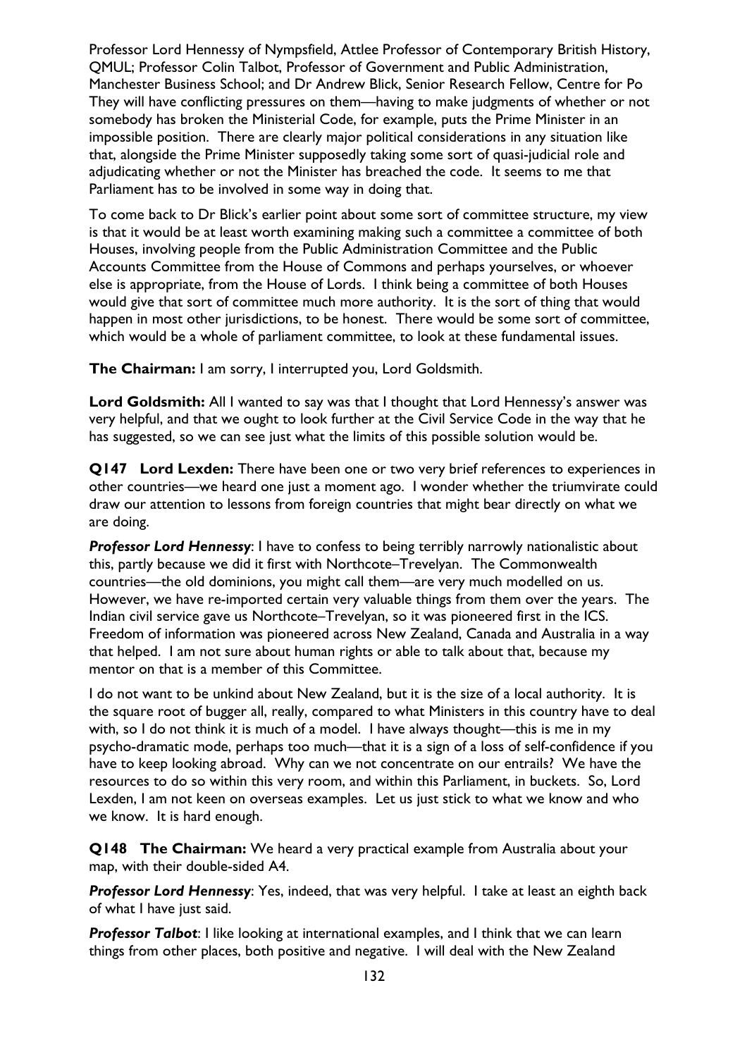Professor Lord Hennessy of Nympsfield, Attlee Professor of Contemporary British History, QMUL; Professor Colin Talbot, Professor of Government and Public Administration, Manchester Business School; and Dr Andrew Blick, Senior Research Fellow, Centre for Po

They will have conflicting pressures on them—having to make judgments of whether or not somebody has broken the Ministerial Code, for example, puts the Prime Minister in an impossible position. There are clearly major political considerations in any situation like that, alongside the Prime Minister supposedly taking some sort of quasi-judicial role and adjudicating whether or not the Minister has breached the code. It seems to me that Parliament has to be involved in some way in doing that.

To come back to Dr Blick's earlier point about some sort of committee structure, my view is that it would be at least worth examining making such a committee a committee of both Houses, involving people from the Public Administration Committee and the Public Accounts Committee from the House of Commons and perhaps yourselves, or whoever else is appropriate, from the House of Lords. I think being a committee of both Houses would give that sort of committee much more authority. It is the sort of thing that would happen in most other jurisdictions, to be honest. There would be some sort of committee, which would be a whole of parliament committee, to look at these fundamental issues.

**The Chairman:** I am sorry, I interrupted you, Lord Goldsmith.

**Lord Goldsmith:** All I wanted to say was that I thought that Lord Hennessy's answer was very helpful, and that we ought to look further at the Civil Service Code in the way that he has suggested, so we can see just what the limits of this possible solution would be.

**Q147 Lord Lexden:** There have been one or two very brief references to experiences in other countries—we heard one just a moment ago. I wonder whether the triumvirate could draw our attention to lessons from foreign countries that might bear directly on what we are doing.

***Professor Lord Hennessy***: I have to confess to being terribly narrowly nationalistic about this, partly because we did it first with Northcote–Trevelyan. The Commonwealth countries—the old dominions, you might call them—are very much modelled on us. However, we have re-imported certain very valuable things from them over the years. The Indian civil service gave us Northcote–Trevelyan, so it was pioneered first in the ICS. Freedom of information was pioneered across New Zealand, Canada and Australia in a way that helped. I am not sure about human rights or able to talk about that, because my mentor on that is a member of this Committee.

I do not want to be unkind about New Zealand, but it is the size of a local authority. It is the square root of bugger all, really, compared to what Ministers in this country have to deal with, so I do not think it is much of a model. I have always thought—this is me in my psycho-dramatic mode, perhaps too much—that it is a sign of a loss of self-confidence if you have to keep looking abroad. Why can we not concentrate on our entrails? We have the resources to do so within this very room, and within this Parliament, in buckets. So, Lord Lexden, I am not keen on overseas examples. Let us just stick to what we know and who we know. It is hard enough.

**Q148 The Chairman:** We heard a very practical example from Australia about your map, with their double-sided A4.

***Professor Lord Hennessy***: Yes, indeed, that was very helpful. I take at least an eighth back of what I have just said.

***Professor Talbot***: I like looking at international examples, and I think that we can learn things from other places, both positive and negative. I will deal with the New Zealand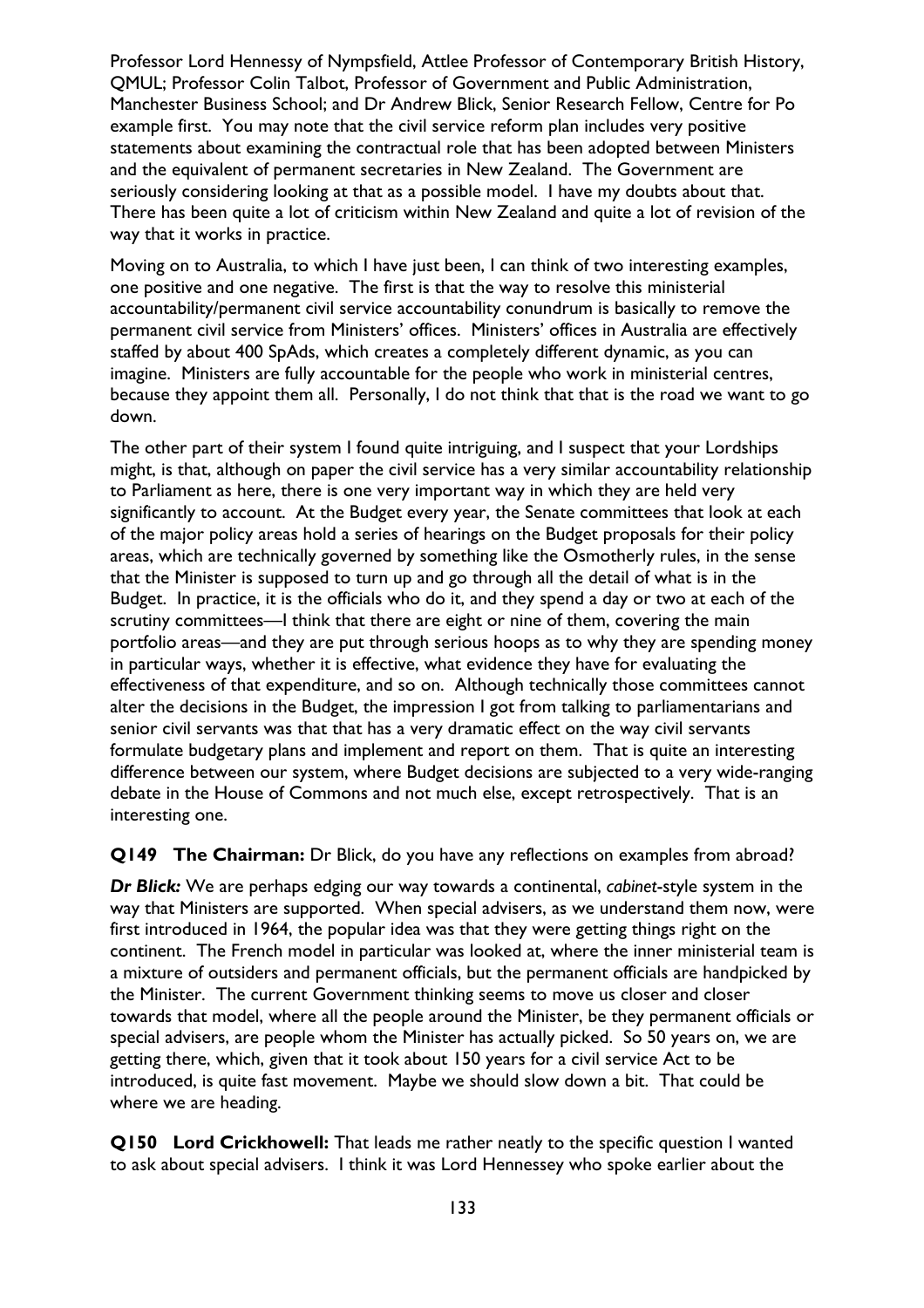Professor Lord Hennessy of Nympsfield, Attlee Professor of Contemporary British History, QMUL; Professor Colin Talbot, Professor of Government and Public Administration, Manchester Business School; and Dr Andrew Blick, Senior Research Fellow, Centre for Po example first. You may note that the civil service reform plan includes very positive statements about examining the contractual role that has been adopted between Ministers and the equivalent of permanent secretaries in New Zealand. The Government are seriously considering looking at that as a possible model. I have my doubts about that. There has been quite a lot of criticism within New Zealand and quite a lot of revision of the way that it works in practice.

Moving on to Australia, to which I have just been, I can think of two interesting examples, one positive and one negative. The first is that the way to resolve this ministerial accountability/permanent civil service accountability conundrum is basically to remove the permanent civil service from Ministers' offices. Ministers' offices in Australia are effectively staffed by about 400 SpAds, which creates a completely different dynamic, as you can imagine. Ministers are fully accountable for the people who work in ministerial centres, because they appoint them all. Personally, I do not think that that is the road we want to go down.

The other part of their system I found quite intriguing, and I suspect that your Lordships might, is that, although on paper the civil service has a very similar accountability relationship to Parliament as here, there is one very important way in which they are held very significantly to account. At the Budget every year, the Senate committees that look at each of the major policy areas hold a series of hearings on the Budget proposals for their policy areas, which are technically governed by something like the Osmotherly rules, in the sense that the Minister is supposed to turn up and go through all the detail of what is in the Budget. In practice, it is the officials who do it, and they spend a day or two at each of the scrutiny committees—I think that there are eight or nine of them, covering the main portfolio areas—and they are put through serious hoops as to why they are spending money in particular ways, whether it is effective, what evidence they have for evaluating the effectiveness of that expenditure, and so on. Although technically those committees cannot alter the decisions in the Budget, the impression I got from talking to parliamentarians and senior civil servants was that that has a very dramatic effect on the way civil servants formulate budgetary plans and implement and report on them. That is quite an interesting difference between our system, where Budget decisions are subjected to a very wide-ranging debate in the House of Commons and not much else, except retrospectively. That is an interesting one.

**Q149 The Chairman:** Dr Blick, do you have any reflections on examples from abroad?

***Dr Blick:*** We are perhaps edging our way towards a continental, *cabinet*-style system in the way that Ministers are supported. When special advisers, as we understand them now, were first introduced in 1964, the popular idea was that they were getting things right on the continent. The French model in particular was looked at, where the inner ministerial team is a mixture of outsiders and permanent officials, but the permanent officials are handpicked by the Minister. The current Government thinking seems to move us closer and closer towards that model, where all the people around the Minister, be they permanent officials or special advisers, are people whom the Minister has actually picked. So 50 years on, we are getting there, which, given that it took about 150 years for a civil service Act to be introduced, is quite fast movement. Maybe we should slow down a bit. That could be where we are heading.

**Q150 Lord Crickhowell:** That leads me rather neatly to the specific question I wanted to ask about special advisers. I think it was Lord Hennessey who spoke earlier about the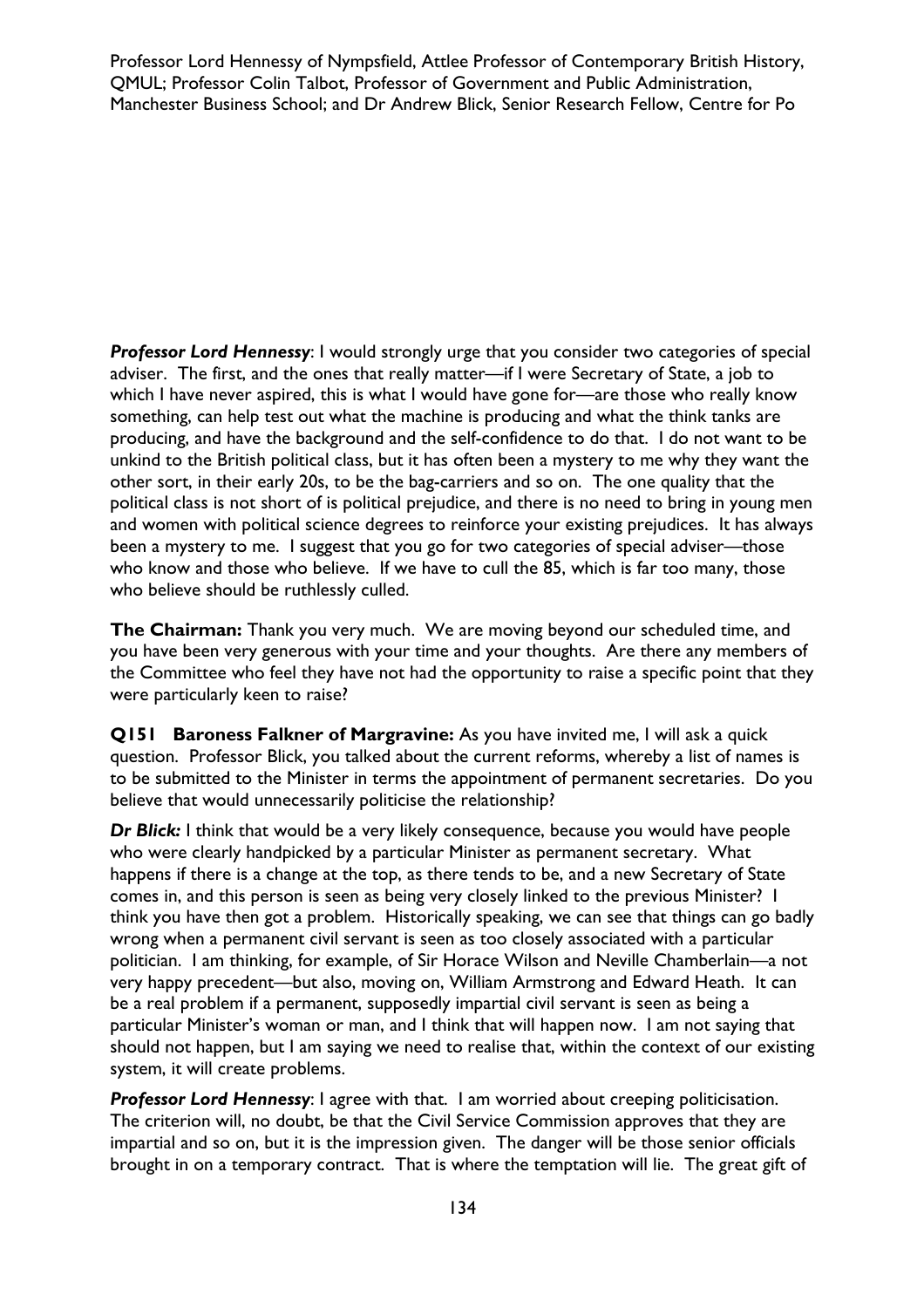***Professor Lord Hennessy***: I would strongly urge that you consider two categories of special adviser. The first, and the ones that really matter—if I were Secretary of State, a job to which I have never aspired, this is what I would have gone for—are those who really know something, can help test out what the machine is producing and what the think tanks are producing, and have the background and the self-confidence to do that. I do not want to be unkind to the British political class, but it has often been a mystery to me why they want the other sort, in their early 20s, to be the bag-carriers and so on. The one quality that the political class is not short of is political prejudice, and there is no need to bring in young men and women with political science degrees to reinforce your existing prejudices. It has always been a mystery to me. I suggest that you go for two categories of special adviser—those who know and those who believe. If we have to cull the 85, which is far too many, those who believe should be ruthlessly culled.

**The Chairman:** Thank you very much. We are moving beyond our scheduled time, and you have been very generous with your time and your thoughts. Are there any members of the Committee who feel they have not had the opportunity to raise a specific point that they were particularly keen to raise?

**Q151 Baroness Falkner of Margravine:** As you have invited me, I will ask a quick question. Professor Blick, you talked about the current reforms, whereby a list of names is to be submitted to the Minister in terms the appointment of permanent secretaries. Do you believe that would unnecessarily politicise the relationship?

***Dr Blick:*** I think that would be a very likely consequence, because you would have people who were clearly handpicked by a particular Minister as permanent secretary. What happens if there is a change at the top, as there tends to be, and a new Secretary of State comes in, and this person is seen as being very closely linked to the previous Minister? I think you have then got a problem. Historically speaking, we can see that things can go badly wrong when a permanent civil servant is seen as too closely associated with a particular politician. I am thinking, for example, of Sir Horace Wilson and Neville Chamberlain—a not very happy precedent—but also, moving on, William Armstrong and Edward Heath. It can be a real problem if a permanent, supposedly impartial civil servant is seen as being a particular Minister's woman or man, and I think that will happen now. I am not saying that should not happen, but I am saying we need to realise that, within the context of our existing system, it will create problems.

***Professor Lord Hennessy***: I agree with that. I am worried about creeping politicisation. The criterion will, no doubt, be that the Civil Service Commission approves that they are impartial and so on, but it is the impression given. The danger will be those senior officials brought in on a temporary contract. That is where the temptation will lie. The great gift of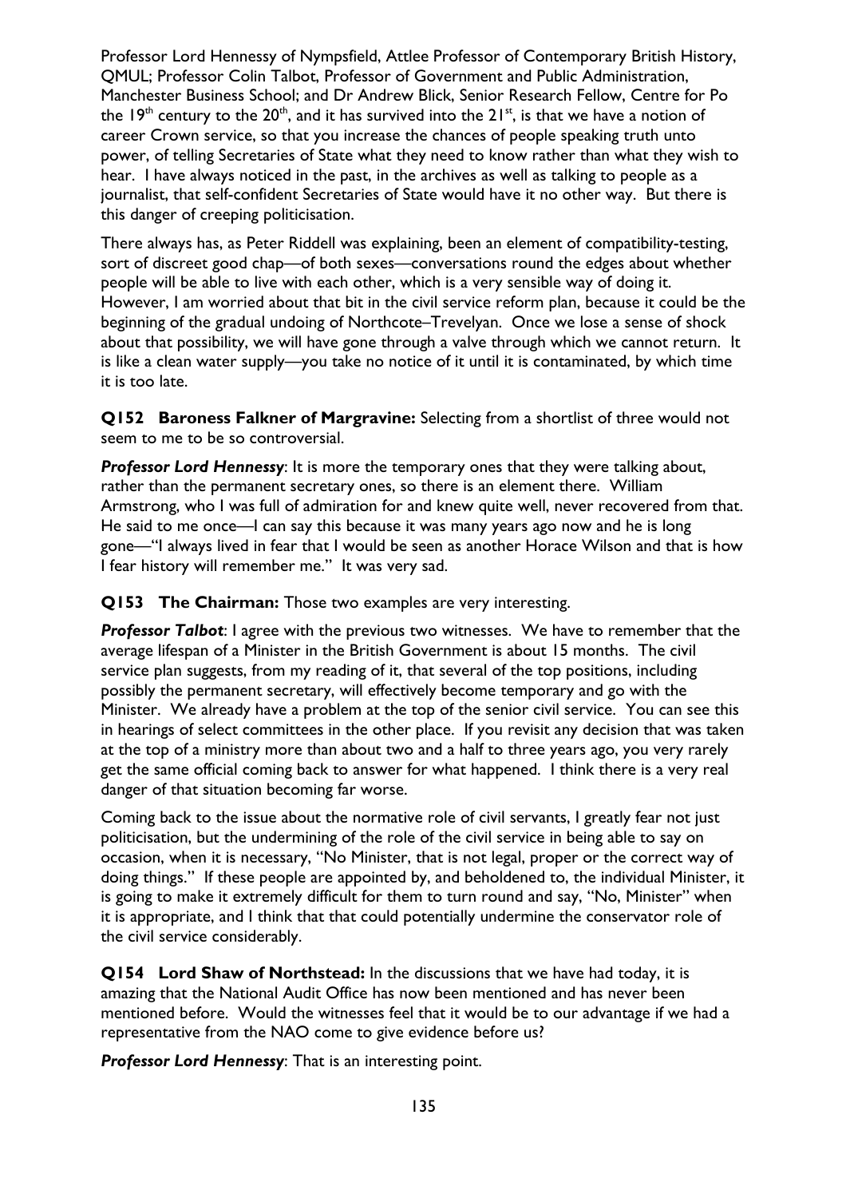Professor Lord Hennessy of Nympsfield, Attlee Professor of Contemporary British History, QMUL; Professor Colin Talbot, Professor of Government and Public Administration, Manchester Business School; and Dr Andrew Blick, Senior Research Fellow, Centre for Po the 19th century to the 20th, and it has survived into the 21st, is that we have a notion of career Crown service, so that you increase the chances of people speaking truth unto power, of telling Secretaries of State what they need to know rather than what they wish to hear. I have always noticed in the past, in the archives as well as talking to people as a journalist, that self-confident Secretaries of State would have it no other way. But there is this danger of creeping politicisation.

There always has, as Peter Riddell was explaining, been an element of compatibility-testing, sort of discreet good chap—of both sexes—conversations round the edges about whether people will be able to live with each other, which is a very sensible way of doing it. However, I am worried about that bit in the civil service reform plan, because it could be the beginning of the gradual undoing of Northcote–Trevelyan. Once we lose a sense of shock about that possibility, we will have gone through a valve through which we cannot return. It is like a clean water supply—you take no notice of it until it is contaminated, by which time it is too late.

**Q152 Baroness Falkner of Margravine:** Selecting from a shortlist of three would not seem to me to be so controversial.

***Professor Lord Hennessy***: It is more the temporary ones that they were talking about, rather than the permanent secretary ones, so there is an element there. William Armstrong, who I was full of admiration for and knew quite well, never recovered from that. He said to me once—I can say this because it was many years ago now and he is long gone—"I always lived in fear that I would be seen as another Horace Wilson and that is how I fear history will remember me." It was very sad.

**Q153 The Chairman:** Those two examples are very interesting.

***Professor Talbot***: I agree with the previous two witnesses. We have to remember that the average lifespan of a Minister in the British Government is about 15 months. The civil service plan suggests, from my reading of it, that several of the top positions, including possibly the permanent secretary, will effectively become temporary and go with the Minister. We already have a problem at the top of the senior civil service. You can see this in hearings of select committees in the other place. If you revisit any decision that was taken at the top of a ministry more than about two and a half to three years ago, you very rarely get the same official coming back to answer for what happened. I think there is a very real danger of that situation becoming far worse.

Coming back to the issue about the normative role of civil servants, I greatly fear not just politicisation, but the undermining of the role of the civil service in being able to say on occasion, when it is necessary, "No Minister, that is not legal, proper or the correct way of doing things." If these people are appointed by, and beholden to, the individual Minister, it is going to make it extremely difficult for them to turn round and say, "No, Minister" when it is appropriate, and I think that that could potentially undermine the conservator role of the civil service considerably.

**Q154 Lord Shaw of Northstead:** In the discussions that we have had today, it is amazing that the National Audit Office has now been mentioned and has never been mentioned before. Would the witnesses feel that it would be to our advantage if we had a representative from the NAO come to give evidence before us?

***Professor Lord Hennessy***: That is an interesting point.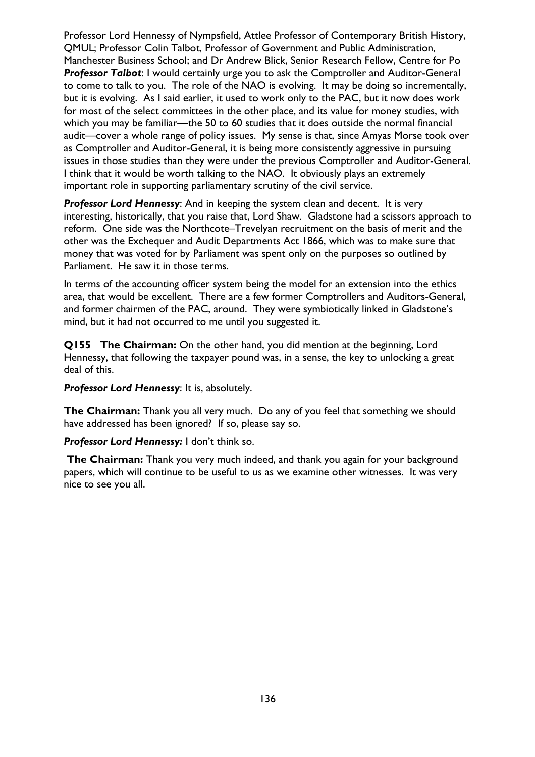Professor Lord Hennessy of Nympsfield, Attlee Professor of Contemporary British History, QMUL; Professor Colin Talbot, Professor of Government and Public Administration, Manchester Business School; and Dr Andrew Blick, Senior Research Fellow, Centre for Po

***Professor Talbot***: I would certainly urge you to ask the Comptroller and Auditor-General to come to talk to you. The role of the NAO is evolving. It may be doing so incrementally, but it is evolving. As I said earlier, it used to work only to the PAC, but it now does work for most of the select committees in the other place, and its value for money studies, with which you may be familiar—the 50 to 60 studies that it does outside the normal financial audit—cover a whole range of policy issues. My sense is that, since Amyas Morse took over as Comptroller and Auditor-General, it is being more consistently aggressive in pursuing issues in those studies than they were under the previous Comptroller and Auditor-General. I think that it would be worth talking to the NAO. It obviously plays an extremely important role in supporting parliamentary scrutiny of the civil service.

***Professor Lord Hennessy***: And in keeping the system clean and decent. It is very interesting, historically, that you raise that, Lord Shaw. Gladstone had a scissors approach to reform. One side was the Northcote–Trevelyan recruitment on the basis of merit and the other was the Exchequer and Audit Departments Act 1866, which was to make sure that money that was voted for by Parliament was spent only on the purposes so outlined by Parliament. He saw it in those terms.

In terms of the accounting officer system being the model for an extension into the ethics area, that would be excellent. There are a few former Comptrollers and Auditors-General, and former chairmen of the PAC, around. They were symbiotically linked in Gladstone's mind, but it had not occurred to me until you suggested it.

**Q155 The Chairman:** On the other hand, you did mention at the beginning, Lord Hennessy, that following the taxpayer pound was, in a sense, the key to unlocking a great deal of this.

***Professor Lord Hennessy***: It is, absolutely.

**The Chairman:** Thank you all very much. Do any of you feel that something we should have addressed has been ignored? If so, please say so.

***Professor Lord Hennessy:*** I don't think so.

**The Chairman:** Thank you very much indeed, and thank you again for your background papers, which will continue to be useful to us as we examine other witnesses. It was very nice to see you all.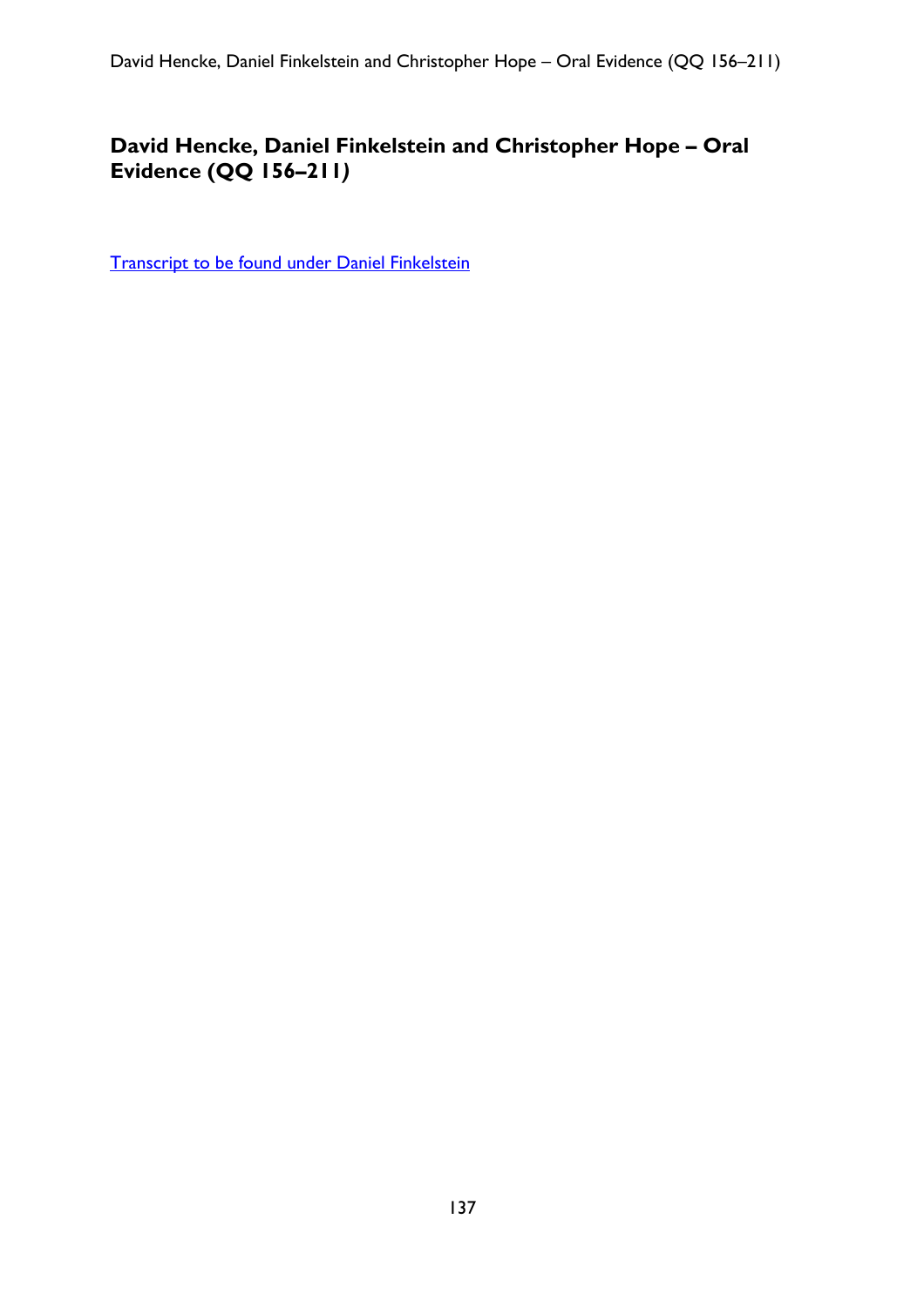# David Hencke, Daniel Finkelstein and Christopher Hope – Oral Evidence (QQ 156–211)

[Transcript to be found under Daniel Finkelstein]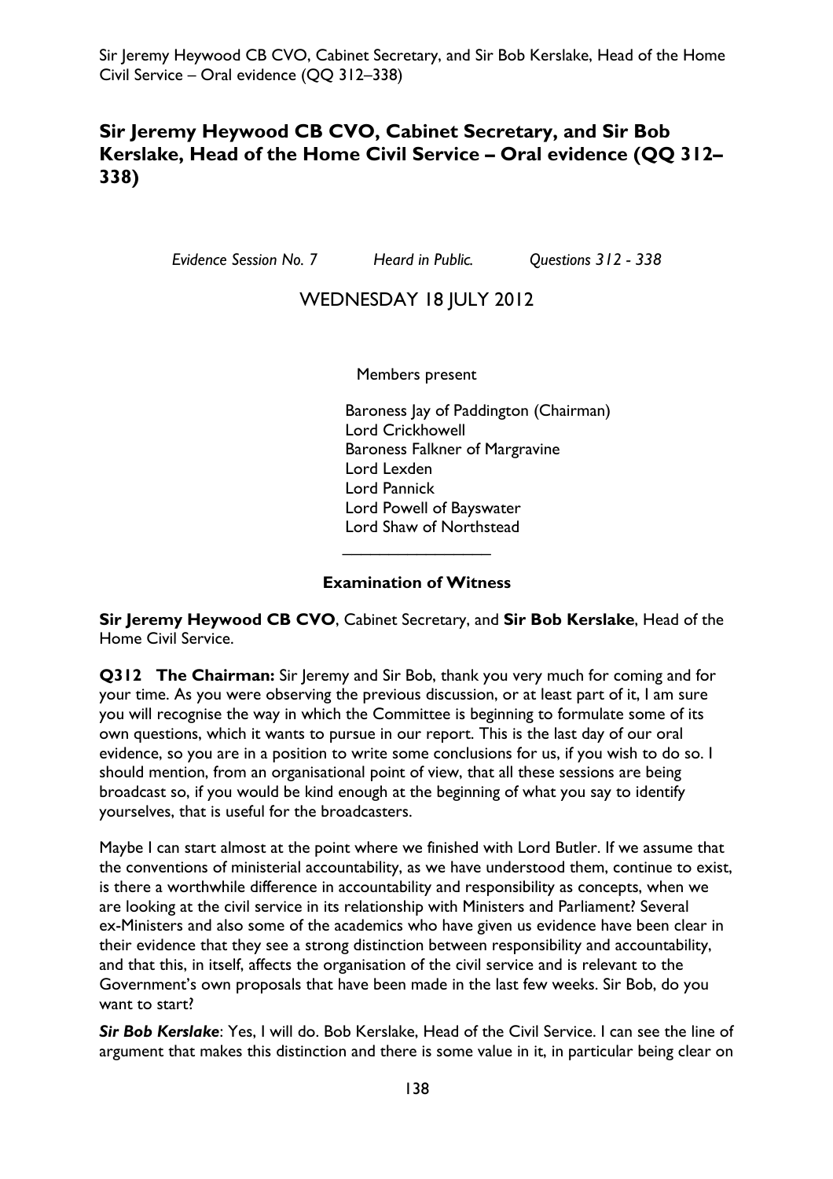# Sir Jeremy Heywood CB CVO, Cabinet Secretary, and Sir Bob Kerslake, Head of the Home Civil Service – Oral evidence (QQ 312–338)

*Evidence Session No. 7* *Heard in Public.* *Questions 312 - 338*

WEDNESDAY 18 JULY 2012

Members present

Baroness Jay of Paddington (Chairman)
Lord Crickhowell
Baroness Falkner of Margravine
Lord Lexden
Lord Pannick
Lord Powell of Bayswater
Lord Shaw of Northstead

________________

**Examination of Witness**

**Sir Jeremy Heywood CB CVO**, Cabinet Secretary, and **Sir Bob Kerslake**, Head of the Home Civil Service.

**Q312 The Chairman:** Sir Jeremy and Sir Bob, thank you very much for coming and for your time. As you were observing the previous discussion, or at least part of it, I am sure you will recognise the way in which the Committee is beginning to formulate some of its own questions, which it wants to pursue in our report. This is the last day of our oral evidence, so you are in a position to write some conclusions for us, if you wish to do so. I should mention, from an organisational point of view, that all these sessions are being broadcast so, if you would be kind enough at the beginning of what you say to identify yourselves, that is useful for the broadcasters.

Maybe I can start almost at the point where we finished with Lord Butler. If we assume that the conventions of ministerial accountability, as we have understood them, continue to exist, is there a worthwhile difference in accountability and responsibility as concepts, when we are looking at the civil service in its relationship with Ministers and Parliament? Several ex-Ministers and also some of the academics who have given us evidence have been clear in their evidence that they see a strong distinction between responsibility and accountability, and that this, in itself, affects the organisation of the civil service and is relevant to the Government's own proposals that have been made in the last few weeks. Sir Bob, do you want to start?

***Sir Bob Kerslake***: Yes, I will do. Bob Kerslake, Head of the Civil Service. I can see the line of argument that makes this distinction and there is some value in it, in particular being clear on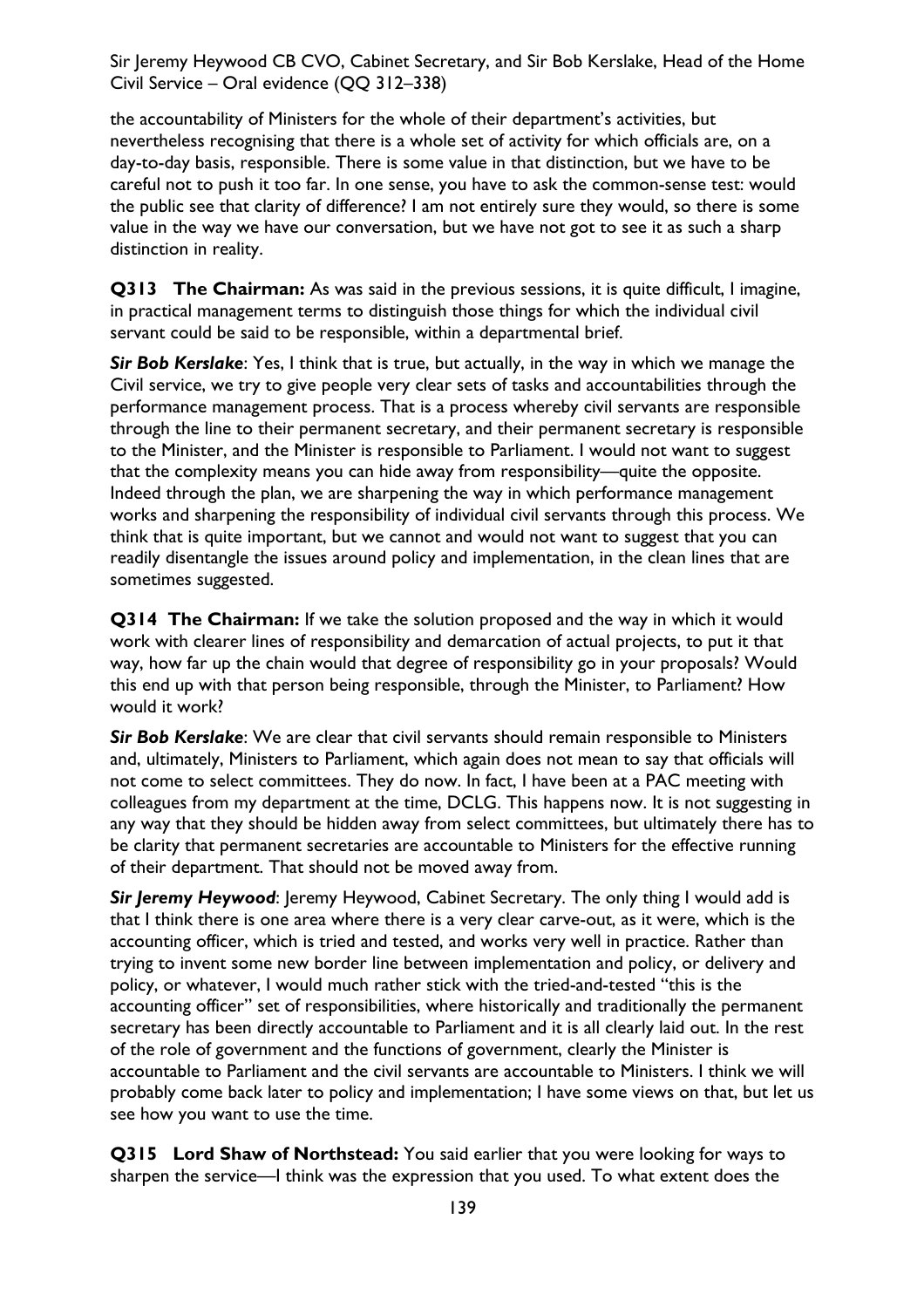the accountability of Ministers for the whole of their department's activities, but nevertheless recognising that there is a whole set of activity for which officials are, on a day-to-day basis, responsible. There is some value in that distinction, but we have to be careful not to push it too far. In one sense, you have to ask the common-sense test: would the public see that clarity of difference? I am not entirely sure they would, so there is some value in the way we have our conversation, but we have not got to see it as such a sharp distinction in reality.

**Q313 The Chairman:** As was said in the previous sessions, it is quite difficult, I imagine, in practical management terms to distinguish those things for which the individual civil servant could be said to be responsible, within a departmental brief.

***Sir Bob Kerslake***: Yes, I think that is true, but actually, in the way in which we manage the Civil service, we try to give people very clear sets of tasks and accountabilities through the performance management process. That is a process whereby civil servants are responsible through the line to their permanent secretary, and their permanent secretary is responsible to the Minister, and the Minister is responsible to Parliament. I would not want to suggest that the complexity means you can hide away from responsibility—quite the opposite. Indeed through the plan, we are sharpening the way in which performance management works and sharpening the responsibility of individual civil servants through this process. We think that is quite important, but we cannot and would not want to suggest that you can readily disentangle the issues around policy and implementation, in the clean lines that are sometimes suggested.

**Q314 The Chairman:** If we take the solution proposed and the way in which it would work with clearer lines of responsibility and demarcation of actual projects, to put it that way, how far up the chain would that degree of responsibility go in your proposals? Would this end up with that person being responsible, through the Minister, to Parliament? How would it work?

***Sir Bob Kerslake***: We are clear that civil servants should remain responsible to Ministers and, ultimately, Ministers to Parliament, which again does not mean to say that officials will not come to select committees. They do now. In fact, I have been at a PAC meeting with colleagues from my department at the time, DCLG. This happens now. It is not suggesting in any way that they should be hidden away from select committees, but ultimately there has to be clarity that permanent secretaries are accountable to Ministers for the effective running of their department. That should not be moved away from.

***Sir Jeremy Heywood***: Jeremy Heywood, Cabinet Secretary. The only thing I would add is that I think there is one area where there is a very clear carve-out, as it were, which is the accounting officer, which is tried and tested, and works very well in practice. Rather than trying to invent some new border line between implementation and policy, or delivery and policy, or whatever, I would much rather stick with the tried-and-tested "this is the accounting officer" set of responsibilities, where historically and traditionally the permanent secretary has been directly accountable to Parliament and it is all clearly laid out. In the rest of the role of government and the functions of government, clearly the Minister is accountable to Parliament and the civil servants are accountable to Ministers. I think we will probably come back later to policy and implementation; I have some views on that, but let us see how you want to use the time.

**Q315 Lord Shaw of Northstead:** You said earlier that you were looking for ways to sharpen the service—I think was the expression that you used. To what extent does the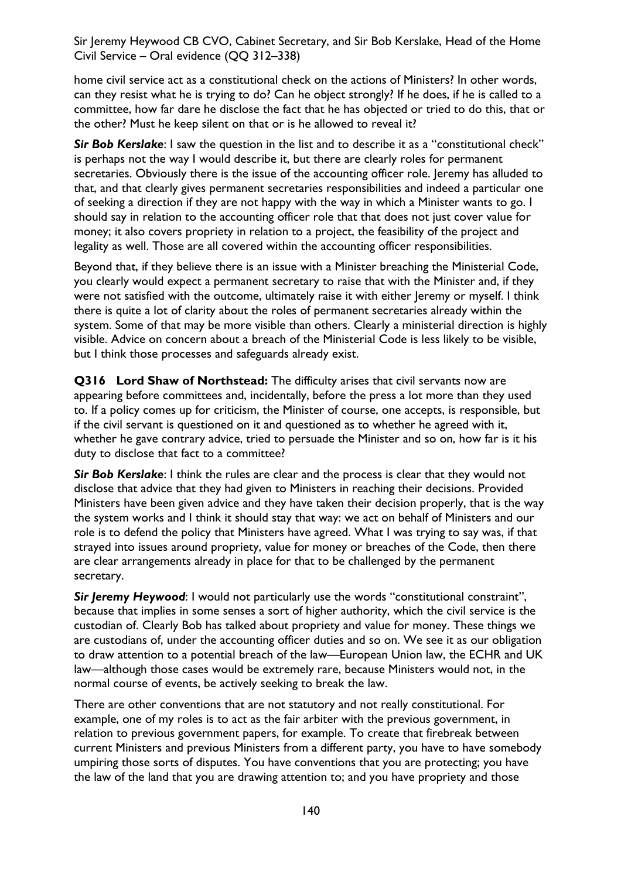home civil service act as a constitutional check on the actions of Ministers? In other words, can they resist what he is trying to do? Can he object strongly? If he does, if he is called to a committee, how far dare he disclose the fact that he has objected or tried to do this, that or the other? Must he keep silent on that or is he allowed to reveal it?

***Sir Bob Kerslake***: I saw the question in the list and to describe it as a "constitutional check" is perhaps not the way I would describe it, but there are clearly roles for permanent secretaries. Obviously there is the issue of the accounting officer role. Jeremy has alluded to that, and that clearly gives permanent secretaries responsibilities and indeed a particular one of seeking a direction if they are not happy with the way in which a Minister wants to go. I should say in relation to the accounting officer role that that does not just cover value for money; it also covers propriety in relation to a project, the feasibility of the project and legality as well. Those are all covered within the accounting officer responsibilities.

Beyond that, if they believe there is an issue with a Minister breaching the Ministerial Code, you clearly would expect a permanent secretary to raise that with the Minister and, if they were not satisfied with the outcome, ultimately raise it with either Jeremy or myself. I think there is quite a lot of clarity about the roles of permanent secretaries already within the system. Some of that may be more visible than others. Clearly a ministerial direction is highly visible. Advice on concern about a breach of the Ministerial Code is less likely to be visible, but I think those processes and safeguards already exist.

**Q316 Lord Shaw of Northstead:** The difficulty arises that civil servants now are appearing before committees and, incidentally, before the press a lot more than they used to. If a policy comes up for criticism, the Minister of course, one accepts, is responsible, but if the civil servant is questioned on it and questioned as to whether he agreed with it, whether he gave contrary advice, tried to persuade the Minister and so on, how far is it his duty to disclose that fact to a committee?

***Sir Bob Kerslake***: I think the rules are clear and the process is clear that they would not disclose that advice that they had given to Ministers in reaching their decisions. Provided Ministers have been given advice and they have taken their decision properly, that is the way the system works and I think it should stay that way: we act on behalf of Ministers and our role is to defend the policy that Ministers have agreed. What I was trying to say was, if that strayed into issues around propriety, value for money or breaches of the Code, then there are clear arrangements already in place for that to be challenged by the permanent secretary.

***Sir Jeremy Heywood***: I would not particularly use the words "constitutional constraint", because that implies in some senses a sort of higher authority, which the civil service is the custodian of. Clearly Bob has talked about propriety and value for money. These things we are custodians of, under the accounting officer duties and so on. We see it as our obligation to draw attention to a potential breach of the law—European Union law, the ECHR and UK law—although those cases would be extremely rare, because Ministers would not, in the normal course of events, be actively seeking to break the law.

There are other conventions that are not statutory and not really constitutional. For example, one of my roles is to act as the fair arbiter with the previous government, in relation to previous government papers, for example. To create that firebreak between current Ministers and previous Ministers from a different party, you have to have somebody umpiring those sorts of disputes. You have conventions that you are protecting; you have the law of the land that you are drawing attention to; and you have propriety and those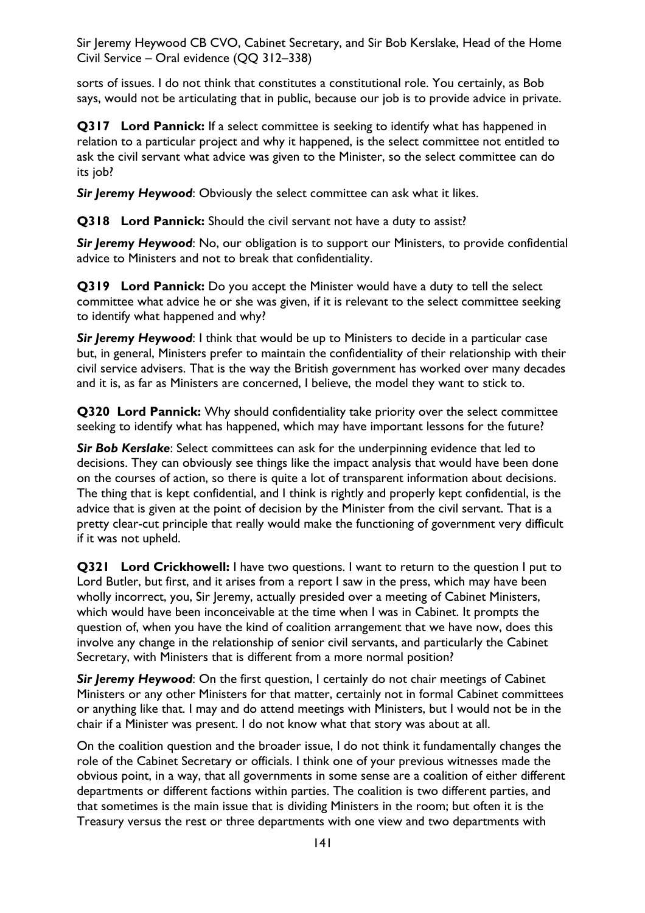sorts of issues. I do not think that constitutes a constitutional role. You certainly, as Bob says, would not be articulating that in public, because our job is to provide advice in private.

**Q317 Lord Pannick:** If a select committee is seeking to identify what has happened in relation to a particular project and why it happened, is the select committee not entitled to ask the civil servant what advice was given to the Minister, so the select committee can do its job?

***Sir Jeremy Heywood***: Obviously the select committee can ask what it likes.

**Q318 Lord Pannick:** Should the civil servant not have a duty to assist?

***Sir Jeremy Heywood***: No, our obligation is to support our Ministers, to provide confidential advice to Ministers and not to break that confidentiality.

**Q319 Lord Pannick:** Do you accept the Minister would have a duty to tell the select committee what advice he or she was given, if it is relevant to the select committee seeking to identify what happened and why?

***Sir Jeremy Heywood***: I think that would be up to Ministers to decide in a particular case but, in general, Ministers prefer to maintain the confidentiality of their relationship with their civil service advisers. That is the way the British government has worked over many decades and it is, as far as Ministers are concerned, I believe, the model they want to stick to.

**Q320 Lord Pannick:** Why should confidentiality take priority over the select committee seeking to identify what has happened, which may have important lessons for the future?

***Sir Bob Kerslake***: Select committees can ask for the underpinning evidence that led to decisions. They can obviously see things like the impact analysis that would have been done on the courses of action, so there is quite a lot of transparent information about decisions. The thing that is kept confidential, and I think is rightly and properly kept confidential, is the advice that is given at the point of decision by the Minister from the civil servant. That is a pretty clear-cut principle that really would make the functioning of government very difficult if it was not upheld.

**Q321 Lord Crickhowell:** I have two questions. I want to return to the question I put to Lord Butler, but first, and it arises from a report I saw in the press, which may have been wholly incorrect, you, Sir Jeremy, actually presided over a meeting of Cabinet Ministers, which would have been inconceivable at the time when I was in Cabinet. It prompts the question of, when you have the kind of coalition arrangement that we have now, does this involve any change in the relationship of senior civil servants, and particularly the Cabinet Secretary, with Ministers that is different from a more normal position?

***Sir Jeremy Heywood***: On the first question, I certainly do not chair meetings of Cabinet Ministers or any other Ministers for that matter, certainly not in formal Cabinet committees or anything like that. I may and do attend meetings with Ministers, but I would not be in the chair if a Minister was present. I do not know what that story was about at all.

On the coalition question and the broader issue, I do not think it fundamentally changes the role of the Cabinet Secretary or officials. I think one of your previous witnesses made the obvious point, in a way, that all governments in some sense are a coalition of either different departments or different factions within parties. The coalition is two different parties, and that sometimes is the main issue that is dividing Ministers in the room; but often it is the Treasury versus the rest or three departments with one view and two departments with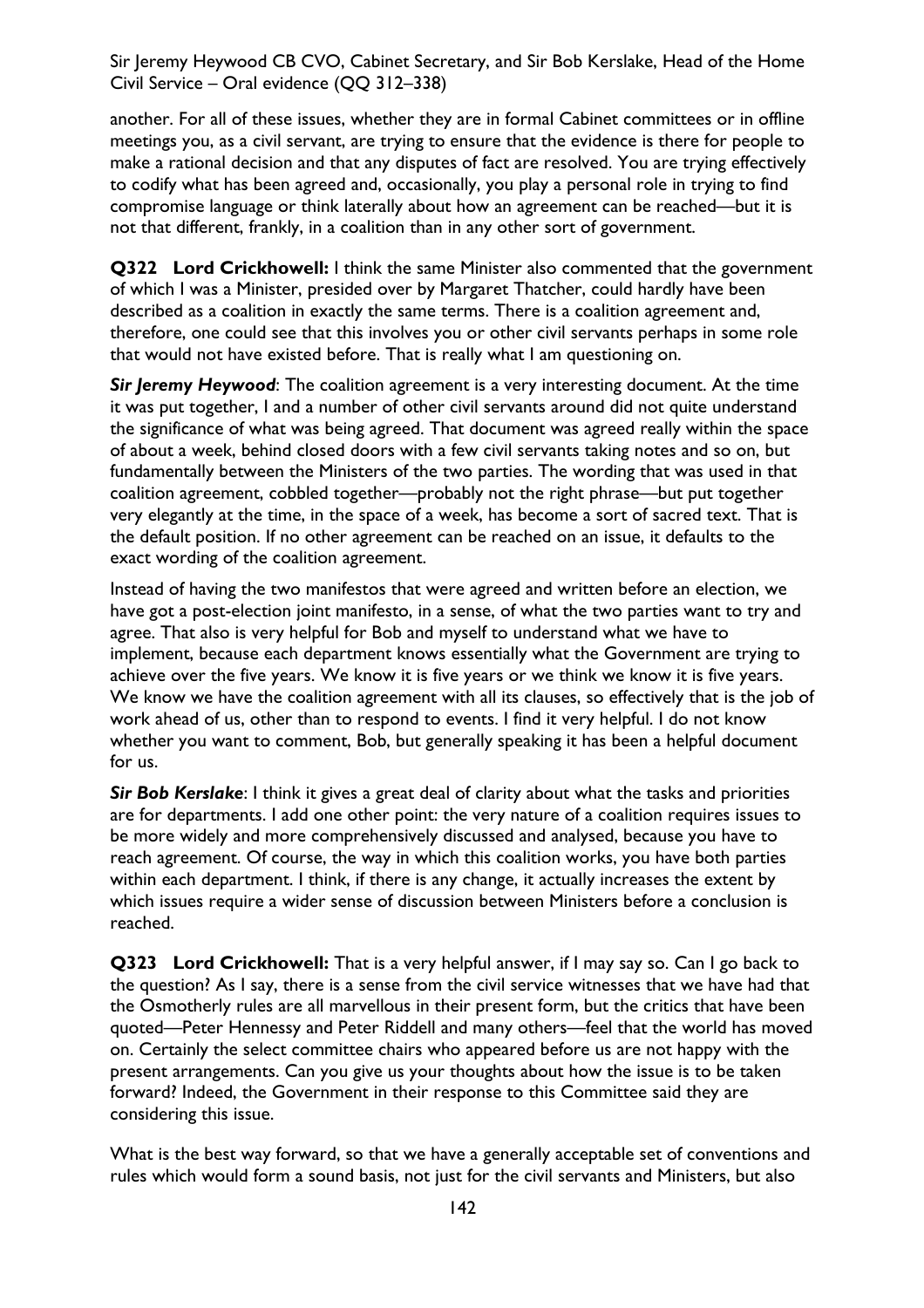another. For all of these issues, whether they are in formal Cabinet committees or in offline meetings you, as a civil servant, are trying to ensure that the evidence is there for people to make a rational decision and that any disputes of fact are resolved. You are trying effectively to codify what has been agreed and, occasionally, you play a personal role in trying to find compromise language or think laterally about how an agreement can be reached—but it is not that different, frankly, in a coalition than in any other sort of government.

**Q322 Lord Crickhowell:** I think the same Minister also commented that the government of which I was a Minister, presided over by Margaret Thatcher, could hardly have been described as a coalition in exactly the same terms. There is a coalition agreement and, therefore, one could see that this involves you or other civil servants perhaps in some role that would not have existed before. That is really what I am questioning on.

***Sir Jeremy Heywood***: The coalition agreement is a very interesting document. At the time it was put together, I and a number of other civil servants around did not quite understand the significance of what was being agreed. That document was agreed really within the space of about a week, behind closed doors with a few civil servants taking notes and so on, but fundamentally between the Ministers of the two parties. The wording that was used in that coalition agreement, cobbled together—probably not the right phrase—but put together very elegantly at the time, in the space of a week, has become a sort of sacred text. That is the default position. If no other agreement can be reached on an issue, it defaults to the exact wording of the coalition agreement.

Instead of having the two manifestos that were agreed and written before an election, we have got a post-election joint manifesto, in a sense, of what the two parties want to try and agree. That also is very helpful for Bob and myself to understand what we have to implement, because each department knows essentially what the Government are trying to achieve over the five years. We know it is five years or we think we know it is five years. We know we have the coalition agreement with all its clauses, so effectively that is the job of work ahead of us, other than to respond to events. I find it very helpful. I do not know whether you want to comment, Bob, but generally speaking it has been a helpful document for us.

***Sir Bob Kerslake***: I think it gives a great deal of clarity about what the tasks and priorities are for departments. I add one other point: the very nature of a coalition requires issues to be more widely and more comprehensively discussed and analysed, because you have to reach agreement. Of course, the way in which this coalition works, you have both parties within each department. I think, if there is any change, it actually increases the extent by which issues require a wider sense of discussion between Ministers before a conclusion is reached.

**Q323 Lord Crickhowell:** That is a very helpful answer, if I may say so. Can I go back to the question? As I say, there is a sense from the civil service witnesses that we have had that the Osmotherly rules are all marvellous in their present form, but the critics that have been quoted—Peter Hennessy and Peter Riddell and many others—feel that the world has moved on. Certainly the select committee chairs who appeared before us are not happy with the present arrangements. Can you give us your thoughts about how the issue is to be taken forward? Indeed, the Government in their response to this Committee said they are considering this issue.

What is the best way forward, so that we have a generally acceptable set of conventions and rules which would form a sound basis, not just for the civil servants and Ministers, but also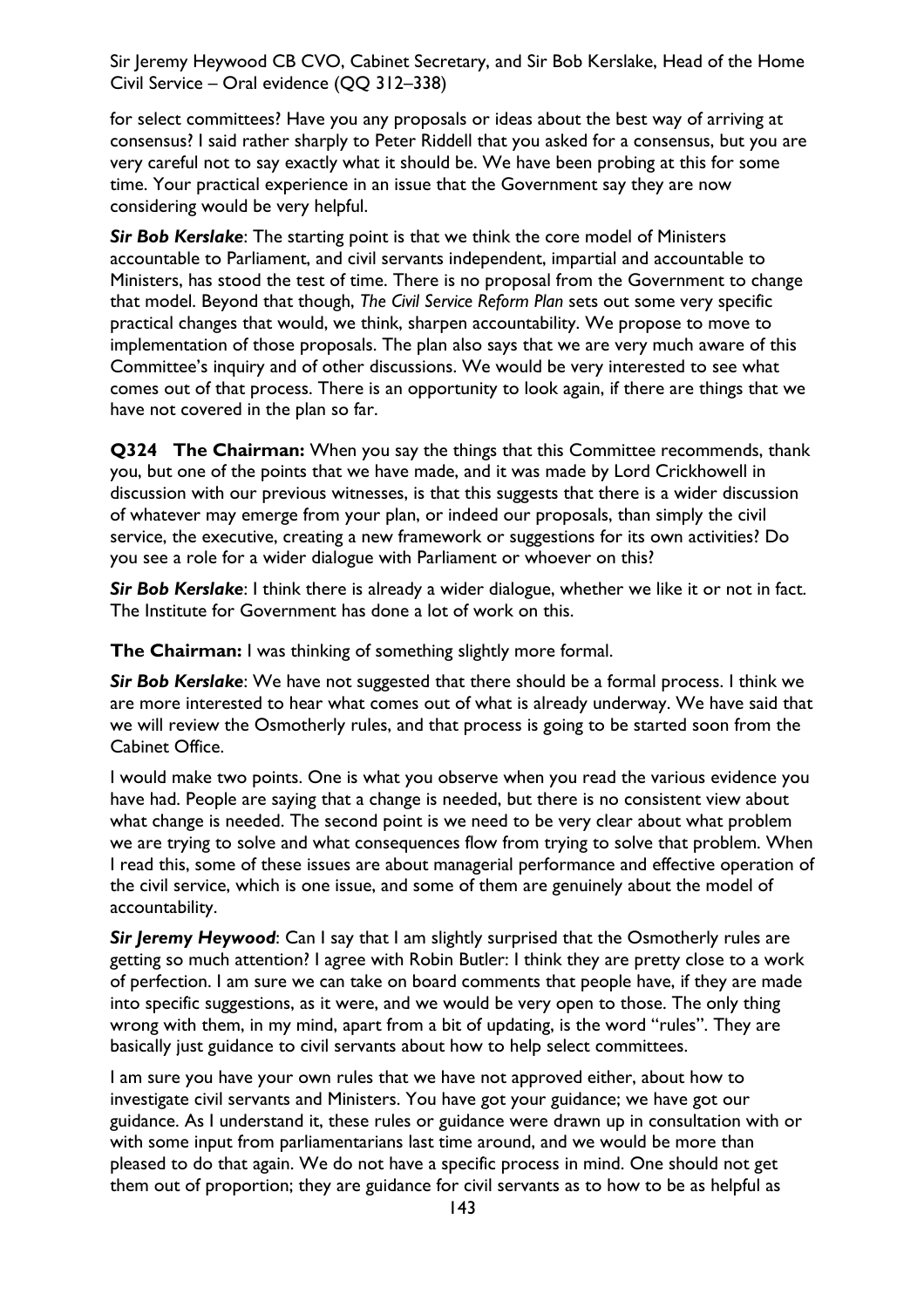for select committees? Have you any proposals or ideas about the best way of arriving at consensus? I said rather sharply to Peter Riddell that you asked for a consensus, but you are very careful not to say exactly what it should be. We have been probing at this for some time. Your practical experience in an issue that the Government say they are now considering would be very helpful.

***Sir Bob Kerslake***: The starting point is that we think the core model of Ministers accountable to Parliament, and civil servants independent, impartial and accountable to Ministers, has stood the test of time. There is no proposal from the Government to change that model. Beyond that though, *The Civil Service Reform Plan* sets out some very specific practical changes that would, we think, sharpen accountability. We propose to move to implementation of those proposals. The plan also says that we are very much aware of this Committee's inquiry and of other discussions. We would be very interested to see what comes out of that process. There is an opportunity to look again, if there are things that we have not covered in the plan so far.

**Q324 The Chairman:** When you say the things that this Committee recommends, thank you, but one of the points that we have made, and it was made by Lord Crickhowell in discussion with our previous witnesses, is that this suggests that there is a wider discussion of whatever may emerge from your plan, or indeed our proposals, than simply the civil service, the executive, creating a new framework or suggestions for its own activities? Do you see a role for a wider dialogue with Parliament or whoever on this?

***Sir Bob Kerslake***: I think there is already a wider dialogue, whether we like it or not in fact. The Institute for Government has done a lot of work on this.

**The Chairman:** I was thinking of something slightly more formal.

***Sir Bob Kerslake***: We have not suggested that there should be a formal process. I think we are more interested to hear what comes out of what is already underway. We have said that we will review the Osmotherly rules, and that process is going to be started soon from the Cabinet Office.

I would make two points. One is what you observe when you read the various evidence you have had. People are saying that a change is needed, but there is no consistent view about what change is needed. The second point is we need to be very clear about what problem we are trying to solve and what consequences flow from trying to solve that problem. When I read this, some of these issues are about managerial performance and effective operation of the civil service, which is one issue, and some of them are genuinely about the model of accountability.

***Sir Jeremy Heywood***: Can I say that I am slightly surprised that the Osmotherly rules are getting so much attention? I agree with Robin Butler: I think they are pretty close to a work of perfection. I am sure we can take on board comments that people have, if they are made into specific suggestions, as it were, and we would be very open to those. The only thing wrong with them, in my mind, apart from a bit of updating, is the word "rules". They are basically just guidance to civil servants about how to help select committees.

I am sure you have your own rules that we have not approved either, about how to investigate civil servants and Ministers. You have got your guidance; we have got our guidance. As I understand it, these rules or guidance were drawn up in consultation with or with some input from parliamentarians last time around, and we would be more than pleased to do that again. We do not have a specific process in mind. One should not get them out of proportion; they are guidance for civil servants as to how to be as helpful as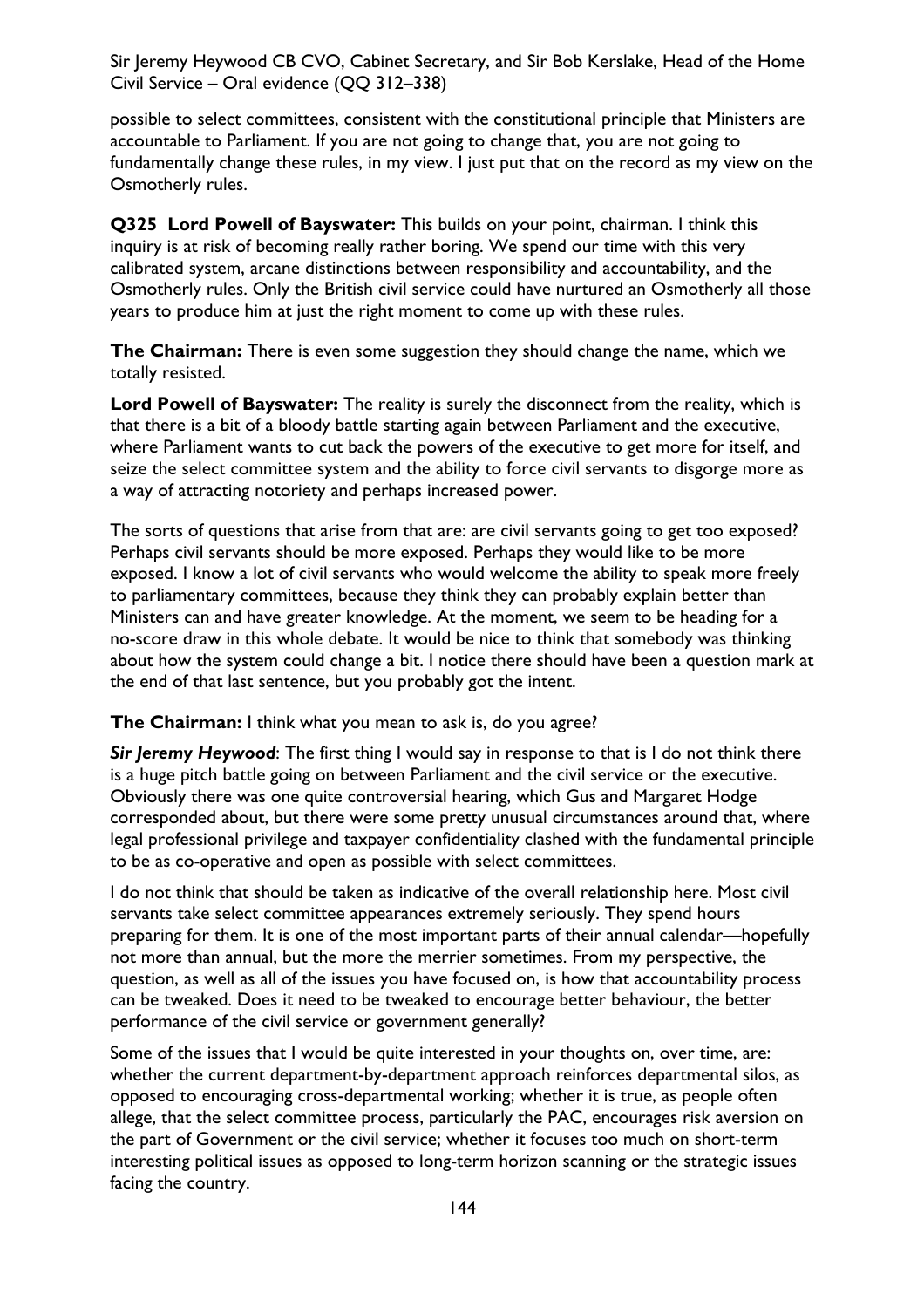possible to select committees, consistent with the constitutional principle that Ministers are accountable to Parliament. If you are not going to change that, you are not going to fundamentally change these rules, in my view. I just put that on the record as my view on the Osmotherly rules.

**Q325 Lord Powell of Bayswater:** This builds on your point, chairman. I think this inquiry is at risk of becoming really rather boring. We spend our time with this very calibrated system, arcane distinctions between responsibility and accountability, and the Osmotherly rules. Only the British civil service could have nurtured an Osmotherly all those years to produce him at just the right moment to come up with these rules.

**The Chairman:** There is even some suggestion they should change the name, which we totally resisted.

**Lord Powell of Bayswater:** The reality is surely the disconnect from the reality, which is that there is a bit of a bloody battle starting again between Parliament and the executive, where Parliament wants to cut back the powers of the executive to get more for itself, and seize the select committee system and the ability to force civil servants to disgorge more as a way of attracting notoriety and perhaps increased power.

The sorts of questions that arise from that are: are civil servants going to get too exposed? Perhaps civil servants should be more exposed. Perhaps they would like to be more exposed. I know a lot of civil servants who would welcome the ability to speak more freely to parliamentary committees, because they think they can probably explain better than Ministers can and have greater knowledge. At the moment, we seem to be heading for a no-score draw in this whole debate. It would be nice to think that somebody was thinking about how the system could change a bit. I notice there should have been a question mark at the end of that last sentence, but you probably got the intent.

**The Chairman:** I think what you mean to ask is, do you agree?

***Sir Jeremy Heywood***: The first thing I would say in response to that is I do not think there is a huge pitch battle going on between Parliament and the civil service or the executive. Obviously there was one quite controversial hearing, which Gus and Margaret Hodge corresponded about, but there were some pretty unusual circumstances around that, where legal professional privilege and taxpayer confidentiality clashed with the fundamental principle to be as co-operative and open as possible with select committees.

I do not think that should be taken as indicative of the overall relationship here. Most civil servants take select committee appearances extremely seriously. They spend hours preparing for them. It is one of the most important parts of their annual calendar—hopefully not more than annual, but the more the merrier sometimes. From my perspective, the question, as well as all of the issues you have focused on, is how that accountability process can be tweaked. Does it need to be tweaked to encourage better behaviour, the better performance of the civil service or government generally?

Some of the issues that I would be quite interested in your thoughts on, over time, are: whether the current department-by-department approach reinforces departmental silos, as opposed to encouraging cross-departmental working; whether it is true, as people often allege, that the select committee process, particularly the PAC, encourages risk aversion on the part of Government or the civil service; whether it focuses too much on short-term interesting political issues as opposed to long-term horizon scanning or the strategic issues facing the country.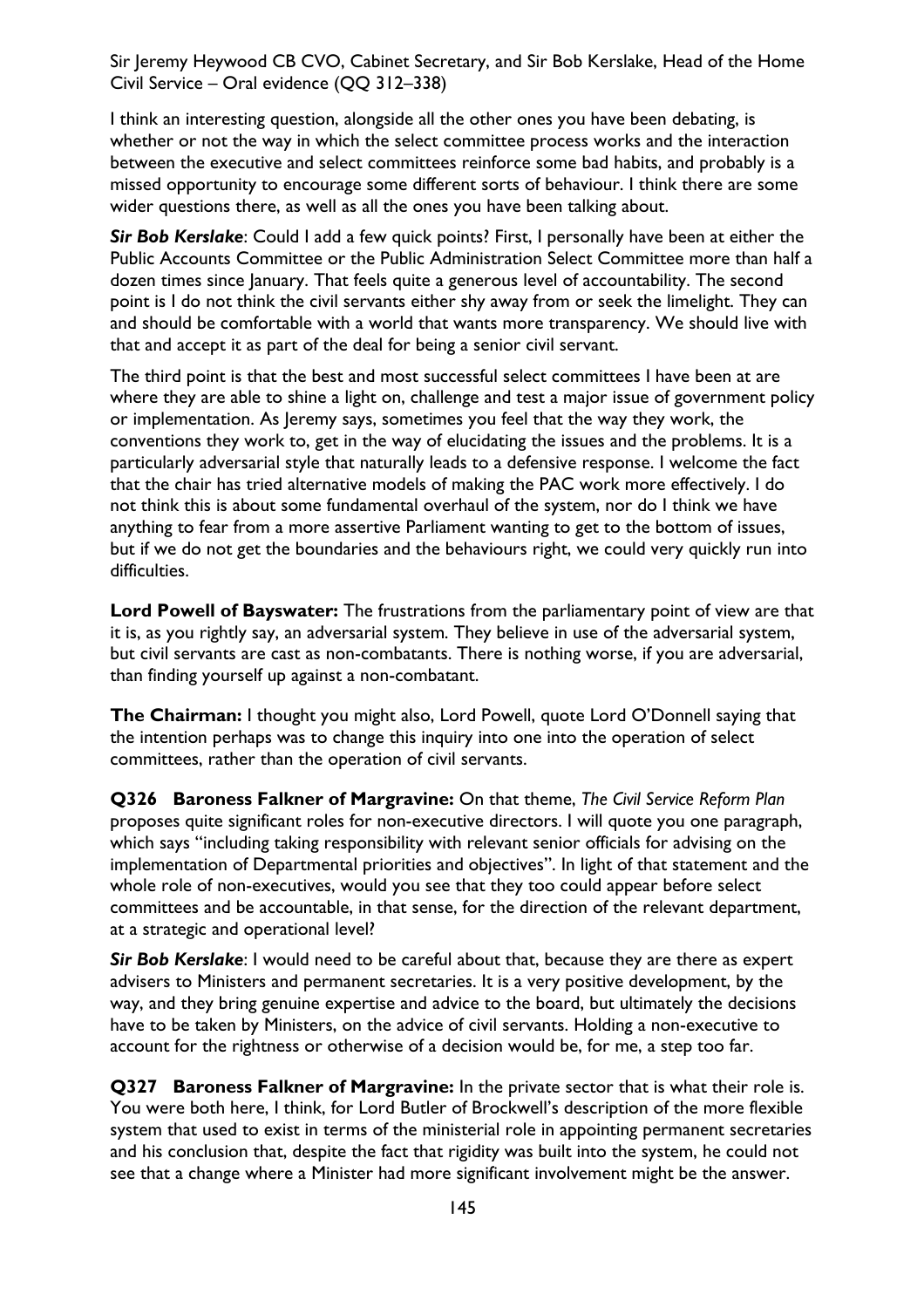I think an interesting question, alongside all the other ones you have been debating, is whether or not the way in which the select committee process works and the interaction between the executive and select committees reinforce some bad habits, and probably is a missed opportunity to encourage some different sorts of behaviour. I think there are some wider questions there, as well as all the ones you have been talking about.

***Sir Bob Kerslake***: Could I add a few quick points? First, I personally have been at either the Public Accounts Committee or the Public Administration Select Committee more than half a dozen times since January. That feels quite a generous level of accountability. The second point is I do not think the civil servants either shy away from or seek the limelight. They can and should be comfortable with a world that wants more transparency. We should live with that and accept it as part of the deal for being a senior civil servant.

The third point is that the best and most successful select committees I have been at are where they are able to shine a light on, challenge and test a major issue of government policy or implementation. As Jeremy says, sometimes you feel that the way they work, the conventions they work to, get in the way of elucidating the issues and the problems. It is a particularly adversarial style that naturally leads to a defensive response. I welcome the fact that the chair has tried alternative models of making the PAC work more effectively. I do not think this is about some fundamental overhaul of the system, nor do I think we have anything to fear from a more assertive Parliament wanting to get to the bottom of issues, but if we do not get the boundaries and the behaviours right, we could very quickly run into difficulties.

**Lord Powell of Bayswater:** The frustrations from the parliamentary point of view are that it is, as you rightly say, an adversarial system. They believe in use of the adversarial system, but civil servants are cast as non-combatants. There is nothing worse, if you are adversarial, than finding yourself up against a non-combatant.

**The Chairman:** I thought you might also, Lord Powell, quote Lord O'Donnell saying that the intention perhaps was to change this inquiry into one into the operation of select committees, rather than the operation of civil servants.

**Q326 Baroness Falkner of Margravine:** On that theme, *The Civil Service Reform Plan* proposes quite significant roles for non-executive directors. I will quote you one paragraph, which says "including taking responsibility with relevant senior officials for advising on the implementation of Departmental priorities and objectives". In light of that statement and the whole role of non-executives, would you see that they too could appear before select committees and be accountable, in that sense, for the direction of the relevant department, at a strategic and operational level?

***Sir Bob Kerslake***: I would need to be careful about that, because they are there as expert advisers to Ministers and permanent secretaries. It is a very positive development, by the way, and they bring genuine expertise and advice to the board, but ultimately the decisions have to be taken by Ministers, on the advice of civil servants. Holding a non-executive to account for the rightness or otherwise of a decision would be, for me, a step too far.

**Q327 Baroness Falkner of Margravine:** In the private sector that is what their role is. You were both here, I think, for Lord Butler of Brockwell's description of the more flexible system that used to exist in terms of the ministerial role in appointing permanent secretaries and his conclusion that, despite the fact that rigidity was built into the system, he could not see that a change where a Minister had more significant involvement might be the answer.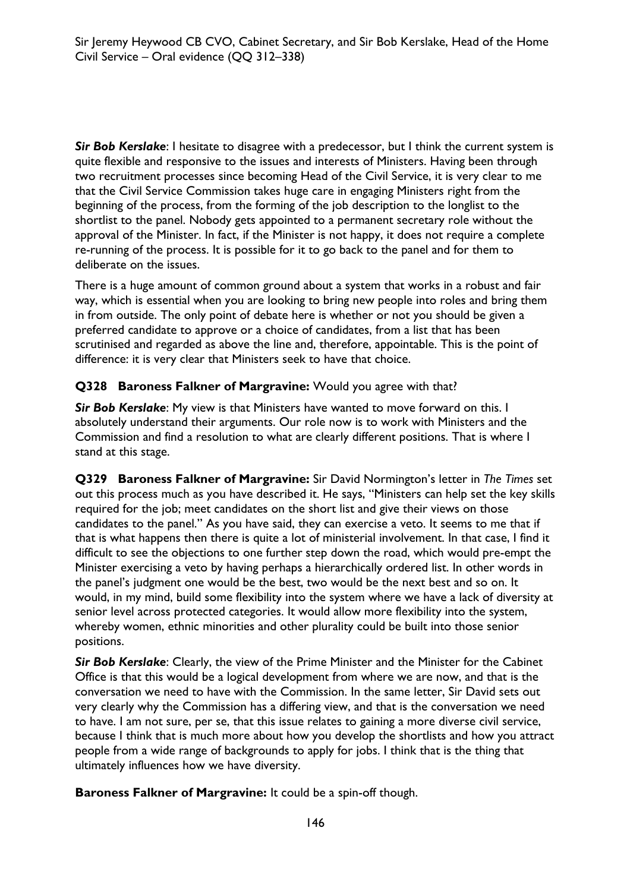***Sir Bob Kerslake***: I hesitate to disagree with a predecessor, but I think the current system is quite flexible and responsive to the issues and interests of Ministers. Having been through two recruitment processes since becoming Head of the Civil Service, it is very clear to me that the Civil Service Commission takes huge care in engaging Ministers right from the beginning of the process, from the forming of the job description to the longlist to the shortlist to the panel. Nobody gets appointed to a permanent secretary role without the approval of the Minister. In fact, if the Minister is not happy, it does not require a complete re-running of the process. It is possible for it to go back to the panel and for them to deliberate on the issues.

There is a huge amount of common ground about a system that works in a robust and fair way, which is essential when you are looking to bring new people into roles and bring them in from outside. The only point of debate here is whether or not you should be given a preferred candidate to approve or a choice of candidates, from a list that has been scrutinised and regarded as above the line and, therefore, appointable. This is the point of difference: it is very clear that Ministers seek to have that choice.

**Q328 Baroness Falkner of Margravine:** Would you agree with that?

***Sir Bob Kerslake***: My view is that Ministers have wanted to move forward on this. I absolutely understand their arguments. Our role now is to work with Ministers and the Commission and find a resolution to what are clearly different positions. That is where I stand at this stage.

**Q329 Baroness Falkner of Margravine:** Sir David Normington's letter in *The Times* set out this process much as you have described it. He says, "Ministers can help set the key skills required for the job; meet candidates on the short list and give their views on those candidates to the panel." As you have said, they can exercise a veto. It seems to me that if that is what happens then there is quite a lot of ministerial involvement. In that case, I find it difficult to see the objections to one further step down the road, which would pre-empt the Minister exercising a veto by having perhaps a hierarchically ordered list. In other words in the panel's judgment one would be the best, two would be the next best and so on. It would, in my mind, build some flexibility into the system where we have a lack of diversity at senior level across protected categories. It would allow more flexibility into the system, whereby women, ethnic minorities and other plurality could be built into those senior positions.

***Sir Bob Kerslake***: Clearly, the view of the Prime Minister and the Minister for the Cabinet Office is that this would be a logical development from where we are now, and that is the conversation we need to have with the Commission. In the same letter, Sir David sets out very clearly why the Commission has a differing view, and that is the conversation we need to have. I am not sure, per se, that this issue relates to gaining a more diverse civil service, because I think that is much more about how you develop the shortlists and how you attract people from a wide range of backgrounds to apply for jobs. I think that is the thing that ultimately influences how we have diversity.

**Baroness Falkner of Margravine:** It could be a spin-off though.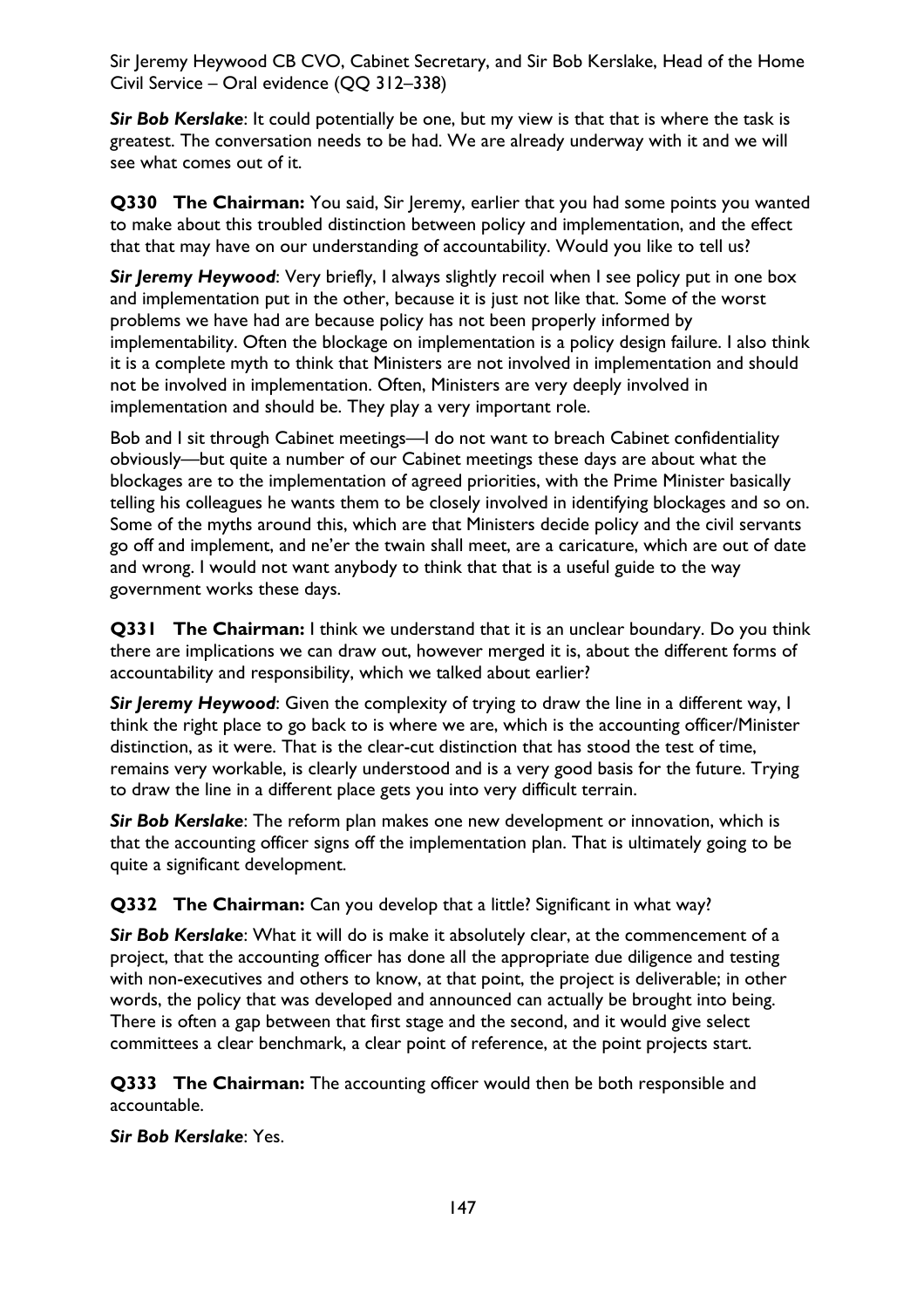*Sir Bob Kerslake*: It could potentially be one, but my view is that that is where the task is greatest. The conversation needs to be had. We are already underway with it and we will see what comes out of it.

**Q330 The Chairman:** You said, Sir Jeremy, earlier that you had some points you wanted to make about this troubled distinction between policy and implementation, and the effect that that may have on our understanding of accountability. Would you like to tell us?

***Sir Jeremy Heywood***: Very briefly, I always slightly recoil when I see policy put in one box and implementation put in the other, because it is just not like that. Some of the worst problems we have had are because policy has not been properly informed by implementability. Often the blockage on implementation is a policy design failure. I also think it is a complete myth to think that Ministers are not involved in implementation and should not be involved in implementation. Often, Ministers are very deeply involved in implementation and should be. They play a very important role.

Bob and I sit through Cabinet meetings—I do not want to breach Cabinet confidentiality obviously—but quite a number of our Cabinet meetings these days are about what the blockages are to the implementation of agreed priorities, with the Prime Minister basically telling his colleagues he wants them to be closely involved in identifying blockages and so on. Some of the myths around this, which are that Ministers decide policy and the civil servants go off and implement, and ne'er the twain shall meet, are a caricature, which are out of date and wrong. I would not want anybody to think that that is a useful guide to the way government works these days.

**Q331 The Chairman:** I think we understand that it is an unclear boundary. Do you think there are implications we can draw out, however merged it is, about the different forms of accountability and responsibility, which we talked about earlier?

***Sir Jeremy Heywood***: Given the complexity of trying to draw the line in a different way, I think the right place to go back to is where we are, which is the accounting officer/Minister distinction, as it were. That is the clear-cut distinction that has stood the test of time, remains very workable, is clearly understood and is a very good basis for the future. Trying to draw the line in a different place gets you into very difficult terrain.

***Sir Bob Kerslake***: The reform plan makes one new development or innovation, which is that the accounting officer signs off the implementation plan. That is ultimately going to be quite a significant development.

**Q332 The Chairman:** Can you develop that a little? Significant in what way?

***Sir Bob Kerslake***: What it will do is make it absolutely clear, at the commencement of a project, that the accounting officer has done all the appropriate due diligence and testing with non-executives and others to know, at that point, the project is deliverable; in other words, the policy that was developed and announced can actually be brought into being. There is often a gap between that first stage and the second, and it would give select committees a clear benchmark, a clear point of reference, at the point projects start.

**Q333 The Chairman:** The accounting officer would then be both responsible and accountable.

***Sir Bob Kerslake***: Yes.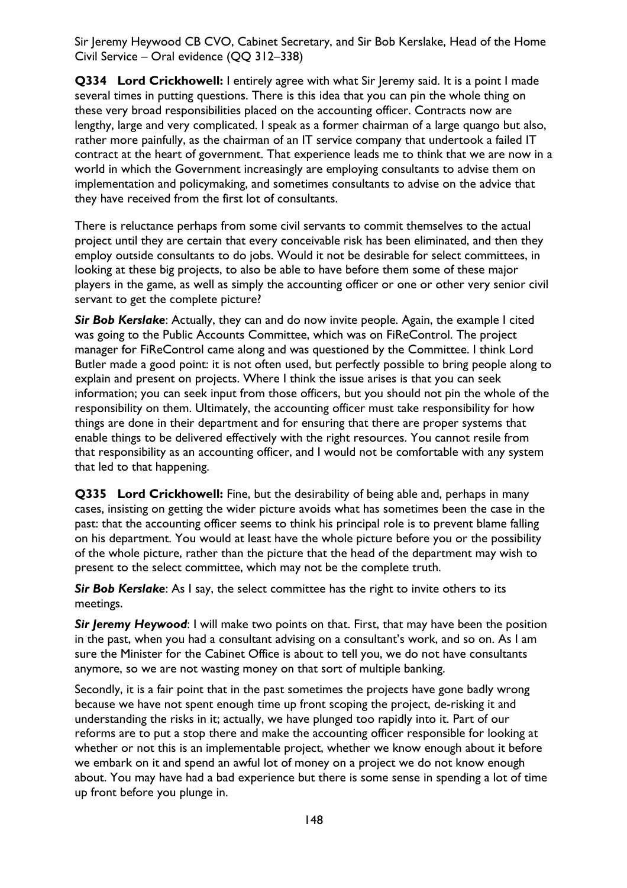**Q334 Lord Crickhowell:** I entirely agree with what Sir Jeremy said. It is a point I made several times in putting questions. There is this idea that you can pin the whole thing on these very broad responsibilities placed on the accounting officer. Contracts now are lengthy, large and very complicated. I speak as a former chairman of a large quango but also, rather more painfully, as the chairman of an IT service company that undertook a failed IT contract at the heart of government. That experience leads me to think that we are now in a world in which the Government increasingly are employing consultants to advise them on implementation and policymaking, and sometimes consultants to advise on the advice that they have received from the first lot of consultants.

There is reluctance perhaps from some civil servants to commit themselves to the actual project until they are certain that every conceivable risk has been eliminated, and then they employ outside consultants to do jobs. Would it not be desirable for select committees, in looking at these big projects, to also be able to have before them some of these major players in the game, as well as simply the accounting officer or one or other very senior civil servant to get the complete picture?

***Sir Bob Kerslake***: Actually, they can and do now invite people. Again, the example I cited was going to the Public Accounts Committee, which was on FiReControl. The project manager for FiReControl came along and was questioned by the Committee. I think Lord Butler made a good point: it is not often used, but perfectly possible to bring people along to explain and present on projects. Where I think the issue arises is that you can seek information; you can seek input from those officers, but you should not pin the whole of the responsibility on them. Ultimately, the accounting officer must take responsibility for how things are done in their department and for ensuring that there are proper systems that enable things to be delivered effectively with the right resources. You cannot resile from that responsibility as an accounting officer, and I would not be comfortable with any system that led to that happening.

**Q335 Lord Crickhowell:** Fine, but the desirability of being able and, perhaps in many cases, insisting on getting the wider picture avoids what has sometimes been the case in the past: that the accounting officer seems to think his principal role is to prevent blame falling on his department. You would at least have the whole picture before you or the possibility of the whole picture, rather than the picture that the head of the department may wish to present to the select committee, which may not be the complete truth.

***Sir Bob Kerslake***: As I say, the select committee has the right to invite others to its meetings.

***Sir Jeremy Heywood***: I will make two points on that. First, that may have been the position in the past, when you had a consultant advising on a consultant's work, and so on. As I am sure the Minister for the Cabinet Office is about to tell you, we do not have consultants anymore, so we are not wasting money on that sort of multiple banking.

Secondly, it is a fair point that in the past sometimes the projects have gone badly wrong because we have not spent enough time up front scoping the project, de-risking it and understanding the risks in it; actually, we have plunged too rapidly into it. Part of our reforms are to put a stop there and make the accounting officer responsible for looking at whether or not this is an implementable project, whether we know enough about it before we embark on it and spend an awful lot of money on a project we do not know enough about. You may have had a bad experience but there is some sense in spending a lot of time up front before you plunge in.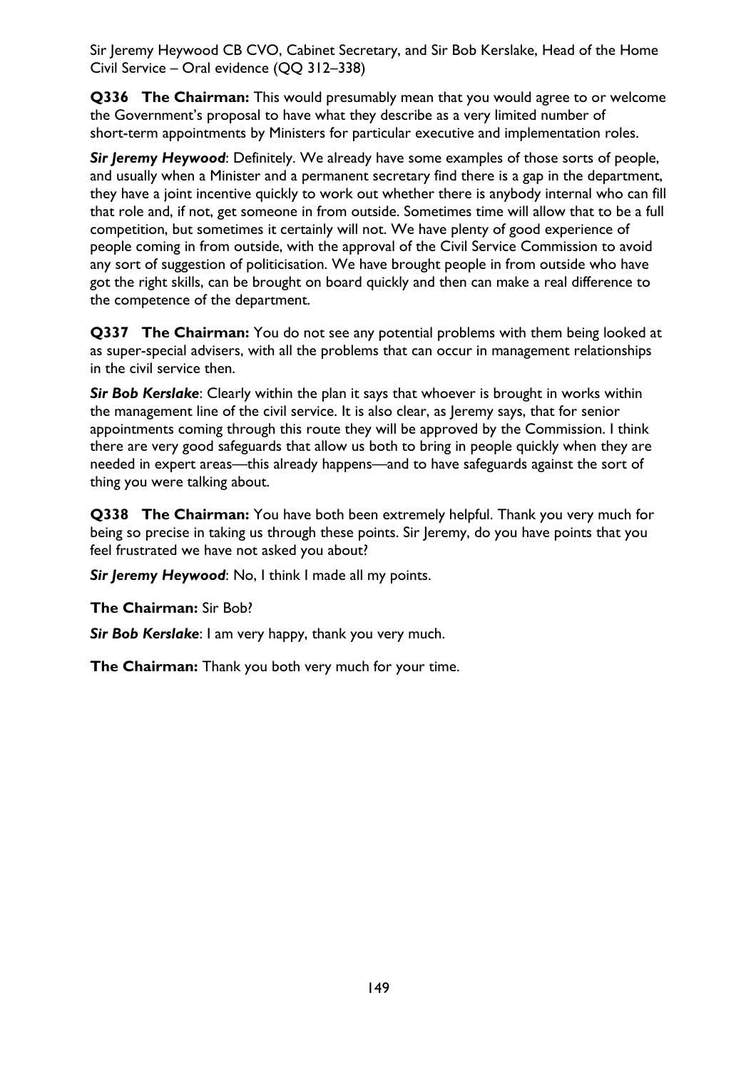**Q336 The Chairman:** This would presumably mean that you would agree to or welcome the Government's proposal to have what they describe as a very limited number of short-term appointments by Ministers for particular executive and implementation roles.

***Sir Jeremy Heywood***: Definitely. We already have some examples of those sorts of people, and usually when a Minister and a permanent secretary find there is a gap in the department, they have a joint incentive quickly to work out whether there is anybody internal who can fill that role and, if not, get someone in from outside. Sometimes time will allow that to be a full competition, but sometimes it certainly will not. We have plenty of good experience of people coming in from outside, with the approval of the Civil Service Commission to avoid any sort of suggestion of politicisation. We have brought people in from outside who have got the right skills, can be brought on board quickly and then can make a real difference to the competence of the department.

**Q337 The Chairman:** You do not see any potential problems with them being looked at as super-special advisers, with all the problems that can occur in management relationships in the civil service then.

***Sir Bob Kerslake***: Clearly within the plan it says that whoever is brought in works within the management line of the civil service. It is also clear, as Jeremy says, that for senior appointments coming through this route they will be approved by the Commission. I think there are very good safeguards that allow us both to bring in people quickly when they are needed in expert areas—this already happens—and to have safeguards against the sort of thing you were talking about.

**Q338 The Chairman:** You have both been extremely helpful. Thank you very much for being so precise in taking us through these points. Sir Jeremy, do you have points that you feel frustrated we have not asked you about?

***Sir Jeremy Heywood***: No, I think I made all my points.

**The Chairman:** Sir Bob?

***Sir Bob Kerslake***: I am very happy, thank you very much.

**The Chairman:** Thank you both very much for your time.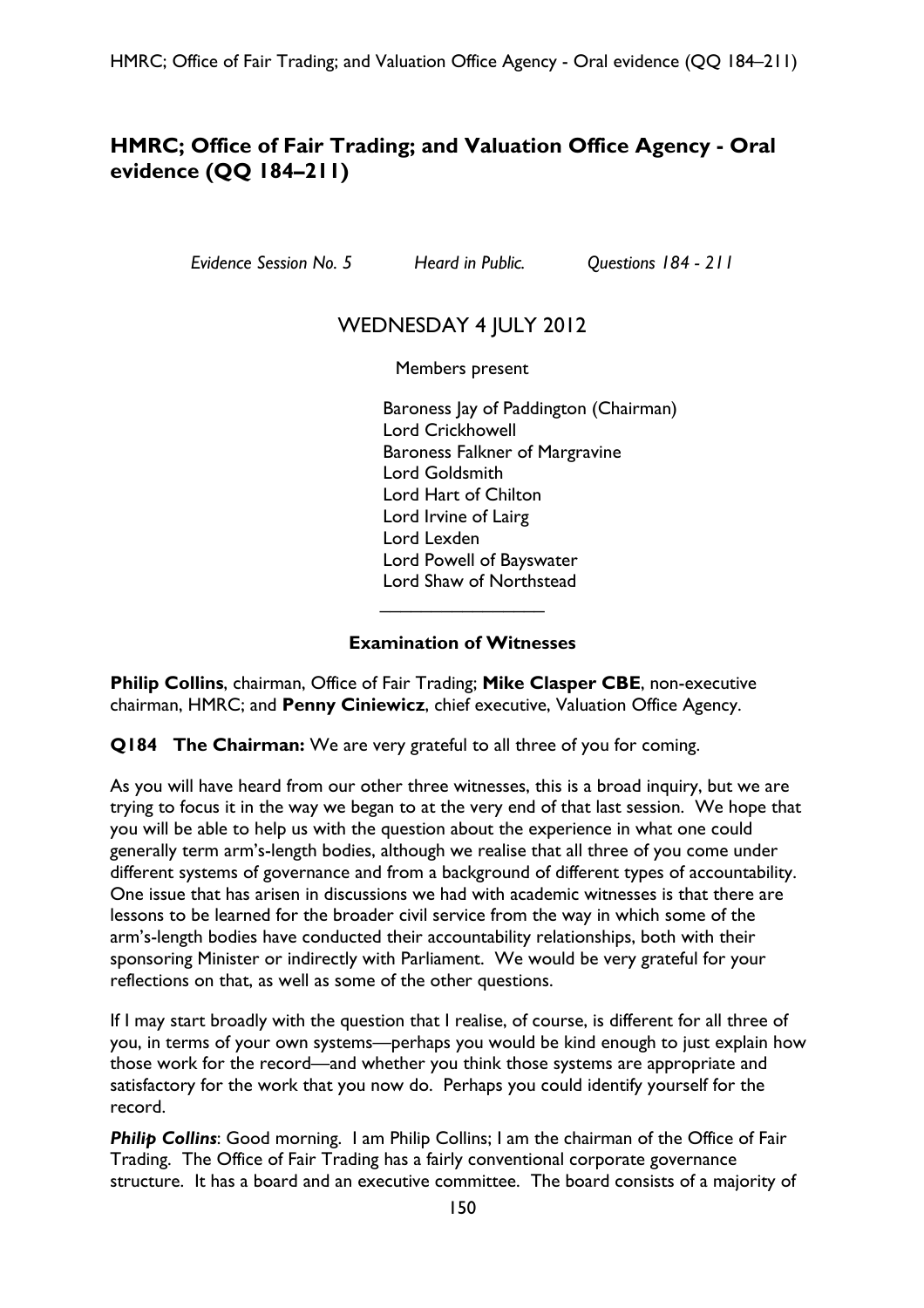# HMRC; Office of Fair Trading; and Valuation Office Agency - Oral evidence (QQ 184–211)

*Evidence Session No. 5* *Heard in Public.* *Questions 184 - 211*

WEDNESDAY 4 JULY 2012

Members present

Baroness Jay of Paddington (Chairman)
Lord Crickhowell
Baroness Falkner of Margravine
Lord Goldsmith
Lord Hart of Chilton
Lord Irvine of Lairg
Lord Lexden
Lord Powell of Bayswater
Lord Shaw of Northstead

---

**Examination of Witnesses**

**Philip Collins**, chairman, Office of Fair Trading; **Mike Clasper CBE**, non-executive chairman, HMRC; and **Penny Ciniewicz**, chief executive, Valuation Office Agency.

**Q184 The Chairman:** We are very grateful to all three of you for coming.

As you will have heard from our other three witnesses, this is a broad inquiry, but we are trying to focus it in the way we began to at the very end of that last session. We hope that you will be able to help us with the question about the experience in what one could generally term arm's-length bodies, although we realise that all three of you come under different systems of governance and from a background of different types of accountability. One issue that has arisen in discussions we had with academic witnesses is that there are lessons to be learned for the broader civil service from the way in which some of the arm's-length bodies have conducted their accountability relationships, both with their sponsoring Minister or indirectly with Parliament. We would be very grateful for your reflections on that, as well as some of the other questions.

If I may start broadly with the question that I realise, of course, is different for all three of you, in terms of your own systems—perhaps you would be kind enough to just explain how those work for the record—and whether you think those systems are appropriate and satisfactory for the work that you now do. Perhaps you could identify yourself for the record.

***Philip Collins***: Good morning. I am Philip Collins; I am the chairman of the Office of Fair Trading. The Office of Fair Trading has a fairly conventional corporate governance structure. It has a board and an executive committee. The board consists of a majority of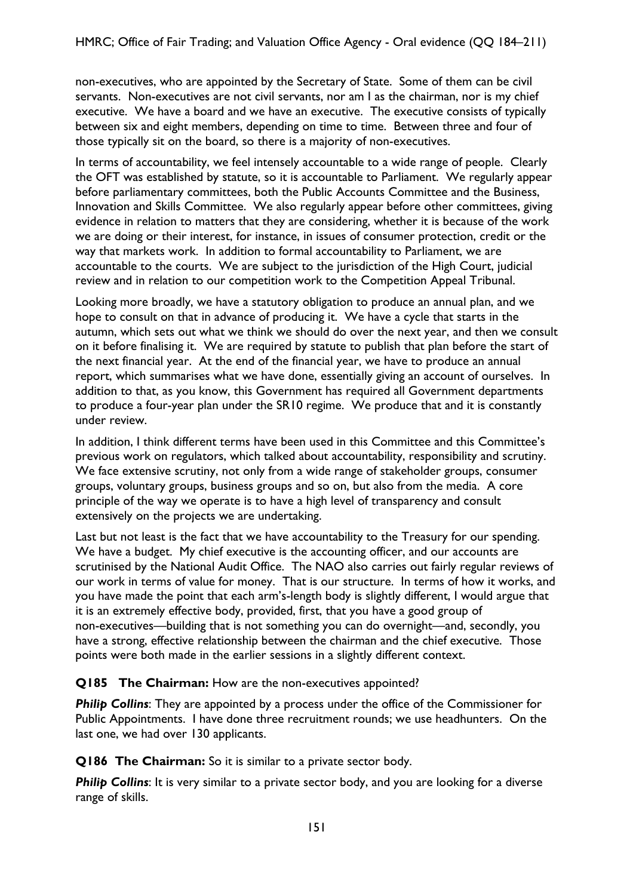non-executives, who are appointed by the Secretary of State. Some of them can be civil servants. Non-executives are not civil servants, nor am I as the chairman, nor is my chief executive. We have a board and we have an executive. The executive consists of typically between six and eight members, depending on time to time. Between three and four of those typically sit on the board, so there is a majority of non-executives.

In terms of accountability, we feel intensely accountable to a wide range of people. Clearly the OFT was established by statute, so it is accountable to Parliament. We regularly appear before parliamentary committees, both the Public Accounts Committee and the Business, Innovation and Skills Committee. We also regularly appear before other committees, giving evidence in relation to matters that they are considering, whether it is because of the work we are doing or their interest, for instance, in issues of consumer protection, credit or the way that markets work. In addition to formal accountability to Parliament, we are accountable to the courts. We are subject to the jurisdiction of the High Court, judicial review and in relation to our competition work to the Competition Appeal Tribunal.

Looking more broadly, we have a statutory obligation to produce an annual plan, and we hope to consult on that in advance of producing it. We have a cycle that starts in the autumn, which sets out what we think we should do over the next year, and then we consult on it before finalising it. We are required by statute to publish that plan before the start of the next financial year. At the end of the financial year, we have to produce an annual report, which summarises what we have done, essentially giving an account of ourselves. In addition to that, as you know, this Government has required all Government departments to produce a four-year plan under the SR10 regime. We produce that and it is constantly under review.

In addition, I think different terms have been used in this Committee and this Committee's previous work on regulators, which talked about accountability, responsibility and scrutiny. We face extensive scrutiny, not only from a wide range of stakeholder groups, consumer groups, voluntary groups, business groups and so on, but also from the media. A core principle of the way we operate is to have a high level of transparency and consult extensively on the projects we are undertaking.

Last but not least is the fact that we have accountability to the Treasury for our spending. We have a budget. My chief executive is the accounting officer, and our accounts are scrutinised by the National Audit Office. The NAO also carries out fairly regular reviews of our work in terms of value for money. That is our structure. In terms of how it works, and you have made the point that each arm's-length body is slightly different, I would argue that it is an extremely effective body, provided, first, that you have a good group of non-executives—building that is not something you can do overnight—and, secondly, you have a strong, effective relationship between the chairman and the chief executive. Those points were both made in the earlier sessions in a slightly different context.

**Q185 The Chairman:** How are the non-executives appointed?

***Philip Collins***: They are appointed by a process under the office of the Commissioner for Public Appointments. I have done three recruitment rounds; we use headhunters. On the last one, we had over 130 applicants.

**Q186 The Chairman:** So it is similar to a private sector body.

***Philip Collins***: It is very similar to a private sector body, and you are looking for a diverse range of skills.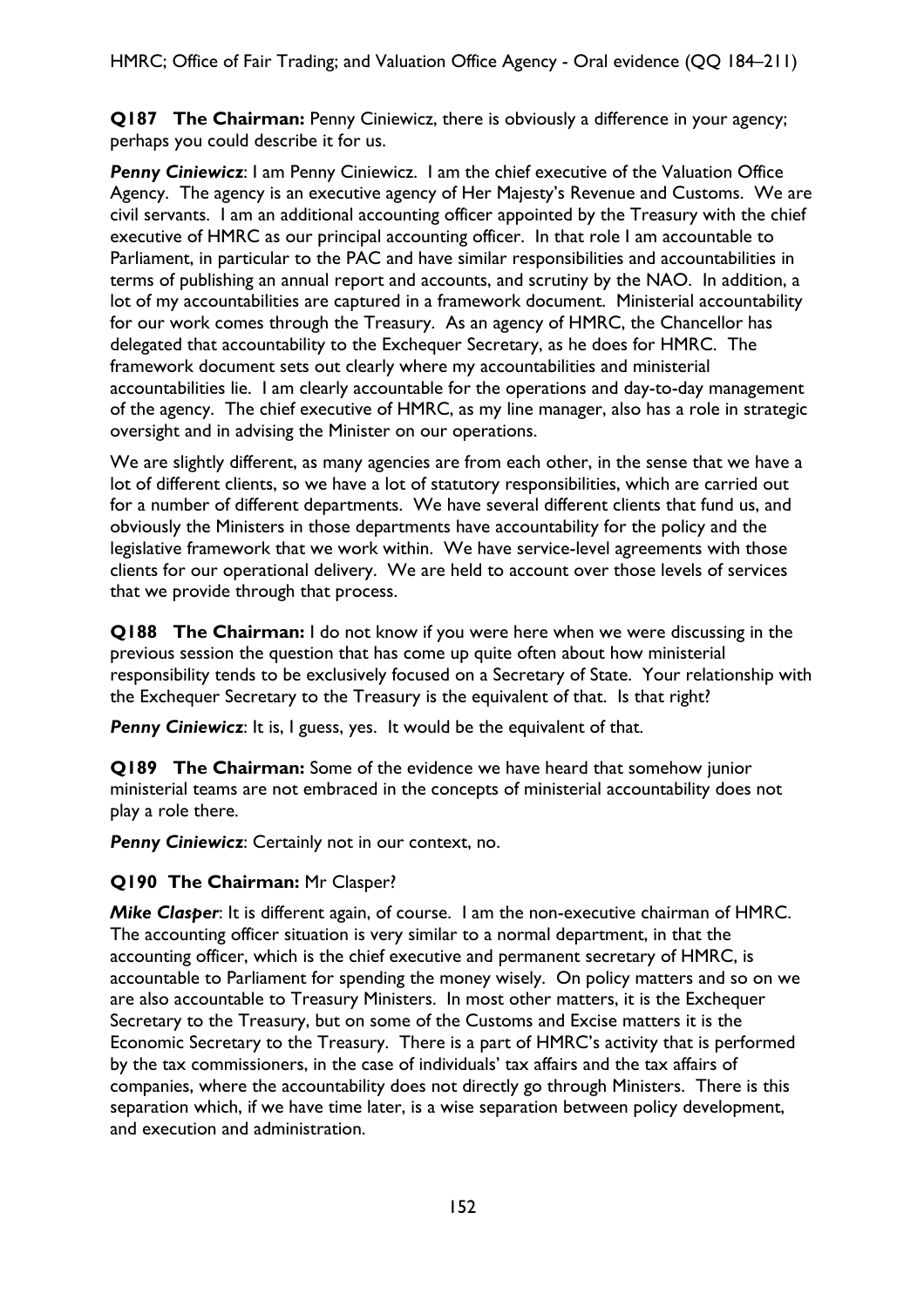**Q187 The Chairman:** Penny Ciniewicz, there is obviously a difference in your agency; perhaps you could describe it for us.

***Penny Ciniewicz***: I am Penny Ciniewicz. I am the chief executive of the Valuation Office Agency. The agency is an executive agency of Her Majesty's Revenue and Customs. We are civil servants. I am an additional accounting officer appointed by the Treasury with the chief executive of HMRC as our principal accounting officer. In that role I am accountable to Parliament, in particular to the PAC and have similar responsibilities and accountabilities in terms of publishing an annual report and accounts, and scrutiny by the NAO. In addition, a lot of my accountabilities are captured in a framework document. Ministerial accountability for our work comes through the Treasury. As an agency of HMRC, the Chancellor has delegated that accountability to the Exchequer Secretary, as he does for HMRC. The framework document sets out clearly where my accountabilities and ministerial accountabilities lie. I am clearly accountable for the operations and day-to-day management of the agency. The chief executive of HMRC, as my line manager, also has a role in strategic oversight and in advising the Minister on our operations.

We are slightly different, as many agencies are from each other, in the sense that we have a lot of different clients, so we have a lot of statutory responsibilities, which are carried out for a number of different departments. We have several different clients that fund us, and obviously the Ministers in those departments have accountability for the policy and the legislative framework that we work within. We have service-level agreements with those clients for our operational delivery. We are held to account over those levels of services that we provide through that process.

**Q188 The Chairman:** I do not know if you were here when we were discussing in the previous session the question that has come up quite often about how ministerial responsibility tends to be exclusively focused on a Secretary of State. Your relationship with the Exchequer Secretary to the Treasury is the equivalent of that. Is that right?

***Penny Ciniewicz***: It is, I guess, yes. It would be the equivalent of that.

**Q189 The Chairman:** Some of the evidence we have heard that somehow junior ministerial teams are not embraced in the concepts of ministerial accountability does not play a role there.

***Penny Ciniewicz***: Certainly not in our context, no.

**Q190 The Chairman:** Mr Clasper?

***Mike Clasper***: It is different again, of course. I am the non-executive chairman of HMRC. The accounting officer situation is very similar to a normal department, in that the accounting officer, which is the chief executive and permanent secretary of HMRC, is accountable to Parliament for spending the money wisely. On policy matters and so on we are also accountable to Treasury Ministers. In most other matters, it is the Exchequer Secretary to the Treasury, but on some of the Customs and Excise matters it is the Economic Secretary to the Treasury. There is a part of HMRC's activity that is performed by the tax commissioners, in the case of individuals' tax affairs and the tax affairs of companies, where the accountability does not directly go through Ministers. There is this separation which, if we have time later, is a wise separation between policy development, and execution and administration.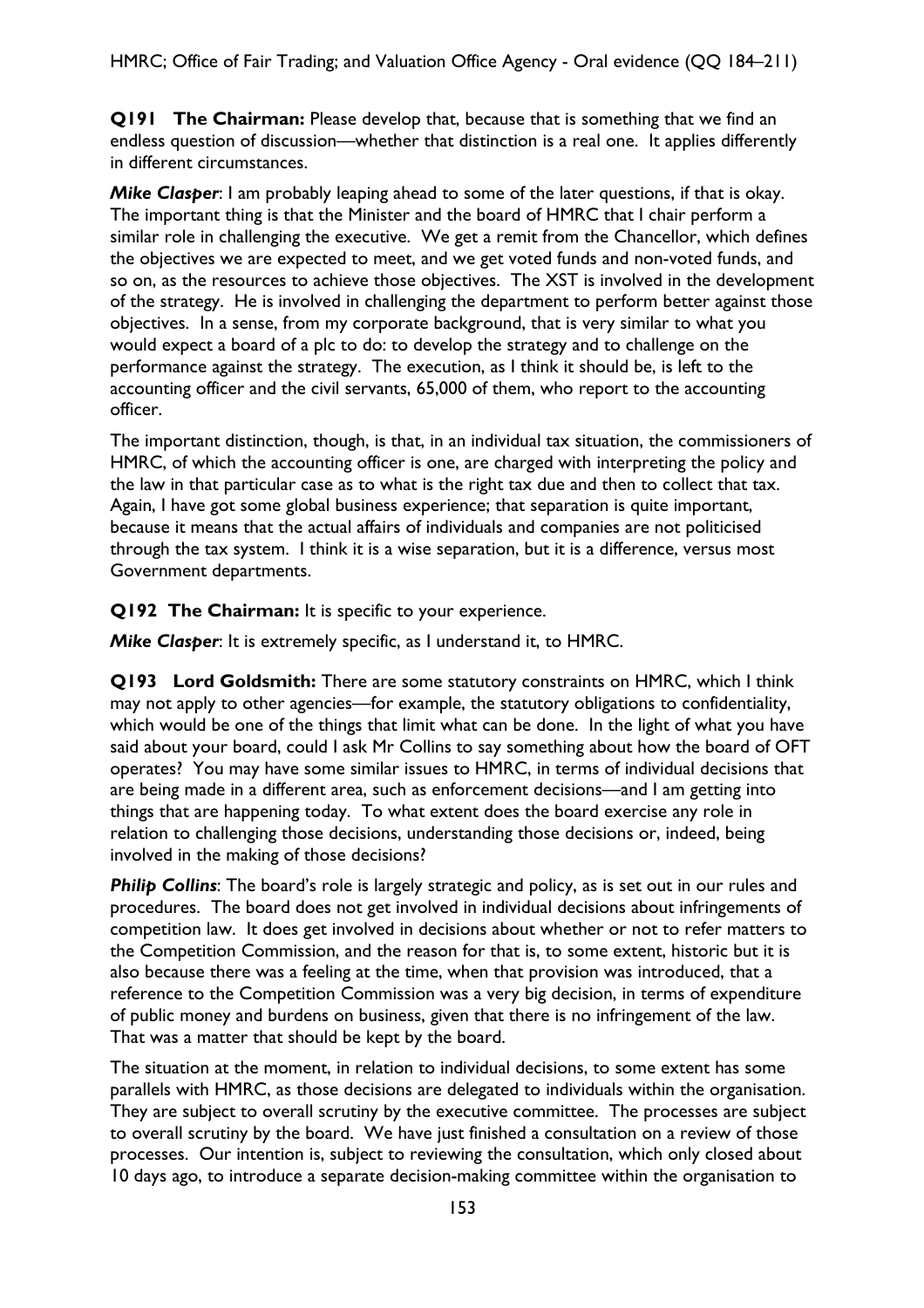**Q191 The Chairman:** Please develop that, because that is something that we find an endless question of discussion—whether that distinction is a real one. It applies differently in different circumstances.

***Mike Clasper***: I am probably leaping ahead to some of the later questions, if that is okay. The important thing is that the Minister and the board of HMRC that I chair perform a similar role in challenging the executive. We get a remit from the Chancellor, which defines the objectives we are expected to meet, and we get voted funds and non-voted funds, and so on, as the resources to achieve those objectives. The XST is involved in the development of the strategy. He is involved in challenging the department to perform better against those objectives. In a sense, from my corporate background, that is very similar to what you would expect a board of a plc to do: to develop the strategy and to challenge on the performance against the strategy. The execution, as I think it should be, is left to the accounting officer and the civil servants, 65,000 of them, who report to the accounting officer.

The important distinction, though, is that, in an individual tax situation, the commissioners of HMRC, of which the accounting officer is one, are charged with interpreting the policy and the law in that particular case as to what is the right tax due and then to collect that tax. Again, I have got some global business experience; that separation is quite important, because it means that the actual affairs of individuals and companies are not politicised through the tax system. I think it is a wise separation, but it is a difference, versus most Government departments.

**Q192 The Chairman:** It is specific to your experience.

***Mike Clasper***: It is extremely specific, as I understand it, to HMRC.

**Q193 Lord Goldsmith:** There are some statutory constraints on HMRC, which I think may not apply to other agencies—for example, the statutory obligations to confidentiality, which would be one of the things that limit what can be done. In the light of what you have said about your board, could I ask Mr Collins to say something about how the board of OFT operates? You may have some similar issues to HMRC, in terms of individual decisions that are being made in a different area, such as enforcement decisions—and I am getting into things that are happening today. To what extent does the board exercise any role in relation to challenging those decisions, understanding those decisions or, indeed, being involved in the making of those decisions?

***Philip Collins***: The board's role is largely strategic and policy, as is set out in our rules and procedures. The board does not get involved in individual decisions about infringements of competition law. It does get involved in decisions about whether or not to refer matters to the Competition Commission, and the reason for that is, to some extent, historic but it is also because there was a feeling at the time, when that provision was introduced, that a reference to the Competition Commission was a very big decision, in terms of expenditure of public money and burdens on business, given that there is no infringement of the law. That was a matter that should be kept by the board.

The situation at the moment, in relation to individual decisions, to some extent has some parallels with HMRC, as those decisions are delegated to individuals within the organisation. They are subject to overall scrutiny by the executive committee. The processes are subject to overall scrutiny by the board. We have just finished a consultation on a review of those processes. Our intention is, subject to reviewing the consultation, which only closed about 10 days ago, to introduce a separate decision-making committee within the organisation to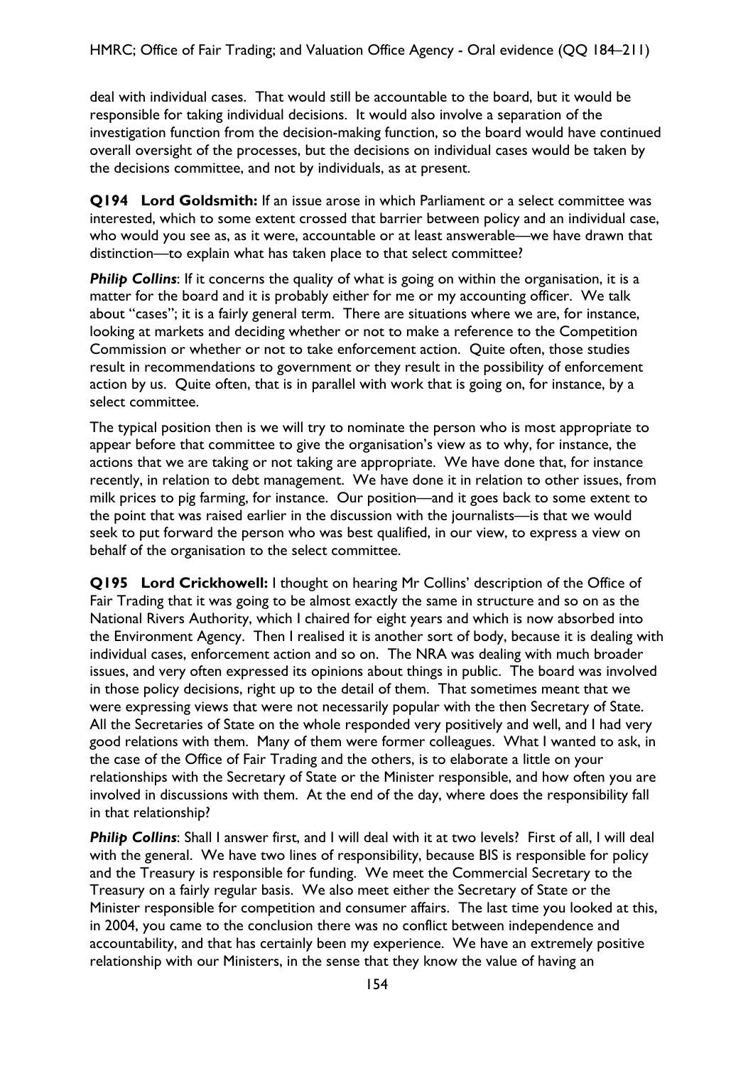deal with individual cases. That would still be accountable to the board, but it would be responsible for taking individual decisions. It would also involve a separation of the investigation function from the decision-making function, so the board would have continued overall oversight of the processes, but the decisions on individual cases would be taken by the decisions committee, and not by individuals, as at present.

**Q194 Lord Goldsmith:** If an issue arose in which Parliament or a select committee was interested, which to some extent crossed that barrier between policy and an individual case, who would you see as, as it were, accountable or at least answerable—we have drawn that distinction—to explain what has taken place to that select committee?

***Philip Collins***: If it concerns the quality of what is going on within the organisation, it is a matter for the board and it is probably either for me or my accounting officer. We talk about "cases"; it is a fairly general term. There are situations where we are, for instance, looking at markets and deciding whether or not to make a reference to the Competition Commission or whether or not to take enforcement action. Quite often, those studies result in recommendations to government or they result in the possibility of enforcement action by us. Quite often, that is in parallel with work that is going on, for instance, by a select committee.

The typical position then is we will try to nominate the person who is most appropriate to appear before that committee to give the organisation's view as to why, for instance, the actions that we are taking or not taking are appropriate. We have done that, for instance recently, in relation to debt management. We have done it in relation to other issues, from milk prices to pig farming, for instance. Our position—and it goes back to some extent to the point that was raised earlier in the discussion with the journalists—is that we would seek to put forward the person who was best qualified, in our view, to express a view on behalf of the organisation to the select committee.

**Q195 Lord Crickhowell:** I thought on hearing Mr Collins' description of the Office of Fair Trading that it was going to be almost exactly the same in structure and so on as the National Rivers Authority, which I chaired for eight years and which is now absorbed into the Environment Agency. Then I realised it is another sort of body, because it is dealing with individual cases, enforcement action and so on. The NRA was dealing with much broader issues, and very often expressed its opinions about things in public. The board was involved in those policy decisions, right up to the detail of them. That sometimes meant that we were expressing views that were not necessarily popular with the then Secretary of State. All the Secretaries of State on the whole responded very positively and well, and I had very good relations with them. Many of them were former colleagues. What I wanted to ask, in the case of the Office of Fair Trading and the others, is to elaborate a little on your relationships with the Secretary of State or the Minister responsible, and how often you are involved in discussions with them. At the end of the day, where does the responsibility fall in that relationship?

***Philip Collins***: Shall I answer first, and I will deal with it at two levels? First of all, I will deal with the general. We have two lines of responsibility, because BIS is responsible for policy and the Treasury is responsible for funding. We meet the Commercial Secretary to the Treasury on a fairly regular basis. We also meet either the Secretary of State or the Minister responsible for competition and consumer affairs. The last time you looked at this, in 2004, you came to the conclusion there was no conflict between independence and accountability, and that has certainly been my experience. We have an extremely positive relationship with our Ministers, in the sense that they know the value of having an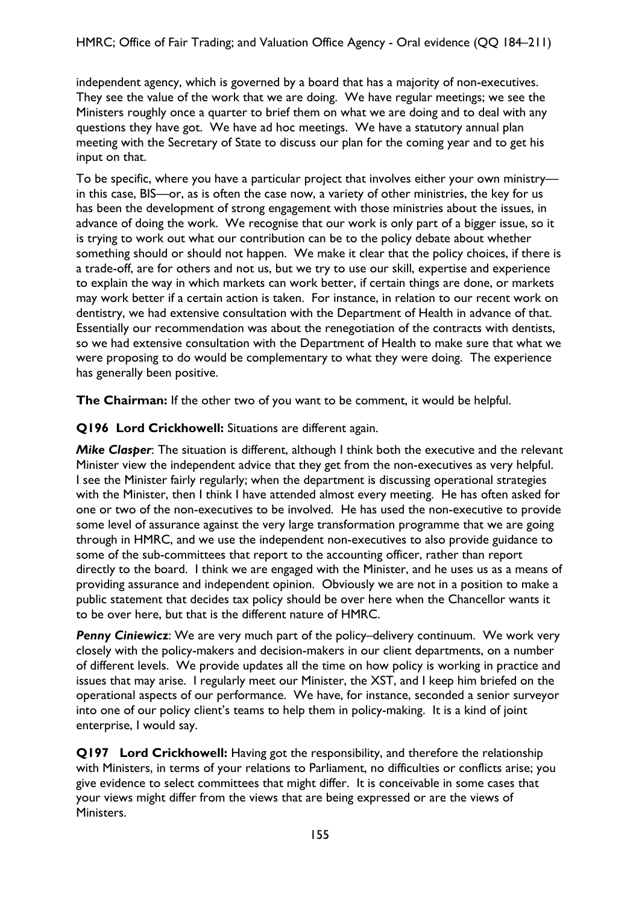independent agency, which is governed by a board that has a majority of non-executives. They see the value of the work that we are doing. We have regular meetings; we see the Ministers roughly once a quarter to brief them on what we are doing and to deal with any questions they have got. We have ad hoc meetings. We have a statutory annual plan meeting with the Secretary of State to discuss our plan for the coming year and to get his input on that.

To be specific, where you have a particular project that involves either your own ministry—in this case, BIS—or, as is often the case now, a variety of other ministries, the key for us has been the development of strong engagement with those ministries about the issues, in advance of doing the work. We recognise that our work is only part of a bigger issue, so it is trying to work out what our contribution can be to the policy debate about whether something should or should not happen. We make it clear that the policy choices, if there is a trade-off, are for others and not us, but we try to use our skill, expertise and experience to explain the way in which markets can work better, if certain things are done, or markets may work better if a certain action is taken. For instance, in relation to our recent work on dentistry, we had extensive consultation with the Department of Health in advance of that. Essentially our recommendation was about the renegotiation of the contracts with dentists, so we had extensive consultation with the Department of Health to make sure that what we were proposing to do would be complementary to what they were doing. The experience has generally been positive.

**The Chairman:** If the other two of you want to be comment, it would be helpful.

**Q196 Lord Crickhowell:** Situations are different again.

***Mike Clasper***: The situation is different, although I think both the executive and the relevant Minister view the independent advice that they get from the non-executives as very helpful. I see the Minister fairly regularly; when the department is discussing operational strategies with the Minister, then I think I have attended almost every meeting. He has often asked for one or two of the non-executives to be involved. He has used the non-executive to provide some level of assurance against the very large transformation programme that we are going through in HMRC, and we use the independent non-executives to also provide guidance to some of the sub-committees that report to the accounting officer, rather than report directly to the board. I think we are engaged with the Minister, and he uses us as a means of providing assurance and independent opinion. Obviously we are not in a position to make a public statement that decides tax policy should be over here when the Chancellor wants it to be over here, but that is the different nature of HMRC.

***Penny Ciniewicz***: We are very much part of the policy–delivery continuum. We work very closely with the policy-makers and decision-makers in our client departments, on a number of different levels. We provide updates all the time on how policy is working in practice and issues that may arise. I regularly meet our Minister, the XST, and I keep him briefed on the operational aspects of our performance. We have, for instance, seconded a senior surveyor into one of our policy client's teams to help them in policy-making. It is a kind of joint enterprise, I would say.

**Q197 Lord Crickhowell:** Having got the responsibility, and therefore the relationship with Ministers, in terms of your relations to Parliament, no difficulties or conflicts arise; you give evidence to select committees that might differ. It is conceivable in some cases that your views might differ from the views that are being expressed or are the views of Ministers.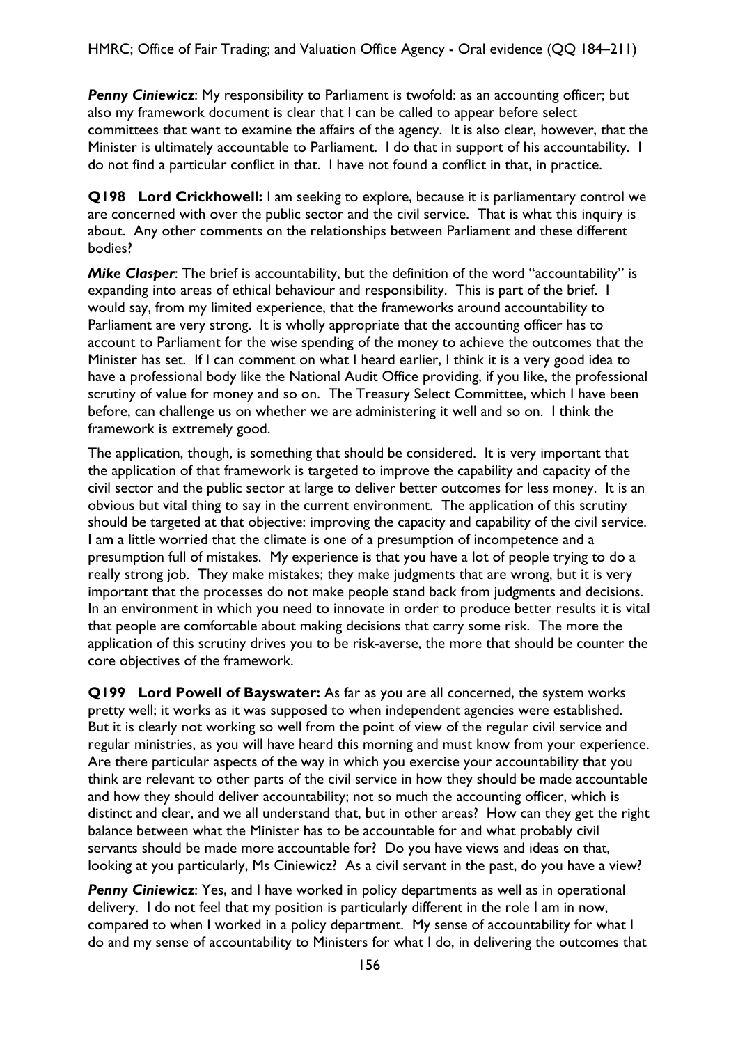***Penny Ciniewicz***: My responsibility to Parliament is twofold: as an accounting officer; but also my framework document is clear that I can be called to appear before select committees that want to examine the affairs of the agency. It is also clear, however, that the Minister is ultimately accountable to Parliament. I do that in support of his accountability. I do not find a particular conflict in that. I have not found a conflict in that, in practice.

**Q198 Lord Crickhowell:** I am seeking to explore, because it is parliamentary control we are concerned with over the public sector and the civil service. That is what this inquiry is about. Any other comments on the relationships between Parliament and these different bodies?

***Mike Clasper***: The brief is accountability, but the definition of the word "accountability" is expanding into areas of ethical behaviour and responsibility. This is part of the brief. I would say, from my limited experience, that the frameworks around accountability to Parliament are very strong. It is wholly appropriate that the accounting officer has to account to Parliament for the wise spending of the money to achieve the outcomes that the Minister has set. If I can comment on what I heard earlier, I think it is a very good idea to have a professional body like the National Audit Office providing, if you like, the professional scrutiny of value for money and so on. The Treasury Select Committee, which I have been before, can challenge us on whether we are administering it well and so on. I think the framework is extremely good.

The application, though, is something that should be considered. It is very important that the application of that framework is targeted to improve the capability and capacity of the civil sector and the public sector at large to deliver better outcomes for less money. It is an obvious but vital thing to say in the current environment. The application of this scrutiny should be targeted at that objective: improving the capacity and capability of the civil service. I am a little worried that the climate is one of a presumption of incompetence and a presumption full of mistakes. My experience is that you have a lot of people trying to do a really strong job. They make mistakes; they make judgments that are wrong, but it is very important that the processes do not make people stand back from judgments and decisions. In an environment in which you need to innovate in order to produce better results it is vital that people are comfortable about making decisions that carry some risk. The more the application of this scrutiny drives you to be risk-averse, the more that should be counter the core objectives of the framework.

**Q199 Lord Powell of Bayswater:** As far as you are all concerned, the system works pretty well; it works as it was supposed to when independent agencies were established. But it is clearly not working so well from the point of view of the regular civil service and regular ministries, as you will have heard this morning and must know from your experience. Are there particular aspects of the way in which you exercise your accountability that you think are relevant to other parts of the civil service in how they should be made accountable and how they should deliver accountability; not so much the accounting officer, which is distinct and clear, and we all understand that, but in other areas? How can they get the right balance between what the Minister has to be accountable for and what probably civil servants should be made more accountable for? Do you have views and ideas on that, looking at you particularly, Ms Ciniewicz? As a civil servant in the past, do you have a view?

***Penny Ciniewicz***: Yes, and I have worked in policy departments as well as in operational delivery. I do not feel that my position is particularly different in the role I am in now, compared to when I worked in a policy department. My sense of accountability for what I do and my sense of accountability to Ministers for what I do, in delivering the outcomes that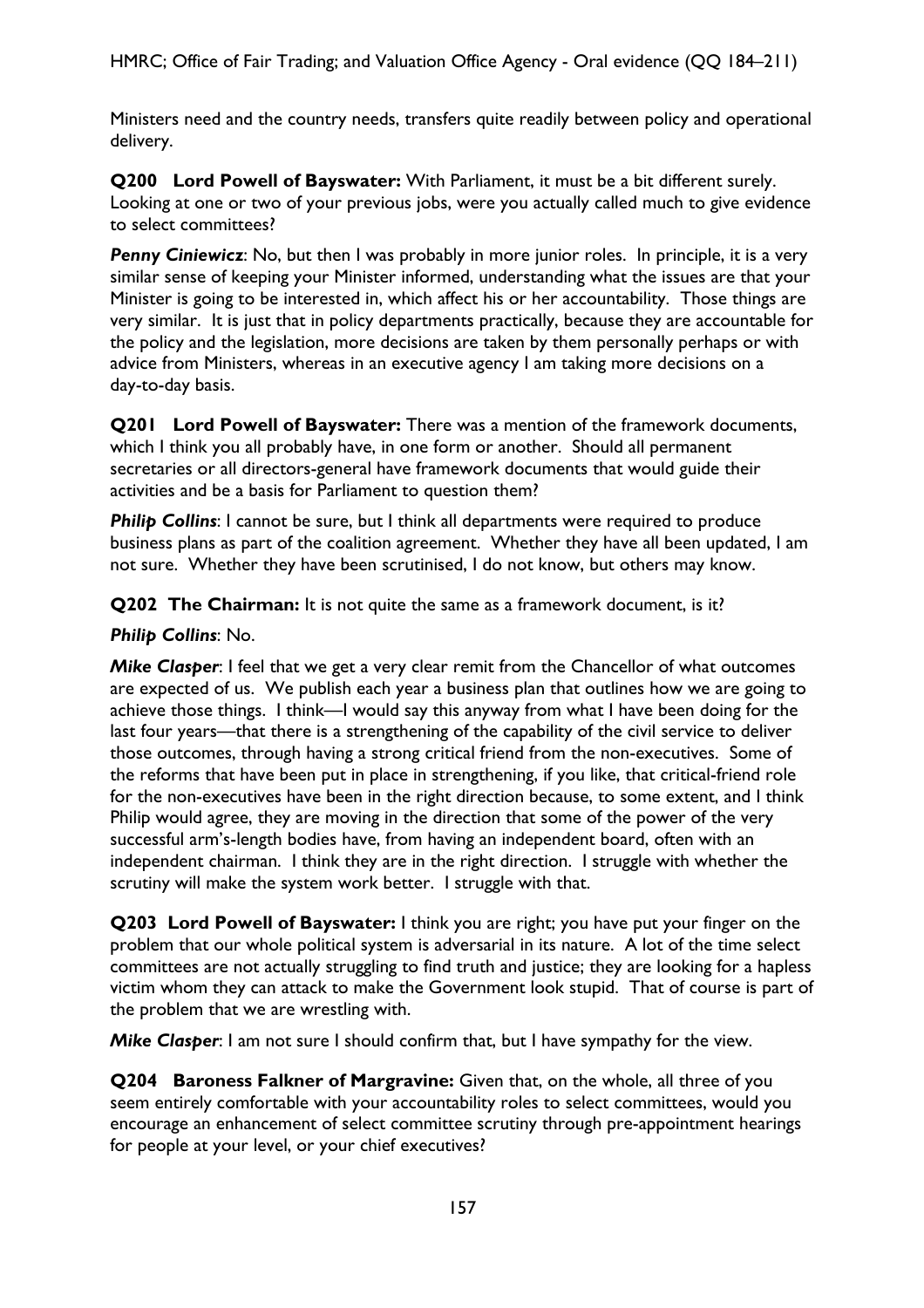Ministers need and the country needs, transfers quite readily between policy and operational delivery.

**Q200 Lord Powell of Bayswater:** With Parliament, it must be a bit different surely. Looking at one or two of your previous jobs, were you actually called much to give evidence to select committees?

***Penny Ciniewicz***: No, but then I was probably in more junior roles. In principle, it is a very similar sense of keeping your Minister informed, understanding what the issues are that your Minister is going to be interested in, which affect his or her accountability. Those things are very similar. It is just that in policy departments practically, because they are accountable for the policy and the legislation, more decisions are taken by them personally perhaps or with advice from Ministers, whereas in an executive agency I am taking more decisions on a day-to-day basis.

**Q201 Lord Powell of Bayswater:** There was a mention of the framework documents, which I think you all probably have, in one form or another. Should all permanent secretaries or all directors-general have framework documents that would guide their activities and be a basis for Parliament to question them?

***Philip Collins***: I cannot be sure, but I think all departments were required to produce business plans as part of the coalition agreement. Whether they have all been updated, I am not sure. Whether they have been scrutinised, I do not know, but others may know.

**Q202 The Chairman:** It is not quite the same as a framework document, is it?

***Philip Collins***: No.

***Mike Clasper***: I feel that we get a very clear remit from the Chancellor of what outcomes are expected of us. We publish each year a business plan that outlines how we are going to achieve those things. I think—I would say this anyway from what I have been doing for the last four years—that there is a strengthening of the capability of the civil service to deliver those outcomes, through having a strong critical friend from the non-executives. Some of the reforms that have been put in place in strengthening, if you like, that critical-friend role for the non-executives have been in the right direction because, to some extent, and I think Philip would agree, they are moving in the direction that some of the power of the very successful arm's-length bodies have, from having an independent board, often with an independent chairman. I think they are in the right direction. I struggle with whether the scrutiny will make the system work better. I struggle with that.

**Q203 Lord Powell of Bayswater:** I think you are right; you have put your finger on the problem that our whole political system is adversarial in its nature. A lot of the time select committees are not actually struggling to find truth and justice; they are looking for a hapless victim whom they can attack to make the Government look stupid. That of course is part of the problem that we are wrestling with.

***Mike Clasper***: I am not sure I should confirm that, but I have sympathy for the view.

**Q204 Baroness Falkner of Margravine:** Given that, on the whole, all three of you seem entirely comfortable with your accountability roles to select committees, would you encourage an enhancement of select committee scrutiny through pre-appointment hearings for people at your level, or your chief executives?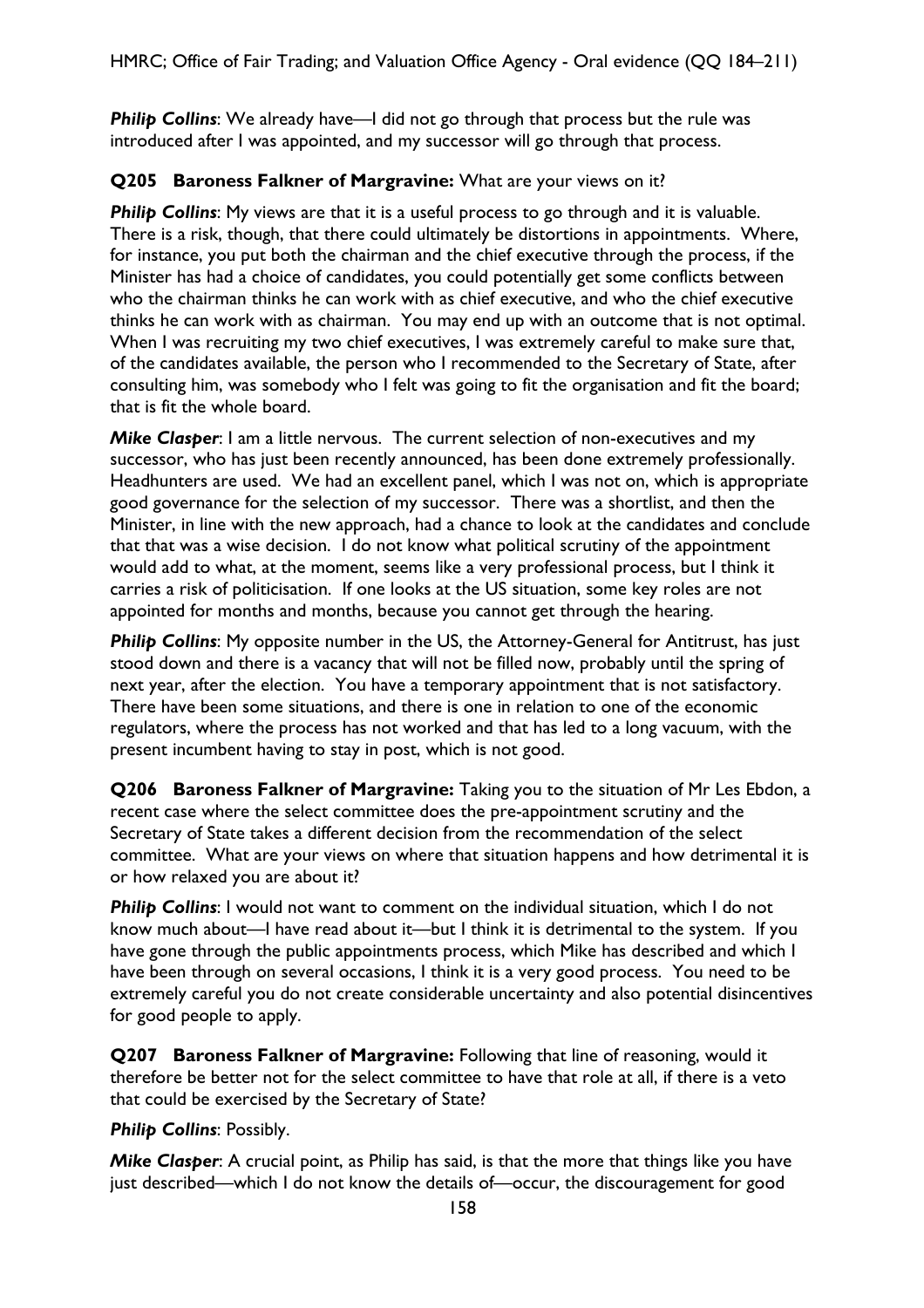***Philip Collins***: We already have—I did not go through that process but the rule was introduced after I was appointed, and my successor will go through that process.

**Q205 Baroness Falkner of Margravine:** What are your views on it?

***Philip Collins***: My views are that it is a useful process to go through and it is valuable. There is a risk, though, that there could ultimately be distortions in appointments. Where, for instance, you put both the chairman and the chief executive through the process, if the Minister has had a choice of candidates, you could potentially get some conflicts between who the chairman thinks he can work with as chief executive, and who the chief executive thinks he can work with as chairman. You may end up with an outcome that is not optimal. When I was recruiting my two chief executives, I was extremely careful to make sure that, of the candidates available, the person who I recommended to the Secretary of State, after consulting him, was somebody who I felt was going to fit the organisation and fit the board; that is fit the whole board.

***Mike Clasper***: I am a little nervous. The current selection of non-executives and my successor, who has just been recently announced, has been done extremely professionally. Headhunters are used. We had an excellent panel, which I was not on, which is appropriate good governance for the selection of my successor. There was a shortlist, and then the Minister, in line with the new approach, had a chance to look at the candidates and conclude that that was a wise decision. I do not know what political scrutiny of the appointment would add to what, at the moment, seems like a very professional process, but I think it carries a risk of politicisation. If one looks at the US situation, some key roles are not appointed for months and months, because you cannot get through the hearing.

***Philip Collins***: My opposite number in the US, the Attorney-General for Antitrust, has just stood down and there is a vacancy that will not be filled now, probably until the spring of next year, after the election. You have a temporary appointment that is not satisfactory. There have been some situations, and there is one in relation to one of the economic regulators, where the process has not worked and that has led to a long vacuum, with the present incumbent having to stay in post, which is not good.

**Q206 Baroness Falkner of Margravine:** Taking you to the situation of Mr Les Ebdon, a recent case where the select committee does the pre-appointment scrutiny and the Secretary of State takes a different decision from the recommendation of the select committee. What are your views on where that situation happens and how detrimental it is or how relaxed you are about it?

***Philip Collins***: I would not want to comment on the individual situation, which I do not know much about—I have read about it—but I think it is detrimental to the system. If you have gone through the public appointments process, which Mike has described and which I have been through on several occasions, I think it is a very good process. You need to be extremely careful you do not create considerable uncertainty and also potential disincentives for good people to apply.

**Q207 Baroness Falkner of Margravine:** Following that line of reasoning, would it therefore be better not for the select committee to have that role at all, if there is a veto that could be exercised by the Secretary of State?

***Philip Collins***: Possibly.

***Mike Clasper***: A crucial point, as Philip has said, is that the more that things like you have just described—which I do not know the details of—occur, the discouragement for good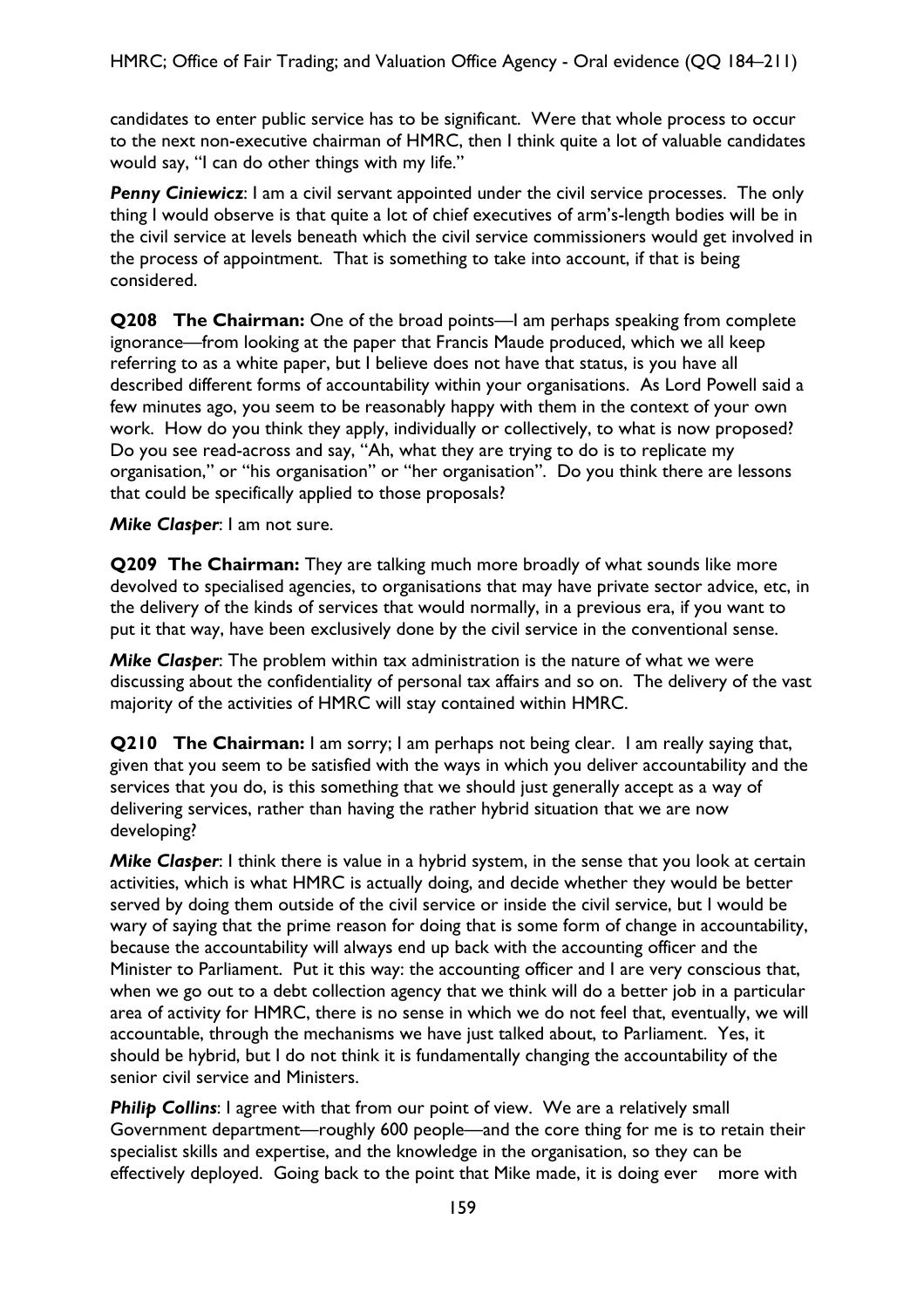candidates to enter public service has to be significant. Were that whole process to occur to the next non-executive chairman of HMRC, then I think quite a lot of valuable candidates would say, "I can do other things with my life."

***Penny Ciniewicz***: I am a civil servant appointed under the civil service processes. The only thing I would observe is that quite a lot of chief executives of arm's-length bodies will be in the civil service at levels beneath which the civil service commissioners would get involved in the process of appointment. That is something to take into account, if that is being considered.

**Q208 The Chairman:** One of the broad points—I am perhaps speaking from complete ignorance—from looking at the paper that Francis Maude produced, which we all keep referring to as a white paper, but I believe does not have that status, is you have all described different forms of accountability within your organisations. As Lord Powell said a few minutes ago, you seem to be reasonably happy with them in the context of your own work. How do you think they apply, individually or collectively, to what is now proposed? Do you see read-across and say, "Ah, what they are trying to do is to replicate my organisation," or "his organisation" or "her organisation". Do you think there are lessons that could be specifically applied to those proposals?

***Mike Clasper***: I am not sure.

**Q209 The Chairman:** They are talking much more broadly of what sounds like more devolved to specialised agencies, to organisations that may have private sector advice, etc, in the delivery of the kinds of services that would normally, in a previous era, if you want to put it that way, have been exclusively done by the civil service in the conventional sense.

***Mike Clasper***: The problem within tax administration is the nature of what we were discussing about the confidentiality of personal tax affairs and so on. The delivery of the vast majority of the activities of HMRC will stay contained within HMRC.

**Q210 The Chairman:** I am sorry; I am perhaps not being clear. I am really saying that, given that you seem to be satisfied with the ways in which you deliver accountability and the services that you do, is this something that we should just generally accept as a way of delivering services, rather than having the rather hybrid situation that we are now developing?

***Mike Clasper***: I think there is value in a hybrid system, in the sense that you look at certain activities, which is what HMRC is actually doing, and decide whether they would be better served by doing them outside of the civil service or inside the civil service, but I would be wary of saying that the prime reason for doing that is some form of change in accountability, because the accountability will always end up back with the accounting officer and the Minister to Parliament. Put it this way: the accounting officer and I are very conscious that, when we go out to a debt collection agency that we think will do a better job in a particular area of activity for HMRC, there is no sense in which we do not feel that, eventually, we will accountable, through the mechanisms we have just talked about, to Parliament. Yes, it should be hybrid, but I do not think it is fundamentally changing the accountability of the senior civil service and Ministers.

***Philip Collins***: I agree with that from our point of view. We are a relatively small Government department—roughly 600 people—and the core thing for me is to retain their specialist skills and expertise, and the knowledge in the organisation, so they can be effectively deployed. Going back to the point that Mike made, it is doing ever more with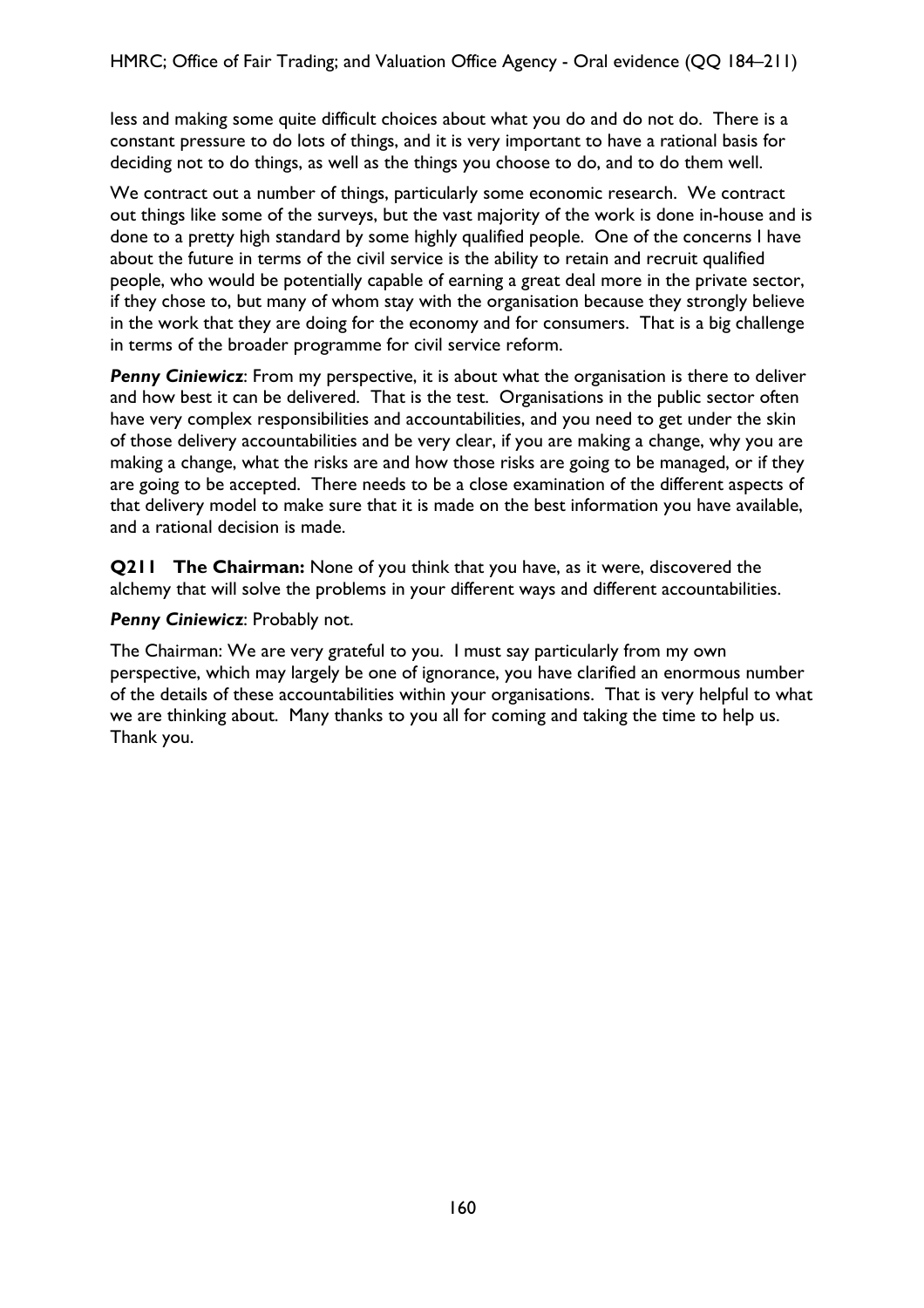less and making some quite difficult choices about what you do and do not do. There is a constant pressure to do lots of things, and it is very important to have a rational basis for deciding not to do things, as well as the things you choose to do, and to do them well.

We contract out a number of things, particularly some economic research. We contract out things like some of the surveys, but the vast majority of the work is done in-house and is done to a pretty high standard by some highly qualified people. One of the concerns I have about the future in terms of the civil service is the ability to retain and recruit qualified people, who would be potentially capable of earning a great deal more in the private sector, if they chose to, but many of whom stay with the organisation because they strongly believe in the work that they are doing for the economy and for consumers. That is a big challenge in terms of the broader programme for civil service reform.

***Penny Ciniewicz***: From my perspective, it is about what the organisation is there to deliver and how best it can be delivered. That is the test. Organisations in the public sector often have very complex responsibilities and accountabilities, and you need to get under the skin of those delivery accountabilities and be very clear, if you are making a change, why you are making a change, what the risks are and how those risks are going to be managed, or if they are going to be accepted. There needs to be a close examination of the different aspects of that delivery model to make sure that it is made on the best information you have available, and a rational decision is made.

**Q211 The Chairman:** None of you think that you have, as it were, discovered the alchemy that will solve the problems in your different ways and different accountabilities.

***Penny Ciniewicz***: Probably not.

The Chairman: We are very grateful to you. I must say particularly from my own perspective, which may largely be one of ignorance, you have clarified an enormous number of the details of these accountabilities within your organisations. That is very helpful to what we are thinking about. Many thanks to you all for coming and taking the time to help us. Thank you.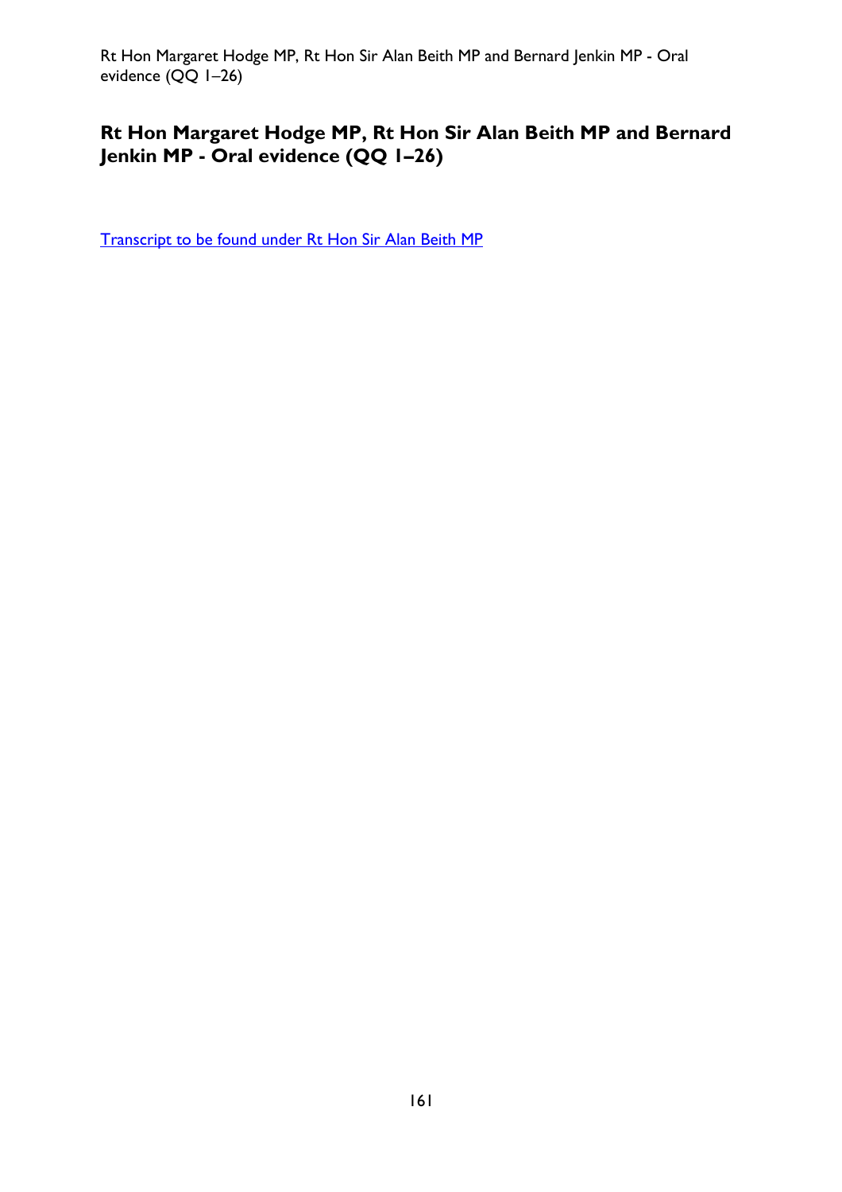# Rt Hon Margaret Hodge MP, Rt Hon Sir Alan Beith MP and Bernard Jenkin MP - Oral evidence (QQ 1–26)

Transcript to be found under Rt Hon Sir Alan Beith MP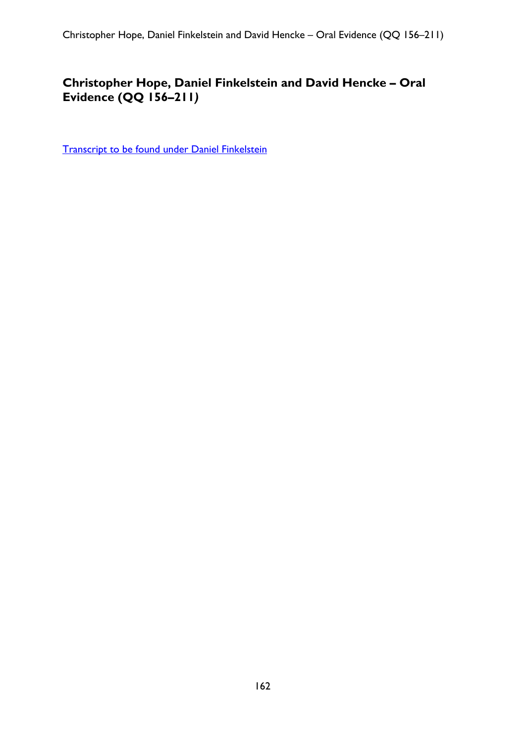## Christopher Hope, Daniel Finkelstein and David Hencke – Oral Evidence (QQ 156–211)

Transcript to be found under Daniel Finkelstein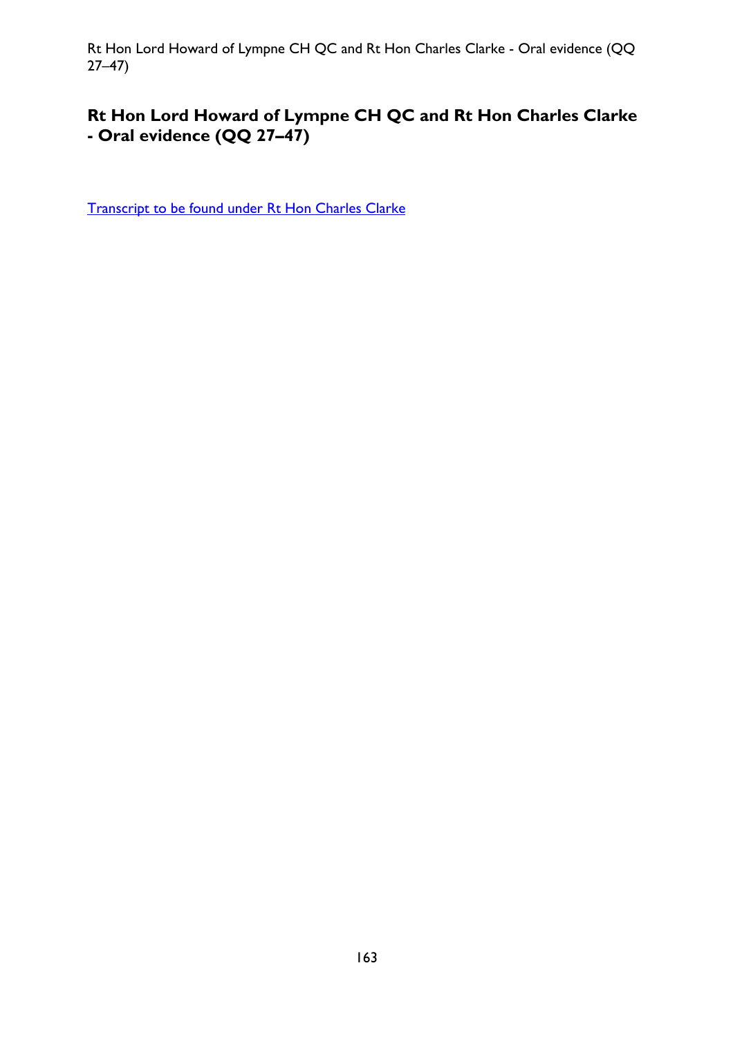## Rt Hon Lord Howard of Lympne CH QC and Rt Hon Charles Clarke - Oral evidence (QQ 27–47)

Transcript to be found under Rt Hon Charles Clarke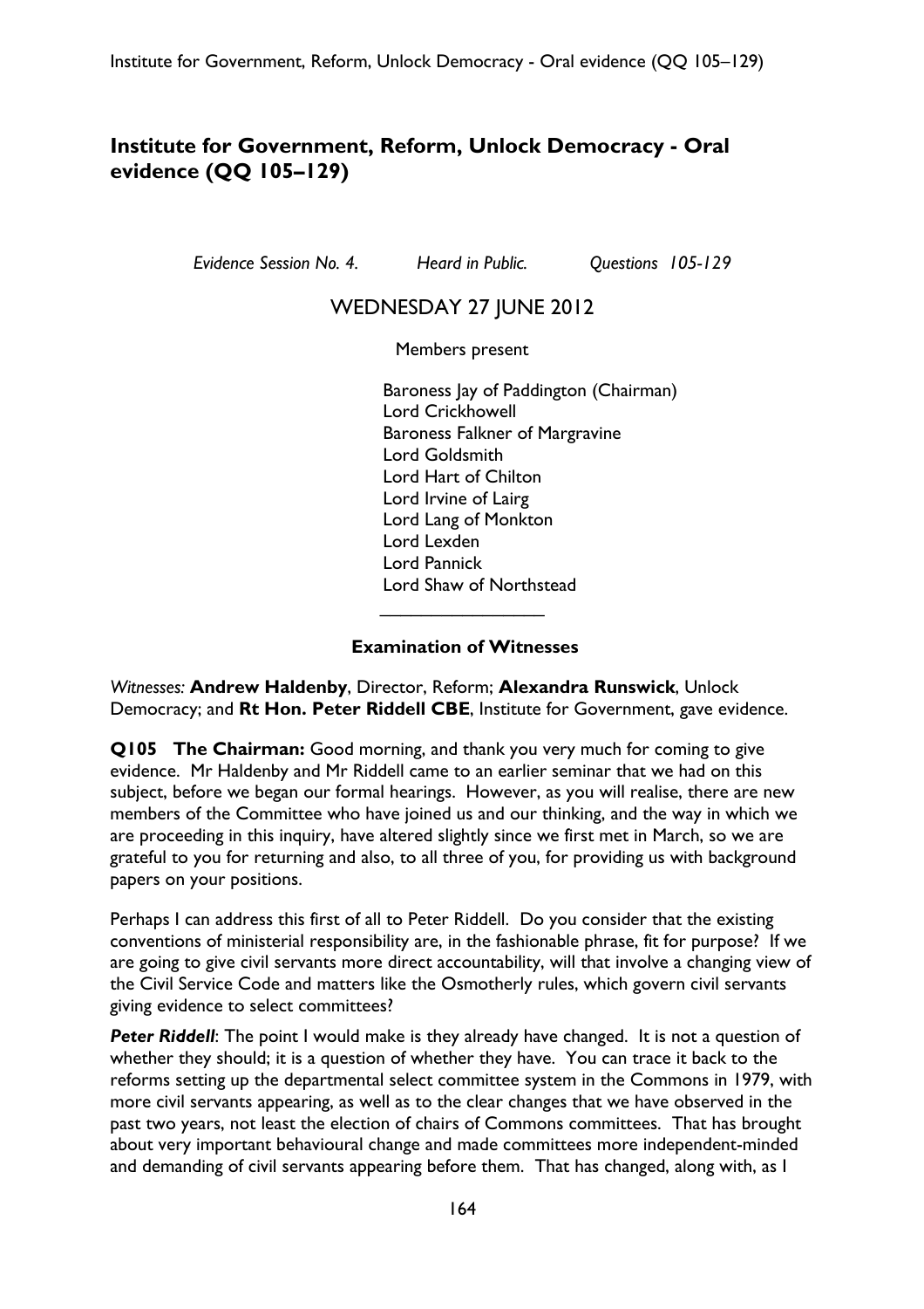# Institute for Government, Reform, Unlock Democracy - Oral evidence (QQ 105–129)

*Evidence Session No. 4. Heard in Public. Questions 105-129*

WEDNESDAY 27 JUNE 2012

Members present

Baroness Jay of Paddington (Chairman)
Lord Crickhowell
Baroness Falkner of Margravine
Lord Goldsmith
Lord Hart of Chilton
Lord Irvine of Lairg
Lord Lang of Monkton
Lord Lexden
Lord Pannick
Lord Shaw of Northstead

________________

**Examination of Witnesses**

*Witnesses:* **Andrew Haldenby**, Director, Reform; **Alexandra Runswick**, Unlock Democracy; and **Rt Hon. Peter Riddell CBE**, Institute for Government, gave evidence.

**Q105 The Chairman:** Good morning, and thank you very much for coming to give evidence. Mr Haldenby and Mr Riddell came to an earlier seminar that we had on this subject, before we began our formal hearings. However, as you will realise, there are new members of the Committee who have joined us and our thinking, and the way in which we are proceeding in this inquiry, have altered slightly since we first met in March, so we are grateful to you for returning and also, to all three of you, for providing us with background papers on your positions.

Perhaps I can address this first of all to Peter Riddell. Do you consider that the existing conventions of ministerial responsibility are, in the fashionable phrase, fit for purpose? If we are going to give civil servants more direct accountability, will that involve a changing view of the Civil Service Code and matters like the Osmotherly rules, which govern civil servants giving evidence to select committees?

***Peter Riddell***: The point I would make is they already have changed. It is not a question of whether they should; it is a question of whether they have. You can trace it back to the reforms setting up the departmental select committee system in the Commons in 1979, with more civil servants appearing, as well as to the clear changes that we have observed in the past two years, not least the election of chairs of Commons committees. That has brought about very important behavioural change and made committees more independent-minded and demanding of civil servants appearing before them. That has changed, along with, as I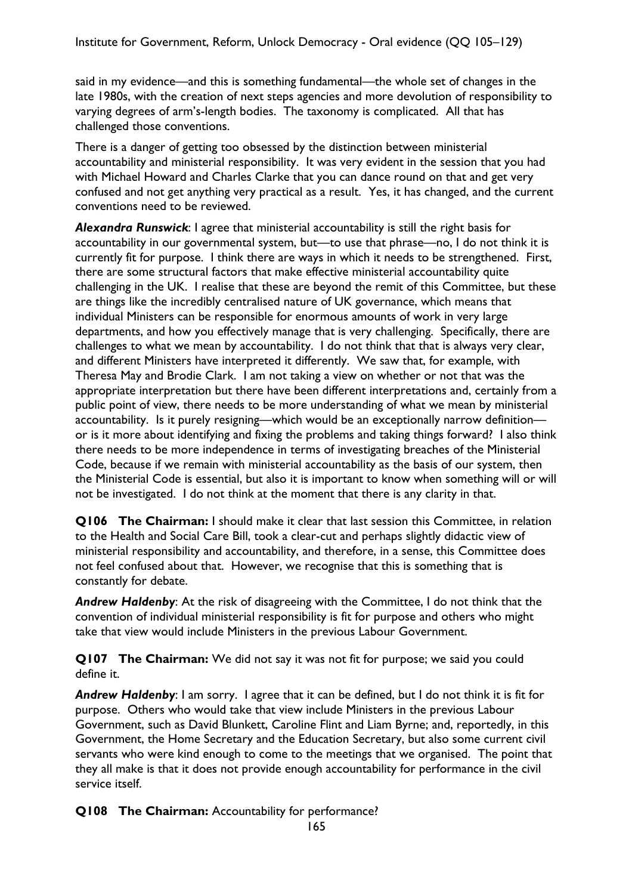said in my evidence—and this is something fundamental—the whole set of changes in the late 1980s, with the creation of next steps agencies and more devolution of responsibility to varying degrees of arm's-length bodies. The taxonomy is complicated. All that has challenged those conventions.

There is a danger of getting too obsessed by the distinction between ministerial accountability and ministerial responsibility. It was very evident in the session that you had with Michael Howard and Charles Clarke that you can dance round on that and get very confused and not get anything very practical as a result. Yes, it has changed, and the current conventions need to be reviewed.

***Alexandra Runswick***: I agree that ministerial accountability is still the right basis for accountability in our governmental system, but—to use that phrase—no, I do not think it is currently fit for purpose. I think there are ways in which it needs to be strengthened. First, there are some structural factors that make effective ministerial accountability quite challenging in the UK. I realise that these are beyond the remit of this Committee, but these are things like the incredibly centralised nature of UK governance, which means that individual Ministers can be responsible for enormous amounts of work in very large departments, and how you effectively manage that is very challenging. Specifically, there are challenges to what we mean by accountability. I do not think that that is always very clear, and different Ministers have interpreted it differently. We saw that, for example, with Theresa May and Brodie Clark. I am not taking a view on whether or not that was the appropriate interpretation but there have been different interpretations and, certainly from a public point of view, there needs to be more understanding of what we mean by ministerial accountability. Is it purely resigning—which would be an exceptionally narrow definition—or is it more about identifying and fixing the problems and taking things forward? I also think there needs to be more independence in terms of investigating breaches of the Ministerial Code, because if we remain with ministerial accountability as the basis of our system, then the Ministerial Code is essential, but also it is important to know when something will or will not be investigated. I do not think at the moment that there is any clarity in that.

**Q106 The Chairman:** I should make it clear that last session this Committee, in relation to the Health and Social Care Bill, took a clear-cut and perhaps slightly didactic view of ministerial responsibility and accountability, and therefore, in a sense, this Committee does not feel confused about that. However, we recognise that this is something that is constantly for debate.

***Andrew Haldenby***: At the risk of disagreeing with the Committee, I do not think that the convention of individual ministerial responsibility is fit for purpose and others who might take that view would include Ministers in the previous Labour Government.

**Q107 The Chairman:** We did not say it was not fit for purpose; we said you could define it.

***Andrew Haldenby***: I am sorry. I agree that it can be defined, but I do not think it is fit for purpose. Others who would take that view include Ministers in the previous Labour Government, such as David Blunkett, Caroline Flint and Liam Byrne; and, reportedly, in this Government, the Home Secretary and the Education Secretary, but also some current civil servants who were kind enough to come to the meetings that we organised. The point that they all make is that it does not provide enough accountability for performance in the civil service itself.

**Q108 The Chairman:** Accountability for performance?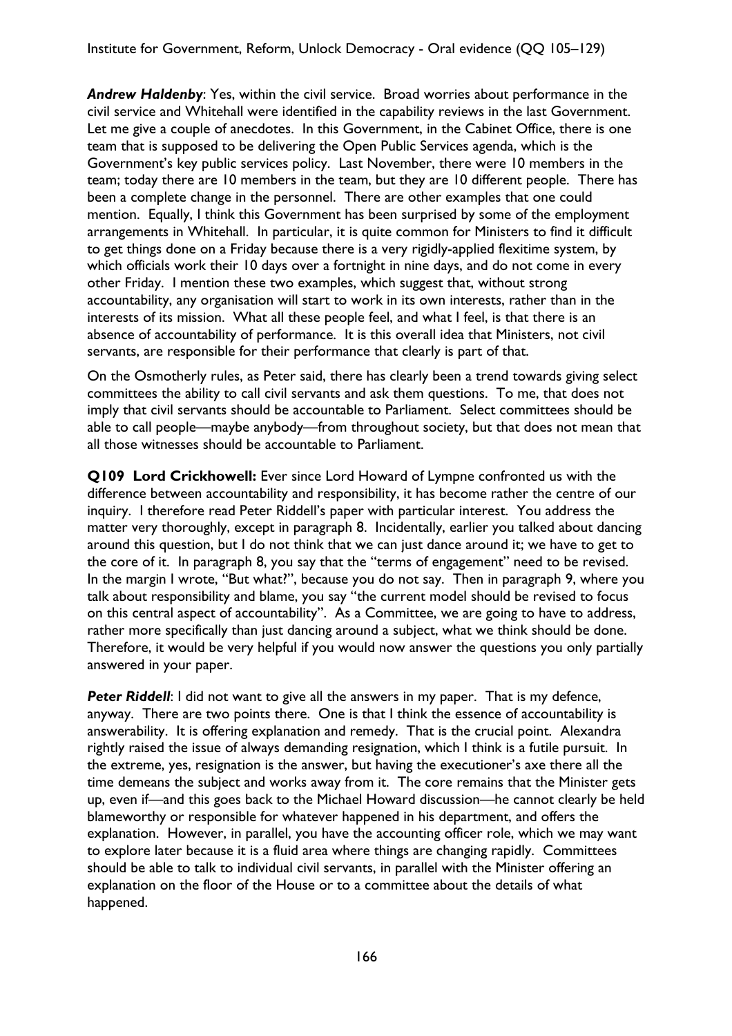***Andrew Haldenby***: Yes, within the civil service. Broad worries about performance in the civil service and Whitehall were identified in the capability reviews in the last Government. Let me give a couple of anecdotes. In this Government, in the Cabinet Office, there is one team that is supposed to be delivering the Open Public Services agenda, which is the Government's key public services policy. Last November, there were 10 members in the team; today there are 10 members in the team, but they are 10 different people. There has been a complete change in the personnel. There are other examples that one could mention. Equally, I think this Government has been surprised by some of the employment arrangements in Whitehall. In particular, it is quite common for Ministers to find it difficult to get things done on a Friday because there is a very rigidly-applied flexitime system, by which officials work their 10 days over a fortnight in nine days, and do not come in every other Friday. I mention these two examples, which suggest that, without strong accountability, any organisation will start to work in its own interests, rather than in the interests of its mission. What all these people feel, and what I feel, is that there is an absence of accountability of performance. It is this overall idea that Ministers, not civil servants, are responsible for their performance that clearly is part of that.

On the Osmotherly rules, as Peter said, there has clearly been a trend towards giving select committees the ability to call civil servants and ask them questions. To me, that does not imply that civil servants should be accountable to Parliament. Select committees should be able to call people—maybe anybody—from throughout society, but that does not mean that all those witnesses should be accountable to Parliament.

**Q109 Lord Crickhowell:** Ever since Lord Howard of Lympne confronted us with the difference between accountability and responsibility, it has become rather the centre of our inquiry. I therefore read Peter Riddell's paper with particular interest. You address the matter very thoroughly, except in paragraph 8. Incidentally, earlier you talked about dancing around this question, but I do not think that we can just dance around it; we have to get to the core of it. In paragraph 8, you say that the "terms of engagement" need to be revised. In the margin I wrote, "But what?", because you do not say. Then in paragraph 9, where you talk about responsibility and blame, you say "the current model should be revised to focus on this central aspect of accountability". As a Committee, we are going to have to address, rather more specifically than just dancing around a subject, what we think should be done. Therefore, it would be very helpful if you would now answer the questions you only partially answered in your paper.

***Peter Riddell***: I did not want to give all the answers in my paper. That is my defence, anyway. There are two points there. One is that I think the essence of accountability is answerability. It is offering explanation and remedy. That is the crucial point. Alexandra rightly raised the issue of always demanding resignation, which I think is a futile pursuit. In the extreme, yes, resignation is the answer, but having the executioner's axe there all the time demeans the subject and works away from it. The core remains that the Minister gets up, even if—and this goes back to the Michael Howard discussion—he cannot clearly be held blameworthy or responsible for whatever happened in his department, and offers the explanation. However, in parallel, you have the accounting officer role, which we may want to explore later because it is a fluid area where things are changing rapidly. Committees should be able to talk to individual civil servants, in parallel with the Minister offering an explanation on the floor of the House or to a committee about the details of what happened.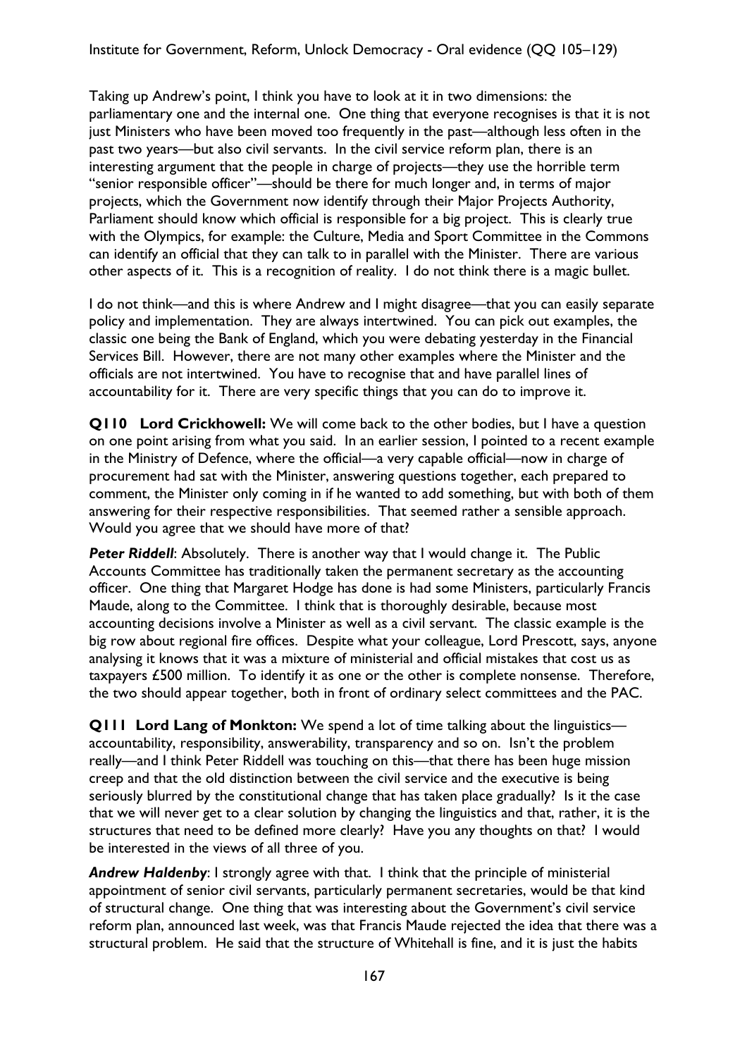Taking up Andrew's point, I think you have to look at it in two dimensions: the parliamentary one and the internal one. One thing that everyone recognises is that it is not just Ministers who have been moved too frequently in the past—although less often in the past two years—but also civil servants. In the civil service reform plan, there is an interesting argument that the people in charge of projects—they use the horrible term "senior responsible officer"—should be there for much longer and, in terms of major projects, which the Government now identify through their Major Projects Authority, Parliament should know which official is responsible for a big project. This is clearly true with the Olympics, for example: the Culture, Media and Sport Committee in the Commons can identify an official that they can talk to in parallel with the Minister. There are various other aspects of it. This is a recognition of reality. I do not think there is a magic bullet.

I do not think—and this is where Andrew and I might disagree—that you can easily separate policy and implementation. They are always intertwined. You can pick out examples, the classic one being the Bank of England, which you were debating yesterday in the Financial Services Bill. However, there are not many other examples where the Minister and the officials are not intertwined. You have to recognise that and have parallel lines of accountability for it. There are very specific things that you can do to improve it.

**Q110 Lord Crickhowell:** We will come back to the other bodies, but I have a question on one point arising from what you said. In an earlier session, I pointed to a recent example in the Ministry of Defence, where the official—a very capable official—now in charge of procurement had sat with the Minister, answering questions together, each prepared to comment, the Minister only coming in if he wanted to add something, but with both of them answering for their respective responsibilities. That seemed rather a sensible approach. Would you agree that we should have more of that?

***Peter Riddell***: Absolutely. There is another way that I would change it. The Public Accounts Committee has traditionally taken the permanent secretary as the accounting officer. One thing that Margaret Hodge has done is had some Ministers, particularly Francis Maude, along to the Committee. I think that is thoroughly desirable, because most accounting decisions involve a Minister as well as a civil servant. The classic example is the big row about regional fire offices. Despite what your colleague, Lord Prescott, says, anyone analysing it knows that it was a mixture of ministerial and official mistakes that cost us as taxpayers £500 million. To identify it as one or the other is complete nonsense. Therefore, the two should appear together, both in front of ordinary select committees and the PAC.

**Q111 Lord Lang of Monkton:** We spend a lot of time talking about the linguistics—accountability, responsibility, answerability, transparency and so on. Isn't the problem really—and I think Peter Riddell was touching on this—that there has been huge mission creep and that the old distinction between the civil service and the executive is being seriously blurred by the constitutional change that has taken place gradually? Is it the case that we will never get to a clear solution by changing the linguistics and that, rather, it is the structures that need to be defined more clearly? Have you any thoughts on that? I would be interested in the views of all three of you.

***Andrew Haldenby***: I strongly agree with that. I think that the principle of ministerial appointment of senior civil servants, particularly permanent secretaries, would be that kind of structural change. One thing that was interesting about the Government's civil service reform plan, announced last week, was that Francis Maude rejected the idea that there was a structural problem. He said that the structure of Whitehall is fine, and it is just the habits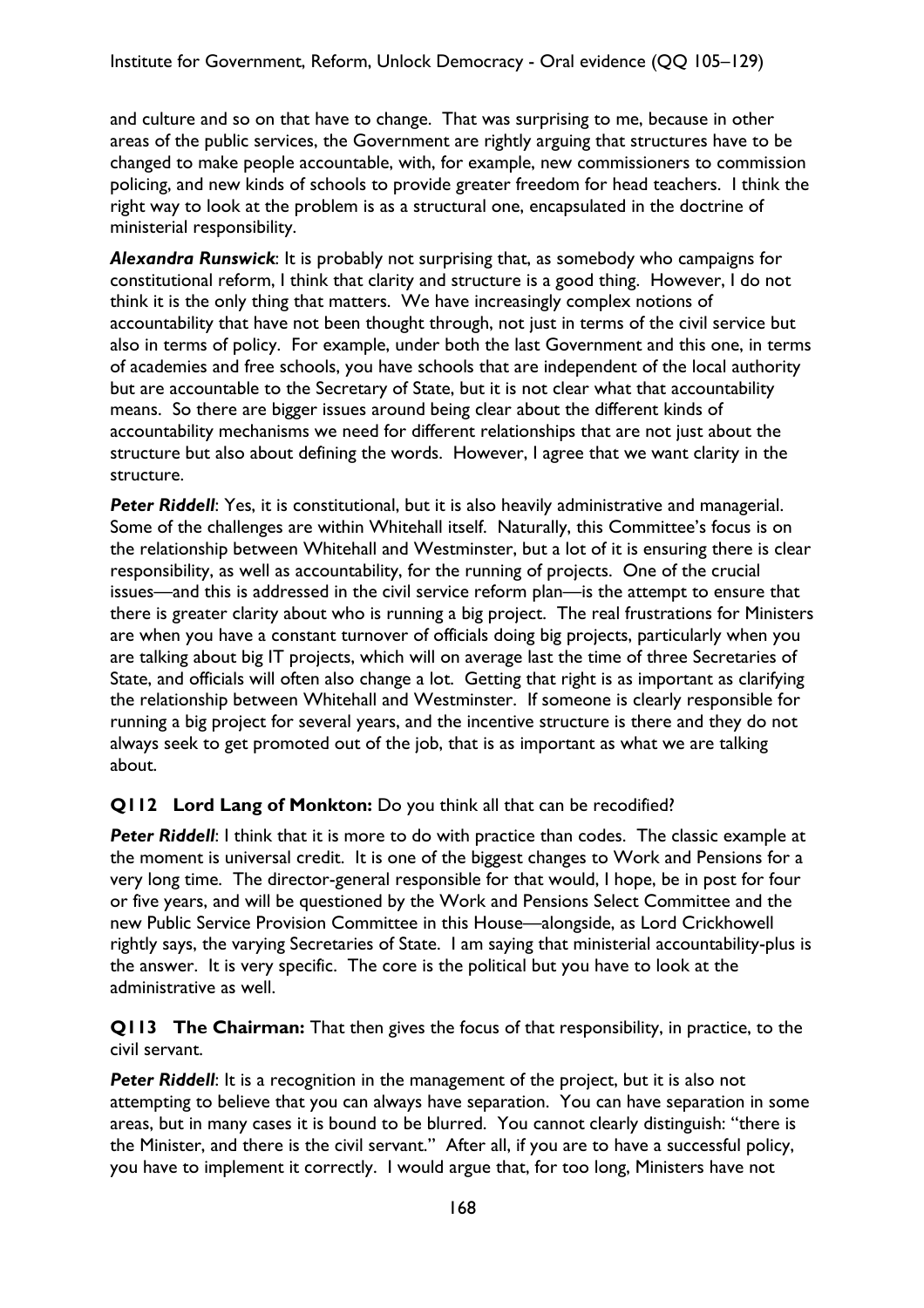and culture and so on that have to change. That was surprising to me, because in other areas of the public services, the Government are rightly arguing that structures have to be changed to make people accountable, with, for example, new commissioners to commission policing, and new kinds of schools to provide greater freedom for head teachers. I think the right way to look at the problem is as a structural one, encapsulated in the doctrine of ministerial responsibility.

***Alexandra Runswick***: It is probably not surprising that, as somebody who campaigns for constitutional reform, I think that clarity and structure is a good thing. However, I do not think it is the only thing that matters. We have increasingly complex notions of accountability that have not been thought through, not just in terms of the civil service but also in terms of policy. For example, under both the last Government and this one, in terms of academies and free schools, you have schools that are independent of the local authority but are accountable to the Secretary of State, but it is not clear what that accountability means. So there are bigger issues around being clear about the different kinds of accountability mechanisms we need for different relationships that are not just about the structure but also about defining the words. However, I agree that we want clarity in the structure.

***Peter Riddell***: Yes, it is constitutional, but it is also heavily administrative and managerial. Some of the challenges are within Whitehall itself. Naturally, this Committee's focus is on the relationship between Whitehall and Westminster, but a lot of it is ensuring there is clear responsibility, as well as accountability, for the running of projects. One of the crucial issues—and this is addressed in the civil service reform plan—is the attempt to ensure that there is greater clarity about who is running a big project. The real frustrations for Ministers are when you have a constant turnover of officials doing big projects, particularly when you are talking about big IT projects, which will on average last the time of three Secretaries of State, and officials will often also change a lot. Getting that right is as important as clarifying the relationship between Whitehall and Westminster. If someone is clearly responsible for running a big project for several years, and the incentive structure is there and they do not always seek to get promoted out of the job, that is as important as what we are talking about.

**Q112 Lord Lang of Monkton:** Do you think all that can be recodified?

***Peter Riddell***: I think that it is more to do with practice than codes. The classic example at the moment is universal credit. It is one of the biggest changes to Work and Pensions for a very long time. The director-general responsible for that would, I hope, be in post for four or five years, and will be questioned by the Work and Pensions Select Committee and the new Public Service Provision Committee in this House—alongside, as Lord Crickhowell rightly says, the varying Secretaries of State. I am saying that ministerial accountability-plus is the answer. It is very specific. The core is the political but you have to look at the administrative as well.

**Q113 The Chairman:** That then gives the focus of that responsibility, in practice, to the civil servant.

***Peter Riddell***: It is a recognition in the management of the project, but it is also not attempting to believe that you can always have separation. You can have separation in some areas, but in many cases it is bound to be blurred. You cannot clearly distinguish: "there is the Minister, and there is the civil servant." After all, if you are to have a successful policy, you have to implement it correctly. I would argue that, for too long, Ministers have not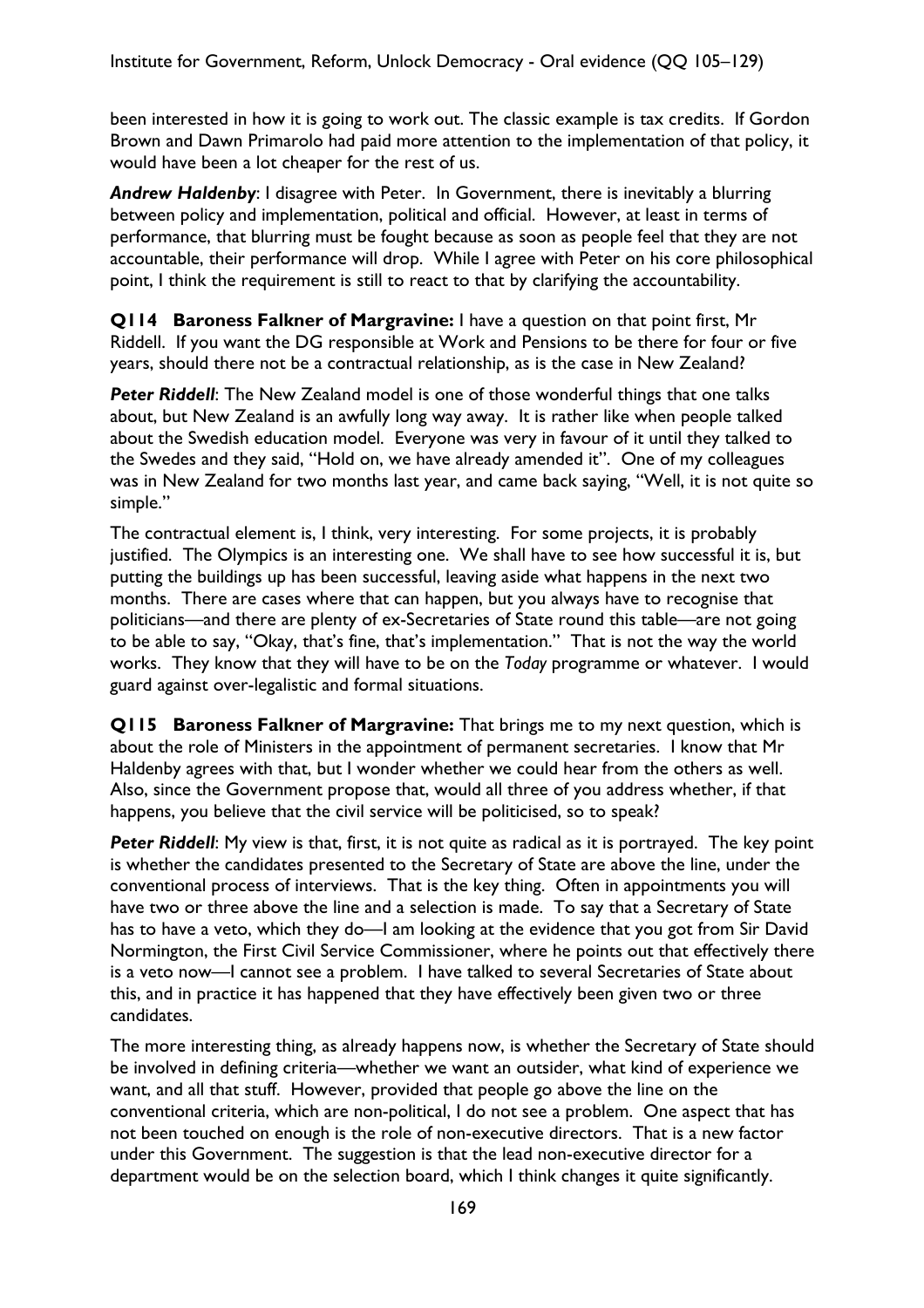been interested in how it is going to work out. The classic example is tax credits. If Gordon Brown and Dawn Primarolo had paid more attention to the implementation of that policy, it would have been a lot cheaper for the rest of us.

***Andrew Haldenby***: I disagree with Peter. In Government, there is inevitably a blurring between policy and implementation, political and official. However, at least in terms of performance, that blurring must be fought because as soon as people feel that they are not accountable, their performance will drop. While I agree with Peter on his core philosophical point, I think the requirement is still to react to that by clarifying the accountability.

**Q114 Baroness Falkner of Margravine:** I have a question on that point first, Mr Riddell. If you want the DG responsible at Work and Pensions to be there for four or five years, should there not be a contractual relationship, as is the case in New Zealand?

***Peter Riddell***: The New Zealand model is one of those wonderful things that one talks about, but New Zealand is an awfully long way away. It is rather like when people talked about the Swedish education model. Everyone was very in favour of it until they talked to the Swedes and they said, "Hold on, we have already amended it". One of my colleagues was in New Zealand for two months last year, and came back saying, "Well, it is not quite so simple."

The contractual element is, I think, very interesting. For some projects, it is probably justified. The Olympics is an interesting one. We shall have to see how successful it is, but putting the buildings up has been successful, leaving aside what happens in the next two months. There are cases where that can happen, but you always have to recognise that politicians—and there are plenty of ex-Secretaries of State round this table—are not going to be able to say, "Okay, that's fine, that's implementation." That is not the way the world works. They know that they will have to be on the *Today* programme or whatever. I would guard against over-legalistic and formal situations.

**Q115 Baroness Falkner of Margravine:** That brings me to my next question, which is about the role of Ministers in the appointment of permanent secretaries. I know that Mr Haldenby agrees with that, but I wonder whether we could hear from the others as well. Also, since the Government propose that, would all three of you address whether, if that happens, you believe that the civil service will be politicised, so to speak?

***Peter Riddell***: My view is that, first, it is not quite as radical as it is portrayed. The key point is whether the candidates presented to the Secretary of State are above the line, under the conventional process of interviews. That is the key thing. Often in appointments you will have two or three above the line and a selection is made. To say that a Secretary of State has to have a veto, which they do—I am looking at the evidence that you got from Sir David Normington, the First Civil Service Commissioner, where he points out that effectively there is a veto now—I cannot see a problem. I have talked to several Secretaries of State about this, and in practice it has happened that they have effectively been given two or three candidates.

The more interesting thing, as already happens now, is whether the Secretary of State should be involved in defining criteria—whether we want an outsider, what kind of experience we want, and all that stuff. However, provided that people go above the line on the conventional criteria, which are non-political, I do not see a problem. One aspect that has not been touched on enough is the role of non-executive directors. That is a new factor under this Government. The suggestion is that the lead non-executive director for a department would be on the selection board, which I think changes it quite significantly.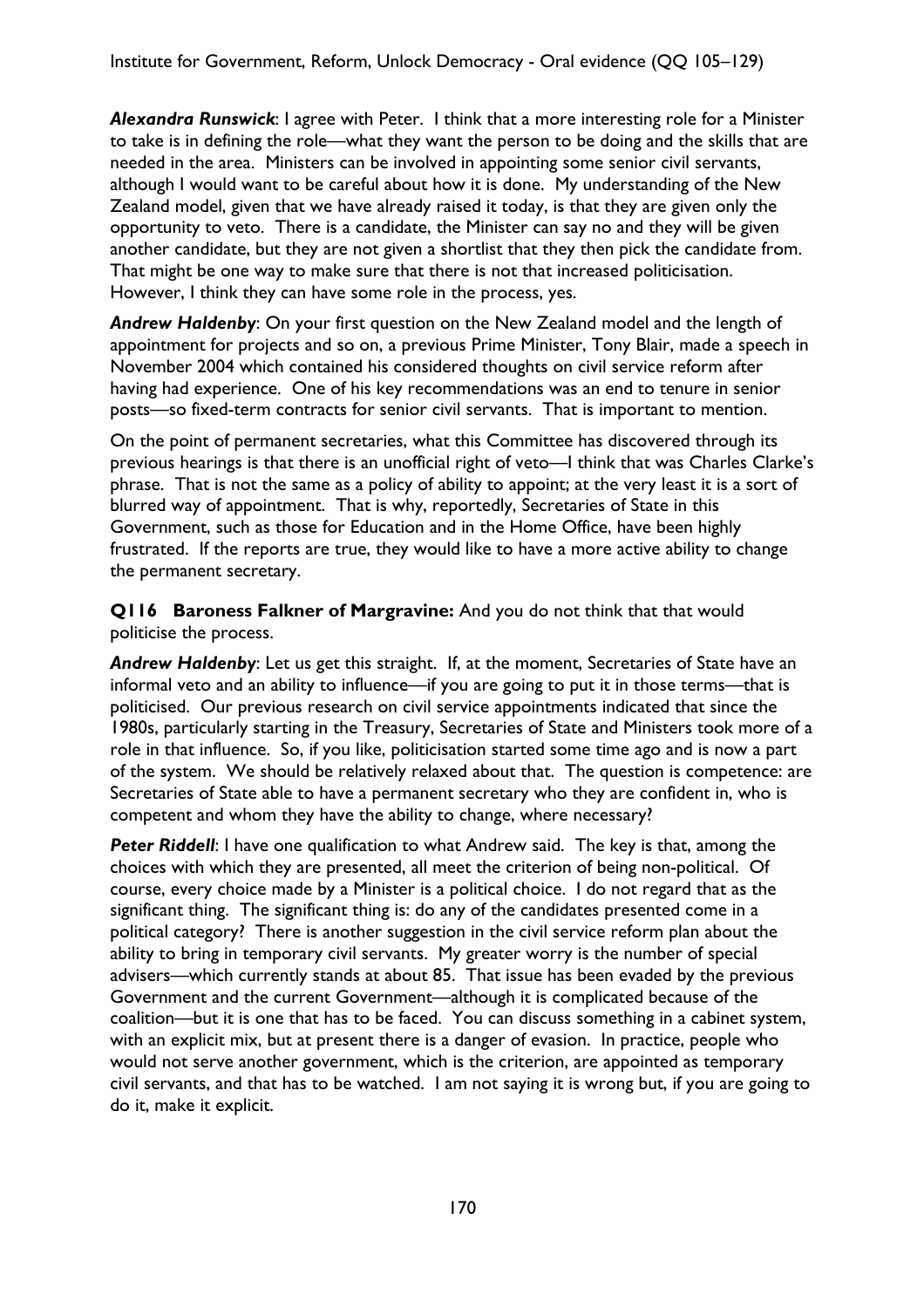***Alexandra Runswick***: I agree with Peter. I think that a more interesting role for a Minister to take is in defining the role—what they want the person to be doing and the skills that are needed in the area. Ministers can be involved in appointing some senior civil servants, although I would want to be careful about how it is done. My understanding of the New Zealand model, given that we have already raised it today, is that they are given only the opportunity to veto. There is a candidate, the Minister can say no and they will be given another candidate, but they are not given a shortlist that they then pick the candidate from. That might be one way to make sure that there is not that increased politicisation. However, I think they can have some role in the process, yes.

***Andrew Haldenby***: On your first question on the New Zealand model and the length of appointment for projects and so on, a previous Prime Minister, Tony Blair, made a speech in November 2004 which contained his considered thoughts on civil service reform after having had experience. One of his key recommendations was an end to tenure in senior posts—so fixed-term contracts for senior civil servants. That is important to mention.

On the point of permanent secretaries, what this Committee has discovered through its previous hearings is that there is an unofficial right of veto—I think that was Charles Clarke's phrase. That is not the same as a policy of ability to appoint; at the very least it is a sort of blurred way of appointment. That is why, reportedly, Secretaries of State in this Government, such as those for Education and in the Home Office, have been highly frustrated. If the reports are true, they would like to have a more active ability to change the permanent secretary.

**Q116 Baroness Falkner of Margravine:** And you do not think that that would politicise the process.

***Andrew Haldenby***: Let us get this straight. If, at the moment, Secretaries of State have an informal veto and an ability to influence—if you are going to put it in those terms—that is politicised. Our previous research on civil service appointments indicated that since the 1980s, particularly starting in the Treasury, Secretaries of State and Ministers took more of a role in that influence. So, if you like, politicisation started some time ago and is now a part of the system. We should be relatively relaxed about that. The question is competence: are Secretaries of State able to have a permanent secretary who they are confident in, who is competent and whom they have the ability to change, where necessary?

***Peter Riddell***: I have one qualification to what Andrew said. The key is that, among the choices with which they are presented, all meet the criterion of being non-political. Of course, every choice made by a Minister is a political choice. I do not regard that as the significant thing. The significant thing is: do any of the candidates presented come in a political category? There is another suggestion in the civil service reform plan about the ability to bring in temporary civil servants. My greater worry is the number of special advisers—which currently stands at about 85. That issue has been evaded by the previous Government and the current Government—although it is complicated because of the coalition—but it is one that has to be faced. You can discuss something in a cabinet system, with an explicit mix, but at present there is a danger of evasion. In practice, people who would not serve another government, which is the criterion, are appointed as temporary civil servants, and that has to be watched. I am not saying it is wrong but, if you are going to do it, make it explicit.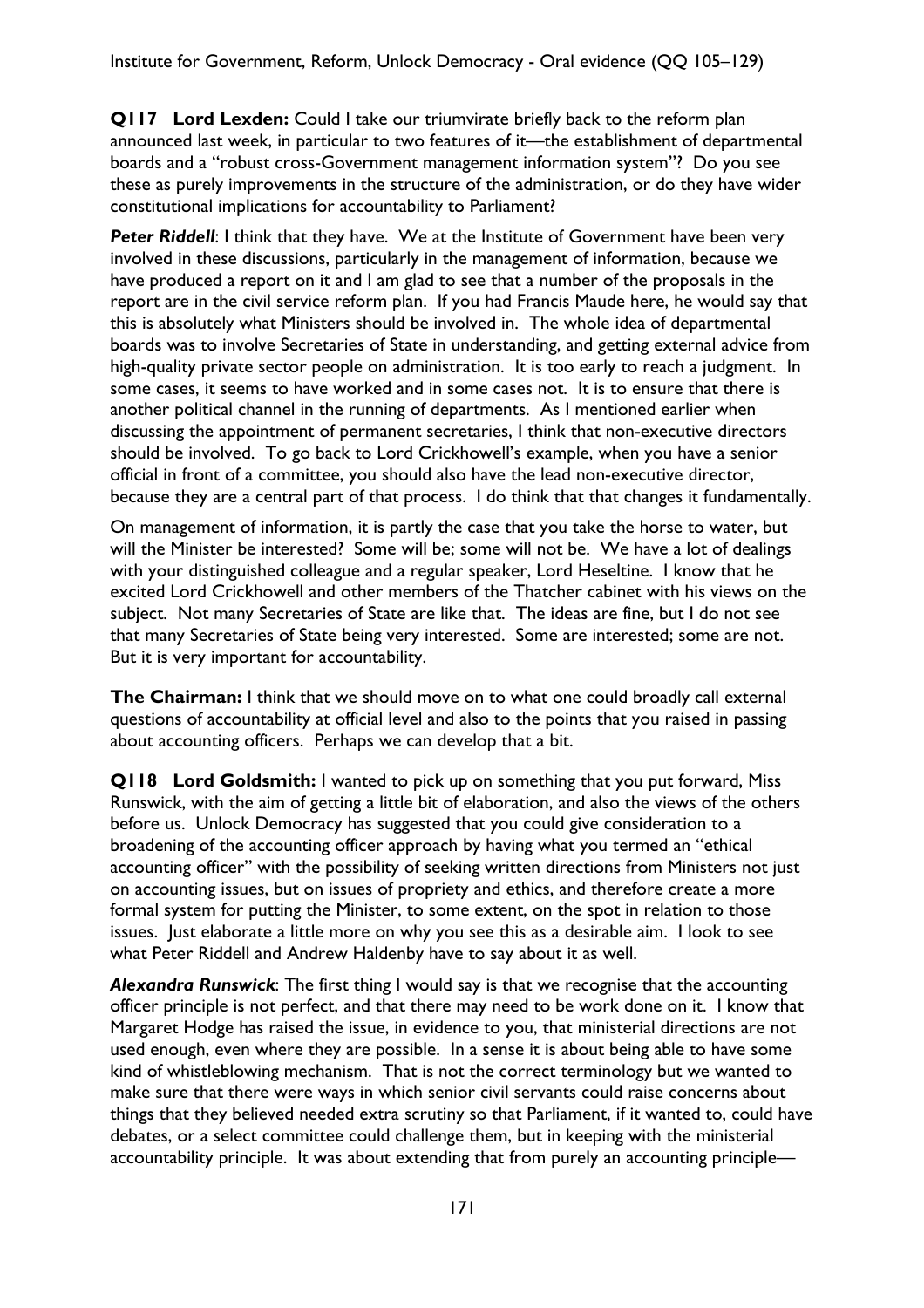**Q117 Lord Lexden:** Could I take our triumvirate briefly back to the reform plan announced last week, in particular to two features of it—the establishment of departmental boards and a "robust cross-Government management information system"? Do you see these as purely improvements in the structure of the administration, or do they have wider constitutional implications for accountability to Parliament?

***Peter Riddell***: I think that they have. We at the Institute of Government have been very involved in these discussions, particularly in the management of information, because we have produced a report on it and I am glad to see that a number of the proposals in the report are in the civil service reform plan. If you had Francis Maude here, he would say that this is absolutely what Ministers should be involved in. The whole idea of departmental boards was to involve Secretaries of State in understanding, and getting external advice from high-quality private sector people on administration. It is too early to reach a judgment. In some cases, it seems to have worked and in some cases not. It is to ensure that there is another political channel in the running of departments. As I mentioned earlier when discussing the appointment of permanent secretaries, I think that non-executive directors should be involved. To go back to Lord Crickhowell's example, when you have a senior official in front of a committee, you should also have the lead non-executive director, because they are a central part of that process. I do think that that changes it fundamentally.

On management of information, it is partly the case that you take the horse to water, but will the Minister be interested? Some will be; some will not be. We have a lot of dealings with your distinguished colleague and a regular speaker, Lord Heseltine. I know that he excited Lord Crickhowell and other members of the Thatcher cabinet with his views on the subject. Not many Secretaries of State are like that. The ideas are fine, but I do not see that many Secretaries of State being very interested. Some are interested; some are not. But it is very important for accountability.

**The Chairman:** I think that we should move on to what one could broadly call external questions of accountability at official level and also to the points that you raised in passing about accounting officers. Perhaps we can develop that a bit.

**Q118 Lord Goldsmith:** I wanted to pick up on something that you put forward, Miss Runswick, with the aim of getting a little bit of elaboration, and also the views of the others before us. Unlock Democracy has suggested that you could give consideration to a broadening of the accounting officer approach by having what you termed an "ethical accounting officer" with the possibility of seeking written directions from Ministers not just on accounting issues, but on issues of propriety and ethics, and therefore create a more formal system for putting the Minister, to some extent, on the spot in relation to those issues. Just elaborate a little more on why you see this as a desirable aim. I look to see what Peter Riddell and Andrew Haldenby have to say about it as well.

***Alexandra Runswick***: The first thing I would say is that we recognise that the accounting officer principle is not perfect, and that there may need to be work done on it. I know that Margaret Hodge has raised the issue, in evidence to you, that ministerial directions are not used enough, even where they are possible. In a sense it is about being able to have some kind of whistleblowing mechanism. That is not the correct terminology but we wanted to make sure that there were ways in which senior civil servants could raise concerns about things that they believed needed extra scrutiny so that Parliament, if it wanted to, could have debates, or a select committee could challenge them, but in keeping with the ministerial accountability principle. It was about extending that from purely an accounting principle—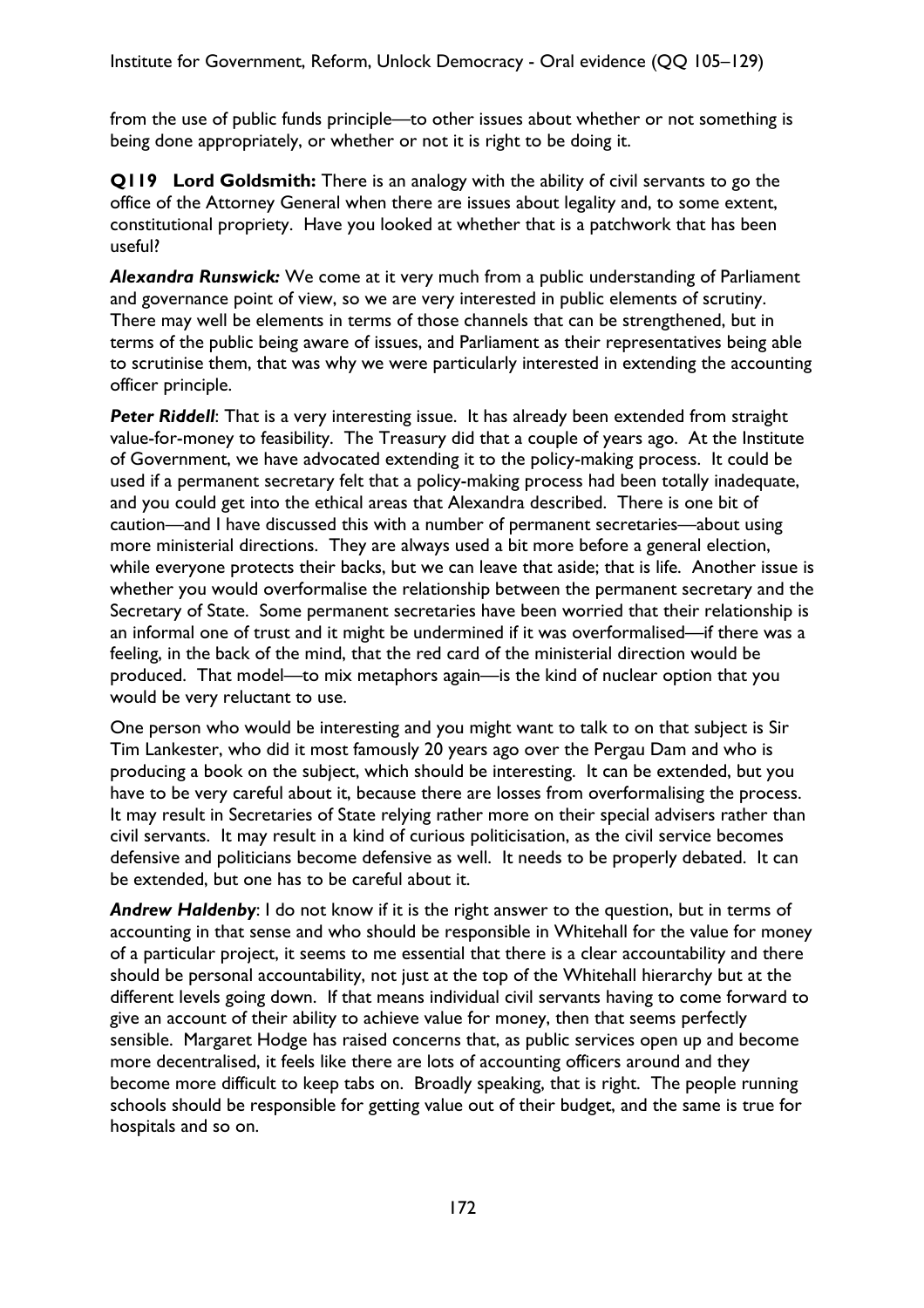from the use of public funds principle—to other issues about whether or not something is being done appropriately, or whether or not it is right to be doing it.

**Q119 Lord Goldsmith:** There is an analogy with the ability of civil servants to go the office of the Attorney General when there are issues about legality and, to some extent, constitutional propriety. Have you looked at whether that is a patchwork that has been useful?

***Alexandra Runswick:*** We come at it very much from a public understanding of Parliament and governance point of view, so we are very interested in public elements of scrutiny. There may well be elements in terms of those channels that can be strengthened, but in terms of the public being aware of issues, and Parliament as their representatives being able to scrutinise them, that was why we were particularly interested in extending the accounting officer principle.

***Peter Riddell***: That is a very interesting issue. It has already been extended from straight value-for-money to feasibility. The Treasury did that a couple of years ago. At the Institute of Government, we have advocated extending it to the policy-making process. It could be used if a permanent secretary felt that a policy-making process had been totally inadequate, and you could get into the ethical areas that Alexandra described. There is one bit of caution—and I have discussed this with a number of permanent secretaries—about using more ministerial directions. They are always used a bit more before a general election, while everyone protects their backs, but we can leave that aside; that is life. Another issue is whether you would overformalise the relationship between the permanent secretary and the Secretary of State. Some permanent secretaries have been worried that their relationship is an informal one of trust and it might be undermined if it was overformalised—if there was a feeling, in the back of the mind, that the red card of the ministerial direction would be produced. That model—to mix metaphors again—is the kind of nuclear option that you would be very reluctant to use.

One person who would be interesting and you might want to talk to on that subject is Sir Tim Lankester, who did it most famously 20 years ago over the Pergau Dam and who is producing a book on the subject, which should be interesting. It can be extended, but you have to be very careful about it, because there are losses from overformalising the process. It may result in Secretaries of State relying rather more on their special advisers rather than civil servants. It may result in a kind of curious politicisation, as the civil service becomes defensive and politicians become defensive as well. It needs to be properly debated. It can be extended, but one has to be careful about it.

***Andrew Haldenby***: I do not know if it is the right answer to the question, but in terms of accounting in that sense and who should be responsible in Whitehall for the value for money of a particular project, it seems to me essential that there is a clear accountability and there should be personal accountability, not just at the top of the Whitehall hierarchy but at the different levels going down. If that means individual civil servants having to come forward to give an account of their ability to achieve value for money, then that seems perfectly sensible. Margaret Hodge has raised concerns that, as public services open up and become more decentralised, it feels like there are lots of accounting officers around and they become more difficult to keep tabs on. Broadly speaking, that is right. The people running schools should be responsible for getting value out of their budget, and the same is true for hospitals and so on.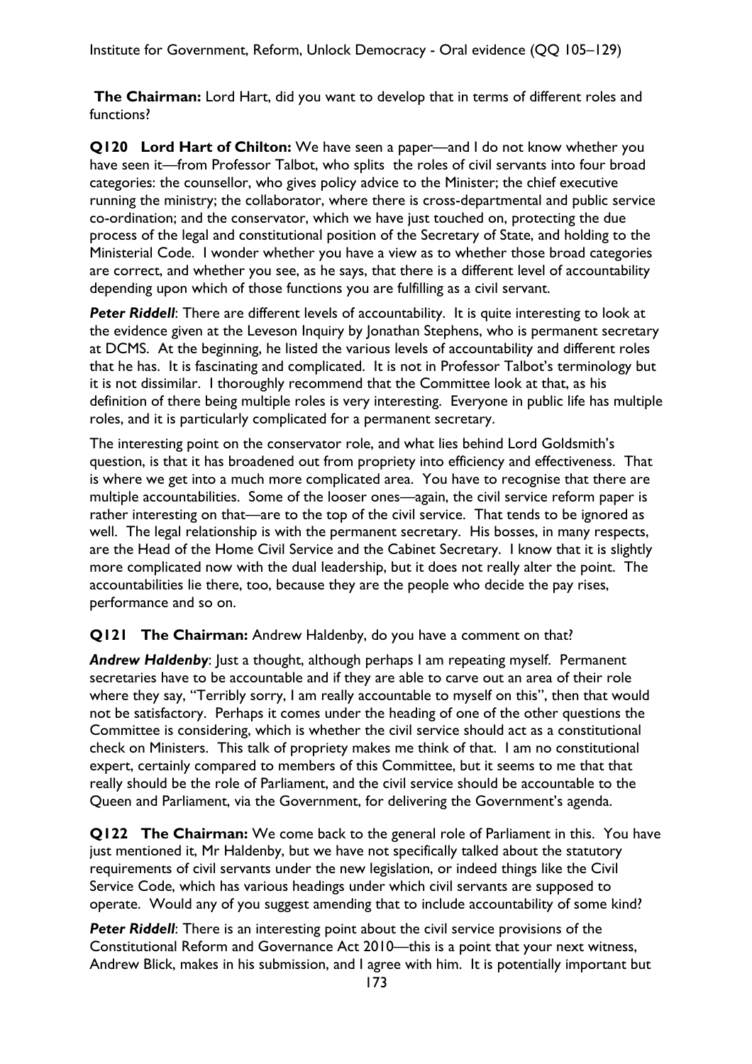**The Chairman:** Lord Hart, did you want to develop that in terms of different roles and functions?

**Q120 Lord Hart of Chilton:** We have seen a paper—and I do not know whether you have seen it—from Professor Talbot, who splits the roles of civil servants into four broad categories: the counsellor, who gives policy advice to the Minister; the chief executive running the ministry; the collaborator, where there is cross-departmental and public service co-ordination; and the conservator, which we have just touched on, protecting the due process of the legal and constitutional position of the Secretary of State, and holding to the Ministerial Code. I wonder whether you have a view as to whether those broad categories are correct, and whether you see, as he says, that there is a different level of accountability depending upon which of those functions you are fulfilling as a civil servant.

***Peter Riddell***: There are different levels of accountability. It is quite interesting to look at the evidence given at the Leveson Inquiry by Jonathan Stephens, who is permanent secretary at DCMS. At the beginning, he listed the various levels of accountability and different roles that he has. It is fascinating and complicated. It is not in Professor Talbot's terminology but it is not dissimilar. I thoroughly recommend that the Committee look at that, as his definition of there being multiple roles is very interesting. Everyone in public life has multiple roles, and it is particularly complicated for a permanent secretary.

The interesting point on the conservator role, and what lies behind Lord Goldsmith's question, is that it has broadened out from propriety into efficiency and effectiveness. That is where we get into a much more complicated area. You have to recognise that there are multiple accountabilities. Some of the looser ones—again, the civil service reform paper is rather interesting on that—are to the top of the civil service. That tends to be ignored as well. The legal relationship is with the permanent secretary. His bosses, in many respects, are the Head of the Home Civil Service and the Cabinet Secretary. I know that it is slightly more complicated now with the dual leadership, but it does not really alter the point. The accountabilities lie there, too, because they are the people who decide the pay rises, performance and so on.

**Q121 The Chairman:** Andrew Haldenby, do you have a comment on that?

***Andrew Haldenby***: Just a thought, although perhaps I am repeating myself. Permanent secretaries have to be accountable and if they are able to carve out an area of their role where they say, "Terribly sorry, I am really accountable to myself on this", then that would not be satisfactory. Perhaps it comes under the heading of one of the other questions the Committee is considering, which is whether the civil service should act as a constitutional check on Ministers. This talk of propriety makes me think of that. I am no constitutional expert, certainly compared to members of this Committee, but it seems to me that that really should be the role of Parliament, and the civil service should be accountable to the Queen and Parliament, via the Government, for delivering the Government's agenda.

**Q122 The Chairman:** We come back to the general role of Parliament in this. You have just mentioned it, Mr Haldenby, but we have not specifically talked about the statutory requirements of civil servants under the new legislation, or indeed things like the Civil Service Code, which has various headings under which civil servants are supposed to operate. Would any of you suggest amending that to include accountability of some kind?

***Peter Riddell***: There is an interesting point about the civil service provisions of the Constitutional Reform and Governance Act 2010—this is a point that your next witness, Andrew Blick, makes in his submission, and I agree with him. It is potentially important but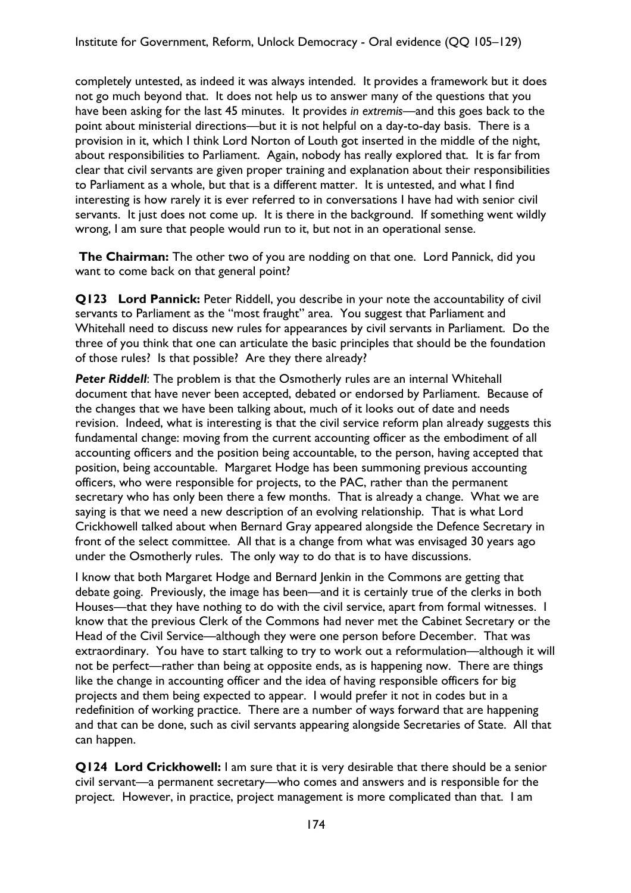completely untested, as indeed it was always intended. It provides a framework but it does not go much beyond that. It does not help us to answer many of the questions that you have been asking for the last 45 minutes. It provides *in extremis*—and this goes back to the point about ministerial directions—but it is not helpful on a day-to-day basis. There is a provision in it, which I think Lord Norton of Louth got inserted in the middle of the night, about responsibilities to Parliament. Again, nobody has really explored that. It is far from clear that civil servants are given proper training and explanation about their responsibilities to Parliament as a whole, but that is a different matter. It is untested, and what I find interesting is how rarely it is ever referred to in conversations I have had with senior civil servants. It just does not come up. It is there in the background. If something went wildly wrong, I am sure that people would run to it, but not in an operational sense.

**The Chairman:** The other two of you are nodding on that one. Lord Pannick, did you want to come back on that general point?

**Q123 Lord Pannick:** Peter Riddell, you describe in your note the accountability of civil servants to Parliament as the "most fraught" area. You suggest that Parliament and Whitehall need to discuss new rules for appearances by civil servants in Parliament. Do the three of you think that one can articulate the basic principles that should be the foundation of those rules? Is that possible? Are they there already?

***Peter Riddell***: The problem is that the Osmotherly rules are an internal Whitehall document that have never been accepted, debated or endorsed by Parliament. Because of the changes that we have been talking about, much of it looks out of date and needs revision. Indeed, what is interesting is that the civil service reform plan already suggests this fundamental change: moving from the current accounting officer as the embodiment of all accounting officers and the position being accountable, to the person, having accepted that position, being accountable. Margaret Hodge has been summoning previous accounting officers, who were responsible for projects, to the PAC, rather than the permanent secretary who has only been there a few months. That is already a change. What we are saying is that we need a new description of an evolving relationship. That is what Lord Crickhowell talked about when Bernard Gray appeared alongside the Defence Secretary in front of the select committee. All that is a change from what was envisaged 30 years ago under the Osmotherly rules. The only way to do that is to have discussions.

I know that both Margaret Hodge and Bernard Jenkin in the Commons are getting that debate going. Previously, the image has been—and it is certainly true of the clerks in both Houses—that they have nothing to do with the civil service, apart from formal witnesses. I know that the previous Clerk of the Commons had never met the Cabinet Secretary or the Head of the Civil Service—although they were one person before December. That was extraordinary. You have to start talking to try to work out a reformulation—although it will not be perfect—rather than being at opposite ends, as is happening now. There are things like the change in accounting officer and the idea of having responsible officers for big projects and them being expected to appear. I would prefer it not in codes but in a redefinition of working practice. There are a number of ways forward that are happening and that can be done, such as civil servants appearing alongside Secretaries of State. All that can happen.

**Q124 Lord Crickhowell:** I am sure that it is very desirable that there should be a senior civil servant—a permanent secretary—who comes and answers and is responsible for the project. However, in practice, project management is more complicated than that. I am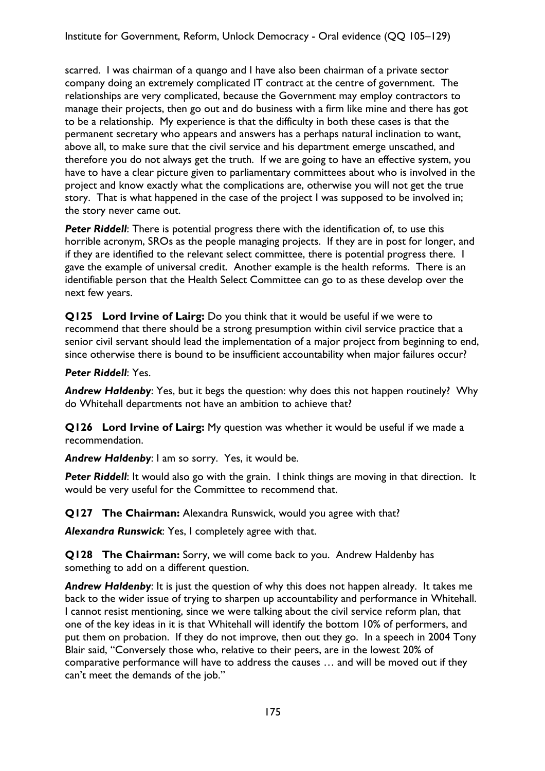scarred. I was chairman of a quango and I have also been chairman of a private sector company doing an extremely complicated IT contract at the centre of government. The relationships are very complicated, because the Government may employ contractors to manage their projects, then go out and do business with a firm like mine and there has got to be a relationship. My experience is that the difficulty in both these cases is that the permanent secretary who appears and answers has a perhaps natural inclination to want, above all, to make sure that the civil service and his department emerge unscathed, and therefore you do not always get the truth. If we are going to have an effective system, you have to have a clear picture given to parliamentary committees about who is involved in the project and know exactly what the complications are, otherwise you will not get the true story. That is what happened in the case of the project I was supposed to be involved in; the story never came out.

***Peter Riddell***: There is potential progress there with the identification of, to use this horrible acronym, SROs as the people managing projects. If they are in post for longer, and if they are identified to the relevant select committee, there is potential progress there. I gave the example of universal credit. Another example is the health reforms. There is an identifiable person that the Health Select Committee can go to as these develop over the next few years.

**Q125 Lord Irvine of Lairg:** Do you think that it would be useful if we were to recommend that there should be a strong presumption within civil service practice that a senior civil servant should lead the implementation of a major project from beginning to end, since otherwise there is bound to be insufficient accountability when major failures occur?

***Peter Riddell***: Yes.

***Andrew Haldenby***: Yes, but it begs the question: why does this not happen routinely? Why do Whitehall departments not have an ambition to achieve that?

**Q126 Lord Irvine of Lairg:** My question was whether it would be useful if we made a recommendation.

***Andrew Haldenby***: I am so sorry. Yes, it would be.

***Peter Riddell***: It would also go with the grain. I think things are moving in that direction. It would be very useful for the Committee to recommend that.

**Q127 The Chairman:** Alexandra Runswick, would you agree with that?

***Alexandra Runswick***: Yes, I completely agree with that.

**Q128 The Chairman:** Sorry, we will come back to you. Andrew Haldenby has something to add on a different question.

***Andrew Haldenby***: It is just the question of why this does not happen already. It takes me back to the wider issue of trying to sharpen up accountability and performance in Whitehall. I cannot resist mentioning, since we were talking about the civil service reform plan, that one of the key ideas in it is that Whitehall will identify the bottom 10% of performers, and put them on probation. If they do not improve, then out they go. In a speech in 2004 Tony Blair said, "Conversely those who, relative to their peers, are in the lowest 20% of comparative performance will have to address the causes … and will be moved out if they can't meet the demands of the job."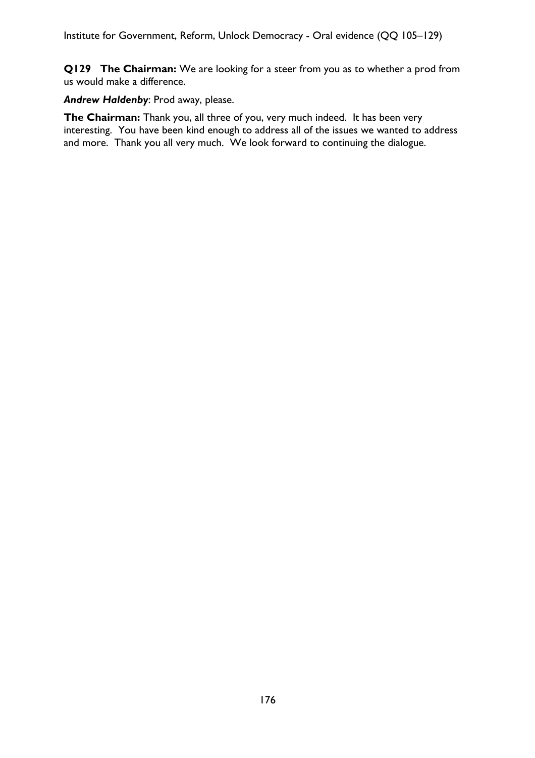**Q129 The Chairman:** We are looking for a steer from you as to whether a prod from us would make a difference.

***Andrew Haldenby***: Prod away, please.

**The Chairman:** Thank you, all three of you, very much indeed. It has been very interesting. You have been kind enough to address all of the issues we wanted to address and more. Thank you all very much. We look forward to continuing the dialogue.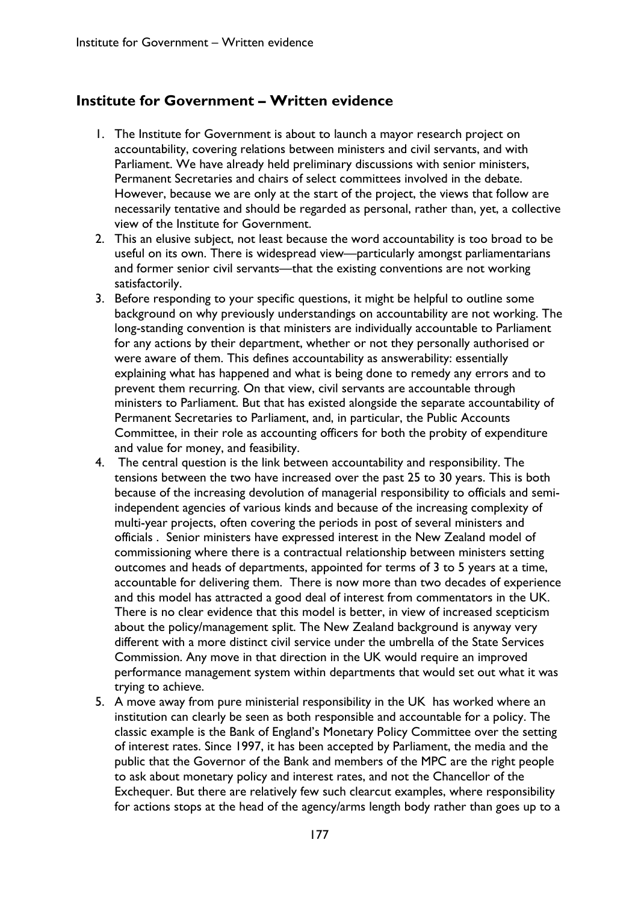## Institute for Government – Written evidence

1. The Institute for Government is about to launch a mayor research project on accountability, covering relations between ministers and civil servants, and with Parliament. We have already held preliminary discussions with senior ministers, Permanent Secretaries and chairs of select committees involved in the debate. However, because we are only at the start of the project, the views that follow are necessarily tentative and should be regarded as personal, rather than, yet, a collective view of the Institute for Government.
2. This an elusive subject, not least because the word accountability is too broad to be useful on its own. There is widespread view—particularly amongst parliamentarians and former senior civil servants—that the existing conventions are not working satisfactorily.
3. Before responding to your specific questions, it might be helpful to outline some background on why previously understandings on accountability are not working. The long-standing convention is that ministers are individually accountable to Parliament for any actions by their department, whether or not they personally authorised or were aware of them. This defines accountability as answerability: essentially explaining what has happened and what is being done to remedy any errors and to prevent them recurring. On that view, civil servants are accountable through ministers to Parliament. But that has existed alongside the separate accountability of Permanent Secretaries to Parliament, and, in particular, the Public Accounts Committee, in their role as accounting officers for both the probity of expenditure and value for money, and feasibility.
4. The central question is the link between accountability and responsibility. The tensions between the two have increased over the past 25 to 30 years. This is both because of the increasing devolution of managerial responsibility to officials and semi-independent agencies of various kinds and because of the increasing complexity of multi-year projects, often covering the periods in post of several ministers and officials . Senior ministers have expressed interest in the New Zealand model of commissioning where there is a contractual relationship between ministers setting outcomes and heads of departments, appointed for terms of 3 to 5 years at a time, accountable for delivering them. There is now more than two decades of experience and this model has attracted a good deal of interest from commentators in the UK. There is no clear evidence that this model is better, in view of increased scepticism about the policy/management split. The New Zealand background is anyway very different with a more distinct civil service under the umbrella of the State Services Commission. Any move in that direction in the UK would require an improved performance management system within departments that would set out what it was trying to achieve.
5. A move away from pure ministerial responsibility in the UK has worked where an institution can clearly be seen as both responsible and accountable for a policy. The classic example is the Bank of England's Monetary Policy Committee over the setting of interest rates. Since 1997, it has been accepted by Parliament, the media and the public that the Governor of the Bank and members of the MPC are the right people to ask about monetary policy and interest rates, and not the Chancellor of the Exchequer. But there are relatively few such clearcut examples, where responsibility for actions stops at the head of the agency/arms length body rather than goes up to a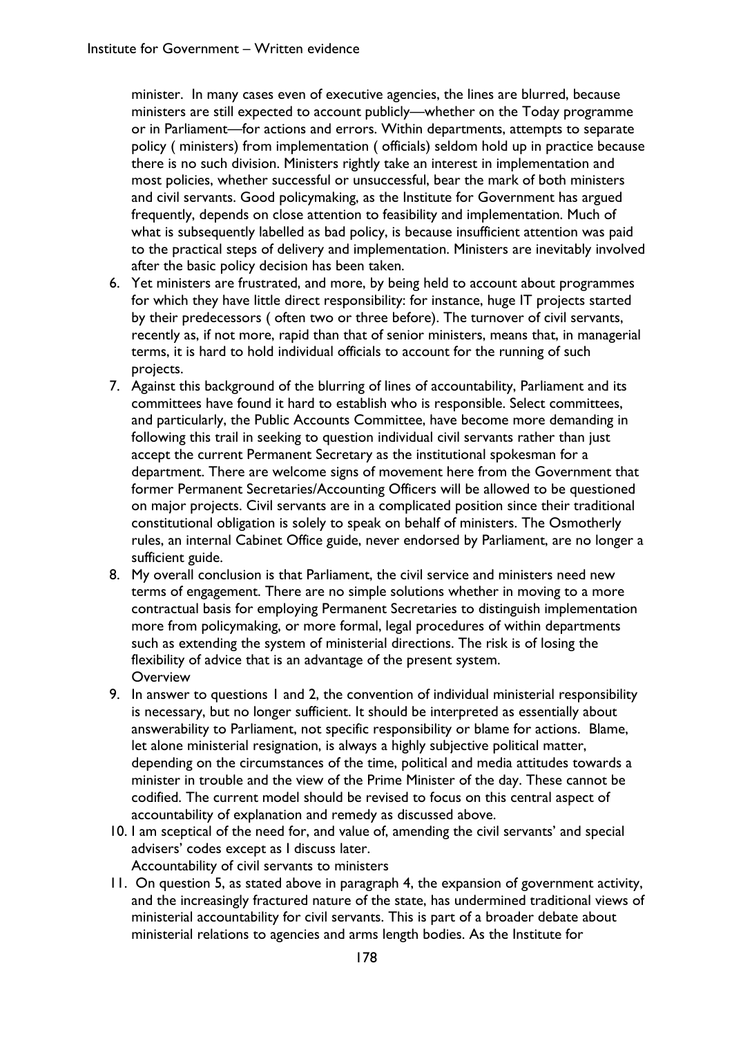minister. In many cases even of executive agencies, the lines are blurred, because ministers are still expected to account publicly—whether on the Today programme or in Parliament—for actions and errors. Within departments, attempts to separate policy ( ministers) from implementation ( officials) seldom hold up in practice because there is no such division. Ministers rightly take an interest in implementation and most policies, whether successful or unsuccessful, bear the mark of both ministers and civil servants. Good policymaking, as the Institute for Government has argued frequently, depends on close attention to feasibility and implementation. Much of what is subsequently labelled as bad policy, is because insufficient attention was paid to the practical steps of delivery and implementation. Ministers are inevitably involved after the basic policy decision has been taken.

6. Yet ministers are frustrated, and more, by being held to account about programmes for which they have little direct responsibility: for instance, huge IT projects started by their predecessors ( often two or three before). The turnover of civil servants, recently as, if not more, rapid than that of senior ministers, means that, in managerial terms, it is hard to hold individual officials to account for the running of such projects.
7. Against this background of the blurring of lines of accountability, Parliament and its committees have found it hard to establish who is responsible. Select committees, and particularly, the Public Accounts Committee, have become more demanding in following this trail in seeking to question individual civil servants rather than just accept the current Permanent Secretary as the institutional spokesman for a department. There are welcome signs of movement here from the Government that former Permanent Secretaries/Accounting Officers will be allowed to be questioned on major projects. Civil servants are in a complicated position since their traditional constitutional obligation is solely to speak on behalf of ministers. The Osmotherly rules, an internal Cabinet Office guide, never endorsed by Parliament, are no longer a sufficient guide.
8. My overall conclusion is that Parliament, the civil service and ministers need new terms of engagement. There are no simple solutions whether in moving to a more contractual basis for employing Permanent Secretaries to distinguish implementation more from policymaking, or more formal, legal procedures of within departments such as extending the system of ministerial directions. The risk is of losing the flexibility of advice that is an advantage of the present system.

Overview

9. In answer to questions 1 and 2, the convention of individual ministerial responsibility is necessary, but no longer sufficient. It should be interpreted as essentially about answerability to Parliament, not specific responsibility or blame for actions. Blame, let alone ministerial resignation, is always a highly subjective political matter, depending on the circumstances of the time, political and media attitudes towards a minister in trouble and the view of the Prime Minister of the day. These cannot be codified. The current model should be revised to focus on this central aspect of accountability of explanation and remedy as discussed above.
10. I am sceptical of the need for, and value of, amending the civil servants' and special advisers' codes except as I discuss later.

Accountability of civil servants to ministers

11. On question 5, as stated above in paragraph 4, the expansion of government activity, and the increasingly fractured nature of the state, has undermined traditional views of ministerial accountability for civil servants. This is part of a broader debate about ministerial relations to agencies and arms length bodies. As the Institute for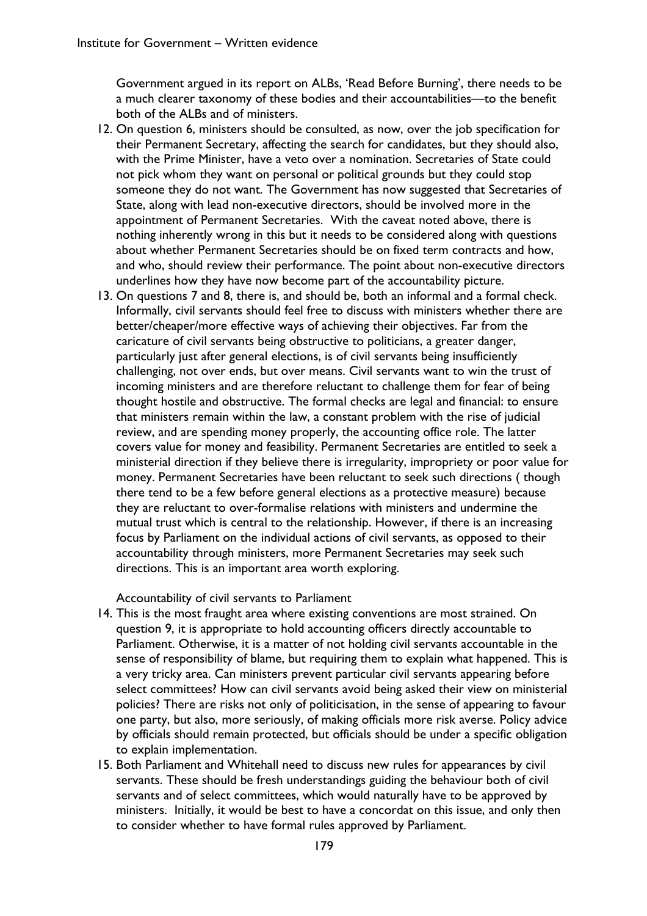Government argued in its report on ALBs, 'Read Before Burning', there needs to be a much clearer taxonomy of these bodies and their accountabilities—to the benefit both of the ALBs and of ministers.

12. On question 6, ministers should be consulted, as now, over the job specification for their Permanent Secretary, affecting the search for candidates, but they should also, with the Prime Minister, have a veto over a nomination. Secretaries of State could not pick whom they want on personal or political grounds but they could stop someone they do not want. The Government has now suggested that Secretaries of State, along with lead non-executive directors, should be involved more in the appointment of Permanent Secretaries. With the caveat noted above, there is nothing inherently wrong in this but it needs to be considered along with questions about whether Permanent Secretaries should be on fixed term contracts and how, and who, should review their performance. The point about non-executive directors underlines how they have now become part of the accountability picture.
13. On questions 7 and 8, there is, and should be, both an informal and a formal check. Informally, civil servants should feel free to discuss with ministers whether there are better/cheaper/more effective ways of achieving their objectives. Far from the caricature of civil servants being obstructive to politicians, a greater danger, particularly just after general elections, is of civil servants being insufficiently challenging, not over ends, but over means. Civil servants want to win the trust of incoming ministers and are therefore reluctant to challenge them for fear of being thought hostile and obstructive. The formal checks are legal and financial: to ensure that ministers remain within the law, a constant problem with the rise of judicial review, and are spending money properly, the accounting office role. The latter covers value for money and feasibility. Permanent Secretaries are entitled to seek a ministerial direction if they believe there is irregularity, impropriety or poor value for money. Permanent Secretaries have been reluctant to seek such directions ( though there tend to be a few before general elections as a protective measure) because they are reluctant to over-formalise relations with ministers and undermine the mutual trust which is central to the relationship. However, if there is an increasing focus by Parliament on the individual actions of civil servants, as opposed to their accountability through ministers, more Permanent Secretaries may seek such directions. This is an important area worth exploring.

Accountability of civil servants to Parliament

14. This is the most fraught area where existing conventions are most strained. On question 9, it is appropriate to hold accounting officers directly accountable to Parliament. Otherwise, it is a matter of not holding civil servants accountable in the sense of responsibility of blame, but requiring them to explain what happened. This is a very tricky area. Can ministers prevent particular civil servants appearing before select committees? How can civil servants avoid being asked their view on ministerial policies? There are risks not only of politicisation, in the sense of appearing to favour one party, but also, more seriously, of making officials more risk averse. Policy advice by officials should remain protected, but officials should be under a specific obligation to explain implementation.
15. Both Parliament and Whitehall need to discuss new rules for appearances by civil servants. These should be fresh understandings guiding the behaviour both of civil servants and of select committees, which would naturally have to be approved by ministers. Initially, it would be best to have a concordat on this issue, and only then to consider whether to have formal rules approved by Parliament.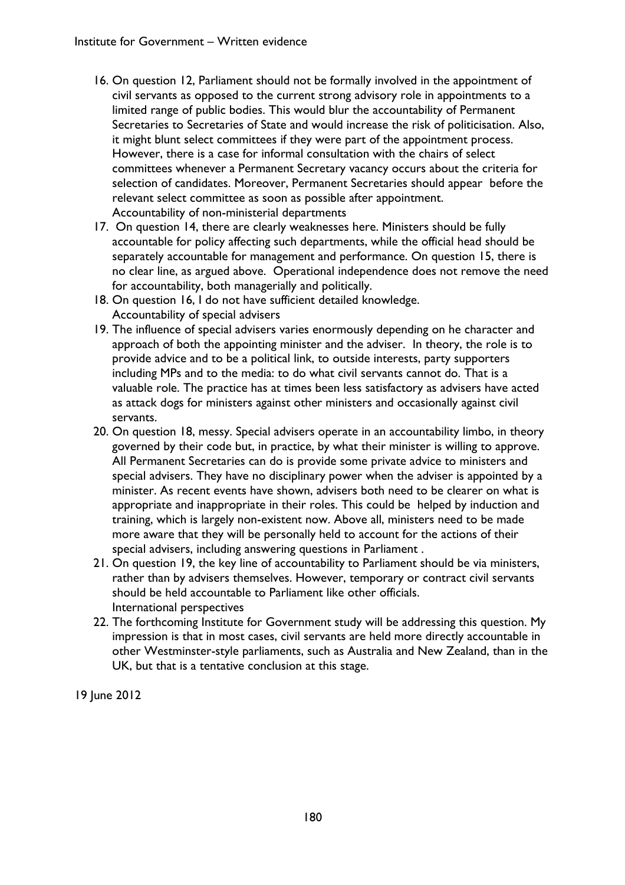16. On question 12, Parliament should not be formally involved in the appointment of civil servants as opposed to the current strong advisory role in appointments to a limited range of public bodies. This would blur the accountability of Permanent Secretaries to Secretaries of State and would increase the risk of politicisation. Also, it might blunt select committees if they were part of the appointment process. However, there is a case for informal consultation with the chairs of select committees whenever a Permanent Secretary vacancy occurs about the criteria for selection of candidates. Moreover, Permanent Secretaries should appear before the relevant select committee as soon as possible after appointment.

Accountability of non-ministerial departments

17. On question 14, there are clearly weaknesses here. Ministers should be fully accountable for policy affecting such departments, while the official head should be separately accountable for management and performance. On question 15, there is no clear line, as argued above. Operational independence does not remove the need for accountability, both managerially and politically.
18. On question 16, I do not have sufficient detailed knowledge.

Accountability of special advisers

19. The influence of special advisers varies enormously depending on he character and approach of both the appointing minister and the adviser. In theory, the role is to provide advice and to be a political link, to outside interests, party supporters including MPs and to the media: to do what civil servants cannot do. That is a valuable role. The practice has at times been less satisfactory as advisers have acted as attack dogs for ministers against other ministers and occasionally against civil servants.
20. On question 18, messy. Special advisers operate in an accountability limbo, in theory governed by their code but, in practice, by what their minister is willing to approve. All Permanent Secretaries can do is provide some private advice to ministers and special advisers. They have no disciplinary power when the adviser is appointed by a minister. As recent events have shown, advisers both need to be clearer on what is appropriate and inappropriate in their roles. This could be helped by induction and training, which is largely non-existent now. Above all, ministers need to be made more aware that they will be personally held to account for the actions of their special advisers, including answering questions in Parliament .
21. On question 19, the key line of accountability to Parliament should be via ministers, rather than by advisers themselves. However, temporary or contract civil servants should be held accountable to Parliament like other officials.

International perspectives

22. The forthcoming Institute for Government study will be addressing this question. My impression is that in most cases, civil servants are held more directly accountable in other Westminster-style parliaments, such as Australia and New Zealand, than in the UK, but that is a tentative conclusion at this stage.

19 June 2012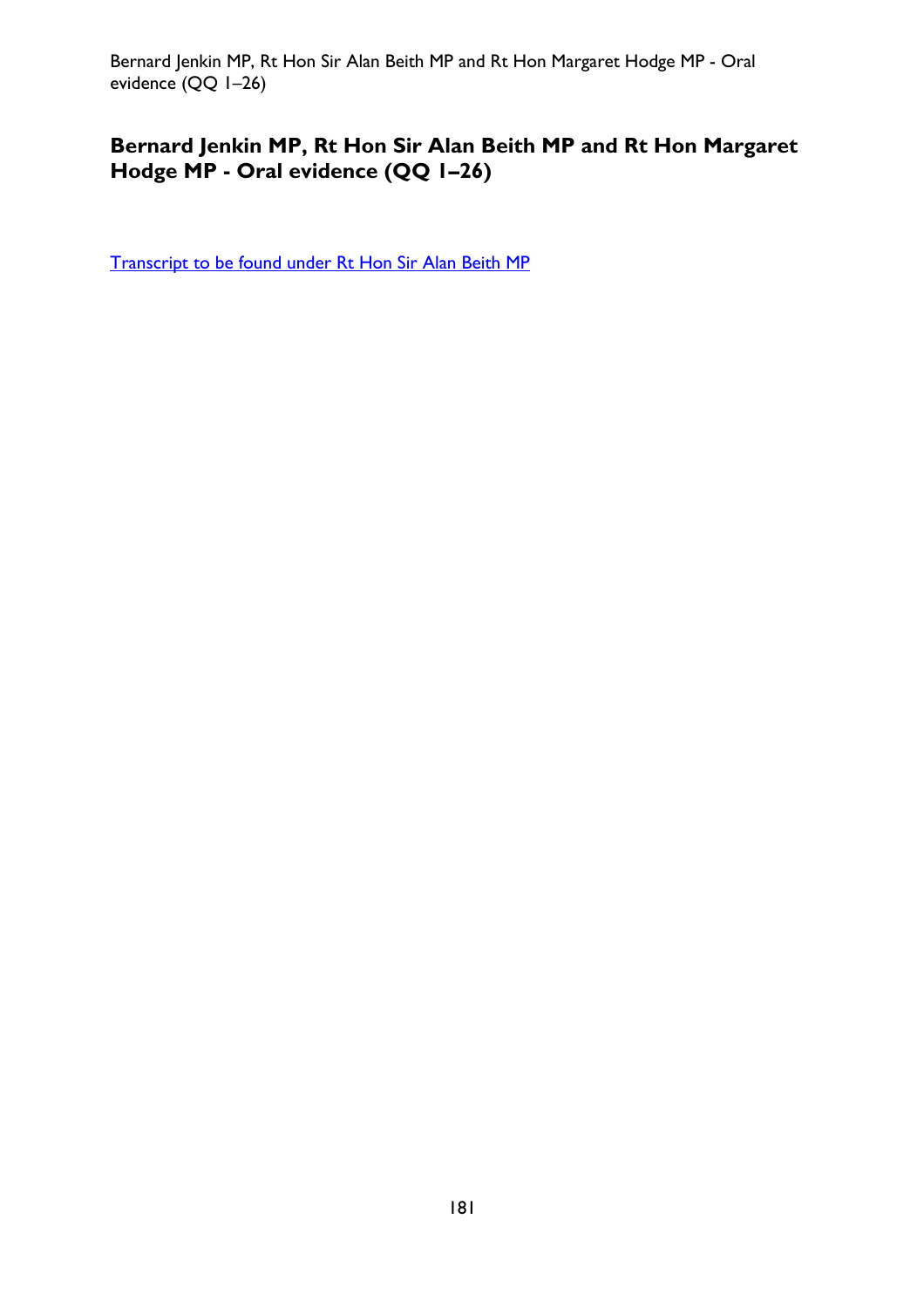## Bernard Jenkin MP, Rt Hon Sir Alan Beith MP and Rt Hon Margaret Hodge MP - Oral evidence (QQ 1–26)

Transcript to be found under Rt Hon Sir Alan Beith MP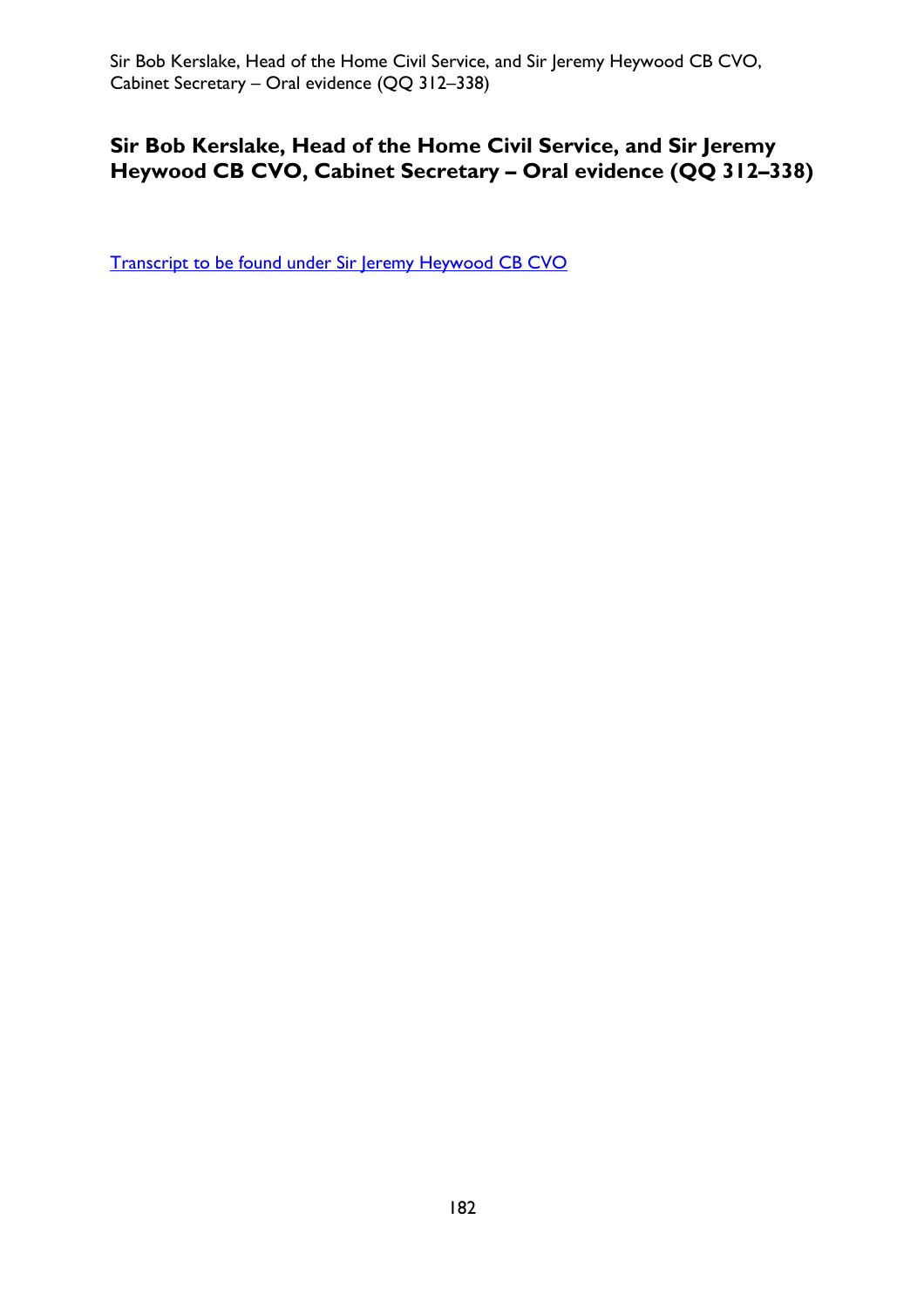# Sir Bob Kerslake, Head of the Home Civil Service, and Sir Jeremy Heywood CB CVO, Cabinet Secretary – Oral evidence (QQ 312–338)

Transcript to be found under Sir Jeremy Heywood CB CVO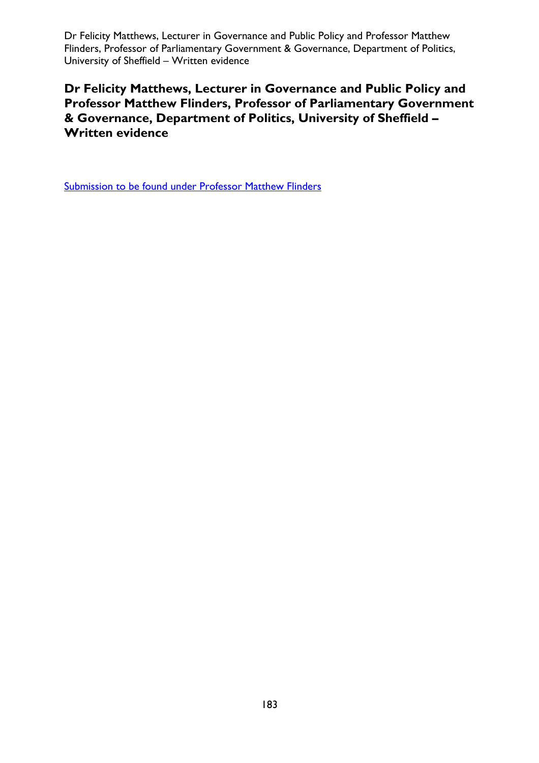# Dr Felicity Matthews, Lecturer in Governance and Public Policy and Professor Matthew Flinders, Professor of Parliamentary Government & Governance, Department of Politics, University of Sheffield – Written evidence

Submission to be found under Professor Matthew Flinders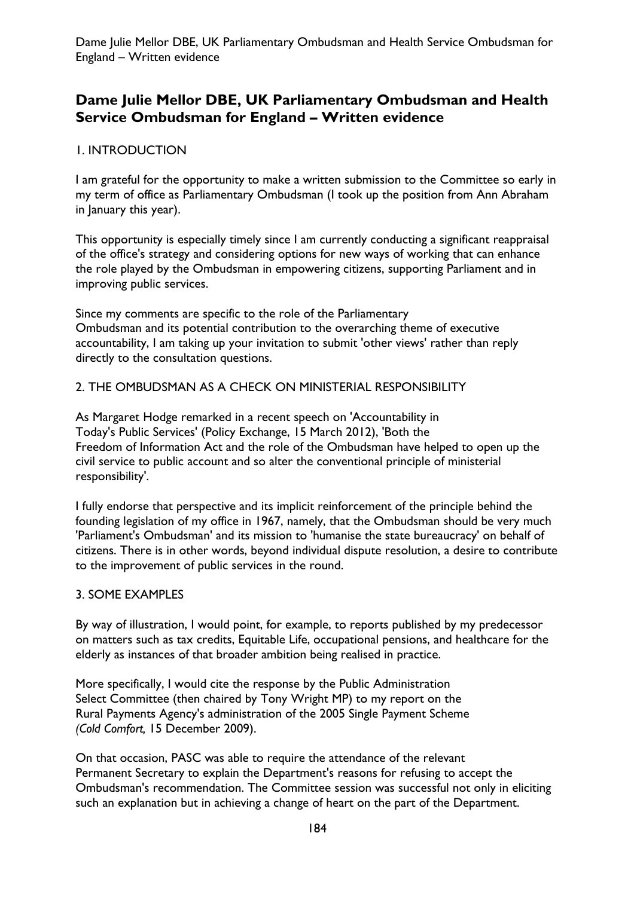## Dame Julie Mellor DBE, UK Parliamentary Ombudsman and Health Service Ombudsman for England – Written evidence

### 1. INTRODUCTION

I am grateful for the opportunity to make a written submission to the Committee so early in my term of office as Parliamentary Ombudsman (I took up the position from Ann Abraham in January this year).

This opportunity is especially timely since I am currently conducting a significant reappraisal of the office's strategy and considering options for new ways of working that can enhance the role played by the Ombudsman in empowering citizens, supporting Parliament and in improving public services.

Since my comments are specific to the role of the Parliamentary Ombudsman and its potential contribution to the overarching theme of executive accountability, I am taking up your invitation to submit 'other views' rather than reply directly to the consultation questions.

### 2. THE OMBUDSMAN AS A CHECK ON MINISTERIAL RESPONSIBILITY

As Margaret Hodge remarked in a recent speech on 'Accountability in Today's Public Services' (Policy Exchange, 15 March 2012), 'Both the Freedom of Information Act and the role of the Ombudsman have helped to open up the civil service to public account and so alter the conventional principle of ministerial responsibility'.

I fully endorse that perspective and its implicit reinforcement of the principle behind the founding legislation of my office in 1967, namely, that the Ombudsman should be very much 'Parliament's Ombudsman' and its mission to 'humanise the state bureaucracy' on behalf of citizens. There is in other words, beyond individual dispute resolution, a desire to contribute to the improvement of public services in the round.

### 3. SOME EXAMPLES

By way of illustration, I would point, for example, to reports published by my predecessor on matters such as tax credits, Equitable Life, occupational pensions, and healthcare for the elderly as instances of that broader ambition being realised in practice.

More specifically, I would cite the response by the Public Administration Select Committee (then chaired by Tony Wright MP) to my report on the Rural Payments Agency's administration of the 2005 Single Payment Scheme *(Cold Comfort,* 15 December 2009).

On that occasion, PASC was able to require the attendance of the relevant Permanent Secretary to explain the Department's reasons for refusing to accept the Ombudsman's recommendation. The Committee session was successful not only in eliciting such an explanation but in achieving a change of heart on the part of the Department.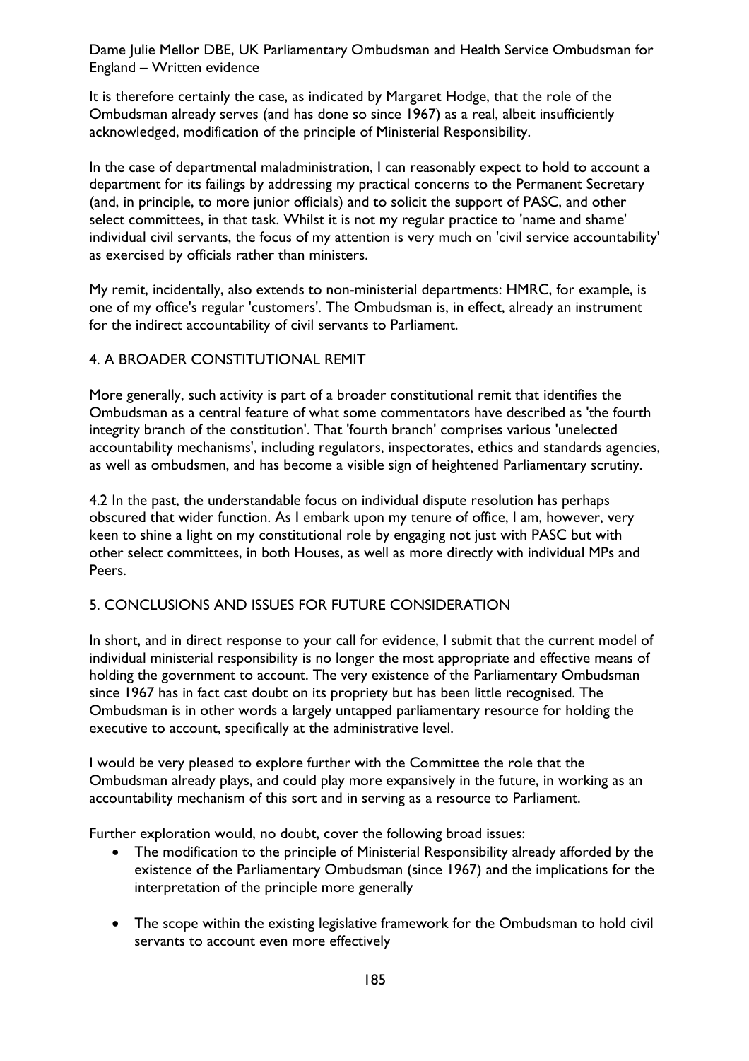It is therefore certainly the case, as indicated by Margaret Hodge, that the role of the Ombudsman already serves (and has done so since 1967) as a real, albeit insufficiently acknowledged, modification of the principle of Ministerial Responsibility.

In the case of departmental maladministration, I can reasonably expect to hold to account a department for its failings by addressing my practical concerns to the Permanent Secretary (and, in principle, to more junior officials) and to solicit the support of PASC, and other select committees, in that task. Whilst it is not my regular practice to 'name and shame' individual civil servants, the focus of my attention is very much on 'civil service accountability' as exercised by officials rather than ministers.

My remit, incidentally, also extends to non-ministerial departments: HMRC, for example, is one of my office's regular 'customers'. The Ombudsman is, in effect, already an instrument for the indirect accountability of civil servants to Parliament.

## 4. A BROADER CONSTITUTIONAL REMIT

More generally, such activity is part of a broader constitutional remit that identifies the Ombudsman as a central feature of what some commentators have described as 'the fourth integrity branch of the constitution'. That 'fourth branch' comprises various 'unelected accountability mechanisms', including regulators, inspectorates, ethics and standards agencies, as well as ombudsmen, and has become a visible sign of heightened Parliamentary scrutiny.

4.2 In the past, the understandable focus on individual dispute resolution has perhaps obscured that wider function. As I embark upon my tenure of office, I am, however, very keen to shine a light on my constitutional role by engaging not just with PASC but with other select committees, in both Houses, as well as more directly with individual MPs and Peers.

## 5. CONCLUSIONS AND ISSUES FOR FUTURE CONSIDERATION

In short, and in direct response to your call for evidence, I submit that the current model of individual ministerial responsibility is no longer the most appropriate and effective means of holding the government to account. The very existence of the Parliamentary Ombudsman since 1967 has in fact cast doubt on its propriety but has been little recognised. The Ombudsman is in other words a largely untapped parliamentary resource for holding the executive to account, specifically at the administrative level.

I would be very pleased to explore further with the Committee the role that the Ombudsman already plays, and could play more expansively in the future, in working as an accountability mechanism of this sort and in serving as a resource to Parliament.

Further exploration would, no doubt, cover the following broad issues:

- The modification to the principle of Ministerial Responsibility already afforded by the existence of the Parliamentary Ombudsman (since 1967) and the implications for the interpretation of the principle more generally
- The scope within the existing legislative framework for the Ombudsman to hold civil servants to account even more effectively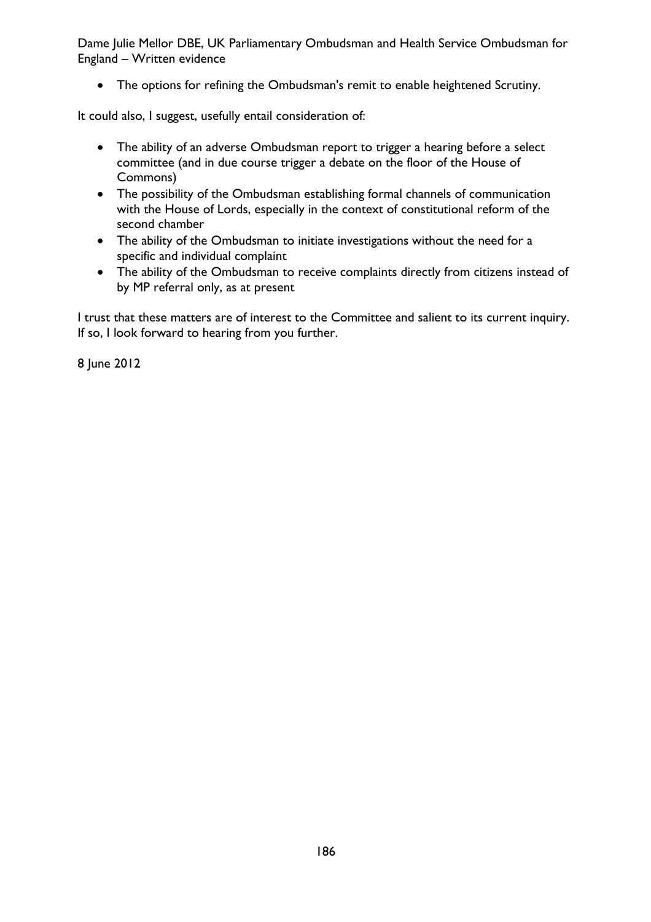- The options for refining the Ombudsman's remit to enable heightened Scrutiny.

It could also, I suggest, usefully entail consideration of:

- The ability of an adverse Ombudsman report to trigger a hearing before a select committee (and in due course trigger a debate on the floor of the House of Commons)
- The possibility of the Ombudsman establishing formal channels of communication with the House of Lords, especially in the context of constitutional reform of the second chamber
- The ability of the Ombudsman to initiate investigations without the need for a specific and individual complaint
- The ability of the Ombudsman to receive complaints directly from citizens instead of by MP referral only, as at present

I trust that these matters are of interest to the Committee and salient to its current inquiry. If so, I look forward to hearing from you further.

8 June 2012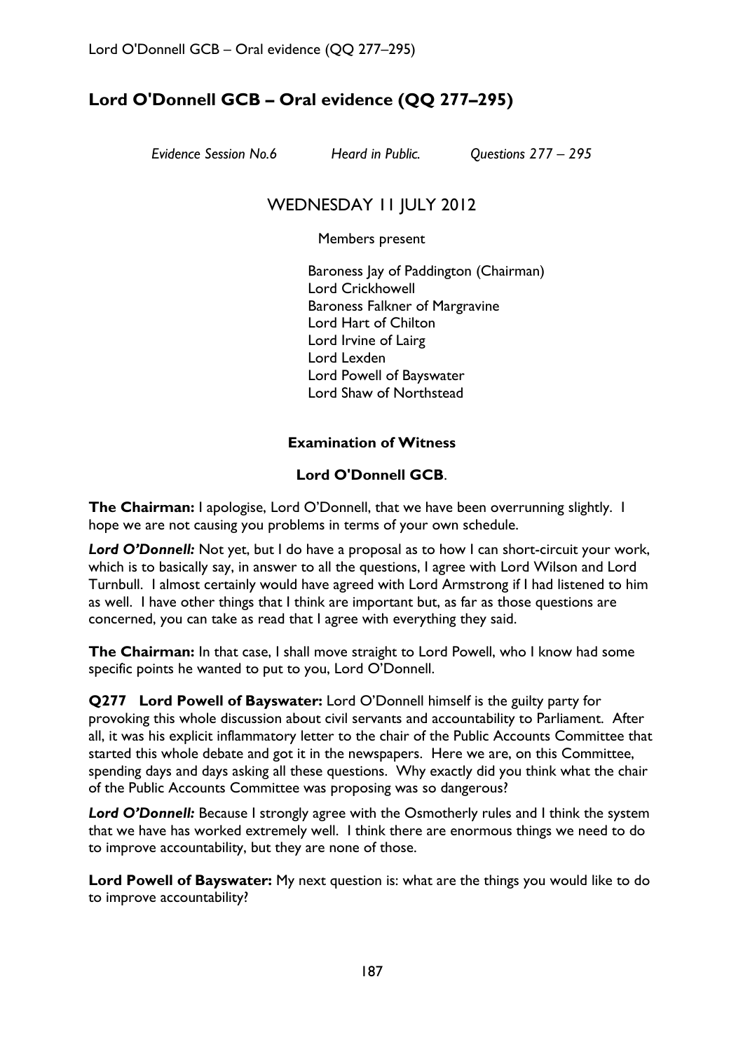## Lord O'Donnell GCB – Oral evidence (QQ 277–295)

*Evidence Session No.6* *Heard in Public.* *Questions 277 – 295*

WEDNESDAY 11 JULY 2012

Members present

Baroness Jay of Paddington (Chairman)
Lord Crickhowell
Baroness Falkner of Margravine
Lord Hart of Chilton
Lord Irvine of Lairg
Lord Lexden
Lord Powell of Bayswater
Lord Shaw of Northstead

**Examination of Witness**

**Lord O'Donnell GCB**.

**The Chairman:** I apologise, Lord O'Donnell, that we have been overrunning slightly. I hope we are not causing you problems in terms of your own schedule.

***Lord O'Donnell:*** Not yet, but I do have a proposal as to how I can short-circuit your work, which is to basically say, in answer to all the questions, I agree with Lord Wilson and Lord Turnbull. I almost certainly would have agreed with Lord Armstrong if I had listened to him as well. I have other things that I think are important but, as far as those questions are concerned, you can take as read that I agree with everything they said.

**The Chairman:** In that case, I shall move straight to Lord Powell, who I know had some specific points he wanted to put to you, Lord O'Donnell.

**Q277 Lord Powell of Bayswater:** Lord O'Donnell himself is the guilty party for provoking this whole discussion about civil servants and accountability to Parliament. After all, it was his explicit inflammatory letter to the chair of the Public Accounts Committee that started this whole debate and got it in the newspapers. Here we are, on this Committee, spending days and days asking all these questions. Why exactly did you think what the chair of the Public Accounts Committee was proposing was so dangerous?

***Lord O'Donnell:*** Because I strongly agree with the Osmotherly rules and I think the system that we have has worked extremely well. I think there are enormous things we need to do to improve accountability, but they are none of those.

**Lord Powell of Bayswater:** My next question is: what are the things you would like to do to improve accountability?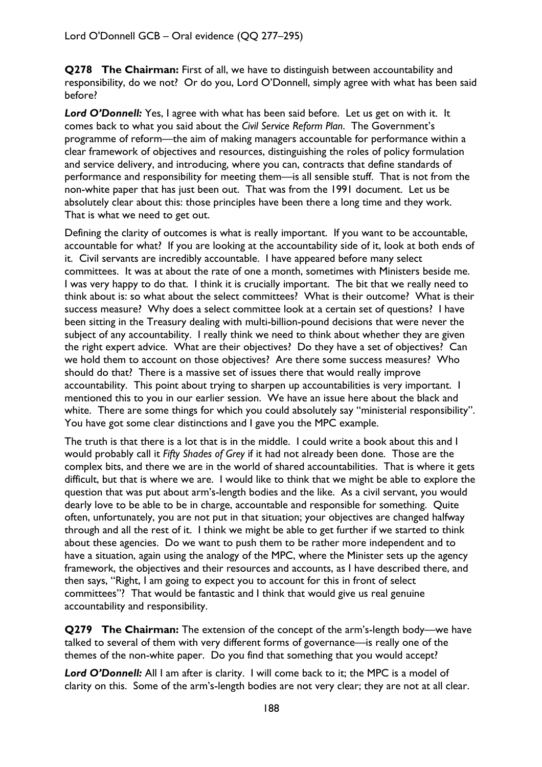Lord O'Donnell GCB – Oral evidence (QQ 277–295)

**Q278 The Chairman:** First of all, we have to distinguish between accountability and responsibility, do we not? Or do you, Lord O'Donnell, simply agree with what has been said before?

***Lord O'Donnell:*** Yes, I agree with what has been said before. Let us get on with it. It comes back to what you said about the *Civil Service Reform Plan*. The Government's programme of reform—the aim of making managers accountable for performance within a clear framework of objectives and resources, distinguishing the roles of policy formulation and service delivery, and introducing, where you can, contracts that define standards of performance and responsibility for meeting them—is all sensible stuff. That is not from the non-white paper that has just been out. That was from the 1991 document. Let us be absolutely clear about this: those principles have been there a long time and they work. That is what we need to get out.

Defining the clarity of outcomes is what is really important. If you want to be accountable, accountable for what? If you are looking at the accountability side of it, look at both ends of it. Civil servants are incredibly accountable. I have appeared before many select committees. It was at about the rate of one a month, sometimes with Ministers beside me. I was very happy to do that. I think it is crucially important. The bit that we really need to think about is: so what about the select committees? What is their outcome? What is their success measure? Why does a select committee look at a certain set of questions? I have been sitting in the Treasury dealing with multi-billion-pound decisions that were never the subject of any accountability. I really think we need to think about whether they are given the right expert advice. What are their objectives? Do they have a set of objectives? Can we hold them to account on those objectives? Are there some success measures? Who should do that? There is a massive set of issues there that would really improve accountability. This point about trying to sharpen up accountabilities is very important. I mentioned this to you in our earlier session. We have an issue here about the black and white. There are some things for which you could absolutely say "ministerial responsibility". You have got some clear distinctions and I gave you the MPC example.

The truth is that there is a lot that is in the middle. I could write a book about this and I would probably call it *Fifty Shades of Grey* if it had not already been done. Those are the complex bits, and there we are in the world of shared accountabilities. That is where it gets difficult, but that is where we are. I would like to think that we might be able to explore the question that was put about arm's-length bodies and the like. As a civil servant, you would dearly love to be able to be in charge, accountable and responsible for something. Quite often, unfortunately, you are not put in that situation; your objectives are changed halfway through and all the rest of it. I think we might be able to get further if we started to think about these agencies. Do we want to push them to be rather more independent and to have a situation, again using the analogy of the MPC, where the Minister sets up the agency framework, the objectives and their resources and accounts, as I have described there, and then says, "Right, I am going to expect you to account for this in front of select committees"? That would be fantastic and I think that would give us real genuine accountability and responsibility.

**Q279 The Chairman:** The extension of the concept of the arm's-length body—we have talked to several of them with very different forms of governance—is really one of the themes of the non-white paper. Do you find that something that you would accept?

***Lord O'Donnell:*** All I am after is clarity. I will come back to it; the MPC is a model of clarity on this. Some of the arm's-length bodies are not very clear; they are not at all clear.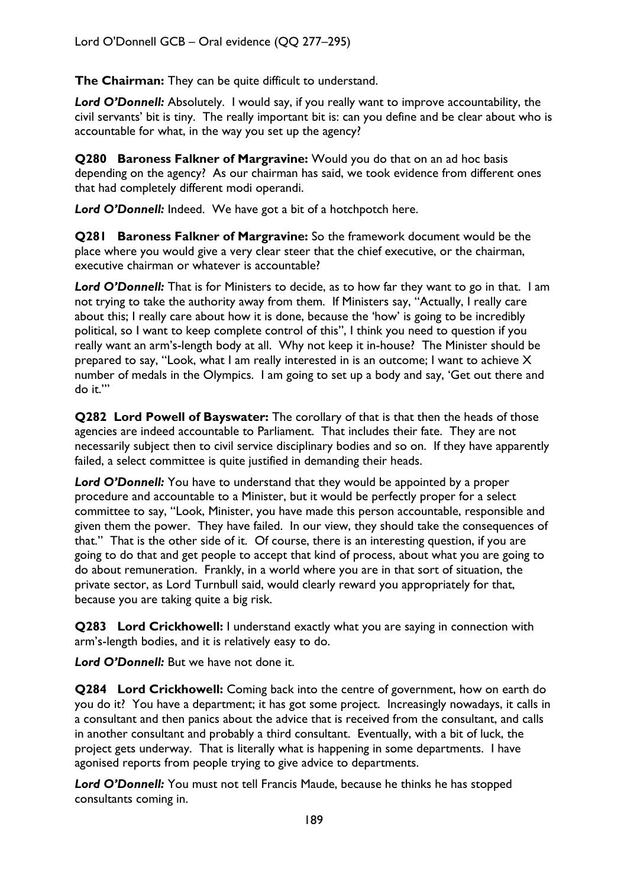**The Chairman:** They can be quite difficult to understand.

***Lord O'Donnell:*** Absolutely. I would say, if you really want to improve accountability, the civil servants' bit is tiny. The really important bit is: can you define and be clear about who is accountable for what, in the way you set up the agency?

**Q280 Baroness Falkner of Margravine:** Would you do that on an ad hoc basis depending on the agency? As our chairman has said, we took evidence from different ones that had completely different modi operandi.

***Lord O'Donnell:*** Indeed. We have got a bit of a hotchpotch here.

**Q281 Baroness Falkner of Margravine:** So the framework document would be the place where you would give a very clear steer that the chief executive, or the chairman, executive chairman or whatever is accountable?

***Lord O'Donnell:*** That is for Ministers to decide, as to how far they want to go in that. I am not trying to take the authority away from them. If Ministers say, "Actually, I really care about this; I really care about how it is done, because the 'how' is going to be incredibly political, so I want to keep complete control of this", I think you need to question if you really want an arm's-length body at all. Why not keep it in-house? The Minister should be prepared to say, "Look, what I am really interested in is an outcome; I want to achieve X number of medals in the Olympics. I am going to set up a body and say, 'Get out there and do it.'"

**Q282 Lord Powell of Bayswater:** The corollary of that is that then the heads of those agencies are indeed accountable to Parliament. That includes their fate. They are not necessarily subject then to civil service disciplinary bodies and so on. If they have apparently failed, a select committee is quite justified in demanding their heads.

***Lord O'Donnell:*** You have to understand that they would be appointed by a proper procedure and accountable to a Minister, but it would be perfectly proper for a select committee to say, "Look, Minister, you have made this person accountable, responsible and given them the power. They have failed. In our view, they should take the consequences of that." That is the other side of it. Of course, there is an interesting question, if you are going to do that and get people to accept that kind of process, about what you are going to do about remuneration. Frankly, in a world where you are in that sort of situation, the private sector, as Lord Turnbull said, would clearly reward you appropriately for that, because you are taking quite a big risk.

**Q283 Lord Crickhowell:** I understand exactly what you are saying in connection with arm's-length bodies, and it is relatively easy to do.

***Lord O'Donnell:*** But we have not done it.

**Q284 Lord Crickhowell:** Coming back into the centre of government, how on earth do you do it? You have a department; it has got some project. Increasingly nowadays, it calls in a consultant and then panics about the advice that is received from the consultant, and calls in another consultant and probably a third consultant. Eventually, with a bit of luck, the project gets underway. That is literally what is happening in some departments. I have agonised reports from people trying to give advice to departments.

***Lord O'Donnell:*** You must not tell Francis Maude, because he thinks he has stopped consultants coming in.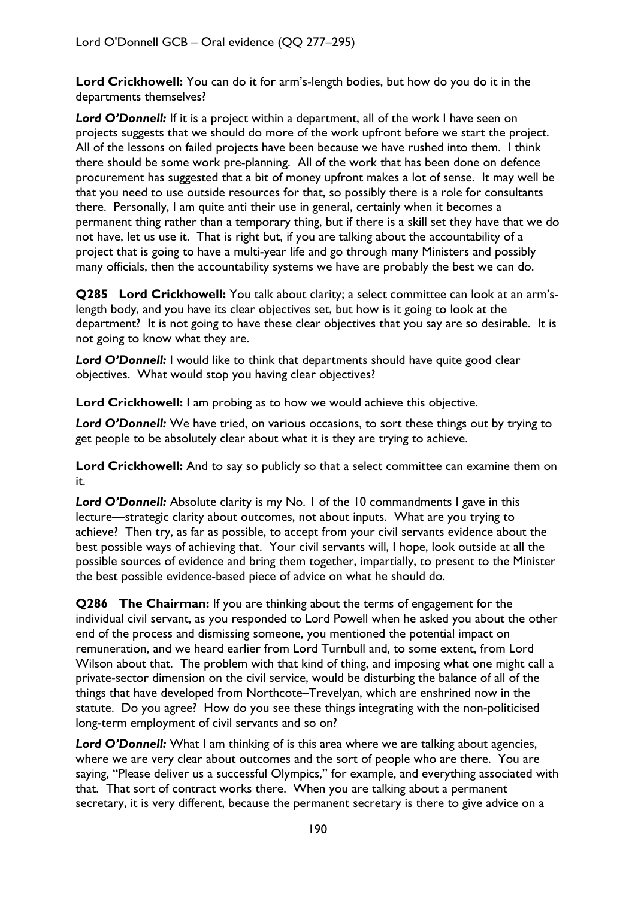**Lord Crickhowell:** You can do it for arm's-length bodies, but how do you do it in the departments themselves?

***Lord O'Donnell:*** If it is a project within a department, all of the work I have seen on projects suggests that we should do more of the work upfront before we start the project. All of the lessons on failed projects have been because we have rushed into them. I think there should be some work pre-planning. All of the work that has been done on defence procurement has suggested that a bit of money upfront makes a lot of sense. It may well be that you need to use outside resources for that, so possibly there is a role for consultants there. Personally, I am quite anti their use in general, certainly when it becomes a permanent thing rather than a temporary thing, but if there is a skill set they have that we do not have, let us use it. That is right but, if you are talking about the accountability of a project that is going to have a multi-year life and go through many Ministers and possibly many officials, then the accountability systems we have are probably the best we can do.

**Q285 Lord Crickhowell:** You talk about clarity; a select committee can look at an arm's-length body, and you have its clear objectives set, but how is it going to look at the department? It is not going to have these clear objectives that you say are so desirable. It is not going to know what they are.

***Lord O'Donnell:*** I would like to think that departments should have quite good clear objectives. What would stop you having clear objectives?

**Lord Crickhowell:** I am probing as to how we would achieve this objective.

***Lord O'Donnell:*** We have tried, on various occasions, to sort these things out by trying to get people to be absolutely clear about what it is they are trying to achieve.

**Lord Crickhowell:** And to say so publicly so that a select committee can examine them on it.

***Lord O'Donnell:*** Absolute clarity is my No. 1 of the 10 commandments I gave in this lecture—strategic clarity about outcomes, not about inputs. What are you trying to achieve? Then try, as far as possible, to accept from your civil servants evidence about the best possible ways of achieving that. Your civil servants will, I hope, look outside at all the possible sources of evidence and bring them together, impartially, to present to the Minister the best possible evidence-based piece of advice on what he should do.

**Q286 The Chairman:** If you are thinking about the terms of engagement for the individual civil servant, as you responded to Lord Powell when he asked you about the other end of the process and dismissing someone, you mentioned the potential impact on remuneration, and we heard earlier from Lord Turnbull and, to some extent, from Lord Wilson about that. The problem with that kind of thing, and imposing what one might call a private-sector dimension on the civil service, would be disturbing the balance of all of the things that have developed from Northcote–Trevelyan, which are enshrined now in the statute. Do you agree? How do you see these things integrating with the non-politicised long-term employment of civil servants and so on?

***Lord O'Donnell:*** What I am thinking of is this area where we are talking about agencies, where we are very clear about outcomes and the sort of people who are there. You are saying, "Please deliver us a successful Olympics," for example, and everything associated with that. That sort of contract works there. When you are talking about a permanent secretary, it is very different, because the permanent secretary is there to give advice on a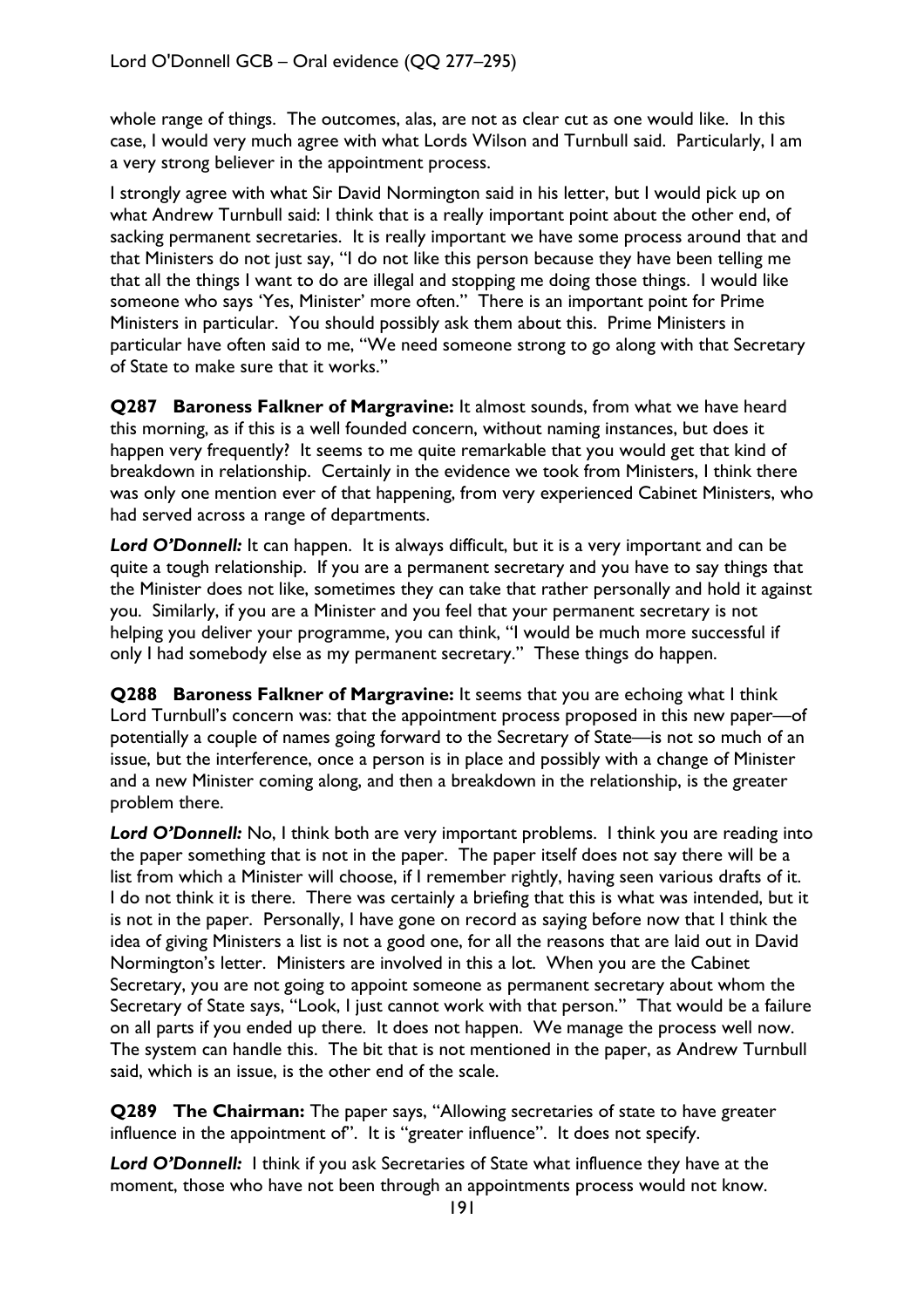whole range of things. The outcomes, alas, are not as clear cut as one would like. In this case, I would very much agree with what Lords Wilson and Turnbull said. Particularly, I am a very strong believer in the appointment process.

I strongly agree with what Sir David Normington said in his letter, but I would pick up on what Andrew Turnbull said: I think that is a really important point about the other end, of sacking permanent secretaries. It is really important we have some process around that and that Ministers do not just say, "I do not like this person because they have been telling me that all the things I want to do are illegal and stopping me doing those things. I would like someone who says 'Yes, Minister' more often." There is an important point for Prime Ministers in particular. You should possibly ask them about this. Prime Ministers in particular have often said to me, "We need someone strong to go along with that Secretary of State to make sure that it works."

**Q287 Baroness Falkner of Margravine:** It almost sounds, from what we have heard this morning, as if this is a well founded concern, without naming instances, but does it happen very frequently? It seems to me quite remarkable that you would get that kind of breakdown in relationship. Certainly in the evidence we took from Ministers, I think there was only one mention ever of that happening, from very experienced Cabinet Ministers, who had served across a range of departments.

***Lord O'Donnell:*** It can happen. It is always difficult, but it is a very important and can be quite a tough relationship. If you are a permanent secretary and you have to say things that the Minister does not like, sometimes they can take that rather personally and hold it against you. Similarly, if you are a Minister and you feel that your permanent secretary is not helping you deliver your programme, you can think, "I would be much more successful if only I had somebody else as my permanent secretary." These things do happen.

**Q288 Baroness Falkner of Margravine:** It seems that you are echoing what I think Lord Turnbull's concern was: that the appointment process proposed in this new paper—of potentially a couple of names going forward to the Secretary of State—is not so much of an issue, but the interference, once a person is in place and possibly with a change of Minister and a new Minister coming along, and then a breakdown in the relationship, is the greater problem there.

***Lord O'Donnell:*** No, I think both are very important problems. I think you are reading into the paper something that is not in the paper. The paper itself does not say there will be a list from which a Minister will choose, if I remember rightly, having seen various drafts of it. I do not think it is there. There was certainly a briefing that this is what was intended, but it is not in the paper. Personally, I have gone on record as saying before now that I think the idea of giving Ministers a list is not a good one, for all the reasons that are laid out in David Normington's letter. Ministers are involved in this a lot. When you are the Cabinet Secretary, you are not going to appoint someone as permanent secretary about whom the Secretary of State says, "Look, I just cannot work with that person." That would be a failure on all parts if you ended up there. It does not happen. We manage the process well now. The system can handle this. The bit that is not mentioned in the paper, as Andrew Turnbull said, which is an issue, is the other end of the scale.

**Q289 The Chairman:** The paper says, "Allowing secretaries of state to have greater influence in the appointment of". It is "greater influence". It does not specify.

***Lord O'Donnell:*** I think if you ask Secretaries of State what influence they have at the moment, those who have not been through an appointments process would not know.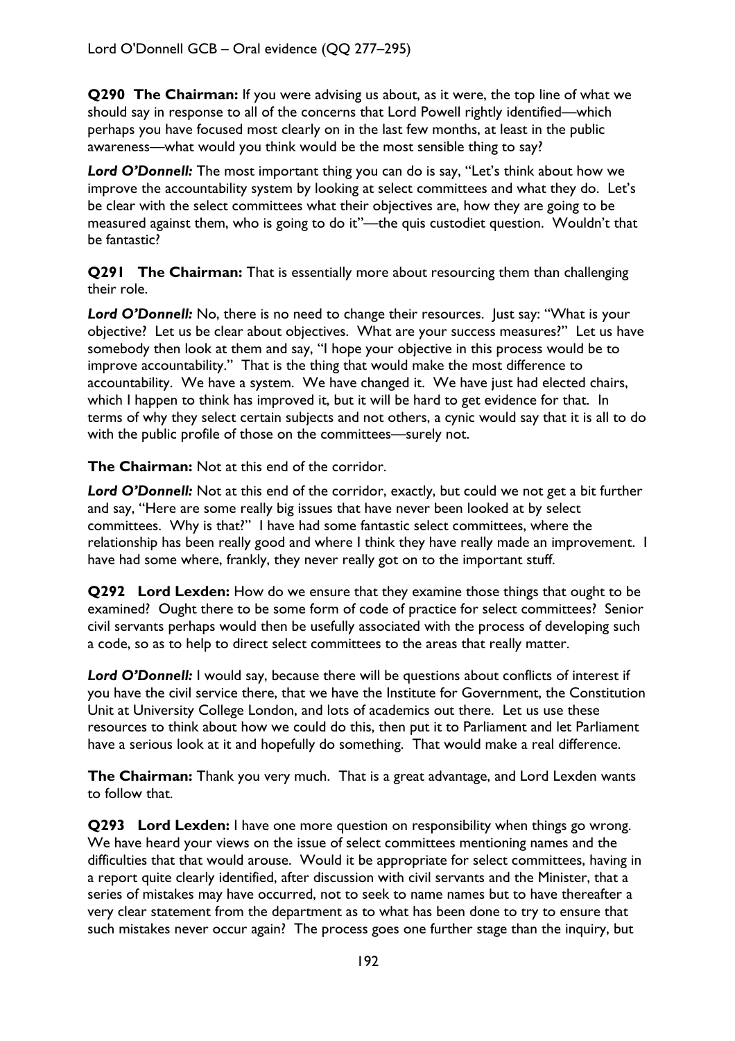**Q290 The Chairman:** If you were advising us about, as it were, the top line of what we should say in response to all of the concerns that Lord Powell rightly identified—which perhaps you have focused most clearly on in the last few months, at least in the public awareness—what would you think would be the most sensible thing to say?

***Lord O'Donnell:*** The most important thing you can do is say, "Let's think about how we improve the accountability system by looking at select committees and what they do. Let's be clear with the select committees what their objectives are, how they are going to be measured against them, who is going to do it"—the quis custodiet question. Wouldn't that be fantastic?

**Q291 The Chairman:** That is essentially more about resourcing them than challenging their role.

***Lord O'Donnell:*** No, there is no need to change their resources. Just say: "What is your objective? Let us be clear about objectives. What are your success measures?" Let us have somebody then look at them and say, "I hope your objective in this process would be to improve accountability." That is the thing that would make the most difference to accountability. We have a system. We have changed it. We have just had elected chairs, which I happen to think has improved it, but it will be hard to get evidence for that. In terms of why they select certain subjects and not others, a cynic would say that it is all to do with the public profile of those on the committees—surely not.

**The Chairman:** Not at this end of the corridor.

***Lord O'Donnell:*** Not at this end of the corridor, exactly, but could we not get a bit further and say, "Here are some really big issues that have never been looked at by select committees. Why is that?" I have had some fantastic select committees, where the relationship has been really good and where I think they have really made an improvement. I have had some where, frankly, they never really got on to the important stuff.

**Q292 Lord Lexden:** How do we ensure that they examine those things that ought to be examined? Ought there to be some form of code of practice for select committees? Senior civil servants perhaps would then be usefully associated with the process of developing such a code, so as to help to direct select committees to the areas that really matter.

***Lord O'Donnell:*** I would say, because there will be questions about conflicts of interest if you have the civil service there, that we have the Institute for Government, the Constitution Unit at University College London, and lots of academics out there. Let us use these resources to think about how we could do this, then put it to Parliament and let Parliament have a serious look at it and hopefully do something. That would make a real difference.

**The Chairman:** Thank you very much. That is a great advantage, and Lord Lexden wants to follow that.

**Q293 Lord Lexden:** I have one more question on responsibility when things go wrong. We have heard your views on the issue of select committees mentioning names and the difficulties that that would arouse. Would it be appropriate for select committees, having in a report quite clearly identified, after discussion with civil servants and the Minister, that a series of mistakes may have occurred, not to seek to name names but to have thereafter a very clear statement from the department as to what has been done to try to ensure that such mistakes never occur again? The process goes one further stage than the inquiry, but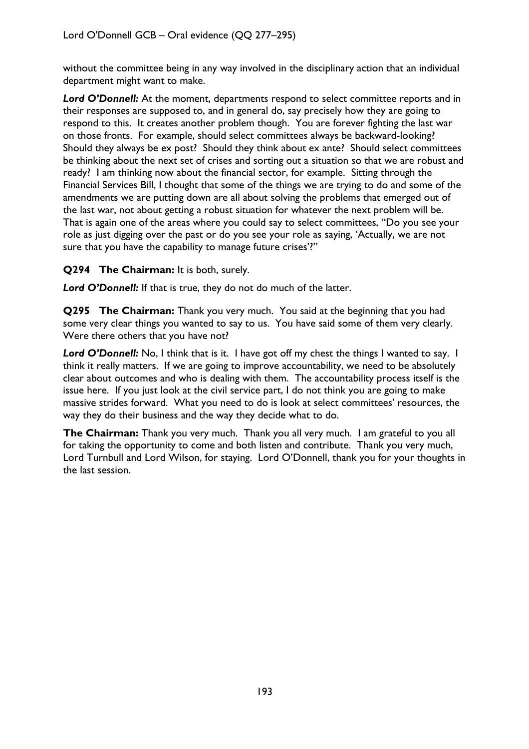without the committee being in any way involved in the disciplinary action that an individual department might want to make.

***Lord O'Donnell:*** At the moment, departments respond to select committee reports and in their responses are supposed to, and in general do, say precisely how they are going to respond to this. It creates another problem though. You are forever fighting the last war on those fronts. For example, should select committees always be backward-looking? Should they always be ex post? Should they think about ex ante? Should select committees be thinking about the next set of crises and sorting out a situation so that we are robust and ready? I am thinking now about the financial sector, for example. Sitting through the Financial Services Bill, I thought that some of the things we are trying to do and some of the amendments we are putting down are all about solving the problems that emerged out of the last war, not about getting a robust situation for whatever the next problem will be. That is again one of the areas where you could say to select committees, "Do you see your role as just digging over the past or do you see your role as saying, 'Actually, we are not sure that you have the capability to manage future crises'?"

**Q294 The Chairman:** It is both, surely.

***Lord O'Donnell:*** If that is true, they do not do much of the latter.

**Q295 The Chairman:** Thank you very much. You said at the beginning that you had some very clear things you wanted to say to us. You have said some of them very clearly. Were there others that you have not?

***Lord O'Donnell:*** No, I think that is it. I have got off my chest the things I wanted to say. I think it really matters. If we are going to improve accountability, we need to be absolutely clear about outcomes and who is dealing with them. The accountability process itself is the issue here. If you just look at the civil service part, I do not think you are going to make massive strides forward. What you need to do is look at select committees' resources, the way they do their business and the way they decide what to do.

**The Chairman:** Thank you very much. Thank you all very much. I am grateful to you all for taking the opportunity to come and both listen and contribute. Thank you very much, Lord Turnbull and Lord Wilson, for staying. Lord O'Donnell, thank you for your thoughts in the last session.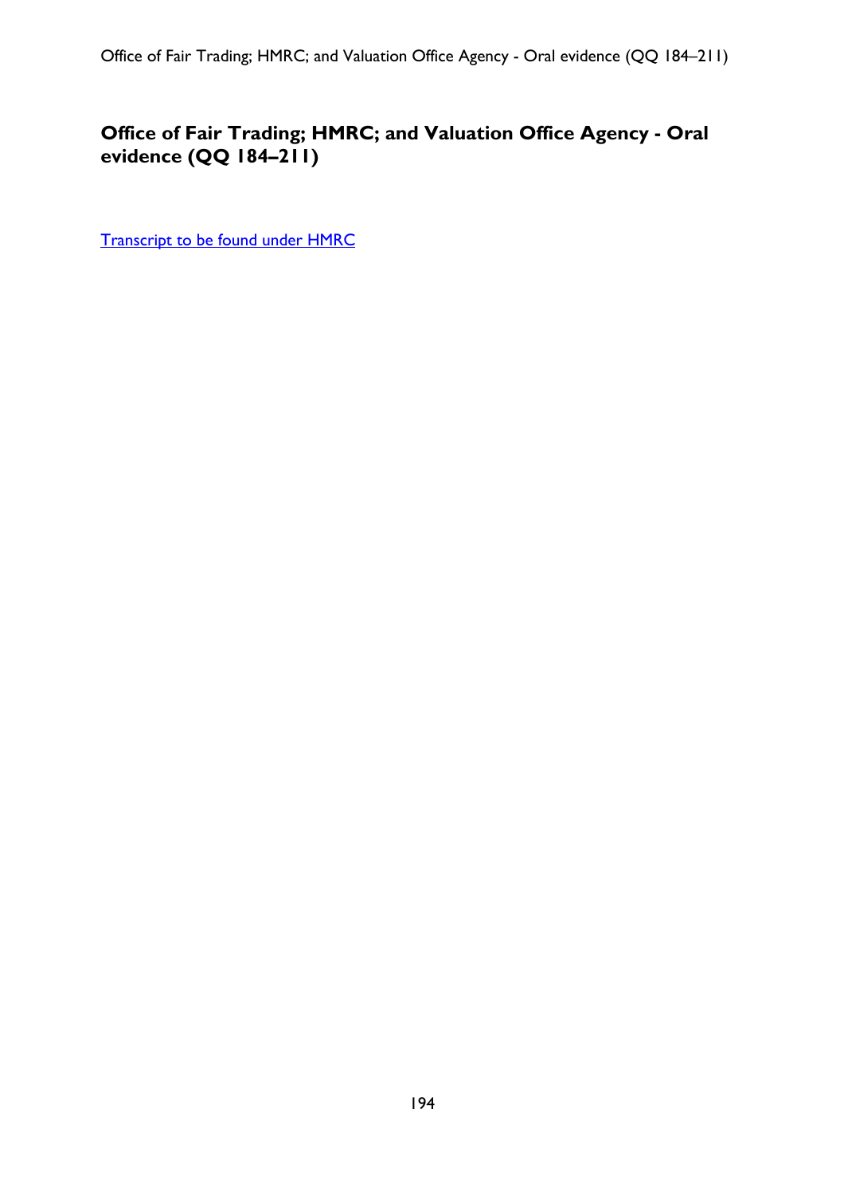## Office of Fair Trading; HMRC; and Valuation Office Agency - Oral evidence (QQ 184–211)

[Transcript to be found under HMRC]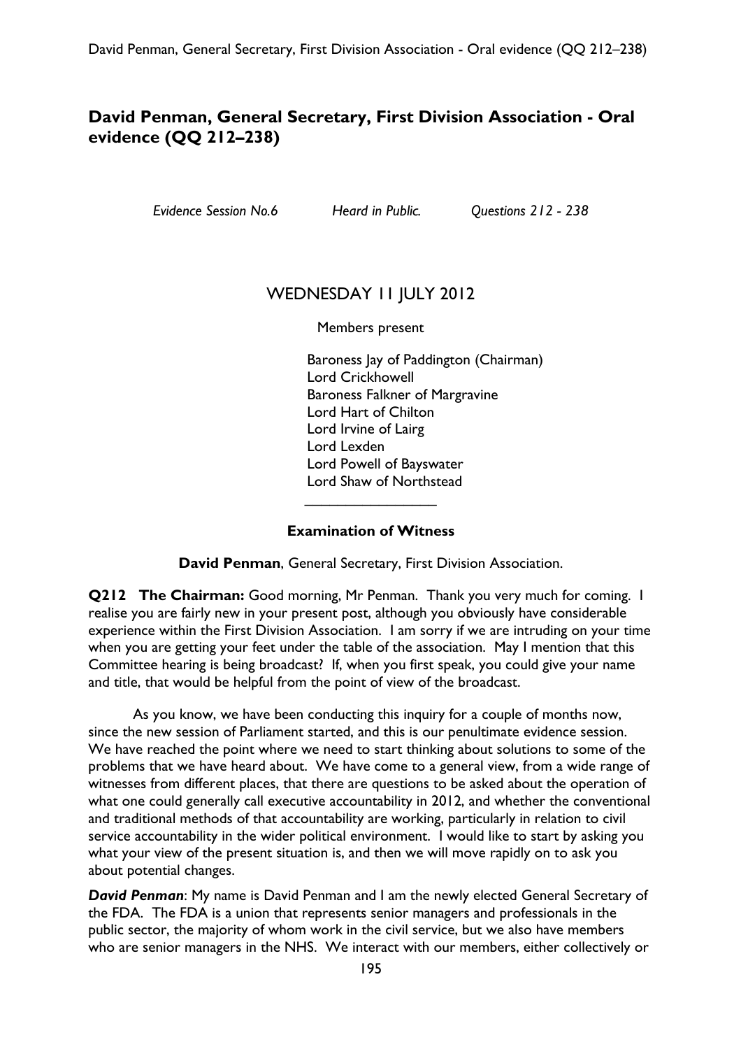## David Penman, General Secretary, First Division Association - Oral evidence (QQ 212–238)

*Evidence Session No.6* *Heard in Public.* *Questions 212 - 238*

WEDNESDAY 11 JULY 2012

Members present

Baroness Jay of Paddington (Chairman)
Lord Crickhowell
Baroness Falkner of Margravine
Lord Hart of Chilton
Lord Irvine of Lairg
Lord Lexden
Lord Powell of Bayswater
Lord Shaw of Northstead

________________

**Examination of Witness**

**David Penman**, General Secretary, First Division Association.

**Q212 The Chairman:** Good morning, Mr Penman. Thank you very much for coming. I realise you are fairly new in your present post, although you obviously have considerable experience within the First Division Association. I am sorry if we are intruding on your time when you are getting your feet under the table of the association. May I mention that this Committee hearing is being broadcast? If, when you first speak, you could give your name and title, that would be helpful from the point of view of the broadcast.

As you know, we have been conducting this inquiry for a couple of months now, since the new session of Parliament started, and this is our penultimate evidence session. We have reached the point where we need to start thinking about solutions to some of the problems that we have heard about. We have come to a general view, from a wide range of witnesses from different places, that there are questions to be asked about the operation of what one could generally call executive accountability in 2012, and whether the conventional and traditional methods of that accountability are working, particularly in relation to civil service accountability in the wider political environment. I would like to start by asking you what your view of the present situation is, and then we will move rapidly on to ask you about potential changes.

***David Penman***: My name is David Penman and I am the newly elected General Secretary of the FDA. The FDA is a union that represents senior managers and professionals in the public sector, the majority of whom work in the civil service, but we also have members who are senior managers in the NHS. We interact with our members, either collectively or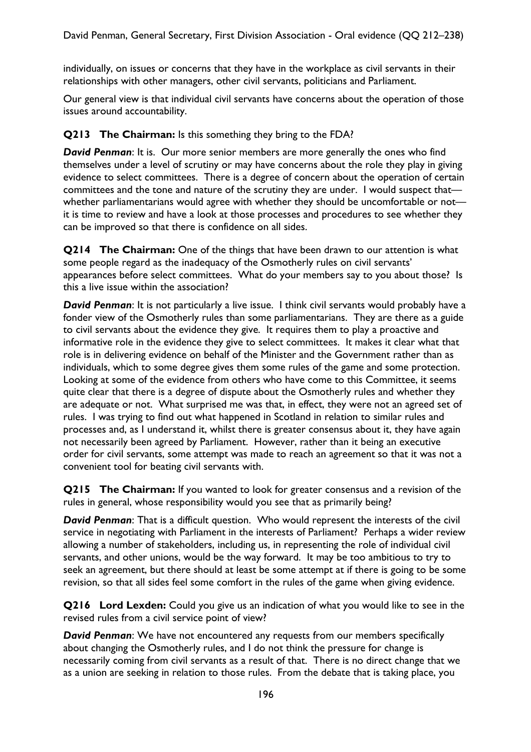individually, on issues or concerns that they have in the workplace as civil servants in their relationships with other managers, other civil servants, politicians and Parliament.

Our general view is that individual civil servants have concerns about the operation of those issues around accountability.

**Q213 The Chairman:** Is this something they bring to the FDA?

***David Penman***: It is. Our more senior members are more generally the ones who find themselves under a level of scrutiny or may have concerns about the role they play in giving evidence to select committees. There is a degree of concern about the operation of certain committees and the tone and nature of the scrutiny they are under. I would suspect that—whether parliamentarians would agree with whether they should be uncomfortable or not—it is time to review and have a look at those processes and procedures to see whether they can be improved so that there is confidence on all sides.

**Q214 The Chairman:** One of the things that have been drawn to our attention is what some people regard as the inadequacy of the Osmotherly rules on civil servants' appearances before select committees. What do your members say to you about those? Is this a live issue within the association?

***David Penman***: It is not particularly a live issue. I think civil servants would probably have a fonder view of the Osmotherly rules than some parliamentarians. They are there as a guide to civil servants about the evidence they give. It requires them to play a proactive and informative role in the evidence they give to select committees. It makes it clear what that role is in delivering evidence on behalf of the Minister and the Government rather than as individuals, which to some degree gives them some rules of the game and some protection. Looking at some of the evidence from others who have come to this Committee, it seems quite clear that there is a degree of dispute about the Osmotherly rules and whether they are adequate or not. What surprised me was that, in effect, they were not an agreed set of rules. I was trying to find out what happened in Scotland in relation to similar rules and processes and, as I understand it, whilst there is greater consensus about it, they have again not necessarily been agreed by Parliament. However, rather than it being an executive order for civil servants, some attempt was made to reach an agreement so that it was not a convenient tool for beating civil servants with.

**Q215 The Chairman:** If you wanted to look for greater consensus and a revision of the rules in general, whose responsibility would you see that as primarily being?

***David Penman***: That is a difficult question. Who would represent the interests of the civil service in negotiating with Parliament in the interests of Parliament? Perhaps a wider review allowing a number of stakeholders, including us, in representing the role of individual civil servants, and other unions, would be the way forward. It may be too ambitious to try to seek an agreement, but there should at least be some attempt at if there is going to be some revision, so that all sides feel some comfort in the rules of the game when giving evidence.

**Q216 Lord Lexden:** Could you give us an indication of what you would like to see in the revised rules from a civil service point of view?

***David Penman***: We have not encountered any requests from our members specifically about changing the Osmotherly rules, and I do not think the pressure for change is necessarily coming from civil servants as a result of that. There is no direct change that we as a union are seeking in relation to those rules. From the debate that is taking place, you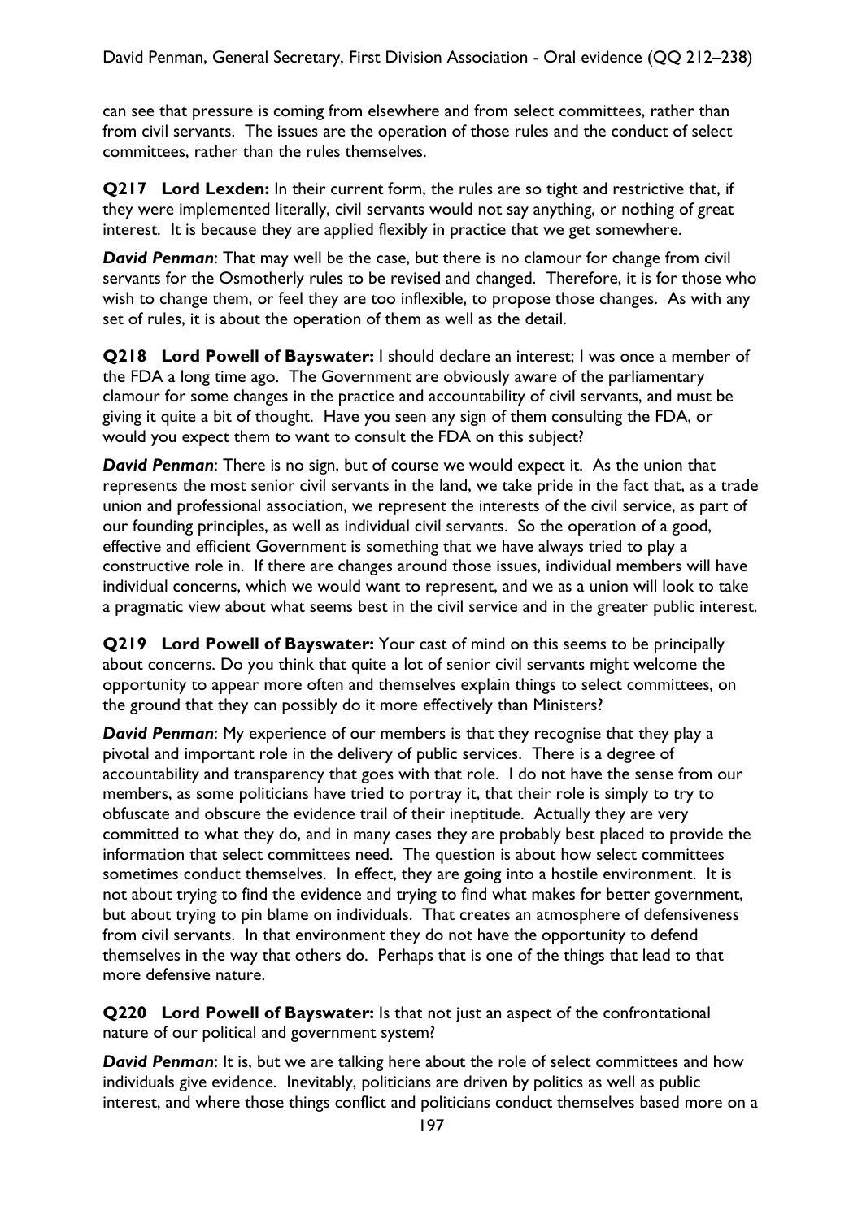can see that pressure is coming from elsewhere and from select committees, rather than from civil servants. The issues are the operation of those rules and the conduct of select committees, rather than the rules themselves.

**Q217 Lord Lexden:** In their current form, the rules are so tight and restrictive that, if they were implemented literally, civil servants would not say anything, or nothing of great interest. It is because they are applied flexibly in practice that we get somewhere.

***David Penman***: That may well be the case, but there is no clamour for change from civil servants for the Osmotherly rules to be revised and changed. Therefore, it is for those who wish to change them, or feel they are too inflexible, to propose those changes. As with any set of rules, it is about the operation of them as well as the detail.

**Q218 Lord Powell of Bayswater:** I should declare an interest; I was once a member of the FDA a long time ago. The Government are obviously aware of the parliamentary clamour for some changes in the practice and accountability of civil servants, and must be giving it quite a bit of thought. Have you seen any sign of them consulting the FDA, or would you expect them to want to consult the FDA on this subject?

***David Penman***: There is no sign, but of course we would expect it. As the union that represents the most senior civil servants in the land, we take pride in the fact that, as a trade union and professional association, we represent the interests of the civil service, as part of our founding principles, as well as individual civil servants. So the operation of a good, effective and efficient Government is something that we have always tried to play a constructive role in. If there are changes around those issues, individual members will have individual concerns, which we would want to represent, and we as a union will look to take a pragmatic view about what seems best in the civil service and in the greater public interest.

**Q219 Lord Powell of Bayswater:** Your cast of mind on this seems to be principally about concerns. Do you think that quite a lot of senior civil servants might welcome the opportunity to appear more often and themselves explain things to select committees, on the ground that they can possibly do it more effectively than Ministers?

***David Penman***: My experience of our members is that they recognise that they play a pivotal and important role in the delivery of public services. There is a degree of accountability and transparency that goes with that role. I do not have the sense from our members, as some politicians have tried to portray it, that their role is simply to try to obfuscate and obscure the evidence trail of their ineptitude. Actually they are very committed to what they do, and in many cases they are probably best placed to provide the information that select committees need. The question is about how select committees sometimes conduct themselves. In effect, they are going into a hostile environment. It is not about trying to find the evidence and trying to find what makes for better government, but about trying to pin blame on individuals. That creates an atmosphere of defensiveness from civil servants. In that environment they do not have the opportunity to defend themselves in the way that others do. Perhaps that is one of the things that lead to that more defensive nature.

**Q220 Lord Powell of Bayswater:** Is that not just an aspect of the confrontational nature of our political and government system?

***David Penman***: It is, but we are talking here about the role of select committees and how individuals give evidence. Inevitably, politicians are driven by politics as well as public interest, and where those things conflict and politicians conduct themselves based more on a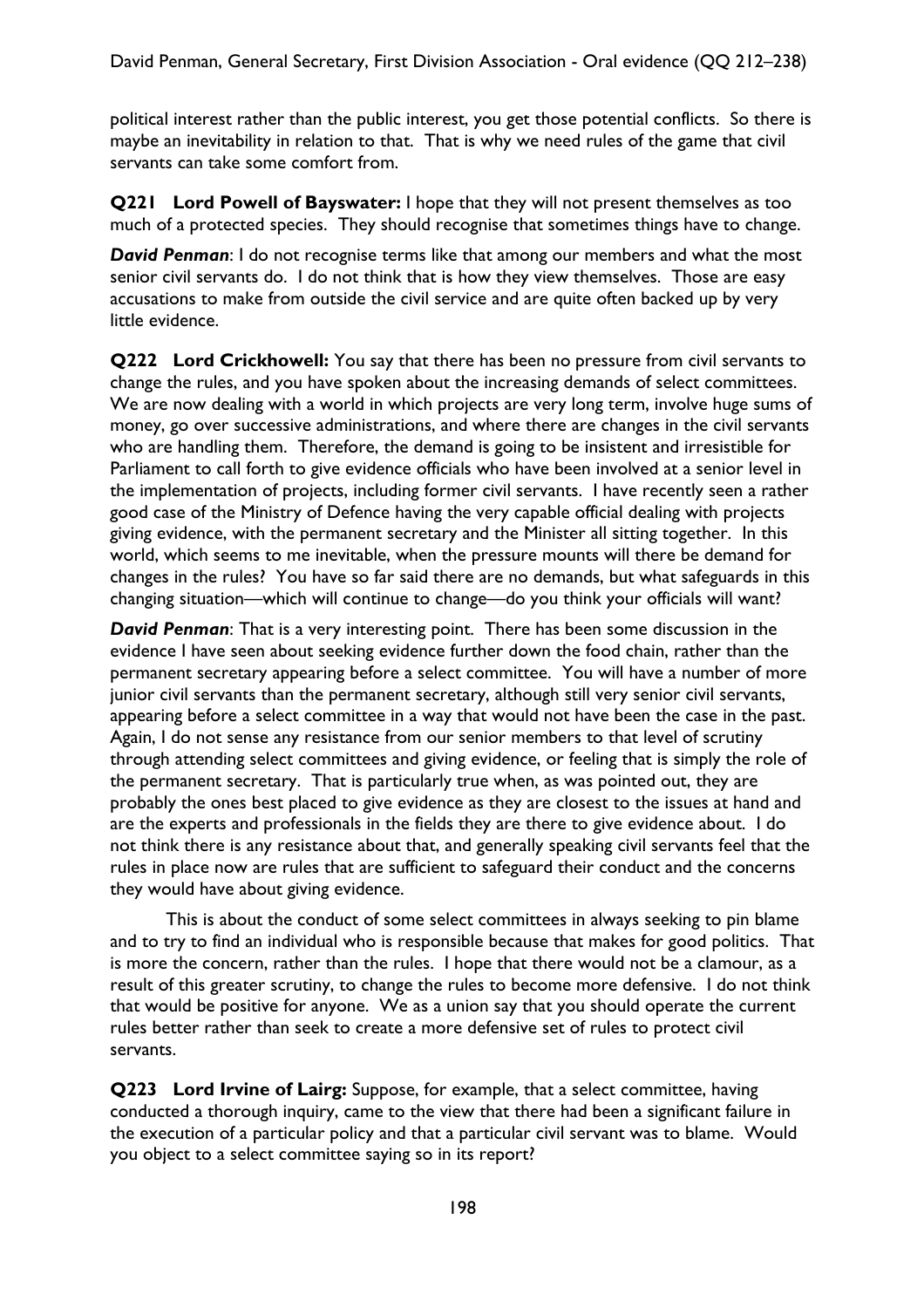political interest rather than the public interest, you get those potential conflicts. So there is maybe an inevitability in relation to that. That is why we need rules of the game that civil servants can take some comfort from.

**Q221 Lord Powell of Bayswater:** I hope that they will not present themselves as too much of a protected species. They should recognise that sometimes things have to change.

***David Penman***: I do not recognise terms like that among our members and what the most senior civil servants do. I do not think that is how they view themselves. Those are easy accusations to make from outside the civil service and are quite often backed up by very little evidence.

**Q222 Lord Crickhowell:** You say that there has been no pressure from civil servants to change the rules, and you have spoken about the increasing demands of select committees. We are now dealing with a world in which projects are very long term, involve huge sums of money, go over successive administrations, and where there are changes in the civil servants who are handling them. Therefore, the demand is going to be insistent and irresistible for Parliament to call forth to give evidence officials who have been involved at a senior level in the implementation of projects, including former civil servants. I have recently seen a rather good case of the Ministry of Defence having the very capable official dealing with projects giving evidence, with the permanent secretary and the Minister all sitting together. In this world, which seems to me inevitable, when the pressure mounts will there be demand for changes in the rules? You have so far said there are no demands, but what safeguards in this changing situation—which will continue to change—do you think your officials will want?

***David Penman***: That is a very interesting point. There has been some discussion in the evidence I have seen about seeking evidence further down the food chain, rather than the permanent secretary appearing before a select committee. You will have a number of more junior civil servants than the permanent secretary, although still very senior civil servants, appearing before a select committee in a way that would not have been the case in the past. Again, I do not sense any resistance from our senior members to that level of scrutiny through attending select committees and giving evidence, or feeling that is simply the role of the permanent secretary. That is particularly true when, as was pointed out, they are probably the ones best placed to give evidence as they are closest to the issues at hand and are the experts and professionals in the fields they are there to give evidence about. I do not think there is any resistance about that, and generally speaking civil servants feel that the rules in place now are rules that are sufficient to safeguard their conduct and the concerns they would have about giving evidence.

This is about the conduct of some select committees in always seeking to pin blame and to try to find an individual who is responsible because that makes for good politics. That is more the concern, rather than the rules. I hope that there would not be a clamour, as a result of this greater scrutiny, to change the rules to become more defensive. I do not think that would be positive for anyone. We as a union say that you should operate the current rules better rather than seek to create a more defensive set of rules to protect civil servants.

**Q223 Lord Irvine of Lairg:** Suppose, for example, that a select committee, having conducted a thorough inquiry, came to the view that there had been a significant failure in the execution of a particular policy and that a particular civil servant was to blame. Would you object to a select committee saying so in its report?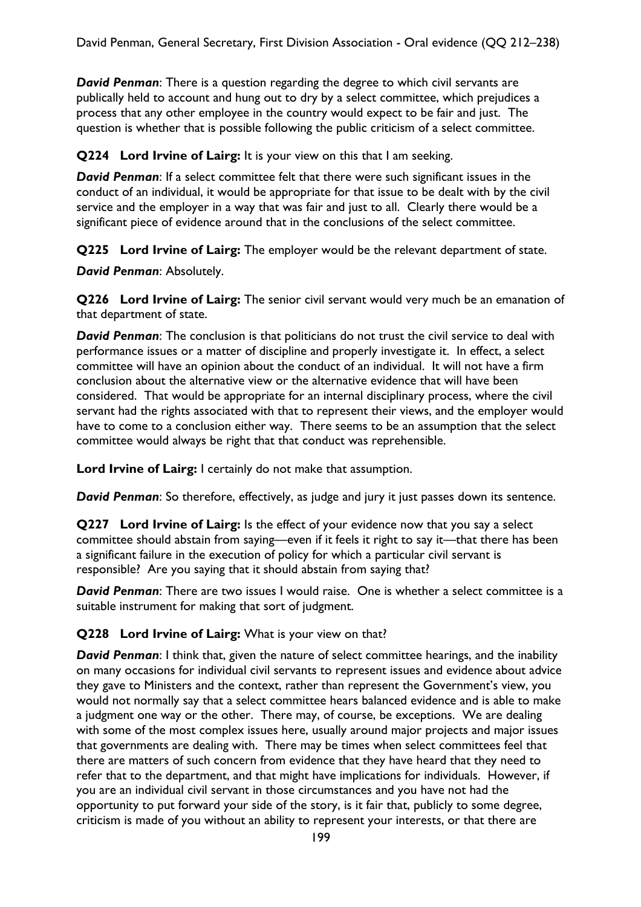***David Penman***: There is a question regarding the degree to which civil servants are publically held to account and hung out to dry by a select committee, which prejudices a process that any other employee in the country would expect to be fair and just. The question is whether that is possible following the public criticism of a select committee.

**Q224 Lord Irvine of Lairg:** It is your view on this that I am seeking.

***David Penman***: If a select committee felt that there were such significant issues in the conduct of an individual, it would be appropriate for that issue to be dealt with by the civil service and the employer in a way that was fair and just to all. Clearly there would be a significant piece of evidence around that in the conclusions of the select committee.

**Q225 Lord Irvine of Lairg:** The employer would be the relevant department of state.

***David Penman***: Absolutely.

**Q226 Lord Irvine of Lairg:** The senior civil servant would very much be an emanation of that department of state.

***David Penman***: The conclusion is that politicians do not trust the civil service to deal with performance issues or a matter of discipline and properly investigate it. In effect, a select committee will have an opinion about the conduct of an individual. It will not have a firm conclusion about the alternative view or the alternative evidence that will have been considered. That would be appropriate for an internal disciplinary process, where the civil servant had the rights associated with that to represent their views, and the employer would have to come to a conclusion either way. There seems to be an assumption that the select committee would always be right that that conduct was reprehensible.

**Lord Irvine of Lairg:** I certainly do not make that assumption.

***David Penman***: So therefore, effectively, as judge and jury it just passes down its sentence.

**Q227 Lord Irvine of Lairg:** Is the effect of your evidence now that you say a select committee should abstain from saying—even if it feels it right to say it—that there has been a significant failure in the execution of policy for which a particular civil servant is responsible? Are you saying that it should abstain from saying that?

***David Penman***: There are two issues I would raise. One is whether a select committee is a suitable instrument for making that sort of judgment.

**Q228 Lord Irvine of Lairg:** What is your view on that?

***David Penman***: I think that, given the nature of select committee hearings, and the inability on many occasions for individual civil servants to represent issues and evidence about advice they gave to Ministers and the context, rather than represent the Government's view, you would not normally say that a select committee hears balanced evidence and is able to make a judgment one way or the other. There may, of course, be exceptions. We are dealing with some of the most complex issues here, usually around major projects and major issues that governments are dealing with. There may be times when select committees feel that there are matters of such concern from evidence that they have heard that they need to refer that to the department, and that might have implications for individuals. However, if you are an individual civil servant in those circumstances and you have not had the opportunity to put forward your side of the story, is it fair that, publicly to some degree, criticism is made of you without an ability to represent your interests, or that there are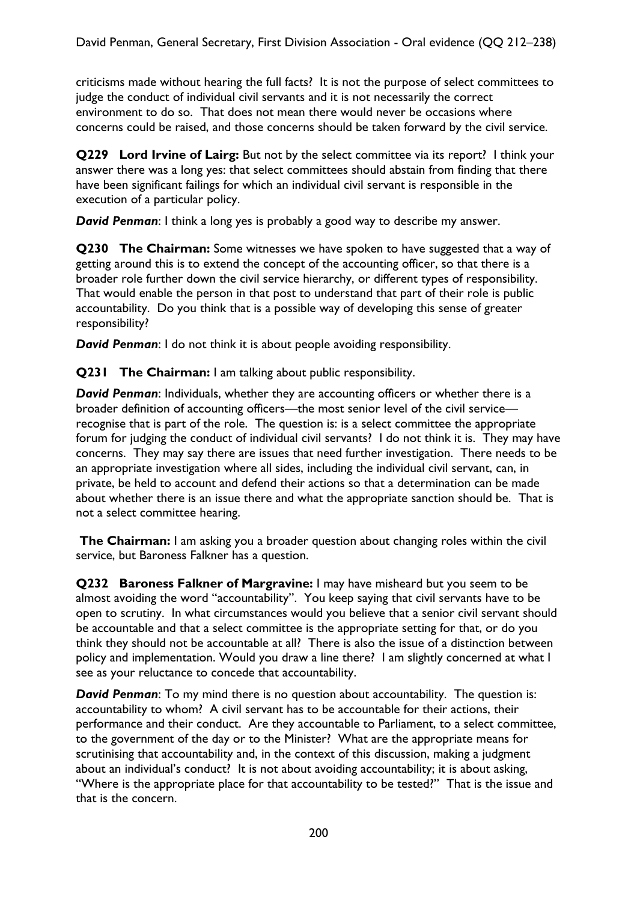criticisms made without hearing the full facts? It is not the purpose of select committees to judge the conduct of individual civil servants and it is not necessarily the correct environment to do so. That does not mean there would never be occasions where concerns could be raised, and those concerns should be taken forward by the civil service.

**Q229 Lord Irvine of Lairg:** But not by the select committee via its report? I think your answer there was a long yes: that select committees should abstain from finding that there have been significant failings for which an individual civil servant is responsible in the execution of a particular policy.

***David Penman***: I think a long yes is probably a good way to describe my answer.

**Q230 The Chairman:** Some witnesses we have spoken to have suggested that a way of getting around this is to extend the concept of the accounting officer, so that there is a broader role further down the civil service hierarchy, or different types of responsibility. That would enable the person in that post to understand that part of their role is public accountability. Do you think that is a possible way of developing this sense of greater responsibility?

***David Penman***: I do not think it is about people avoiding responsibility.

**Q231 The Chairman:** I am talking about public responsibility.

***David Penman***: Individuals, whether they are accounting officers or whether there is a broader definition of accounting officers—the most senior level of the civil service—recognise that is part of the role. The question is: is a select committee the appropriate forum for judging the conduct of individual civil servants? I do not think it is. They may have concerns. They may say there are issues that need further investigation. There needs to be an appropriate investigation where all sides, including the individual civil servant, can, in private, be held to account and defend their actions so that a determination can be made about whether there is an issue there and what the appropriate sanction should be. That is not a select committee hearing.

**The Chairman:** I am asking you a broader question about changing roles within the civil service, but Baroness Falkner has a question.

**Q232 Baroness Falkner of Margravine:** I may have misheard but you seem to be almost avoiding the word "accountability". You keep saying that civil servants have to be open to scrutiny. In what circumstances would you believe that a senior civil servant should be accountable and that a select committee is the appropriate setting for that, or do you think they should not be accountable at all? There is also the issue of a distinction between policy and implementation. Would you draw a line there? I am slightly concerned at what I see as your reluctance to concede that accountability.

***David Penman***: To my mind there is no question about accountability. The question is: accountability to whom? A civil servant has to be accountable for their actions, their performance and their conduct. Are they accountable to Parliament, to a select committee, to the government of the day or to the Minister? What are the appropriate means for scrutinising that accountability and, in the context of this discussion, making a judgment about an individual's conduct? It is not about avoiding accountability; it is about asking, "Where is the appropriate place for that accountability to be tested?" That is the issue and that is the concern.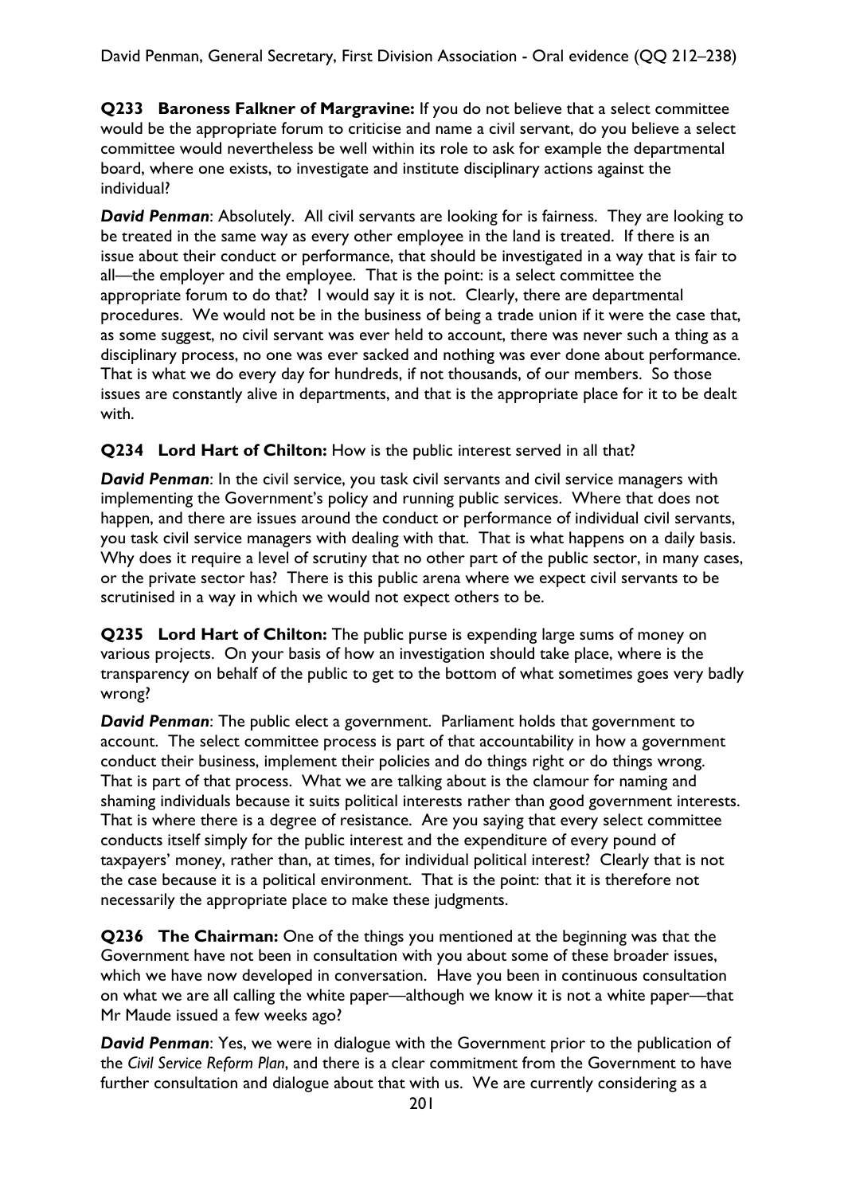**Q233 Baroness Falkner of Margravine:** If you do not believe that a select committee would be the appropriate forum to criticise and name a civil servant, do you believe a select committee would nevertheless be well within its role to ask for example the departmental board, where one exists, to investigate and institute disciplinary actions against the individual?

***David Penman***: Absolutely. All civil servants are looking for is fairness. They are looking to be treated in the same way as every other employee in the land is treated. If there is an issue about their conduct or performance, that should be investigated in a way that is fair to all—the employer and the employee. That is the point: is a select committee the appropriate forum to do that? I would say it is not. Clearly, there are departmental procedures. We would not be in the business of being a trade union if it were the case that, as some suggest, no civil servant was ever held to account, there was never such a thing as a disciplinary process, no one was ever sacked and nothing was ever done about performance. That is what we do every day for hundreds, if not thousands, of our members. So those issues are constantly alive in departments, and that is the appropriate place for it to be dealt with.

**Q234 Lord Hart of Chilton:** How is the public interest served in all that?

***David Penman***: In the civil service, you task civil servants and civil service managers with implementing the Government's policy and running public services. Where that does not happen, and there are issues around the conduct or performance of individual civil servants, you task civil service managers with dealing with that. That is what happens on a daily basis. Why does it require a level of scrutiny that no other part of the public sector, in many cases, or the private sector has? There is this public arena where we expect civil servants to be scrutinised in a way in which we would not expect others to be.

**Q235 Lord Hart of Chilton:** The public purse is expending large sums of money on various projects. On your basis of how an investigation should take place, where is the transparency on behalf of the public to get to the bottom of what sometimes goes very badly wrong?

***David Penman***: The public elect a government. Parliament holds that government to account. The select committee process is part of that accountability in how a government conduct their business, implement their policies and do things right or do things wrong. That is part of that process. What we are talking about is the clamour for naming and shaming individuals because it suits political interests rather than good government interests. That is where there is a degree of resistance. Are you saying that every select committee conducts itself simply for the public interest and the expenditure of every pound of taxpayers' money, rather than, at times, for individual political interest? Clearly that is not the case because it is a political environment. That is the point: that it is therefore not necessarily the appropriate place to make these judgments.

**Q236 The Chairman:** One of the things you mentioned at the beginning was that the Government have not been in consultation with you about some of these broader issues, which we have now developed in conversation. Have you been in continuous consultation on what we are all calling the white paper—although we know it is not a white paper—that Mr Maude issued a few weeks ago?

***David Penman***: Yes, we were in dialogue with the Government prior to the publication of the *Civil Service Reform Plan*, and there is a clear commitment from the Government to have further consultation and dialogue about that with us. We are currently considering as a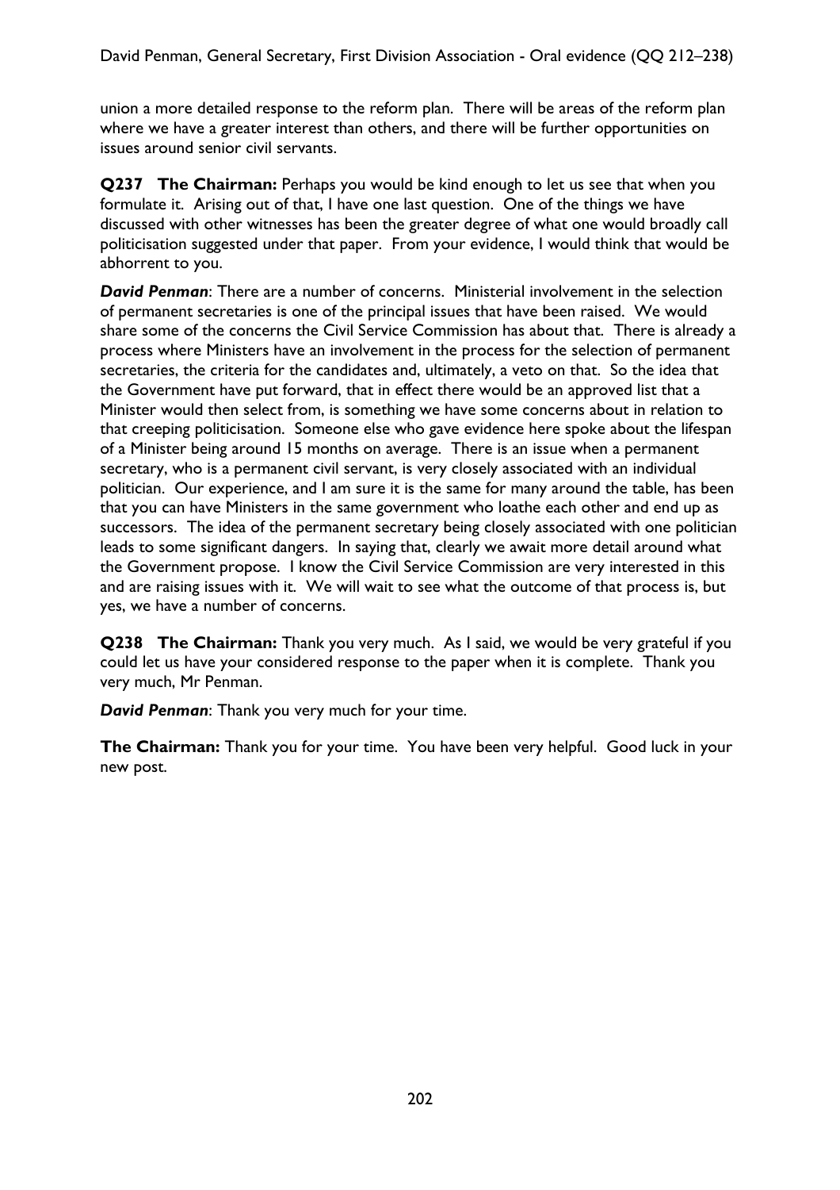union a more detailed response to the reform plan. There will be areas of the reform plan where we have a greater interest than others, and there will be further opportunities on issues around senior civil servants.

**Q237 The Chairman:** Perhaps you would be kind enough to let us see that when you formulate it. Arising out of that, I have one last question. One of the things we have discussed with other witnesses has been the greater degree of what one would broadly call politicisation suggested under that paper. From your evidence, I would think that would be abhorrent to you.

***David Penman***: There are a number of concerns. Ministerial involvement in the selection of permanent secretaries is one of the principal issues that have been raised. We would share some of the concerns the Civil Service Commission has about that. There is already a process where Ministers have an involvement in the process for the selection of permanent secretaries, the criteria for the candidates and, ultimately, a veto on that. So the idea that the Government have put forward, that in effect there would be an approved list that a Minister would then select from, is something we have some concerns about in relation to that creeping politicisation. Someone else who gave evidence here spoke about the lifespan of a Minister being around 15 months on average. There is an issue when a permanent secretary, who is a permanent civil servant, is very closely associated with an individual politician. Our experience, and I am sure it is the same for many around the table, has been that you can have Ministers in the same government who loathe each other and end up as successors. The idea of the permanent secretary being closely associated with one politician leads to some significant dangers. In saying that, clearly we await more detail around what the Government propose. I know the Civil Service Commission are very interested in this and are raising issues with it. We will wait to see what the outcome of that process is, but yes, we have a number of concerns.

**Q238 The Chairman:** Thank you very much. As I said, we would be very grateful if you could let us have your considered response to the paper when it is complete. Thank you very much, Mr Penman.

***David Penman***: Thank you very much for your time.

**The Chairman:** Thank you for your time. You have been very helpful. Good luck in your new post.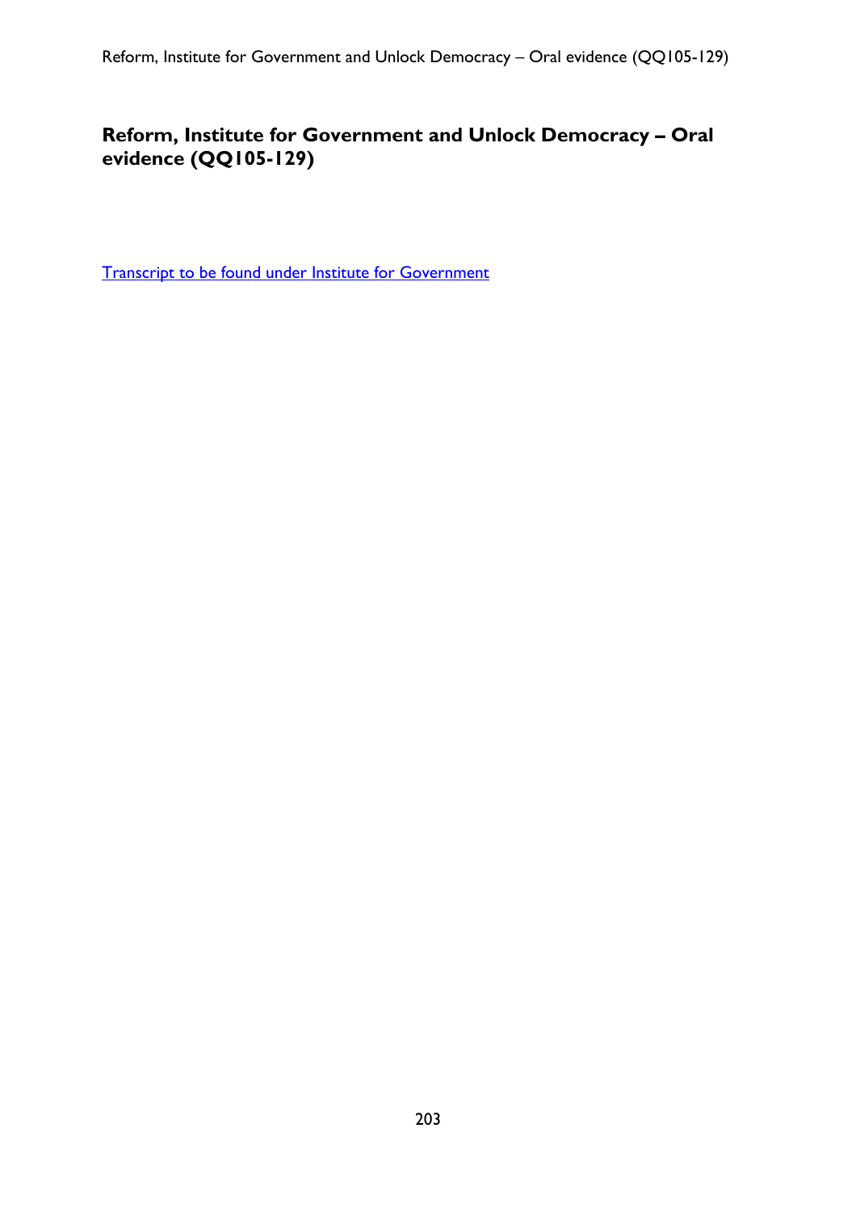## Reform, Institute for Government and Unlock Democracy – Oral evidence (QQ105-129)

Transcript to be found under Institute for Government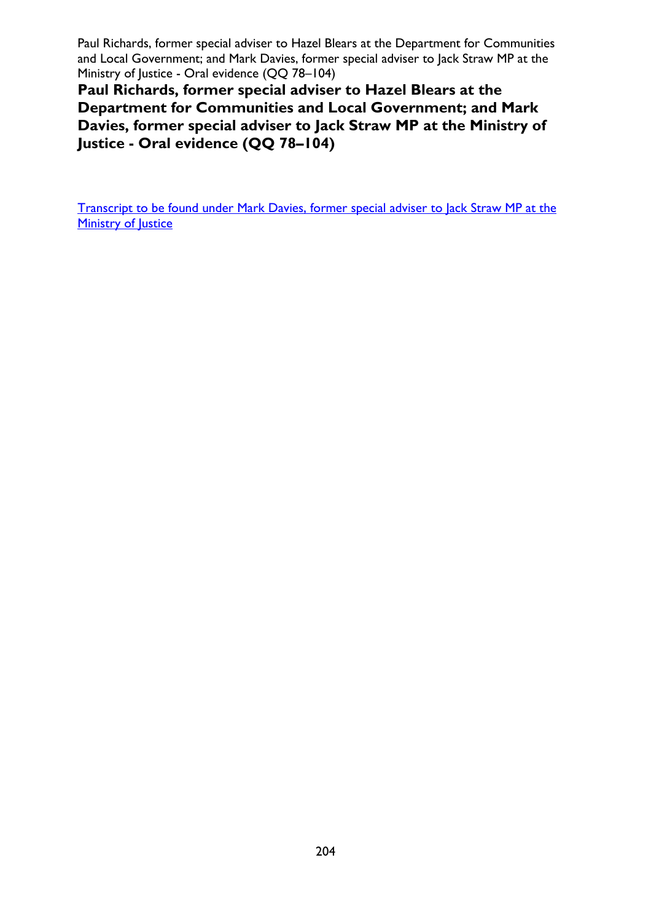Paul Richards, former special adviser to Hazel Blears at the Department for Communities and Local Government; and Mark Davies, former special adviser to Jack Straw MP at the Ministry of Justice - Oral evidence (QQ 78–104)

# Paul Richards, former special adviser to Hazel Blears at the Department for Communities and Local Government; and Mark Davies, former special adviser to Jack Straw MP at the Ministry of Justice - Oral evidence (QQ 78–104)

Transcript to be found under Mark Davies, former special adviser to Jack Straw MP at the Ministry of Justice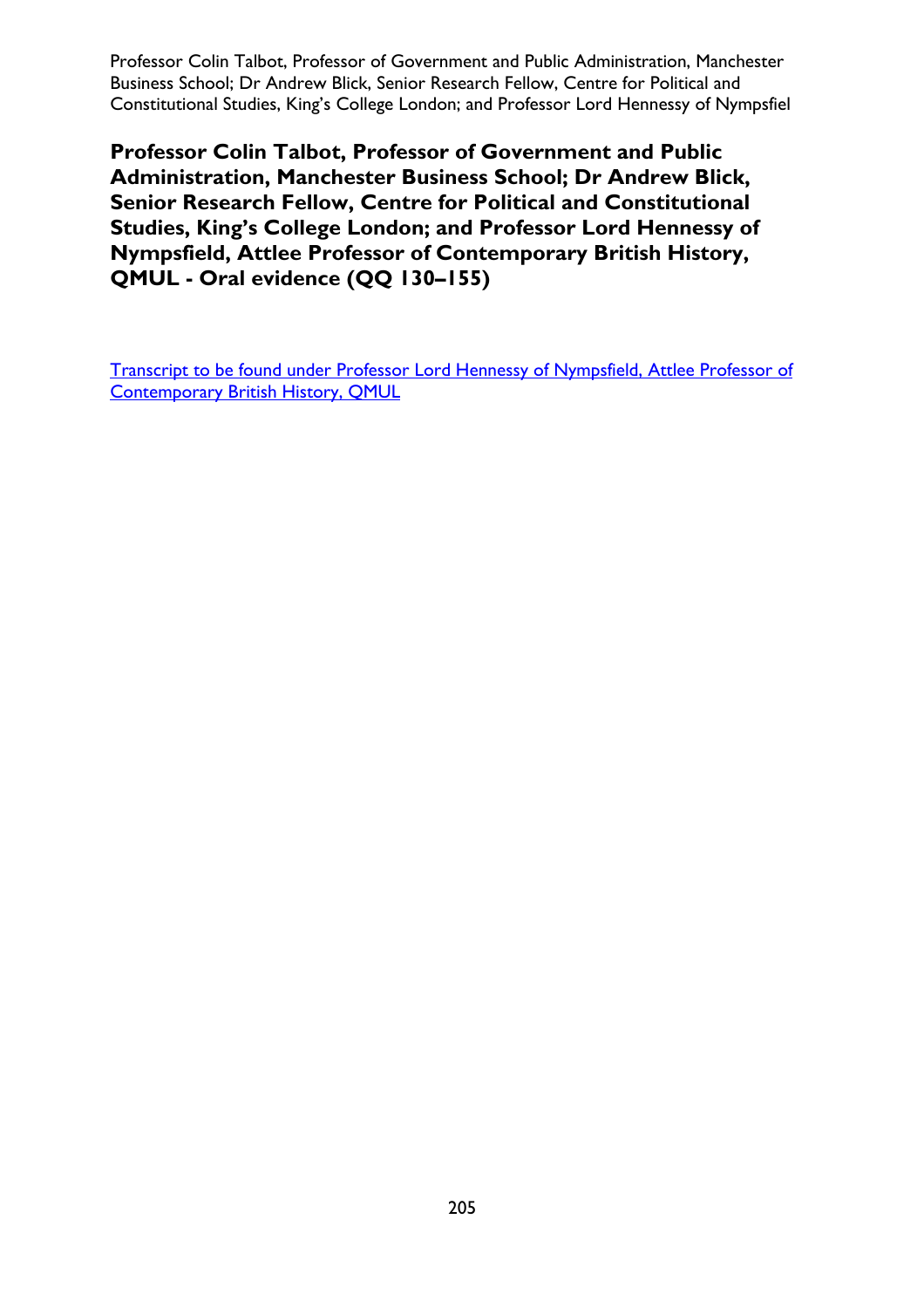# Professor Colin Talbot, Professor of Government and Public Administration, Manchester Business School; Dr Andrew Blick, Senior Research Fellow, Centre for Political and Constitutional Studies, King's College London; and Professor Lord Hennessy of Nympsfield, Attlee Professor of Contemporary British History, QMUL - Oral evidence (QQ 130–155)

Transcript to be found under Professor Lord Hennessy of Nympsfield, Attlee Professor of Contemporary British History, QMUL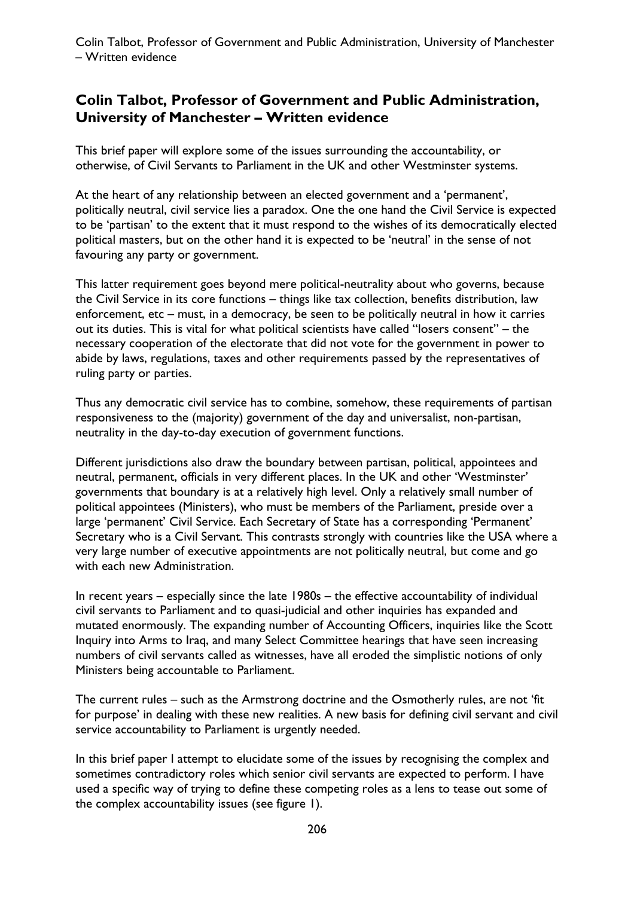## Colin Talbot, Professor of Government and Public Administration, University of Manchester – Written evidence

This brief paper will explore some of the issues surrounding the accountability, or otherwise, of Civil Servants to Parliament in the UK and other Westminster systems.

At the heart of any relationship between an elected government and a 'permanent', politically neutral, civil service lies a paradox. One the one hand the Civil Service is expected to be 'partisan' to the extent that it must respond to the wishes of its democratically elected political masters, but on the other hand it is expected to be 'neutral' in the sense of not favouring any party or government.

This latter requirement goes beyond mere political-neutrality about who governs, because the Civil Service in its core functions – things like tax collection, benefits distribution, law enforcement, etc – must, in a democracy, be seen to be politically neutral in how it carries out its duties. This is vital for what political scientists have called "losers consent" – the necessary cooperation of the electorate that did not vote for the government in power to abide by laws, regulations, taxes and other requirements passed by the representatives of ruling party or parties.

Thus any democratic civil service has to combine, somehow, these requirements of partisan responsiveness to the (majority) government of the day and universalist, non-partisan, neutrality in the day-to-day execution of government functions.

Different jurisdictions also draw the boundary between partisan, political, appointees and neutral, permanent, officials in very different places. In the UK and other 'Westminster' governments that boundary is at a relatively high level. Only a relatively small number of political appointees (Ministers), who must be members of the Parliament, preside over a large 'permanent' Civil Service. Each Secretary of State has a corresponding 'Permanent' Secretary who is a Civil Servant. This contrasts strongly with countries like the USA where a very large number of executive appointments are not politically neutral, but come and go with each new Administration.

In recent years – especially since the late 1980s – the effective accountability of individual civil servants to Parliament and to quasi-judicial and other inquiries has expanded and mutated enormously. The expanding number of Accounting Officers, inquiries like the Scott Inquiry into Arms to Iraq, and many Select Committee hearings that have seen increasing numbers of civil servants called as witnesses, have all eroded the simplistic notions of only Ministers being accountable to Parliament.

The current rules – such as the Armstrong doctrine and the Osmotherly rules, are not 'fit for purpose' in dealing with these new realities. A new basis for defining civil servant and civil service accountability to Parliament is urgently needed.

In this brief paper I attempt to elucidate some of the issues by recognising the complex and sometimes contradictory roles which senior civil servants are expected to perform. I have used a specific way of trying to define these competing roles as a lens to tease out some of the complex accountability issues (see figure 1).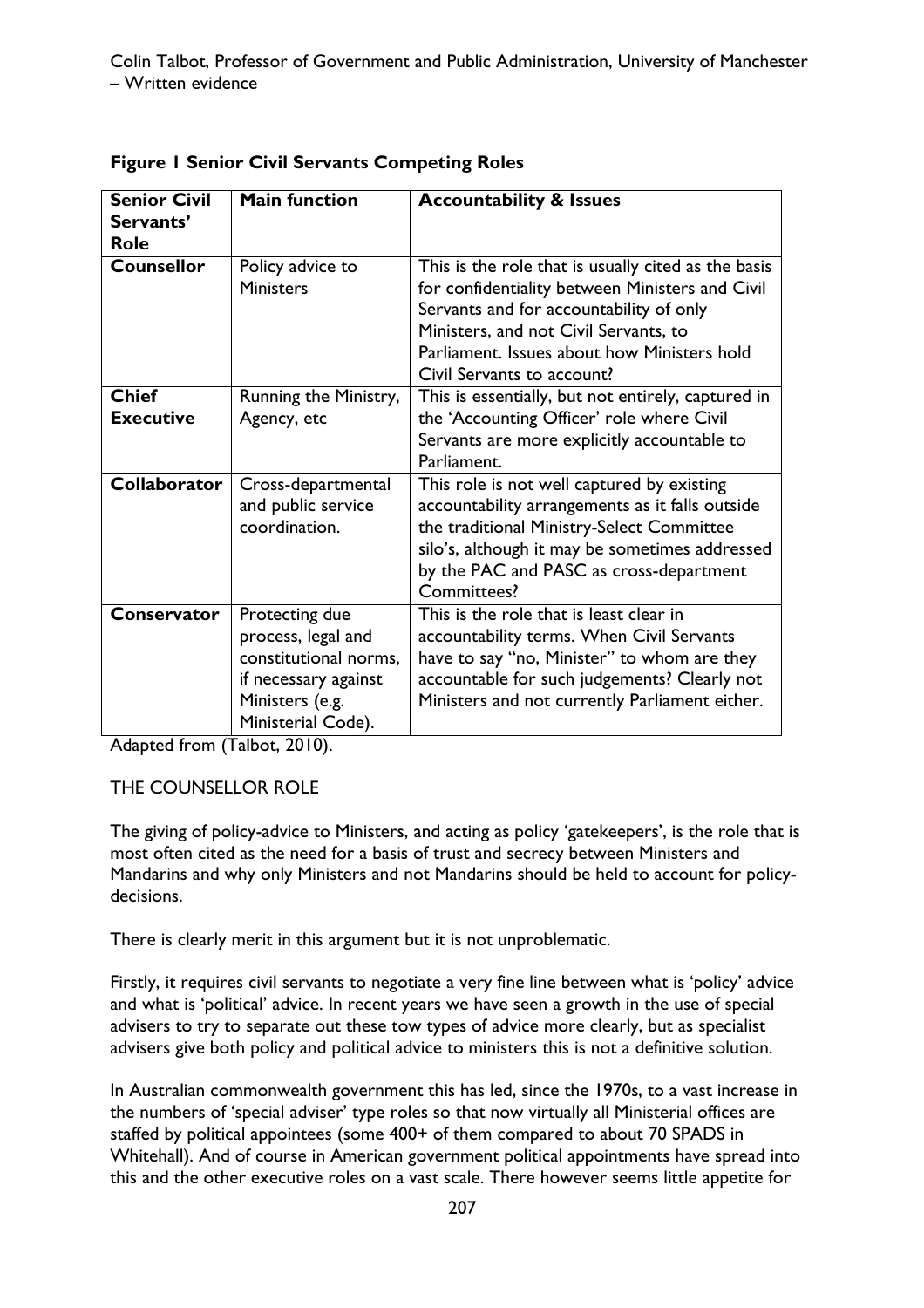**Figure 1 Senior Civil Servants Competing Roles**

| Senior Civil Servants' Role | Main function | Accountability & Issues |
|---|---|---|
| **Counsellor** | Policy advice to Ministers | This is the role that is usually cited as the basis for confidentiality between Ministers and Civil Servants and for accountability of only Ministers, and not Civil Servants, to Parliament. Issues about how Ministers hold Civil Servants to account? |
| **Chief Executive** | Running the Ministry, Agency, etc | This is essentially, but not entirely, captured in the 'Accounting Officer' role where Civil Servants are more explicitly accountable to Parliament. |
| **Collaborator** | Cross-departmental and public service coordination. | This role is not well captured by existing accountability arrangements as it falls outside the traditional Ministry-Select Committee silo's, although it may be sometimes addressed by the PAC and PASC as cross-department Committees? |
| **Conservator** | Protecting due process, legal and constitutional norms, if necessary against Ministers (e.g. Ministerial Code). | This is the role that is least clear in accountability terms. When Civil Servants have to say "no, Minister" to whom are they accountable for such judgements? Clearly not Ministers and not currently Parliament either. |

Adapted from (Talbot, 2010).

THE COUNSELLOR ROLE

The giving of policy-advice to Ministers, and acting as policy 'gatekeepers', is the role that is most often cited as the need for a basis of trust and secrecy between Ministers and Mandarins and why only Ministers and not Mandarins should be held to account for policy-decisions.

There is clearly merit in this argument but it is not unproblematic.

Firstly, it requires civil servants to negotiate a very fine line between what is 'policy' advice and what is 'political' advice. In recent years we have seen a growth in the use of special advisers to try to separate out these tow types of advice more clearly, but as specialist advisers give both policy and political advice to ministers this is not a definitive solution.

In Australian commonwealth government this has led, since the 1970s, to a vast increase in the numbers of 'special adviser' type roles so that now virtually all Ministerial offices are staffed by political appointees (some 400+ of them compared to about 70 SPADS in Whitehall). And of course in American government political appointments have spread into this and the other executive roles on a vast scale. There however seems little appetite for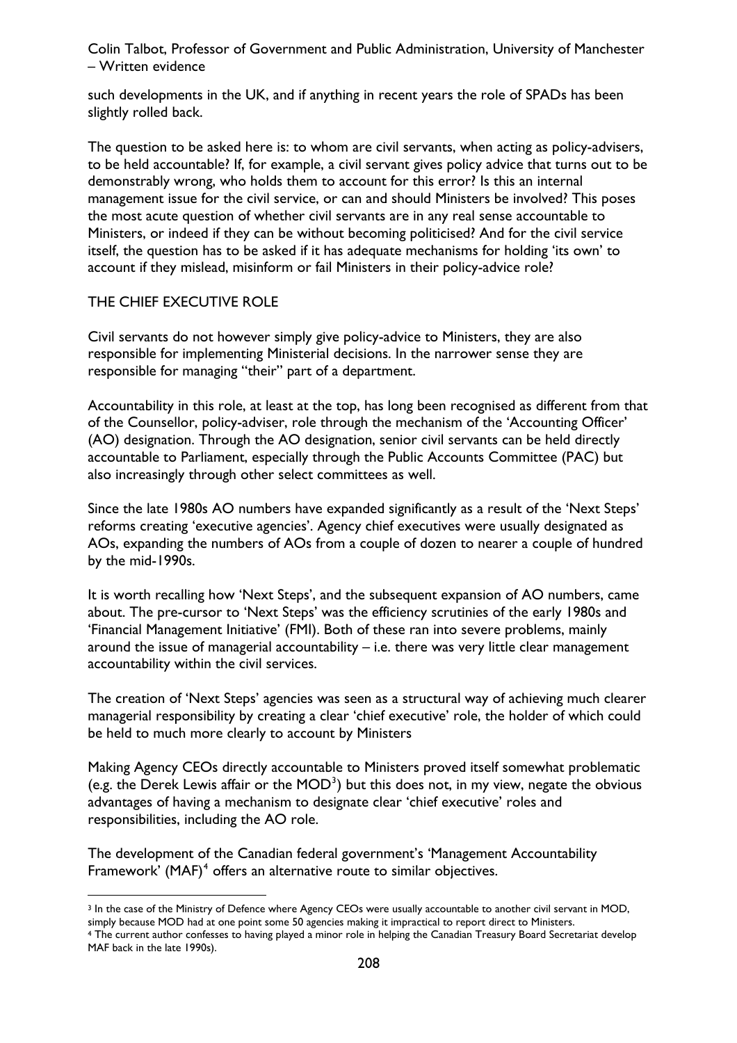such developments in the UK, and if anything in recent years the role of SPADs has been slightly rolled back.

The question to be asked here is: to whom are civil servants, when acting as policy-advisers, to be held accountable? If, for example, a civil servant gives policy advice that turns out to be demonstrably wrong, who holds them to account for this error? Is this an internal management issue for the civil service, or can and should Ministers be involved? This poses the most acute question of whether civil servants are in any real sense accountable to Ministers, or indeed if they can be without becoming politicised? And for the civil service itself, the question has to be asked if it has adequate mechanisms for holding 'its own' to account if they mislead, misinform or fail Ministers in their policy-advice role?

## THE CHIEF EXECUTIVE ROLE

Civil servants do not however simply give policy-advice to Ministers, they are also responsible for implementing Ministerial decisions. In the narrower sense they are responsible for managing "their" part of a department.

Accountability in this role, at least at the top, has long been recognised as different from that of the Counsellor, policy-adviser, role through the mechanism of the 'Accounting Officer' (AO) designation. Through the AO designation, senior civil servants can be held directly accountable to Parliament, especially through the Public Accounts Committee (PAC) but also increasingly through other select committees as well.

Since the late 1980s AO numbers have expanded significantly as a result of the 'Next Steps' reforms creating 'executive agencies'. Agency chief executives were usually designated as AOs, expanding the numbers of AOs from a couple of dozen to nearer a couple of hundred by the mid-1990s.

It is worth recalling how 'Next Steps', and the subsequent expansion of AO numbers, came about. The pre-cursor to 'Next Steps' was the efficiency scrutinies of the early 1980s and 'Financial Management Initiative' (FMI). Both of these ran into severe problems, mainly around the issue of managerial accountability – i.e. there was very little clear management accountability within the civil services.

The creation of 'Next Steps' agencies was seen as a structural way of achieving much clearer managerial responsibility by creating a clear 'chief executive' role, the holder of which could be held to much more clearly to account by Ministers

Making Agency CEOs directly accountable to Ministers proved itself somewhat problematic (e.g. the Derek Lewis affair or the MOD[3]) but this does not, in my view, negate the obvious advantages of having a mechanism to designate clear 'chief executive' roles and responsibilities, including the AO role.

The development of the Canadian federal government's 'Management Accountability Framework' (MAF)[4] offers an alternative route to similar objectives.

---

[3] In the case of the Ministry of Defence where Agency CEOs were usually accountable to another civil servant in MOD, simply because MOD had at one point some 50 agencies making it impractical to report direct to Ministers.

[4] The current author confesses to having played a minor role in helping the Canadian Treasury Board Secretariat develop MAF back in the late 1990s).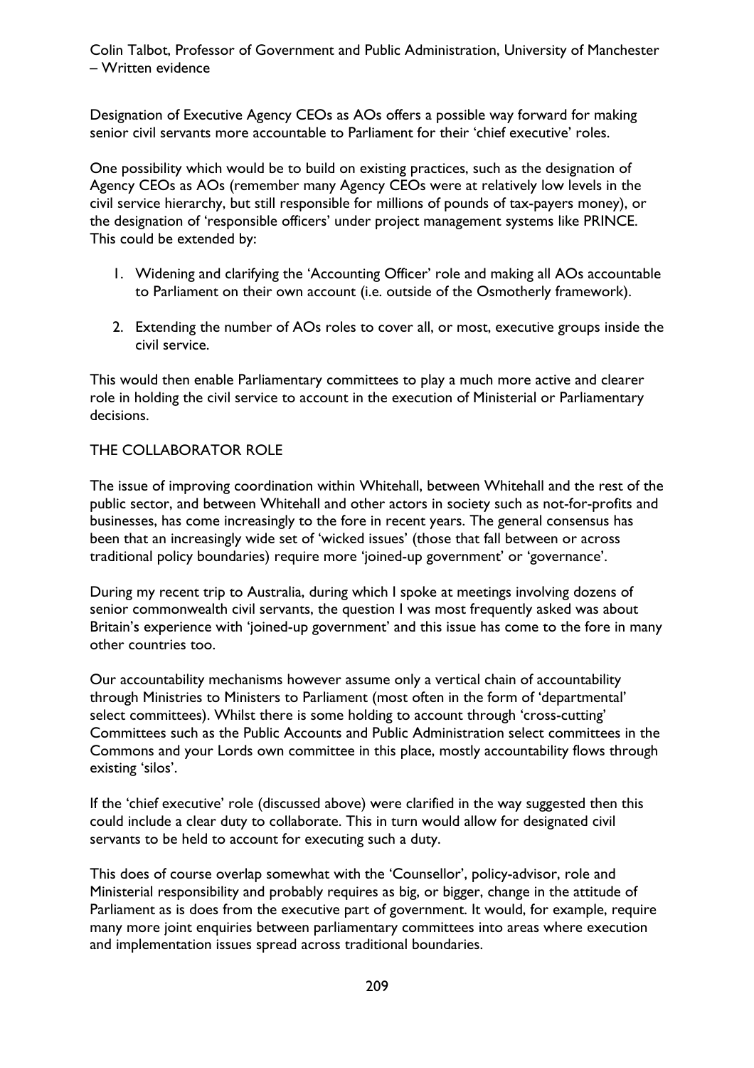Designation of Executive Agency CEOs as AOs offers a possible way forward for making senior civil servants more accountable to Parliament for their 'chief executive' roles.

One possibility which would be to build on existing practices, such as the designation of Agency CEOs as AOs (remember many Agency CEOs were at relatively low levels in the civil service hierarchy, but still responsible for millions of pounds of tax-payers money), or the designation of 'responsible officers' under project management systems like PRINCE. This could be extended by:

1. Widening and clarifying the 'Accounting Officer' role and making all AOs accountable to Parliament on their own account (i.e. outside of the Osmotherly framework).

2. Extending the number of AOs roles to cover all, or most, executive groups inside the civil service.

This would then enable Parliamentary committees to play a much more active and clearer role in holding the civil service to account in the execution of Ministerial or Parliamentary decisions.

## THE COLLABORATOR ROLE

The issue of improving coordination within Whitehall, between Whitehall and the rest of the public sector, and between Whitehall and other actors in society such as not-for-profits and businesses, has come increasingly to the fore in recent years. The general consensus has been that an increasingly wide set of 'wicked issues' (those that fall between or across traditional policy boundaries) require more 'joined-up government' or 'governance'.

During my recent trip to Australia, during which I spoke at meetings involving dozens of senior commonwealth civil servants, the question I was most frequently asked was about Britain's experience with 'joined-up government' and this issue has come to the fore in many other countries too.

Our accountability mechanisms however assume only a vertical chain of accountability through Ministries to Ministers to Parliament (most often in the form of 'departmental' select committees). Whilst there is some holding to account through 'cross-cutting' Committees such as the Public Accounts and Public Administration select committees in the Commons and your Lords own committee in this place, mostly accountability flows through existing 'silos'.

If the 'chief executive' role (discussed above) were clarified in the way suggested then this could include a clear duty to collaborate. This in turn would allow for designated civil servants to be held to account for executing such a duty.

This does of course overlap somewhat with the 'Counsellor', policy-advisor, role and Ministerial responsibility and probably requires as big, or bigger, change in the attitude of Parliament as is does from the executive part of government. It would, for example, require many more joint enquiries between parliamentary committees into areas where execution and implementation issues spread across traditional boundaries.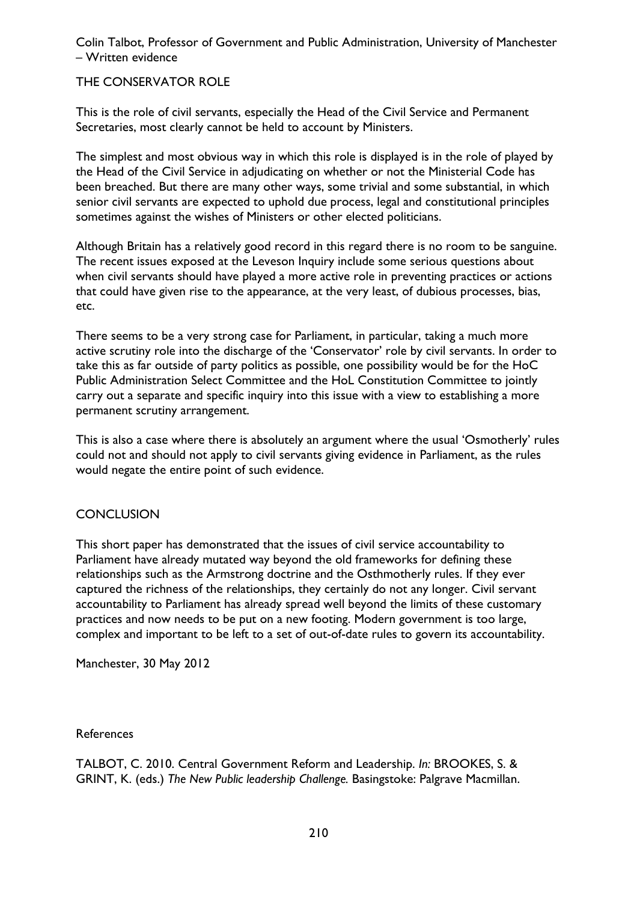THE CONSERVATOR ROLE

This is the role of civil servants, especially the Head of the Civil Service and Permanent Secretaries, most clearly cannot be held to account by Ministers.

The simplest and most obvious way in which this role is displayed is in the role of played by the Head of the Civil Service in adjudicating on whether or not the Ministerial Code has been breached. But there are many other ways, some trivial and some substantial, in which senior civil servants are expected to uphold due process, legal and constitutional principles sometimes against the wishes of Ministers or other elected politicians.

Although Britain has a relatively good record in this regard there is no room to be sanguine. The recent issues exposed at the Leveson Inquiry include some serious questions about when civil servants should have played a more active role in preventing practices or actions that could have given rise to the appearance, at the very least, of dubious processes, bias, etc.

There seems to be a very strong case for Parliament, in particular, taking a much more active scrutiny role into the discharge of the 'Conservator' role by civil servants. In order to take this as far outside of party politics as possible, one possibility would be for the HoC Public Administration Select Committee and the HoL Constitution Committee to jointly carry out a separate and specific inquiry into this issue with a view to establishing a more permanent scrutiny arrangement.

This is also a case where there is absolutely an argument where the usual 'Osmotherly' rules could not and should not apply to civil servants giving evidence in Parliament, as the rules would negate the entire point of such evidence.

CONCLUSION

This short paper has demonstrated that the issues of civil service accountability to Parliament have already mutated way beyond the old frameworks for defining these relationships such as the Armstrong doctrine and the Osthmotherly rules. If they ever captured the richness of the relationships, they certainly do not any longer. Civil servant accountability to Parliament has already spread well beyond the limits of these customary practices and now needs to be put on a new footing. Modern government is too large, complex and important to be left to a set of out-of-date rules to govern its accountability.

Manchester, 30 May 2012

References

TALBOT, C. 2010. Central Government Reform and Leadership. *In:* BROOKES, S. & GRINT, K. (eds.) *The New Public leadership Challenge.* Basingstoke: Palgrave Macmillan.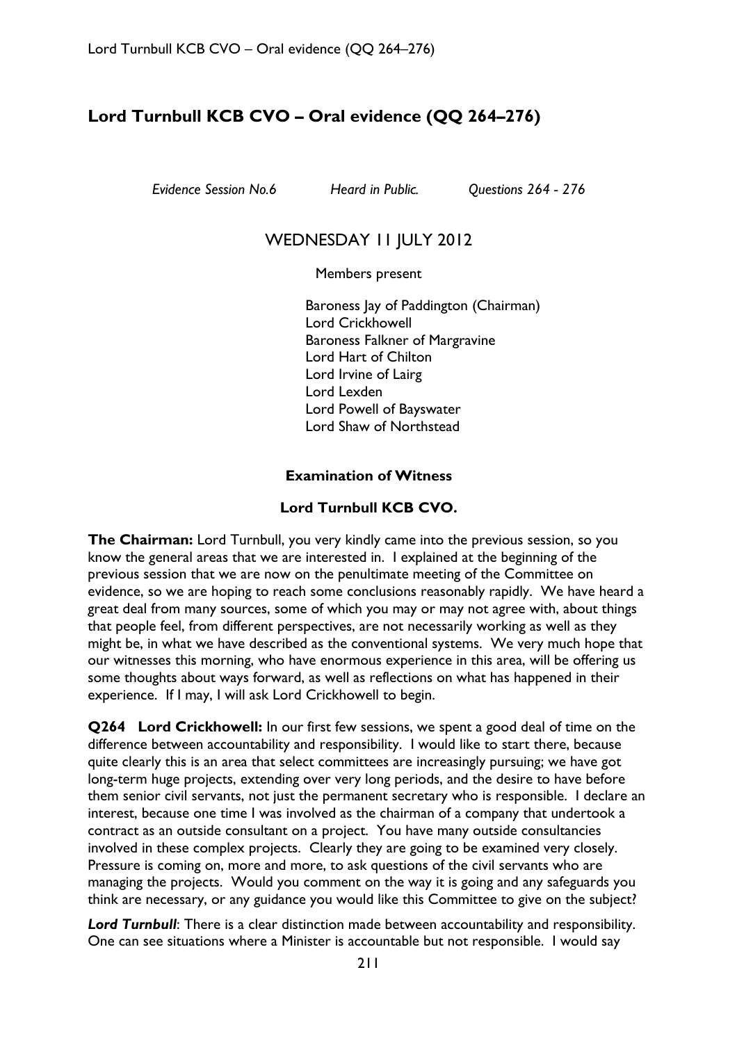# Lord Turnbull KCB CVO – Oral evidence (QQ 264–276)

*Evidence Session No.6* *Heard in Public.* *Questions 264 - 276*

## WEDNESDAY 11 JULY 2012

Members present

Baroness Jay of Paddington (Chairman)
Lord Crickhowell
Baroness Falkner of Margravine
Lord Hart of Chilton
Lord Irvine of Lairg
Lord Lexden
Lord Powell of Bayswater
Lord Shaw of Northstead

### Examination of Witness

### Lord Turnbull KCB CVO.

**The Chairman:** Lord Turnbull, you very kindly came into the previous session, so you know the general areas that we are interested in. I explained at the beginning of the previous session that we are now on the penultimate meeting of the Committee on evidence, so we are hoping to reach some conclusions reasonably rapidly. We have heard a great deal from many sources, some of which you may or may not agree with, about things that people feel, from different perspectives, are not necessarily working as well as they might be, in what we have described as the conventional systems. We very much hope that our witnesses this morning, who have enormous experience in this area, will be offering us some thoughts about ways forward, as well as reflections on what has happened in their experience. If I may, I will ask Lord Crickhowell to begin.

**Q264 Lord Crickhowell:** In our first few sessions, we spent a good deal of time on the difference between accountability and responsibility. I would like to start there, because quite clearly this is an area that select committees are increasingly pursuing; we have got long-term huge projects, extending over very long periods, and the desire to have before them senior civil servants, not just the permanent secretary who is responsible. I declare an interest, because one time I was involved as the chairman of a company that undertook a contract as an outside consultant on a project. You have many outside consultancies involved in these complex projects. Clearly they are going to be examined very closely. Pressure is coming on, more and more, to ask questions of the civil servants who are managing the projects. Would you comment on the way it is going and any safeguards you think are necessary, or any guidance you would like this Committee to give on the subject?

***Lord Turnbull***: There is a clear distinction made between accountability and responsibility. One can see situations where a Minister is accountable but not responsible. I would say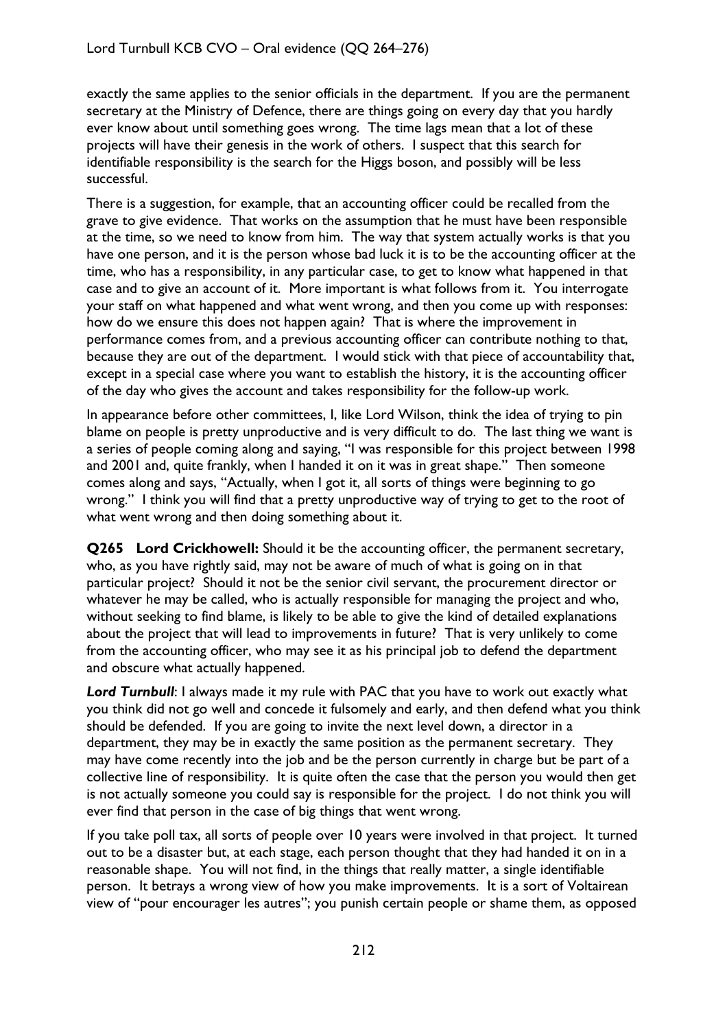exactly the same applies to the senior officials in the department. If you are the permanent secretary at the Ministry of Defence, there are things going on every day that you hardly ever know about until something goes wrong. The time lags mean that a lot of these projects will have their genesis in the work of others. I suspect that this search for identifiable responsibility is the search for the Higgs boson, and possibly will be less successful.

There is a suggestion, for example, that an accounting officer could be recalled from the grave to give evidence. That works on the assumption that he must have been responsible at the time, so we need to know from him. The way that system actually works is that you have one person, and it is the person whose bad luck it is to be the accounting officer at the time, who has a responsibility, in any particular case, to get to know what happened in that case and to give an account of it. More important is what follows from it. You interrogate your staff on what happened and what went wrong, and then you come up with responses: how do we ensure this does not happen again? That is where the improvement in performance comes from, and a previous accounting officer can contribute nothing to that, because they are out of the department. I would stick with that piece of accountability that, except in a special case where you want to establish the history, it is the accounting officer of the day who gives the account and takes responsibility for the follow-up work.

In appearance before other committees, I, like Lord Wilson, think the idea of trying to pin blame on people is pretty unproductive and is very difficult to do. The last thing we want is a series of people coming along and saying, "I was responsible for this project between 1998 and 2001 and, quite frankly, when I handed it on it was in great shape." Then someone comes along and says, "Actually, when I got it, all sorts of things were beginning to go wrong." I think you will find that a pretty unproductive way of trying to get to the root of what went wrong and then doing something about it.

**Q265 Lord Crickhowell:** Should it be the accounting officer, the permanent secretary, who, as you have rightly said, may not be aware of much of what is going on in that particular project? Should it not be the senior civil servant, the procurement director or whatever he may be called, who is actually responsible for managing the project and who, without seeking to find blame, is likely to be able to give the kind of detailed explanations about the project that will lead to improvements in future? That is very unlikely to come from the accounting officer, who may see it as his principal job to defend the department and obscure what actually happened.

***Lord Turnbull***: I always made it my rule with PAC that you have to work out exactly what you think did not go well and concede it fulsomely and early, and then defend what you think should be defended. If you are going to invite the next level down, a director in a department, they may be in exactly the same position as the permanent secretary. They may have come recently into the job and be the person currently in charge but be part of a collective line of responsibility. It is quite often the case that the person you would then get is not actually someone you could say is responsible for the project. I do not think you will ever find that person in the case of big things that went wrong.

If you take poll tax, all sorts of people over 10 years were involved in that project. It turned out to be a disaster but, at each stage, each person thought that they had handed it on in a reasonable shape. You will not find, in the things that really matter, a single identifiable person. It betrays a wrong view of how you make improvements. It is a sort of Voltairean view of "pour encourager les autres"; you punish certain people or shame them, as opposed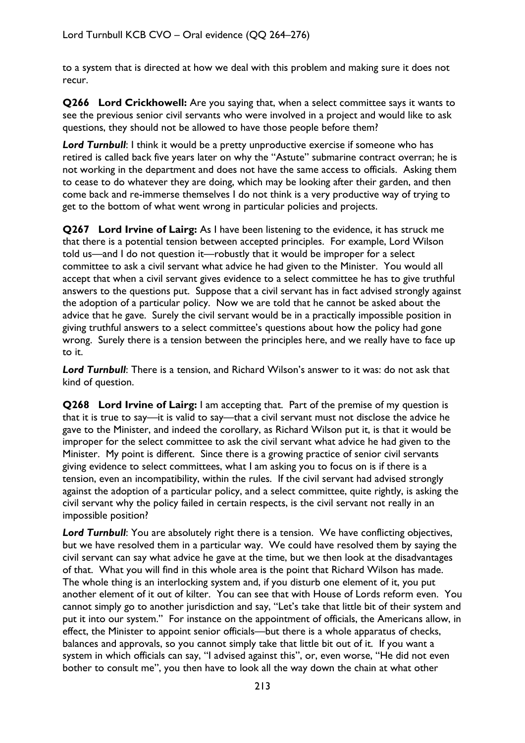to a system that is directed at how we deal with this problem and making sure it does not recur.

**Q266 Lord Crickhowell:** Are you saying that, when a select committee says it wants to see the previous senior civil servants who were involved in a project and would like to ask questions, they should not be allowed to have those people before them?

***Lord Turnbull***: I think it would be a pretty unproductive exercise if someone who has retired is called back five years later on why the "Astute" submarine contract overran; he is not working in the department and does not have the same access to officials. Asking them to cease to do whatever they are doing, which may be looking after their garden, and then come back and re-immerse themselves I do not think is a very productive way of trying to get to the bottom of what went wrong in particular policies and projects.

**Q267 Lord Irvine of Lairg:** As I have been listening to the evidence, it has struck me that there is a potential tension between accepted principles. For example, Lord Wilson told us—and I do not question it—robustly that it would be improper for a select committee to ask a civil servant what advice he had given to the Minister. You would all accept that when a civil servant gives evidence to a select committee he has to give truthful answers to the questions put. Suppose that a civil servant has in fact advised strongly against the adoption of a particular policy. Now we are told that he cannot be asked about the advice that he gave. Surely the civil servant would be in a practically impossible position in giving truthful answers to a select committee's questions about how the policy had gone wrong. Surely there is a tension between the principles here, and we really have to face up to it.

***Lord Turnbull***: There is a tension, and Richard Wilson's answer to it was: do not ask that kind of question.

**Q268 Lord Irvine of Lairg:** I am accepting that. Part of the premise of my question is that it is true to say—it is valid to say—that a civil servant must not disclose the advice he gave to the Minister, and indeed the corollary, as Richard Wilson put it, is that it would be improper for the select committee to ask the civil servant what advice he had given to the Minister. My point is different. Since there is a growing practice of senior civil servants giving evidence to select committees, what I am asking you to focus on is if there is a tension, even an incompatibility, within the rules. If the civil servant had advised strongly against the adoption of a particular policy, and a select committee, quite rightly, is asking the civil servant why the policy failed in certain respects, is the civil servant not really in an impossible position?

***Lord Turnbull***: You are absolutely right there is a tension. We have conflicting objectives, but we have resolved them in a particular way. We could have resolved them by saying the civil servant can say what advice he gave at the time, but we then look at the disadvantages of that. What you will find in this whole area is the point that Richard Wilson has made. The whole thing is an interlocking system and, if you disturb one element of it, you put another element of it out of kilter. You can see that with House of Lords reform even. You cannot simply go to another jurisdiction and say, "Let's take that little bit of their system and put it into our system." For instance on the appointment of officials, the Americans allow, in effect, the Minister to appoint senior officials—but there is a whole apparatus of checks, balances and approvals, so you cannot simply take that little bit out of it. If you want a system in which officials can say, "I advised against this", or, even worse, "He did not even bother to consult me", you then have to look all the way down the chain at what other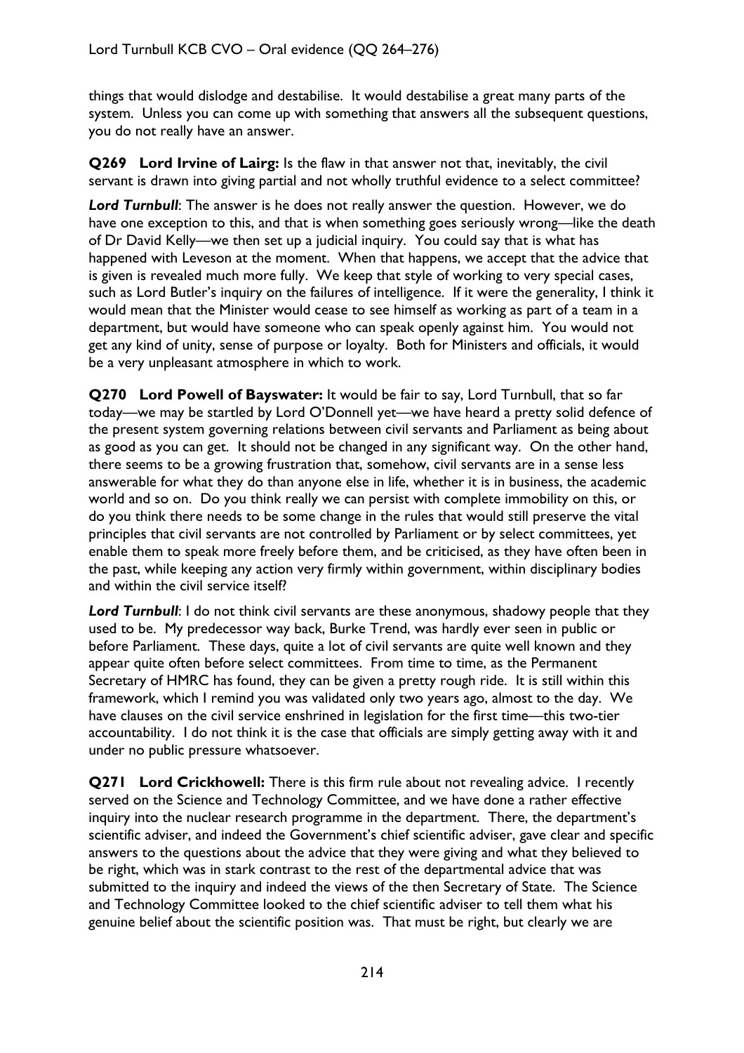things that would dislodge and destabilise. It would destabilise a great many parts of the system. Unless you can come up with something that answers all the subsequent questions, you do not really have an answer.

**Q269 Lord Irvine of Lairg:** Is the flaw in that answer not that, inevitably, the civil servant is drawn into giving partial and not wholly truthful evidence to a select committee?

***Lord Turnbull***: The answer is he does not really answer the question. However, we do have one exception to this, and that is when something goes seriously wrong—like the death of Dr David Kelly—we then set up a judicial inquiry. You could say that is what has happened with Leveson at the moment. When that happens, we accept that the advice that is given is revealed much more fully. We keep that style of working to very special cases, such as Lord Butler's inquiry on the failures of intelligence. If it were the generality, I think it would mean that the Minister would cease to see himself as working as part of a team in a department, but would have someone who can speak openly against him. You would not get any kind of unity, sense of purpose or loyalty. Both for Ministers and officials, it would be a very unpleasant atmosphere in which to work.

**Q270 Lord Powell of Bayswater:** It would be fair to say, Lord Turnbull, that so far today—we may be startled by Lord O'Donnell yet—we have heard a pretty solid defence of the present system governing relations between civil servants and Parliament as being about as good as you can get. It should not be changed in any significant way. On the other hand, there seems to be a growing frustration that, somehow, civil servants are in a sense less answerable for what they do than anyone else in life, whether it is in business, the academic world and so on. Do you think really we can persist with complete immobility on this, or do you think there needs to be some change in the rules that would still preserve the vital principles that civil servants are not controlled by Parliament or by select committees, yet enable them to speak more freely before them, and be criticised, as they have often been in the past, while keeping any action very firmly within government, within disciplinary bodies and within the civil service itself?

***Lord Turnbull***: I do not think civil servants are these anonymous, shadowy people that they used to be. My predecessor way back, Burke Trend, was hardly ever seen in public or before Parliament. These days, quite a lot of civil servants are quite well known and they appear quite often before select committees. From time to time, as the Permanent Secretary of HMRC has found, they can be given a pretty rough ride. It is still within this framework, which I remind you was validated only two years ago, almost to the day. We have clauses on the civil service enshrined in legislation for the first time—this two-tier accountability. I do not think it is the case that officials are simply getting away with it and under no public pressure whatsoever.

**Q271 Lord Crickhowell:** There is this firm rule about not revealing advice. I recently served on the Science and Technology Committee, and we have done a rather effective inquiry into the nuclear research programme in the department. There, the department's scientific adviser, and indeed the Government's chief scientific adviser, gave clear and specific answers to the questions about the advice that they were giving and what they believed to be right, which was in stark contrast to the rest of the departmental advice that was submitted to the inquiry and indeed the views of the then Secretary of State. The Science and Technology Committee looked to the chief scientific adviser to tell them what his genuine belief about the scientific position was. That must be right, but clearly we are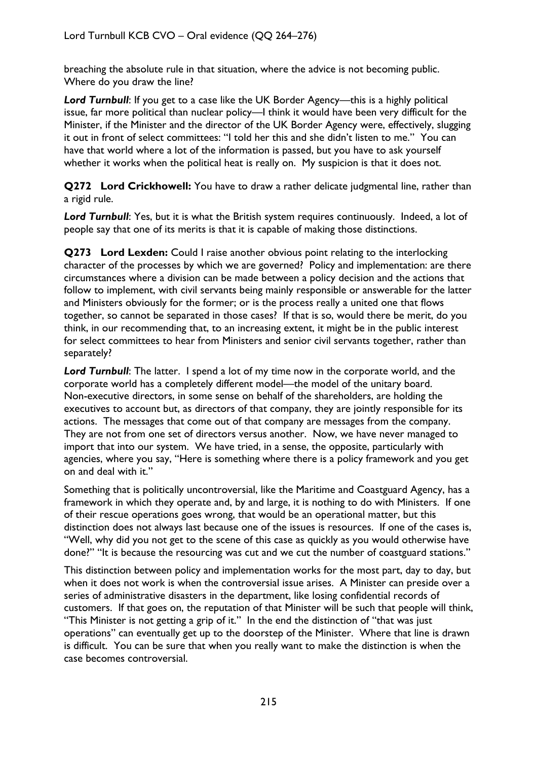breaching the absolute rule in that situation, where the advice is not becoming public. Where do you draw the line?

***Lord Turnbull***: If you get to a case like the UK Border Agency—this is a highly political issue, far more political than nuclear policy—I think it would have been very difficult for the Minister, if the Minister and the director of the UK Border Agency were, effectively, slugging it out in front of select committees: "I told her this and she didn't listen to me." You can have that world where a lot of the information is passed, but you have to ask yourself whether it works when the political heat is really on. My suspicion is that it does not.

**Q272 Lord Crickhowell:** You have to draw a rather delicate judgmental line, rather than a rigid rule.

***Lord Turnbull***: Yes, but it is what the British system requires continuously. Indeed, a lot of people say that one of its merits is that it is capable of making those distinctions.

**Q273 Lord Lexden:** Could I raise another obvious point relating to the interlocking character of the processes by which we are governed? Policy and implementation: are there circumstances where a division can be made between a policy decision and the actions that follow to implement, with civil servants being mainly responsible or answerable for the latter and Ministers obviously for the former; or is the process really a united one that flows together, so cannot be separated in those cases? If that is so, would there be merit, do you think, in our recommending that, to an increasing extent, it might be in the public interest for select committees to hear from Ministers and senior civil servants together, rather than separately?

***Lord Turnbull***: The latter. I spend a lot of my time now in the corporate world, and the corporate world has a completely different model—the model of the unitary board. Non-executive directors, in some sense on behalf of the shareholders, are holding the executives to account but, as directors of that company, they are jointly responsible for its actions. The messages that come out of that company are messages from the company. They are not from one set of directors versus another. Now, we have never managed to import that into our system. We have tried, in a sense, the opposite, particularly with agencies, where you say, "Here is something where there is a policy framework and you get on and deal with it."

Something that is politically uncontroversial, like the Maritime and Coastguard Agency, has a framework in which they operate and, by and large, it is nothing to do with Ministers. If one of their rescue operations goes wrong, that would be an operational matter, but this distinction does not always last because one of the issues is resources. If one of the cases is, "Well, why did you not get to the scene of this case as quickly as you would otherwise have done?" "It is because the resourcing was cut and we cut the number of coastguard stations."

This distinction between policy and implementation works for the most part, day to day, but when it does not work is when the controversial issue arises. A Minister can preside over a series of administrative disasters in the department, like losing confidential records of customers. If that goes on, the reputation of that Minister will be such that people will think, "This Minister is not getting a grip of it." In the end the distinction of "that was just operations" can eventually get up to the doorstep of the Minister. Where that line is drawn is difficult. You can be sure that when you really want to make the distinction is when the case becomes controversial.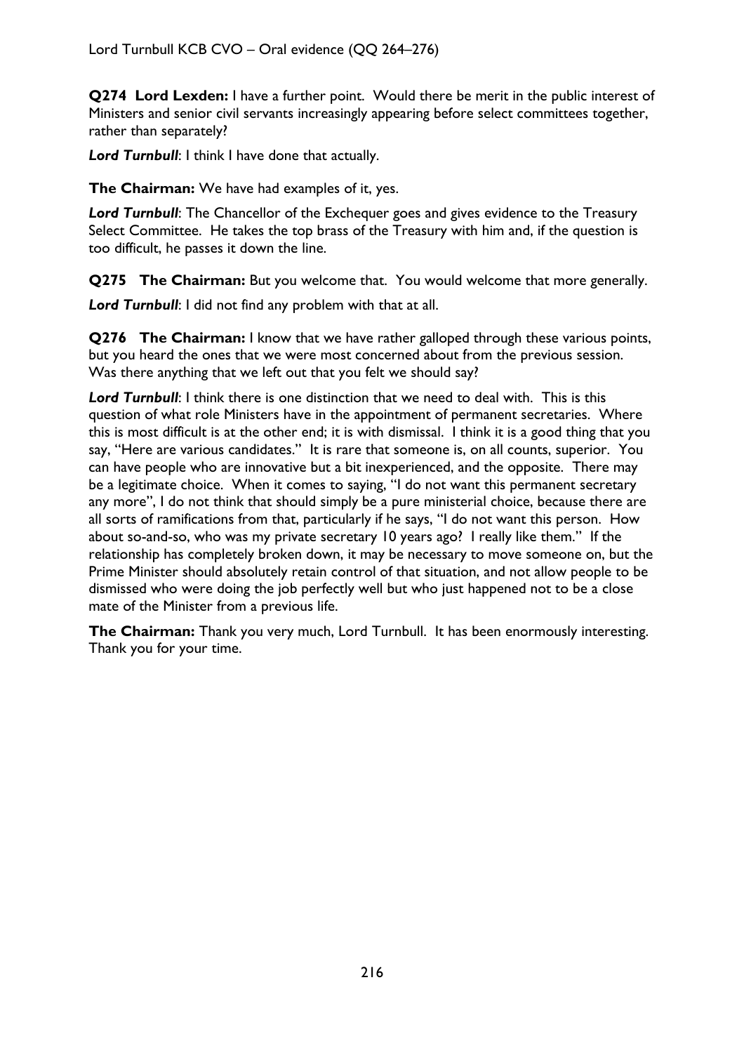**Q274 Lord Lexden:** I have a further point. Would there be merit in the public interest of Ministers and senior civil servants increasingly appearing before select committees together, rather than separately?

***Lord Turnbull***: I think I have done that actually.

**The Chairman:** We have had examples of it, yes.

***Lord Turnbull***: The Chancellor of the Exchequer goes and gives evidence to the Treasury Select Committee. He takes the top brass of the Treasury with him and, if the question is too difficult, he passes it down the line.

**Q275 The Chairman:** But you welcome that. You would welcome that more generally.

***Lord Turnbull***: I did not find any problem with that at all.

**Q276 The Chairman:** I know that we have rather galloped through these various points, but you heard the ones that we were most concerned about from the previous session. Was there anything that we left out that you felt we should say?

***Lord Turnbull***: I think there is one distinction that we need to deal with. This is this question of what role Ministers have in the appointment of permanent secretaries. Where this is most difficult is at the other end; it is with dismissal. I think it is a good thing that you say, "Here are various candidates." It is rare that someone is, on all counts, superior. You can have people who are innovative but a bit inexperienced, and the opposite. There may be a legitimate choice. When it comes to saying, "I do not want this permanent secretary any more", I do not think that should simply be a pure ministerial choice, because there are all sorts of ramifications from that, particularly if he says, "I do not want this person. How about so-and-so, who was my private secretary 10 years ago? I really like them." If the relationship has completely broken down, it may be necessary to move someone on, but the Prime Minister should absolutely retain control of that situation, and not allow people to be dismissed who were doing the job perfectly well but who just happened not to be a close mate of the Minister from a previous life.

**The Chairman:** Thank you very much, Lord Turnbull. It has been enormously interesting. Thank you for your time.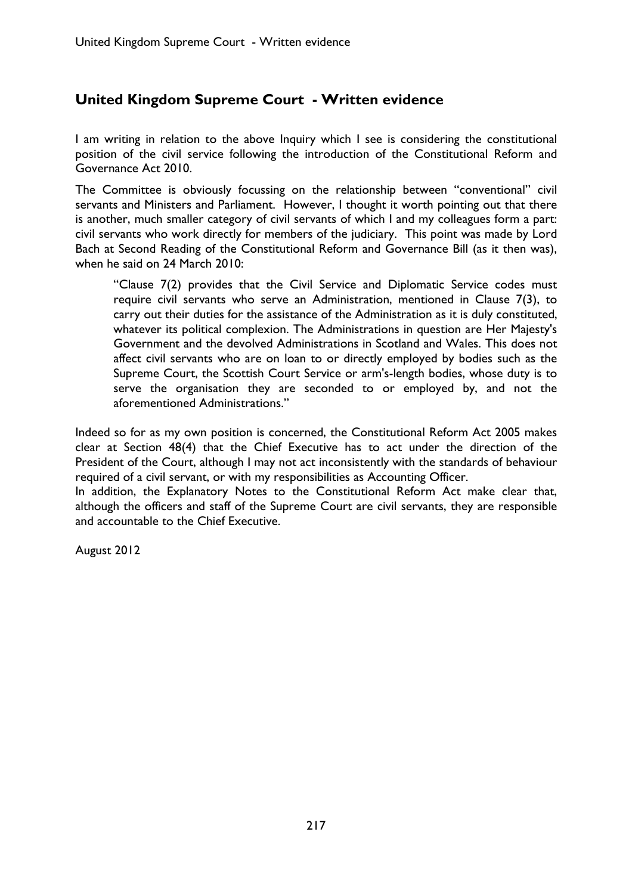## United Kingdom Supreme Court - Written evidence

I am writing in relation to the above Inquiry which I see is considering the constitutional position of the civil service following the introduction of the Constitutional Reform and Governance Act 2010.

The Committee is obviously focussing on the relationship between "conventional" civil servants and Ministers and Parliament. However, I thought it worth pointing out that there is another, much smaller category of civil servants of which I and my colleagues form a part: civil servants who work directly for members of the judiciary. This point was made by Lord Bach at Second Reading of the Constitutional Reform and Governance Bill (as it then was), when he said on 24 March 2010:

> "Clause 7(2) provides that the Civil Service and Diplomatic Service codes must require civil servants who serve an Administration, mentioned in Clause 7(3), to carry out their duties for the assistance of the Administration as it is duly constituted, whatever its political complexion. The Administrations in question are Her Majesty's Government and the devolved Administrations in Scotland and Wales. This does not affect civil servants who are on loan to or directly employed by bodies such as the Supreme Court, the Scottish Court Service or arm's-length bodies, whose duty is to serve the organisation they are seconded to or employed by, and not the aforementioned Administrations."

Indeed so for as my own position is concerned, the Constitutional Reform Act 2005 makes clear at Section 48(4) that the Chief Executive has to act under the direction of the President of the Court, although I may not act inconsistently with the standards of behaviour required of a civil servant, or with my responsibilities as Accounting Officer.

In addition, the Explanatory Notes to the Constitutional Reform Act make clear that, although the officers and staff of the Supreme Court are civil servants, they are responsible and accountable to the Chief Executive.

August 2012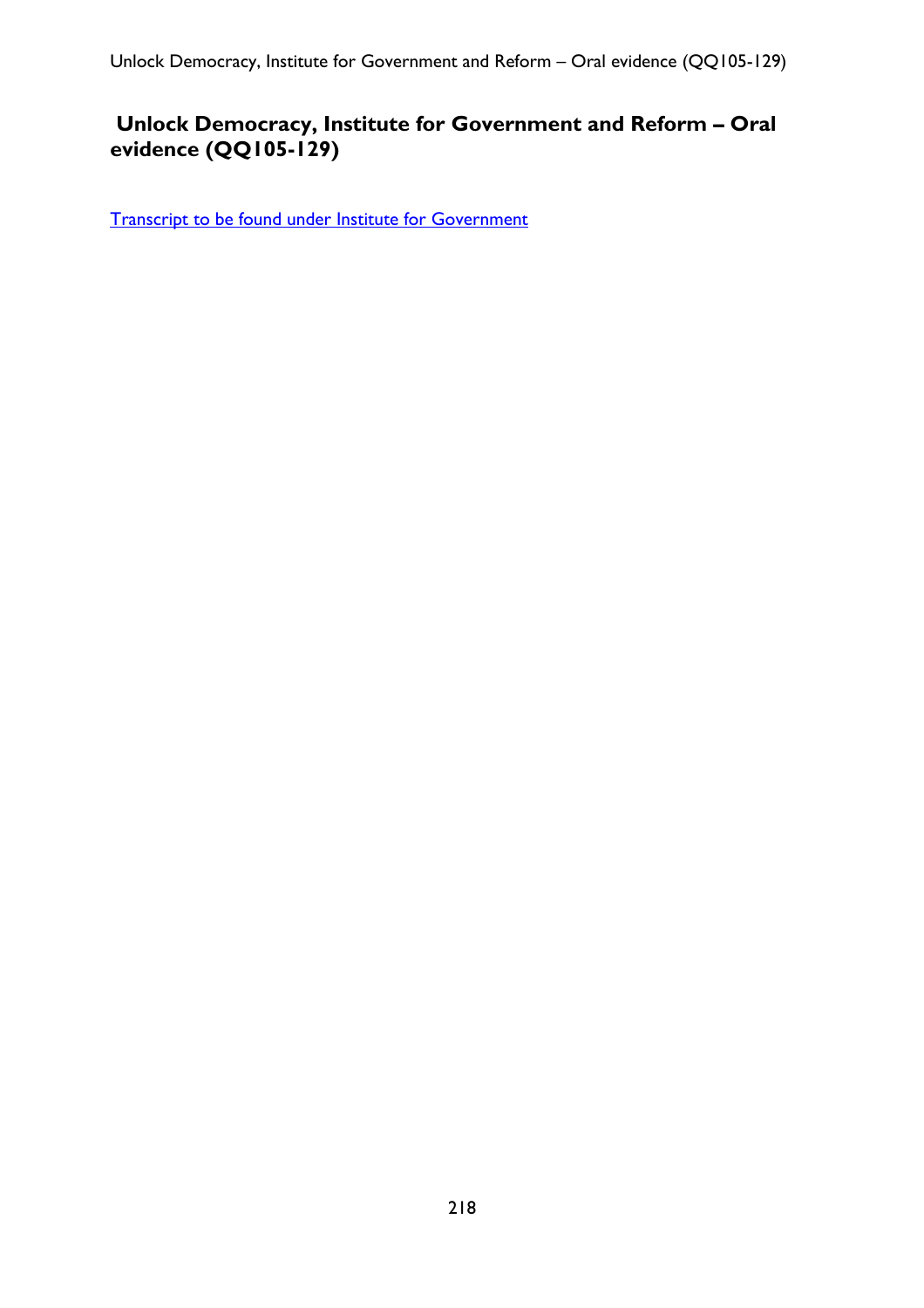# Unlock Democracy, Institute for Government and Reform – Oral evidence (QQ105-129)

Transcript to be found under Institute for Government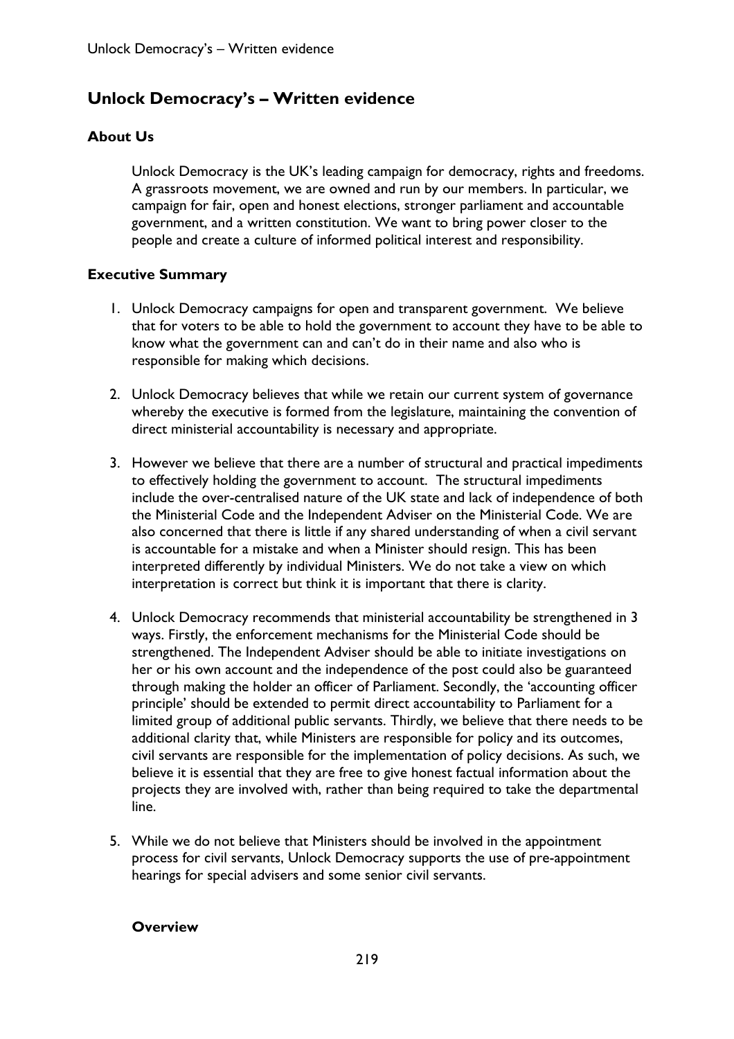## Unlock Democracy's – Written evidence

### About Us

Unlock Democracy is the UK's leading campaign for democracy, rights and freedoms. A grassroots movement, we are owned and run by our members. In particular, we campaign for fair, open and honest elections, stronger parliament and accountable government, and a written constitution. We want to bring power closer to the people and create a culture of informed political interest and responsibility.

### Executive Summary

1. Unlock Democracy campaigns for open and transparent government. We believe that for voters to be able to hold the government to account they have to be able to know what the government can and can't do in their name and also who is responsible for making which decisions.

2. Unlock Democracy believes that while we retain our current system of governance whereby the executive is formed from the legislature, maintaining the convention of direct ministerial accountability is necessary and appropriate.

3. However we believe that there are a number of structural and practical impediments to effectively holding the government to account. The structural impediments include the over-centralised nature of the UK state and lack of independence of both the Ministerial Code and the Independent Adviser on the Ministerial Code. We are also concerned that there is little if any shared understanding of when a civil servant is accountable for a mistake and when a Minister should resign. This has been interpreted differently by individual Ministers. We do not take a view on which interpretation is correct but think it is important that there is clarity.

4. Unlock Democracy recommends that ministerial accountability be strengthened in 3 ways. Firstly, the enforcement mechanisms for the Ministerial Code should be strengthened. The Independent Adviser should be able to initiate investigations on her or his own account and the independence of the post could also be guaranteed through making the holder an officer of Parliament. Secondly, the 'accounting officer principle' should be extended to permit direct accountability to Parliament for a limited group of additional public servants. Thirdly, we believe that there needs to be additional clarity that, while Ministers are responsible for policy and its outcomes, civil servants are responsible for the implementation of policy decisions. As such, we believe it is essential that they are free to give honest factual information about the projects they are involved with, rather than being required to take the departmental line.

5. While we do not believe that Ministers should be involved in the appointment process for civil servants, Unlock Democracy supports the use of pre-appointment hearings for special advisers and some senior civil servants.

### Overview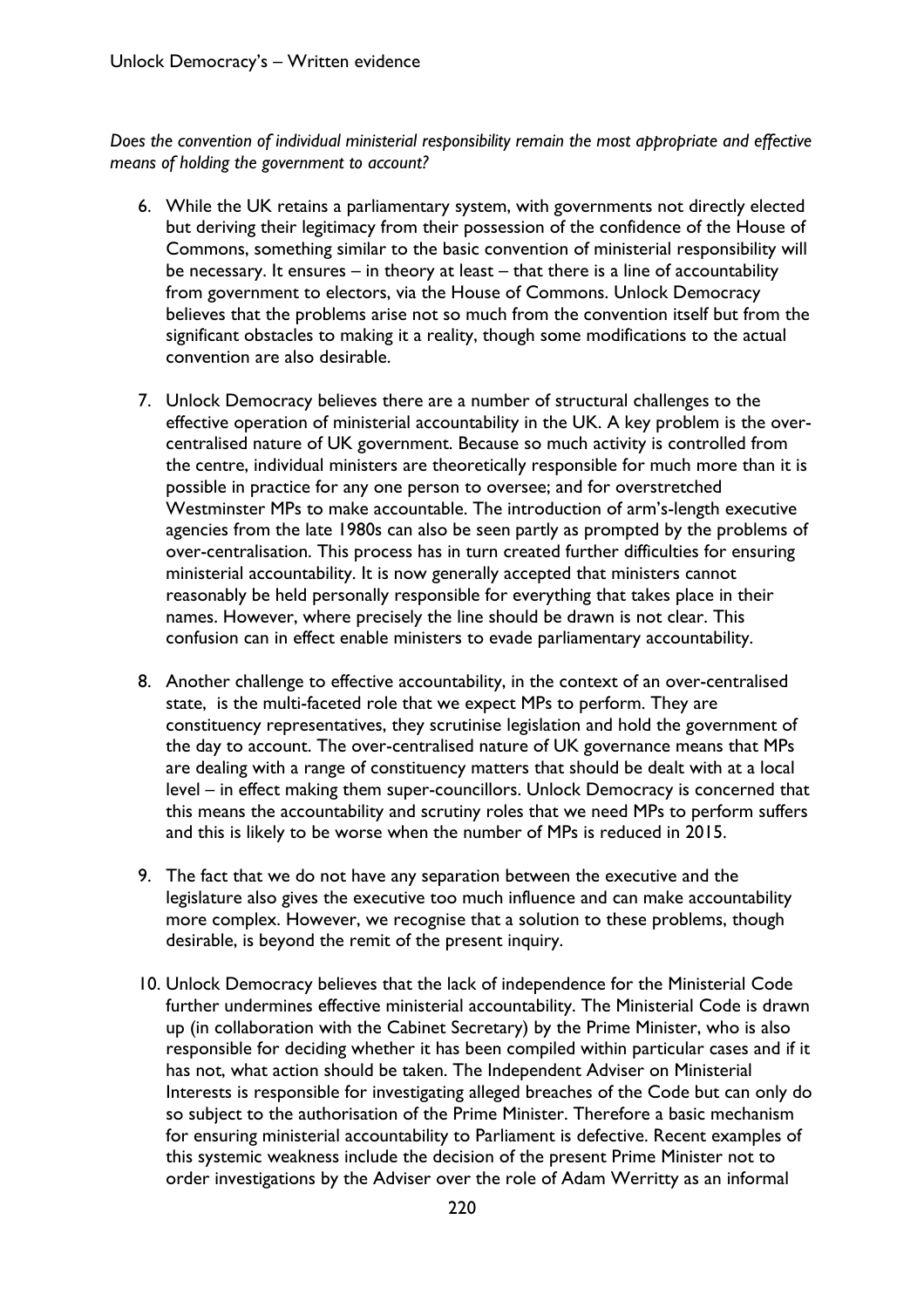*Does the convention of individual ministerial responsibility remain the most appropriate and effective means of holding the government to account?*

6. While the UK retains a parliamentary system, with governments not directly elected but deriving their legitimacy from their possession of the confidence of the House of Commons, something similar to the basic convention of ministerial responsibility will be necessary. It ensures – in theory at least – that there is a line of accountability from government to electors, via the House of Commons. Unlock Democracy believes that the problems arise not so much from the convention itself but from the significant obstacles to making it a reality, though some modifications to the actual convention are also desirable.

7. Unlock Democracy believes there are a number of structural challenges to the effective operation of ministerial accountability in the UK. A key problem is the over-centralised nature of UK government. Because so much activity is controlled from the centre, individual ministers are theoretically responsible for much more than it is possible in practice for any one person to oversee; and for overstretched Westminster MPs to make accountable. The introduction of arm's-length executive agencies from the late 1980s can also be seen partly as prompted by the problems of over-centralisation. This process has in turn created further difficulties for ensuring ministerial accountability. It is now generally accepted that ministers cannot reasonably be held personally responsible for everything that takes place in their names. However, where precisely the line should be drawn is not clear. This confusion can in effect enable ministers to evade parliamentary accountability.

8. Another challenge to effective accountability, in the context of an over-centralised state, is the multi-faceted role that we expect MPs to perform. They are constituency representatives, they scrutinise legislation and hold the government of the day to account. The over-centralised nature of UK governance means that MPs are dealing with a range of constituency matters that should be dealt with at a local level – in effect making them super-councillors. Unlock Democracy is concerned that this means the accountability and scrutiny roles that we need MPs to perform suffers and this is likely to be worse when the number of MPs is reduced in 2015.

9. The fact that we do not have any separation between the executive and the legislature also gives the executive too much influence and can make accountability more complex. However, we recognise that a solution to these problems, though desirable, is beyond the remit of the present inquiry.

10. Unlock Democracy believes that the lack of independence for the Ministerial Code further undermines effective ministerial accountability. The Ministerial Code is drawn up (in collaboration with the Cabinet Secretary) by the Prime Minister, who is also responsible for deciding whether it has been compiled within particular cases and if it has not, what action should be taken. The Independent Adviser on Ministerial Interests is responsible for investigating alleged breaches of the Code but can only do so subject to the authorisation of the Prime Minister. Therefore a basic mechanism for ensuring ministerial accountability to Parliament is defective. Recent examples of this systemic weakness include the decision of the present Prime Minister not to order investigations by the Adviser over the role of Adam Werritty as an informal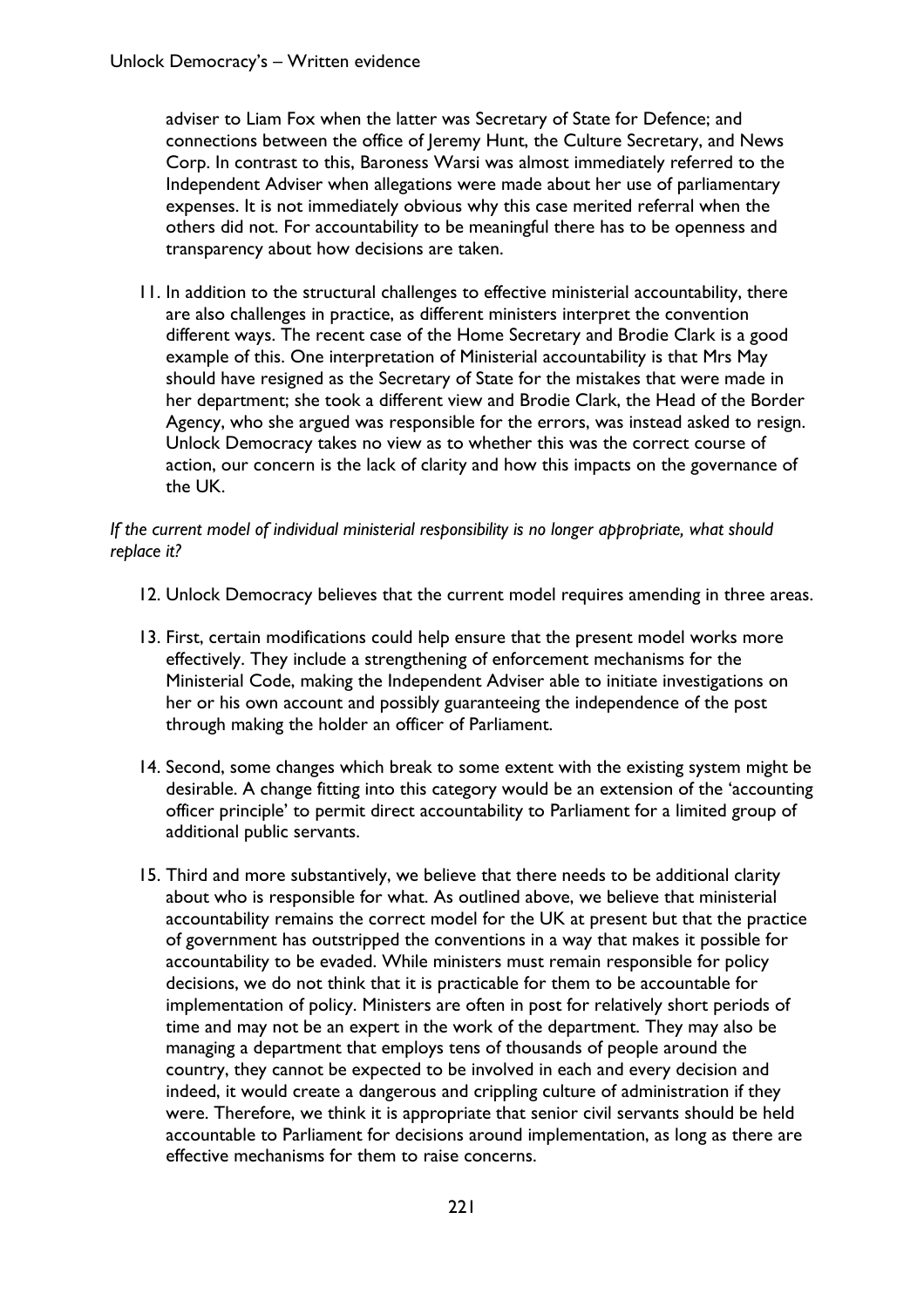adviser to Liam Fox when the latter was Secretary of State for Defence; and connections between the office of Jeremy Hunt, the Culture Secretary, and News Corp. In contrast to this, Baroness Warsi was almost immediately referred to the Independent Adviser when allegations were made about her use of parliamentary expenses. It is not immediately obvious why this case merited referral when the others did not. For accountability to be meaningful there has to be openness and transparency about how decisions are taken.

11. In addition to the structural challenges to effective ministerial accountability, there are also challenges in practice, as different ministers interpret the convention different ways. The recent case of the Home Secretary and Brodie Clark is a good example of this. One interpretation of Ministerial accountability is that Mrs May should have resigned as the Secretary of State for the mistakes that were made in her department; she took a different view and Brodie Clark, the Head of the Border Agency, who she argued was responsible for the errors, was instead asked to resign. Unlock Democracy takes no view as to whether this was the correct course of action, our concern is the lack of clarity and how this impacts on the governance of the UK.

*If the current model of individual ministerial responsibility is no longer appropriate, what should replace it?*

12. Unlock Democracy believes that the current model requires amending in three areas.

13. First, certain modifications could help ensure that the present model works more effectively. They include a strengthening of enforcement mechanisms for the Ministerial Code, making the Independent Adviser able to initiate investigations on her or his own account and possibly guaranteeing the independence of the post through making the holder an officer of Parliament.

14. Second, some changes which break to some extent with the existing system might be desirable. A change fitting into this category would be an extension of the 'accounting officer principle' to permit direct accountability to Parliament for a limited group of additional public servants.

15. Third and more substantively, we believe that there needs to be additional clarity about who is responsible for what. As outlined above, we believe that ministerial accountability remains the correct model for the UK at present but that the practice of government has outstripped the conventions in a way that makes it possible for accountability to be evaded. While ministers must remain responsible for policy decisions, we do not think that it is practicable for them to be accountable for implementation of policy. Ministers are often in post for relatively short periods of time and may not be an expert in the work of the department. They may also be managing a department that employs tens of thousands of people around the country, they cannot be expected to be involved in each and every decision and indeed, it would create a dangerous and crippling culture of administration if they were. Therefore, we think it is appropriate that senior civil servants should be held accountable to Parliament for decisions around implementation, as long as there are effective mechanisms for them to raise concerns.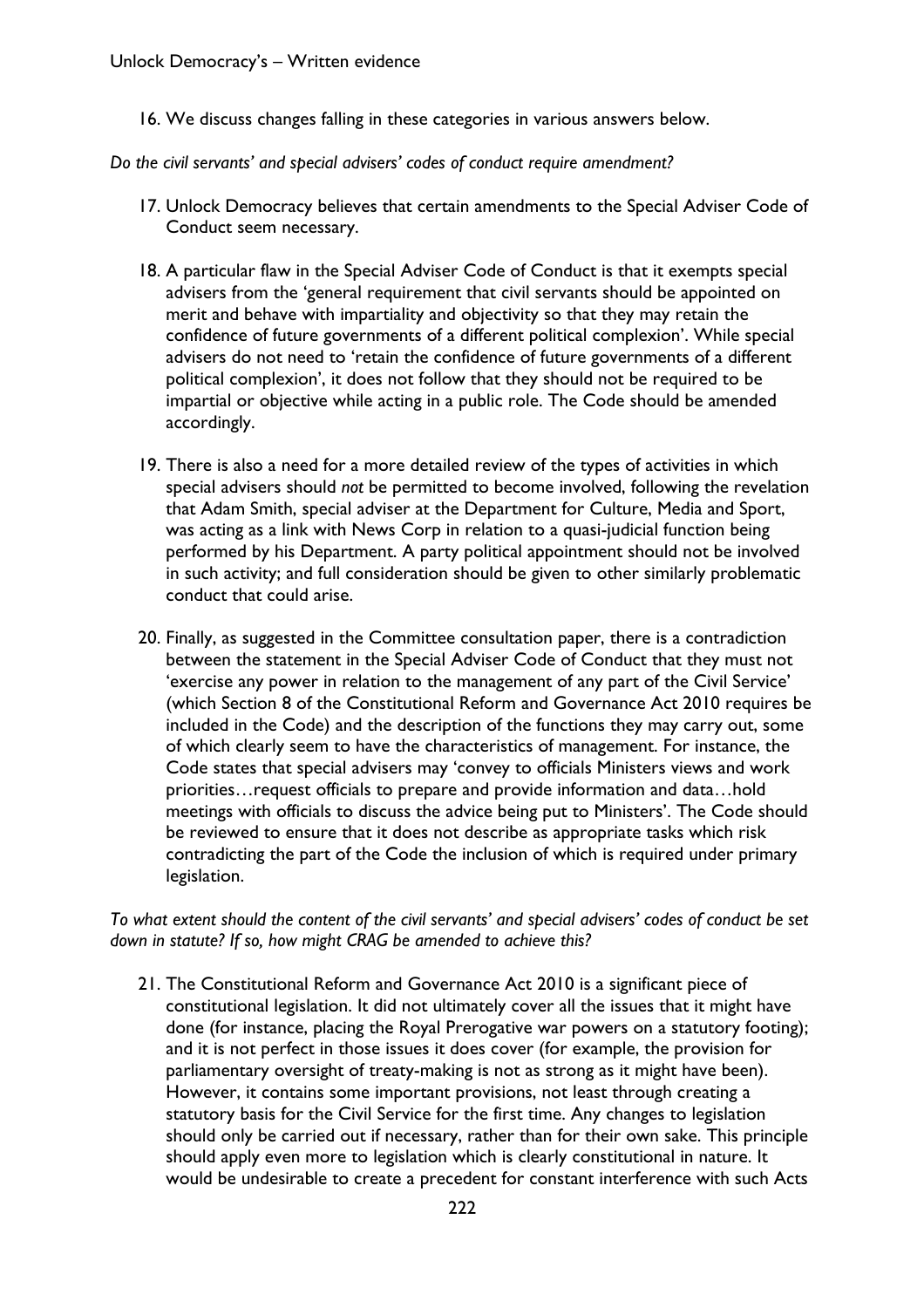16. We discuss changes falling in these categories in various answers below.

*Do the civil servants' and special advisers' codes of conduct require amendment?*

17. Unlock Democracy believes that certain amendments to the Special Adviser Code of Conduct seem necessary.

18. A particular flaw in the Special Adviser Code of Conduct is that it exempts special advisers from the 'general requirement that civil servants should be appointed on merit and behave with impartiality and objectivity so that they may retain the confidence of future governments of a different political complexion'. While special advisers do not need to 'retain the confidence of future governments of a different political complexion', it does not follow that they should not be required to be impartial or objective while acting in a public role. The Code should be amended accordingly.

19. There is also a need for a more detailed review of the types of activities in which special advisers should *not* be permitted to become involved, following the revelation that Adam Smith, special adviser at the Department for Culture, Media and Sport, was acting as a link with News Corp in relation to a quasi-judicial function being performed by his Department. A party political appointment should not be involved in such activity; and full consideration should be given to other similarly problematic conduct that could arise.

20. Finally, as suggested in the Committee consultation paper, there is a contradiction between the statement in the Special Adviser Code of Conduct that they must not 'exercise any power in relation to the management of any part of the Civil Service' (which Section 8 of the Constitutional Reform and Governance Act 2010 requires be included in the Code) and the description of the functions they may carry out, some of which clearly seem to have the characteristics of management. For instance, the Code states that special advisers may 'convey to officials Ministers views and work priorities…request officials to prepare and provide information and data…hold meetings with officials to discuss the advice being put to Ministers'. The Code should be reviewed to ensure that it does not describe as appropriate tasks which risk contradicting the part of the Code the inclusion of which is required under primary legislation.

*To what extent should the content of the civil servants' and special advisers' codes of conduct be set down in statute? If so, how might CRAG be amended to achieve this?*

21. The Constitutional Reform and Governance Act 2010 is a significant piece of constitutional legislation. It did not ultimately cover all the issues that it might have done (for instance, placing the Royal Prerogative war powers on a statutory footing); and it is not perfect in those issues it does cover (for example, the provision for parliamentary oversight of treaty-making is not as strong as it might have been). However, it contains some important provisions, not least through creating a statutory basis for the Civil Service for the first time. Any changes to legislation should only be carried out if necessary, rather than for their own sake. This principle should apply even more to legislation which is clearly constitutional in nature. It would be undesirable to create a precedent for constant interference with such Acts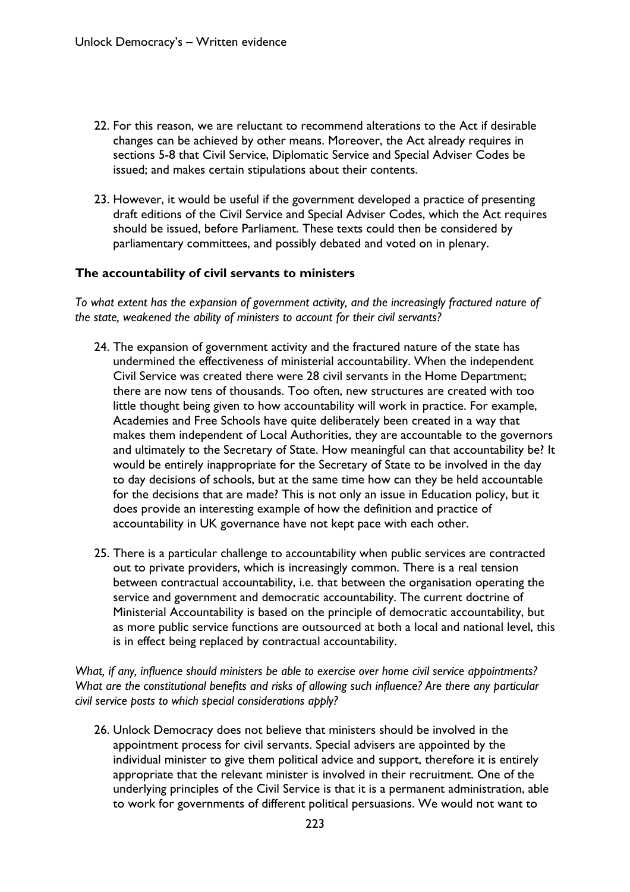22. For this reason, we are reluctant to recommend alterations to the Act if desirable changes can be achieved by other means. Moreover, the Act already requires in sections 5-8 that Civil Service, Diplomatic Service and Special Adviser Codes be issued; and makes certain stipulations about their contents.

23. However, it would be useful if the government developed a practice of presenting draft editions of the Civil Service and Special Adviser Codes, which the Act requires should be issued, before Parliament. These texts could then be considered by parliamentary committees, and possibly debated and voted on in plenary.

### The accountability of civil servants to ministers

*To what extent has the expansion of government activity, and the increasingly fractured nature of the state, weakened the ability of ministers to account for their civil servants?*

24. The expansion of government activity and the fractured nature of the state has undermined the effectiveness of ministerial accountability. When the independent Civil Service was created there were 28 civil servants in the Home Department; there are now tens of thousands. Too often, new structures are created with too little thought being given to how accountability will work in practice. For example, Academies and Free Schools have quite deliberately been created in a way that makes them independent of Local Authorities, they are accountable to the governors and ultimately to the Secretary of State. How meaningful can that accountability be? It would be entirely inappropriate for the Secretary of State to be involved in the day to day decisions of schools, but at the same time how can they be held accountable for the decisions that are made? This is not only an issue in Education policy, but it does provide an interesting example of how the definition and practice of accountability in UK governance have not kept pace with each other.

25. There is a particular challenge to accountability when public services are contracted out to private providers, which is increasingly common. There is a real tension between contractual accountability, i.e. that between the organisation operating the service and government and democratic accountability. The current doctrine of Ministerial Accountability is based on the principle of democratic accountability, but as more public service functions are outsourced at both a local and national level, this is in effect being replaced by contractual accountability.

*What, if any, influence should ministers be able to exercise over home civil service appointments? What are the constitutional benefits and risks of allowing such influence? Are there any particular civil service posts to which special considerations apply?*

26. Unlock Democracy does not believe that ministers should be involved in the appointment process for civil servants. Special advisers are appointed by the individual minister to give them political advice and support, therefore it is entirely appropriate that the relevant minister is involved in their recruitment. One of the underlying principles of the Civil Service is that it is a permanent administration, able to work for governments of different political persuasions. We would not want to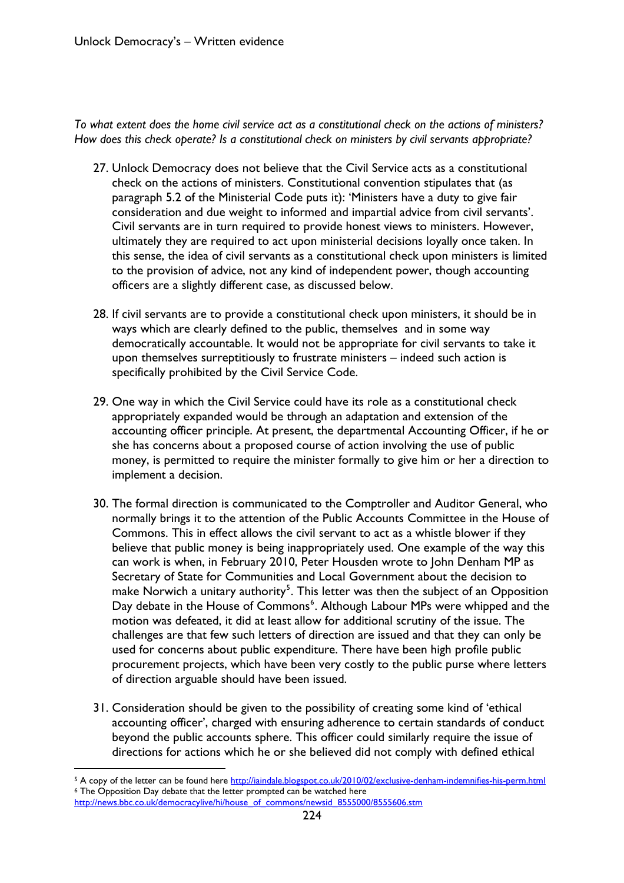*To what extent does the home civil service act as a constitutional check on the actions of ministers? How does this check operate? Is a constitutional check on ministers by civil servants appropriate?*

27. Unlock Democracy does not believe that the Civil Service acts as a constitutional check on the actions of ministers. Constitutional convention stipulates that (as paragraph 5.2 of the Ministerial Code puts it): 'Ministers have a duty to give fair consideration and due weight to informed and impartial advice from civil servants'. Civil servants are in turn required to provide honest views to ministers. However, ultimately they are required to act upon ministerial decisions loyally once taken. In this sense, the idea of civil servants as a constitutional check upon ministers is limited to the provision of advice, not any kind of independent power, though accounting officers are a slightly different case, as discussed below.

28. If civil servants are to provide a constitutional check upon ministers, it should be in ways which are clearly defined to the public, themselves and in some way democratically accountable. It would not be appropriate for civil servants to take it upon themselves surreptitiously to frustrate ministers – indeed such action is specifically prohibited by the Civil Service Code.

29. One way in which the Civil Service could have its role as a constitutional check appropriately expanded would be through an adaptation and extension of the accounting officer principle. At present, the departmental Accounting Officer, if he or she has concerns about a proposed course of action involving the use of public money, is permitted to require the minister formally to give him or her a direction to implement a decision.

30. The formal direction is communicated to the Comptroller and Auditor General, who normally brings it to the attention of the Public Accounts Committee in the House of Commons. This in effect allows the civil servant to act as a whistle blower if they believe that public money is being inappropriately used. One example of the way this can work is when, in February 2010, Peter Housden wrote to John Denham MP as Secretary of State for Communities and Local Government about the decision to make Norwich a unitary authority[5]. This letter was then the subject of an Opposition Day debate in the House of Commons[6]. Although Labour MPs were whipped and the motion was defeated, it did at least allow for additional scrutiny of the issue. The challenges are that few such letters of direction are issued and that they can only be used for concerns about public expenditure. There have been high profile public procurement projects, which have been very costly to the public purse where letters of direction arguable should have been issued.

31. Consideration should be given to the possibility of creating some kind of 'ethical accounting officer', charged with ensuring adherence to certain standards of conduct beyond the public accounts sphere. This officer could similarly require the issue of directions for actions which he or she believed did not comply with defined ethical

---

[5] A copy of the letter can be found here http://iaindale.blogspot.co.uk/2010/02/exclusive-denham-indemnifies-his-perm.html

[6] The Opposition Day debate that the letter prompted can be watched here http://news.bbc.co.uk/democracylive/hi/house_of_commons/newsid_8555000/8555606.stm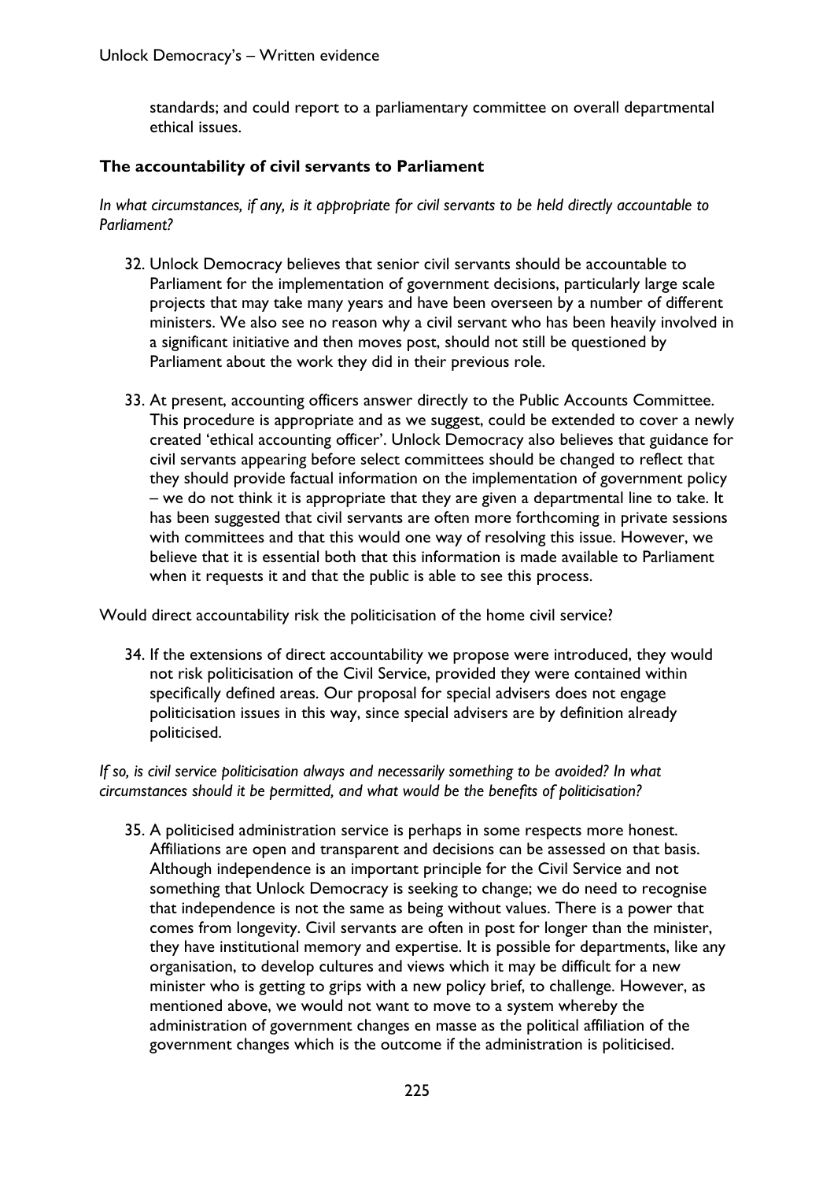standards; and could report to a parliamentary committee on overall departmental ethical issues.

### The accountability of civil servants to Parliament

*In what circumstances, if any, is it appropriate for civil servants to be held directly accountable to Parliament?*

32. Unlock Democracy believes that senior civil servants should be accountable to Parliament for the implementation of government decisions, particularly large scale projects that may take many years and have been overseen by a number of different ministers. We also see no reason why a civil servant who has been heavily involved in a significant initiative and then moves post, should not still be questioned by Parliament about the work they did in their previous role.

33. At present, accounting officers answer directly to the Public Accounts Committee. This procedure is appropriate and as we suggest, could be extended to cover a newly created 'ethical accounting officer'. Unlock Democracy also believes that guidance for civil servants appearing before select committees should be changed to reflect that they should provide factual information on the implementation of government policy – we do not think it is appropriate that they are given a departmental line to take. It has been suggested that civil servants are often more forthcoming in private sessions with committees and that this would one way of resolving this issue. However, we believe that it is essential both that this information is made available to Parliament when it requests it and that the public is able to see this process.

Would direct accountability risk the politicisation of the home civil service?

34. If the extensions of direct accountability we propose were introduced, they would not risk politicisation of the Civil Service, provided they were contained within specifically defined areas. Our proposal for special advisers does not engage politicisation issues in this way, since special advisers are by definition already politicised.

*If so, is civil service politicisation always and necessarily something to be avoided? In what circumstances should it be permitted, and what would be the benefits of politicisation?*

35. A politicised administration service is perhaps in some respects more honest. Affiliations are open and transparent and decisions can be assessed on that basis. Although independence is an important principle for the Civil Service and not something that Unlock Democracy is seeking to change; we do need to recognise that independence is not the same as being without values. There is a power that comes from longevity. Civil servants are often in post for longer than the minister, they have institutional memory and expertise. It is possible for departments, like any organisation, to develop cultures and views which it may be difficult for a new minister who is getting to grips with a new policy brief, to challenge. However, as mentioned above, we would not want to move to a system whereby the administration of government changes en masse as the political affiliation of the government changes which is the outcome if the administration is politicised.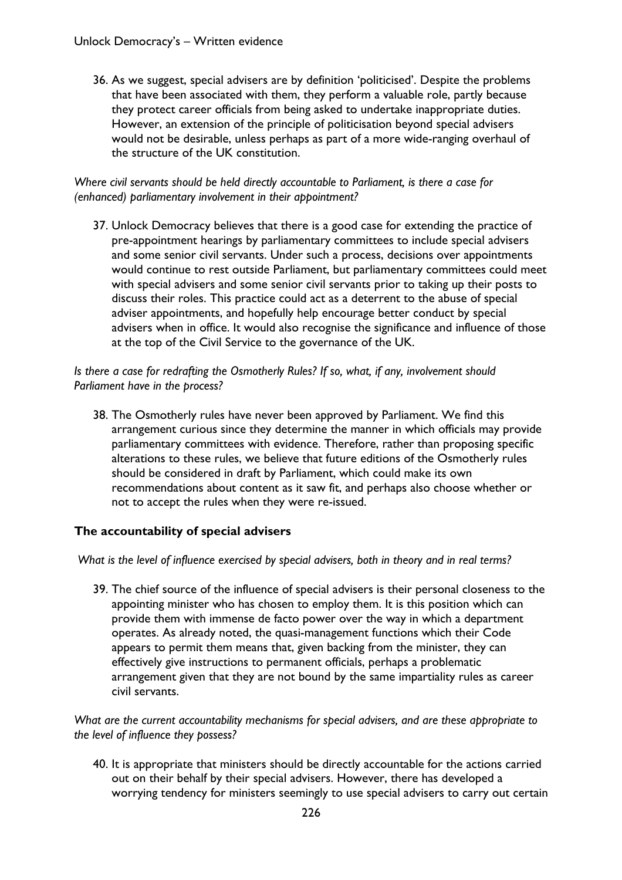36. As we suggest, special advisers are by definition 'politicised'. Despite the problems that have been associated with them, they perform a valuable role, partly because they protect career officials from being asked to undertake inappropriate duties. However, an extension of the principle of politicisation beyond special advisers would not be desirable, unless perhaps as part of a more wide-ranging overhaul of the structure of the UK constitution.

*Where civil servants should be held directly accountable to Parliament, is there a case for (enhanced) parliamentary involvement in their appointment?*

37. Unlock Democracy believes that there is a good case for extending the practice of pre-appointment hearings by parliamentary committees to include special advisers and some senior civil servants. Under such a process, decisions over appointments would continue to rest outside Parliament, but parliamentary committees could meet with special advisers and some senior civil servants prior to taking up their posts to discuss their roles. This practice could act as a deterrent to the abuse of special adviser appointments, and hopefully help encourage better conduct by special advisers when in office. It would also recognise the significance and influence of those at the top of the Civil Service to the governance of the UK.

*Is there a case for redrafting the Osmotherly Rules? If so, what, if any, involvement should Parliament have in the process?*

38. The Osmotherly rules have never been approved by Parliament. We find this arrangement curious since they determine the manner in which officials may provide parliamentary committees with evidence. Therefore, rather than proposing specific alterations to these rules, we believe that future editions of the Osmotherly rules should be considered in draft by Parliament, which could make its own recommendations about content as it saw fit, and perhaps also choose whether or not to accept the rules when they were re-issued.

### The accountability of special advisers

*What is the level of influence exercised by special advisers, both in theory and in real terms?*

39. The chief source of the influence of special advisers is their personal closeness to the appointing minister who has chosen to employ them. It is this position which can provide them with immense de facto power over the way in which a department operates. As already noted, the quasi-management functions which their Code appears to permit them means that, given backing from the minister, they can effectively give instructions to permanent officials, perhaps a problematic arrangement given that they are not bound by the same impartiality rules as career civil servants.

*What are the current accountability mechanisms for special advisers, and are these appropriate to the level of influence they possess?*

40. It is appropriate that ministers should be directly accountable for the actions carried out on their behalf by their special advisers. However, there has developed a worrying tendency for ministers seemingly to use special advisers to carry out certain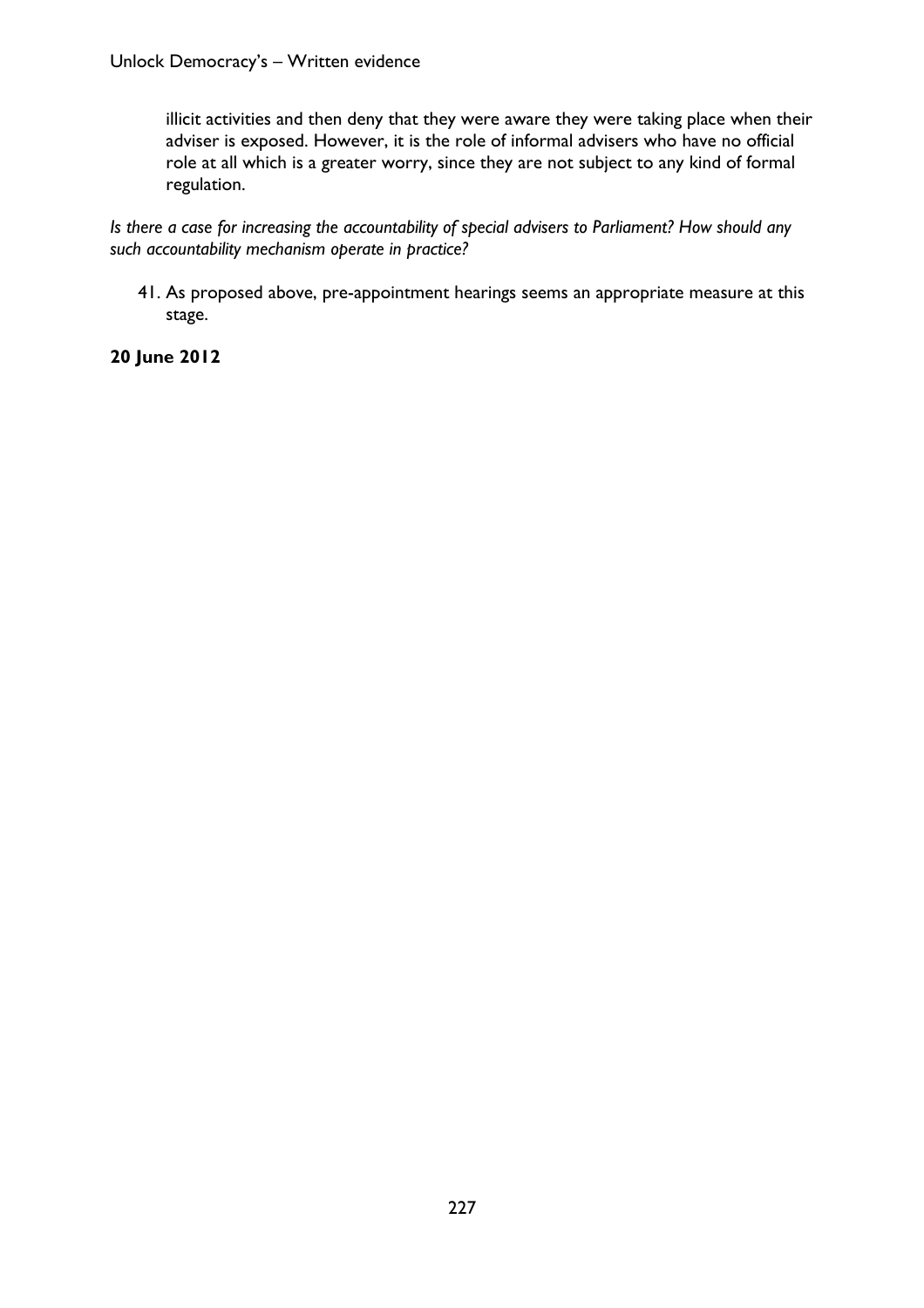illicit activities and then deny that they were aware they were taking place when their adviser is exposed. However, it is the role of informal advisers who have no official role at all which is a greater worry, since they are not subject to any kind of formal regulation.

*Is there a case for increasing the accountability of special advisers to Parliament? How should any such accountability mechanism operate in practice?*

41. As proposed above, pre-appointment hearings seems an appropriate measure at this stage.

**20 June 2012**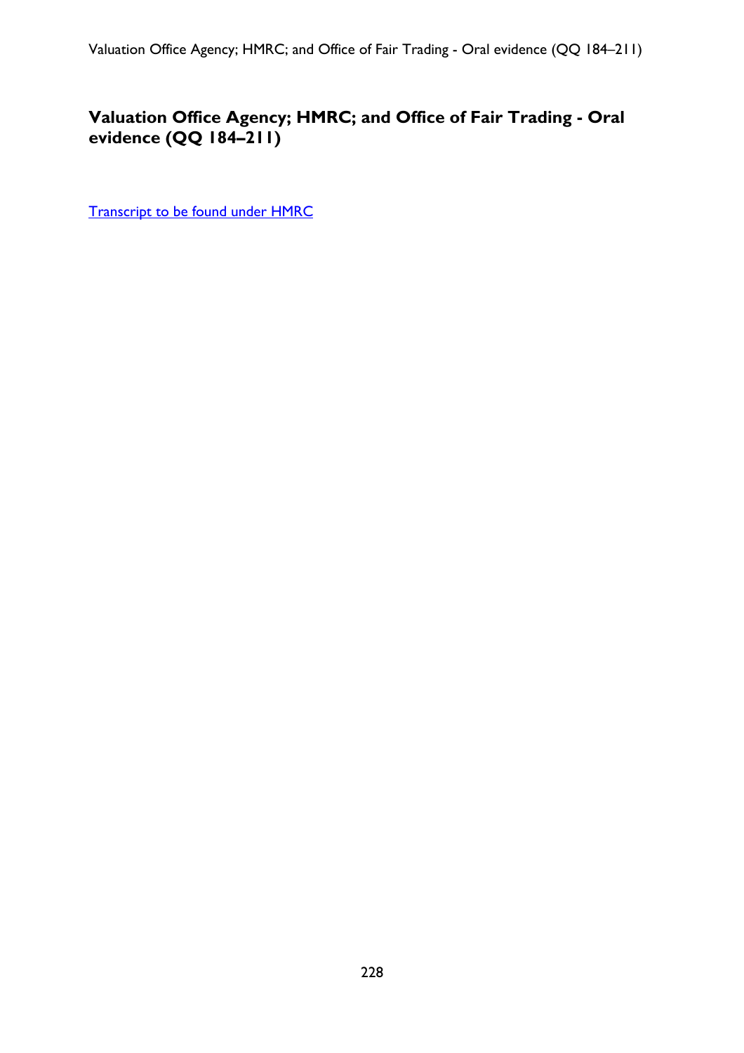## Valuation Office Agency; HMRC; and Office of Fair Trading - Oral evidence (QQ 184–211)

Transcript to be found under HMRC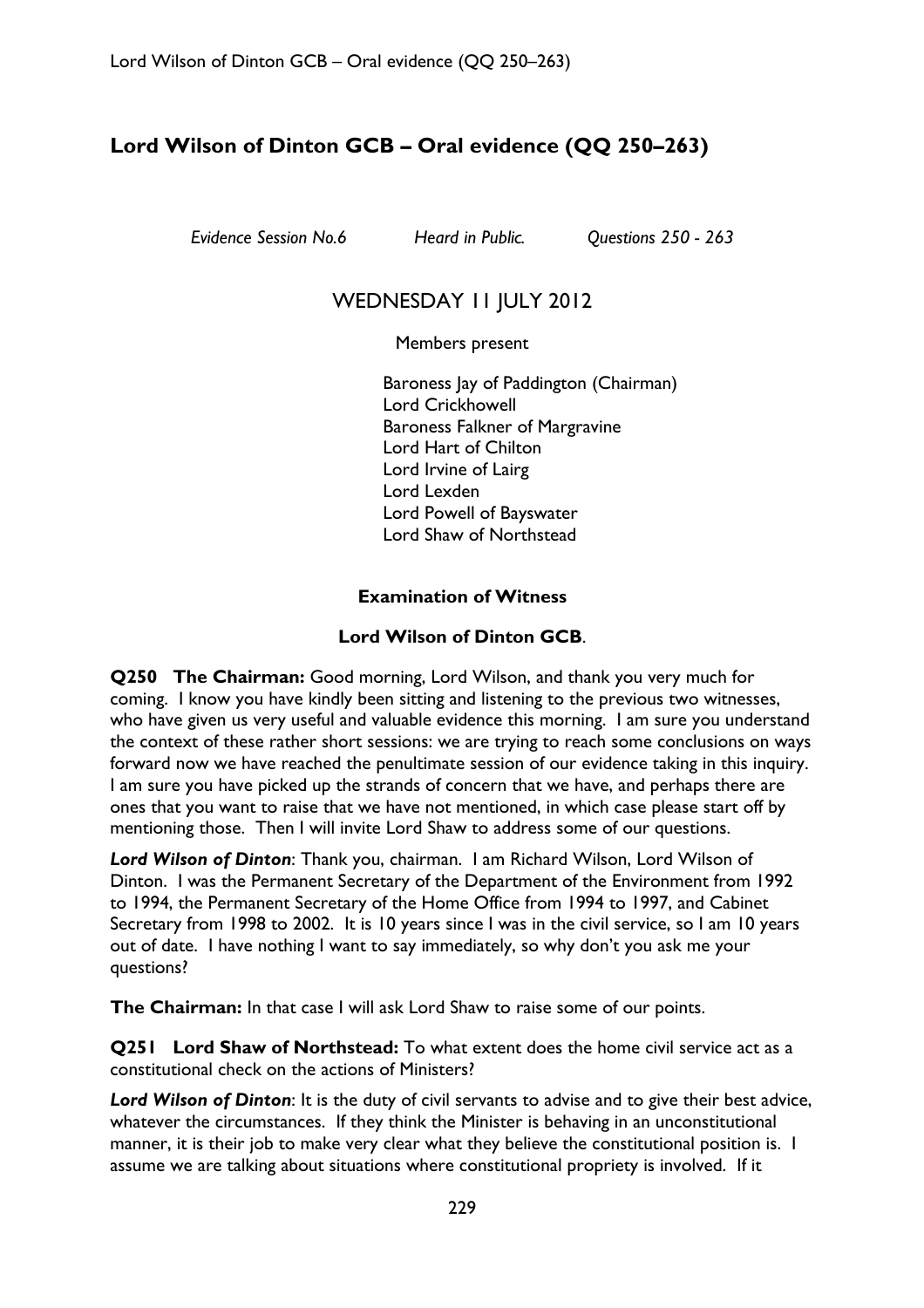## Lord Wilson of Dinton GCB – Oral evidence (QQ 250–263)

*Evidence Session No.6* *Heard in Public.* *Questions 250 - 263*

### WEDNESDAY 11 JULY 2012

Members present

Baroness Jay of Paddington (Chairman)
Lord Crickhowell
Baroness Falkner of Margravine
Lord Hart of Chilton
Lord Irvine of Lairg
Lord Lexden
Lord Powell of Bayswater
Lord Shaw of Northstead

#### Examination of Witness

**Lord Wilson of Dinton GCB**.

**Q250 The Chairman:** Good morning, Lord Wilson, and thank you very much for coming. I know you have kindly been sitting and listening to the previous two witnesses, who have given us very useful and valuable evidence this morning. I am sure you understand the context of these rather short sessions: we are trying to reach some conclusions on ways forward now we have reached the penultimate session of our evidence taking in this inquiry. I am sure you have picked up the strands of concern that we have, and perhaps there are ones that you want to raise that we have not mentioned, in which case please start off by mentioning those. Then I will invite Lord Shaw to address some of our questions.

***Lord Wilson of Dinton***: Thank you, chairman. I am Richard Wilson, Lord Wilson of Dinton. I was the Permanent Secretary of the Department of the Environment from 1992 to 1994, the Permanent Secretary of the Home Office from 1994 to 1997, and Cabinet Secretary from 1998 to 2002. It is 10 years since I was in the civil service, so I am 10 years out of date. I have nothing I want to say immediately, so why don't you ask me your questions?

**The Chairman:** In that case I will ask Lord Shaw to raise some of our points.

**Q251 Lord Shaw of Northstead:** To what extent does the home civil service act as a constitutional check on the actions of Ministers?

***Lord Wilson of Dinton***: It is the duty of civil servants to advise and to give their best advice, whatever the circumstances. If they think the Minister is behaving in an unconstitutional manner, it is their job to make very clear what they believe the constitutional position is. I assume we are talking about situations where constitutional propriety is involved. If it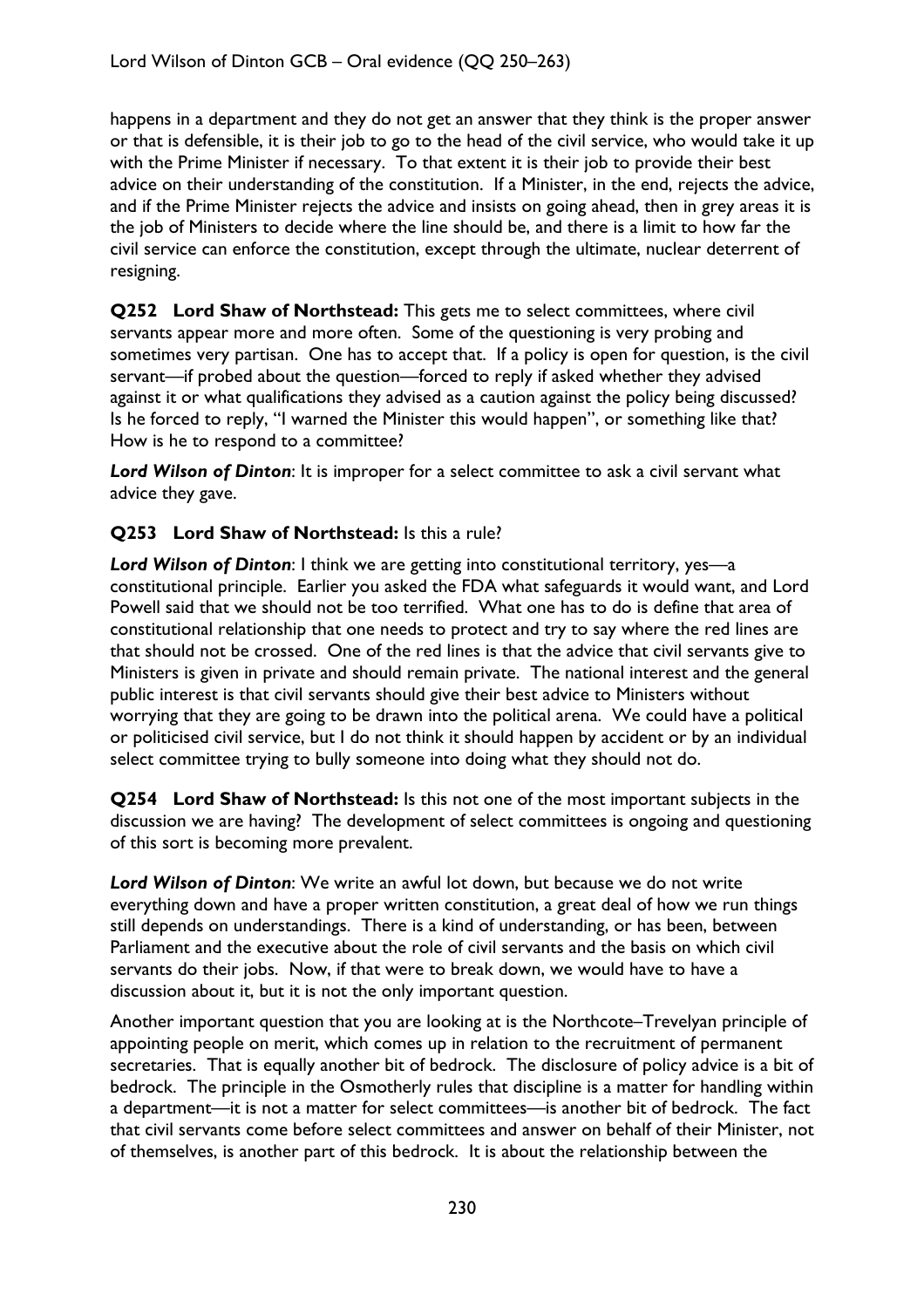happens in a department and they do not get an answer that they think is the proper answer or that is defensible, it is their job to go to the head of the civil service, who would take it up with the Prime Minister if necessary. To that extent it is their job to provide their best advice on their understanding of the constitution. If a Minister, in the end, rejects the advice, and if the Prime Minister rejects the advice and insists on going ahead, then in grey areas it is the job of Ministers to decide where the line should be, and there is a limit to how far the civil service can enforce the constitution, except through the ultimate, nuclear deterrent of resigning.

**Q252 Lord Shaw of Northstead:** This gets me to select committees, where civil servants appear more and more often. Some of the questioning is very probing and sometimes very partisan. One has to accept that. If a policy is open for question, is the civil servant—if probed about the question—forced to reply if asked whether they advised against it or what qualifications they advised as a caution against the policy being discussed? Is he forced to reply, "I warned the Minister this would happen", or something like that? How is he to respond to a committee?

***Lord Wilson of Dinton***: It is improper for a select committee to ask a civil servant what advice they gave.

**Q253 Lord Shaw of Northstead:** Is this a rule?

***Lord Wilson of Dinton***: I think we are getting into constitutional territory, yes—a constitutional principle. Earlier you asked the FDA what safeguards it would want, and Lord Powell said that we should not be too terrified. What one has to do is define that area of constitutional relationship that one needs to protect and try to say where the red lines are that should not be crossed. One of the red lines is that the advice that civil servants give to Ministers is given in private and should remain private. The national interest and the general public interest is that civil servants should give their best advice to Ministers without worrying that they are going to be drawn into the political arena. We could have a political or politicised civil service, but I do not think it should happen by accident or by an individual select committee trying to bully someone into doing what they should not do.

**Q254 Lord Shaw of Northstead:** Is this not one of the most important subjects in the discussion we are having? The development of select committees is ongoing and questioning of this sort is becoming more prevalent.

***Lord Wilson of Dinton***: We write an awful lot down, but because we do not write everything down and have a proper written constitution, a great deal of how we run things still depends on understandings. There is a kind of understanding, or has been, between Parliament and the executive about the role of civil servants and the basis on which civil servants do their jobs. Now, if that were to break down, we would have to have a discussion about it, but it is not the only important question.

Another important question that you are looking at is the Northcote–Trevelyan principle of appointing people on merit, which comes up in relation to the recruitment of permanent secretaries. That is equally another bit of bedrock. The disclosure of policy advice is a bit of bedrock. The principle in the Osmotherly rules that discipline is a matter for handling within a department—it is not a matter for select committees—is another bit of bedrock. The fact that civil servants come before select committees and answer on behalf of their Minister, not of themselves, is another part of this bedrock. It is about the relationship between the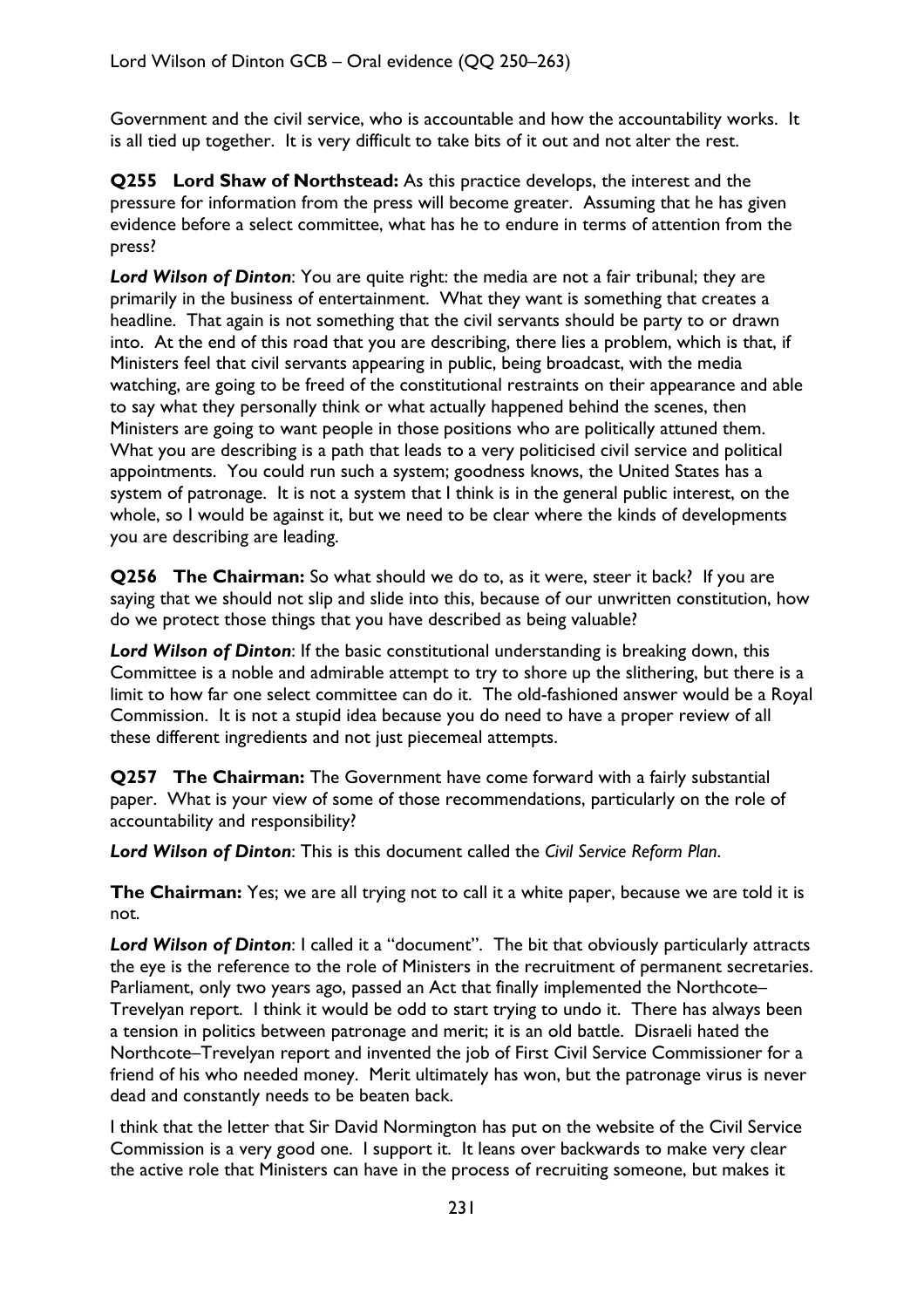Government and the civil service, who is accountable and how the accountability works. It is all tied up together. It is very difficult to take bits of it out and not alter the rest.

**Q255 Lord Shaw of Northstead:** As this practice develops, the interest and the pressure for information from the press will become greater. Assuming that he has given evidence before a select committee, what has he to endure in terms of attention from the press?

***Lord Wilson of Dinton***: You are quite right: the media are not a fair tribunal; they are primarily in the business of entertainment. What they want is something that creates a headline. That again is not something that the civil servants should be party to or drawn into. At the end of this road that you are describing, there lies a problem, which is that, if Ministers feel that civil servants appearing in public, being broadcast, with the media watching, are going to be freed of the constitutional restraints on their appearance and able to say what they personally think or what actually happened behind the scenes, then Ministers are going to want people in those positions who are politically attuned them. What you are describing is a path that leads to a very politicised civil service and political appointments. You could run such a system; goodness knows, the United States has a system of patronage. It is not a system that I think is in the general public interest, on the whole, so I would be against it, but we need to be clear where the kinds of developments you are describing are leading.

**Q256 The Chairman:** So what should we do to, as it were, steer it back? If you are saying that we should not slip and slide into this, because of our unwritten constitution, how do we protect those things that you have described as being valuable?

***Lord Wilson of Dinton***: If the basic constitutional understanding is breaking down, this Committee is a noble and admirable attempt to try to shore up the slithering, but there is a limit to how far one select committee can do it. The old-fashioned answer would be a Royal Commission. It is not a stupid idea because you do need to have a proper review of all these different ingredients and not just piecemeal attempts.

**Q257 The Chairman:** The Government have come forward with a fairly substantial paper. What is your view of some of those recommendations, particularly on the role of accountability and responsibility?

***Lord Wilson of Dinton***: This is this document called the *Civil Service Reform Plan*.

**The Chairman:** Yes; we are all trying not to call it a white paper, because we are told it is not.

***Lord Wilson of Dinton***: I called it a "document". The bit that obviously particularly attracts the eye is the reference to the role of Ministers in the recruitment of permanent secretaries. Parliament, only two years ago, passed an Act that finally implemented the Northcote–Trevelyan report. I think it would be odd to start trying to undo it. There has always been a tension in politics between patronage and merit; it is an old battle. Disraeli hated the Northcote–Trevelyan report and invented the job of First Civil Service Commissioner for a friend of his who needed money. Merit ultimately has won, but the patronage virus is never dead and constantly needs to be beaten back.

I think that the letter that Sir David Normington has put on the website of the Civil Service Commission is a very good one. I support it. It leans over backwards to make very clear the active role that Ministers can have in the process of recruiting someone, but makes it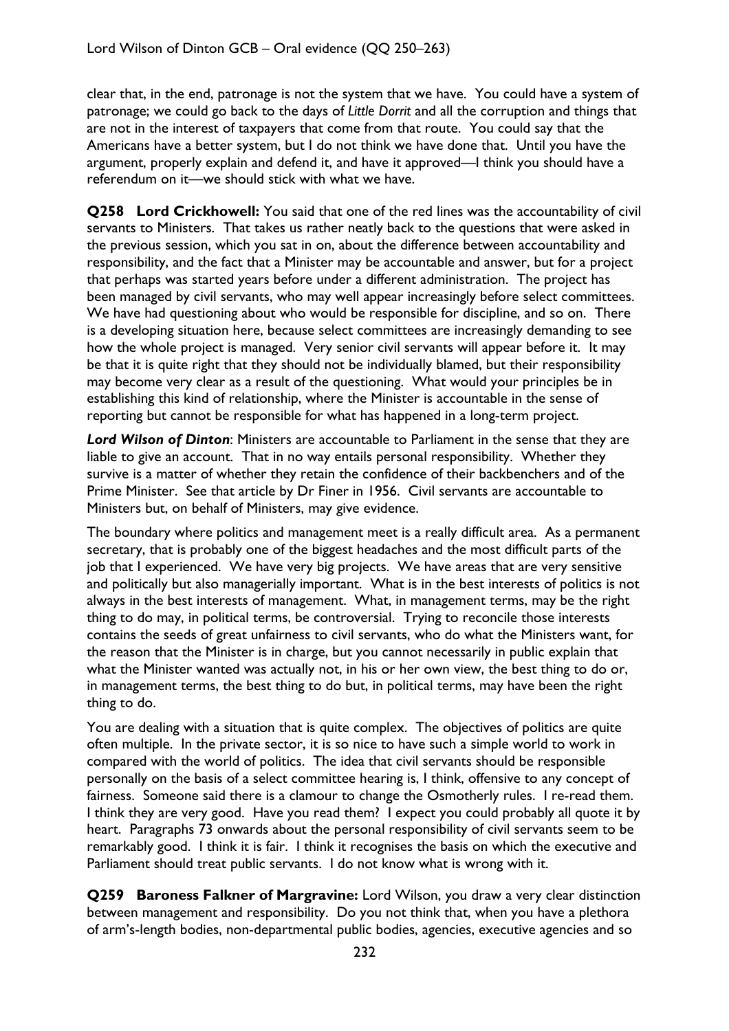clear that, in the end, patronage is not the system that we have. You could have a system of patronage; we could go back to the days of *Little Dorrit* and all the corruption and things that are not in the interest of taxpayers that come from that route. You could say that the Americans have a better system, but I do not think we have done that. Until you have the argument, properly explain and defend it, and have it approved—I think you should have a referendum on it—we should stick with what we have.

**Q258 Lord Crickhowell:** You said that one of the red lines was the accountability of civil servants to Ministers. That takes us rather neatly back to the questions that were asked in the previous session, which you sat in on, about the difference between accountability and responsibility, and the fact that a Minister may be accountable and answer, but for a project that perhaps was started years before under a different administration. The project has been managed by civil servants, who may well appear increasingly before select committees. We have had questioning about who would be responsible for discipline, and so on. There is a developing situation here, because select committees are increasingly demanding to see how the whole project is managed. Very senior civil servants will appear before it. It may be that it is quite right that they should not be individually blamed, but their responsibility may become very clear as a result of the questioning. What would your principles be in establishing this kind of relationship, where the Minister is accountable in the sense of reporting but cannot be responsible for what has happened in a long-term project.

***Lord Wilson of Dinton***: Ministers are accountable to Parliament in the sense that they are liable to give an account. That in no way entails personal responsibility. Whether they survive is a matter of whether they retain the confidence of their backbenchers and of the Prime Minister. See that article by Dr Finer in 1956. Civil servants are accountable to Ministers but, on behalf of Ministers, may give evidence.

The boundary where politics and management meet is a really difficult area. As a permanent secretary, that is probably one of the biggest headaches and the most difficult parts of the job that I experienced. We have very big projects. We have areas that are very sensitive and politically but also managerially important. What is in the best interests of politics is not always in the best interests of management. What, in management terms, may be the right thing to do may, in political terms, be controversial. Trying to reconcile those interests contains the seeds of great unfairness to civil servants, who do what the Ministers want, for the reason that the Minister is in charge, but you cannot necessarily in public explain that what the Minister wanted was actually not, in his or her own view, the best thing to do or, in management terms, the best thing to do but, in political terms, may have been the right thing to do.

You are dealing with a situation that is quite complex. The objectives of politics are quite often multiple. In the private sector, it is so nice to have such a simple world to work in compared with the world of politics. The idea that civil servants should be responsible personally on the basis of a select committee hearing is, I think, offensive to any concept of fairness. Someone said there is a clamour to change the Osmotherly rules. I re-read them. I think they are very good. Have you read them? I expect you could probably all quote it by heart. Paragraphs 73 onwards about the personal responsibility of civil servants seem to be remarkably good. I think it is fair. I think it recognises the basis on which the executive and Parliament should treat public servants. I do not know what is wrong with it.

**Q259 Baroness Falkner of Margravine:** Lord Wilson, you draw a very clear distinction between management and responsibility. Do you not think that, when you have a plethora of arm's-length bodies, non-departmental public bodies, agencies, executive agencies and so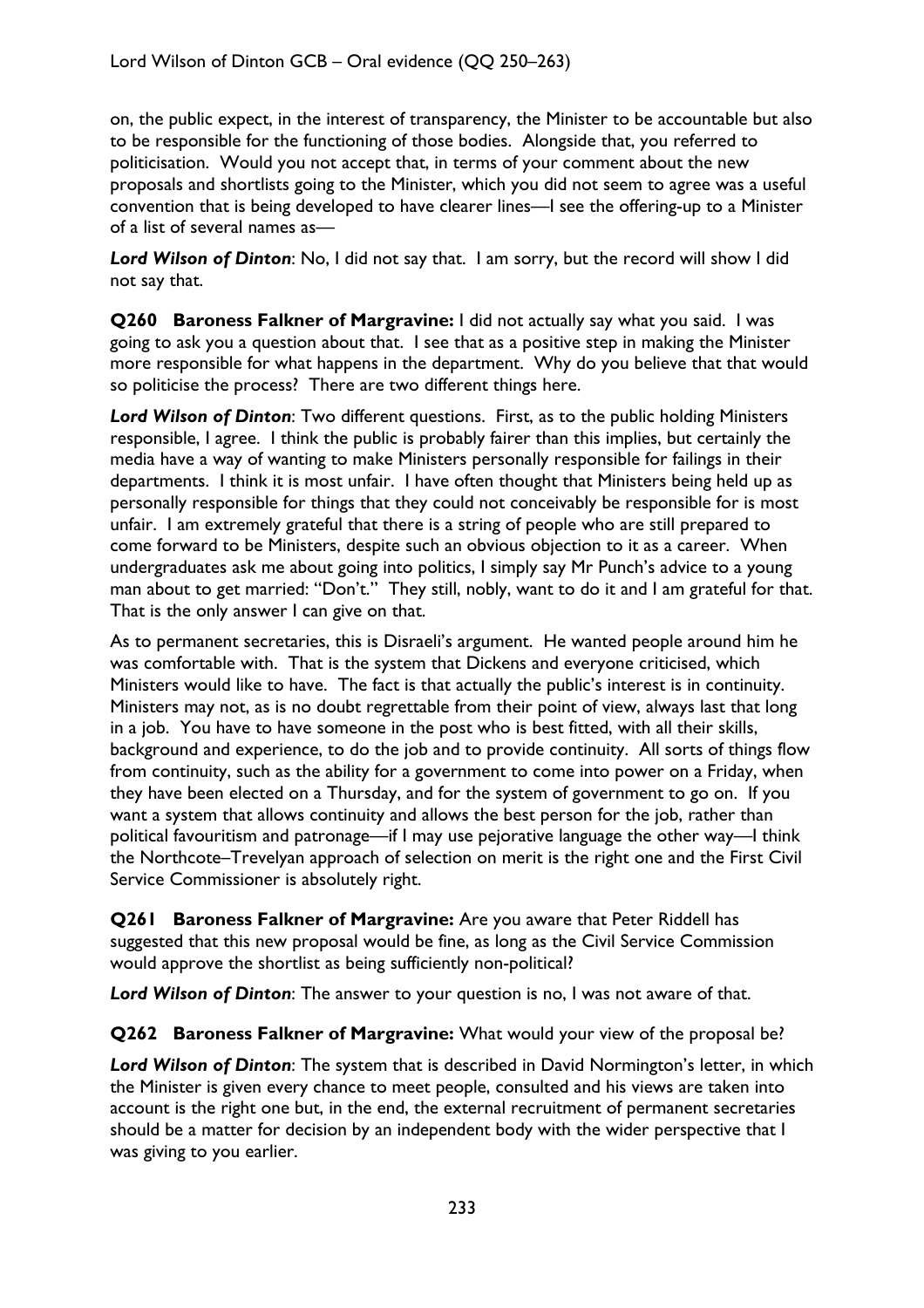on, the public expect, in the interest of transparency, the Minister to be accountable but also to be responsible for the functioning of those bodies. Alongside that, you referred to politicisation. Would you not accept that, in terms of your comment about the new proposals and shortlists going to the Minister, which you did not seem to agree was a useful convention that is being developed to have clearer lines—I see the offering-up to a Minister of a list of several names as—

***Lord Wilson of Dinton***: No, I did not say that. I am sorry, but the record will show I did not say that.

**Q260 Baroness Falkner of Margravine:** I did not actually say what you said. I was going to ask you a question about that. I see that as a positive step in making the Minister more responsible for what happens in the department. Why do you believe that that would so politicise the process? There are two different things here.

***Lord Wilson of Dinton***: Two different questions. First, as to the public holding Ministers responsible, I agree. I think the public is probably fairer than this implies, but certainly the media have a way of wanting to make Ministers personally responsible for failings in their departments. I think it is most unfair. I have often thought that Ministers being held up as personally responsible for things that they could not conceivably be responsible for is most unfair. I am extremely grateful that there is a string of people who are still prepared to come forward to be Ministers, despite such an obvious objection to it as a career. When undergraduates ask me about going into politics, I simply say Mr Punch's advice to a young man about to get married: "Don't." They still, nobly, want to do it and I am grateful for that. That is the only answer I can give on that.

As to permanent secretaries, this is Disraeli's argument. He wanted people around him he was comfortable with. That is the system that Dickens and everyone criticised, which Ministers would like to have. The fact is that actually the public's interest is in continuity. Ministers may not, as is no doubt regrettable from their point of view, always last that long in a job. You have to have someone in the post who is best fitted, with all their skills, background and experience, to do the job and to provide continuity. All sorts of things flow from continuity, such as the ability for a government to come into power on a Friday, when they have been elected on a Thursday, and for the system of government to go on. If you want a system that allows continuity and allows the best person for the job, rather than political favouritism and patronage—if I may use pejorative language the other way—I think the Northcote–Trevelyan approach of selection on merit is the right one and the First Civil Service Commissioner is absolutely right.

**Q261 Baroness Falkner of Margravine:** Are you aware that Peter Riddell has suggested that this new proposal would be fine, as long as the Civil Service Commission would approve the shortlist as being sufficiently non-political?

***Lord Wilson of Dinton***: The answer to your question is no, I was not aware of that.

**Q262 Baroness Falkner of Margravine:** What would your view of the proposal be?

***Lord Wilson of Dinton***: The system that is described in David Normington's letter, in which the Minister is given every chance to meet people, consulted and his views are taken into account is the right one but, in the end, the external recruitment of permanent secretaries should be a matter for decision by an independent body with the wider perspective that I was giving to you earlier.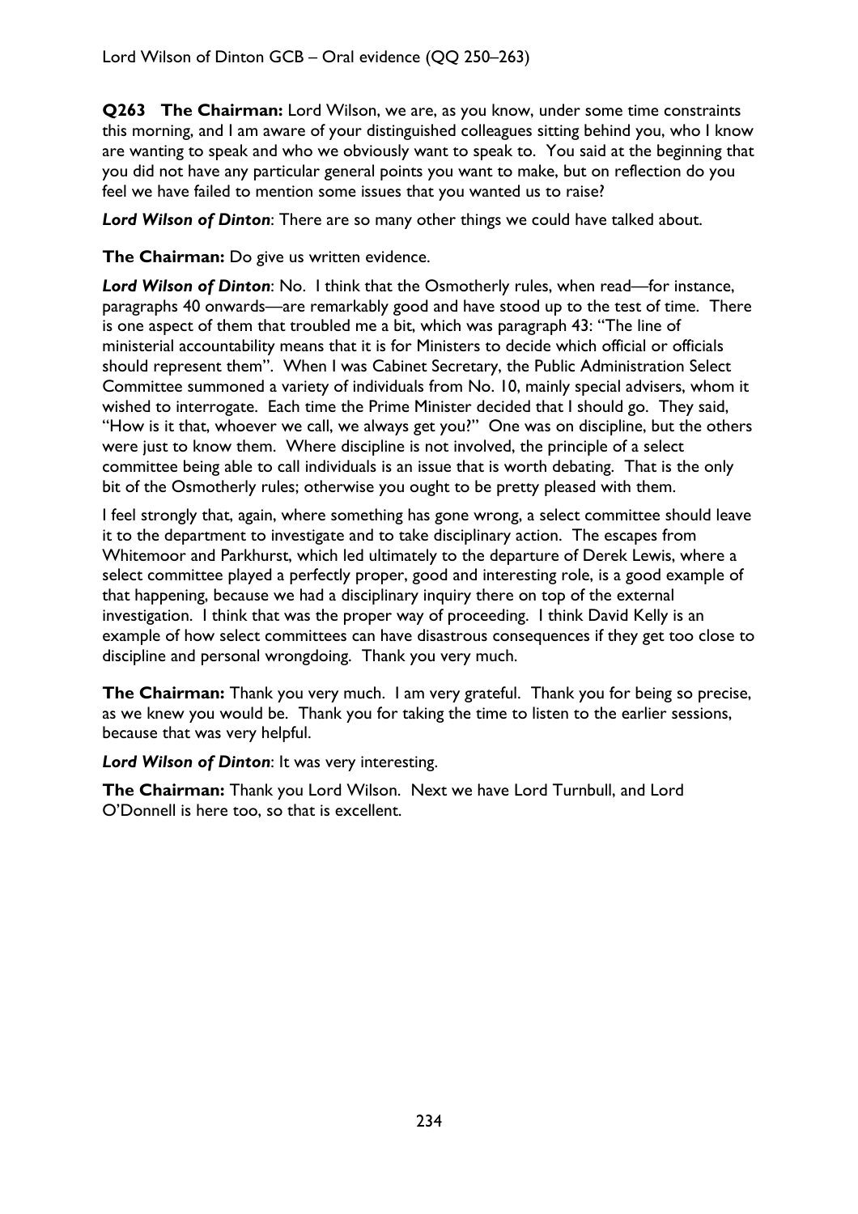**Q263 The Chairman:** Lord Wilson, we are, as you know, under some time constraints this morning, and I am aware of your distinguished colleagues sitting behind you, who I know are wanting to speak and who we obviously want to speak to. You said at the beginning that you did not have any particular general points you want to make, but on reflection do you feel we have failed to mention some issues that you wanted us to raise?

***Lord Wilson of Dinton***: There are so many other things we could have talked about.

**The Chairman:** Do give us written evidence.

***Lord Wilson of Dinton***: No. I think that the Osmotherly rules, when read—for instance, paragraphs 40 onwards—are remarkably good and have stood up to the test of time. There is one aspect of them that troubled me a bit, which was paragraph 43: "The line of ministerial accountability means that it is for Ministers to decide which official or officials should represent them". When I was Cabinet Secretary, the Public Administration Select Committee summoned a variety of individuals from No. 10, mainly special advisers, whom it wished to interrogate. Each time the Prime Minister decided that I should go. They said, "How is it that, whoever we call, we always get you?" One was on discipline, but the others were just to know them. Where discipline is not involved, the principle of a select committee being able to call individuals is an issue that is worth debating. That is the only bit of the Osmotherly rules; otherwise you ought to be pretty pleased with them.

I feel strongly that, again, where something has gone wrong, a select committee should leave it to the department to investigate and to take disciplinary action. The escapes from Whitemoor and Parkhurst, which led ultimately to the departure of Derek Lewis, where a select committee played a perfectly proper, good and interesting role, is a good example of that happening, because we had a disciplinary inquiry there on top of the external investigation. I think that was the proper way of proceeding. I think David Kelly is an example of how select committees can have disastrous consequences if they get too close to discipline and personal wrongdoing. Thank you very much.

**The Chairman:** Thank you very much. I am very grateful. Thank you for being so precise, as we knew you would be. Thank you for taking the time to listen to the earlier sessions, because that was very helpful.

***Lord Wilson of Dinton***: It was very interesting.

**The Chairman:** Thank you Lord Wilson. Next we have Lord Turnbull, and Lord O'Donnell is here too, so that is excellent.